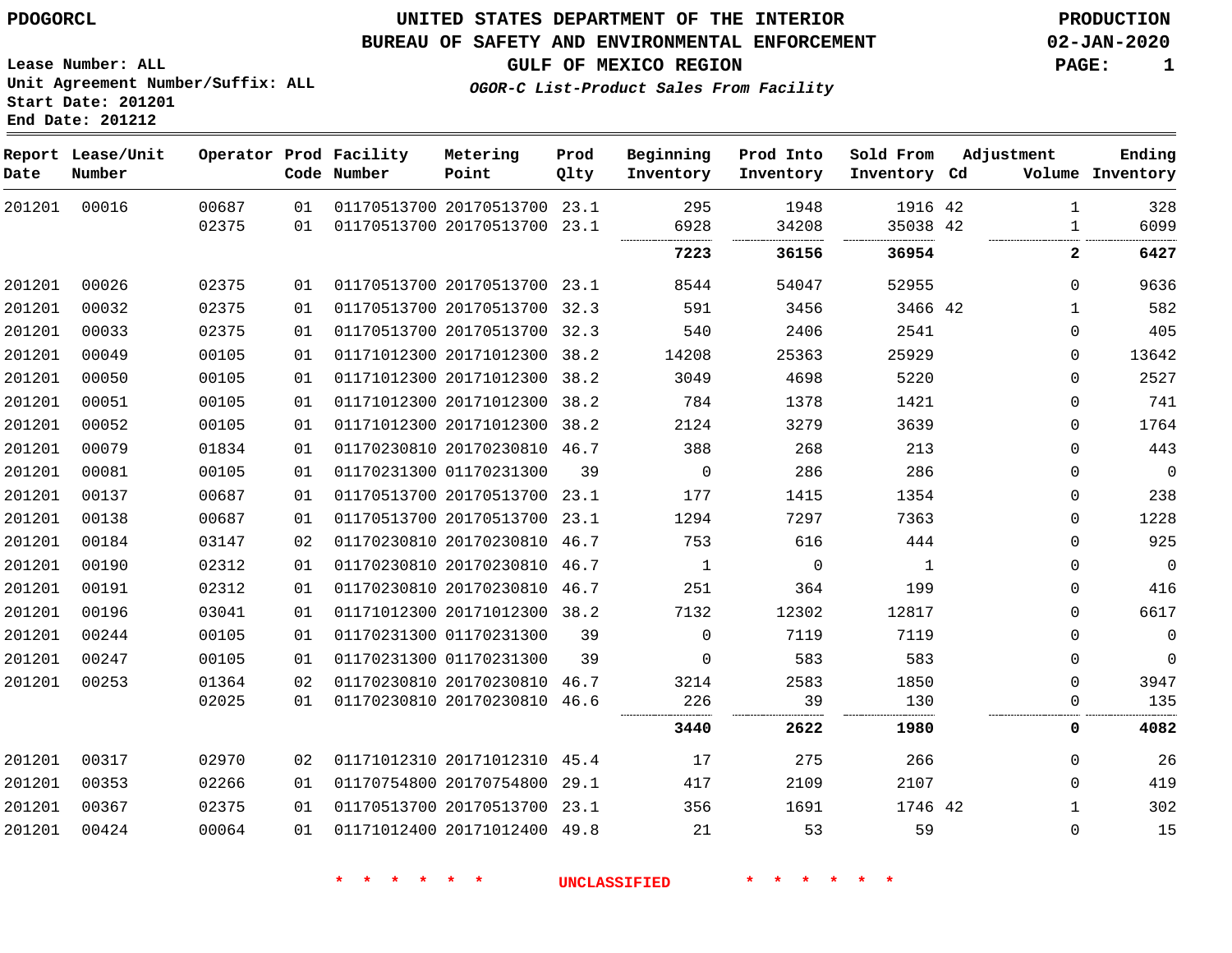PDOGORCL

# UNITED STATES DEPARTMENT OF THE INTERIOR
## BUREAU OF SAFETY AND ENVIRONMENTAL ENFORCEMENT
### GULF OF MEXICO REGION
*OGOR-C List-Product Sales From Facility*

PRODUCTION
02-JAN-2020

Lease Number: ALL
Unit Agreement Number/Suffix: ALL
Start Date: 201201
End Date: 201212

| Report Date | Lease/Unit Number | Operator | Prod Code | Facility Number | Metering Point | Prod Qlty | Beginning Inventory | Prod Into Inventory | Sold From Inventory | Adjustment Cd | Volume | Ending Inventory |
|---|---|---|---|---|---|---|---|---|---|---|---|---|
| 201201 | 00016 | 00687 | 01 | 01170513700 | 20170513700 | 23.1 | 295 | 1948 | 1916 | 42 | 1 | 328 |
| | | 02375 | 01 | 01170513700 | 20170513700 | 23.1 | 6928 | 34208 | 35038 | 42 | 1 | 6099 |
| | | | | | | | **7223** | **36156** | **36954** | | **2** | **6427** |
| 201201 | 00026 | 02375 | 01 | 01170513700 | 20170513700 | 23.1 | 8544 | 54047 | 52955 | | 0 | 9636 |
| 201201 | 00032 | 02375 | 01 | 01170513700 | 20170513700 | 32.3 | 591 | 3456 | 3466 | 42 | 1 | 582 |
| 201201 | 00033 | 02375 | 01 | 01170513700 | 20170513700 | 32.3 | 540 | 2406 | 2541 | | 0 | 405 |
| 201201 | 00049 | 00105 | 01 | 01171012300 | 20171012300 | 38.2 | 14208 | 25363 | 25929 | | 0 | 13642 |
| 201201 | 00050 | 00105 | 01 | 01171012300 | 20171012300 | 38.2 | 3049 | 4698 | 5220 | | 0 | 2527 |
| 201201 | 00051 | 00105 | 01 | 01171012300 | 20171012300 | 38.2 | 784 | 1378 | 1421 | | 0 | 741 |
| 201201 | 00052 | 00105 | 01 | 01171012300 | 20171012300 | 38.2 | 2124 | 3279 | 3639 | | 0 | 1764 |
| 201201 | 00079 | 01834 | 01 | 01170230810 | 20170230810 | 46.7 | 388 | 268 | 213 | | 0 | 443 |
| 201201 | 00081 | 00105 | 01 | 01170231300 | 01170231300 | 39 | 0 | 286 | 286 | | 0 | 0 |
| 201201 | 00137 | 00687 | 01 | 01170513700 | 20170513700 | 23.1 | 177 | 1415 | 1354 | | 0 | 238 |
| 201201 | 00138 | 00687 | 01 | 01170513700 | 20170513700 | 23.1 | 1294 | 7297 | 7363 | | 0 | 1228 |
| 201201 | 00184 | 03147 | 02 | 01170230810 | 20170230810 | 46.7 | 753 | 616 | 444 | | 0 | 925 |
| 201201 | 00190 | 02312 | 01 | 01170230810 | 20170230810 | 46.7 | 1 | 0 | 1 | | 0 | 0 |
| 201201 | 00191 | 02312 | 01 | 01170230810 | 20170230810 | 46.7 | 251 | 364 | 199 | | 0 | 416 |
| 201201 | 00196 | 03041 | 01 | 01171012300 | 20171012300 | 38.2 | 7132 | 12302 | 12817 | | 0 | 6617 |
| 201201 | 00244 | 00105 | 01 | 01170231300 | 01170231300 | 39 | 0 | 7119 | 7119 | | 0 | 0 |
| 201201 | 00247 | 00105 | 01 | 01170231300 | 01170231300 | 39 | 0 | 583 | 583 | | 0 | 0 |
| 201201 | 00253 | 01364 | 02 | 01170230810 | 20170230810 | 46.7 | 3214 | 2583 | 1850 | | 0 | 3947 |
| | | 02025 | 01 | 01170230810 | 20170230810 | 46.6 | 226 | 39 | 130 | | 0 | 135 |
| | | | | | | | **3440** | **2622** | **1980** | | **0** | **4082** |
| 201201 | 00317 | 02970 | 02 | 01171012310 | 20171012310 | 45.4 | 17 | 275 | 266 | | 0 | 26 |
| 201201 | 00353 | 02266 | 01 | 01170754800 | 20170754800 | 29.1 | 417 | 2109 | 2107 | | 0 | 419 |
| 201201 | 00367 | 02375 | 01 | 01170513700 | 20170513700 | 23.1 | 356 | 1691 | 1746 | 42 | 1 | 302 |
| 201201 | 00424 | 00064 | 01 | 01171012400 | 20171012400 | 49.8 | 21 | 53 | 59 | | 0 | 15 |

* * * * * * UNCLASSIFIED * * * * * *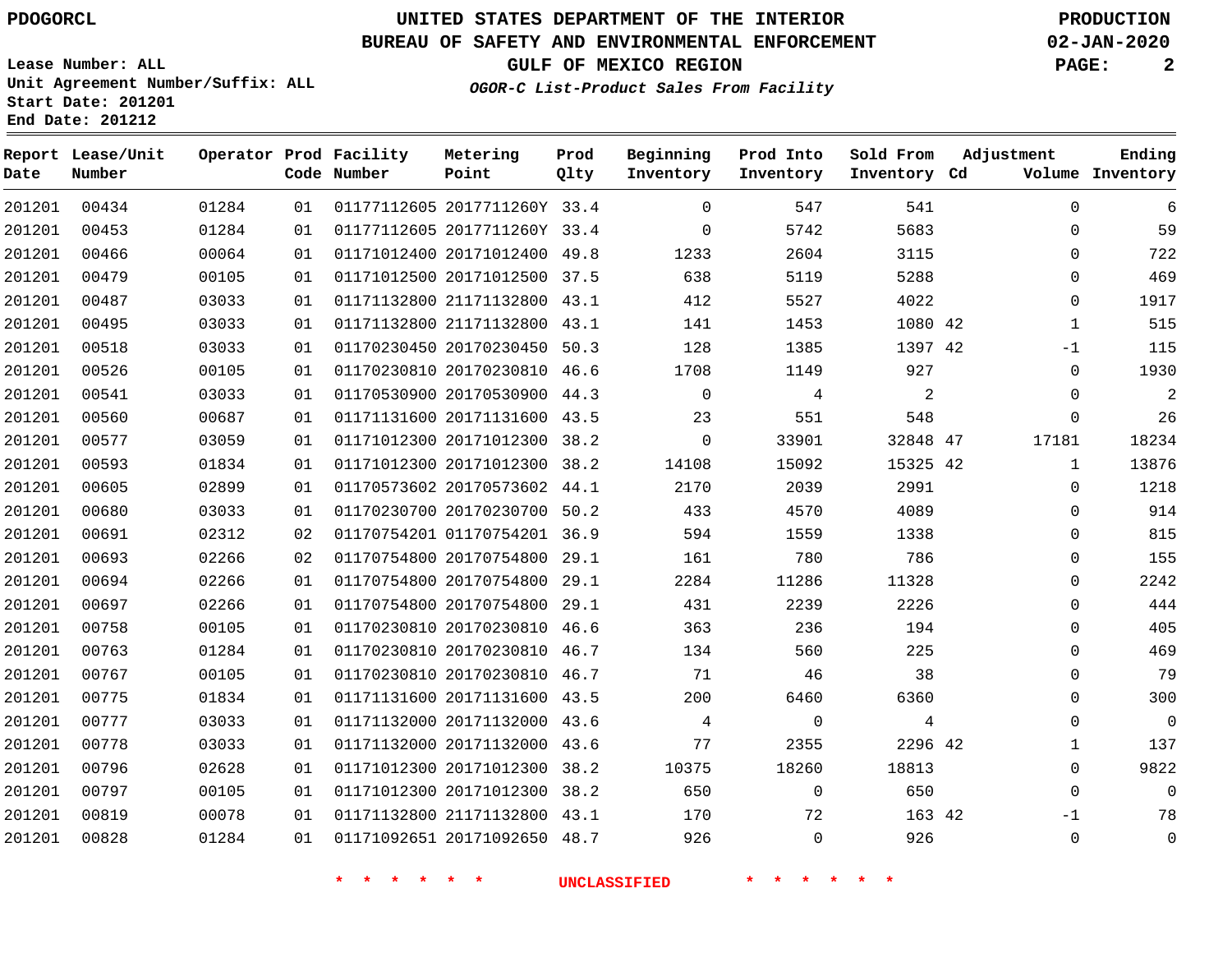PDOGORCL

# UNITED STATES DEPARTMENT OF THE INTERIOR
## BUREAU OF SAFETY AND ENVIRONMENTAL ENFORCEMENT
### GULF OF MEXICO REGION
*OGOR-C List-Product Sales From Facility*

PRODUCTION
02-JAN-2020

Lease Number: ALL
Unit Agreement Number/Suffix: ALL
Start Date: 201201
End Date: 201212

| Report Date | Lease/Unit Number | Operator | Prod Code | Facility Number | Metering Point | Prod Qlty | Beginning Inventory | Prod Into Inventory | Sold From Inventory | Adjustment Cd | Adjustment Volume | Ending Inventory |
|---|---|---|---|---|---|---|---|---|---|---|---|---|
| 201201 | 00434 | 01284 | 01 | 01177112605 | 2017711260Y | 33.4 | 0 | 547 | 541 | | 0 | 6 |
| 201201 | 00453 | 01284 | 01 | 01177112605 | 2017711260Y | 33.4 | 0 | 5742 | 5683 | | 0 | 59 |
| 201201 | 00466 | 00064 | 01 | 01171012400 | 20171012400 | 49.8 | 1233 | 2604 | 3115 | | 0 | 722 |
| 201201 | 00479 | 00105 | 01 | 01171012500 | 20171012500 | 37.5 | 638 | 5119 | 5288 | | 0 | 469 |
| 201201 | 00487 | 03033 | 01 | 01171132800 | 21171132800 | 43.1 | 412 | 5527 | 4022 | | 0 | 1917 |
| 201201 | 00495 | 03033 | 01 | 01171132800 | 21171132800 | 43.1 | 141 | 1453 | 1080 | 42 | 1 | 515 |
| 201201 | 00518 | 03033 | 01 | 01170230450 | 20170230450 | 50.3 | 128 | 1385 | 1397 | 42 | -1 | 115 |
| 201201 | 00526 | 00105 | 01 | 01170230810 | 20170230810 | 46.6 | 1708 | 1149 | 927 | | 0 | 1930 |
| 201201 | 00541 | 03033 | 01 | 01170530900 | 20170530900 | 44.3 | 0 | 4 | 2 | | 0 | 2 |
| 201201 | 00560 | 00687 | 01 | 01171131600 | 20171131600 | 43.5 | 23 | 551 | 548 | | 0 | 26 |
| 201201 | 00577 | 03059 | 01 | 01171012300 | 20171012300 | 38.2 | 0 | 33901 | 32848 | 47 | 17181 | 18234 |
| 201201 | 00593 | 01834 | 01 | 01171012300 | 20171012300 | 38.2 | 14108 | 15092 | 15325 | 42 | 1 | 13876 |
| 201201 | 00605 | 02899 | 01 | 01170573602 | 20170573602 | 44.1 | 2170 | 2039 | 2991 | | 0 | 1218 |
| 201201 | 00680 | 03033 | 01 | 01170230700 | 20170230700 | 50.2 | 433 | 4570 | 4089 | | 0 | 914 |
| 201201 | 00691 | 02312 | 02 | 01170754201 | 01170754201 | 36.9 | 594 | 1559 | 1338 | | 0 | 815 |
| 201201 | 00693 | 02266 | 02 | 01170754800 | 20170754800 | 29.1 | 161 | 780 | 786 | | 0 | 155 |
| 201201 | 00694 | 02266 | 01 | 01170754800 | 20170754800 | 29.1 | 2284 | 11286 | 11328 | | 0 | 2242 |
| 201201 | 00697 | 02266 | 01 | 01170754800 | 20170754800 | 29.1 | 431 | 2239 | 2226 | | 0 | 444 |
| 201201 | 00758 | 00105 | 01 | 01170230810 | 20170230810 | 46.6 | 363 | 236 | 194 | | 0 | 405 |
| 201201 | 00763 | 01284 | 01 | 01170230810 | 20170230810 | 46.7 | 134 | 560 | 225 | | 0 | 469 |
| 201201 | 00767 | 00105 | 01 | 01170230810 | 20170230810 | 46.7 | 71 | 46 | 38 | | 0 | 79 |
| 201201 | 00775 | 01834 | 01 | 01171131600 | 20171131600 | 43.5 | 200 | 6460 | 6360 | | 0 | 300 |
| 201201 | 00777 | 03033 | 01 | 01171132000 | 20171132000 | 43.6 | 4 | 0 | 4 | | 0 | 0 |
| 201201 | 00778 | 03033 | 01 | 01171132000 | 20171132000 | 43.6 | 77 | 2355 | 2296 | 42 | 1 | 137 |
| 201201 | 00796 | 02628 | 01 | 01171012300 | 20171012300 | 38.2 | 10375 | 18260 | 18813 | | 0 | 9822 |
| 201201 | 00797 | 00105 | 01 | 01171012300 | 20171012300 | 38.2 | 650 | 0 | 650 | | 0 | 0 |
| 201201 | 00819 | 00078 | 01 | 01171132800 | 21171132800 | 43.1 | 170 | 72 | 163 | 42 | -1 | 78 |
| 201201 | 00828 | 01284 | 01 | 01171092651 | 20171092650 | 48.7 | 926 | 0 | 926 | | 0 | 0 |

* * * * * * UNCLASSIFIED * * * * * *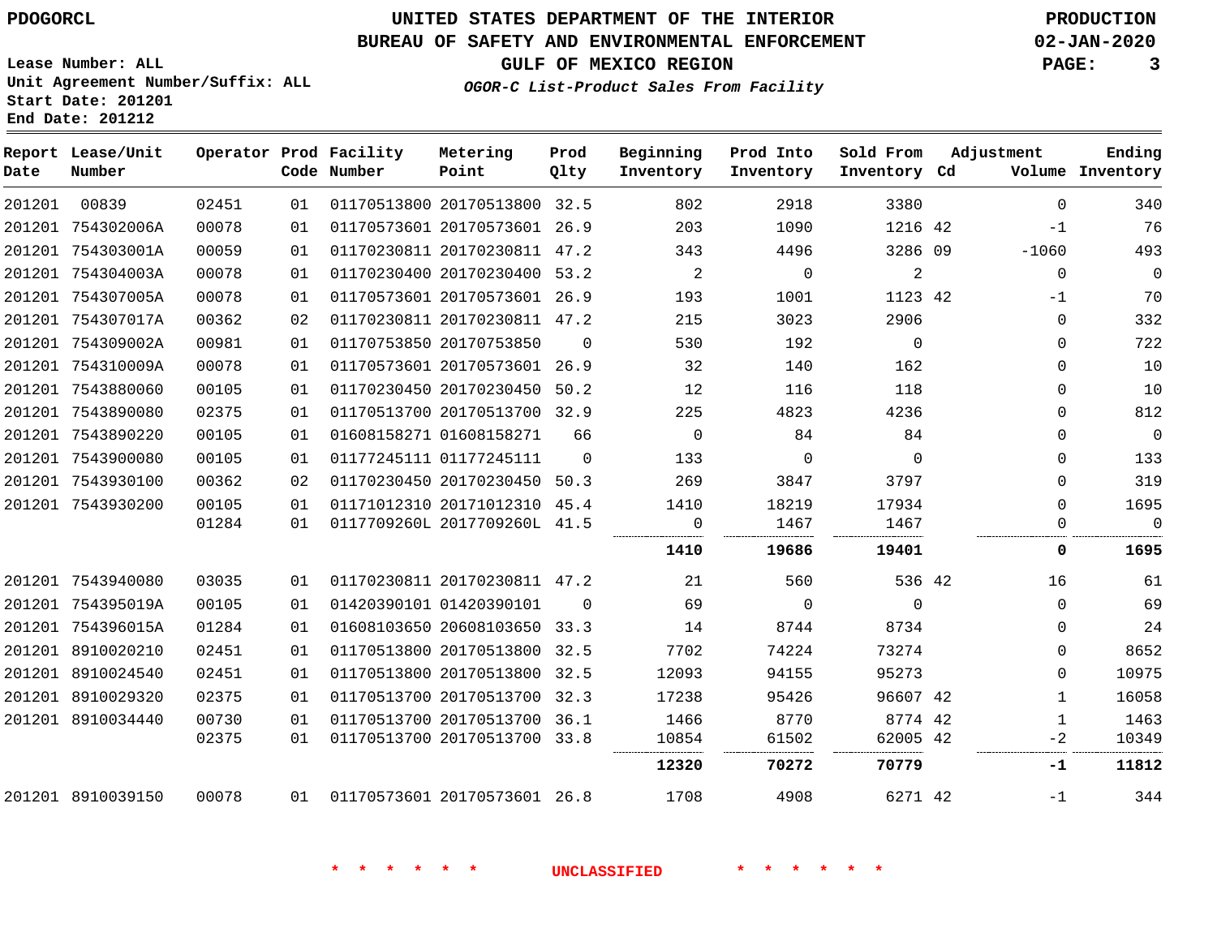PDOGORCL

# UNITED STATES DEPARTMENT OF THE INTERIOR
## BUREAU OF SAFETY AND ENVIRONMENTAL ENFORCEMENT
### GULF OF MEXICO REGION
*OGOR-C List-Product Sales From Facility*

PRODUCTION
02-JAN-2020

Lease Number: ALL
Unit Agreement Number/Suffix: ALL
Start Date: 201201
End Date: 201212

| Report Date | Lease/Unit Number | Operator | Prod Code | Facility Number | Metering Point | Prod Qlty | Beginning Inventory | Prod Into Inventory | Sold From Inventory | Cd | Adjustment Volume | Ending Inventory |
|---|---|---|---|---|---|---|---|---|---|---|---|---|
| 201201 | 00839 | 02451 | 01 | 01170513800 | 20170513800 | 32.5 | 802 | 2918 | 3380 | | 0 | 340 |
| 201201 | 754302006A | 00078 | 01 | 01170573601 | 20170573601 | 26.9 | 203 | 1090 | 1216 | 42 | -1 | 76 |
| 201201 | 754303001A | 00059 | 01 | 01170230811 | 20170230811 | 47.2 | 343 | 4496 | 3286 | 09 | -1060 | 493 |
| 201201 | 754304003A | 00078 | 01 | 01170230400 | 20170230400 | 53.2 | 2 | 0 | 2 | | 0 | 0 |
| 201201 | 754307005A | 00078 | 01 | 01170573601 | 20170573601 | 26.9 | 193 | 1001 | 1123 | 42 | -1 | 70 |
| 201201 | 754307017A | 00362 | 02 | 01170230811 | 20170230811 | 47.2 | 215 | 3023 | 2906 | | 0 | 332 |
| 201201 | 754309002A | 00981 | 01 | 01170753850 | 20170753850 | 0 | 530 | 192 | 0 | | 0 | 722 |
| 201201 | 754310009A | 00078 | 01 | 01170573601 | 20170573601 | 26.9 | 32 | 140 | 162 | | 0 | 10 |
| 201201 | 7543880060 | 00105 | 01 | 01170230450 | 20170230450 | 50.2 | 12 | 116 | 118 | | 0 | 10 |
| 201201 | 7543890080 | 02375 | 01 | 01170513700 | 20170513700 | 32.9 | 225 | 4823 | 4236 | | 0 | 812 |
| 201201 | 7543890220 | 00105 | 01 | 01608158271 | 01608158271 | 66 | 0 | 84 | 84 | | 0 | 0 |
| 201201 | 7543900080 | 00105 | 01 | 01177245111 | 01177245111 | 0 | 133 | 0 | 0 | | 0 | 133 |
| 201201 | 7543930100 | 00362 | 02 | 01170230450 | 20170230450 | 50.3 | 269 | 3847 | 3797 | | 0 | 319 |
| 201201 | 7543930200 | 00105 | 01 | 01171012310 | 20171012310 | 45.4 | 1410 | 18219 | 17934 | | 0 | 1695 |
| | | 01284 | 01 | 0117709260L | 2017709260L | 41.5 | 0 | 1467 | 1467 | | 0 | 0 |
| | | | | | | | **1410** | **19686** | **19401** | | **0** | **1695** |
| 201201 | 7543940080 | 03035 | 01 | 01170230811 | 20170230811 | 47.2 | 21 | 560 | 536 | 42 | 16 | 61 |
| 201201 | 754395019A | 00105 | 01 | 01420390101 | 01420390101 | 0 | 69 | 0 | 0 | | 0 | 69 |
| 201201 | 754396015A | 01284 | 01 | 01608103650 | 20608103650 | 33.3 | 14 | 8744 | 8734 | | 0 | 24 |
| 201201 | 8910020210 | 02451 | 01 | 01170513800 | 20170513800 | 32.5 | 7702 | 74224 | 73274 | | 0 | 8652 |
| 201201 | 8910024540 | 02451 | 01 | 01170513800 | 20170513800 | 32.5 | 12093 | 94155 | 95273 | | 0 | 10975 |
| 201201 | 8910029320 | 02375 | 01 | 01170513700 | 20170513700 | 32.3 | 17238 | 95426 | 96607 | 42 | 1 | 16058 |
| 201201 | 8910034440 | 00730 | 01 | 01170513700 | 20170513700 | 36.1 | 1466 | 8770 | 8774 | 42 | 1 | 1463 |
| | | 02375 | 01 | 01170513700 | 20170513700 | 33.8 | 10854 | 61502 | 62005 | 42 | -2 | 10349 |
| | | | | | | | **12320** | **70272** | **70779** | | **-1** | **11812** |
| 201201 | 8910039150 | 00078 | 01 | 01170573601 | 20170573601 | 26.8 | 1708 | 4908 | 6271 | 42 | -1 | 344 |

* * * * * * UNCLASSIFIED * * * * * *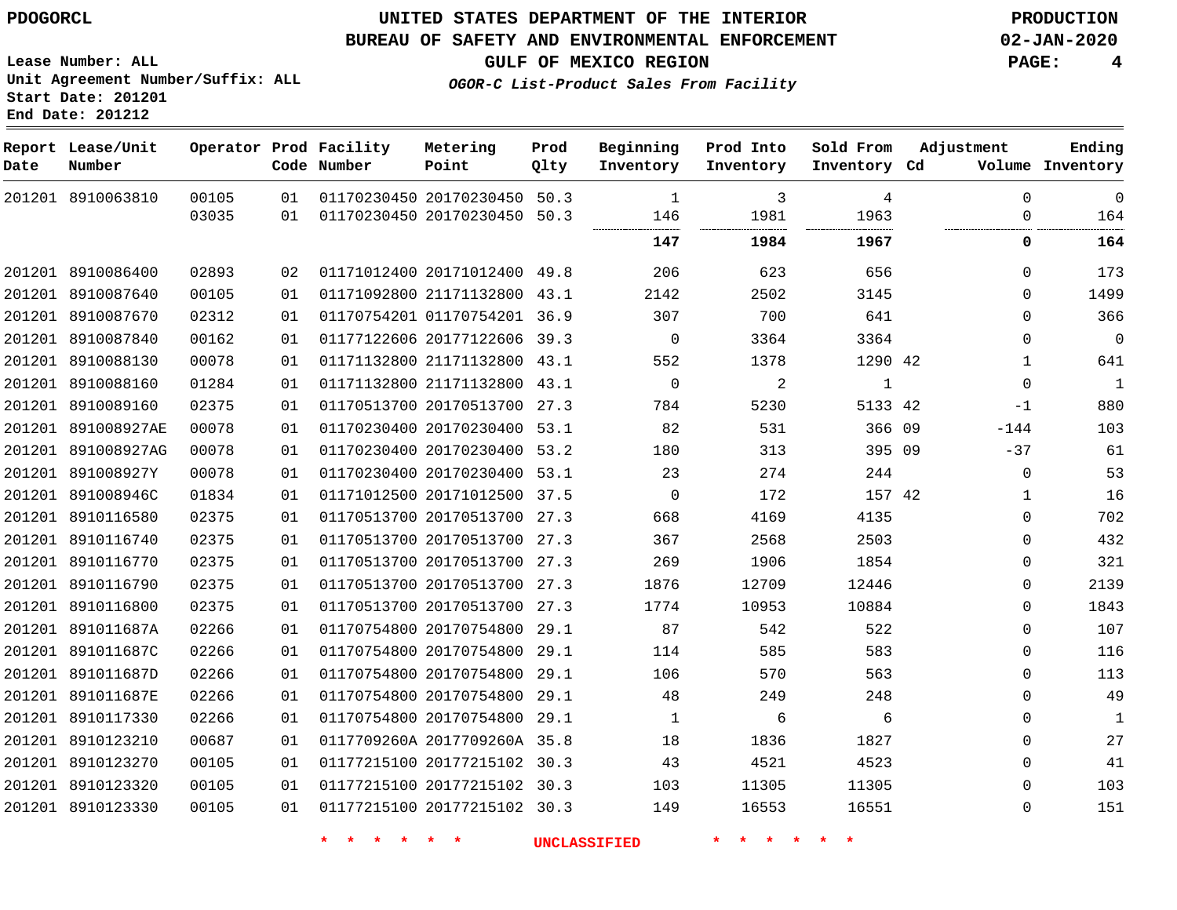PDOGORCL

Lease Number: ALL
Unit Agreement Number/Suffix: ALL
Start Date: 201201
End Date: 201212

# UNITED STATES DEPARTMENT OF THE INTERIOR
## BUREAU OF SAFETY AND ENVIRONMENTAL ENFORCEMENT
### GULF OF MEXICO REGION

*OGOR-C List-Product Sales From Facility*

PRODUCTION
02-JAN-2020

| Report Date | Lease/Unit Number | Operator | Prod Code | Facility Number | Metering Point | Prod Qlty | Beginning Inventory | Prod Into Inventory | Sold From Inventory | Adjustment Cd | Adjustment Volume | Ending Inventory |
|---|---|---|---|---|---|---|---|---|---|---|---|---|
| 201201 | 8910063810 | 00105 | 01 | 01170230450 | 20170230450 | 50.3 | 1 | 3 | 4 | | 0 | 0 |
| | | 03035 | 01 | 01170230450 | 20170230450 | 50.3 | 146 | 1981 | 1963 | | 0 | 164 |
| | | | | | | | **147** | **1984** | **1967** | | **0** | **164** |
| 201201 | 8910086400 | 02893 | 02 | 01171012400 | 20171012400 | 49.8 | 206 | 623 | 656 | | 0 | 173 |
| 201201 | 8910087640 | 00105 | 01 | 01171092800 | 21171132800 | 43.1 | 2142 | 2502 | 3145 | | 0 | 1499 |
| 201201 | 8910087670 | 02312 | 01 | 01170754201 | 01170754201 | 36.9 | 307 | 700 | 641 | | 0 | 366 |
| 201201 | 8910087840 | 00162 | 01 | 01177122606 | 20177122606 | 39.3 | 0 | 3364 | 3364 | | 0 | 0 |
| 201201 | 8910088130 | 00078 | 01 | 01171132800 | 21171132800 | 43.1 | 552 | 1378 | 1290 | 42 | 1 | 641 |
| 201201 | 8910088160 | 01284 | 01 | 01171132800 | 21171132800 | 43.1 | 0 | 2 | 1 | | 0 | 1 |
| 201201 | 8910089160 | 02375 | 01 | 01170513700 | 20170513700 | 27.3 | 784 | 5230 | 5133 | 42 | -1 | 880 |
| 201201 | 891008927AE | 00078 | 01 | 01170230400 | 20170230400 | 53.1 | 82 | 531 | 366 | 09 | -144 | 103 |
| 201201 | 891008927AG | 00078 | 01 | 01170230400 | 20170230400 | 53.2 | 180 | 313 | 395 | 09 | -37 | 61 |
| 201201 | 891008927Y | 00078 | 01 | 01170230400 | 20170230400 | 53.1 | 23 | 274 | 244 | | 0 | 53 |
| 201201 | 891008946C | 01834 | 01 | 01171012500 | 20171012500 | 37.5 | 0 | 172 | 157 | 42 | 1 | 16 |
| 201201 | 8910116580 | 02375 | 01 | 01170513700 | 20170513700 | 27.3 | 668 | 4169 | 4135 | | 0 | 702 |
| 201201 | 8910116740 | 02375 | 01 | 01170513700 | 20170513700 | 27.3 | 367 | 2568 | 2503 | | 0 | 432 |
| 201201 | 8910116770 | 02375 | 01 | 01170513700 | 20170513700 | 27.3 | 269 | 1906 | 1854 | | 0 | 321 |
| 201201 | 8910116790 | 02375 | 01 | 01170513700 | 20170513700 | 27.3 | 1876 | 12709 | 12446 | | 0 | 2139 |
| 201201 | 8910116800 | 02375 | 01 | 01170513700 | 20170513700 | 27.3 | 1774 | 10953 | 10884 | | 0 | 1843 |
| 201201 | 891011687A | 02266 | 01 | 01170754800 | 20170754800 | 29.1 | 87 | 542 | 522 | | 0 | 107 |
| 201201 | 891011687C | 02266 | 01 | 01170754800 | 20170754800 | 29.1 | 114 | 585 | 583 | | 0 | 116 |
| 201201 | 891011687D | 02266 | 01 | 01170754800 | 20170754800 | 29.1 | 106 | 570 | 563 | | 0 | 113 |
| 201201 | 891011687E | 02266 | 01 | 01170754800 | 20170754800 | 29.1 | 48 | 249 | 248 | | 0 | 49 |
| 201201 | 8910117330 | 02266 | 01 | 01170754800 | 20170754800 | 29.1 | 1 | 6 | 6 | | 0 | 1 |
| 201201 | 8910123210 | 00687 | 01 | 0117709260A | 2017709260A | 35.8 | 18 | 1836 | 1827 | | 0 | 27 |
| 201201 | 8910123270 | 00105 | 01 | 01177215100 | 20177215102 | 30.3 | 43 | 4521 | 4523 | | 0 | 41 |
| 201201 | 8910123320 | 00105 | 01 | 01177215100 | 20177215102 | 30.3 | 103 | 11305 | 11305 | | 0 | 103 |
| 201201 | 8910123330 | 00105 | 01 | 01177215100 | 20177215102 | 30.3 | 149 | 16553 | 16551 | | 0 | 151 |

* * * * * * UNCLASSIFIED * * * * * *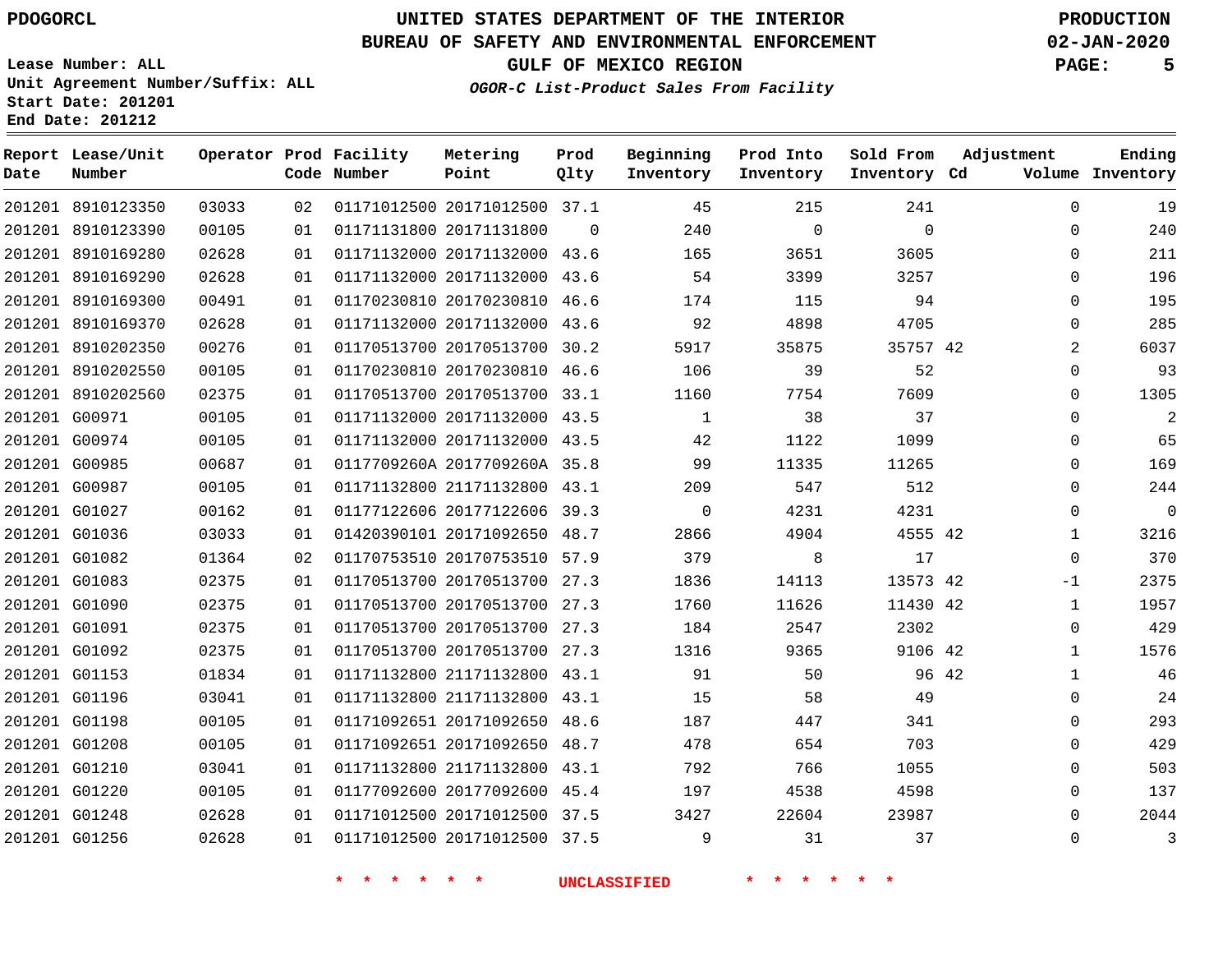PDOGORCL

# UNITED STATES DEPARTMENT OF THE INTERIOR
## BUREAU OF SAFETY AND ENVIRONMENTAL ENFORCEMENT
### GULF OF MEXICO REGION
*OGOR-C List-Product Sales From Facility*

PRODUCTION
02-JAN-2020

Lease Number: ALL
Unit Agreement Number/Suffix: ALL
Start Date: 201201
End Date: 201212

| Report Date | Lease/Unit Number | Operator | Prod Code | Facility Number | Metering Point | Prod Qlty | Beginning Inventory | Prod Into Inventory | Sold From Inventory | Adjustment Cd | Volume | Ending Inventory |
|---|---|---|---|---|---|---|---|---|---|---|---|---|
| 201201 | 8910123350 | 03033 | 02 | 01171012500 | 20171012500 | 37.1 | 45 | 215 | 241 | | 0 | 19 |
| 201201 | 8910123390 | 00105 | 01 | 01171131800 | 20171131800 | 0 | 240 | 0 | 0 | | 0 | 240 |
| 201201 | 8910169280 | 02628 | 01 | 01171132000 | 20171132000 | 43.6 | 165 | 3651 | 3605 | | 0 | 211 |
| 201201 | 8910169290 | 02628 | 01 | 01171132000 | 20171132000 | 43.6 | 54 | 3399 | 3257 | | 0 | 196 |
| 201201 | 8910169300 | 00491 | 01 | 01170230810 | 20170230810 | 46.6 | 174 | 115 | 94 | | 0 | 195 |
| 201201 | 8910169370 | 02628 | 01 | 01171132000 | 20171132000 | 43.6 | 92 | 4898 | 4705 | | 0 | 285 |
| 201201 | 8910202350 | 00276 | 01 | 01170513700 | 20170513700 | 30.2 | 5917 | 35875 | 35757 | 42 | 2 | 6037 |
| 201201 | 8910202550 | 00105 | 01 | 01170230810 | 20170230810 | 46.6 | 106 | 39 | 52 | | 0 | 93 |
| 201201 | 8910202560 | 02375 | 01 | 01170513700 | 20170513700 | 33.1 | 1160 | 7754 | 7609 | | 0 | 1305 |
| 201201 | G00971 | 00105 | 01 | 01171132000 | 20171132000 | 43.5 | 1 | 38 | 37 | | 0 | 2 |
| 201201 | G00974 | 00105 | 01 | 01171132000 | 20171132000 | 43.5 | 42 | 1122 | 1099 | | 0 | 65 |
| 201201 | G00985 | 00687 | 01 | 0117709260A | 2017709260A | 35.8 | 99 | 11335 | 11265 | | 0 | 169 |
| 201201 | G00987 | 00105 | 01 | 01171132800 | 21171132800 | 43.1 | 209 | 547 | 512 | | 0 | 244 |
| 201201 | G01027 | 00162 | 01 | 01177122606 | 20177122606 | 39.3 | 0 | 4231 | 4231 | | 0 | 0 |
| 201201 | G01036 | 03033 | 01 | 01420390101 | 20171092650 | 48.7 | 2866 | 4904 | 4555 | 42 | 1 | 3216 |
| 201201 | G01082 | 01364 | 02 | 01170753510 | 20170753510 | 57.9 | 379 | 8 | 17 | | 0 | 370 |
| 201201 | G01083 | 02375 | 01 | 01170513700 | 20170513700 | 27.3 | 1836 | 14113 | 13573 | 42 | -1 | 2375 |
| 201201 | G01090 | 02375 | 01 | 01170513700 | 20170513700 | 27.3 | 1760 | 11626 | 11430 | 42 | 1 | 1957 |
| 201201 | G01091 | 02375 | 01 | 01170513700 | 20170513700 | 27.3 | 184 | 2547 | 2302 | | 0 | 429 |
| 201201 | G01092 | 02375 | 01 | 01170513700 | 20170513700 | 27.3 | 1316 | 9365 | 9106 | 42 | 1 | 1576 |
| 201201 | G01153 | 01834 | 01 | 01171132800 | 21171132800 | 43.1 | 91 | 50 | 96 | 42 | 1 | 46 |
| 201201 | G01196 | 03041 | 01 | 01171132800 | 21171132800 | 43.1 | 15 | 58 | 49 | | 0 | 24 |
| 201201 | G01198 | 00105 | 01 | 01171092651 | 20171092650 | 48.6 | 187 | 447 | 341 | | 0 | 293 |
| 201201 | G01208 | 00105 | 01 | 01171092651 | 20171092650 | 48.7 | 478 | 654 | 703 | | 0 | 429 |
| 201201 | G01210 | 03041 | 01 | 01171132800 | 21171132800 | 43.1 | 792 | 766 | 1055 | | 0 | 503 |
| 201201 | G01220 | 00105 | 01 | 01177092600 | 20177092600 | 45.4 | 197 | 4538 | 4598 | | 0 | 137 |
| 201201 | G01248 | 02628 | 01 | 01171012500 | 20171012500 | 37.5 | 3427 | 22604 | 23987 | | 0 | 2044 |
| 201201 | G01256 | 02628 | 01 | 01171012500 | 20171012500 | 37.5 | 9 | 31 | 37 | | 0 | 3 |

* * * * * * UNCLASSIFIED * * * * * *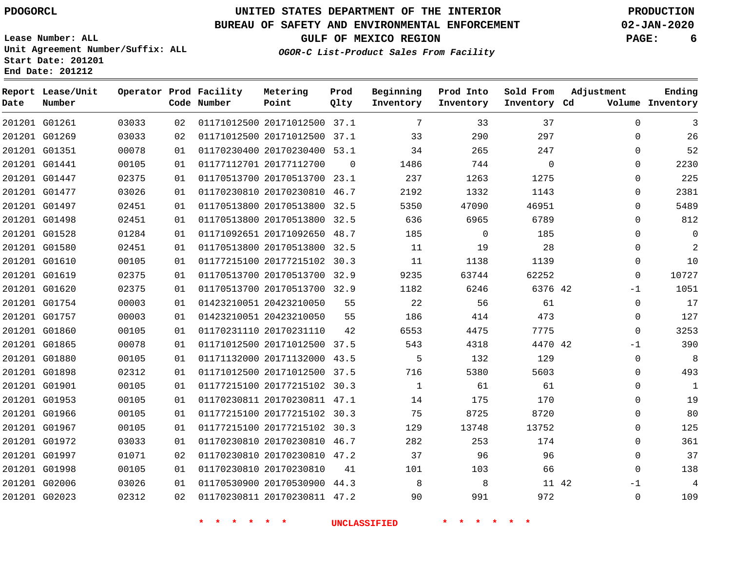PDOGORCL

# UNITED STATES DEPARTMENT OF THE INTERIOR
## BUREAU OF SAFETY AND ENVIRONMENTAL ENFORCEMENT
### GULF OF MEXICO REGION
*OGOR-C List-Product Sales From Facility*

PRODUCTION
02-JAN-2020

Lease Number: ALL
Unit Agreement Number/Suffix: ALL
Start Date: 201201
End Date: 201212

| Report Date | Lease/Unit Number | Operator | Prod Code | Facility Number | Metering Point | Prod Qlty | Beginning Inventory | Prod Into Inventory | Sold From Inventory | Adjustment Cd | Volume | Ending Inventory |
|---|---|---|---|---|---|---|---|---|---|---|---|---|
| 201201 | G01261 | 03033 | 02 | 01171012500 | 20171012500 | 37.1 | 7 | 33 | 37 | | 0 | 3 |
| 201201 | G01269 | 03033 | 02 | 01171012500 | 20171012500 | 37.1 | 33 | 290 | 297 | | 0 | 26 |
| 201201 | G01351 | 00078 | 01 | 01170230400 | 20170230400 | 53.1 | 34 | 265 | 247 | | 0 | 52 |
| 201201 | G01441 | 00105 | 01 | 01177112701 | 20177112700 | 0 | 1486 | 744 | 0 | | 0 | 2230 |
| 201201 | G01447 | 02375 | 01 | 01170513700 | 20170513700 | 23.1 | 237 | 1263 | 1275 | | 0 | 225 |
| 201201 | G01477 | 03026 | 01 | 01170230810 | 20170230810 | 46.7 | 2192 | 1332 | 1143 | | 0 | 2381 |
| 201201 | G01497 | 02451 | 01 | 01170513800 | 20170513800 | 32.5 | 5350 | 47090 | 46951 | | 0 | 5489 |
| 201201 | G01498 | 02451 | 01 | 01170513800 | 20170513800 | 32.5 | 636 | 6965 | 6789 | | 0 | 812 |
| 201201 | G01528 | 01284 | 01 | 01171092651 | 20171092650 | 48.7 | 185 | 0 | 185 | | 0 | 0 |
| 201201 | G01580 | 02451 | 01 | 01170513800 | 20170513800 | 32.5 | 11 | 19 | 28 | | 0 | 2 |
| 201201 | G01610 | 00105 | 01 | 01177215100 | 20177215102 | 30.3 | 11 | 1138 | 1139 | | 0 | 10 |
| 201201 | G01619 | 02375 | 01 | 01170513700 | 20170513700 | 32.9 | 9235 | 63744 | 62252 | | 0 | 10727 |
| 201201 | G01620 | 02375 | 01 | 01170513700 | 20170513700 | 32.9 | 1182 | 6246 | 6376 | 42 | -1 | 1051 |
| 201201 | G01754 | 00003 | 01 | 01423210051 | 20423210050 | 55 | 22 | 56 | 61 | | 0 | 17 |
| 201201 | G01757 | 00003 | 01 | 01423210051 | 20423210050 | 55 | 186 | 414 | 473 | | 0 | 127 |
| 201201 | G01860 | 00105 | 01 | 01170231110 | 20170231110 | 42 | 6553 | 4475 | 7775 | | 0 | 3253 |
| 201201 | G01865 | 00078 | 01 | 01171012500 | 20171012500 | 37.5 | 543 | 4318 | 4470 | 42 | -1 | 390 |
| 201201 | G01880 | 00105 | 01 | 01171132000 | 20171132000 | 43.5 | 5 | 132 | 129 | | 0 | 8 |
| 201201 | G01898 | 02312 | 01 | 01171012500 | 20171012500 | 37.5 | 716 | 5380 | 5603 | | 0 | 493 |
| 201201 | G01901 | 00105 | 01 | 01177215100 | 20177215102 | 30.3 | 1 | 61 | 61 | | 0 | 1 |
| 201201 | G01953 | 00105 | 01 | 01170230811 | 20170230811 | 47.1 | 14 | 175 | 170 | | 0 | 19 |
| 201201 | G01966 | 00105 | 01 | 01177215100 | 20177215102 | 30.3 | 75 | 8725 | 8720 | | 0 | 80 |
| 201201 | G01967 | 00105 | 01 | 01177215100 | 20177215102 | 30.3 | 129 | 13748 | 13752 | | 0 | 125 |
| 201201 | G01972 | 03033 | 01 | 01170230810 | 20170230810 | 46.7 | 282 | 253 | 174 | | 0 | 361 |
| 201201 | G01997 | 01071 | 02 | 01170230810 | 20170230810 | 47.2 | 37 | 96 | 96 | | 0 | 37 |
| 201201 | G01998 | 00105 | 01 | 01170230810 | 20170230810 | 41 | 101 | 103 | 66 | | 0 | 138 |
| 201201 | G02006 | 03026 | 01 | 01170530900 | 20170530900 | 44.3 | 8 | 8 | 11 | 42 | -1 | 4 |
| 201201 | G02023 | 02312 | 02 | 01170230811 | 20170230811 | 47.2 | 90 | 991 | 972 | | 0 | 109 |

\* \* \* \* \* \* UNCLASSIFIED \* \* \* \* \* \*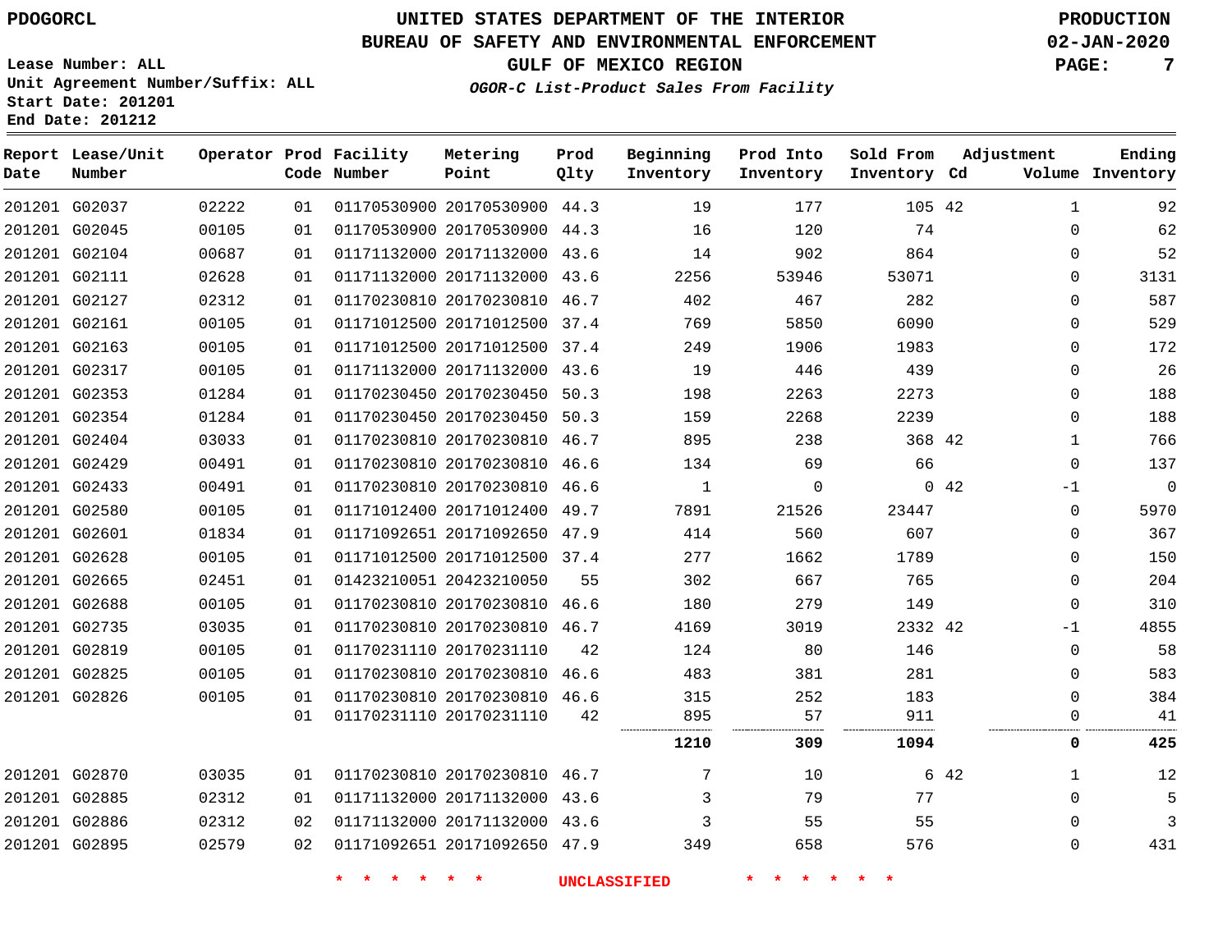PDOGORCL

# UNITED STATES DEPARTMENT OF THE INTERIOR
## BUREAU OF SAFETY AND ENVIRONMENTAL ENFORCEMENT
### GULF OF MEXICO REGION

*OGOR-C List-Product Sales From Facility*

PRODUCTION
02-JAN-2020

Lease Number: ALL
Unit Agreement Number/Suffix: ALL
Start Date: 201201
End Date: 201212

| Report Date | Lease/Unit Number | Operator | Prod Code | Facility Number | Metering Point | Prod Qlty | Beginning Inventory | Prod Into Inventory | Sold From Inventory | Adjustment Cd | Adjustment Volume | Ending Inventory |
|---|---|---|---|---|---|---|---|---|---|---|---|---|
| 201201 | G02037 | 02222 | 01 | 01170530900 | 20170530900 | 44.3 | 19 | 177 | 105 | 42 | 1 | 92 |
| 201201 | G02045 | 00105 | 01 | 01170530900 | 20170530900 | 44.3 | 16 | 120 | 74 | | 0 | 62 |
| 201201 | G02104 | 00687 | 01 | 01171132000 | 20171132000 | 43.6 | 14 | 902 | 864 | | 0 | 52 |
| 201201 | G02111 | 02628 | 01 | 01171132000 | 20171132000 | 43.6 | 2256 | 53946 | 53071 | | 0 | 3131 |
| 201201 | G02127 | 02312 | 01 | 01170230810 | 20170230810 | 46.7 | 402 | 467 | 282 | | 0 | 587 |
| 201201 | G02161 | 00105 | 01 | 01171012500 | 20171012500 | 37.4 | 769 | 5850 | 6090 | | 0 | 529 |
| 201201 | G02163 | 00105 | 01 | 01171012500 | 20171012500 | 37.4 | 249 | 1906 | 1983 | | 0 | 172 |
| 201201 | G02317 | 00105 | 01 | 01171132000 | 20171132000 | 43.6 | 19 | 446 | 439 | | 0 | 26 |
| 201201 | G02353 | 01284 | 01 | 01170230450 | 20170230450 | 50.3 | 198 | 2263 | 2273 | | 0 | 188 |
| 201201 | G02354 | 01284 | 01 | 01170230450 | 20170230450 | 50.3 | 159 | 2268 | 2239 | | 0 | 188 |
| 201201 | G02404 | 03033 | 01 | 01170230810 | 20170230810 | 46.7 | 895 | 238 | 368 | 42 | 1 | 766 |
| 201201 | G02429 | 00491 | 01 | 01170230810 | 20170230810 | 46.6 | 134 | 69 | 66 | | 0 | 137 |
| 201201 | G02433 | 00491 | 01 | 01170230810 | 20170230810 | 46.6 | 1 | 0 | 0 | 42 | -1 | 0 |
| 201201 | G02580 | 00105 | 01 | 01171012400 | 20171012400 | 49.7 | 7891 | 21526 | 23447 | | 0 | 5970 |
| 201201 | G02601 | 01834 | 01 | 01171092651 | 20171092650 | 47.9 | 414 | 560 | 607 | | 0 | 367 |
| 201201 | G02628 | 00105 | 01 | 01171012500 | 20171012500 | 37.4 | 277 | 1662 | 1789 | | 0 | 150 |
| 201201 | G02665 | 02451 | 01 | 01423210051 | 20423210050 | 55 | 302 | 667 | 765 | | 0 | 204 |
| 201201 | G02688 | 00105 | 01 | 01170230810 | 20170230810 | 46.6 | 180 | 279 | 149 | | 0 | 310 |
| 201201 | G02735 | 03035 | 01 | 01170230810 | 20170230810 | 46.7 | 4169 | 3019 | 2332 | 42 | -1 | 4855 |
| 201201 | G02819 | 00105 | 01 | 01170231110 | 20170231110 | 42 | 124 | 80 | 146 | | 0 | 58 |
| 201201 | G02825 | 00105 | 01 | 01170230810 | 20170230810 | 46.6 | 483 | 381 | 281 | | 0 | 583 |
| 201201 | G02826 | 00105 | 01 | 01170230810 | 20170230810 | 46.6 | 315 | 252 | 183 | | 0 | 384 |
| | | | 01 | 01170231110 | 20170231110 | 42 | 895 | 57 | 911 | | 0 | 41 |
| | | | | | | | **1210** | **309** | **1094** | | **0** | **425** |
| 201201 | G02870 | 03035 | 01 | 01170230810 | 20170230810 | 46.7 | 7 | 10 | 6 | 42 | 1 | 12 |
| 201201 | G02885 | 02312 | 01 | 01171132000 | 20171132000 | 43.6 | 3 | 79 | 77 | | 0 | 5 |
| 201201 | G02886 | 02312 | 02 | 01171132000 | 20171132000 | 43.6 | 3 | 55 | 55 | | 0 | 3 |
| 201201 | G02895 | 02579 | 02 | 01171092651 | 20171092650 | 47.9 | 349 | 658 | 576 | | 0 | 431 |

\* \* \* \* \* \* UNCLASSIFIED \* \* \* \* \* \*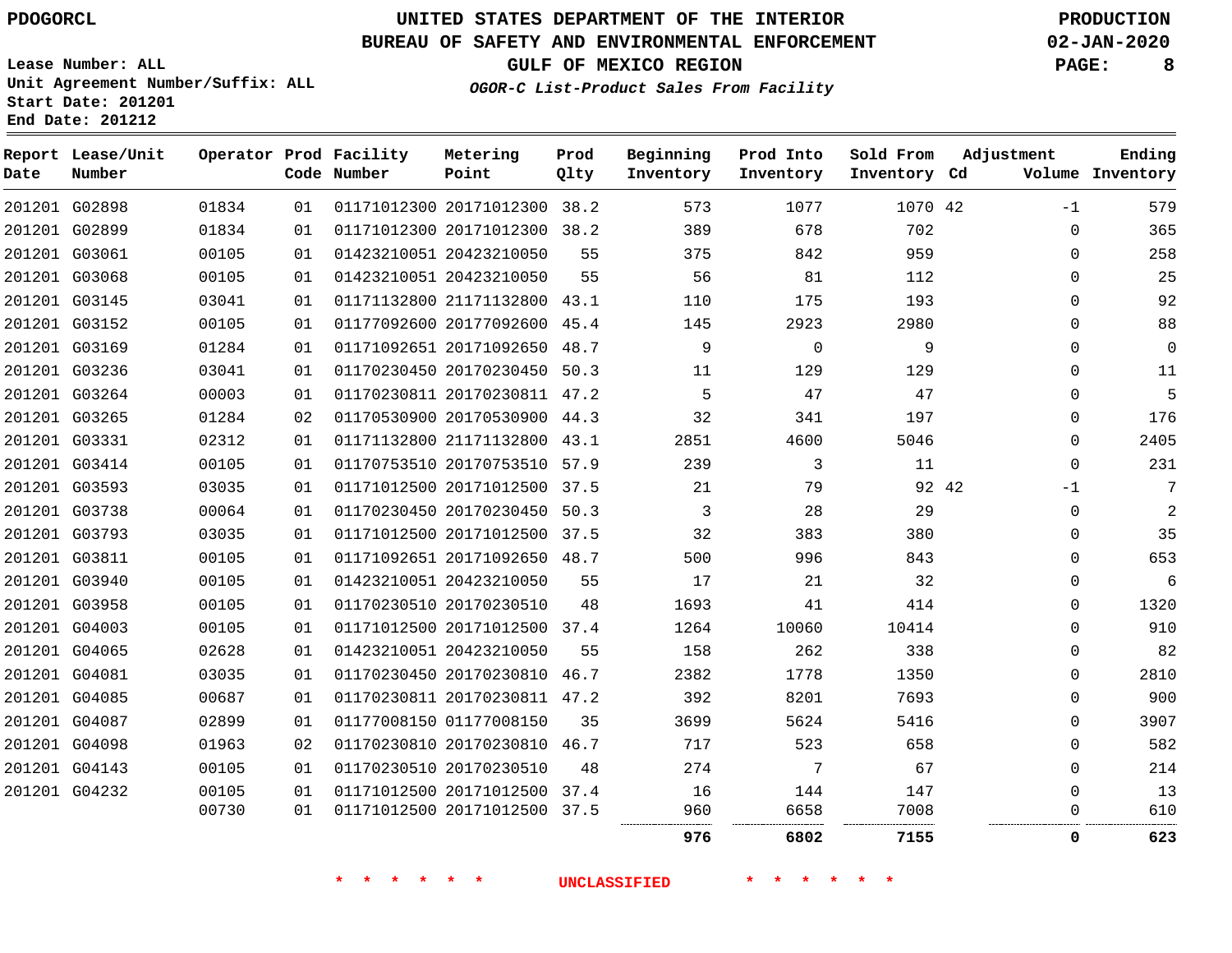PDOGORCL

# UNITED STATES DEPARTMENT OF THE INTERIOR
## BUREAU OF SAFETY AND ENVIRONMENTAL ENFORCEMENT
### GULF OF MEXICO REGION
*OGOR-C List-Product Sales From Facility*

PRODUCTION
02-JAN-2020

Lease Number: ALL
Unit Agreement Number/Suffix: ALL
Start Date: 201201
End Date: 201212

| Report Date | Lease/Unit Number | Operator | Prod Code | Facility Number | Metering Point | Prod Qlty | Beginning Inventory | Prod Into Inventory | Sold From Inventory | Adjustment Cd | Adjustment Volume | Ending Inventory |
|---|---|---|---|---|---|---|---|---|---|---|---|---|
| 201201 | G02898 | 01834 | 01 | 01171012300 | 20171012300 | 38.2 | 573 | 1077 | 1070 | 42 | -1 | 579 |
| 201201 | G02899 | 01834 | 01 | 01171012300 | 20171012300 | 38.2 | 389 | 678 | 702 | | 0 | 365 |
| 201201 | G03061 | 00105 | 01 | 01423210051 | 20423210050 | 55 | 375 | 842 | 959 | | 0 | 258 |
| 201201 | G03068 | 00105 | 01 | 01423210051 | 20423210050 | 55 | 56 | 81 | 112 | | 0 | 25 |
| 201201 | G03145 | 03041 | 01 | 01171132800 | 21171132800 | 43.1 | 110 | 175 | 193 | | 0 | 92 |
| 201201 | G03152 | 00105 | 01 | 01177092600 | 20177092600 | 45.4 | 145 | 2923 | 2980 | | 0 | 88 |
| 201201 | G03169 | 01284 | 01 | 01171092651 | 20171092650 | 48.7 | 9 | 0 | 9 | | 0 | 0 |
| 201201 | G03236 | 03041 | 01 | 01170230450 | 20170230450 | 50.3 | 11 | 129 | 129 | | 0 | 11 |
| 201201 | G03264 | 00003 | 01 | 01170230811 | 20170230811 | 47.2 | 5 | 47 | 47 | | 0 | 5 |
| 201201 | G03265 | 01284 | 02 | 01170530900 | 20170530900 | 44.3 | 32 | 341 | 197 | | 0 | 176 |
| 201201 | G03331 | 02312 | 01 | 01171132800 | 21171132800 | 43.1 | 2851 | 4600 | 5046 | | 0 | 2405 |
| 201201 | G03414 | 00105 | 01 | 01170753510 | 20170753510 | 57.9 | 239 | 3 | 11 | | 0 | 231 |
| 201201 | G03593 | 03035 | 01 | 01171012500 | 20171012500 | 37.5 | 21 | 79 | 92 | 42 | -1 | 7 |
| 201201 | G03738 | 00064 | 01 | 01170230450 | 20170230450 | 50.3 | 3 | 28 | 29 | | 0 | 2 |
| 201201 | G03793 | 03035 | 01 | 01171012500 | 20171012500 | 37.5 | 32 | 383 | 380 | | 0 | 35 |
| 201201 | G03811 | 00105 | 01 | 01171092651 | 20171092650 | 48.7 | 500 | 996 | 843 | | 0 | 653 |
| 201201 | G03940 | 00105 | 01 | 01423210051 | 20423210050 | 55 | 17 | 21 | 32 | | 0 | 6 |
| 201201 | G03958 | 00105 | 01 | 01170230510 | 20170230510 | 48 | 1693 | 41 | 414 | | 0 | 1320 |
| 201201 | G04003 | 00105 | 01 | 01171012500 | 20171012500 | 37.4 | 1264 | 10060 | 10414 | | 0 | 910 |
| 201201 | G04065 | 02628 | 01 | 01423210051 | 20423210050 | 55 | 158 | 262 | 338 | | 0 | 82 |
| 201201 | G04081 | 03035 | 01 | 01170230450 | 20170230810 | 46.7 | 2382 | 1778 | 1350 | | 0 | 2810 |
| 201201 | G04085 | 00687 | 01 | 01170230811 | 20170230811 | 47.2 | 392 | 8201 | 7693 | | 0 | 900 |
| 201201 | G04087 | 02899 | 01 | 01177008150 | 01177008150 | 35 | 3699 | 5624 | 5416 | | 0 | 3907 |
| 201201 | G04098 | 01963 | 02 | 01170230810 | 20170230810 | 46.7 | 717 | 523 | 658 | | 0 | 582 |
| 201201 | G04143 | 00105 | 01 | 01170230510 | 20170230510 | 48 | 274 | 7 | 67 | | 0 | 214 |
| 201201 | G04232 | 00105 | 01 | 01171012500 | 20171012500 | 37.4 | 16 | 144 | 147 | | 0 | 13 |
| | | 00730 | 01 | 01171012500 | 20171012500 | 37.5 | 960 | 6658 | 7008 | | 0 | 610 |
| | | | | | | | **976** | **6802** | **7155** | | **0** | **623** |

\* \* \* \* \* \* UNCLASSIFIED \* \* \* \* \* \*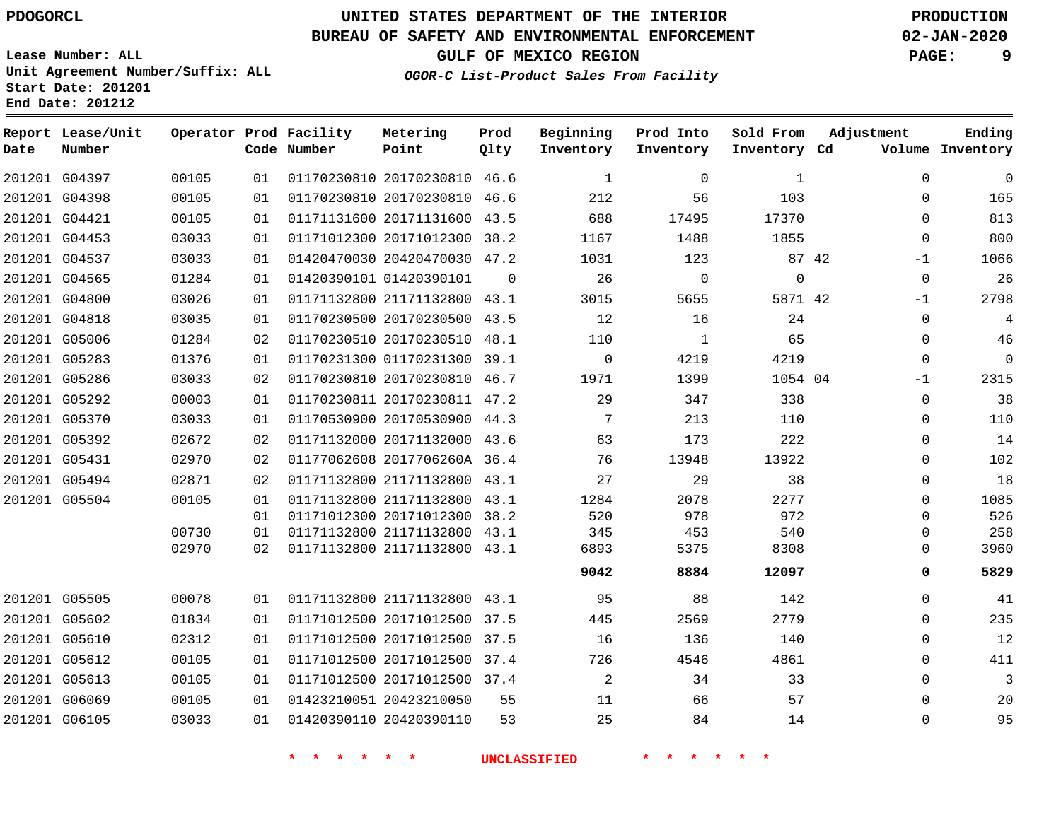PDOGORCL

# UNITED STATES DEPARTMENT OF THE INTERIOR
## BUREAU OF SAFETY AND ENVIRONMENTAL ENFORCEMENT
### GULF OF MEXICO REGION
*OGOR-C List-Product Sales From Facility*

PRODUCTION
02-JAN-2020

Lease Number: ALL
Unit Agreement Number/Suffix: ALL
Start Date: 201201
End Date: 201212

| Report Date | Lease/Unit Number | Operator | Prod Code | Facility Number | Metering Point | Prod Qlty | Beginning Inventory | Prod Into Inventory | Sold From Inventory | Adjustment Cd | Adjustment Volume | Ending Inventory |
|---|---|---|---|---|---|---|---|---|---|---|---|---|
| 201201 | G04397 | 00105 | 01 | 01170230810 | 20170230810 | 46.6 | 1 | 0 | 1 | | 0 | 0 |
| 201201 | G04398 | 00105 | 01 | 01170230810 | 20170230810 | 46.6 | 212 | 56 | 103 | | 0 | 165 |
| 201201 | G04421 | 00105 | 01 | 01171131600 | 20171131600 | 43.5 | 688 | 17495 | 17370 | | 0 | 813 |
| 201201 | G04453 | 03033 | 01 | 01171012300 | 20171012300 | 38.2 | 1167 | 1488 | 1855 | | 0 | 800 |
| 201201 | G04537 | 03033 | 01 | 01420470030 | 20420470030 | 47.2 | 1031 | 123 | 87 | 42 | -1 | 1066 |
| 201201 | G04565 | 01284 | 01 | 01420390101 | 01420390101 | 0 | 26 | 0 | 0 | | 0 | 26 |
| 201201 | G04800 | 03026 | 01 | 01171132800 | 21171132800 | 43.1 | 3015 | 5655 | 5871 | 42 | -1 | 2798 |
| 201201 | G04818 | 03035 | 01 | 01170230500 | 20170230500 | 43.5 | 12 | 16 | 24 | | 0 | 4 |
| 201201 | G05006 | 01284 | 02 | 01170230510 | 20170230510 | 48.1 | 110 | 1 | 65 | | 0 | 46 |
| 201201 | G05283 | 01376 | 01 | 01170231300 | 01170231300 | 39.1 | 0 | 4219 | 4219 | | 0 | 0 |
| 201201 | G05286 | 03033 | 02 | 01170230810 | 20170230810 | 46.7 | 1971 | 1399 | 1054 | 04 | -1 | 2315 |
| 201201 | G05292 | 00003 | 01 | 01170230811 | 20170230811 | 47.2 | 29 | 347 | 338 | | 0 | 38 |
| 201201 | G05370 | 03033 | 01 | 01170530900 | 20170530900 | 44.3 | 7 | 213 | 110 | | 0 | 110 |
| 201201 | G05392 | 02672 | 02 | 01171132000 | 20171132000 | 43.6 | 63 | 173 | 222 | | 0 | 14 |
| 201201 | G05431 | 02970 | 02 | 01177062608 | 2017706260A | 36.4 | 76 | 13948 | 13922 | | 0 | 102 |
| 201201 | G05494 | 02871 | 02 | 01171132800 | 21171132800 | 43.1 | 27 | 29 | 38 | | 0 | 18 |
| 201201 | G05504 | 00105 | 01 | 01171132800 | 21171132800 | 43.1 | 1284 | 2078 | 2277 | | 0 | 1085 |
| | | | 01 | 01171012300 | 20171012300 | 38.2 | 520 | 978 | 972 | | 0 | 526 |
| | | 00730 | 01 | 01171132800 | 21171132800 | 43.1 | 345 | 453 | 540 | | 0 | 258 |
| | | 02970 | 02 | 01171132800 | 21171132800 | 43.1 | 6893 | 5375 | 8308 | | 0 | 3960 |
| | | | | | | | **9042** | **8884** | **12097** | | **0** | **5829** |
| 201201 | G05505 | 00078 | 01 | 01171132800 | 21171132800 | 43.1 | 95 | 88 | 142 | | 0 | 41 |
| 201201 | G05602 | 01834 | 01 | 01171012500 | 20171012500 | 37.5 | 445 | 2569 | 2779 | | 0 | 235 |
| 201201 | G05610 | 02312 | 01 | 01171012500 | 20171012500 | 37.5 | 16 | 136 | 140 | | 0 | 12 |
| 201201 | G05612 | 00105 | 01 | 01171012500 | 20171012500 | 37.4 | 726 | 4546 | 4861 | | 0 | 411 |
| 201201 | G05613 | 00105 | 01 | 01171012500 | 20171012500 | 37.4 | 2 | 34 | 33 | | 0 | 3 |
| 201201 | G06069 | 00105 | 01 | 01423210051 | 20423210050 | 55 | 11 | 66 | 57 | | 0 | 20 |
| 201201 | G06105 | 03033 | 01 | 01420390110 | 20420390110 | 53 | 25 | 84 | 14 | | 0 | 95 |

* * * * * * UNCLASSIFIED * * * * * *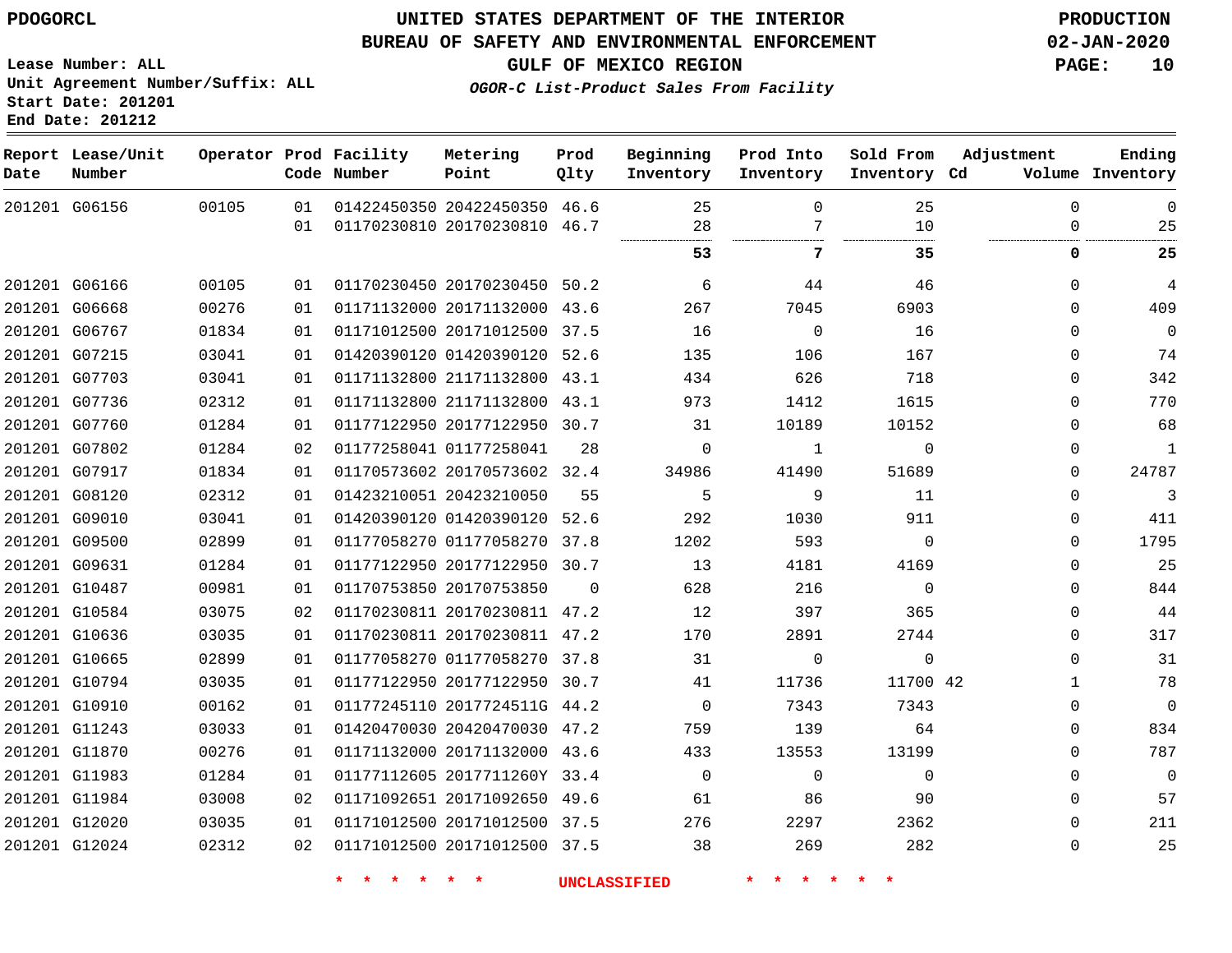PDOGORCL

# UNITED STATES DEPARTMENT OF THE INTERIOR
## BUREAU OF SAFETY AND ENVIRONMENTAL ENFORCEMENT
### GULF OF MEXICO REGION

*OGOR-C List-Product Sales From Facility*

PRODUCTION
02-JAN-2020

Lease Number: ALL
Unit Agreement Number/Suffix: ALL
Start Date: 201201
End Date: 201212

| Report Date | Lease/Unit Number | Operator | Prod Code | Facility Number | Metering Point | Prod Qlty | Beginning Inventory | Prod Into Inventory | Sold From Inventory | Adjustment Cd | Adjustment Volume | Ending Inventory |
|---|---|---|---|---|---|---|---|---|---|---|---|---|
| 201201 | G06156 | 00105 | 01 | 01422450350 | 20422450350 | 46.6 | 25 | 0 | 25 | | 0 | 0 |
| | | | 01 | 01170230810 | 20170230810 | 46.7 | 28 | 7 | 10 | | 0 | 25 |
| | | | | | | | **53** | **7** | **35** | | **0** | **25** |
| 201201 | G06166 | 00105 | 01 | 01170230450 | 20170230450 | 50.2 | 6 | 44 | 46 | | 0 | 4 |
| 201201 | G06668 | 00276 | 01 | 01171132000 | 20171132000 | 43.6 | 267 | 7045 | 6903 | | 0 | 409 |
| 201201 | G06767 | 01834 | 01 | 01171012500 | 20171012500 | 37.5 | 16 | 0 | 16 | | 0 | 0 |
| 201201 | G07215 | 03041 | 01 | 01420390120 | 01420390120 | 52.6 | 135 | 106 | 167 | | 0 | 74 |
| 201201 | G07703 | 03041 | 01 | 01171132800 | 21171132800 | 43.1 | 434 | 626 | 718 | | 0 | 342 |
| 201201 | G07736 | 02312 | 01 | 01171132800 | 21171132800 | 43.1 | 973 | 1412 | 1615 | | 0 | 770 |
| 201201 | G07760 | 01284 | 01 | 01177122950 | 20177122950 | 30.7 | 31 | 10189 | 10152 | | 0 | 68 |
| 201201 | G07802 | 01284 | 02 | 01177258041 | 01177258041 | 28 | 0 | 1 | 0 | | 0 | 1 |
| 201201 | G07917 | 01834 | 01 | 01170573602 | 20170573602 | 32.4 | 34986 | 41490 | 51689 | | 0 | 24787 |
| 201201 | G08120 | 02312 | 01 | 01423210051 | 20423210050 | 55 | 5 | 9 | 11 | | 0 | 3 |
| 201201 | G09010 | 03041 | 01 | 01420390120 | 01420390120 | 52.6 | 292 | 1030 | 911 | | 0 | 411 |
| 201201 | G09500 | 02899 | 01 | 01177058270 | 01177058270 | 37.8 | 1202 | 593 | 0 | | 0 | 1795 |
| 201201 | G09631 | 01284 | 01 | 01177122950 | 20177122950 | 30.7 | 13 | 4181 | 4169 | | 0 | 25 |
| 201201 | G10487 | 00981 | 01 | 01170753850 | 20170753850 | 0 | 628 | 216 | 0 | | 0 | 844 |
| 201201 | G10584 | 03075 | 02 | 01170230811 | 20170230811 | 47.2 | 12 | 397 | 365 | | 0 | 44 |
| 201201 | G10636 | 03035 | 01 | 01170230811 | 20170230811 | 47.2 | 170 | 2891 | 2744 | | 0 | 317 |
| 201201 | G10665 | 02899 | 01 | 01177058270 | 01177058270 | 37.8 | 31 | 0 | 0 | | 0 | 31 |
| 201201 | G10794 | 03035 | 01 | 01177122950 | 20177122950 | 30.7 | 41 | 11736 | 11700 | 42 | 1 | 78 |
| 201201 | G10910 | 00162 | 01 | 01177245110 | 2017724511G | 44.2 | 0 | 7343 | 7343 | | 0 | 0 |
| 201201 | G11243 | 03033 | 01 | 01420470030 | 20420470030 | 47.2 | 759 | 139 | 64 | | 0 | 834 |
| 201201 | G11870 | 00276 | 01 | 01171132000 | 20171132000 | 43.6 | 433 | 13553 | 13199 | | 0 | 787 |
| 201201 | G11983 | 01284 | 01 | 01177112605 | 2017711260Y | 33.4 | 0 | 0 | 0 | | 0 | 0 |
| 201201 | G11984 | 03008 | 02 | 01171092651 | 20171092650 | 49.6 | 61 | 86 | 90 | | 0 | 57 |
| 201201 | G12020 | 03035 | 01 | 01171012500 | 20171012500 | 37.5 | 276 | 2297 | 2362 | | 0 | 211 |
| 201201 | G12024 | 02312 | 02 | 01171012500 | 20171012500 | 37.5 | 38 | 269 | 282 | | 0 | 25 |

\* \* \* \* \* \* UNCLASSIFIED \* \* \* \* \* \*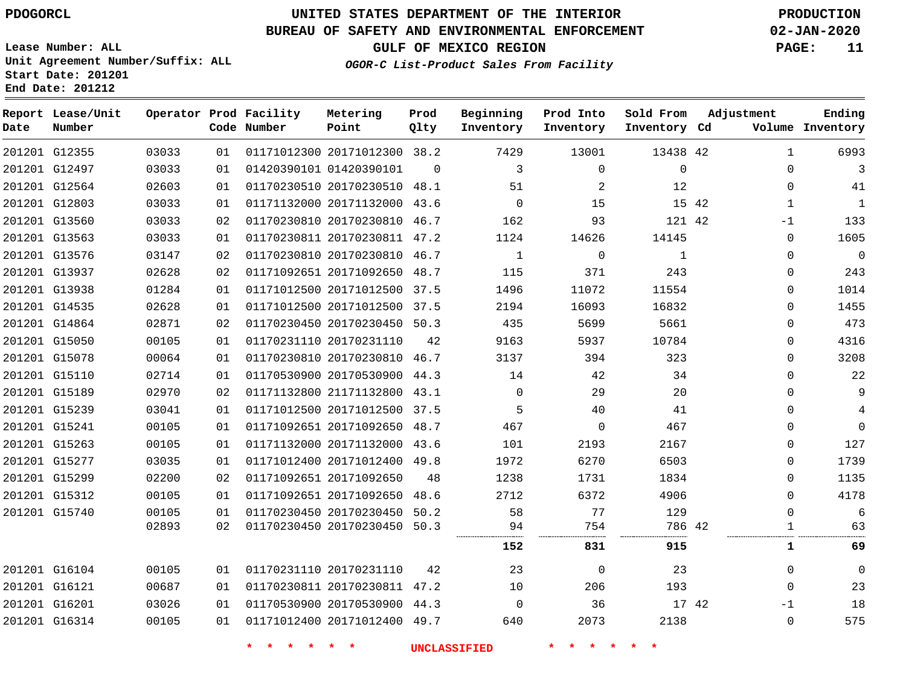PDOGORCL

# UNITED STATES DEPARTMENT OF THE INTERIOR
## BUREAU OF SAFETY AND ENVIRONMENTAL ENFORCEMENT
### GULF OF MEXICO REGION
*OGOR-C List-Product Sales From Facility*

PRODUCTION
02-JAN-2020

Lease Number: ALL
Unit Agreement Number/Suffix: ALL
Start Date: 201201
End Date: 201212

| Report Date | Lease/Unit Number | Operator | Prod Code | Facility Number | Metering Point | Prod Qlty | Beginning Inventory | Prod Into Inventory | Sold From Inventory | Adjustment Cd | Volume | Ending Inventory |
|---|---|---|---|---|---|---|---|---|---|---|---|---|
| 201201 | G12355 | 03033 | 01 | 01171012300 | 20171012300 | 38.2 | 7429 | 13001 | 13438 | 42 | 1 | 6993 |
| 201201 | G12497 | 03033 | 01 | 01420390101 | 01420390101 | 0 | 3 | 0 | 0 | | 0 | 3 |
| 201201 | G12564 | 02603 | 01 | 01170230510 | 20170230510 | 48.1 | 51 | 2 | 12 | | 0 | 41 |
| 201201 | G12803 | 03033 | 01 | 01171132000 | 20171132000 | 43.6 | 0 | 15 | 15 | 42 | 1 | 1 |
| 201201 | G13560 | 03033 | 02 | 01170230810 | 20170230810 | 46.7 | 162 | 93 | 121 | 42 | -1 | 133 |
| 201201 | G13563 | 03033 | 01 | 01170230811 | 20170230811 | 47.2 | 1124 | 14626 | 14145 | | 0 | 1605 |
| 201201 | G13576 | 03147 | 02 | 01170230810 | 20170230810 | 46.7 | 1 | 0 | 1 | | 0 | 0 |
| 201201 | G13937 | 02628 | 02 | 01171092651 | 20171092650 | 48.7 | 115 | 371 | 243 | | 0 | 243 |
| 201201 | G13938 | 01284 | 01 | 01171012500 | 20171012500 | 37.5 | 1496 | 11072 | 11554 | | 0 | 1014 |
| 201201 | G14535 | 02628 | 01 | 01171012500 | 20171012500 | 37.5 | 2194 | 16093 | 16832 | | 0 | 1455 |
| 201201 | G14864 | 02871 | 02 | 01170230450 | 20170230450 | 50.3 | 435 | 5699 | 5661 | | 0 | 473 |
| 201201 | G15050 | 00105 | 01 | 01170231110 | 20170231110 | 42 | 9163 | 5937 | 10784 | | 0 | 4316 |
| 201201 | G15078 | 00064 | 01 | 01170230810 | 20170230810 | 46.7 | 3137 | 394 | 323 | | 0 | 3208 |
| 201201 | G15110 | 02714 | 01 | 01170530900 | 20170530900 | 44.3 | 14 | 42 | 34 | | 0 | 22 |
| 201201 | G15189 | 02970 | 02 | 01171132800 | 21171132800 | 43.1 | 0 | 29 | 20 | | 0 | 9 |
| 201201 | G15239 | 03041 | 01 | 01171012500 | 20171012500 | 37.5 | 5 | 40 | 41 | | 0 | 4 |
| 201201 | G15241 | 00105 | 01 | 01171092651 | 20171092650 | 48.7 | 467 | 0 | 467 | | 0 | 0 |
| 201201 | G15263 | 00105 | 01 | 01171132000 | 20171132000 | 43.6 | 101 | 2193 | 2167 | | 0 | 127 |
| 201201 | G15277 | 03035 | 01 | 01171012400 | 20171012400 | 49.8 | 1972 | 6270 | 6503 | | 0 | 1739 |
| 201201 | G15299 | 02200 | 02 | 01171092651 | 20171092650 | 48 | 1238 | 1731 | 1834 | | 0 | 1135 |
| 201201 | G15312 | 00105 | 01 | 01171092651 | 20171092650 | 48.6 | 2712 | 6372 | 4906 | | 0 | 4178 |
| 201201 | G15740 | 00105 | 01 | 01170230450 | 20170230450 | 50.2 | 58 | 77 | 129 | | 0 | 6 |
| | | 02893 | 02 | 01170230450 | 20170230450 | 50.3 | 94 | 754 | 786 | 42 | 1 | 63 |
| | | | | | | | **152** | **831** | **915** | | **1** | **69** |
| 201201 | G16104 | 00105 | 01 | 01170231110 | 20170231110 | 42 | 23 | 0 | 23 | | 0 | 0 |
| 201201 | G16121 | 00687 | 01 | 01170230811 | 20170230811 | 47.2 | 10 | 206 | 193 | | 0 | 23 |
| 201201 | G16201 | 03026 | 01 | 01170530900 | 20170530900 | 44.3 | 0 | 36 | 17 | 42 | -1 | 18 |
| 201201 | G16314 | 00105 | 01 | 01171012400 | 20171012400 | 49.7 | 640 | 2073 | 2138 | | 0 | 575 |

\* \* \* \* \* \* UNCLASSIFIED \* \* \* \* \* \*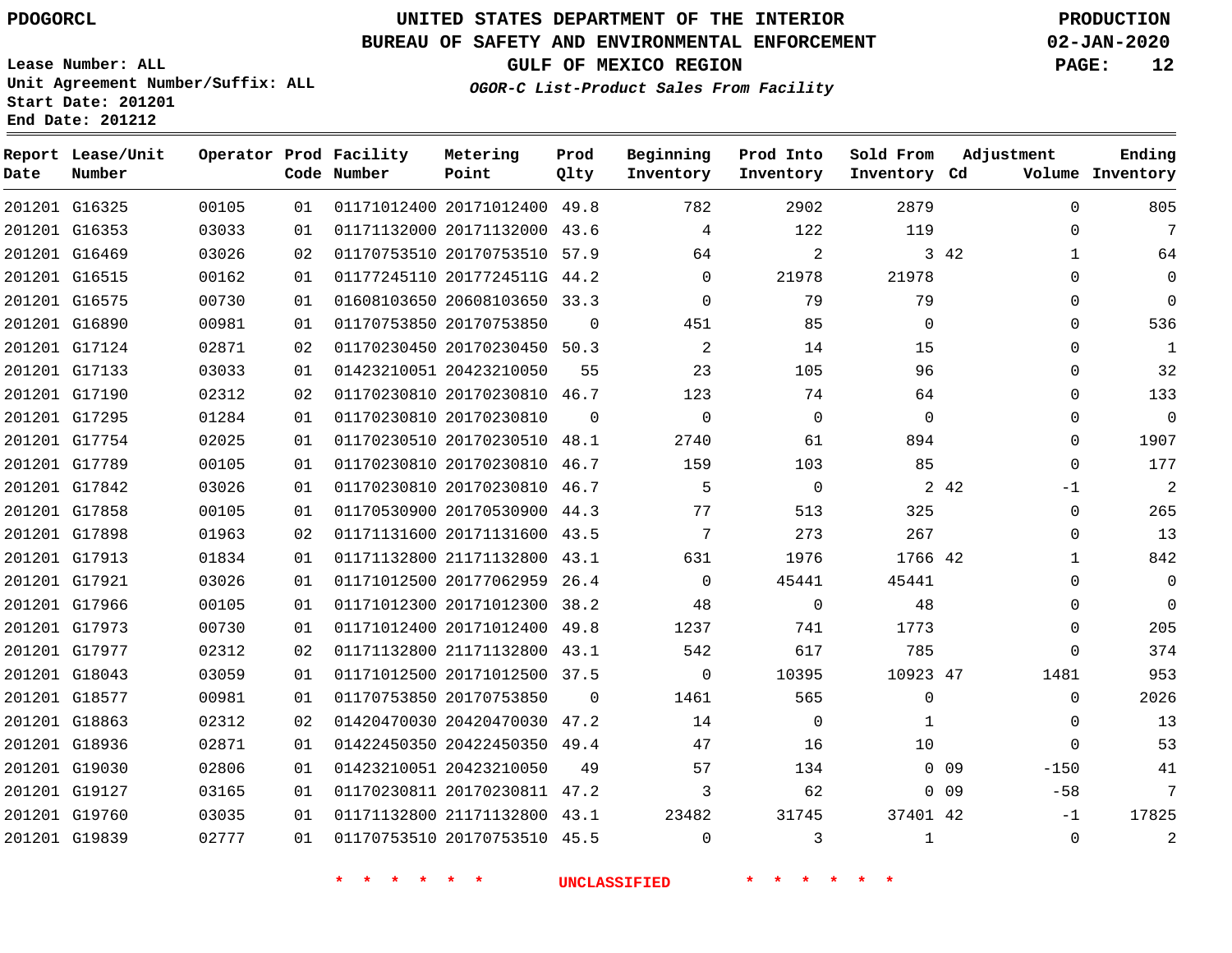# UNITED STATES DEPARTMENT OF THE INTERIOR
## BUREAU OF SAFETY AND ENVIRONMENTAL ENFORCEMENT
### GULF OF MEXICO REGION
*OGOR-C List-Product Sales From Facility*

PDOGORCL

PRODUCTION
02-JAN-2020

Lease Number: ALL
Unit Agreement Number/Suffix: ALL
Start Date: 201201
End Date: 201212

| Report Date | Lease/Unit Number | Operator | Prod Code | Facility Number | Metering Point | Prod Qlty | Beginning Inventory | Prod Into Inventory | Sold From Inventory | Adjustment Cd | Adjustment Volume | Ending Inventory |
|---|---|---|---|---|---|---|---|---|---|---|---|---|
| 201201 | G16325 | 00105 | 01 | 01171012400 | 20171012400 | 49.8 | 782 | 2902 | 2879 | | 0 | 805 |
| 201201 | G16353 | 03033 | 01 | 01171132000 | 20171132000 | 43.6 | 4 | 122 | 119 | | 0 | 7 |
| 201201 | G16469 | 03026 | 02 | 01170753510 | 20170753510 | 57.9 | 64 | 2 | 3 | 42 | 1 | 64 |
| 201201 | G16515 | 00162 | 01 | 01177245110 | 2017724511G | 44.2 | 0 | 21978 | 21978 | | 0 | 0 |
| 201201 | G16575 | 00730 | 01 | 01608103650 | 20608103650 | 33.3 | 0 | 79 | 79 | | 0 | 0 |
| 201201 | G16890 | 00981 | 01 | 01170753850 | 20170753850 | 0 | 451 | 85 | 0 | | 0 | 536 |
| 201201 | G17124 | 02871 | 02 | 01170230450 | 20170230450 | 50.3 | 2 | 14 | 15 | | 0 | 1 |
| 201201 | G17133 | 03033 | 01 | 01423210051 | 20423210050 | 55 | 23 | 105 | 96 | | 0 | 32 |
| 201201 | G17190 | 02312 | 02 | 01170230810 | 20170230810 | 46.7 | 123 | 74 | 64 | | 0 | 133 |
| 201201 | G17295 | 01284 | 01 | 01170230810 | 20170230810 | 0 | 0 | 0 | 0 | | 0 | 0 |
| 201201 | G17754 | 02025 | 01 | 01170230510 | 20170230510 | 48.1 | 2740 | 61 | 894 | | 0 | 1907 |
| 201201 | G17789 | 00105 | 01 | 01170230810 | 20170230810 | 46.7 | 159 | 103 | 85 | | 0 | 177 |
| 201201 | G17842 | 03026 | 01 | 01170230810 | 20170230810 | 46.7 | 5 | 0 | 2 | 42 | -1 | 2 |
| 201201 | G17858 | 00105 | 01 | 01170530900 | 20170530900 | 44.3 | 77 | 513 | 325 | | 0 | 265 |
| 201201 | G17898 | 01963 | 02 | 01171131600 | 20171131600 | 43.5 | 7 | 273 | 267 | | 0 | 13 |
| 201201 | G17913 | 01834 | 01 | 01171132800 | 21171132800 | 43.1 | 631 | 1976 | 1766 | 42 | 1 | 842 |
| 201201 | G17921 | 03026 | 01 | 01171012500 | 20177062959 | 26.4 | 0 | 45441 | 45441 | | 0 | 0 |
| 201201 | G17966 | 00105 | 01 | 01171012300 | 20171012300 | 38.2 | 48 | 0 | 48 | | 0 | 0 |
| 201201 | G17973 | 00730 | 01 | 01171012400 | 20171012400 | 49.8 | 1237 | 741 | 1773 | | 0 | 205 |
| 201201 | G17977 | 02312 | 02 | 01171132800 | 21171132800 | 43.1 | 542 | 617 | 785 | | 0 | 374 |
| 201201 | G18043 | 03059 | 01 | 01171012500 | 20171012500 | 37.5 | 0 | 10395 | 10923 | 47 | 1481 | 953 |
| 201201 | G18577 | 00981 | 01 | 01170753850 | 20170753850 | 0 | 1461 | 565 | 0 | | 0 | 2026 |
| 201201 | G18863 | 02312 | 02 | 01420470030 | 20420470030 | 47.2 | 14 | 0 | 1 | | 0 | 13 |
| 201201 | G18936 | 02871 | 01 | 01422450350 | 20422450350 | 49.4 | 47 | 16 | 10 | | 0 | 53 |
| 201201 | G19030 | 02806 | 01 | 01423210051 | 20423210050 | 49 | 57 | 134 | 0 | 09 | -150 | 41 |
| 201201 | G19127 | 03165 | 01 | 01170230811 | 20170230811 | 47.2 | 3 | 62 | 0 | 09 | -58 | 7 |
| 201201 | G19760 | 03035 | 01 | 01171132800 | 21171132800 | 43.1 | 23482 | 31745 | 37401 | 42 | -1 | 17825 |
| 201201 | G19839 | 02777 | 01 | 01170753510 | 20170753510 | 45.5 | 0 | 3 | 1 | | 0 | 2 |

\* \* \* \* \* \* UNCLASSIFIED \* \* \* \* \* \*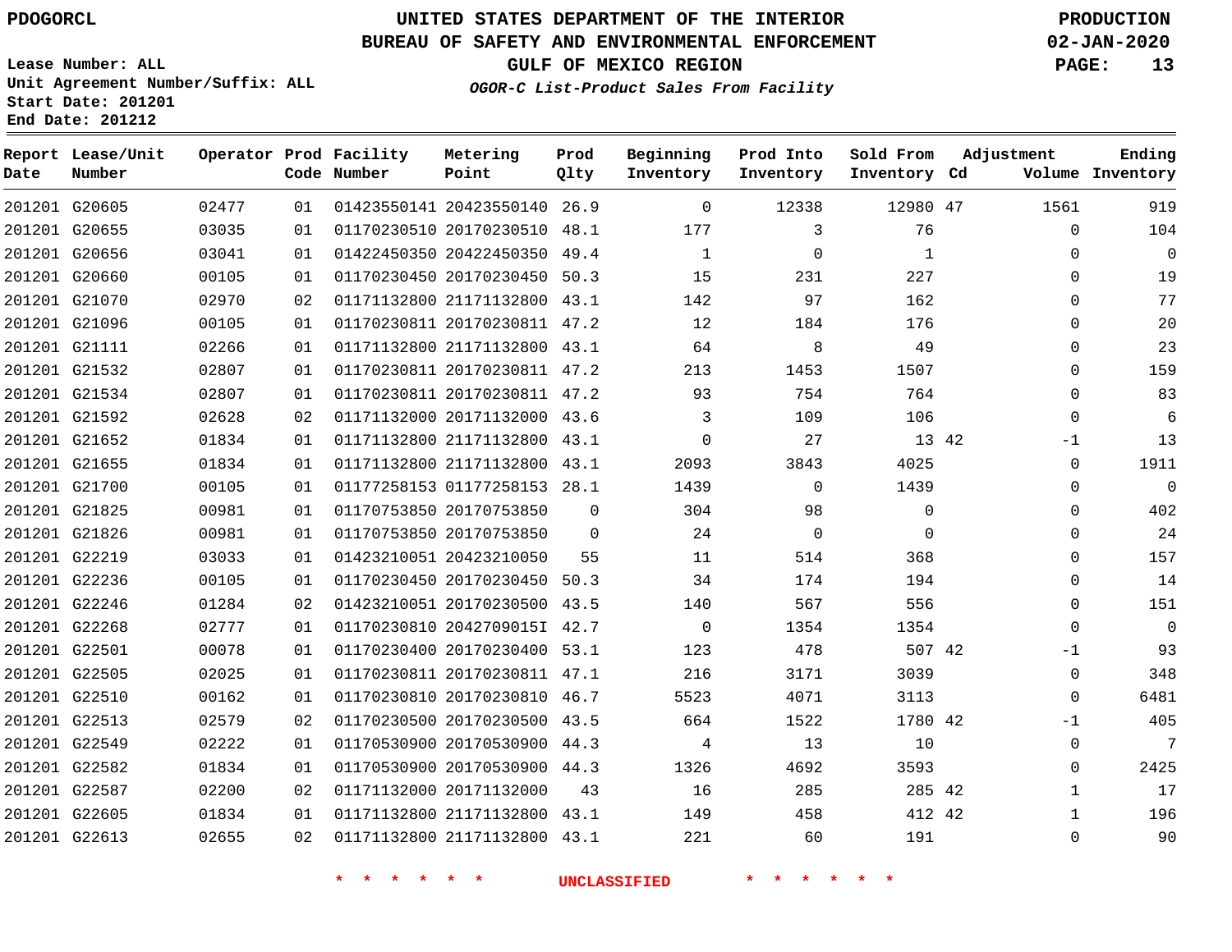# UNITED STATES DEPARTMENT OF THE INTERIOR
## BUREAU OF SAFETY AND ENVIRONMENTAL ENFORCEMENT
### GULF OF MEXICO REGION

PDOGORCL

PRODUCTION
02-JAN-2020

Lease Number: ALL
Unit Agreement Number/Suffix: ALL
Start Date: 201201
End Date: 201212

*OGOR-C List-Product Sales From Facility*

| Report Date | Lease/Unit Number | Operator | Prod Code | Facility Number | Metering Point | Prod Qlty | Beginning Inventory | Prod Into Inventory | Sold From Inventory | Adjustment Cd | Adjustment Volume | Ending Inventory |
|---|---|---|---|---|---|---|---|---|---|---|---|---|
| 201201 | G20605 | 02477 | 01 | 01423550141 | 20423550140 | 26.9 | 0 | 12338 | 12980 | 47 | 1561 | 919 |
| 201201 | G20655 | 03035 | 01 | 01170230510 | 20170230510 | 48.1 | 177 | 3 | 76 | | 0 | 104 |
| 201201 | G20656 | 03041 | 01 | 01422450350 | 20422450350 | 49.4 | 1 | 0 | 1 | | 0 | 0 |
| 201201 | G20660 | 00105 | 01 | 01170230450 | 20170230450 | 50.3 | 15 | 231 | 227 | | 0 | 19 |
| 201201 | G21070 | 02970 | 02 | 01171132800 | 21171132800 | 43.1 | 142 | 97 | 162 | | 0 | 77 |
| 201201 | G21096 | 00105 | 01 | 01170230811 | 20170230811 | 47.2 | 12 | 184 | 176 | | 0 | 20 |
| 201201 | G21111 | 02266 | 01 | 01171132800 | 21171132800 | 43.1 | 64 | 8 | 49 | | 0 | 23 |
| 201201 | G21532 | 02807 | 01 | 01170230811 | 20170230811 | 47.2 | 213 | 1453 | 1507 | | 0 | 159 |
| 201201 | G21534 | 02807 | 01 | 01170230811 | 20170230811 | 47.2 | 93 | 754 | 764 | | 0 | 83 |
| 201201 | G21592 | 02628 | 02 | 01171132000 | 20171132000 | 43.6 | 3 | 109 | 106 | | 0 | 6 |
| 201201 | G21652 | 01834 | 01 | 01171132800 | 21171132800 | 43.1 | 0 | 27 | 13 | 42 | -1 | 13 |
| 201201 | G21655 | 01834 | 01 | 01171132800 | 21171132800 | 43.1 | 2093 | 3843 | 4025 | | 0 | 1911 |
| 201201 | G21700 | 00105 | 01 | 01177258153 | 01177258153 | 28.1 | 1439 | 0 | 1439 | | 0 | 0 |
| 201201 | G21825 | 00981 | 01 | 01170753850 | 20170753850 | 0 | 304 | 98 | 0 | | 0 | 402 |
| 201201 | G21826 | 00981 | 01 | 01170753850 | 20170753850 | 0 | 24 | 0 | 0 | | 0 | 24 |
| 201201 | G22219 | 03033 | 01 | 01423210051 | 20423210050 | 55 | 11 | 514 | 368 | | 0 | 157 |
| 201201 | G22236 | 00105 | 01 | 01170230450 | 20170230450 | 50.3 | 34 | 174 | 194 | | 0 | 14 |
| 201201 | G22246 | 01284 | 02 | 01423210051 | 20170230500 | 43.5 | 140 | 567 | 556 | | 0 | 151 |
| 201201 | G22268 | 02777 | 01 | 01170230810 | 2042709015I | 42.7 | 0 | 1354 | 1354 | | 0 | 0 |
| 201201 | G22501 | 00078 | 01 | 01170230400 | 20170230400 | 53.1 | 123 | 478 | 507 | 42 | -1 | 93 |
| 201201 | G22505 | 02025 | 01 | 01170230811 | 20170230811 | 47.1 | 216 | 3171 | 3039 | | 0 | 348 |
| 201201 | G22510 | 00162 | 01 | 01170230810 | 20170230810 | 46.7 | 5523 | 4071 | 3113 | | 0 | 6481 |
| 201201 | G22513 | 02579 | 02 | 01170230500 | 20170230500 | 43.5 | 664 | 1522 | 1780 | 42 | -1 | 405 |
| 201201 | G22549 | 02222 | 01 | 01170530900 | 20170530900 | 44.3 | 4 | 13 | 10 | | 0 | 7 |
| 201201 | G22582 | 01834 | 01 | 01170530900 | 20170530900 | 44.3 | 1326 | 4692 | 3593 | | 0 | 2425 |
| 201201 | G22587 | 02200 | 02 | 01171132000 | 20171132000 | 43 | 16 | 285 | 285 | 42 | 1 | 17 |
| 201201 | G22605 | 01834 | 01 | 01171132800 | 21171132800 | 43.1 | 149 | 458 | 412 | 42 | 1 | 196 |
| 201201 | G22613 | 02655 | 02 | 01171132800 | 21171132800 | 43.1 | 221 | 60 | 191 | | 0 | 90 |

\* \* \* \* \* \* UNCLASSIFIED \* \* \* \* \* \*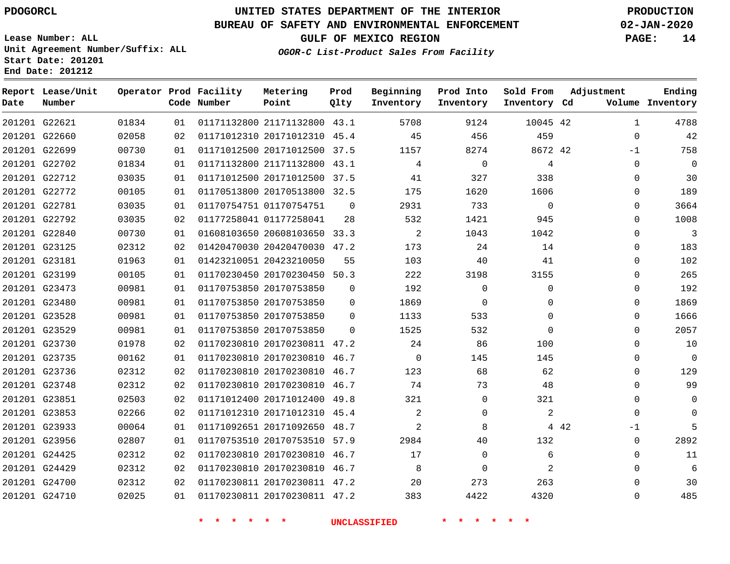PDOGORCL

# UNITED STATES DEPARTMENT OF THE INTERIOR
## BUREAU OF SAFETY AND ENVIRONMENTAL ENFORCEMENT
### GULF OF MEXICO REGION
*OGOR-C List-Product Sales From Facility*

PRODUCTION
02-JAN-2020

Lease Number: ALL
Unit Agreement Number/Suffix: ALL
Start Date: 201201
End Date: 201212

| Report Date | Lease/Unit Number | Operator | Prod Code | Facility Number | Metering Point | Prod Qlty | Beginning Inventory | Prod Into Inventory | Sold From Inventory | Adjustment Cd | Adjustment Volume | Ending Inventory |
|---|---|---|---|---|---|---|---|---|---|---|---|---|
| 201201 | G22621 | 01834 | 01 | 01171132800 | 21171132800 | 43.1 | 5708 | 9124 | 10045 | 42 | 1 | 4788 |
| 201201 | G22660 | 02058 | 02 | 01171012310 | 20171012310 | 45.4 | 45 | 456 | 459 | | 0 | 42 |
| 201201 | G22699 | 00730 | 01 | 01171012500 | 20171012500 | 37.5 | 1157 | 8274 | 8672 | 42 | -1 | 758 |
| 201201 | G22702 | 01834 | 01 | 01171132800 | 21171132800 | 43.1 | 4 | 0 | 4 | | 0 | 0 |
| 201201 | G22712 | 03035 | 01 | 01171012500 | 20171012500 | 37.5 | 41 | 327 | 338 | | 0 | 30 |
| 201201 | G22772 | 00105 | 01 | 01170513800 | 20170513800 | 32.5 | 175 | 1620 | 1606 | | 0 | 189 |
| 201201 | G22781 | 03035 | 01 | 01170754751 | 01170754751 | 0 | 2931 | 733 | 0 | | 0 | 3664 |
| 201201 | G22792 | 03035 | 02 | 01177258041 | 01177258041 | 28 | 532 | 1421 | 945 | | 0 | 1008 |
| 201201 | G22840 | 00730 | 01 | 01608103650 | 20608103650 | 33.3 | 2 | 1043 | 1042 | | 0 | 3 |
| 201201 | G23125 | 02312 | 02 | 01420470030 | 20420470030 | 47.2 | 173 | 24 | 14 | | 0 | 183 |
| 201201 | G23181 | 01963 | 01 | 01423210051 | 20423210050 | 55 | 103 | 40 | 41 | | 0 | 102 |
| 201201 | G23199 | 00105 | 01 | 01170230450 | 20170230450 | 50.3 | 222 | 3198 | 3155 | | 0 | 265 |
| 201201 | G23473 | 00981 | 01 | 01170753850 | 20170753850 | 0 | 192 | 0 | 0 | | 0 | 192 |
| 201201 | G23480 | 00981 | 01 | 01170753850 | 20170753850 | 0 | 1869 | 0 | 0 | | 0 | 1869 |
| 201201 | G23528 | 00981 | 01 | 01170753850 | 20170753850 | 0 | 1133 | 533 | 0 | | 0 | 1666 |
| 201201 | G23529 | 00981 | 01 | 01170753850 | 20170753850 | 0 | 1525 | 532 | 0 | | 0 | 2057 |
| 201201 | G23730 | 01978 | 02 | 01170230810 | 20170230811 | 47.2 | 24 | 86 | 100 | | 0 | 10 |
| 201201 | G23735 | 00162 | 01 | 01170230810 | 20170230810 | 46.7 | 0 | 145 | 145 | | 0 | 0 |
| 201201 | G23736 | 02312 | 02 | 01170230810 | 20170230810 | 46.7 | 123 | 68 | 62 | | 0 | 129 |
| 201201 | G23748 | 02312 | 02 | 01170230810 | 20170230810 | 46.7 | 74 | 73 | 48 | | 0 | 99 |
| 201201 | G23851 | 02503 | 02 | 01171012400 | 20171012400 | 49.8 | 321 | 0 | 321 | | 0 | 0 |
| 201201 | G23853 | 02266 | 02 | 01171012310 | 20171012310 | 45.4 | 2 | 0 | 2 | | 0 | 0 |
| 201201 | G23933 | 00064 | 01 | 01171092651 | 20171092650 | 48.7 | 2 | 8 | 4 | 42 | -1 | 5 |
| 201201 | G23956 | 02807 | 01 | 01170753510 | 20170753510 | 57.9 | 2984 | 40 | 132 | | 0 | 2892 |
| 201201 | G24425 | 02312 | 02 | 01170230810 | 20170230810 | 46.7 | 17 | 0 | 6 | | 0 | 11 |
| 201201 | G24429 | 02312 | 02 | 01170230810 | 20170230810 | 46.7 | 8 | 0 | 2 | | 0 | 6 |
| 201201 | G24700 | 02312 | 02 | 01170230811 | 20170230811 | 47.2 | 20 | 273 | 263 | | 0 | 30 |
| 201201 | G24710 | 02025 | 01 | 01170230811 | 20170230811 | 47.2 | 383 | 4422 | 4320 | | 0 | 485 |

* * * * * * UNCLASSIFIED * * * * * *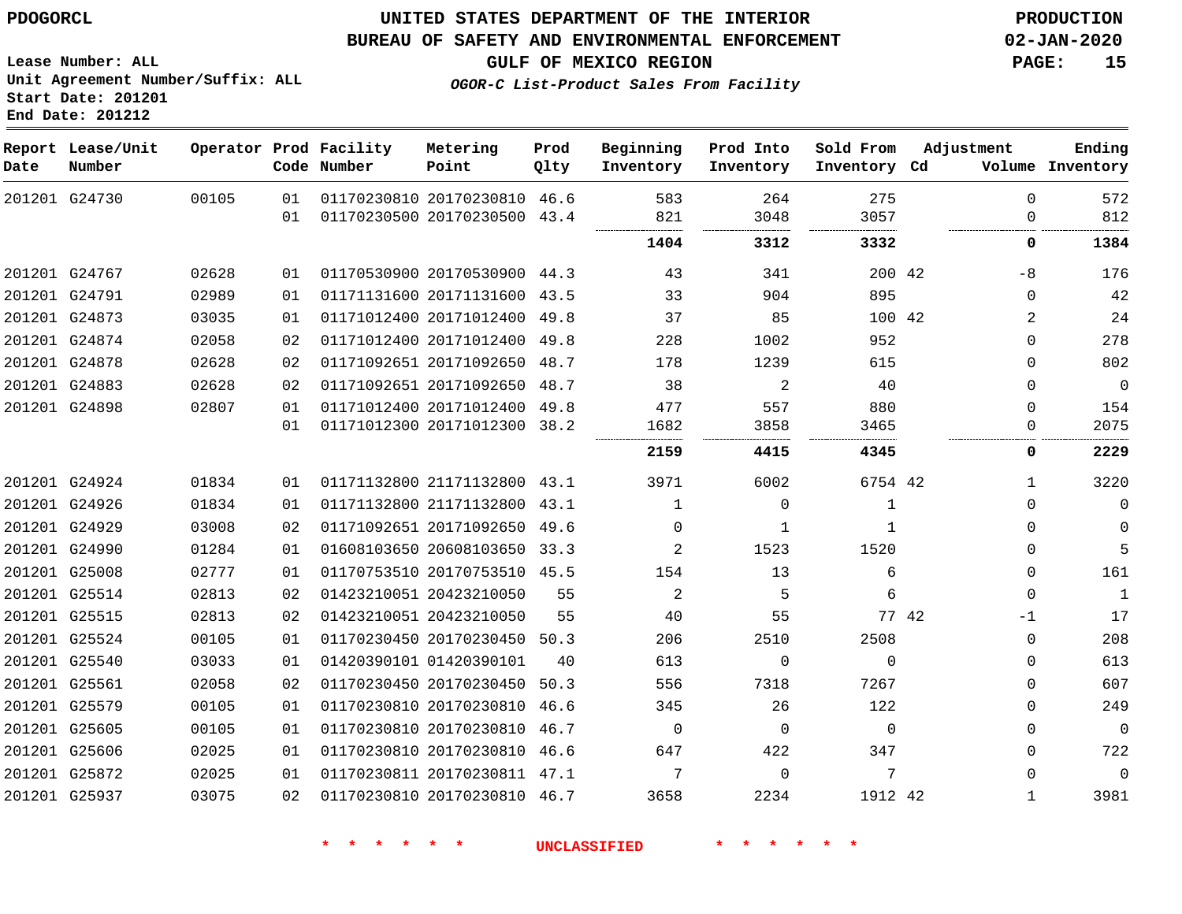# UNITED STATES DEPARTMENT OF THE INTERIOR
## BUREAU OF SAFETY AND ENVIRONMENTAL ENFORCEMENT
### GULF OF MEXICO REGION

*OGOR-C List-Product Sales From Facility*

PDOGORCL

Lease Number: ALL
Unit Agreement Number/Suffix: ALL
Start Date: 201201
End Date: 201212

PRODUCTION
02-JAN-2020

| Report Date | Lease/Unit Number | Operator | Prod Code | Facility Number | Metering Point | Prod Qlty | Beginning Inventory | Prod Into Inventory | Sold From Inventory | Adjustment Cd | Adjustment Volume | Ending Inventory |
|---|---|---|---|---|---|---|---|---|---|---|---|---|
| 201201 | G24730 | 00105 | 01 | 01170230810 | 20170230810 | 46.6 | 583 | 264 | 275 | | 0 | 572 |
| | | | 01 | 01170230500 | 20170230500 | 43.4 | 821 | 3048 | 3057 | | 0 | 812 |
| | | | | | | | **1404** | **3312** | **3332** | | **0** | **1384** |
| 201201 | G24767 | 02628 | 01 | 01170530900 | 20170530900 | 44.3 | 43 | 341 | 200 | 42 | -8 | 176 |
| 201201 | G24791 | 02989 | 01 | 01171131600 | 20171131600 | 43.5 | 33 | 904 | 895 | | 0 | 42 |
| 201201 | G24873 | 03035 | 01 | 01171012400 | 20171012400 | 49.8 | 37 | 85 | 100 | 42 | 2 | 24 |
| 201201 | G24874 | 02058 | 02 | 01171012400 | 20171012400 | 49.8 | 228 | 1002 | 952 | | 0 | 278 |
| 201201 | G24878 | 02628 | 02 | 01171092651 | 20171092650 | 48.7 | 178 | 1239 | 615 | | 0 | 802 |
| 201201 | G24883 | 02628 | 02 | 01171092651 | 20171092650 | 48.7 | 38 | 2 | 40 | | 0 | 0 |
| 201201 | G24898 | 02807 | 01 | 01171012400 | 20171012400 | 49.8 | 477 | 557 | 880 | | 0 | 154 |
| | | | 01 | 01171012300 | 20171012300 | 38.2 | 1682 | 3858 | 3465 | | 0 | 2075 |
| | | | | | | | **2159** | **4415** | **4345** | | **0** | **2229** |
| 201201 | G24924 | 01834 | 01 | 01171132800 | 21171132800 | 43.1 | 3971 | 6002 | 6754 | 42 | 1 | 3220 |
| 201201 | G24926 | 01834 | 01 | 01171132800 | 21171132800 | 43.1 | 1 | 0 | 1 | | 0 | 0 |
| 201201 | G24929 | 03008 | 02 | 01171092651 | 20171092650 | 49.6 | 0 | 1 | 1 | | 0 | 0 |
| 201201 | G24990 | 01284 | 01 | 01608103650 | 20608103650 | 33.3 | 2 | 1523 | 1520 | | 0 | 5 |
| 201201 | G25008 | 02777 | 01 | 01170753510 | 20170753510 | 45.5 | 154 | 13 | 6 | | 0 | 161 |
| 201201 | G25514 | 02813 | 02 | 01423210051 | 20423210050 | 55 | 2 | 5 | 6 | | 0 | 1 |
| 201201 | G25515 | 02813 | 02 | 01423210051 | 20423210050 | 55 | 40 | 55 | 77 | 42 | -1 | 17 |
| 201201 | G25524 | 00105 | 01 | 01170230450 | 20170230450 | 50.3 | 206 | 2510 | 2508 | | 0 | 208 |
| 201201 | G25540 | 03033 | 01 | 01420390101 | 01420390101 | 40 | 613 | 0 | 0 | | 0 | 613 |
| 201201 | G25561 | 02058 | 02 | 01170230450 | 20170230450 | 50.3 | 556 | 7318 | 7267 | | 0 | 607 |
| 201201 | G25579 | 00105 | 01 | 01170230810 | 20170230810 | 46.6 | 345 | 26 | 122 | | 0 | 249 |
| 201201 | G25605 | 00105 | 01 | 01170230810 | 20170230810 | 46.7 | 0 | 0 | 0 | | 0 | 0 |
| 201201 | G25606 | 02025 | 01 | 01170230810 | 20170230810 | 46.6 | 647 | 422 | 347 | | 0 | 722 |
| 201201 | G25872 | 02025 | 01 | 01170230811 | 20170230811 | 47.1 | 7 | 0 | 7 | | 0 | 0 |
| 201201 | G25937 | 03075 | 02 | 01170230810 | 20170230810 | 46.7 | 3658 | 2234 | 1912 | 42 | 1 | 3981 |

* * * * * * UNCLASSIFIED * * * * * *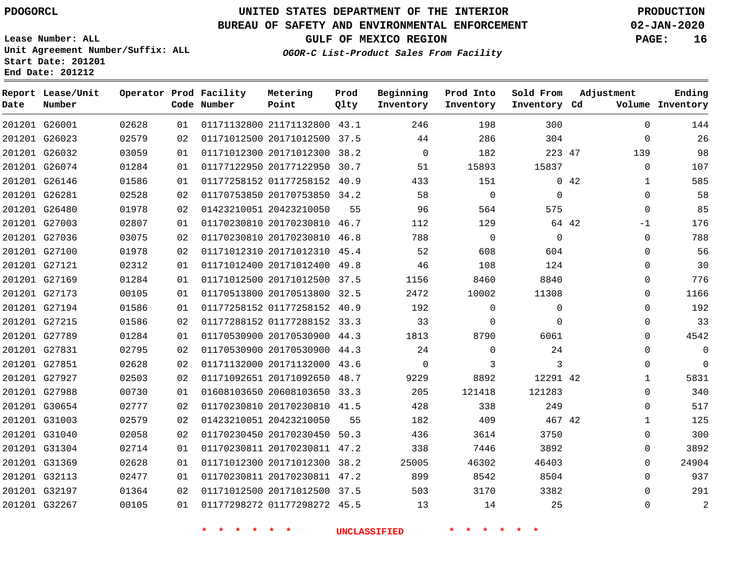PDOGORCL

# UNITED STATES DEPARTMENT OF THE INTERIOR
## BUREAU OF SAFETY AND ENVIRONMENTAL ENFORCEMENT
### GULF OF MEXICO REGION
*OGOR-C List-Product Sales From Facility*

PRODUCTION
02-JAN-2020

Lease Number: ALL
Unit Agreement Number/Suffix: ALL
Start Date: 201201
End Date: 201212

| Report Date | Lease/Unit Number | Operator | Prod Code | Facility Number | Metering Point | Prod Qlty | Beginning Inventory | Prod Into Inventory | Sold From Inventory | Adjustment Cd | Adjustment Volume | Ending Inventory |
|---|---|---|---|---|---|---|---|---|---|---|---|---|
| 201201 | G26001 | 02628 | 01 | 01171132800 | 21171132800 | 43.1 | 246 | 198 | 300 | | 0 | 144 |
| 201201 | G26023 | 02579 | 02 | 01171012500 | 20171012500 | 37.5 | 44 | 286 | 304 | | 0 | 26 |
| 201201 | G26032 | 03059 | 01 | 01171012300 | 20171012300 | 38.2 | 0 | 182 | 223 | 47 | 139 | 98 |
| 201201 | G26074 | 01284 | 01 | 01177122950 | 20177122950 | 30.7 | 51 | 15893 | 15837 | | 0 | 107 |
| 201201 | G26146 | 01586 | 01 | 01177258152 | 01177258152 | 40.9 | 433 | 151 | 0 | 42 | 1 | 585 |
| 201201 | G26281 | 02528 | 02 | 01170753850 | 20170753850 | 34.2 | 58 | 0 | 0 | | 0 | 58 |
| 201201 | G26480 | 01978 | 02 | 01423210051 | 20423210050 | 55 | 96 | 564 | 575 | | 0 | 85 |
| 201201 | G27003 | 02807 | 01 | 01170230810 | 20170230810 | 46.7 | 112 | 129 | 64 | 42 | -1 | 176 |
| 201201 | G27036 | 03075 | 02 | 01170230810 | 20170230810 | 46.8 | 788 | 0 | 0 | | 0 | 788 |
| 201201 | G27100 | 01978 | 02 | 01171012310 | 20171012310 | 45.4 | 52 | 608 | 604 | | 0 | 56 |
| 201201 | G27121 | 02312 | 01 | 01171012400 | 20171012400 | 49.8 | 46 | 108 | 124 | | 0 | 30 |
| 201201 | G27169 | 01284 | 01 | 01171012500 | 20171012500 | 37.5 | 1156 | 8460 | 8840 | | 0 | 776 |
| 201201 | G27173 | 00105 | 01 | 01170513800 | 20170513800 | 32.5 | 2472 | 10002 | 11308 | | 0 | 1166 |
| 201201 | G27194 | 01586 | 01 | 01177258152 | 01177258152 | 40.9 | 192 | 0 | 0 | | 0 | 192 |
| 201201 | G27215 | 01586 | 02 | 01177288152 | 01177288152 | 33.3 | 33 | 0 | 0 | | 0 | 33 |
| 201201 | G27789 | 01284 | 01 | 01170530900 | 20170530900 | 44.3 | 1813 | 8790 | 6061 | | 0 | 4542 |
| 201201 | G27831 | 02795 | 02 | 01170530900 | 20170530900 | 44.3 | 24 | 0 | 24 | | 0 | 0 |
| 201201 | G27851 | 02628 | 02 | 01171132000 | 20171132000 | 43.6 | 0 | 3 | 3 | | 0 | 0 |
| 201201 | G27927 | 02503 | 02 | 01171092651 | 20171092650 | 48.7 | 9229 | 8892 | 12291 | 42 | 1 | 5831 |
| 201201 | G27988 | 00730 | 01 | 01608103650 | 20608103650 | 33.3 | 205 | 121418 | 121283 | | 0 | 340 |
| 201201 | G30654 | 02777 | 02 | 01170230810 | 20170230810 | 41.5 | 428 | 338 | 249 | | 0 | 517 |
| 201201 | G31003 | 02579 | 02 | 01423210051 | 20423210050 | 55 | 182 | 409 | 467 | 42 | 1 | 125 |
| 201201 | G31040 | 02058 | 02 | 01170230450 | 20170230450 | 50.3 | 436 | 3614 | 3750 | | 0 | 300 |
| 201201 | G31304 | 02714 | 01 | 01170230811 | 20170230811 | 47.2 | 338 | 7446 | 3892 | | 0 | 3892 |
| 201201 | G31369 | 02628 | 01 | 01171012300 | 20171012300 | 38.2 | 25005 | 46302 | 46403 | | 0 | 24904 |
| 201201 | G32113 | 02477 | 01 | 01170230811 | 20170230811 | 47.2 | 899 | 8542 | 8504 | | 0 | 937 |
| 201201 | G32197 | 01364 | 02 | 01171012500 | 20171012500 | 37.5 | 503 | 3170 | 3382 | | 0 | 291 |
| 201201 | G32267 | 00105 | 01 | 01177298272 | 01177298272 | 45.5 | 13 | 14 | 25 | | 0 | 2 |

\* \* \* \* \* \* UNCLASSIFIED \* \* \* \* \* \*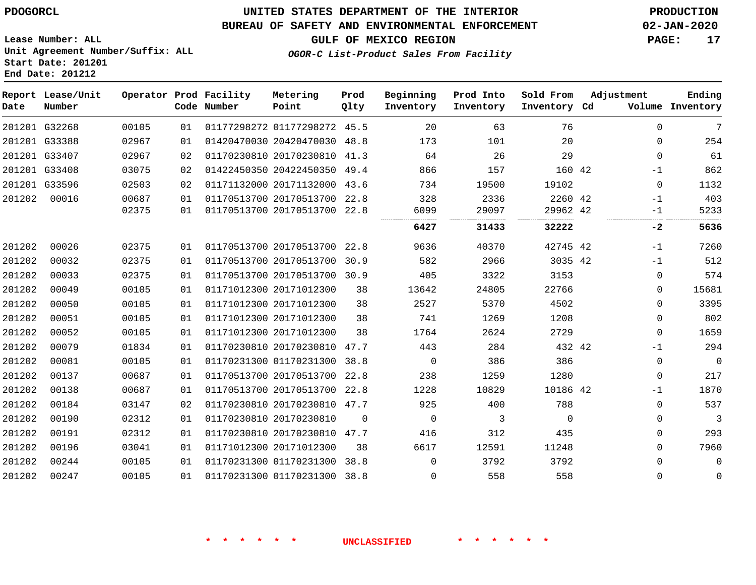PDOGORCL

# UNITED STATES DEPARTMENT OF THE INTERIOR
## BUREAU OF SAFETY AND ENVIRONMENTAL ENFORCEMENT
### GULF OF MEXICO REGION

*OGOR-C List-Product Sales From Facility*

PRODUCTION
02-JAN-2020

Lease Number: ALL
Unit Agreement Number/Suffix: ALL
Start Date: 201201
End Date: 201212

| Report Date | Lease/Unit Number | Operator | Prod Code | Facility Number | Metering Point | Prod Qlty | Beginning Inventory | Prod Into Inventory | Sold From Inventory | Adjustment Cd | Volume | Ending Inventory |
|---|---|---|---|---|---|---|---|---|---|---|---|---|
| 201201 | G32268 | 00105 | 01 | 01177298272 | 01177298272 | 45.5 | 20 | 63 | 76 | | 0 | 7 |
| 201201 | G33388 | 02967 | 01 | 01420470030 | 20420470030 | 48.8 | 173 | 101 | 20 | | 0 | 254 |
| 201201 | G33407 | 02967 | 02 | 01170230810 | 20170230810 | 41.3 | 64 | 26 | 29 | | 0 | 61 |
| 201201 | G33408 | 03075 | 02 | 01422450350 | 20422450350 | 49.4 | 866 | 157 | 160 | 42 | -1 | 862 |
| 201201 | G33596 | 02503 | 02 | 01171132000 | 20171132000 | 43.6 | 734 | 19500 | 19102 | | 0 | 1132 |
| 201202 | 00016 | 00687 | 01 | 01170513700 | 20170513700 | 22.8 | 328 | 2336 | 2260 | 42 | -1 | 403 |
| | | 02375 | 01 | 01170513700 | 20170513700 | 22.8 | 6099 | 29097 | 29962 | 42 | -1 | 5233 |
| | | | | | | | **6427** | **31433** | **32222** | | **-2** | **5636** |
| 201202 | 00026 | 02375 | 01 | 01170513700 | 20170513700 | 22.8 | 9636 | 40370 | 42745 | 42 | -1 | 7260 |
| 201202 | 00032 | 02375 | 01 | 01170513700 | 20170513700 | 30.9 | 582 | 2966 | 3035 | 42 | -1 | 512 |
| 201202 | 00033 | 02375 | 01 | 01170513700 | 20170513700 | 30.9 | 405 | 3322 | 3153 | | 0 | 574 |
| 201202 | 00049 | 00105 | 01 | 01171012300 | 20171012300 | 38 | 13642 | 24805 | 22766 | | 0 | 15681 |
| 201202 | 00050 | 00105 | 01 | 01171012300 | 20171012300 | 38 | 2527 | 5370 | 4502 | | 0 | 3395 |
| 201202 | 00051 | 00105 | 01 | 01171012300 | 20171012300 | 38 | 741 | 1269 | 1208 | | 0 | 802 |
| 201202 | 00052 | 00105 | 01 | 01171012300 | 20171012300 | 38 | 1764 | 2624 | 2729 | | 0 | 1659 |
| 201202 | 00079 | 01834 | 01 | 01170230810 | 20170230810 | 47.7 | 443 | 284 | 432 | 42 | -1 | 294 |
| 201202 | 00081 | 00105 | 01 | 01170231300 | 01170231300 | 38.8 | 0 | 386 | 386 | | 0 | 0 |
| 201202 | 00137 | 00687 | 01 | 01170513700 | 20170513700 | 22.8 | 238 | 1259 | 1280 | | 0 | 217 |
| 201202 | 00138 | 00687 | 01 | 01170513700 | 20170513700 | 22.8 | 1228 | 10829 | 10186 | 42 | -1 | 1870 |
| 201202 | 00184 | 03147 | 02 | 01170230810 | 20170230810 | 47.7 | 925 | 400 | 788 | | 0 | 537 |
| 201202 | 00190 | 02312 | 01 | 01170230810 | 20170230810 | 0 | 0 | 3 | 0 | | 0 | 3 |
| 201202 | 00191 | 02312 | 01 | 01170230810 | 20170230810 | 47.7 | 416 | 312 | 435 | | 0 | 293 |
| 201202 | 00196 | 03041 | 01 | 01171012300 | 20171012300 | 38 | 6617 | 12591 | 11248 | | 0 | 7960 |
| 201202 | 00244 | 00105 | 01 | 01170231300 | 01170231300 | 38.8 | 0 | 3792 | 3792 | | 0 | 0 |
| 201202 | 00247 | 00105 | 01 | 01170231300 | 01170231300 | 38.8 | 0 | 558 | 558 | | 0 | 0 |

\* \* \* \* \* \* UNCLASSIFIED \* \* \* \* \* \*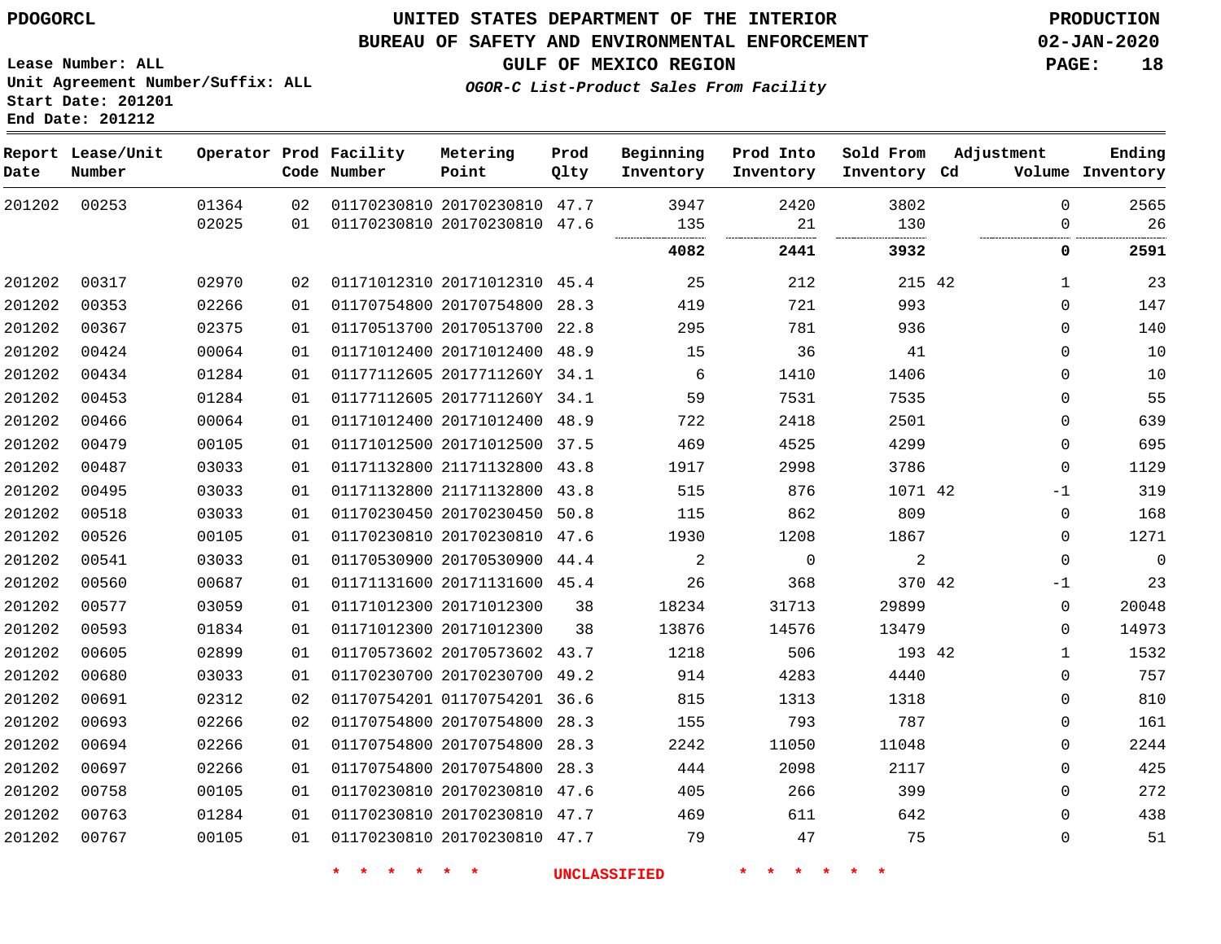PDOGORCL

# UNITED STATES DEPARTMENT OF THE INTERIOR
## BUREAU OF SAFETY AND ENVIRONMENTAL ENFORCEMENT
### GULF OF MEXICO REGION
*OGOR-C List-Product Sales From Facility*

PRODUCTION
02-JAN-2020

Lease Number: ALL
Unit Agreement Number/Suffix: ALL
Start Date: 201201
End Date: 201212

| Report Date | Lease/Unit Number | Operator | Prod Code | Facility Number | Metering Point | Prod Qlty | Beginning Inventory | Prod Into Inventory | Sold From Inventory | Adjustment Cd | Adjustment Volume | Ending Inventory |
|---|---|---|---|---|---|---|---|---|---|---|---|---|
| 201202 | 00253 | 01364 | 02 | 01170230810 | 20170230810 | 47.7 | 3947 | 2420 | 3802 | | 0 | 2565 |
| | | 02025 | 01 | 01170230810 | 20170230810 | 47.6 | 135 | 21 | 130 | | 0 | 26 |
| | | | | | | | **4082** | **2441** | **3932** | | **0** | **2591** |
| 201202 | 00317 | 02970 | 02 | 01171012310 | 20171012310 | 45.4 | 25 | 212 | 215 | 42 | 1 | 23 |
| 201202 | 00353 | 02266 | 01 | 01170754800 | 20170754800 | 28.3 | 419 | 721 | 993 | | 0 | 147 |
| 201202 | 00367 | 02375 | 01 | 01170513700 | 20170513700 | 22.8 | 295 | 781 | 936 | | 0 | 140 |
| 201202 | 00424 | 00064 | 01 | 01171012400 | 20171012400 | 48.9 | 15 | 36 | 41 | | 0 | 10 |
| 201202 | 00434 | 01284 | 01 | 01177112605 | 2017711260Y | 34.1 | 6 | 1410 | 1406 | | 0 | 10 |
| 201202 | 00453 | 01284 | 01 | 01177112605 | 2017711260Y | 34.1 | 59 | 7531 | 7535 | | 0 | 55 |
| 201202 | 00466 | 00064 | 01 | 01171012400 | 20171012400 | 48.9 | 722 | 2418 | 2501 | | 0 | 639 |
| 201202 | 00479 | 00105 | 01 | 01171012500 | 20171012500 | 37.5 | 469 | 4525 | 4299 | | 0 | 695 |
| 201202 | 00487 | 03033 | 01 | 01171132800 | 21171132800 | 43.8 | 1917 | 2998 | 3786 | | 0 | 1129 |
| 201202 | 00495 | 03033 | 01 | 01171132800 | 21171132800 | 43.8 | 515 | 876 | 1071 | 42 | -1 | 319 |
| 201202 | 00518 | 03033 | 01 | 01170230450 | 20170230450 | 50.8 | 115 | 862 | 809 | | 0 | 168 |
| 201202 | 00526 | 00105 | 01 | 01170230810 | 20170230810 | 47.6 | 1930 | 1208 | 1867 | | 0 | 1271 |
| 201202 | 00541 | 03033 | 01 | 01170530900 | 20170530900 | 44.4 | 2 | 0 | 2 | | 0 | 0 |
| 201202 | 00560 | 00687 | 01 | 01171131600 | 20171131600 | 45.4 | 26 | 368 | 370 | 42 | -1 | 23 |
| 201202 | 00577 | 03059 | 01 | 01171012300 | 20171012300 | 38 | 18234 | 31713 | 29899 | | 0 | 20048 |
| 201202 | 00593 | 01834 | 01 | 01171012300 | 20171012300 | 38 | 13876 | 14576 | 13479 | | 0 | 14973 |
| 201202 | 00605 | 02899 | 01 | 01170573602 | 20170573602 | 43.7 | 1218 | 506 | 193 | 42 | 1 | 1532 |
| 201202 | 00680 | 03033 | 01 | 01170230700 | 20170230700 | 49.2 | 914 | 4283 | 4440 | | 0 | 757 |
| 201202 | 00691 | 02312 | 02 | 01170754201 | 01170754201 | 36.6 | 815 | 1313 | 1318 | | 0 | 810 |
| 201202 | 00693 | 02266 | 02 | 01170754800 | 20170754800 | 28.3 | 155 | 793 | 787 | | 0 | 161 |
| 201202 | 00694 | 02266 | 01 | 01170754800 | 20170754800 | 28.3 | 2242 | 11050 | 11048 | | 0 | 2244 |
| 201202 | 00697 | 02266 | 01 | 01170754800 | 20170754800 | 28.3 | 444 | 2098 | 2117 | | 0 | 425 |
| 201202 | 00758 | 00105 | 01 | 01170230810 | 20170230810 | 47.6 | 405 | 266 | 399 | | 0 | 272 |
| 201202 | 00763 | 01284 | 01 | 01170230810 | 20170230810 | 47.7 | 469 | 611 | 642 | | 0 | 438 |
| 201202 | 00767 | 00105 | 01 | 01170230810 | 20170230810 | 47.7 | 79 | 47 | 75 | | 0 | 51 |

* * * * * * UNCLASSIFIED * * * * * *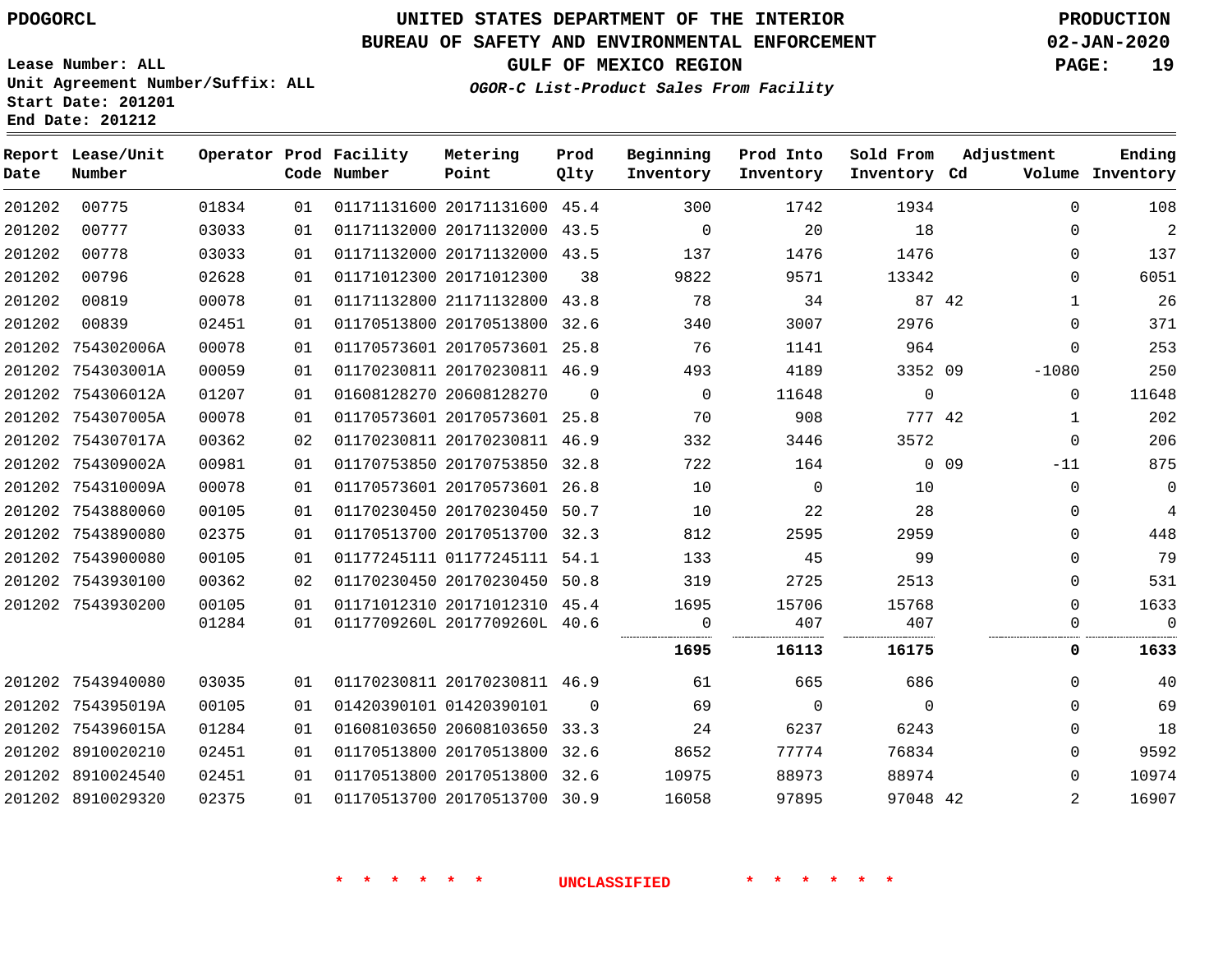PDOGORCL

# UNITED STATES DEPARTMENT OF THE INTERIOR
## BUREAU OF SAFETY AND ENVIRONMENTAL ENFORCEMENT
### GULF OF MEXICO REGION
*OGOR-C List-Product Sales From Facility*

PRODUCTION
02-JAN-2020

Lease Number: ALL
Unit Agreement Number/Suffix: ALL
Start Date: 201201
End Date: 201212

| Report Date | Lease/Unit Number | Operator | Prod Code | Facility Number | Metering Point | Prod Qlty | Beginning Inventory | Prod Into Inventory | Sold From Inventory | Adjustment Cd | Volume | Ending Inventory |
|---|---|---|---|---|---|---|---|---|---|---|---|---|
| 201202 | 00775 | 01834 | 01 | 01171131600 | 20171131600 | 45.4 | 300 | 1742 | 1934 | | 0 | 108 |
| 201202 | 00777 | 03033 | 01 | 01171132000 | 20171132000 | 43.5 | 0 | 20 | 18 | | 0 | 2 |
| 201202 | 00778 | 03033 | 01 | 01171132000 | 20171132000 | 43.5 | 137 | 1476 | 1476 | | 0 | 137 |
| 201202 | 00796 | 02628 | 01 | 01171012300 | 20171012300 | 38 | 9822 | 9571 | 13342 | | 0 | 6051 |
| 201202 | 00819 | 00078 | 01 | 01171132800 | 21171132800 | 43.8 | 78 | 34 | 87 | 42 | 1 | 26 |
| 201202 | 00839 | 02451 | 01 | 01170513800 | 20170513800 | 32.6 | 340 | 3007 | 2976 | | 0 | 371 |
| 201202 | 754302006A | 00078 | 01 | 01170573601 | 20170573601 | 25.8 | 76 | 1141 | 964 | | 0 | 253 |
| 201202 | 754303001A | 00059 | 01 | 01170230811 | 20170230811 | 46.9 | 493 | 4189 | 3352 | 09 | -1080 | 250 |
| 201202 | 754306012A | 01207 | 01 | 01608128270 | 20608128270 | 0 | 0 | 11648 | 0 | | 0 | 11648 |
| 201202 | 754307005A | 00078 | 01 | 01170573601 | 20170573601 | 25.8 | 70 | 908 | 777 | 42 | 1 | 202 |
| 201202 | 754307017A | 00362 | 02 | 01170230811 | 20170230811 | 46.9 | 332 | 3446 | 3572 | | 0 | 206 |
| 201202 | 754309002A | 00981 | 01 | 01170753850 | 20170753850 | 32.8 | 722 | 164 | 0 | 09 | -11 | 875 |
| 201202 | 754310009A | 00078 | 01 | 01170573601 | 20170573601 | 26.8 | 10 | 0 | 10 | | 0 | 0 |
| 201202 | 7543880060 | 00105 | 01 | 01170230450 | 20170230450 | 50.7 | 10 | 22 | 28 | | 0 | 4 |
| 201202 | 7543890080 | 02375 | 01 | 01170513700 | 20170513700 | 32.3 | 812 | 2595 | 2959 | | 0 | 448 |
| 201202 | 7543900080 | 00105 | 01 | 01177245111 | 01177245111 | 54.1 | 133 | 45 | 99 | | 0 | 79 |
| 201202 | 7543930100 | 00362 | 02 | 01170230450 | 20170230450 | 50.8 | 319 | 2725 | 2513 | | 0 | 531 |
| 201202 | 7543930200 | 00105 | 01 | 01171012310 | 20171012310 | 45.4 | 1695 | 15706 | 15768 | | 0 | 1633 |
| | | 01284 | 01 | 0117709260L | 2017709260L | 40.6 | 0 | 407 | 407 | | 0 | 0 |
| | | | | | | | **1695** | **16113** | **16175** | | **0** | **1633** |
| 201202 | 7543940080 | 03035 | 01 | 01170230811 | 20170230811 | 46.9 | 61 | 665 | 686 | | 0 | 40 |
| 201202 | 754395019A | 00105 | 01 | 01420390101 | 01420390101 | 0 | 69 | 0 | 0 | | 0 | 69 |
| 201202 | 754396015A | 01284 | 01 | 01608103650 | 20608103650 | 33.3 | 24 | 6237 | 6243 | | 0 | 18 |
| 201202 | 8910020210 | 02451 | 01 | 01170513800 | 20170513800 | 32.6 | 8652 | 77774 | 76834 | | 0 | 9592 |
| 201202 | 8910024540 | 02451 | 01 | 01170513800 | 20170513800 | 32.6 | 10975 | 88973 | 88974 | | 0 | 10974 |
| 201202 | 8910029320 | 02375 | 01 | 01170513700 | 20170513700 | 30.9 | 16058 | 97895 | 97048 | 42 | 2 | 16907 |

\* \* \* \* \* \* UNCLASSIFIED \* \* \* \* \* \*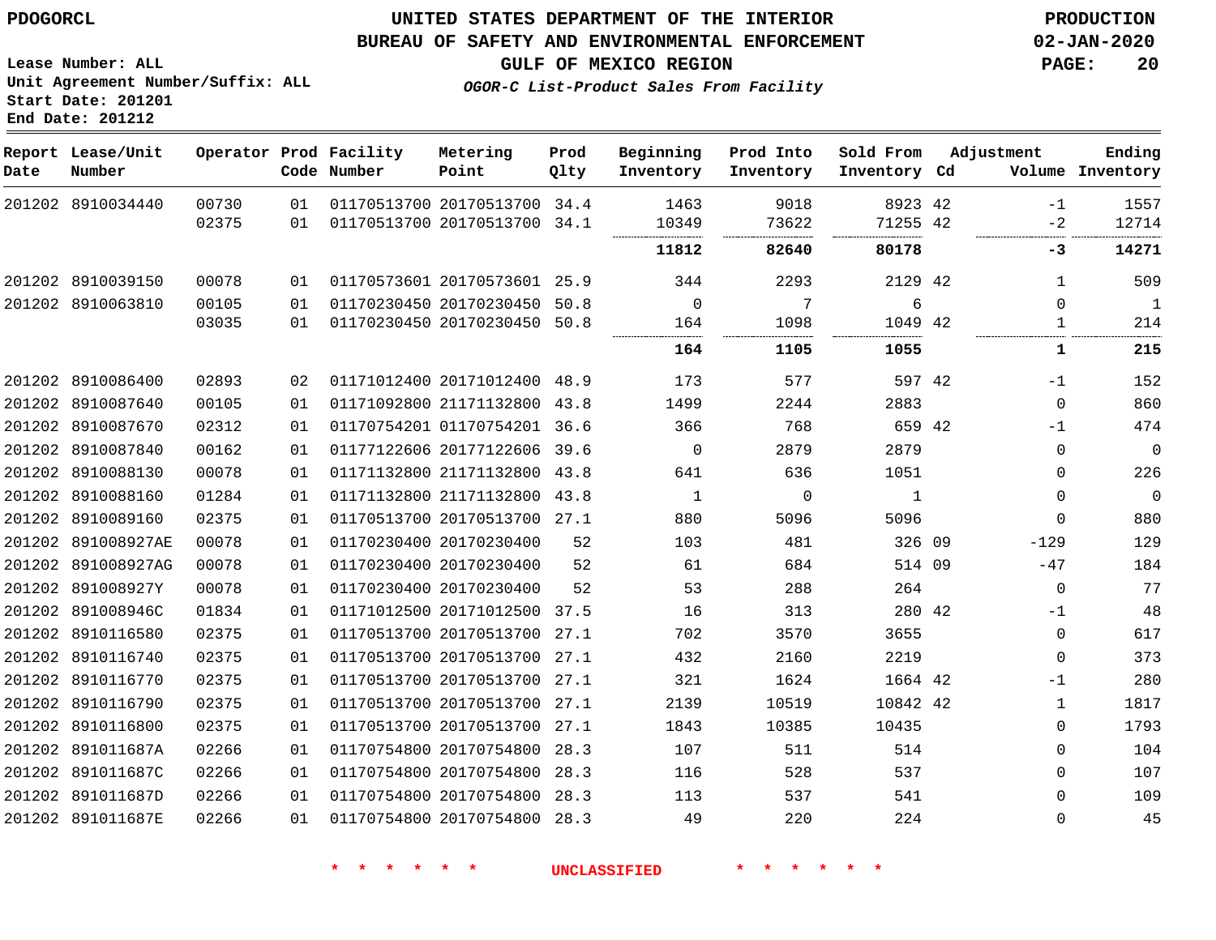PDOGORCL

# UNITED STATES DEPARTMENT OF THE INTERIOR
## BUREAU OF SAFETY AND ENVIRONMENTAL ENFORCEMENT
### GULF OF MEXICO REGION

PRODUCTION
02-JAN-2020

Lease Number: ALL
Unit Agreement Number/Suffix: ALL
Start Date: 201201
End Date: 201212

*OGOR-C List-Product Sales From Facility*

| Report Date | Lease/Unit Number | Operator | Prod Code | Facility Number | Metering Point | Prod Qlty | Beginning Inventory | Prod Into Inventory | Sold From Inventory | Adjustment Cd | Adjustment Volume | Ending Inventory |
|---|---|---|---|---|---|---|---|---|---|---|---|---|
| 201202 | 8910034440 | 00730 | 01 | 01170513700 | 20170513700 | 34.4 | 1463 | 9018 | 8923 | 42 | -1 | 1557 |
| | | 02375 | 01 | 01170513700 | 20170513700 | 34.1 | 10349 | 73622 | 71255 | 42 | -2 | 12714 |
| | | | | | | | **11812** | **82640** | **80178** | | **-3** | **14271** |
| 201202 | 8910039150 | 00078 | 01 | 01170573601 | 20170573601 | 25.9 | 344 | 2293 | 2129 | 42 | 1 | 509 |
| 201202 | 8910063810 | 00105 | 01 | 01170230450 | 20170230450 | 50.8 | 0 | 7 | 6 | | 0 | 1 |
| | | 03035 | 01 | 01170230450 | 20170230450 | 50.8 | 164 | 1098 | 1049 | 42 | 1 | 214 |
| | | | | | | | **164** | **1105** | **1055** | | **1** | **215** |
| 201202 | 8910086400 | 02893 | 02 | 01171012400 | 20171012400 | 48.9 | 173 | 577 | 597 | 42 | -1 | 152 |
| 201202 | 8910087640 | 00105 | 01 | 01171092800 | 21171132800 | 43.8 | 1499 | 2244 | 2883 | | 0 | 860 |
| 201202 | 8910087670 | 02312 | 01 | 01170754201 | 01170754201 | 36.6 | 366 | 768 | 659 | 42 | -1 | 474 |
| 201202 | 8910087840 | 00162 | 01 | 01177122606 | 20177122606 | 39.6 | 0 | 2879 | 2879 | | 0 | 0 |
| 201202 | 8910088130 | 00078 | 01 | 01171132800 | 21171132800 | 43.8 | 641 | 636 | 1051 | | 0 | 226 |
| 201202 | 8910088160 | 01284 | 01 | 01171132800 | 21171132800 | 43.8 | 1 | 0 | 1 | | 0 | 0 |
| 201202 | 8910089160 | 02375 | 01 | 01170513700 | 20170513700 | 27.1 | 880 | 5096 | 5096 | | 0 | 880 |
| 201202 | 891008927AE | 00078 | 01 | 01170230400 | 20170230400 | 52 | 103 | 481 | 326 | 09 | -129 | 129 |
| 201202 | 891008927AG | 00078 | 01 | 01170230400 | 20170230400 | 52 | 61 | 684 | 514 | 09 | -47 | 184 |
| 201202 | 891008927Y | 00078 | 01 | 01170230400 | 20170230400 | 52 | 53 | 288 | 264 | | 0 | 77 |
| 201202 | 891008946C | 01834 | 01 | 01171012500 | 20171012500 | 37.5 | 16 | 313 | 280 | 42 | -1 | 48 |
| 201202 | 8910116580 | 02375 | 01 | 01170513700 | 20170513700 | 27.1 | 702 | 3570 | 3655 | | 0 | 617 |
| 201202 | 8910116740 | 02375 | 01 | 01170513700 | 20170513700 | 27.1 | 432 | 2160 | 2219 | | 0 | 373 |
| 201202 | 8910116770 | 02375 | 01 | 01170513700 | 20170513700 | 27.1 | 321 | 1624 | 1664 | 42 | -1 | 280 |
| 201202 | 8910116790 | 02375 | 01 | 01170513700 | 20170513700 | 27.1 | 2139 | 10519 | 10842 | 42 | 1 | 1817 |
| 201202 | 8910116800 | 02375 | 01 | 01170513700 | 20170513700 | 27.1 | 1843 | 10385 | 10435 | | 0 | 1793 |
| 201202 | 891011687A | 02266 | 01 | 01170754800 | 20170754800 | 28.3 | 107 | 511 | 514 | | 0 | 104 |
| 201202 | 891011687C | 02266 | 01 | 01170754800 | 20170754800 | 28.3 | 116 | 528 | 537 | | 0 | 107 |
| 201202 | 891011687D | 02266 | 01 | 01170754800 | 20170754800 | 28.3 | 113 | 537 | 541 | | 0 | 109 |
| 201202 | 891011687E | 02266 | 01 | 01170754800 | 20170754800 | 28.3 | 49 | 220 | 224 | | 0 | 45 |

\* \* \* \* \* \* UNCLASSIFIED \* \* \* \* \* \*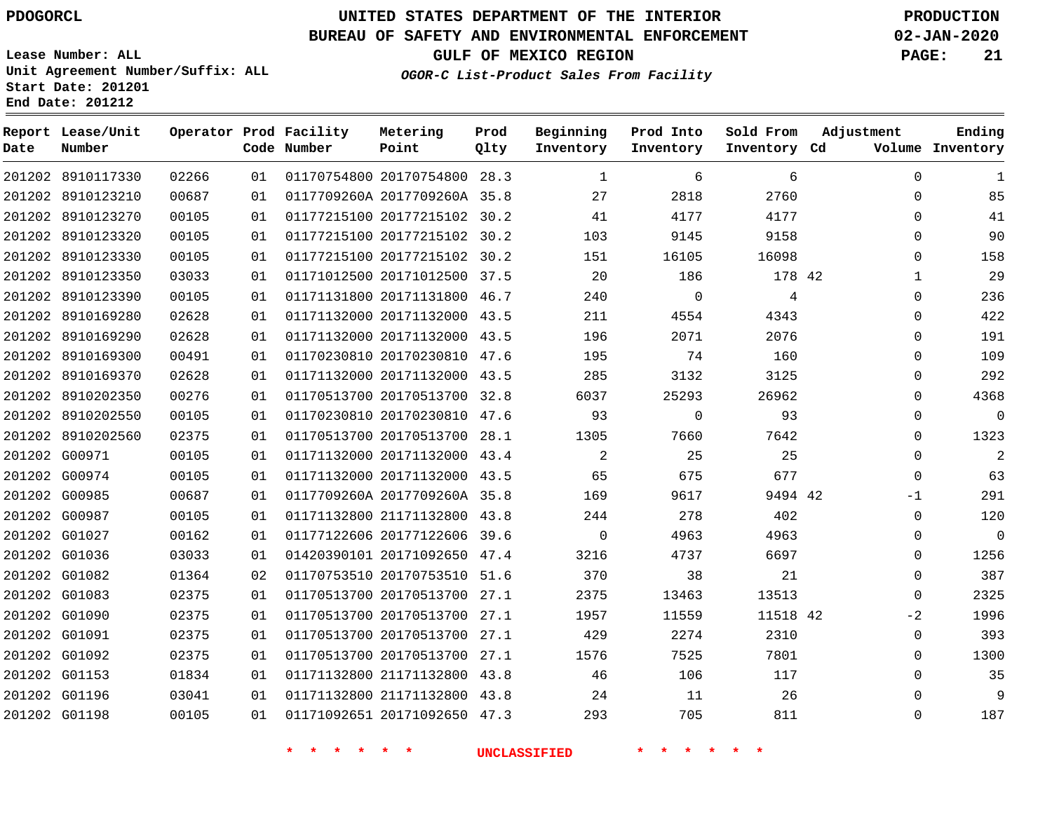PDOGORCL

# UNITED STATES DEPARTMENT OF THE INTERIOR
## BUREAU OF SAFETY AND ENVIRONMENTAL ENFORCEMENT
### GULF OF MEXICO REGION
*OGOR-C List-Product Sales From Facility*

PRODUCTION
02-JAN-2020

Lease Number: ALL
Unit Agreement Number/Suffix: ALL
Start Date: 201201
End Date: 201212

| Report Date | Lease/Unit Number | Operator | Prod Code | Facility Number | Metering Point | Prod Qlty | Beginning Inventory | Prod Into Inventory | Sold From Inventory | Adjustment Cd | Adjustment Volume | Ending Inventory |
|---|---|---|---|---|---|---|---|---|---|---|---|---|
| 201202 | 8910117330 | 02266 | 01 | 01170754800 | 20170754800 | 28.3 | 1 | 6 | 6 | | 0 | 1 |
| 201202 | 8910123210 | 00687 | 01 | 0117709260A | 2017709260A | 35.8 | 27 | 2818 | 2760 | | 0 | 85 |
| 201202 | 8910123270 | 00105 | 01 | 01177215100 | 20177215102 | 30.2 | 41 | 4177 | 4177 | | 0 | 41 |
| 201202 | 8910123320 | 00105 | 01 | 01177215100 | 20177215102 | 30.2 | 103 | 9145 | 9158 | | 0 | 90 |
| 201202 | 8910123330 | 00105 | 01 | 01177215100 | 20177215102 | 30.2 | 151 | 16105 | 16098 | | 0 | 158 |
| 201202 | 8910123350 | 03033 | 01 | 01171012500 | 20171012500 | 37.5 | 20 | 186 | 178 | 42 | 1 | 29 |
| 201202 | 8910123390 | 00105 | 01 | 01171131800 | 20171131800 | 46.7 | 240 | 0 | 4 | | 0 | 236 |
| 201202 | 8910169280 | 02628 | 01 | 01171132000 | 20171132000 | 43.5 | 211 | 4554 | 4343 | | 0 | 422 |
| 201202 | 8910169290 | 02628 | 01 | 01171132000 | 20171132000 | 43.5 | 196 | 2071 | 2076 | | 0 | 191 |
| 201202 | 8910169300 | 00491 | 01 | 01170230810 | 20170230810 | 47.6 | 195 | 74 | 160 | | 0 | 109 |
| 201202 | 8910169370 | 02628 | 01 | 01171132000 | 20171132000 | 43.5 | 285 | 3132 | 3125 | | 0 | 292 |
| 201202 | 8910202350 | 00276 | 01 | 01170513700 | 20170513700 | 32.8 | 6037 | 25293 | 26962 | | 0 | 4368 |
| 201202 | 8910202550 | 00105 | 01 | 01170230810 | 20170230810 | 47.6 | 93 | 0 | 93 | | 0 | 0 |
| 201202 | 8910202560 | 02375 | 01 | 01170513700 | 20170513700 | 28.1 | 1305 | 7660 | 7642 | | 0 | 1323 |
| 201202 | G00971 | 00105 | 01 | 01171132000 | 20171132000 | 43.4 | 2 | 25 | 25 | | 0 | 2 |
| 201202 | G00974 | 00105 | 01 | 01171132000 | 20171132000 | 43.5 | 65 | 675 | 677 | | 0 | 63 |
| 201202 | G00985 | 00687 | 01 | 0117709260A | 2017709260A | 35.8 | 169 | 9617 | 9494 | 42 | -1 | 291 |
| 201202 | G00987 | 00105 | 01 | 01171132800 | 21171132800 | 43.8 | 244 | 278 | 402 | | 0 | 120 |
| 201202 | G01027 | 00162 | 01 | 01177122606 | 20177122606 | 39.6 | 0 | 4963 | 4963 | | 0 | 0 |
| 201202 | G01036 | 03033 | 01 | 01420390101 | 20171092650 | 47.4 | 3216 | 4737 | 6697 | | 0 | 1256 |
| 201202 | G01082 | 01364 | 02 | 01170753510 | 20170753510 | 51.6 | 370 | 38 | 21 | | 0 | 387 |
| 201202 | G01083 | 02375 | 01 | 01170513700 | 20170513700 | 27.1 | 2375 | 13463 | 13513 | | 0 | 2325 |
| 201202 | G01090 | 02375 | 01 | 01170513700 | 20170513700 | 27.1 | 1957 | 11559 | 11518 | 42 | -2 | 1996 |
| 201202 | G01091 | 02375 | 01 | 01170513700 | 20170513700 | 27.1 | 429 | 2274 | 2310 | | 0 | 393 |
| 201202 | G01092 | 02375 | 01 | 01170513700 | 20170513700 | 27.1 | 1576 | 7525 | 7801 | | 0 | 1300 |
| 201202 | G01153 | 01834 | 01 | 01171132800 | 21171132800 | 43.8 | 46 | 106 | 117 | | 0 | 35 |
| 201202 | G01196 | 03041 | 01 | 01171132800 | 21171132800 | 43.8 | 24 | 11 | 26 | | 0 | 9 |
| 201202 | G01198 | 00105 | 01 | 01171092651 | 20171092650 | 47.3 | 293 | 705 | 811 | | 0 | 187 |

* * * * * * UNCLASSIFIED * * * * * *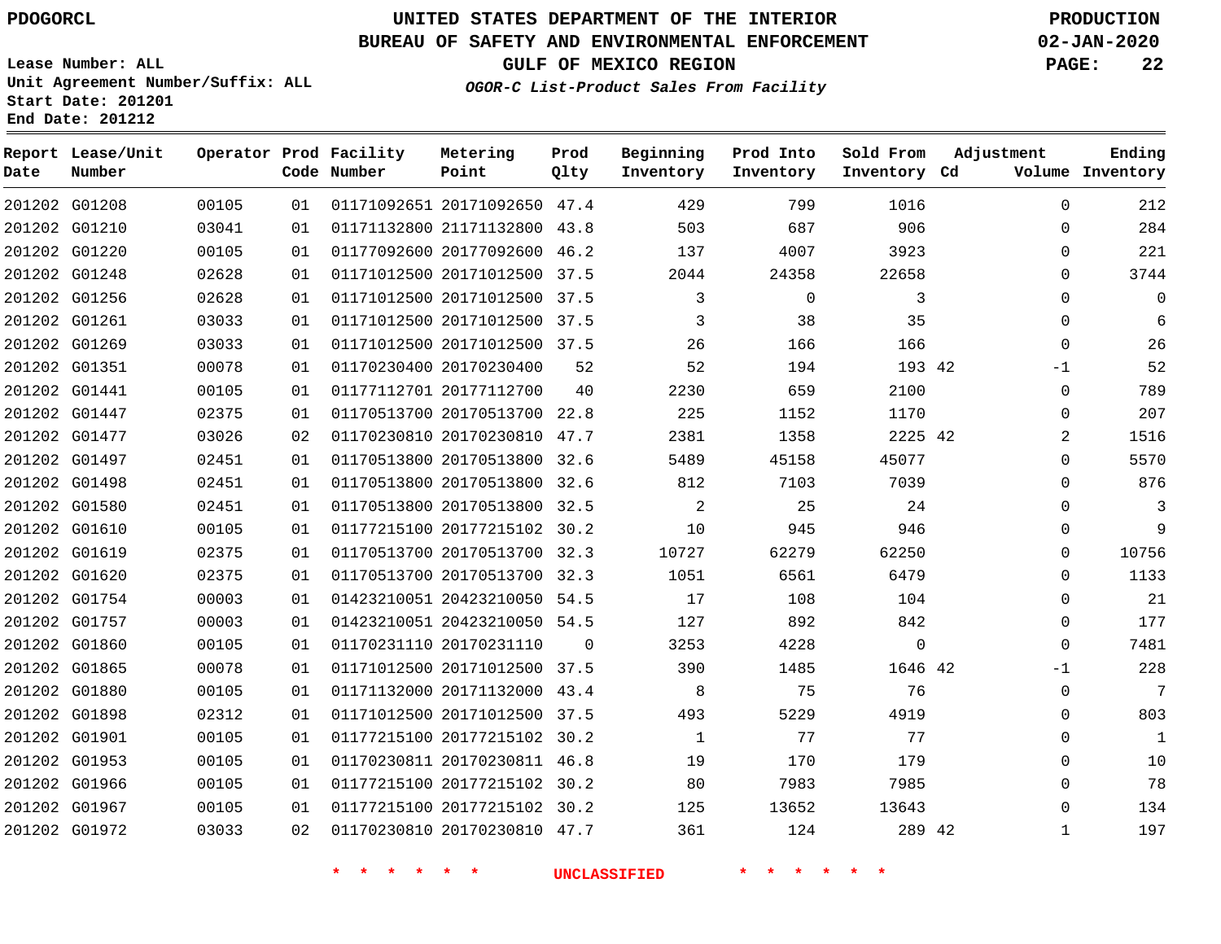PDOGORCL

Lease Number: ALL
Unit Agreement Number/Suffix: ALL
Start Date: 201201
End Date: 201212

# UNITED STATES DEPARTMENT OF THE INTERIOR
## BUREAU OF SAFETY AND ENVIRONMENTAL ENFORCEMENT
### GULF OF MEXICO REGION
*OGOR-C List-Product Sales From Facility*

PRODUCTION
02-JAN-2020

| Report Date | Lease/Unit Number | Operator | Prod Code | Facility Number | Metering Point | Prod Qlty | Beginning Inventory | Prod Into Inventory | Sold From Inventory | Adjustment Cd | Volume | Ending Inventory |
|---|---|---|---|---|---|---|---|---|---|---|---|---|
| 201202 | G01208 | 00105 | 01 | 01171092651 | 20171092650 | 47.4 | 429 | 799 | 1016 | | 0 | 212 |
| 201202 | G01210 | 03041 | 01 | 01171132800 | 21171132800 | 43.8 | 503 | 687 | 906 | | 0 | 284 |
| 201202 | G01220 | 00105 | 01 | 01177092600 | 20177092600 | 46.2 | 137 | 4007 | 3923 | | 0 | 221 |
| 201202 | G01248 | 02628 | 01 | 01171012500 | 20171012500 | 37.5 | 2044 | 24358 | 22658 | | 0 | 3744 |
| 201202 | G01256 | 02628 | 01 | 01171012500 | 20171012500 | 37.5 | 3 | 0 | 3 | | 0 | 0 |
| 201202 | G01261 | 03033 | 01 | 01171012500 | 20171012500 | 37.5 | 3 | 38 | 35 | | 0 | 6 |
| 201202 | G01269 | 03033 | 01 | 01171012500 | 20171012500 | 37.5 | 26 | 166 | 166 | | 0 | 26 |
| 201202 | G01351 | 00078 | 01 | 01170230400 | 20170230400 | 52 | 52 | 194 | 193 | 42 | -1 | 52 |
| 201202 | G01441 | 00105 | 01 | 01177112701 | 20177112700 | 40 | 2230 | 659 | 2100 | | 0 | 789 |
| 201202 | G01447 | 02375 | 01 | 01170513700 | 20170513700 | 22.8 | 225 | 1152 | 1170 | | 0 | 207 |
| 201202 | G01477 | 03026 | 02 | 01170230810 | 20170230810 | 47.7 | 2381 | 1358 | 2225 | 42 | 2 | 1516 |
| 201202 | G01497 | 02451 | 01 | 01170513800 | 20170513800 | 32.6 | 5489 | 45158 | 45077 | | 0 | 5570 |
| 201202 | G01498 | 02451 | 01 | 01170513800 | 20170513800 | 32.6 | 812 | 7103 | 7039 | | 0 | 876 |
| 201202 | G01580 | 02451 | 01 | 01170513800 | 20170513800 | 32.5 | 2 | 25 | 24 | | 0 | 3 |
| 201202 | G01610 | 00105 | 01 | 01177215100 | 20177215102 | 30.2 | 10 | 945 | 946 | | 0 | 9 |
| 201202 | G01619 | 02375 | 01 | 01170513700 | 20170513700 | 32.3 | 10727 | 62279 | 62250 | | 0 | 10756 |
| 201202 | G01620 | 02375 | 01 | 01170513700 | 20170513700 | 32.3 | 1051 | 6561 | 6479 | | 0 | 1133 |
| 201202 | G01754 | 00003 | 01 | 01423210051 | 20423210050 | 54.5 | 17 | 108 | 104 | | 0 | 21 |
| 201202 | G01757 | 00003 | 01 | 01423210051 | 20423210050 | 54.5 | 127 | 892 | 842 | | 0 | 177 |
| 201202 | G01860 | 00105 | 01 | 01170231110 | 20170231110 | 0 | 3253 | 4228 | 0 | | 0 | 7481 |
| 201202 | G01865 | 00078 | 01 | 01171012500 | 20171012500 | 37.5 | 390 | 1485 | 1646 | 42 | -1 | 228 |
| 201202 | G01880 | 00105 | 01 | 01171132000 | 20171132000 | 43.4 | 8 | 75 | 76 | | 0 | 7 |
| 201202 | G01898 | 02312 | 01 | 01171012500 | 20171012500 | 37.5 | 493 | 5229 | 4919 | | 0 | 803 |
| 201202 | G01901 | 00105 | 01 | 01177215100 | 20177215102 | 30.2 | 1 | 77 | 77 | | 0 | 1 |
| 201202 | G01953 | 00105 | 01 | 01170230811 | 20170230811 | 46.8 | 19 | 170 | 179 | | 0 | 10 |
| 201202 | G01966 | 00105 | 01 | 01177215100 | 20177215102 | 30.2 | 80 | 7983 | 7985 | | 0 | 78 |
| 201202 | G01967 | 00105 | 01 | 01177215100 | 20177215102 | 30.2 | 125 | 13652 | 13643 | | 0 | 134 |
| 201202 | G01972 | 03033 | 02 | 01170230810 | 20170230810 | 47.7 | 361 | 124 | 289 | 42 | 1 | 197 |

* * * * * * UNCLASSIFIED * * * * * *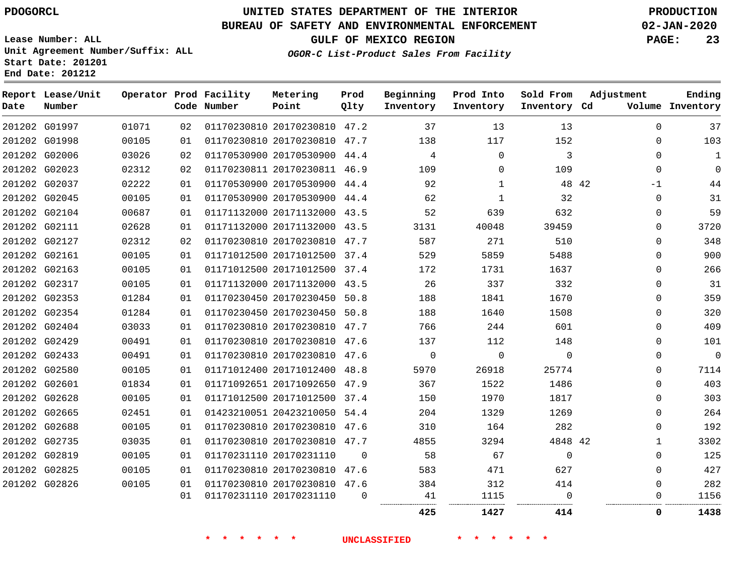PDOGORCL

# UNITED STATES DEPARTMENT OF THE INTERIOR
## BUREAU OF SAFETY AND ENVIRONMENTAL ENFORCEMENT
### GULF OF MEXICO REGION
*OGOR-C List-Product Sales From Facility*

PRODUCTION
02-JAN-2020

Lease Number: ALL
Unit Agreement Number/Suffix: ALL
Start Date: 201201
End Date: 201212

| Report Date | Lease/Unit Number | Operator | Prod Code | Facility Number | Metering Point | Prod Qlty | Beginning Inventory | Prod Into Inventory | Sold From Inventory | Adjustment Cd | Adjustment Volume | Ending Inventory |
|---|---|---|---|---|---|---|---|---|---|---|---|---|
| 201202 | G01997 | 01071 | 02 | 01170230810 | 20170230810 | 47.2 | 37 | 13 | 13 | | 0 | 37 |
| 201202 | G01998 | 00105 | 01 | 01170230810 | 20170230810 | 47.7 | 138 | 117 | 152 | | 0 | 103 |
| 201202 | G02006 | 03026 | 02 | 01170530900 | 20170530900 | 44.4 | 4 | 0 | 3 | | 0 | 1 |
| 201202 | G02023 | 02312 | 02 | 01170230811 | 20170230811 | 46.9 | 109 | 0 | 109 | | 0 | 0 |
| 201202 | G02037 | 02222 | 01 | 01170530900 | 20170530900 | 44.4 | 92 | 1 | 48 | 42 | -1 | 44 |
| 201202 | G02045 | 00105 | 01 | 01170530900 | 20170530900 | 44.4 | 62 | 1 | 32 | | 0 | 31 |
| 201202 | G02104 | 00687 | 01 | 01171132000 | 20171132000 | 43.5 | 52 | 639 | 632 | | 0 | 59 |
| 201202 | G02111 | 02628 | 01 | 01171132000 | 20171132000 | 43.5 | 3131 | 40048 | 39459 | | 0 | 3720 |
| 201202 | G02127 | 02312 | 02 | 01170230810 | 20170230810 | 47.7 | 587 | 271 | 510 | | 0 | 348 |
| 201202 | G02161 | 00105 | 01 | 01171012500 | 20171012500 | 37.4 | 529 | 5859 | 5488 | | 0 | 900 |
| 201202 | G02163 | 00105 | 01 | 01171012500 | 20171012500 | 37.4 | 172 | 1731 | 1637 | | 0 | 266 |
| 201202 | G02317 | 00105 | 01 | 01171132000 | 20171132000 | 43.5 | 26 | 337 | 332 | | 0 | 31 |
| 201202 | G02353 | 01284 | 01 | 01170230450 | 20170230450 | 50.8 | 188 | 1841 | 1670 | | 0 | 359 |
| 201202 | G02354 | 01284 | 01 | 01170230450 | 20170230450 | 50.8 | 188 | 1640 | 1508 | | 0 | 320 |
| 201202 | G02404 | 03033 | 01 | 01170230810 | 20170230810 | 47.7 | 766 | 244 | 601 | | 0 | 409 |
| 201202 | G02429 | 00491 | 01 | 01170230810 | 20170230810 | 47.6 | 137 | 112 | 148 | | 0 | 101 |
| 201202 | G02433 | 00491 | 01 | 01170230810 | 20170230810 | 47.6 | 0 | 0 | 0 | | 0 | 0 |
| 201202 | G02580 | 00105 | 01 | 01171012400 | 20171012400 | 48.8 | 5970 | 26918 | 25774 | | 0 | 7114 |
| 201202 | G02601 | 01834 | 01 | 01171092651 | 20171092650 | 47.9 | 367 | 1522 | 1486 | | 0 | 403 |
| 201202 | G02628 | 00105 | 01 | 01171012500 | 20171012500 | 37.4 | 150 | 1970 | 1817 | | 0 | 303 |
| 201202 | G02665 | 02451 | 01 | 01423210051 | 20423210050 | 54.4 | 204 | 1329 | 1269 | | 0 | 264 |
| 201202 | G02688 | 00105 | 01 | 01170230810 | 20170230810 | 47.6 | 310 | 164 | 282 | | 0 | 192 |
| 201202 | G02735 | 03035 | 01 | 01170230810 | 20170230810 | 47.7 | 4855 | 3294 | 4848 | 42 | 1 | 3302 |
| 201202 | G02819 | 00105 | 01 | 01170231110 | 20170231110 | 0 | 58 | 67 | 0 | | 0 | 125 |
| 201202 | G02825 | 00105 | 01 | 01170230810 | 20170230810 | 47.6 | 583 | 471 | 627 | | 0 | 427 |
| 201202 | G02826 | 00105 | 01 | 01170230810 | 20170230810 | 47.6 | 384 | 312 | 414 | | 0 | 282 |
| | | | 01 | 01170231110 | 20170231110 | 0 | 41 | 1115 | 0 | | 0 | 1156 |
| | | | | | | | **425** | **1427** | **414** | | **0** | **1438** |

\* \* \* \* \* \* UNCLASSIFIED \* \* \* \* \* \*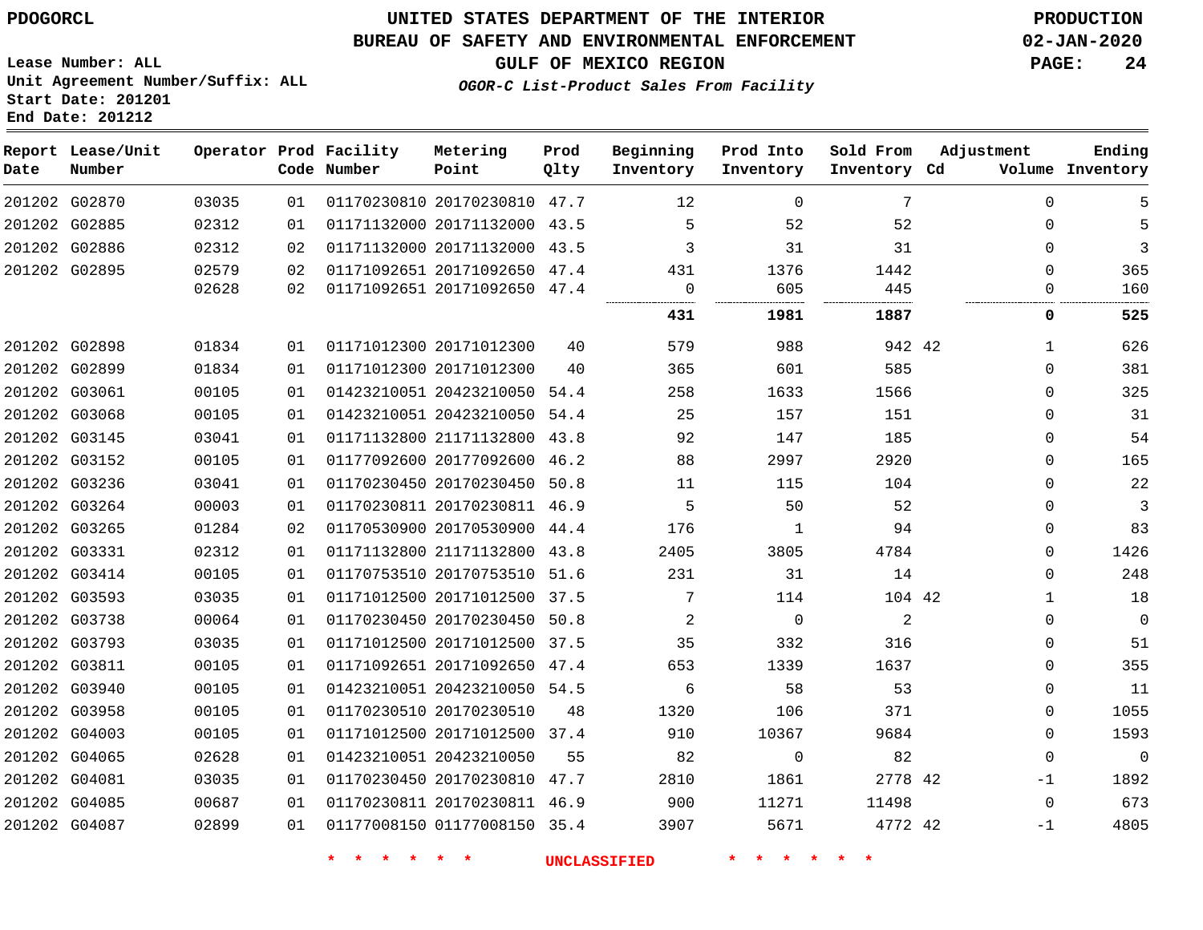PDOGORCL

# UNITED STATES DEPARTMENT OF THE INTERIOR
## BUREAU OF SAFETY AND ENVIRONMENTAL ENFORCEMENT
## GULF OF MEXICO REGION
### *OGOR-C List-Product Sales From Facility*

PRODUCTION
02-JAN-2020

Lease Number: ALL
Unit Agreement Number/Suffix: ALL
Start Date: 201201
End Date: 201212

| Report Date | Lease/Unit Number | Operator | Prod Code | Facility Number | Metering Point | Prod Qlty | Beginning Inventory | Prod Into Inventory | Sold From Inventory | Adjustment Cd | Adjustment Volume | Ending Inventory |
|---|---|---|---|---|---|---|---|---|---|---|---|---|
| 201202 | G02870 | 03035 | 01 | 01170230810 | 20170230810 | 47.7 | 12 | 0 | 7 | | 0 | 5 |
| 201202 | G02885 | 02312 | 01 | 01171132000 | 20171132000 | 43.5 | 5 | 52 | 52 | | 0 | 5 |
| 201202 | G02886 | 02312 | 02 | 01171132000 | 20171132000 | 43.5 | 3 | 31 | 31 | | 0 | 3 |
| 201202 | G02895 | 02579 | 02 | 01171092651 | 20171092650 | 47.4 | 431 | 1376 | 1442 | | 0 | 365 |
| | | 02628 | 02 | 01171092651 | 20171092650 | 47.4 | 0 | 605 | 445 | | 0 | 160 |
| | | | | | | | **431** | **1981** | **1887** | | **0** | **525** |
| 201202 | G02898 | 01834 | 01 | 01171012300 | 20171012300 | 40 | 579 | 988 | 942 | 42 | 1 | 626 |
| 201202 | G02899 | 01834 | 01 | 01171012300 | 20171012300 | 40 | 365 | 601 | 585 | | 0 | 381 |
| 201202 | G03061 | 00105 | 01 | 01423210051 | 20423210050 | 54.4 | 258 | 1633 | 1566 | | 0 | 325 |
| 201202 | G03068 | 00105 | 01 | 01423210051 | 20423210050 | 54.4 | 25 | 157 | 151 | | 0 | 31 |
| 201202 | G03145 | 03041 | 01 | 01171132800 | 21171132800 | 43.8 | 92 | 147 | 185 | | 0 | 54 |
| 201202 | G03152 | 00105 | 01 | 01177092600 | 20177092600 | 46.2 | 88 | 2997 | 2920 | | 0 | 165 |
| 201202 | G03236 | 03041 | 01 | 01170230450 | 20170230450 | 50.8 | 11 | 115 | 104 | | 0 | 22 |
| 201202 | G03264 | 00003 | 01 | 01170230811 | 20170230811 | 46.9 | 5 | 50 | 52 | | 0 | 3 |
| 201202 | G03265 | 01284 | 02 | 01170530900 | 20170530900 | 44.4 | 176 | 1 | 94 | | 0 | 83 |
| 201202 | G03331 | 02312 | 01 | 01171132800 | 21171132800 | 43.8 | 2405 | 3805 | 4784 | | 0 | 1426 |
| 201202 | G03414 | 00105 | 01 | 01170753510 | 20170753510 | 51.6 | 231 | 31 | 14 | | 0 | 248 |
| 201202 | G03593 | 03035 | 01 | 01171012500 | 20171012500 | 37.5 | 7 | 114 | 104 | 42 | 1 | 18 |
| 201202 | G03738 | 00064 | 01 | 01170230450 | 20170230450 | 50.8 | 2 | 0 | 2 | | 0 | 0 |
| 201202 | G03793 | 03035 | 01 | 01171012500 | 20171012500 | 37.5 | 35 | 332 | 316 | | 0 | 51 |
| 201202 | G03811 | 00105 | 01 | 01171092651 | 20171092650 | 47.4 | 653 | 1339 | 1637 | | 0 | 355 |
| 201202 | G03940 | 00105 | 01 | 01423210051 | 20423210050 | 54.5 | 6 | 58 | 53 | | 0 | 11 |
| 201202 | G03958 | 00105 | 01 | 01170230510 | 20170230510 | 48 | 1320 | 106 | 371 | | 0 | 1055 |
| 201202 | G04003 | 00105 | 01 | 01171012500 | 20171012500 | 37.4 | 910 | 10367 | 9684 | | 0 | 1593 |
| 201202 | G04065 | 02628 | 01 | 01423210051 | 20423210050 | 55 | 82 | 0 | 82 | | 0 | 0 |
| 201202 | G04081 | 03035 | 01 | 01170230450 | 20170230810 | 47.7 | 2810 | 1861 | 2778 | 42 | -1 | 1892 |
| 201202 | G04085 | 00687 | 01 | 01170230811 | 20170230811 | 46.9 | 900 | 11271 | 11498 | | 0 | 673 |
| 201202 | G04087 | 02899 | 01 | 01177008150 | 01177008150 | 35.4 | 3907 | 5671 | 4772 | 42 | -1 | 4805 |

* * * * * * UNCLASSIFIED * * * * * *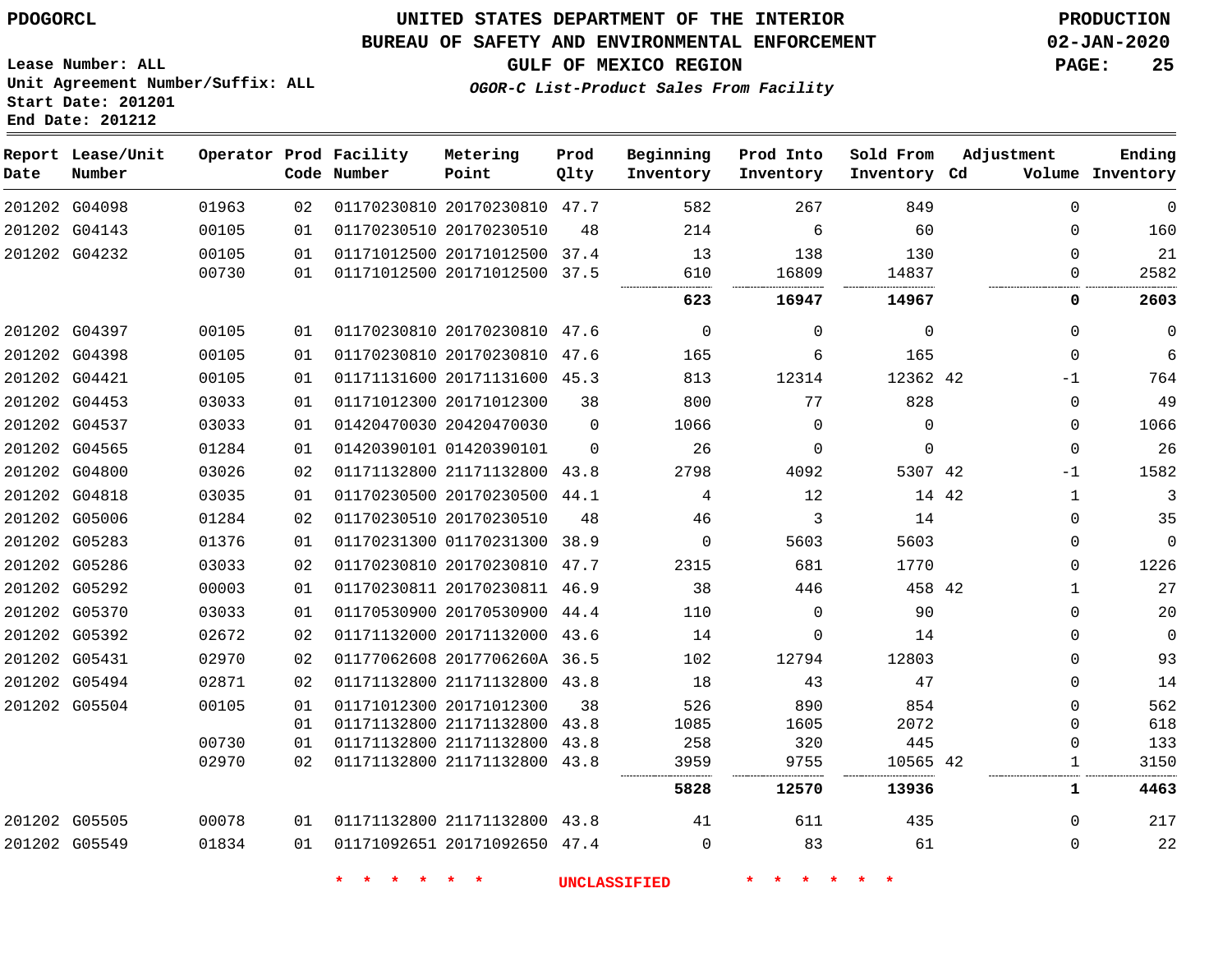PDOGORCL

# UNITED STATES DEPARTMENT OF THE INTERIOR
## BUREAU OF SAFETY AND ENVIRONMENTAL ENFORCEMENT
### GULF OF MEXICO REGION

*OGOR-C List-Product Sales From Facility*

PRODUCTION
02-JAN-2020

Lease Number: ALL
Unit Agreement Number/Suffix: ALL
Start Date: 201201
End Date: 201212

| Report Date | Lease/Unit Number | Operator | Prod Code | Facility Number | Metering Point | Prod Qlty | Beginning Inventory | Prod Into Inventory | Sold From Inventory | Adjustment Cd | Adjustment Volume | Ending Inventory |
|---|---|---|---|---|---|---|---|---|---|---|---|---|
| 201202 | G04098 | 01963 | 02 | 01170230810 | 20170230810 | 47.7 | 582 | 267 | 849 | | 0 | 0 |
| 201202 | G04143 | 00105 | 01 | 01170230510 | 20170230510 | 48 | 214 | 6 | 60 | | 0 | 160 |
| 201202 | G04232 | 00105 | 01 | 01171012500 | 20171012500 | 37.4 | 13 | 138 | 130 | | 0 | 21 |
| | | 00730 | 01 | 01171012500 | 20171012500 | 37.5 | 610 | 16809 | 14837 | | 0 | 2582 |
| | | | | | | | **623** | **16947** | **14967** | | **0** | **2603** |
| 201202 | G04397 | 00105 | 01 | 01170230810 | 20170230810 | 47.6 | 0 | 0 | 0 | | 0 | 0 |
| 201202 | G04398 | 00105 | 01 | 01170230810 | 20170230810 | 47.6 | 165 | 6 | 165 | | 0 | 6 |
| 201202 | G04421 | 00105 | 01 | 01171131600 | 20171131600 | 45.3 | 813 | 12314 | 12362 | 42 | -1 | 764 |
| 201202 | G04453 | 03033 | 01 | 01171012300 | 20171012300 | 38 | 800 | 77 | 828 | | 0 | 49 |
| 201202 | G04537 | 03033 | 01 | 01420470030 | 20420470030 | 0 | 1066 | 0 | 0 | | 0 | 1066 |
| 201202 | G04565 | 01284 | 01 | 01420390101 | 01420390101 | 0 | 26 | 0 | 0 | | 0 | 26 |
| 201202 | G04800 | 03026 | 02 | 01171132800 | 21171132800 | 43.8 | 2798 | 4092 | 5307 | 42 | -1 | 1582 |
| 201202 | G04818 | 03035 | 01 | 01170230500 | 20170230500 | 44.1 | 4 | 12 | 14 | 42 | 1 | 3 |
| 201202 | G05006 | 01284 | 02 | 01170230510 | 20170230510 | 48 | 46 | 3 | 14 | | 0 | 35 |
| 201202 | G05283 | 01376 | 01 | 01170231300 | 01170231300 | 38.9 | 0 | 5603 | 5603 | | 0 | 0 |
| 201202 | G05286 | 03033 | 02 | 01170230810 | 20170230810 | 47.7 | 2315 | 681 | 1770 | | 0 | 1226 |
| 201202 | G05292 | 00003 | 01 | 01170230811 | 20170230811 | 46.9 | 38 | 446 | 458 | 42 | 1 | 27 |
| 201202 | G05370 | 03033 | 01 | 01170530900 | 20170530900 | 44.4 | 110 | 0 | 90 | | 0 | 20 |
| 201202 | G05392 | 02672 | 02 | 01171132000 | 20171132000 | 43.6 | 14 | 0 | 14 | | 0 | 0 |
| 201202 | G05431 | 02970 | 02 | 01177062608 | 2017706260A | 36.5 | 102 | 12794 | 12803 | | 0 | 93 |
| 201202 | G05494 | 02871 | 02 | 01171132800 | 21171132800 | 43.8 | 18 | 43 | 47 | | 0 | 14 |
| 201202 | G05504 | 00105 | 01 | 01171012300 | 20171012300 | 38 | 526 | 890 | 854 | | 0 | 562 |
| | | | 01 | 01171132800 | 21171132800 | 43.8 | 1085 | 1605 | 2072 | | 0 | 618 |
| | | 00730 | 01 | 01171132800 | 21171132800 | 43.8 | 258 | 320 | 445 | | 0 | 133 |
| | | 02970 | 02 | 01171132800 | 21171132800 | 43.8 | 3959 | 9755 | 10565 | 42 | 1 | 3150 |
| | | | | | | | **5828** | **12570** | **13936** | | **1** | **4463** |
| 201202 | G05505 | 00078 | 01 | 01171132800 | 21171132800 | 43.8 | 41 | 611 | 435 | | 0 | 217 |
| 201202 | G05549 | 01834 | 01 | 01171092651 | 20171092650 | 47.4 | 0 | 83 | 61 | | 0 | 22 |

\* \* \* \* \* \* UNCLASSIFIED \* \* \* \* \* \*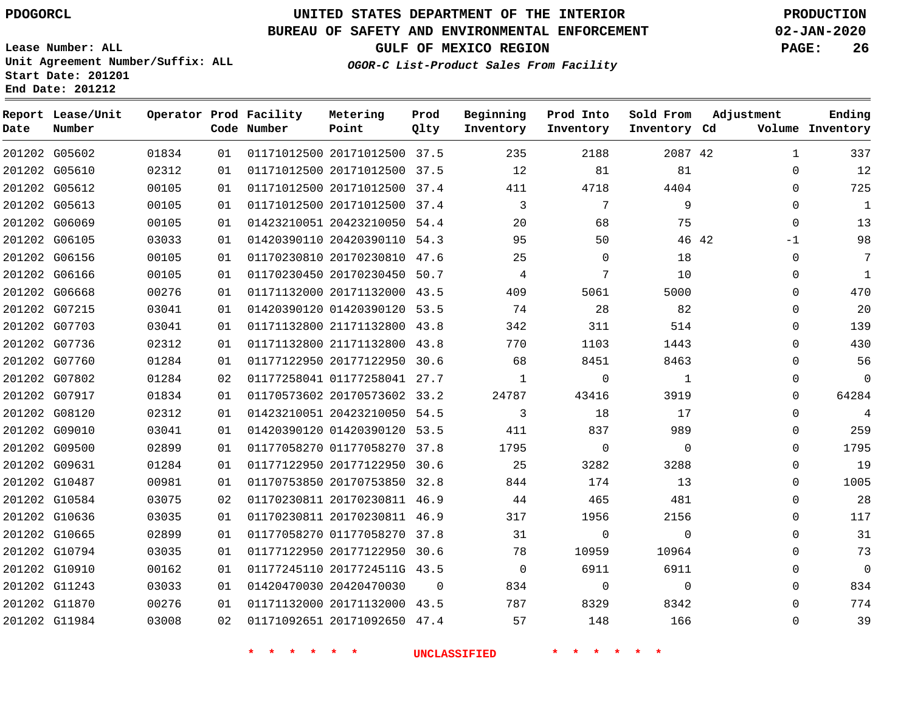PDOGORCL

# UNITED STATES DEPARTMENT OF THE INTERIOR
## BUREAU OF SAFETY AND ENVIRONMENTAL ENFORCEMENT
### GULF OF MEXICO REGION
*OGOR-C List-Product Sales From Facility*

PRODUCTION
02-JAN-2020

Lease Number: ALL
Unit Agreement Number/Suffix: ALL
Start Date: 201201
End Date: 201212

| Report Date | Lease/Unit Number | Operator | Prod Code | Facility Number | Metering Point | Prod Qlty | Beginning Inventory | Prod Into Inventory | Sold From Inventory | Adjustment Cd | Volume | Ending Inventory |
|---|---|---|---|---|---|---|---|---|---|---|---|---|
| 201202 | G05602 | 01834 | 01 | 01171012500 | 20171012500 | 37.5 | 235 | 2188 | 2087 | 42 | 1 | 337 |
| 201202 | G05610 | 02312 | 01 | 01171012500 | 20171012500 | 37.5 | 12 | 81 | 81 | | 0 | 12 |
| 201202 | G05612 | 00105 | 01 | 01171012500 | 20171012500 | 37.4 | 411 | 4718 | 4404 | | 0 | 725 |
| 201202 | G05613 | 00105 | 01 | 01171012500 | 20171012500 | 37.4 | 3 | 7 | 9 | | 0 | 1 |
| 201202 | G06069 | 00105 | 01 | 01423210051 | 20423210050 | 54.4 | 20 | 68 | 75 | | 0 | 13 |
| 201202 | G06105 | 03033 | 01 | 01420390110 | 20420390110 | 54.3 | 95 | 50 | 46 | 42 | -1 | 98 |
| 201202 | G06156 | 00105 | 01 | 01170230810 | 20170230810 | 47.6 | 25 | 0 | 18 | | 0 | 7 |
| 201202 | G06166 | 00105 | 01 | 01170230450 | 20170230450 | 50.7 | 4 | 7 | 10 | | 0 | 1 |
| 201202 | G06668 | 00276 | 01 | 01171132000 | 20171132000 | 43.5 | 409 | 5061 | 5000 | | 0 | 470 |
| 201202 | G07215 | 03041 | 01 | 01420390120 | 01420390120 | 53.5 | 74 | 28 | 82 | | 0 | 20 |
| 201202 | G07703 | 03041 | 01 | 01171132800 | 21171132800 | 43.8 | 342 | 311 | 514 | | 0 | 139 |
| 201202 | G07736 | 02312 | 01 | 01171132800 | 21171132800 | 43.8 | 770 | 1103 | 1443 | | 0 | 430 |
| 201202 | G07760 | 01284 | 01 | 01177122950 | 20177122950 | 30.6 | 68 | 8451 | 8463 | | 0 | 56 |
| 201202 | G07802 | 01284 | 02 | 01177258041 | 01177258041 | 27.7 | 1 | 0 | 1 | | 0 | 0 |
| 201202 | G07917 | 01834 | 01 | 01170573602 | 20170573602 | 33.2 | 24787 | 43416 | 3919 | | 0 | 64284 |
| 201202 | G08120 | 02312 | 01 | 01423210051 | 20423210050 | 54.5 | 3 | 18 | 17 | | 0 | 4 |
| 201202 | G09010 | 03041 | 01 | 01420390120 | 01420390120 | 53.5 | 411 | 837 | 989 | | 0 | 259 |
| 201202 | G09500 | 02899 | 01 | 01177058270 | 01177058270 | 37.8 | 1795 | 0 | 0 | | 0 | 1795 |
| 201202 | G09631 | 01284 | 01 | 01177122950 | 20177122950 | 30.6 | 25 | 3282 | 3288 | | 0 | 19 |
| 201202 | G10487 | 00981 | 01 | 01170753850 | 20170753850 | 32.8 | 844 | 174 | 13 | | 0 | 1005 |
| 201202 | G10584 | 03075 | 02 | 01170230811 | 20170230811 | 46.9 | 44 | 465 | 481 | | 0 | 28 |
| 201202 | G10636 | 03035 | 01 | 01170230811 | 20170230811 | 46.9 | 317 | 1956 | 2156 | | 0 | 117 |
| 201202 | G10665 | 02899 | 01 | 01177058270 | 01177058270 | 37.8 | 31 | 0 | 0 | | 0 | 31 |
| 201202 | G10794 | 03035 | 01 | 01177122950 | 20177122950 | 30.6 | 78 | 10959 | 10964 | | 0 | 73 |
| 201202 | G10910 | 00162 | 01 | 01177245110 | 2017724511G | 43.5 | 0 | 6911 | 6911 | | 0 | 0 |
| 201202 | G11243 | 03033 | 01 | 01420470030 | 20420470030 | 0 | 834 | 0 | 0 | | 0 | 834 |
| 201202 | G11870 | 00276 | 01 | 01171132000 | 20171132000 | 43.5 | 787 | 8329 | 8342 | | 0 | 774 |
| 201202 | G11984 | 03008 | 02 | 01171092651 | 20171092650 | 47.4 | 57 | 148 | 166 | | 0 | 39 |

* * * * * * UNCLASSIFIED * * * * * *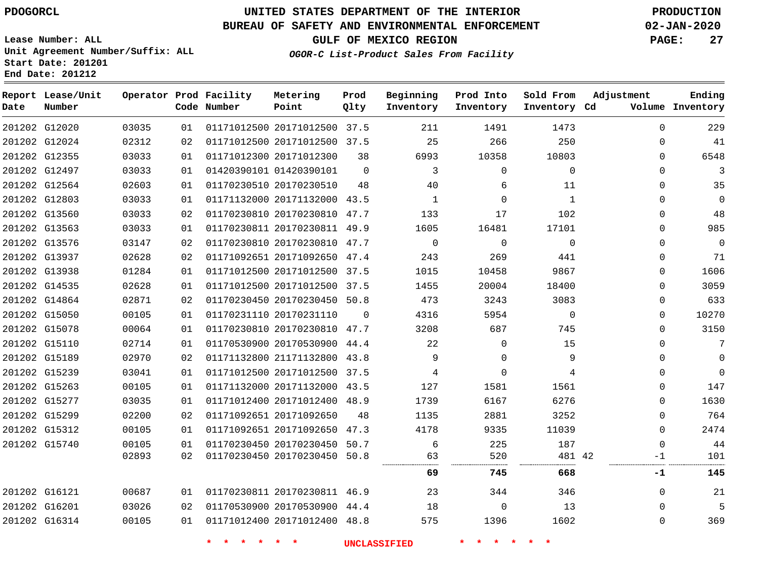PDOGORCL

# UNITED STATES DEPARTMENT OF THE INTERIOR
## BUREAU OF SAFETY AND ENVIRONMENTAL ENFORCEMENT
### GULF OF MEXICO REGION

*OGOR-C List-Product Sales From Facility*

PRODUCTION
02-JAN-2020

Lease Number: ALL
Unit Agreement Number/Suffix: ALL
Start Date: 201201
End Date: 201212

| Report Date | Lease/Unit Number | Operator | Prod Code | Facility Number | Metering Point | Prod Qlty | Beginning Inventory | Prod Into Inventory | Sold From Inventory | Adjustment Cd | Adjustment Volume | Ending Inventory |
|---|---|---|---|---|---|---|---|---|---|---|---|---|
| 201202 | G12020 | 03035 | 01 | 01171012500 | 20171012500 | 37.5 | 211 | 1491 | 1473 | | 0 | 229 |
| 201202 | G12024 | 02312 | 02 | 01171012500 | 20171012500 | 37.5 | 25 | 266 | 250 | | 0 | 41 |
| 201202 | G12355 | 03033 | 01 | 01171012300 | 20171012300 | 38 | 6993 | 10358 | 10803 | | 0 | 6548 |
| 201202 | G12497 | 03033 | 01 | 01420390101 | 01420390101 | 0 | 3 | 0 | 0 | | 0 | 3 |
| 201202 | G12564 | 02603 | 01 | 01170230510 | 20170230510 | 48 | 40 | 6 | 11 | | 0 | 35 |
| 201202 | G12803 | 03033 | 01 | 01171132000 | 20171132000 | 43.5 | 1 | 0 | 1 | | 0 | 0 |
| 201202 | G13560 | 03033 | 02 | 01170230810 | 20170230810 | 47.7 | 133 | 17 | 102 | | 0 | 48 |
| 201202 | G13563 | 03033 | 01 | 01170230811 | 20170230811 | 49.9 | 1605 | 16481 | 17101 | | 0 | 985 |
| 201202 | G13576 | 03147 | 02 | 01170230810 | 20170230810 | 47.7 | 0 | 0 | 0 | | 0 | 0 |
| 201202 | G13937 | 02628 | 02 | 01171092651 | 20171092650 | 47.4 | 243 | 269 | 441 | | 0 | 71 |
| 201202 | G13938 | 01284 | 01 | 01171012500 | 20171012500 | 37.5 | 1015 | 10458 | 9867 | | 0 | 1606 |
| 201202 | G14535 | 02628 | 01 | 01171012500 | 20171012500 | 37.5 | 1455 | 20004 | 18400 | | 0 | 3059 |
| 201202 | G14864 | 02871 | 02 | 01170230450 | 20170230450 | 50.8 | 473 | 3243 | 3083 | | 0 | 633 |
| 201202 | G15050 | 00105 | 01 | 01170231110 | 20170231110 | 0 | 4316 | 5954 | 0 | | 0 | 10270 |
| 201202 | G15078 | 00064 | 01 | 01170230810 | 20170230810 | 47.7 | 3208 | 687 | 745 | | 0 | 3150 |
| 201202 | G15110 | 02714 | 01 | 01170530900 | 20170530900 | 44.4 | 22 | 0 | 15 | | 0 | 7 |
| 201202 | G15189 | 02970 | 02 | 01171132800 | 21171132800 | 43.8 | 9 | 0 | 9 | | 0 | 0 |
| 201202 | G15239 | 03041 | 01 | 01171012500 | 20171012500 | 37.5 | 4 | 0 | 4 | | 0 | 0 |
| 201202 | G15263 | 00105 | 01 | 01171132000 | 20171132000 | 43.5 | 127 | 1581 | 1561 | | 0 | 147 |
| 201202 | G15277 | 03035 | 01 | 01171012400 | 20171012400 | 48.9 | 1739 | 6167 | 6276 | | 0 | 1630 |
| 201202 | G15299 | 02200 | 02 | 01171092651 | 20171092650 | 48 | 1135 | 2881 | 3252 | | 0 | 764 |
| 201202 | G15312 | 00105 | 01 | 01171092651 | 20171092650 | 47.3 | 4178 | 9335 | 11039 | | 0 | 2474 |
| 201202 | G15740 | 00105 | 01 | 01170230450 | 20170230450 | 50.7 | 6 | 225 | 187 | | 0 | 44 |
| | | 02893 | 02 | 01170230450 | 20170230450 | 50.8 | 63 | 520 | 481 | 42 | -1 | 101 |
| | | | | | | | **69** | **745** | **668** | | **-1** | **145** |
| 201202 | G16121 | 00687 | 01 | 01170230811 | 20170230811 | 46.9 | 23 | 344 | 346 | | 0 | 21 |
| 201202 | G16201 | 03026 | 02 | 01170530900 | 20170530900 | 44.4 | 18 | 0 | 13 | | 0 | 5 |
| 201202 | G16314 | 00105 | 01 | 01171012400 | 20171012400 | 48.8 | 575 | 1396 | 1602 | | 0 | 369 |

* * * * * * UNCLASSIFIED * * * * * *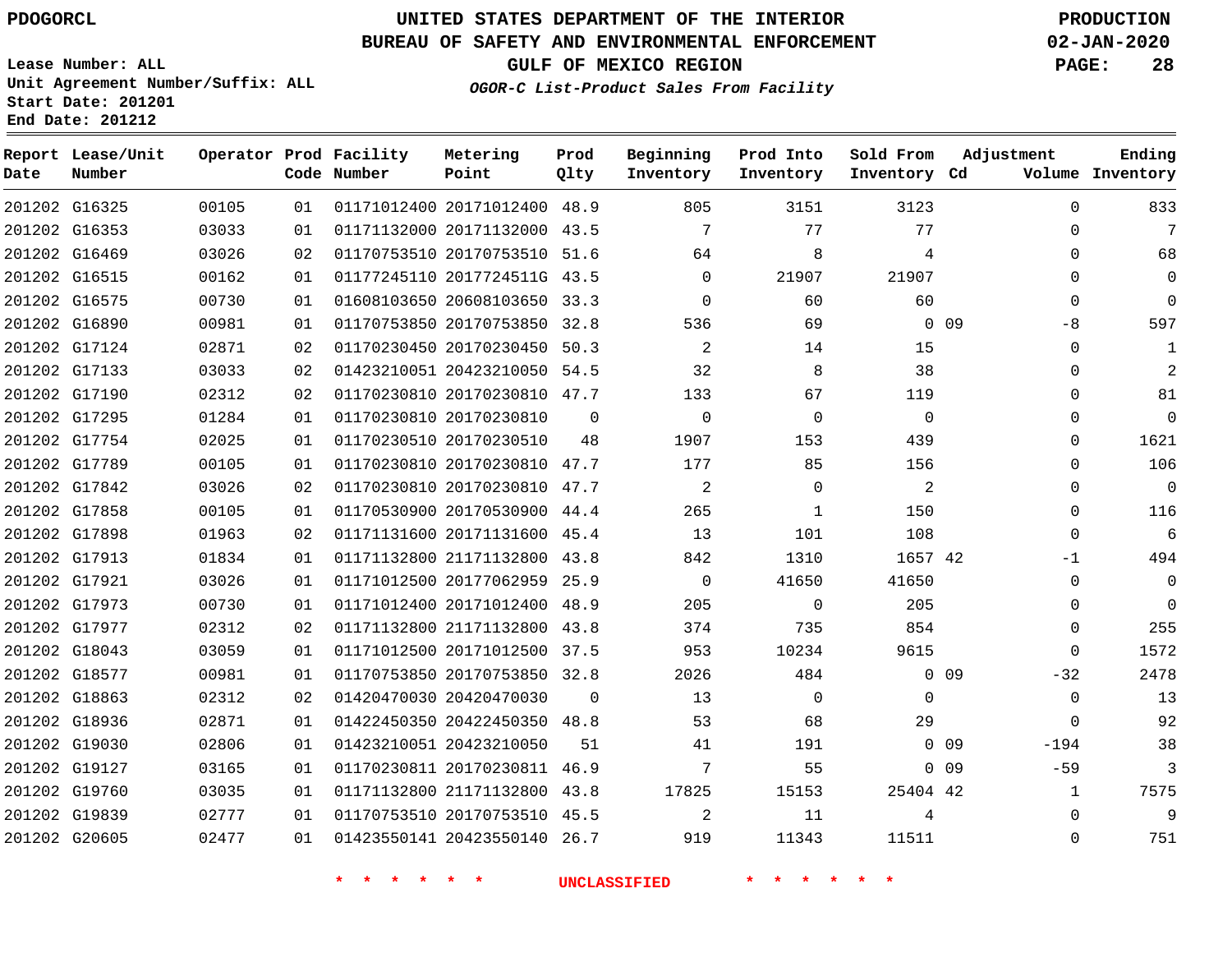PDOGORCL

# UNITED STATES DEPARTMENT OF THE INTERIOR
## BUREAU OF SAFETY AND ENVIRONMENTAL ENFORCEMENT
### GULF OF MEXICO REGION

*OGOR-C List-Product Sales From Facility*

PRODUCTION
02-JAN-2020

Lease Number: ALL
Unit Agreement Number/Suffix: ALL
Start Date: 201201
End Date: 201212

| Report Date | Lease/Unit Number | Operator | Prod Code | Facility Number | Metering Point | Prod Qlty | Beginning Inventory | Prod Into Inventory | Sold From Inventory | Adjustment Cd | Adjustment Volume | Ending Inventory |
|---|---|---|---|---|---|---|---|---|---|---|---|---|
| 201202 | G16325 | 00105 | 01 | 01171012400 | 20171012400 | 48.9 | 805 | 3151 | 3123 | | 0 | 833 |
| 201202 | G16353 | 03033 | 01 | 01171132000 | 20171132000 | 43.5 | 7 | 77 | 77 | | 0 | 7 |
| 201202 | G16469 | 03026 | 02 | 01170753510 | 20170753510 | 51.6 | 64 | 8 | 4 | | 0 | 68 |
| 201202 | G16515 | 00162 | 01 | 01177245110 | 2017724511G | 43.5 | 0 | 21907 | 21907 | | 0 | 0 |
| 201202 | G16575 | 00730 | 01 | 01608103650 | 20608103650 | 33.3 | 0 | 60 | 60 | | 0 | 0 |
| 201202 | G16890 | 00981 | 01 | 01170753850 | 20170753850 | 32.8 | 536 | 69 | 0 | 09 | -8 | 597 |
| 201202 | G17124 | 02871 | 02 | 01170230450 | 20170230450 | 50.3 | 2 | 14 | 15 | | 0 | 1 |
| 201202 | G17133 | 03033 | 02 | 01423210051 | 20423210050 | 54.5 | 32 | 8 | 38 | | 0 | 2 |
| 201202 | G17190 | 02312 | 02 | 01170230810 | 20170230810 | 47.7 | 133 | 67 | 119 | | 0 | 81 |
| 201202 | G17295 | 01284 | 01 | 01170230810 | 20170230810 | 0 | 0 | 0 | 0 | | 0 | 0 |
| 201202 | G17754 | 02025 | 01 | 01170230510 | 20170230510 | 48 | 1907 | 153 | 439 | | 0 | 1621 |
| 201202 | G17789 | 00105 | 01 | 01170230810 | 20170230810 | 47.7 | 177 | 85 | 156 | | 0 | 106 |
| 201202 | G17842 | 03026 | 02 | 01170230810 | 20170230810 | 47.7 | 2 | 0 | 2 | | 0 | 0 |
| 201202 | G17858 | 00105 | 01 | 01170530900 | 20170530900 | 44.4 | 265 | 1 | 150 | | 0 | 116 |
| 201202 | G17898 | 01963 | 02 | 01171131600 | 20171131600 | 45.4 | 13 | 101 | 108 | | 0 | 6 |
| 201202 | G17913 | 01834 | 01 | 01171132800 | 21171132800 | 43.8 | 842 | 1310 | 1657 | 42 | -1 | 494 |
| 201202 | G17921 | 03026 | 01 | 01171012500 | 20177062959 | 25.9 | 0 | 41650 | 41650 | | 0 | 0 |
| 201202 | G17973 | 00730 | 01 | 01171012400 | 20171012400 | 48.9 | 205 | 0 | 205 | | 0 | 0 |
| 201202 | G17977 | 02312 | 02 | 01171132800 | 21171132800 | 43.8 | 374 | 735 | 854 | | 0 | 255 |
| 201202 | G18043 | 03059 | 01 | 01171012500 | 20171012500 | 37.5 | 953 | 10234 | 9615 | | 0 | 1572 |
| 201202 | G18577 | 00981 | 01 | 01170753850 | 20170753850 | 32.8 | 2026 | 484 | 0 | 09 | -32 | 2478 |
| 201202 | G18863 | 02312 | 02 | 01420470030 | 20420470030 | 0 | 13 | 0 | 0 | | 0 | 13 |
| 201202 | G18936 | 02871 | 01 | 01422450350 | 20422450350 | 48.8 | 53 | 68 | 29 | | 0 | 92 |
| 201202 | G19030 | 02806 | 01 | 01423210051 | 20423210050 | 51 | 41 | 191 | 0 | 09 | -194 | 38 |
| 201202 | G19127 | 03165 | 01 | 01170230811 | 20170230811 | 46.9 | 7 | 55 | 0 | 09 | -59 | 3 |
| 201202 | G19760 | 03035 | 01 | 01171132800 | 21171132800 | 43.8 | 17825 | 15153 | 25404 | 42 | 1 | 7575 |
| 201202 | G19839 | 02777 | 01 | 01170753510 | 20170753510 | 45.5 | 2 | 11 | 4 | | 0 | 9 |
| 201202 | G20605 | 02477 | 01 | 01423550141 | 20423550140 | 26.7 | 919 | 11343 | 11511 | | 0 | 751 |

* * * * * * UNCLASSIFIED * * * * * *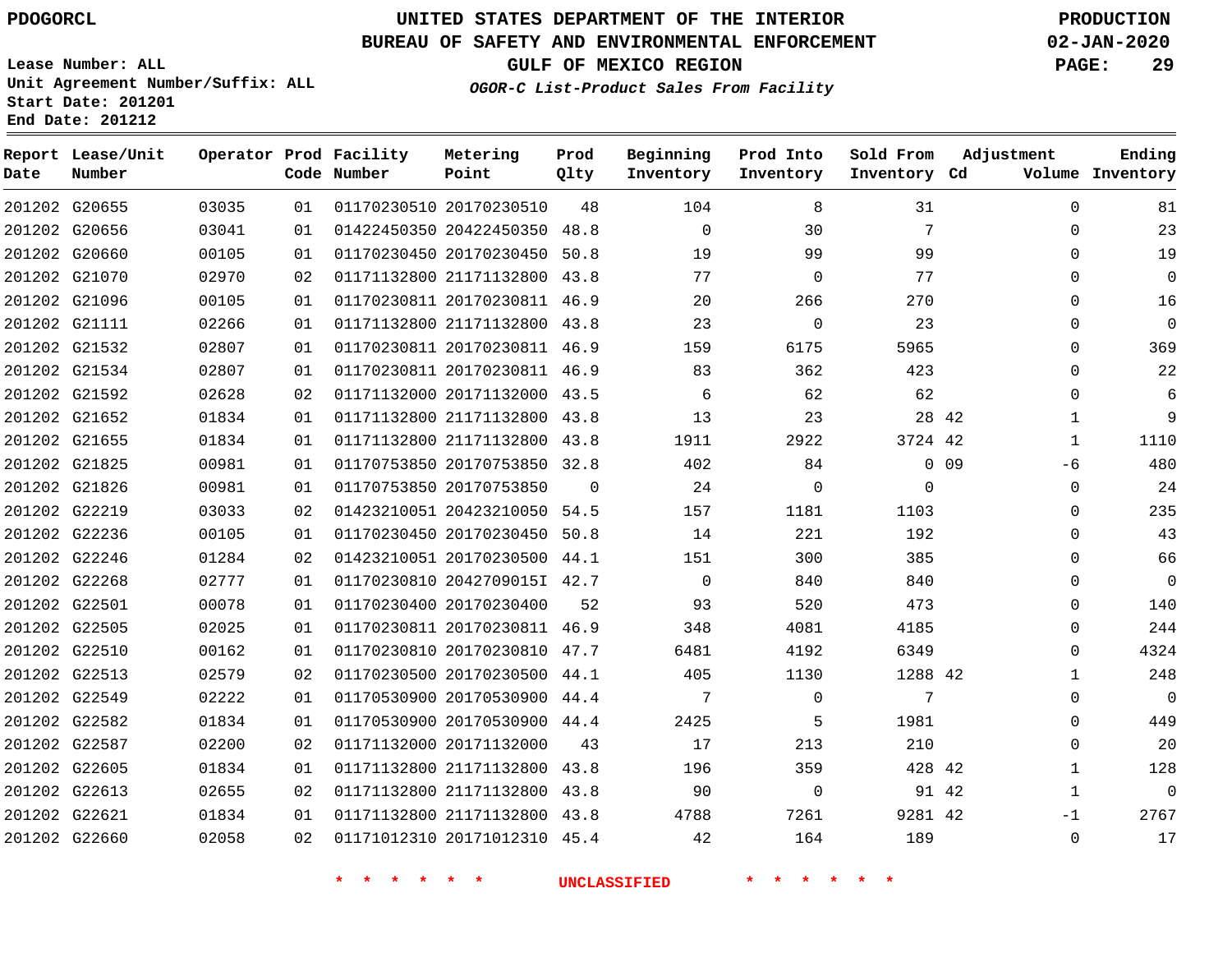Lease Number: ALL
Unit Agreement Number/Suffix: ALL
Start Date: 201201
End Date: 201212

# UNITED STATES DEPARTMENT OF THE INTERIOR
## BUREAU OF SAFETY AND ENVIRONMENTAL ENFORCEMENT
### GULF OF MEXICO REGION
*OGOR-C List-Product Sales From Facility*

PRODUCTION
02-JAN-2020

| Report Date | Lease/Unit Number | Operator | Prod Code | Facility Number | Metering Point | Prod Qlty | Beginning Inventory | Prod Into Inventory | Sold From Inventory | Adjustment Cd | Adjustment Volume | Ending Inventory |
|---|---|---|---|---|---|---|---|---|---|---|---|---|
| 201202 | G20655 | 03035 | 01 | 01170230510 | 20170230510 | 48 | 104 | 8 | 31 | | 0 | 81 |
| 201202 | G20656 | 03041 | 01 | 01422450350 | 20422450350 | 48.8 | 0 | 30 | 7 | | 0 | 23 |
| 201202 | G20660 | 00105 | 01 | 01170230450 | 20170230450 | 50.8 | 19 | 99 | 99 | | 0 | 19 |
| 201202 | G21070 | 02970 | 02 | 01171132800 | 21171132800 | 43.8 | 77 | 0 | 77 | | 0 | 0 |
| 201202 | G21096 | 00105 | 01 | 01170230811 | 20170230811 | 46.9 | 20 | 266 | 270 | | 0 | 16 |
| 201202 | G21111 | 02266 | 01 | 01171132800 | 21171132800 | 43.8 | 23 | 0 | 23 | | 0 | 0 |
| 201202 | G21532 | 02807 | 01 | 01170230811 | 20170230811 | 46.9 | 159 | 6175 | 5965 | | 0 | 369 |
| 201202 | G21534 | 02807 | 01 | 01170230811 | 20170230811 | 46.9 | 83 | 362 | 423 | | 0 | 22 |
| 201202 | G21592 | 02628 | 02 | 01171132000 | 20171132000 | 43.5 | 6 | 62 | 62 | | 0 | 6 |
| 201202 | G21652 | 01834 | 01 | 01171132800 | 21171132800 | 43.8 | 13 | 23 | 28 | 42 | 1 | 9 |
| 201202 | G21655 | 01834 | 01 | 01171132800 | 21171132800 | 43.8 | 1911 | 2922 | 3724 | 42 | 1 | 1110 |
| 201202 | G21825 | 00981 | 01 | 01170753850 | 20170753850 | 32.8 | 402 | 84 | 0 | 09 | -6 | 480 |
| 201202 | G21826 | 00981 | 01 | 01170753850 | 20170753850 | 0 | 24 | 0 | 0 | | 0 | 24 |
| 201202 | G22219 | 03033 | 02 | 01423210051 | 20423210050 | 54.5 | 157 | 1181 | 1103 | | 0 | 235 |
| 201202 | G22236 | 00105 | 01 | 01170230450 | 20170230450 | 50.8 | 14 | 221 | 192 | | 0 | 43 |
| 201202 | G22246 | 01284 | 02 | 01423210051 | 20170230500 | 44.1 | 151 | 300 | 385 | | 0 | 66 |
| 201202 | G22268 | 02777 | 01 | 01170230810 | 2042709015I | 42.7 | 0 | 840 | 840 | | 0 | 0 |
| 201202 | G22501 | 00078 | 01 | 01170230400 | 20170230400 | 52 | 93 | 520 | 473 | | 0 | 140 |
| 201202 | G22505 | 02025 | 01 | 01170230811 | 20170230811 | 46.9 | 348 | 4081 | 4185 | | 0 | 244 |
| 201202 | G22510 | 00162 | 01 | 01170230810 | 20170230810 | 47.7 | 6481 | 4192 | 6349 | | 0 | 4324 |
| 201202 | G22513 | 02579 | 02 | 01170230500 | 20170230500 | 44.1 | 405 | 1130 | 1288 | 42 | 1 | 248 |
| 201202 | G22549 | 02222 | 01 | 01170530900 | 20170530900 | 44.4 | 7 | 0 | 7 | | 0 | 0 |
| 201202 | G22582 | 01834 | 01 | 01170530900 | 20170530900 | 44.4 | 2425 | 5 | 1981 | | 0 | 449 |
| 201202 | G22587 | 02200 | 02 | 01171132000 | 20171132000 | 43 | 17 | 213 | 210 | | 0 | 20 |
| 201202 | G22605 | 01834 | 01 | 01171132800 | 21171132800 | 43.8 | 196 | 359 | 428 | 42 | 1 | 128 |
| 201202 | G22613 | 02655 | 02 | 01171132800 | 21171132800 | 43.8 | 90 | 0 | 91 | 42 | 1 | 0 |
| 201202 | G22621 | 01834 | 01 | 01171132800 | 21171132800 | 43.8 | 4788 | 7261 | 9281 | 42 | -1 | 2767 |
| 201202 | G22660 | 02058 | 02 | 01171012310 | 20171012310 | 45.4 | 42 | 164 | 189 | | 0 | 17 |

\* \* \* \* \* \* UNCLASSIFIED \* \* \* \* \* \*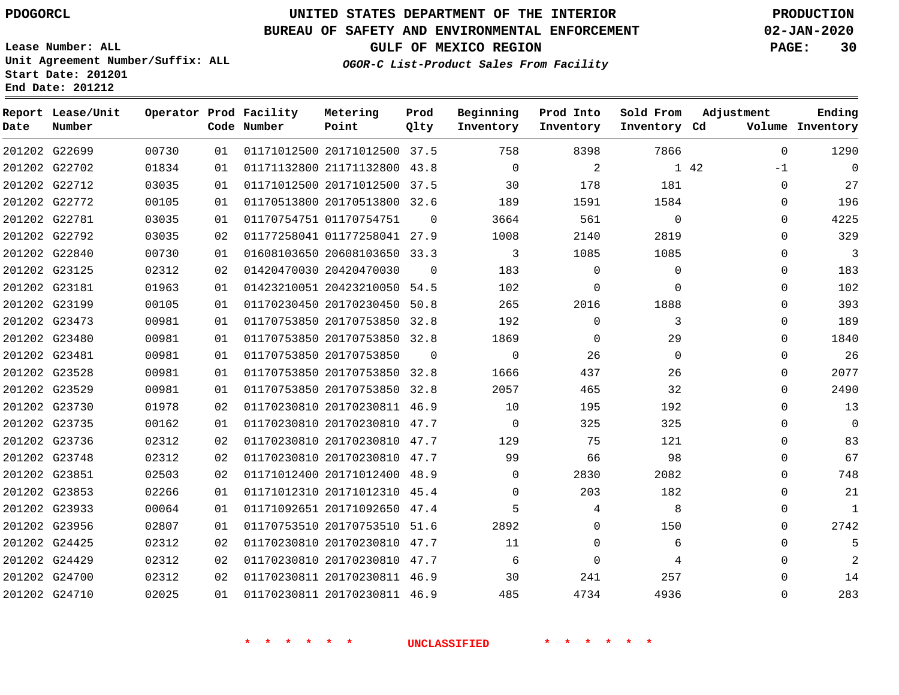PDOGORCL

# UNITED STATES DEPARTMENT OF THE INTERIOR
## BUREAU OF SAFETY AND ENVIRONMENTAL ENFORCEMENT
### GULF OF MEXICO REGION

*OGOR-C List-Product Sales From Facility*

PRODUCTION
02-JAN-2020

Lease Number: ALL
Unit Agreement Number/Suffix: ALL
Start Date: 201201
End Date: 201212

| Report Date | Lease/Unit Number | Operator | Prod Code | Facility Number | Metering Point | Prod Qlty | Beginning Inventory | Prod Into Inventory | Sold From Inventory | Adjustment Cd | Adjustment Volume | Ending Inventory |
|---|---|---|---|---|---|---|---|---|---|---|---|---|
| 201202 | G22699 | 00730 | 01 | 01171012500 | 20171012500 | 37.5 | 758 | 8398 | 7866 | | 0 | 1290 |
| 201202 | G22702 | 01834 | 01 | 01171132800 | 21171132800 | 43.8 | 0 | 2 | 1 | 42 | -1 | 0 |
| 201202 | G22712 | 03035 | 01 | 01171012500 | 20171012500 | 37.5 | 30 | 178 | 181 | | 0 | 27 |
| 201202 | G22772 | 00105 | 01 | 01170513800 | 20170513800 | 32.6 | 189 | 1591 | 1584 | | 0 | 196 |
| 201202 | G22781 | 03035 | 01 | 01170754751 | 01170754751 | 0 | 3664 | 561 | 0 | | 0 | 4225 |
| 201202 | G22792 | 03035 | 02 | 01177258041 | 01177258041 | 27.9 | 1008 | 2140 | 2819 | | 0 | 329 |
| 201202 | G22840 | 00730 | 01 | 01608103650 | 20608103650 | 33.3 | 3 | 1085 | 1085 | | 0 | 3 |
| 201202 | G23125 | 02312 | 02 | 01420470030 | 20420470030 | 0 | 183 | 0 | 0 | | 0 | 183 |
| 201202 | G23181 | 01963 | 01 | 01423210051 | 20423210050 | 54.5 | 102 | 0 | 0 | | 0 | 102 |
| 201202 | G23199 | 00105 | 01 | 01170230450 | 20170230450 | 50.8 | 265 | 2016 | 1888 | | 0 | 393 |
| 201202 | G23473 | 00981 | 01 | 01170753850 | 20170753850 | 32.8 | 192 | 0 | 3 | | 0 | 189 |
| 201202 | G23480 | 00981 | 01 | 01170753850 | 20170753850 | 32.8 | 1869 | 0 | 29 | | 0 | 1840 |
| 201202 | G23481 | 00981 | 01 | 01170753850 | 20170753850 | 0 | 0 | 26 | 0 | | 0 | 26 |
| 201202 | G23528 | 00981 | 01 | 01170753850 | 20170753850 | 32.8 | 1666 | 437 | 26 | | 0 | 2077 |
| 201202 | G23529 | 00981 | 01 | 01170753850 | 20170753850 | 32.8 | 2057 | 465 | 32 | | 0 | 2490 |
| 201202 | G23730 | 01978 | 02 | 01170230810 | 20170230811 | 46.9 | 10 | 195 | 192 | | 0 | 13 |
| 201202 | G23735 | 00162 | 01 | 01170230810 | 20170230810 | 47.7 | 0 | 325 | 325 | | 0 | 0 |
| 201202 | G23736 | 02312 | 02 | 01170230810 | 20170230810 | 47.7 | 129 | 75 | 121 | | 0 | 83 |
| 201202 | G23748 | 02312 | 02 | 01170230810 | 20170230810 | 47.7 | 99 | 66 | 98 | | 0 | 67 |
| 201202 | G23851 | 02503 | 02 | 01171012400 | 20171012400 | 48.9 | 0 | 2830 | 2082 | | 0 | 748 |
| 201202 | G23853 | 02266 | 01 | 01171012310 | 20171012310 | 45.4 | 0 | 203 | 182 | | 0 | 21 |
| 201202 | G23933 | 00064 | 01 | 01171092651 | 20171092650 | 47.4 | 5 | 4 | 8 | | 0 | 1 |
| 201202 | G23956 | 02807 | 01 | 01170753510 | 20170753510 | 51.6 | 2892 | 0 | 150 | | 0 | 2742 |
| 201202 | G24425 | 02312 | 02 | 01170230810 | 20170230810 | 47.7 | 11 | 0 | 6 | | 0 | 5 |
| 201202 | G24429 | 02312 | 02 | 01170230810 | 20170230810 | 47.7 | 6 | 0 | 4 | | 0 | 2 |
| 201202 | G24700 | 02312 | 02 | 01170230811 | 20170230811 | 46.9 | 30 | 241 | 257 | | 0 | 14 |
| 201202 | G24710 | 02025 | 01 | 01170230811 | 20170230811 | 46.9 | 485 | 4734 | 4936 | | 0 | 283 |

* * * * * * UNCLASSIFIED * * * * * *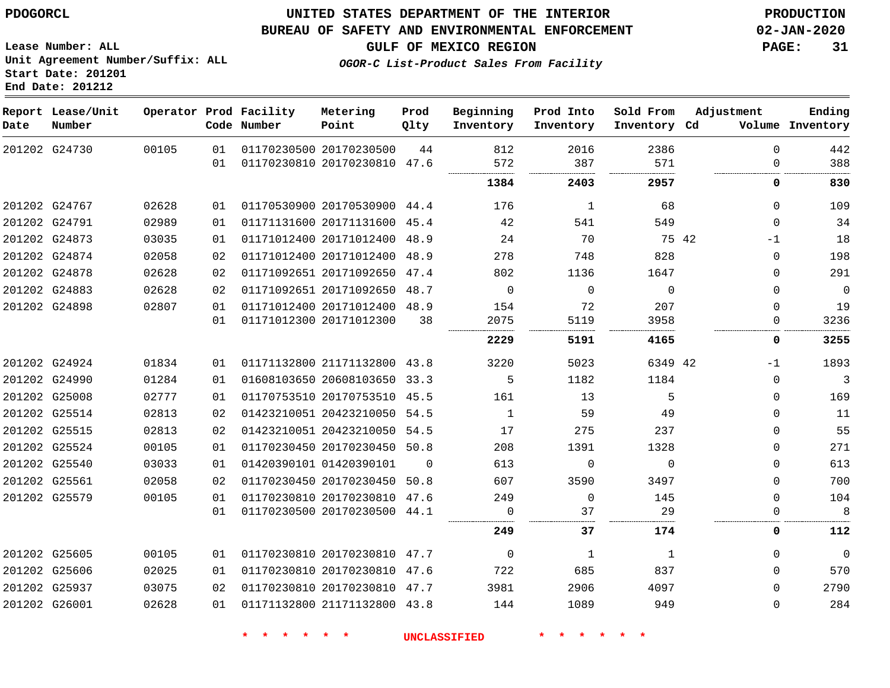PDOGORCL

# UNITED STATES DEPARTMENT OF THE INTERIOR
## BUREAU OF SAFETY AND ENVIRONMENTAL ENFORCEMENT
### GULF OF MEXICO REGION
*OGOR-C List-Product Sales From Facility*

PRODUCTION
02-JAN-2020

Lease Number: ALL
Unit Agreement Number/Suffix: ALL
Start Date: 201201
End Date: 201212

| Report Date | Lease/Unit Number | Operator | Prod Code | Facility Number | Metering Point | Prod Qlty | Beginning Inventory | Prod Into Inventory | Sold From Inventory | Adjustment Cd | Volume | Ending Inventory |
|---|---|---|---|---|---|---|---|---|---|---|---|---|
| 201202 | G24730 | 00105 | 01 | 01170230500 | 20170230500 | 44 | 812 | 2016 | 2386 | | 0 | 442 |
| | | | 01 | 01170230810 | 20170230810 | 47.6 | 572 | 387 | 571 | | 0 | 388 |
| | | | | | | | **1384** | **2403** | **2957** | | **0** | **830** |
| 201202 | G24767 | 02628 | 01 | 01170530900 | 20170530900 | 44.4 | 176 | 1 | 68 | | 0 | 109 |
| 201202 | G24791 | 02989 | 01 | 01171131600 | 20171131600 | 45.4 | 42 | 541 | 549 | | 0 | 34 |
| 201202 | G24873 | 03035 | 01 | 01171012400 | 20171012400 | 48.9 | 24 | 70 | 75 | 42 | -1 | 18 |
| 201202 | G24874 | 02058 | 02 | 01171012400 | 20171012400 | 48.9 | 278 | 748 | 828 | | 0 | 198 |
| 201202 | G24878 | 02628 | 02 | 01171092651 | 20171092650 | 47.4 | 802 | 1136 | 1647 | | 0 | 291 |
| 201202 | G24883 | 02628 | 02 | 01171092651 | 20171092650 | 48.7 | 0 | 0 | 0 | | 0 | 0 |
| 201202 | G24898 | 02807 | 01 | 01171012400 | 20171012400 | 48.9 | 154 | 72 | 207 | | 0 | 19 |
| | | | 01 | 01171012300 | 20171012300 | 38 | 2075 | 5119 | 3958 | | 0 | 3236 |
| | | | | | | | **2229** | **5191** | **4165** | | **0** | **3255** |
| 201202 | G24924 | 01834 | 01 | 01171132800 | 21171132800 | 43.8 | 3220 | 5023 | 6349 | 42 | -1 | 1893 |
| 201202 | G24990 | 01284 | 01 | 01608103650 | 20608103650 | 33.3 | 5 | 1182 | 1184 | | 0 | 3 |
| 201202 | G25008 | 02777 | 01 | 01170753510 | 20170753510 | 45.5 | 161 | 13 | 5 | | 0 | 169 |
| 201202 | G25514 | 02813 | 02 | 01423210051 | 20423210050 | 54.5 | 1 | 59 | 49 | | 0 | 11 |
| 201202 | G25515 | 02813 | 02 | 01423210051 | 20423210050 | 54.5 | 17 | 275 | 237 | | 0 | 55 |
| 201202 | G25524 | 00105 | 01 | 01170230450 | 20170230450 | 50.8 | 208 | 1391 | 1328 | | 0 | 271 |
| 201202 | G25540 | 03033 | 01 | 01420390101 | 01420390101 | 0 | 613 | 0 | 0 | | 0 | 613 |
| 201202 | G25561 | 02058 | 02 | 01170230450 | 20170230450 | 50.8 | 607 | 3590 | 3497 | | 0 | 700 |
| 201202 | G25579 | 00105 | 01 | 01170230810 | 20170230810 | 47.6 | 249 | 0 | 145 | | 0 | 104 |
| | | | 01 | 01170230500 | 20170230500 | 44.1 | 0 | 37 | 29 | | 0 | 8 |
| | | | | | | | **249** | **37** | **174** | | **0** | **112** |
| 201202 | G25605 | 00105 | 01 | 01170230810 | 20170230810 | 47.7 | 0 | 1 | 1 | | 0 | 0 |
| 201202 | G25606 | 02025 | 01 | 01170230810 | 20170230810 | 47.6 | 722 | 685 | 837 | | 0 | 570 |
| 201202 | G25937 | 03075 | 02 | 01170230810 | 20170230810 | 47.7 | 3981 | 2906 | 4097 | | 0 | 2790 |
| 201202 | G26001 | 02628 | 01 | 01171132800 | 21171132800 | 43.8 | 144 | 1089 | 949 | | 0 | 284 |

* * * * * * UNCLASSIFIED * * * * * *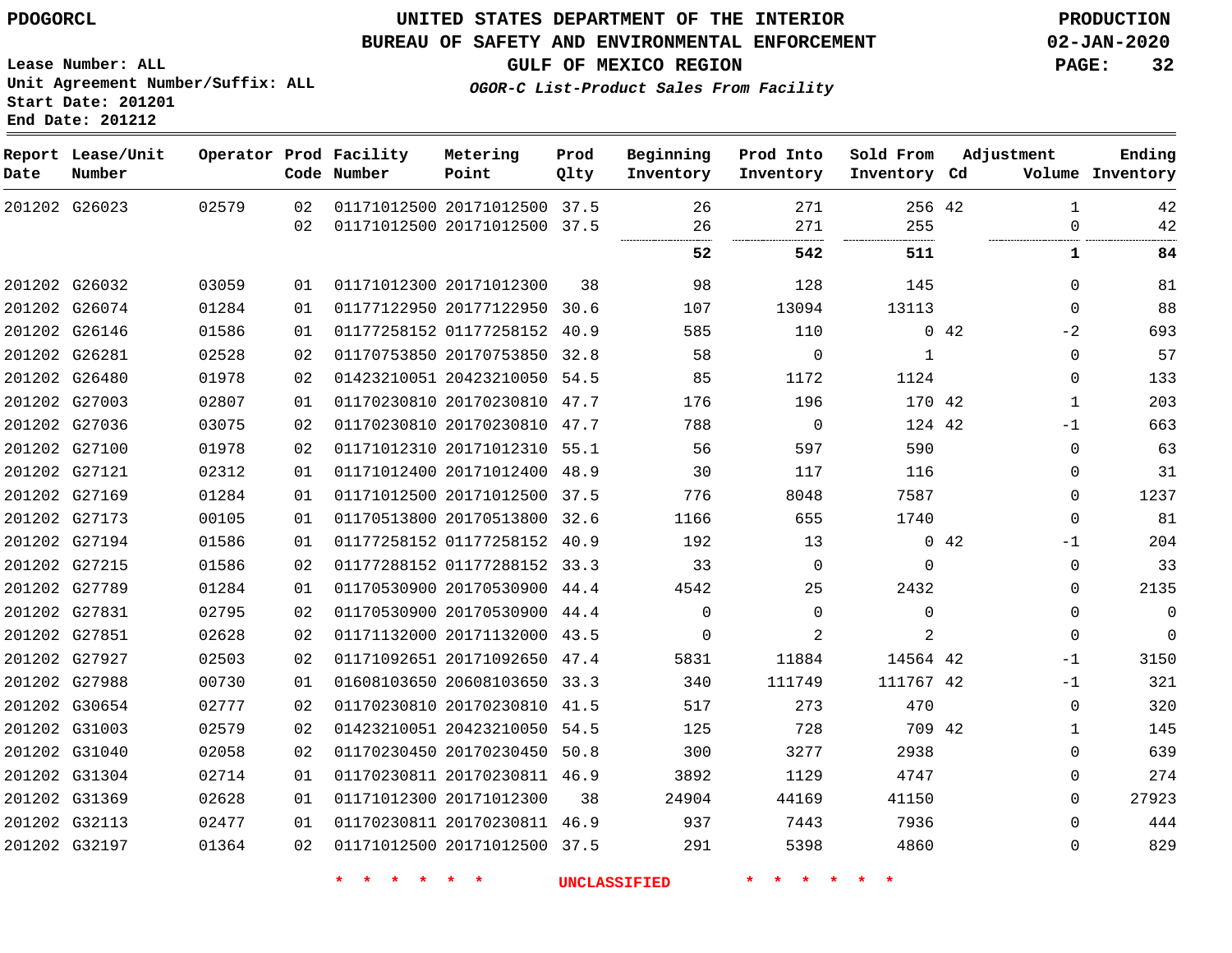PDOGORCL

# UNITED STATES DEPARTMENT OF THE INTERIOR
## BUREAU OF SAFETY AND ENVIRONMENTAL ENFORCEMENT
### GULF OF MEXICO REGION

*OGOR-C List-Product Sales From Facility*

PRODUCTION
02-JAN-2020

Lease Number: ALL
Unit Agreement Number/Suffix: ALL
Start Date: 201201
End Date: 201212

| Report Date | Lease/Unit Number | Operator | Prod Code | Facility Number | Metering Point | Prod Qlty | Beginning Inventory | Prod Into Inventory | Sold From Inventory | Adjustment Cd | Adjustment Volume | Ending Inventory |
|---|---|---|---|---|---|---|---|---|---|---|---|---|
| 201202 | G26023 | 02579 | 02 | 01171012500 | 20171012500 | 37.5 | 26 | 271 | 256 | 42 | 1 | 42 |
| | | | 02 | 01171012500 | 20171012500 | 37.5 | 26 | 271 | 255 | | 0 | 42 |
| | | | | | | | **52** | **542** | **511** | | **1** | **84** |
| 201202 | G26032 | 03059 | 01 | 01171012300 | 20171012300 | 38 | 98 | 128 | 145 | | 0 | 81 |
| 201202 | G26074 | 01284 | 01 | 01177122950 | 20177122950 | 30.6 | 107 | 13094 | 13113 | | 0 | 88 |
| 201202 | G26146 | 01586 | 01 | 01177258152 | 01177258152 | 40.9 | 585 | 110 | 0 | 42 | -2 | 693 |
| 201202 | G26281 | 02528 | 02 | 01170753850 | 20170753850 | 32.8 | 58 | 0 | 1 | | 0 | 57 |
| 201202 | G26480 | 01978 | 02 | 01423210051 | 20423210050 | 54.5 | 85 | 1172 | 1124 | | 0 | 133 |
| 201202 | G27003 | 02807 | 01 | 01170230810 | 20170230810 | 47.7 | 176 | 196 | 170 | 42 | 1 | 203 |
| 201202 | G27036 | 03075 | 02 | 01170230810 | 20170230810 | 47.7 | 788 | 0 | 124 | 42 | -1 | 663 |
| 201202 | G27100 | 01978 | 02 | 01171012310 | 20171012310 | 55.1 | 56 | 597 | 590 | | 0 | 63 |
| 201202 | G27121 | 02312 | 01 | 01171012400 | 20171012400 | 48.9 | 30 | 117 | 116 | | 0 | 31 |
| 201202 | G27169 | 01284 | 01 | 01171012500 | 20171012500 | 37.5 | 776 | 8048 | 7587 | | 0 | 1237 |
| 201202 | G27173 | 00105 | 01 | 01170513800 | 20170513800 | 32.6 | 1166 | 655 | 1740 | | 0 | 81 |
| 201202 | G27194 | 01586 | 01 | 01177258152 | 01177258152 | 40.9 | 192 | 13 | 0 | 42 | -1 | 204 |
| 201202 | G27215 | 01586 | 02 | 01177288152 | 01177288152 | 33.3 | 33 | 0 | 0 | | 0 | 33 |
| 201202 | G27789 | 01284 | 01 | 01170530900 | 20170530900 | 44.4 | 4542 | 25 | 2432 | | 0 | 2135 |
| 201202 | G27831 | 02795 | 02 | 01170530900 | 20170530900 | 44.4 | 0 | 0 | 0 | | 0 | 0 |
| 201202 | G27851 | 02628 | 02 | 01171132000 | 20171132000 | 43.5 | 0 | 2 | 2 | | 0 | 0 |
| 201202 | G27927 | 02503 | 02 | 01171092651 | 20171092650 | 47.4 | 5831 | 11884 | 14564 | 42 | -1 | 3150 |
| 201202 | G27988 | 00730 | 01 | 01608103650 | 20608103650 | 33.3 | 340 | 111749 | 111767 | 42 | -1 | 321 |
| 201202 | G30654 | 02777 | 02 | 01170230810 | 20170230810 | 41.5 | 517 | 273 | 470 | | 0 | 320 |
| 201202 | G31003 | 02579 | 02 | 01423210051 | 20423210050 | 54.5 | 125 | 728 | 709 | 42 | 1 | 145 |
| 201202 | G31040 | 02058 | 02 | 01170230450 | 20170230450 | 50.8 | 300 | 3277 | 2938 | | 0 | 639 |
| 201202 | G31304 | 02714 | 01 | 01170230811 | 20170230811 | 46.9 | 3892 | 1129 | 4747 | | 0 | 274 |
| 201202 | G31369 | 02628 | 01 | 01171012300 | 20171012300 | 38 | 24904 | 44169 | 41150 | | 0 | 27923 |
| 201202 | G32113 | 02477 | 01 | 01170230811 | 20170230811 | 46.9 | 937 | 7443 | 7936 | | 0 | 444 |
| 201202 | G32197 | 01364 | 02 | 01171012500 | 20171012500 | 37.5 | 291 | 5398 | 4860 | | 0 | 829 |

* * * * * * UNCLASSIFIED * * * * * *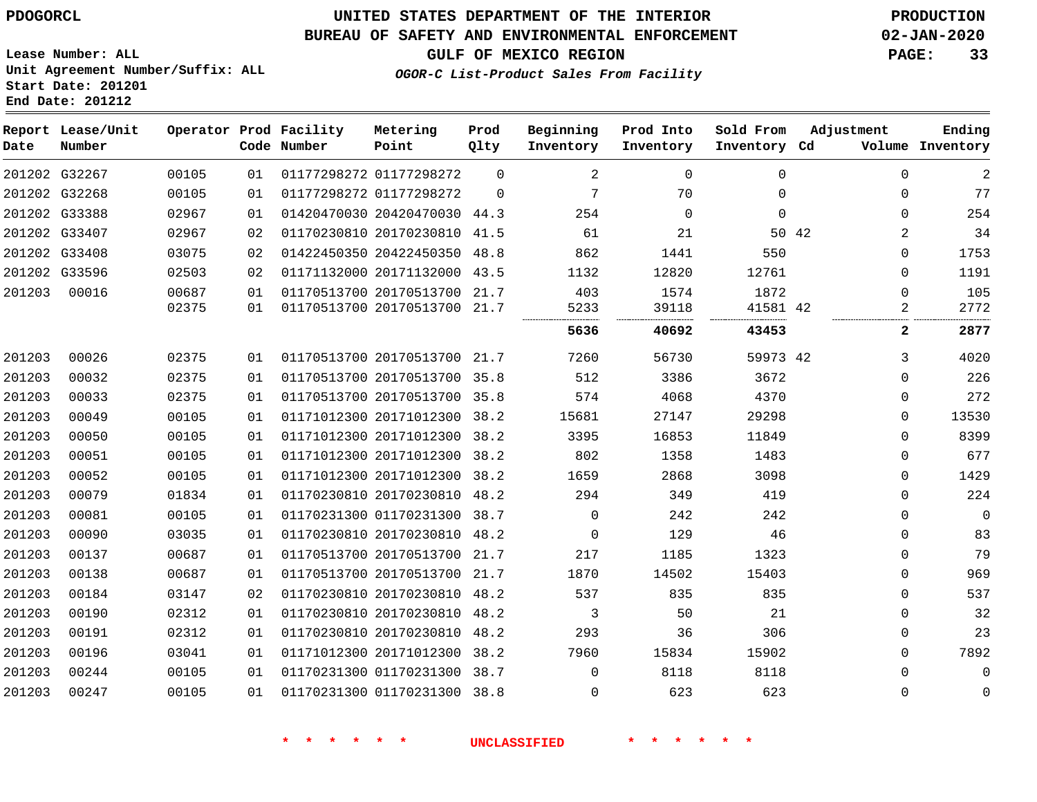PDOGORCL

# UNITED STATES DEPARTMENT OF THE INTERIOR
## BUREAU OF SAFETY AND ENVIRONMENTAL ENFORCEMENT
### GULF OF MEXICO REGION
*OGOR-C List-Product Sales From Facility*

PRODUCTION
02-JAN-2020

Lease Number: ALL
Unit Agreement Number/Suffix: ALL
Start Date: 201201
End Date: 201212

| Report Date | Lease/Unit Number | Operator | Prod Code | Facility Number | Metering Point | Prod Qlty | Beginning Inventory | Prod Into Inventory | Sold From Inventory | Adjustment Cd | Adjustment Volume | Ending Inventory |
|---|---|---|---|---|---|---|---|---|---|---|---|---|
| 201202 | G32267 | 00105 | 01 | 01177298272 | 01177298272 | 0 | 2 | 0 | 0 | | 0 | 2 |
| 201202 | G32268 | 00105 | 01 | 01177298272 | 01177298272 | 0 | 7 | 70 | 0 | | 0 | 77 |
| 201202 | G33388 | 02967 | 01 | 01420470030 | 20420470030 | 44.3 | 254 | 0 | 0 | | 0 | 254 |
| 201202 | G33407 | 02967 | 02 | 01170230810 | 20170230810 | 41.5 | 61 | 21 | 50 | 42 | 2 | 34 |
| 201202 | G33408 | 03075 | 02 | 01422450350 | 20422450350 | 48.8 | 862 | 1441 | 550 | | 0 | 1753 |
| 201202 | G33596 | 02503 | 02 | 01171132000 | 20171132000 | 43.5 | 1132 | 12820 | 12761 | | 0 | 1191 |
| 201203 | 00016 | 00687 | 01 | 01170513700 | 20170513700 | 21.7 | 403 | 1574 | 1872 | | 0 | 105 |
| | | 02375 | 01 | 01170513700 | 20170513700 | 21.7 | 5233 | 39118 | 41581 | 42 | 2 | 2772 |
| | | | | | | | **5636** | **40692** | **43453** | | **2** | **2877** |
| 201203 | 00026 | 02375 | 01 | 01170513700 | 20170513700 | 21.7 | 7260 | 56730 | 59973 | 42 | 3 | 4020 |
| 201203 | 00032 | 02375 | 01 | 01170513700 | 20170513700 | 35.8 | 512 | 3386 | 3672 | | 0 | 226 |
| 201203 | 00033 | 02375 | 01 | 01170513700 | 20170513700 | 35.8 | 574 | 4068 | 4370 | | 0 | 272 |
| 201203 | 00049 | 00105 | 01 | 01171012300 | 20171012300 | 38.2 | 15681 | 27147 | 29298 | | 0 | 13530 |
| 201203 | 00050 | 00105 | 01 | 01171012300 | 20171012300 | 38.2 | 3395 | 16853 | 11849 | | 0 | 8399 |
| 201203 | 00051 | 00105 | 01 | 01171012300 | 20171012300 | 38.2 | 802 | 1358 | 1483 | | 0 | 677 |
| 201203 | 00052 | 00105 | 01 | 01171012300 | 20171012300 | 38.2 | 1659 | 2868 | 3098 | | 0 | 1429 |
| 201203 | 00079 | 01834 | 01 | 01170230810 | 20170230810 | 48.2 | 294 | 349 | 419 | | 0 | 224 |
| 201203 | 00081 | 00105 | 01 | 01170231300 | 01170231300 | 38.7 | 0 | 242 | 242 | | 0 | 0 |
| 201203 | 00090 | 03035 | 01 | 01170230810 | 20170230810 | 48.2 | 0 | 129 | 46 | | 0 | 83 |
| 201203 | 00137 | 00687 | 01 | 01170513700 | 20170513700 | 21.7 | 217 | 1185 | 1323 | | 0 | 79 |
| 201203 | 00138 | 00687 | 01 | 01170513700 | 20170513700 | 21.7 | 1870 | 14502 | 15403 | | 0 | 969 |
| 201203 | 00184 | 03147 | 02 | 01170230810 | 20170230810 | 48.2 | 537 | 835 | 835 | | 0 | 537 |
| 201203 | 00190 | 02312 | 01 | 01170230810 | 20170230810 | 48.2 | 3 | 50 | 21 | | 0 | 32 |
| 201203 | 00191 | 02312 | 01 | 01170230810 | 20170230810 | 48.2 | 293 | 36 | 306 | | 0 | 23 |
| 201203 | 00196 | 03041 | 01 | 01171012300 | 20171012300 | 38.2 | 7960 | 15834 | 15902 | | 0 | 7892 |
| 201203 | 00244 | 00105 | 01 | 01170231300 | 01170231300 | 38.7 | 0 | 8118 | 8118 | | 0 | 0 |
| 201203 | 00247 | 00105 | 01 | 01170231300 | 01170231300 | 38.8 | 0 | 623 | 623 | | 0 | 0 |

\* \* \* \* \* \* UNCLASSIFIED \* \* \* \* \* \*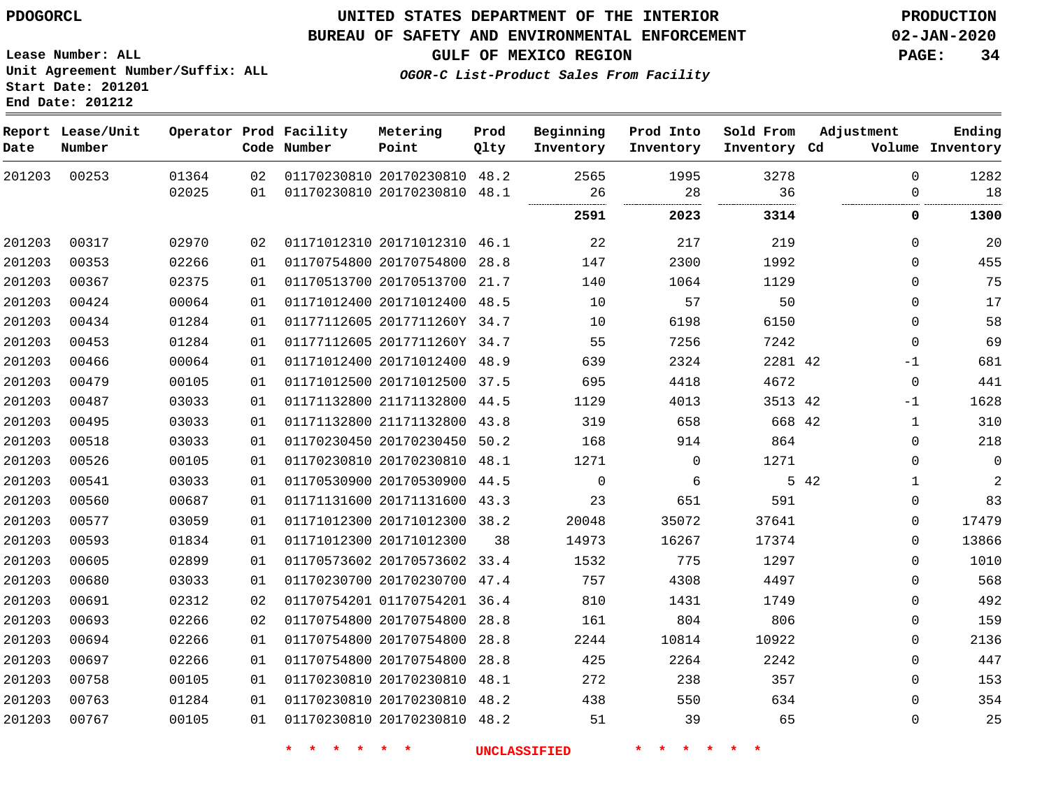PDOGORCL

# UNITED STATES DEPARTMENT OF THE INTERIOR
## BUREAU OF SAFETY AND ENVIRONMENTAL ENFORCEMENT
### GULF OF MEXICO REGION
*OGOR-C List-Product Sales From Facility*

PRODUCTION
02-JAN-2020
PAGE: 34

Lease Number: ALL
Unit Agreement Number/Suffix: ALL
Start Date: 201201
End Date: 201212

| Report Date | Lease/Unit Number | Operator | Prod Code | Facility Number | Metering Point | Prod Qlty | Beginning Inventory | Prod Into Inventory | Sold From Inventory | Adjustment Cd | Adjustment Volume | Ending Inventory |
|---|---|---|---|---|---|---|---|---|---|---|---|---|
| 201203 | 00253 | 01364 | 02 | 01170230810 | 20170230810 | 48.2 | 2565 | 1995 | 3278 | | 0 | 1282 |
| | | 02025 | 01 | 01170230810 | 20170230810 | 48.1 | 26 | 28 | 36 | | 0 | 18 |
| | | | | | | | **2591** | **2023** | **3314** | | **0** | **1300** |
| 201203 | 00317 | 02970 | 02 | 01171012310 | 20171012310 | 46.1 | 22 | 217 | 219 | | 0 | 20 |
| 201203 | 00353 | 02266 | 01 | 01170754800 | 20170754800 | 28.8 | 147 | 2300 | 1992 | | 0 | 455 |
| 201203 | 00367 | 02375 | 01 | 01170513700 | 20170513700 | 21.7 | 140 | 1064 | 1129 | | 0 | 75 |
| 201203 | 00424 | 00064 | 01 | 01171012400 | 20171012400 | 48.5 | 10 | 57 | 50 | | 0 | 17 |
| 201203 | 00434 | 01284 | 01 | 01177112605 | 2017711260Y | 34.7 | 10 | 6198 | 6150 | | 0 | 58 |
| 201203 | 00453 | 01284 | 01 | 01177112605 | 2017711260Y | 34.7 | 55 | 7256 | 7242 | | 0 | 69 |
| 201203 | 00466 | 00064 | 01 | 01171012400 | 20171012400 | 48.9 | 639 | 2324 | 2281 | 42 | -1 | 681 |
| 201203 | 00479 | 00105 | 01 | 01171012500 | 20171012500 | 37.5 | 695 | 4418 | 4672 | | 0 | 441 |
| 201203 | 00487 | 03033 | 01 | 01171132800 | 21171132800 | 44.5 | 1129 | 4013 | 3513 | 42 | -1 | 1628 |
| 201203 | 00495 | 03033 | 01 | 01171132800 | 21171132800 | 43.8 | 319 | 658 | 668 | 42 | 1 | 310 |
| 201203 | 00518 | 03033 | 01 | 01170230450 | 20170230450 | 50.2 | 168 | 914 | 864 | | 0 | 218 |
| 201203 | 00526 | 00105 | 01 | 01170230810 | 20170230810 | 48.1 | 1271 | 0 | 1271 | | 0 | 0 |
| 201203 | 00541 | 03033 | 01 | 01170530900 | 20170530900 | 44.5 | 0 | 6 | 5 | 42 | 1 | 2 |
| 201203 | 00560 | 00687 | 01 | 01171131600 | 20171131600 | 43.3 | 23 | 651 | 591 | | 0 | 83 |
| 201203 | 00577 | 03059 | 01 | 01171012300 | 20171012300 | 38.2 | 20048 | 35072 | 37641 | | 0 | 17479 |
| 201203 | 00593 | 01834 | 01 | 01171012300 | 20171012300 | 38 | 14973 | 16267 | 17374 | | 0 | 13866 |
| 201203 | 00605 | 02899 | 01 | 01170573602 | 20170573602 | 33.4 | 1532 | 775 | 1297 | | 0 | 1010 |
| 201203 | 00680 | 03033 | 01 | 01170230700 | 20170230700 | 47.4 | 757 | 4308 | 4497 | | 0 | 568 |
| 201203 | 00691 | 02312 | 02 | 01170754201 | 01170754201 | 36.4 | 810 | 1431 | 1749 | | 0 | 492 |
| 201203 | 00693 | 02266 | 02 | 01170754800 | 20170754800 | 28.8 | 161 | 804 | 806 | | 0 | 159 |
| 201203 | 00694 | 02266 | 01 | 01170754800 | 20170754800 | 28.8 | 2244 | 10814 | 10922 | | 0 | 2136 |
| 201203 | 00697 | 02266 | 01 | 01170754800 | 20170754800 | 28.8 | 425 | 2264 | 2242 | | 0 | 447 |
| 201203 | 00758 | 00105 | 01 | 01170230810 | 20170230810 | 48.1 | 272 | 238 | 357 | | 0 | 153 |
| 201203 | 00763 | 01284 | 01 | 01170230810 | 20170230810 | 48.2 | 438 | 550 | 634 | | 0 | 354 |
| 201203 | 00767 | 00105 | 01 | 01170230810 | 20170230810 | 48.2 | 51 | 39 | 65 | | 0 | 25 |

* * * * * * UNCLASSIFIED * * * * * *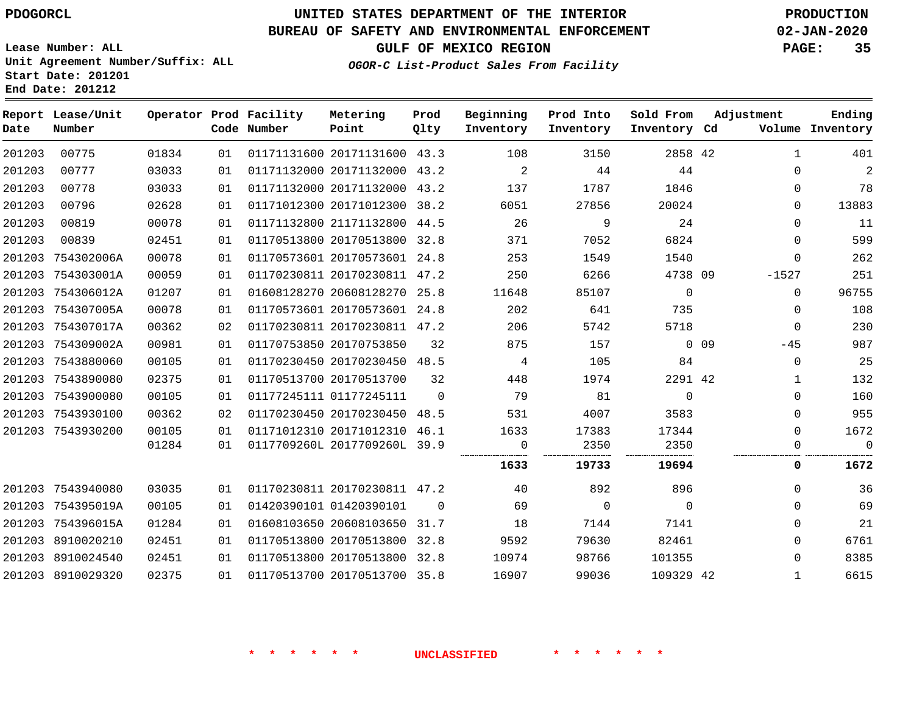PDOGORCL

# UNITED STATES DEPARTMENT OF THE INTERIOR
## BUREAU OF SAFETY AND ENVIRONMENTAL ENFORCEMENT
### GULF OF MEXICO REGION
*OGOR-C List-Product Sales From Facility*

PRODUCTION
02-JAN-2020

Lease Number: ALL
Unit Agreement Number/Suffix: ALL
Start Date: 201201
End Date: 201212

| Report Date | Lease/Unit Number | Operator | Prod Code | Facility Number | Metering Point | Prod Qlty | Beginning Inventory | Prod Into Inventory | Sold From Inventory | Adjustment Cd | Adjustment Volume | Ending Inventory |
|---|---|---|---|---|---|---|---|---|---|---|---|---|
| 201203 | 00775 | 01834 | 01 | 01171131600 | 20171131600 | 43.3 | 108 | 3150 | 2858 | 42 | 1 | 401 |
| 201203 | 00777 | 03033 | 01 | 01171132000 | 20171132000 | 43.2 | 2 | 44 | 44 | | 0 | 2 |
| 201203 | 00778 | 03033 | 01 | 01171132000 | 20171132000 | 43.2 | 137 | 1787 | 1846 | | 0 | 78 |
| 201203 | 00796 | 02628 | 01 | 01171012300 | 20171012300 | 38.2 | 6051 | 27856 | 20024 | | 0 | 13883 |
| 201203 | 00819 | 00078 | 01 | 01171132800 | 21171132800 | 44.5 | 26 | 9 | 24 | | 0 | 11 |
| 201203 | 00839 | 02451 | 01 | 01170513800 | 20170513800 | 32.8 | 371 | 7052 | 6824 | | 0 | 599 |
| 201203 | 754302006A | 00078 | 01 | 01170573601 | 20170573601 | 24.8 | 253 | 1549 | 1540 | | 0 | 262 |
| 201203 | 754303001A | 00059 | 01 | 01170230811 | 20170230811 | 47.2 | 250 | 6266 | 4738 | 09 | -1527 | 251 |
| 201203 | 754306012A | 01207 | 01 | 01608128270 | 20608128270 | 25.8 | 11648 | 85107 | 0 | | 0 | 96755 |
| 201203 | 754307005A | 00078 | 01 | 01170573601 | 20170573601 | 24.8 | 202 | 641 | 735 | | 0 | 108 |
| 201203 | 754307017A | 00362 | 02 | 01170230811 | 20170230811 | 47.2 | 206 | 5742 | 5718 | | 0 | 230 |
| 201203 | 754309002A | 00981 | 01 | 01170753850 | 20170753850 | 32 | 875 | 157 | 0 | 09 | -45 | 987 |
| 201203 | 7543880060 | 00105 | 01 | 01170230450 | 20170230450 | 48.5 | 4 | 105 | 84 | | 0 | 25 |
| 201203 | 7543890080 | 02375 | 01 | 01170513700 | 20170513700 | 32 | 448 | 1974 | 2291 | 42 | 1 | 132 |
| 201203 | 7543900080 | 00105 | 01 | 01177245111 | 01177245111 | 0 | 79 | 81 | 0 | | 0 | 160 |
| 201203 | 7543930100 | 00362 | 02 | 01170230450 | 20170230450 | 48.5 | 531 | 4007 | 3583 | | 0 | 955 |
| 201203 | 7543930200 | 00105 | 01 | 01171012310 | 20171012310 | 46.1 | 1633 | 17383 | 17344 | | 0 | 1672 |
| | | 01284 | 01 | 0117709260L | 2017709260L | 39.9 | 0 | 2350 | 2350 | | 0 | 0 |
| | | | | | | | **1633** | **19733** | **19694** | | **0** | **1672** |
| 201203 | 7543940080 | 03035 | 01 | 01170230811 | 20170230811 | 47.2 | 40 | 892 | 896 | | 0 | 36 |
| 201203 | 754395019A | 00105 | 01 | 01420390101 | 01420390101 | 0 | 69 | 0 | 0 | | 0 | 69 |
| 201203 | 754396015A | 01284 | 01 | 01608103650 | 20608103650 | 31.7 | 18 | 7144 | 7141 | | 0 | 21 |
| 201203 | 8910020210 | 02451 | 01 | 01170513800 | 20170513800 | 32.8 | 9592 | 79630 | 82461 | | 0 | 6761 |
| 201203 | 8910024540 | 02451 | 01 | 01170513800 | 20170513800 | 32.8 | 10974 | 98766 | 101355 | | 0 | 8385 |
| 201203 | 8910029320 | 02375 | 01 | 01170513700 | 20170513700 | 35.8 | 16907 | 99036 | 109329 | 42 | 1 | 6615 |

\* \* \* \* \* \* UNCLASSIFIED \* \* \* \* \* \*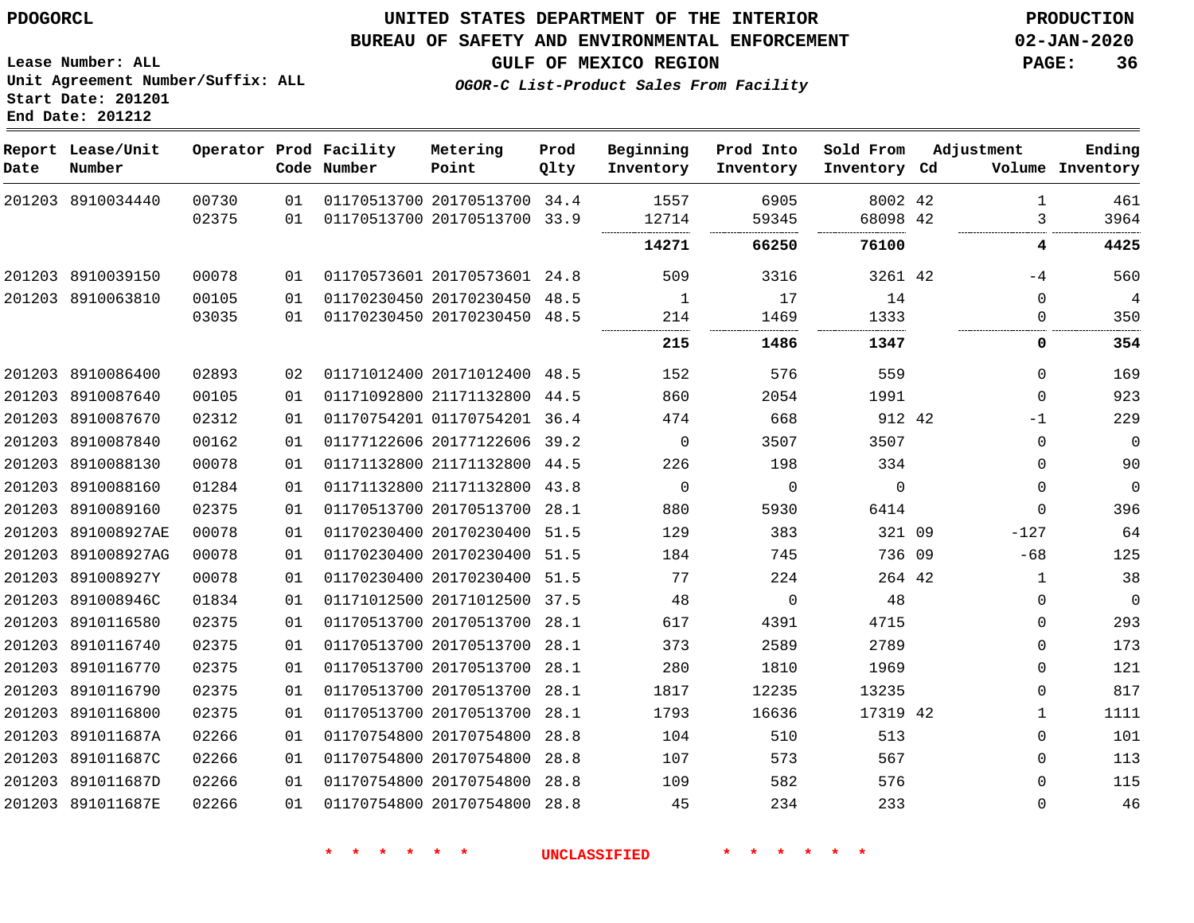PDOGORCL

**UNITED STATES DEPARTMENT OF THE INTERIOR**
**BUREAU OF SAFETY AND ENVIRONMENTAL ENFORCEMENT**
**GULF OF MEXICO REGION**
*OGOR-C List-Product Sales From Facility*

PRODUCTION
02-JAN-2020

Lease Number: ALL
Unit Agreement Number/Suffix: ALL
Start Date: 201201
End Date: 201212

| Report Date | Lease/Unit Number | Operator | Prod Code | Facility Number | Metering Point | Prod Qlty | Beginning Inventory | Prod Into Inventory | Sold From Inventory | Adjustment Cd | Adjustment Volume | Ending Inventory |
|---|---|---|---|---|---|---|---|---|---|---|---|---|
| 201203 | 8910034440 | 00730 | 01 | 01170513700 | 20170513700 | 34.4 | 1557 | 6905 | 8002 | 42 | 1 | 461 |
| | | 02375 | 01 | 01170513700 | 20170513700 | 33.9 | 12714 | 59345 | 68098 | 42 | 3 | 3964 |
| | | | | | | | **14271** | **66250** | **76100** | | **4** | **4425** |
| 201203 | 8910039150 | 00078 | 01 | 01170573601 | 20170573601 | 24.8 | 509 | 3316 | 3261 | 42 | -4 | 560 |
| 201203 | 8910063810 | 00105 | 01 | 01170230450 | 20170230450 | 48.5 | 1 | 17 | 14 | | 0 | 4 |
| | | 03035 | 01 | 01170230450 | 20170230450 | 48.5 | 214 | 1469 | 1333 | | 0 | 350 |
| | | | | | | | **215** | **1486** | **1347** | | **0** | **354** |
| 201203 | 8910086400 | 02893 | 02 | 01171012400 | 20171012400 | 48.5 | 152 | 576 | 559 | | 0 | 169 |
| 201203 | 8910087640 | 00105 | 01 | 01171092800 | 21171132800 | 44.5 | 860 | 2054 | 1991 | | 0 | 923 |
| 201203 | 8910087670 | 02312 | 01 | 01170754201 | 01170754201 | 36.4 | 474 | 668 | 912 | 42 | -1 | 229 |
| 201203 | 8910087840 | 00162 | 01 | 01177122606 | 20177122606 | 39.2 | 0 | 3507 | 3507 | | 0 | 0 |
| 201203 | 8910088130 | 00078 | 01 | 01171132800 | 21171132800 | 44.5 | 226 | 198 | 334 | | 0 | 90 |
| 201203 | 8910088160 | 01284 | 01 | 01171132800 | 21171132800 | 43.8 | 0 | 0 | 0 | | 0 | 0 |
| 201203 | 8910089160 | 02375 | 01 | 01170513700 | 20170513700 | 28.1 | 880 | 5930 | 6414 | | 0 | 396 |
| 201203 | 891008927AE | 00078 | 01 | 01170230400 | 20170230400 | 51.5 | 129 | 383 | 321 | 09 | -127 | 64 |
| 201203 | 891008927AG | 00078 | 01 | 01170230400 | 20170230400 | 51.5 | 184 | 745 | 736 | 09 | -68 | 125 |
| 201203 | 891008927Y | 00078 | 01 | 01170230400 | 20170230400 | 51.5 | 77 | 224 | 264 | 42 | 1 | 38 |
| 201203 | 891008946C | 01834 | 01 | 01171012500 | 20171012500 | 37.5 | 48 | 0 | 48 | | 0 | 0 |
| 201203 | 8910116580 | 02375 | 01 | 01170513700 | 20170513700 | 28.1 | 617 | 4391 | 4715 | | 0 | 293 |
| 201203 | 8910116740 | 02375 | 01 | 01170513700 | 20170513700 | 28.1 | 373 | 2589 | 2789 | | 0 | 173 |
| 201203 | 8910116770 | 02375 | 01 | 01170513700 | 20170513700 | 28.1 | 280 | 1810 | 1969 | | 0 | 121 |
| 201203 | 8910116790 | 02375 | 01 | 01170513700 | 20170513700 | 28.1 | 1817 | 12235 | 13235 | | 0 | 817 |
| 201203 | 8910116800 | 02375 | 01 | 01170513700 | 20170513700 | 28.1 | 1793 | 16636 | 17319 | 42 | 1 | 1111 |
| 201203 | 891011687A | 02266 | 01 | 01170754800 | 20170754800 | 28.8 | 104 | 510 | 513 | | 0 | 101 |
| 201203 | 891011687C | 02266 | 01 | 01170754800 | 20170754800 | 28.8 | 107 | 573 | 567 | | 0 | 113 |
| 201203 | 891011687D | 02266 | 01 | 01170754800 | 20170754800 | 28.8 | 109 | 582 | 576 | | 0 | 115 |
| 201203 | 891011687E | 02266 | 01 | 01170754800 | 20170754800 | 28.8 | 45 | 234 | 233 | | 0 | 46 |

* * * * * * UNCLASSIFIED * * * * * *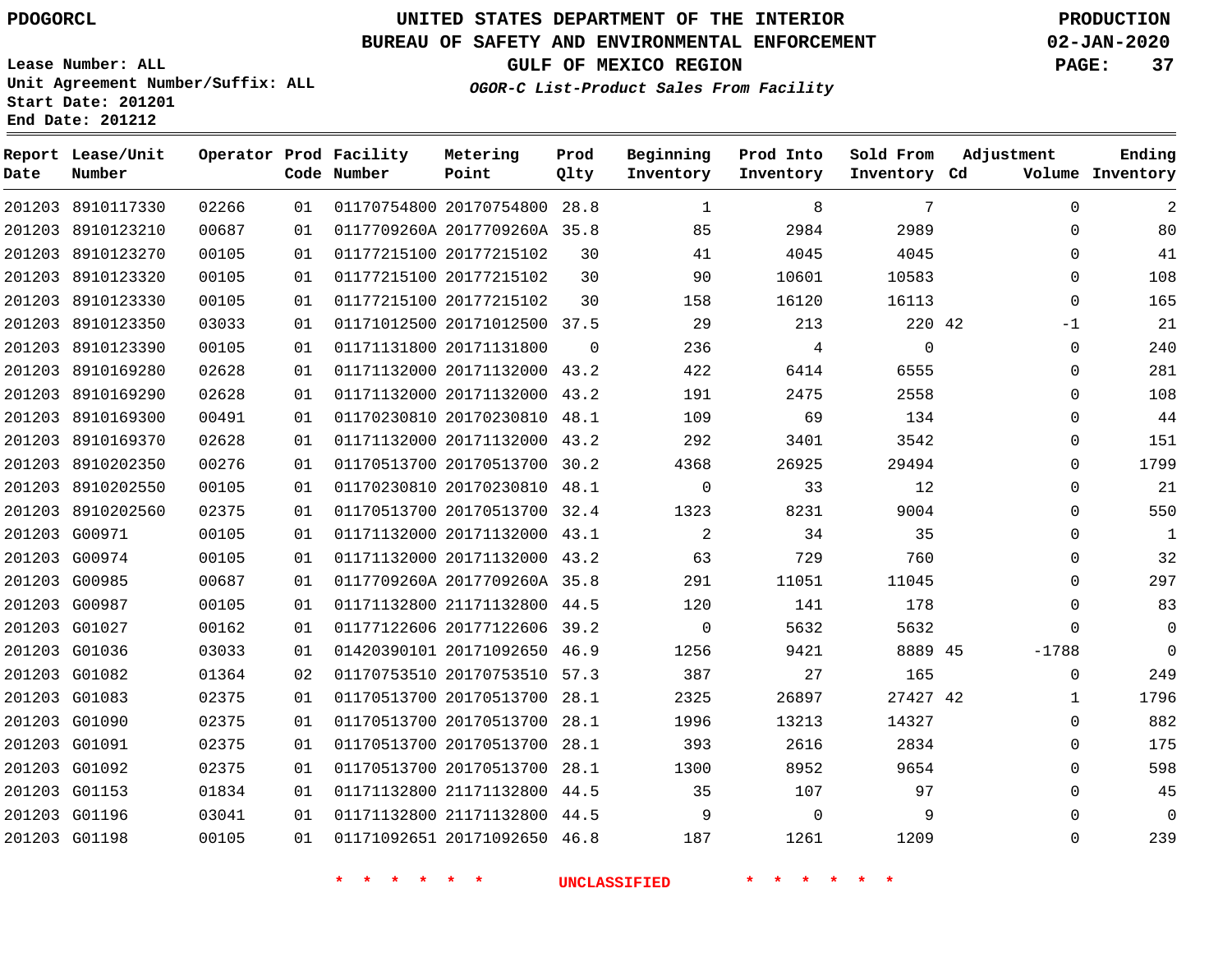PDOGORCL

# UNITED STATES DEPARTMENT OF THE INTERIOR
## BUREAU OF SAFETY AND ENVIRONMENTAL ENFORCEMENT
### GULF OF MEXICO REGION
*OGOR-C List-Product Sales From Facility*

PRODUCTION
02-JAN-2020

Lease Number: ALL
Unit Agreement Number/Suffix: ALL
Start Date: 201201
End Date: 201212

| Report Date | Lease/Unit Number | Operator | Prod Code | Facility Number | Metering Point | Prod Qlty | Beginning Inventory | Prod Into Inventory | Sold From Inventory | Adjustment Cd | Adjustment Volume | Ending Inventory |
|---|---|---|---|---|---|---|---|---|---|---|---|---|
| 201203 | 8910117330 | 02266 | 01 | 01170754800 | 20170754800 | 28.8 | 1 | 8 | 7 | | 0 | 2 |
| 201203 | 8910123210 | 00687 | 01 | 0117709260A | 2017709260A | 35.8 | 85 | 2984 | 2989 | | 0 | 80 |
| 201203 | 8910123270 | 00105 | 01 | 01177215100 | 20177215102 | 30 | 41 | 4045 | 4045 | | 0 | 41 |
| 201203 | 8910123320 | 00105 | 01 | 01177215100 | 20177215102 | 30 | 90 | 10601 | 10583 | | 0 | 108 |
| 201203 | 8910123330 | 00105 | 01 | 01177215100 | 20177215102 | 30 | 158 | 16120 | 16113 | | 0 | 165 |
| 201203 | 8910123350 | 03033 | 01 | 01171012500 | 20171012500 | 37.5 | 29 | 213 | 220 | 42 | -1 | 21 |
| 201203 | 8910123390 | 00105 | 01 | 01171131800 | 20171131800 | 0 | 236 | 4 | 0 | | 0 | 240 |
| 201203 | 8910169280 | 02628 | 01 | 01171132000 | 20171132000 | 43.2 | 422 | 6414 | 6555 | | 0 | 281 |
| 201203 | 8910169290 | 02628 | 01 | 01171132000 | 20171132000 | 43.2 | 191 | 2475 | 2558 | | 0 | 108 |
| 201203 | 8910169300 | 00491 | 01 | 01170230810 | 20170230810 | 48.1 | 109 | 69 | 134 | | 0 | 44 |
| 201203 | 8910169370 | 02628 | 01 | 01171132000 | 20171132000 | 43.2 | 292 | 3401 | 3542 | | 0 | 151 |
| 201203 | 8910202350 | 00276 | 01 | 01170513700 | 20170513700 | 30.2 | 4368 | 26925 | 29494 | | 0 | 1799 |
| 201203 | 8910202550 | 00105 | 01 | 01170230810 | 20170230810 | 48.1 | 0 | 33 | 12 | | 0 | 21 |
| 201203 | 8910202560 | 02375 | 01 | 01170513700 | 20170513700 | 32.4 | 1323 | 8231 | 9004 | | 0 | 550 |
| 201203 | G00971 | 00105 | 01 | 01171132000 | 20171132000 | 43.1 | 2 | 34 | 35 | | 0 | 1 |
| 201203 | G00974 | 00105 | 01 | 01171132000 | 20171132000 | 43.2 | 63 | 729 | 760 | | 0 | 32 |
| 201203 | G00985 | 00687 | 01 | 0117709260A | 2017709260A | 35.8 | 291 | 11051 | 11045 | | 0 | 297 |
| 201203 | G00987 | 00105 | 01 | 01171132800 | 21171132800 | 44.5 | 120 | 141 | 178 | | 0 | 83 |
| 201203 | G01027 | 00162 | 01 | 01177122606 | 20177122606 | 39.2 | 0 | 5632 | 5632 | | 0 | 0 |
| 201203 | G01036 | 03033 | 01 | 01420390101 | 20171092650 | 46.9 | 1256 | 9421 | 8889 | 45 | -1788 | 0 |
| 201203 | G01082 | 01364 | 02 | 01170753510 | 20170753510 | 57.3 | 387 | 27 | 165 | | 0 | 249 |
| 201203 | G01083 | 02375 | 01 | 01170513700 | 20170513700 | 28.1 | 2325 | 26897 | 27427 | 42 | 1 | 1796 |
| 201203 | G01090 | 02375 | 01 | 01170513700 | 20170513700 | 28.1 | 1996 | 13213 | 14327 | | 0 | 882 |
| 201203 | G01091 | 02375 | 01 | 01170513700 | 20170513700 | 28.1 | 393 | 2616 | 2834 | | 0 | 175 |
| 201203 | G01092 | 02375 | 01 | 01170513700 | 20170513700 | 28.1 | 1300 | 8952 | 9654 | | 0 | 598 |
| 201203 | G01153 | 01834 | 01 | 01171132800 | 21171132800 | 44.5 | 35 | 107 | 97 | | 0 | 45 |
| 201203 | G01196 | 03041 | 01 | 01171132800 | 21171132800 | 44.5 | 9 | 0 | 9 | | 0 | 0 |
| 201203 | G01198 | 00105 | 01 | 01171092651 | 20171092650 | 46.8 | 187 | 1261 | 1209 | | 0 | 239 |

* * * * * * UNCLASSIFIED * * * * * *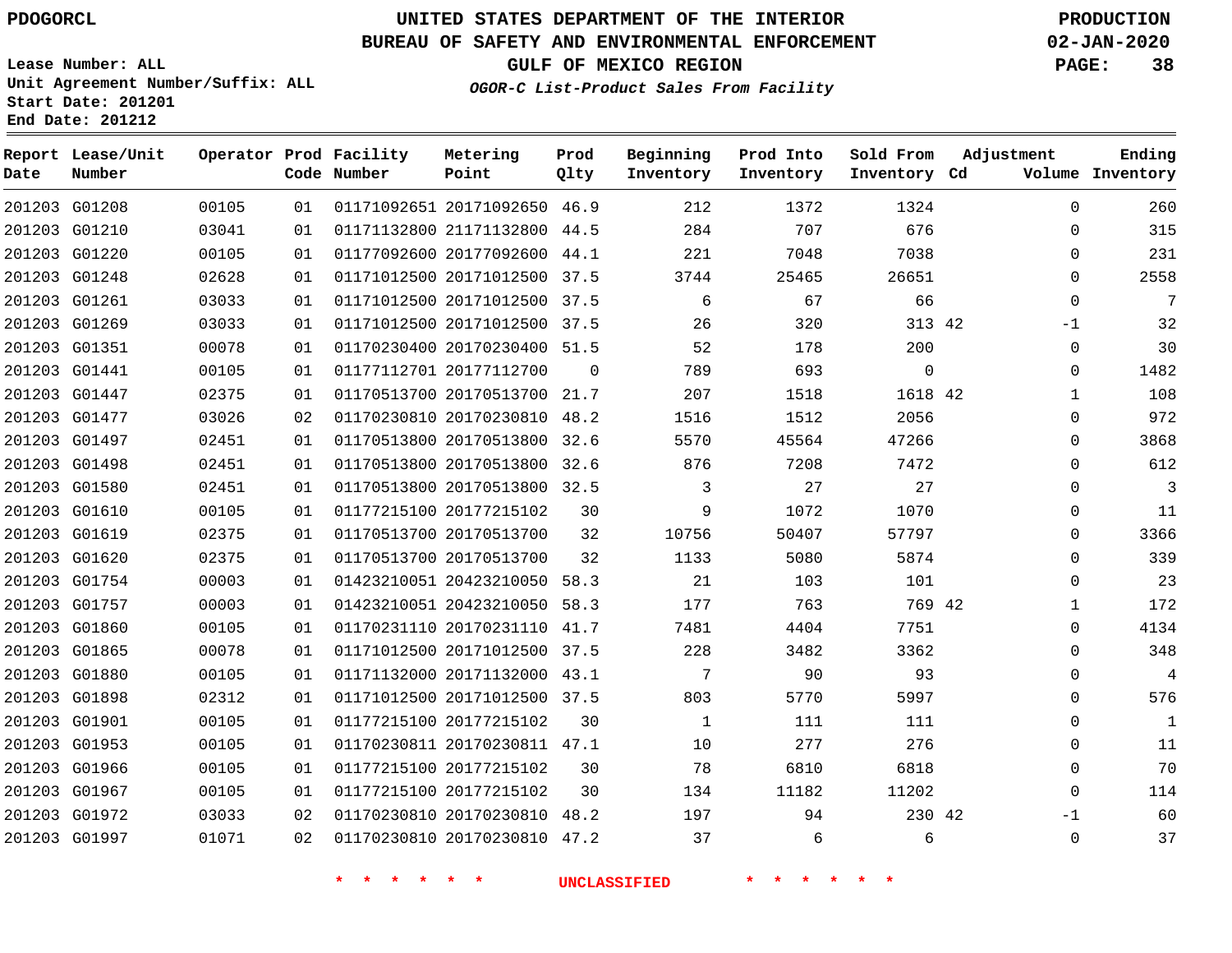PDOGORCL

# UNITED STATES DEPARTMENT OF THE INTERIOR
## BUREAU OF SAFETY AND ENVIRONMENTAL ENFORCEMENT
### GULF OF MEXICO REGION

PRODUCTION
02-JAN-2020

Lease Number: ALL
Unit Agreement Number/Suffix: ALL
Start Date: 201201
End Date: 201212

*OGOR-C List-Product Sales From Facility*

| Report Date | Lease/Unit Number | Operator | Prod Code | Facility Number | Metering Point | Prod Qlty | Beginning Inventory | Prod Into Inventory | Sold From Inventory | Adjustment Cd | Adjustment Volume | Ending Inventory |
|---|---|---|---|---|---|---|---|---|---|---|---|---|
| 201203 | G01208 | 00105 | 01 | 01171092651 | 20171092650 | 46.9 | 212 | 1372 | 1324 | | 0 | 260 |
| 201203 | G01210 | 03041 | 01 | 01171132800 | 21171132800 | 44.5 | 284 | 707 | 676 | | 0 | 315 |
| 201203 | G01220 | 00105 | 01 | 01177092600 | 20177092600 | 44.1 | 221 | 7048 | 7038 | | 0 | 231 |
| 201203 | G01248 | 02628 | 01 | 01171012500 | 20171012500 | 37.5 | 3744 | 25465 | 26651 | | 0 | 2558 |
| 201203 | G01261 | 03033 | 01 | 01171012500 | 20171012500 | 37.5 | 6 | 67 | 66 | | 0 | 7 |
| 201203 | G01269 | 03033 | 01 | 01171012500 | 20171012500 | 37.5 | 26 | 320 | 313 | 42 | -1 | 32 |
| 201203 | G01351 | 00078 | 01 | 01170230400 | 20170230400 | 51.5 | 52 | 178 | 200 | | 0 | 30 |
| 201203 | G01441 | 00105 | 01 | 01177112701 | 20177112700 | 0 | 789 | 693 | 0 | | 0 | 1482 |
| 201203 | G01447 | 02375 | 01 | 01170513700 | 20170513700 | 21.7 | 207 | 1518 | 1618 | 42 | 1 | 108 |
| 201203 | G01477 | 03026 | 02 | 01170230810 | 20170230810 | 48.2 | 1516 | 1512 | 2056 | | 0 | 972 |
| 201203 | G01497 | 02451 | 01 | 01170513800 | 20170513800 | 32.6 | 5570 | 45564 | 47266 | | 0 | 3868 |
| 201203 | G01498 | 02451 | 01 | 01170513800 | 20170513800 | 32.6 | 876 | 7208 | 7472 | | 0 | 612 |
| 201203 | G01580 | 02451 | 01 | 01170513800 | 20170513800 | 32.5 | 3 | 27 | 27 | | 0 | 3 |
| 201203 | G01610 | 00105 | 01 | 01177215100 | 20177215102 | 30 | 9 | 1072 | 1070 | | 0 | 11 |
| 201203 | G01619 | 02375 | 01 | 01170513700 | 20170513700 | 32 | 10756 | 50407 | 57797 | | 0 | 3366 |
| 201203 | G01620 | 02375 | 01 | 01170513700 | 20170513700 | 32 | 1133 | 5080 | 5874 | | 0 | 339 |
| 201203 | G01754 | 00003 | 01 | 01423210051 | 20423210050 | 58.3 | 21 | 103 | 101 | | 0 | 23 |
| 201203 | G01757 | 00003 | 01 | 01423210051 | 20423210050 | 58.3 | 177 | 763 | 769 | 42 | 1 | 172 |
| 201203 | G01860 | 00105 | 01 | 01170231110 | 20170231110 | 41.7 | 7481 | 4404 | 7751 | | 0 | 4134 |
| 201203 | G01865 | 00078 | 01 | 01171012500 | 20171012500 | 37.5 | 228 | 3482 | 3362 | | 0 | 348 |
| 201203 | G01880 | 00105 | 01 | 01171132000 | 20171132000 | 43.1 | 7 | 90 | 93 | | 0 | 4 |
| 201203 | G01898 | 02312 | 01 | 01171012500 | 20171012500 | 37.5 | 803 | 5770 | 5997 | | 0 | 576 |
| 201203 | G01901 | 00105 | 01 | 01177215100 | 20177215102 | 30 | 1 | 111 | 111 | | 0 | 1 |
| 201203 | G01953 | 00105 | 01 | 01170230811 | 20170230811 | 47.1 | 10 | 277 | 276 | | 0 | 11 |
| 201203 | G01966 | 00105 | 01 | 01177215100 | 20177215102 | 30 | 78 | 6810 | 6818 | | 0 | 70 |
| 201203 | G01967 | 00105 | 01 | 01177215100 | 20177215102 | 30 | 134 | 11182 | 11202 | | 0 | 114 |
| 201203 | G01972 | 03033 | 02 | 01170230810 | 20170230810 | 48.2 | 197 | 94 | 230 | 42 | -1 | 60 |
| 201203 | G01997 | 01071 | 02 | 01170230810 | 20170230810 | 47.2 | 37 | 6 | 6 | | 0 | 37 |

* * * * * * UNCLASSIFIED * * * * * *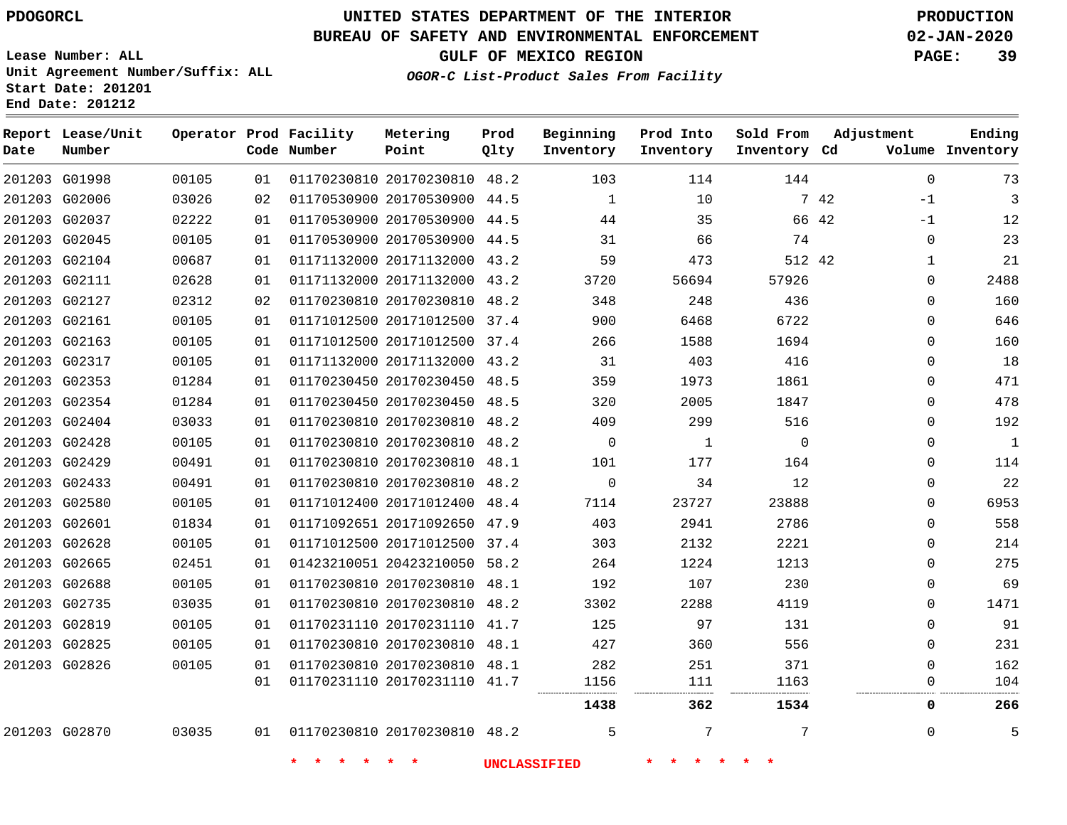PDOGORCL

# UNITED STATES DEPARTMENT OF THE INTERIOR
## BUREAU OF SAFETY AND ENVIRONMENTAL ENFORCEMENT
### GULF OF MEXICO REGION
*OGOR-C List-Product Sales From Facility*

PRODUCTION
02-JAN-2020

Lease Number: ALL
Unit Agreement Number/Suffix: ALL
Start Date: 201201
End Date: 201212

| Report Date | Lease/Unit Number | Operator | Prod Code | Facility Number | Metering Point | Prod Qlty | Beginning Inventory | Prod Into Inventory | Sold From Inventory | Adjustment Cd | Adjustment Volume | Ending Inventory |
|---|---|---|---|---|---|---|---|---|---|---|---|---|
| 201203 | G01998 | 00105 | 01 | 01170230810 | 20170230810 | 48.2 | 103 | 114 | 144 | | 0 | 73 |
| 201203 | G02006 | 03026 | 02 | 01170530900 | 20170530900 | 44.5 | 1 | 10 | 7 | 42 | -1 | 3 |
| 201203 | G02037 | 02222 | 01 | 01170530900 | 20170530900 | 44.5 | 44 | 35 | 66 | 42 | -1 | 12 |
| 201203 | G02045 | 00105 | 01 | 01170530900 | 20170530900 | 44.5 | 31 | 66 | 74 | | 0 | 23 |
| 201203 | G02104 | 00687 | 01 | 01171132000 | 20171132000 | 43.2 | 59 | 473 | 512 | 42 | 1 | 21 |
| 201203 | G02111 | 02628 | 01 | 01171132000 | 20171132000 | 43.2 | 3720 | 56694 | 57926 | | 0 | 2488 |
| 201203 | G02127 | 02312 | 02 | 01170230810 | 20170230810 | 48.2 | 348 | 248 | 436 | | 0 | 160 |
| 201203 | G02161 | 00105 | 01 | 01171012500 | 20171012500 | 37.4 | 900 | 6468 | 6722 | | 0 | 646 |
| 201203 | G02163 | 00105 | 01 | 01171012500 | 20171012500 | 37.4 | 266 | 1588 | 1694 | | 0 | 160 |
| 201203 | G02317 | 00105 | 01 | 01171132000 | 20171132000 | 43.2 | 31 | 403 | 416 | | 0 | 18 |
| 201203 | G02353 | 01284 | 01 | 01170230450 | 20170230450 | 48.5 | 359 | 1973 | 1861 | | 0 | 471 |
| 201203 | G02354 | 01284 | 01 | 01170230450 | 20170230450 | 48.5 | 320 | 2005 | 1847 | | 0 | 478 |
| 201203 | G02404 | 03033 | 01 | 01170230810 | 20170230810 | 48.2 | 409 | 299 | 516 | | 0 | 192 |
| 201203 | G02428 | 00105 | 01 | 01170230810 | 20170230810 | 48.2 | 0 | 1 | 0 | | 0 | 1 |
| 201203 | G02429 | 00491 | 01 | 01170230810 | 20170230810 | 48.1 | 101 | 177 | 164 | | 0 | 114 |
| 201203 | G02433 | 00491 | 01 | 01170230810 | 20170230810 | 48.2 | 0 | 34 | 12 | | 0 | 22 |
| 201203 | G02580 | 00105 | 01 | 01171012400 | 20171012400 | 48.4 | 7114 | 23727 | 23888 | | 0 | 6953 |
| 201203 | G02601 | 01834 | 01 | 01171092651 | 20171092650 | 47.9 | 403 | 2941 | 2786 | | 0 | 558 |
| 201203 | G02628 | 00105 | 01 | 01171012500 | 20171012500 | 37.4 | 303 | 2132 | 2221 | | 0 | 214 |
| 201203 | G02665 | 02451 | 01 | 01423210051 | 20423210050 | 58.2 | 264 | 1224 | 1213 | | 0 | 275 |
| 201203 | G02688 | 00105 | 01 | 01170230810 | 20170230810 | 48.1 | 192 | 107 | 230 | | 0 | 69 |
| 201203 | G02735 | 03035 | 01 | 01170230810 | 20170230810 | 48.2 | 3302 | 2288 | 4119 | | 0 | 1471 |
| 201203 | G02819 | 00105 | 01 | 01170231110 | 20170231110 | 41.7 | 125 | 97 | 131 | | 0 | 91 |
| 201203 | G02825 | 00105 | 01 | 01170230810 | 20170230810 | 48.1 | 427 | 360 | 556 | | 0 | 231 |
| 201203 | G02826 | 00105 | 01 | 01170230810 | 20170230810 | 48.1 | 282 | 251 | 371 | | 0 | 162 |
| | | | 01 | 01170231110 | 20170231110 | 41.7 | 1156 | 111 | 1163 | | 0 | 104 |
| | | | | | | | **1438** | **362** | **1534** | | **0** | **266** |
| 201203 | G02870 | 03035 | 01 | 01170230810 | 20170230810 | 48.2 | 5 | 7 | 7 | | 0 | 5 |

\* \* \* \* \* \* UNCLASSIFIED \* \* \* \* \* \*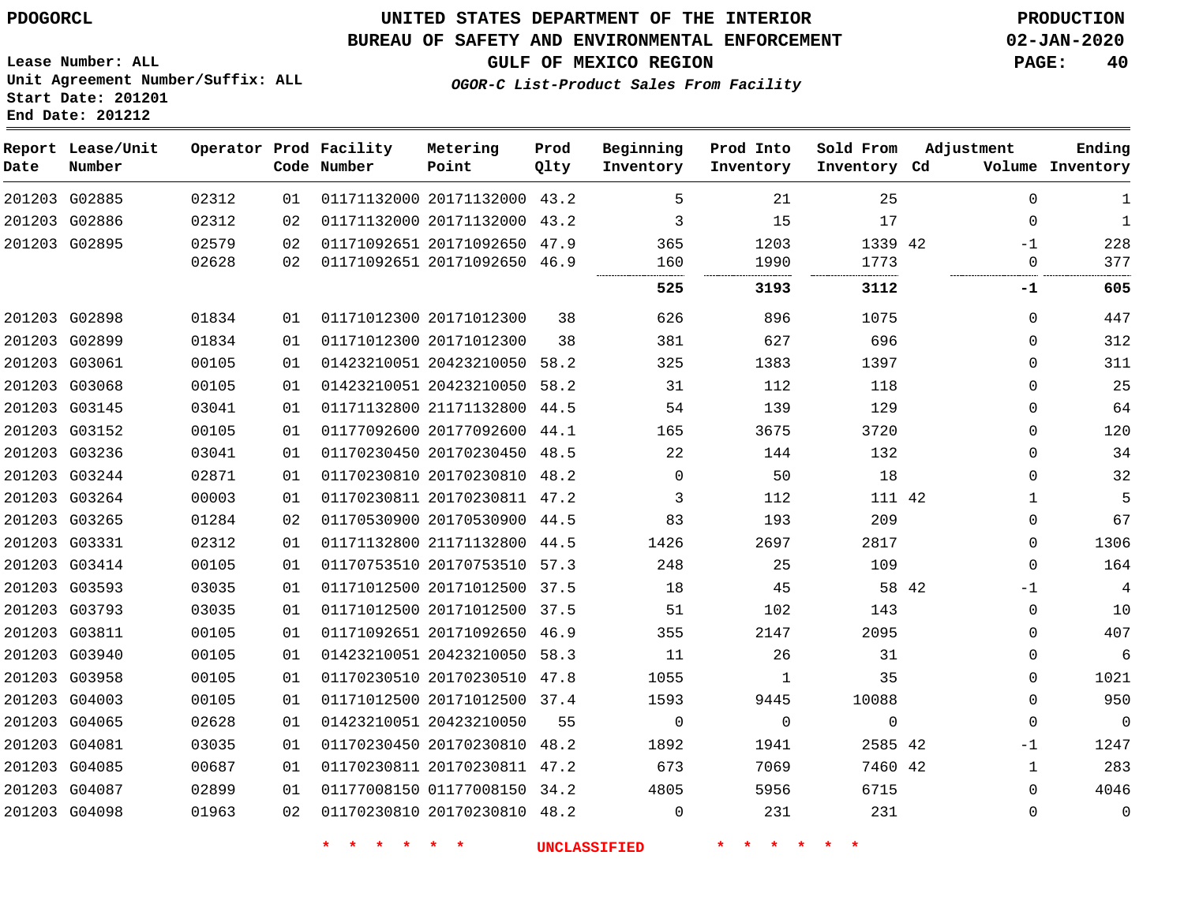PDOGORCL

UNITED STATES DEPARTMENT OF THE INTERIOR
BUREAU OF SAFETY AND ENVIRONMENTAL ENFORCEMENT
GULF OF MEXICO REGION
*OGOR-C List-Product Sales From Facility*

PRODUCTION
02-JAN-2020

Lease Number: ALL
Unit Agreement Number/Suffix: ALL
Start Date: 201201
End Date: 201212

| Report Date | Lease/Unit Number | Operator | Prod Code | Facility Number | Metering Point | Prod Qlty | Beginning Inventory | Prod Into Inventory | Sold From Inventory | Adjustment Cd | Adjustment Volume | Ending Inventory |
|---|---|---|---|---|---|---|---|---|---|---|---|---|
| 201203 | G02885 | 02312 | 01 | 01171132000 | 20171132000 | 43.2 | 5 | 21 | 25 | | 0 | 1 |
| 201203 | G02886 | 02312 | 02 | 01171132000 | 20171132000 | 43.2 | 3 | 15 | 17 | | 0 | 1 |
| 201203 | G02895 | 02579 | 02 | 01171092651 | 20171092650 | 47.9 | 365 | 1203 | 1339 | 42 | -1 | 228 |
| | | 02628 | 02 | 01171092651 | 20171092650 | 46.9 | 160 | 1990 | 1773 | | 0 | 377 |
| | | | | | | | **525** | **3193** | **3112** | | **-1** | **605** |
| 201203 | G02898 | 01834 | 01 | 01171012300 | 20171012300 | 38 | 626 | 896 | 1075 | | 0 | 447 |
| 201203 | G02899 | 01834 | 01 | 01171012300 | 20171012300 | 38 | 381 | 627 | 696 | | 0 | 312 |
| 201203 | G03061 | 00105 | 01 | 01423210051 | 20423210050 | 58.2 | 325 | 1383 | 1397 | | 0 | 311 |
| 201203 | G03068 | 00105 | 01 | 01423210051 | 20423210050 | 58.2 | 31 | 112 | 118 | | 0 | 25 |
| 201203 | G03145 | 03041 | 01 | 01171132800 | 21171132800 | 44.5 | 54 | 139 | 129 | | 0 | 64 |
| 201203 | G03152 | 00105 | 01 | 01177092600 | 20177092600 | 44.1 | 165 | 3675 | 3720 | | 0 | 120 |
| 201203 | G03236 | 03041 | 01 | 01170230450 | 20170230450 | 48.5 | 22 | 144 | 132 | | 0 | 34 |
| 201203 | G03244 | 02871 | 01 | 01170230810 | 20170230810 | 48.2 | 0 | 50 | 18 | | 0 | 32 |
| 201203 | G03264 | 00003 | 01 | 01170230811 | 20170230811 | 47.2 | 3 | 112 | 111 | 42 | 1 | 5 |
| 201203 | G03265 | 01284 | 02 | 01170530900 | 20170530900 | 44.5 | 83 | 193 | 209 | | 0 | 67 |
| 201203 | G03331 | 02312 | 01 | 01171132800 | 21171132800 | 44.5 | 1426 | 2697 | 2817 | | 0 | 1306 |
| 201203 | G03414 | 00105 | 01 | 01170753510 | 20170753510 | 57.3 | 248 | 25 | 109 | | 0 | 164 |
| 201203 | G03593 | 03035 | 01 | 01171012500 | 20171012500 | 37.5 | 18 | 45 | 58 | 42 | -1 | 4 |
| 201203 | G03793 | 03035 | 01 | 01171012500 | 20171012500 | 37.5 | 51 | 102 | 143 | | 0 | 10 |
| 201203 | G03811 | 00105 | 01 | 01171092651 | 20171092650 | 46.9 | 355 | 2147 | 2095 | | 0 | 407 |
| 201203 | G03940 | 00105 | 01 | 01423210051 | 20423210050 | 58.3 | 11 | 26 | 31 | | 0 | 6 |
| 201203 | G03958 | 00105 | 01 | 01170230510 | 20170230510 | 47.8 | 1055 | 1 | 35 | | 0 | 1021 |
| 201203 | G04003 | 00105 | 01 | 01171012500 | 20171012500 | 37.4 | 1593 | 9445 | 10088 | | 0 | 950 |
| 201203 | G04065 | 02628 | 01 | 01423210051 | 20423210050 | 55 | 0 | 0 | 0 | | 0 | 0 |
| 201203 | G04081 | 03035 | 01 | 01170230450 | 20170230810 | 48.2 | 1892 | 1941 | 2585 | 42 | -1 | 1247 |
| 201203 | G04085 | 00687 | 01 | 01170230811 | 20170230811 | 47.2 | 673 | 7069 | 7460 | 42 | 1 | 283 |
| 201203 | G04087 | 02899 | 01 | 01177008150 | 01177008150 | 34.2 | 4805 | 5956 | 6715 | | 0 | 4046 |
| 201203 | G04098 | 01963 | 02 | 01170230810 | 20170230810 | 48.2 | 0 | 231 | 231 | | 0 | 0 |

\* \* \* \* \* \* UNCLASSIFIED \* \* \* \* \* \*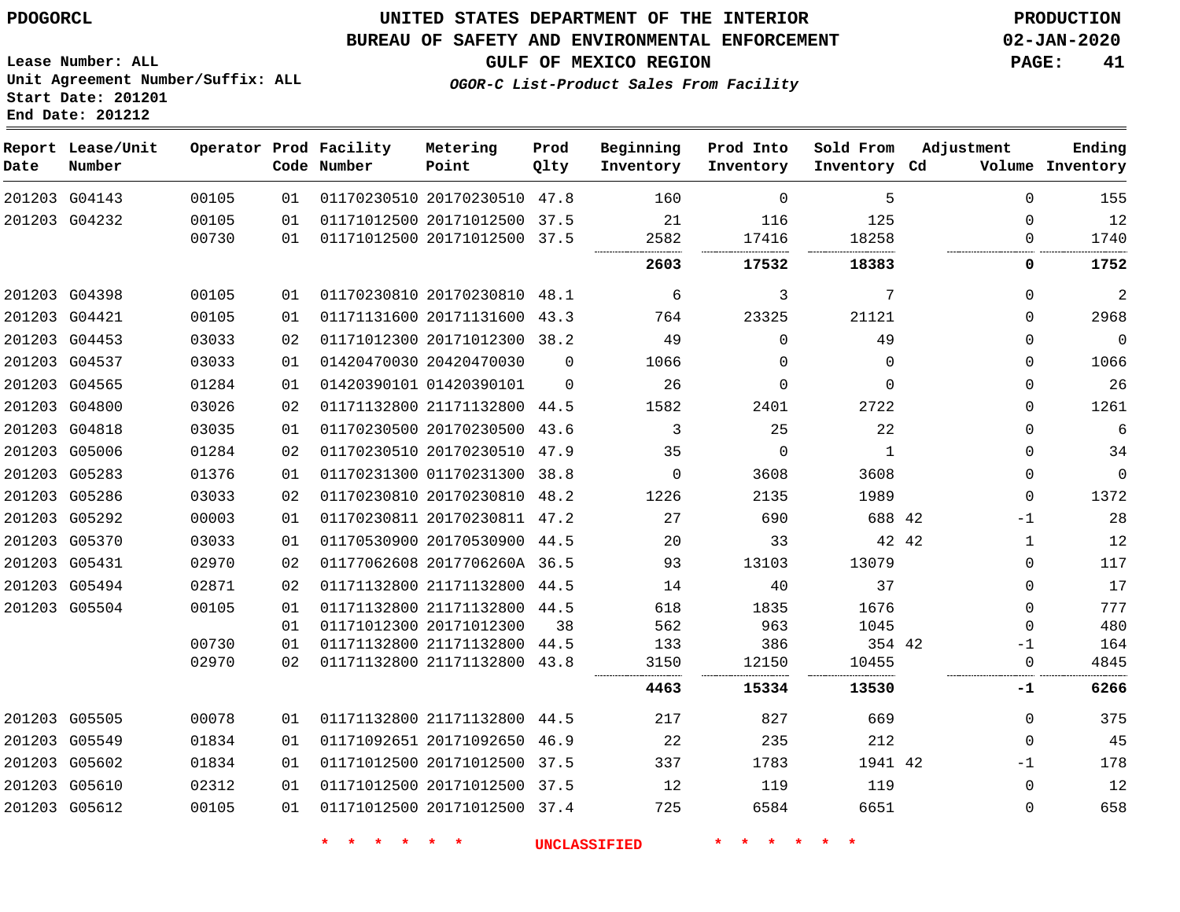PDOGORCL

# UNITED STATES DEPARTMENT OF THE INTERIOR
## BUREAU OF SAFETY AND ENVIRONMENTAL ENFORCEMENT
### GULF OF MEXICO REGION
*OGOR-C List-Product Sales From Facility*

PRODUCTION
02-JAN-2020

Lease Number: ALL
Unit Agreement Number/Suffix: ALL
Start Date: 201201
End Date: 201212

| Report Date | Lease/Unit Number | Operator | Prod Code | Facility Number | Metering Point | Prod Qlty | Beginning Inventory | Prod Into Inventory | Sold From Inventory | Adjustment Cd | Volume | Ending Inventory |
|---|---|---|---|---|---|---|---|---|---|---|---|---|
| 201203 | G04143 | 00105 | 01 | 01170230510 | 20170230510 | 47.8 | 160 | 0 | 5 | | 0 | 155 |
| 201203 | G04232 | 00105 | 01 | 01171012500 | 20171012500 | 37.5 | 21 | 116 | 125 | | 0 | 12 |
| | | 00730 | 01 | 01171012500 | 20171012500 | 37.5 | 2582 | 17416 | 18258 | | 0 | 1740 |
| | | | | | | | **2603** | **17532** | **18383** | | **0** | **1752** |
| 201203 | G04398 | 00105 | 01 | 01170230810 | 20170230810 | 48.1 | 6 | 3 | 7 | | 0 | 2 |
| 201203 | G04421 | 00105 | 01 | 01171131600 | 20171131600 | 43.3 | 764 | 23325 | 21121 | | 0 | 2968 |
| 201203 | G04453 | 03033 | 02 | 01171012300 | 20171012300 | 38.2 | 49 | 0 | 49 | | 0 | 0 |
| 201203 | G04537 | 03033 | 01 | 01420470030 | 20420470030 | 0 | 1066 | 0 | 0 | | 0 | 1066 |
| 201203 | G04565 | 01284 | 01 | 01420390101 | 01420390101 | 0 | 26 | 0 | 0 | | 0 | 26 |
| 201203 | G04800 | 03026 | 02 | 01171132800 | 21171132800 | 44.5 | 1582 | 2401 | 2722 | | 0 | 1261 |
| 201203 | G04818 | 03035 | 01 | 01170230500 | 20170230500 | 43.6 | 3 | 25 | 22 | | 0 | 6 |
| 201203 | G05006 | 01284 | 02 | 01170230510 | 20170230510 | 47.9 | 35 | 0 | 1 | | 0 | 34 |
| 201203 | G05283 | 01376 | 01 | 01170231300 | 01170231300 | 38.8 | 0 | 3608 | 3608 | | 0 | 0 |
| 201203 | G05286 | 03033 | 02 | 01170230810 | 20170230810 | 48.2 | 1226 | 2135 | 1989 | | 0 | 1372 |
| 201203 | G05292 | 00003 | 01 | 01170230811 | 20170230811 | 47.2 | 27 | 690 | 688 | 42 | -1 | 28 |
| 201203 | G05370 | 03033 | 01 | 01170530900 | 20170530900 | 44.5 | 20 | 33 | 42 | 42 | 1 | 12 |
| 201203 | G05431 | 02970 | 02 | 01177062608 | 2017706260A | 36.5 | 93 | 13103 | 13079 | | 0 | 117 |
| 201203 | G05494 | 02871 | 02 | 01171132800 | 21171132800 | 44.5 | 14 | 40 | 37 | | 0 | 17 |
| 201203 | G05504 | 00105 | 01 | 01171132800 | 21171132800 | 44.5 | 618 | 1835 | 1676 | | 0 | 777 |
| | | | 01 | 01171012300 | 20171012300 | 38 | 562 | 963 | 1045 | | 0 | 480 |
| | | 00730 | 01 | 01171132800 | 21171132800 | 44.5 | 133 | 386 | 354 | 42 | -1 | 164 |
| | | 02970 | 02 | 01171132800 | 21171132800 | 43.8 | 3150 | 12150 | 10455 | | 0 | 4845 |
| | | | | | | | **4463** | **15334** | **13530** | | **-1** | **6266** |
| 201203 | G05505 | 00078 | 01 | 01171132800 | 21171132800 | 44.5 | 217 | 827 | 669 | | 0 | 375 |
| 201203 | G05549 | 01834 | 01 | 01171092651 | 20171092650 | 46.9 | 22 | 235 | 212 | | 0 | 45 |
| 201203 | G05602 | 01834 | 01 | 01171012500 | 20171012500 | 37.5 | 337 | 1783 | 1941 | 42 | -1 | 178 |
| 201203 | G05610 | 02312 | 01 | 01171012500 | 20171012500 | 37.5 | 12 | 119 | 119 | | 0 | 12 |
| 201203 | G05612 | 00105 | 01 | 01171012500 | 20171012500 | 37.4 | 725 | 6584 | 6651 | | 0 | 658 |

* * * * * * UNCLASSIFIED * * * * * *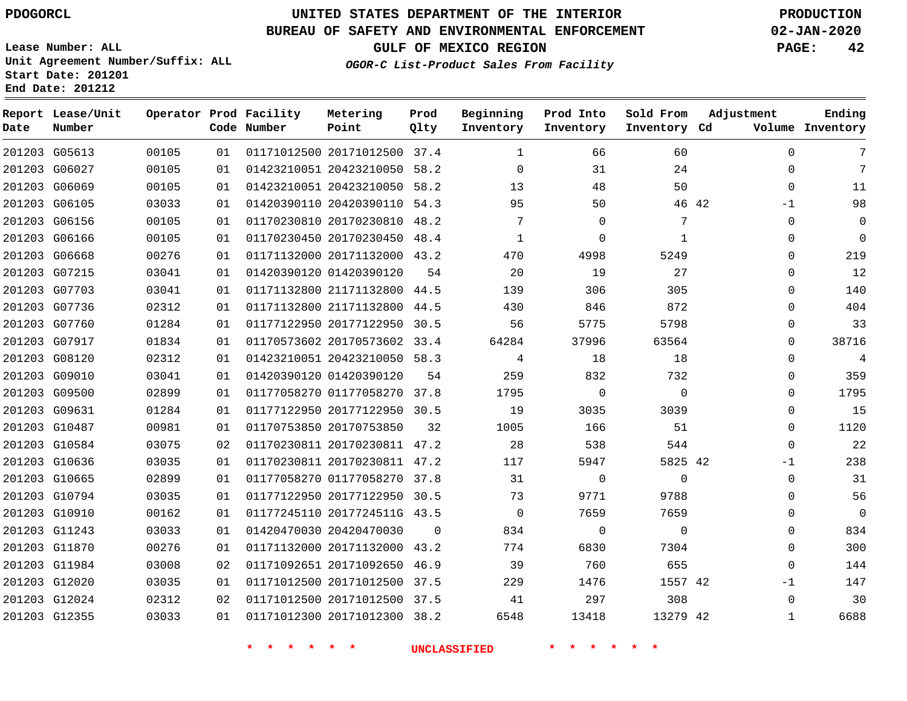PDOGORCL

# UNITED STATES DEPARTMENT OF THE INTERIOR
## BUREAU OF SAFETY AND ENVIRONMENTAL ENFORCEMENT
### GULF OF MEXICO REGION
*OGOR-C List-Product Sales From Facility*

PRODUCTION
02-JAN-2020

Lease Number: ALL
Unit Agreement Number/Suffix: ALL
Start Date: 201201
End Date: 201212

| Report Date | Lease/Unit Number | Operator | Prod Code | Facility Number | Metering Point | Prod Qlty | Beginning Inventory | Prod Into Inventory | Sold From Inventory | Adjustment Cd | Adjustment Volume | Ending Inventory |
|---|---|---|---|---|---|---|---|---|---|---|---|---|
| 201203 | G05613 | 00105 | 01 | 01171012500 | 20171012500 | 37.4 | 1 | 66 | 60 | | 0 | 7 |
| 201203 | G06027 | 00105 | 01 | 01423210051 | 20423210050 | 58.2 | 0 | 31 | 24 | | 0 | 7 |
| 201203 | G06069 | 00105 | 01 | 01423210051 | 20423210050 | 58.2 | 13 | 48 | 50 | | 0 | 11 |
| 201203 | G06105 | 03033 | 01 | 01420390110 | 20420390110 | 54.3 | 95 | 50 | 46 | 42 | -1 | 98 |
| 201203 | G06156 | 00105 | 01 | 01170230810 | 20170230810 | 48.2 | 7 | 0 | 7 | | 0 | 0 |
| 201203 | G06166 | 00105 | 01 | 01170230450 | 20170230450 | 48.4 | 1 | 0 | 1 | | 0 | 0 |
| 201203 | G06668 | 00276 | 01 | 01171132000 | 20171132000 | 43.2 | 470 | 4998 | 5249 | | 0 | 219 |
| 201203 | G07215 | 03041 | 01 | 01420390120 | 01420390120 | 54 | 20 | 19 | 27 | | 0 | 12 |
| 201203 | G07703 | 03041 | 01 | 01171132800 | 21171132800 | 44.5 | 139 | 306 | 305 | | 0 | 140 |
| 201203 | G07736 | 02312 | 01 | 01171132800 | 21171132800 | 44.5 | 430 | 846 | 872 | | 0 | 404 |
| 201203 | G07760 | 01284 | 01 | 01177122950 | 20177122950 | 30.5 | 56 | 5775 | 5798 | | 0 | 33 |
| 201203 | G07917 | 01834 | 01 | 01170573602 | 20170573602 | 33.4 | 64284 | 37996 | 63564 | | 0 | 38716 |
| 201203 | G08120 | 02312 | 01 | 01423210051 | 20423210050 | 58.3 | 4 | 18 | 18 | | 0 | 4 |
| 201203 | G09010 | 03041 | 01 | 01420390120 | 01420390120 | 54 | 259 | 832 | 732 | | 0 | 359 |
| 201203 | G09500 | 02899 | 01 | 01177058270 | 01177058270 | 37.8 | 1795 | 0 | 0 | | 0 | 1795 |
| 201203 | G09631 | 01284 | 01 | 01177122950 | 20177122950 | 30.5 | 19 | 3035 | 3039 | | 0 | 15 |
| 201203 | G10487 | 00981 | 01 | 01170753850 | 20170753850 | 32 | 1005 | 166 | 51 | | 0 | 1120 |
| 201203 | G10584 | 03075 | 02 | 01170230811 | 20170230811 | 47.2 | 28 | 538 | 544 | | 0 | 22 |
| 201203 | G10636 | 03035 | 01 | 01170230811 | 20170230811 | 47.2 | 117 | 5947 | 5825 | 42 | -1 | 238 |
| 201203 | G10665 | 02899 | 01 | 01177058270 | 01177058270 | 37.8 | 31 | 0 | 0 | | 0 | 31 |
| 201203 | G10794 | 03035 | 01 | 01177122950 | 20177122950 | 30.5 | 73 | 9771 | 9788 | | 0 | 56 |
| 201203 | G10910 | 00162 | 01 | 01177245110 | 2017724511G | 43.5 | 0 | 7659 | 7659 | | 0 | 0 |
| 201203 | G11243 | 03033 | 01 | 01420470030 | 20420470030 | 0 | 834 | 0 | 0 | | 0 | 834 |
| 201203 | G11870 | 00276 | 01 | 01171132000 | 20171132000 | 43.2 | 774 | 6830 | 7304 | | 0 | 300 |
| 201203 | G11984 | 03008 | 02 | 01171092651 | 20171092650 | 46.9 | 39 | 760 | 655 | | 0 | 144 |
| 201203 | G12020 | 03035 | 01 | 01171012500 | 20171012500 | 37.5 | 229 | 1476 | 1557 | 42 | -1 | 147 |
| 201203 | G12024 | 02312 | 02 | 01171012500 | 20171012500 | 37.5 | 41 | 297 | 308 | | 0 | 30 |
| 201203 | G12355 | 03033 | 01 | 01171012300 | 20171012300 | 38.2 | 6548 | 13418 | 13279 | 42 | 1 | 6688 |

\* \* \* \* \* \* UNCLASSIFIED \* \* \* \* \* \*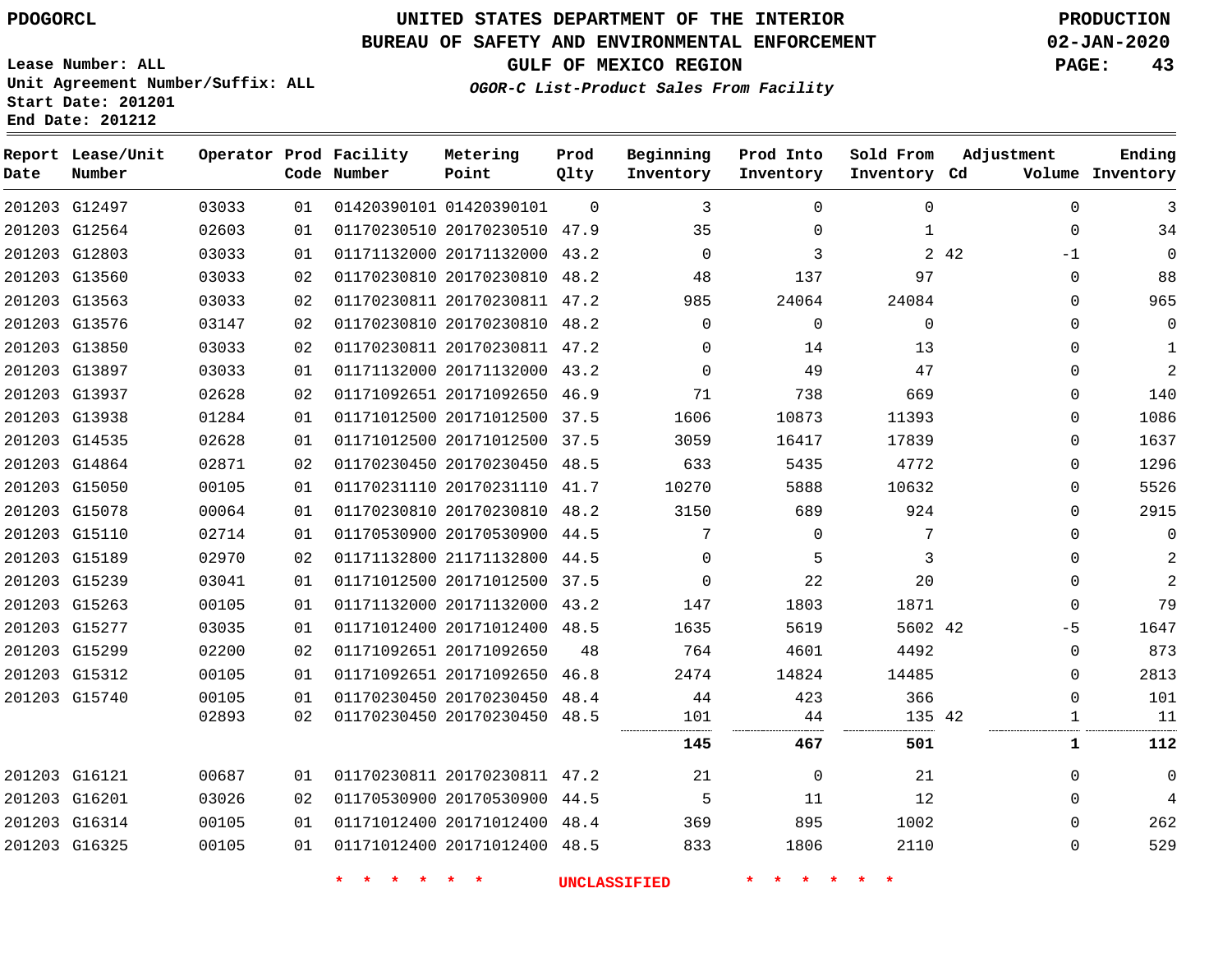PDOGORCL

# UNITED STATES DEPARTMENT OF THE INTERIOR
## BUREAU OF SAFETY AND ENVIRONMENTAL ENFORCEMENT
### GULF OF MEXICO REGION
*OGOR-C List-Product Sales From Facility*

PRODUCTION
02-JAN-2020

Lease Number: ALL
Unit Agreement Number/Suffix: ALL
Start Date: 201201
End Date: 201212

| Report Date | Lease/Unit Number | Operator | Prod Code | Facility Number | Metering Point | Prod Qlty | Beginning Inventory | Prod Into Inventory | Sold From Inventory | Adjustment Cd | Adjustment Volume | Ending Inventory |
|---|---|---|---|---|---|---|---|---|---|---|---|---|
| 201203 | G12497 | 03033 | 01 | 01420390101 | 01420390101 | 0 | 3 | 0 | 0 | | 0 | 3 |
| 201203 | G12564 | 02603 | 01 | 01170230510 | 20170230510 | 47.9 | 35 | 0 | 1 | | 0 | 34 |
| 201203 | G12803 | 03033 | 01 | 01171132000 | 20171132000 | 43.2 | 0 | 3 | 2 | 42 | -1 | 0 |
| 201203 | G13560 | 03033 | 02 | 01170230810 | 20170230810 | 48.2 | 48 | 137 | 97 | | 0 | 88 |
| 201203 | G13563 | 03033 | 02 | 01170230811 | 20170230811 | 47.2 | 985 | 24064 | 24084 | | 0 | 965 |
| 201203 | G13576 | 03147 | 02 | 01170230810 | 20170230810 | 48.2 | 0 | 0 | 0 | | 0 | 0 |
| 201203 | G13850 | 03033 | 02 | 01170230811 | 20170230811 | 47.2 | 0 | 14 | 13 | | 0 | 1 |
| 201203 | G13897 | 03033 | 01 | 01171132000 | 20171132000 | 43.2 | 0 | 49 | 47 | | 0 | 2 |
| 201203 | G13937 | 02628 | 02 | 01171092651 | 20171092650 | 46.9 | 71 | 738 | 669 | | 0 | 140 |
| 201203 | G13938 | 01284 | 01 | 01171012500 | 20171012500 | 37.5 | 1606 | 10873 | 11393 | | 0 | 1086 |
| 201203 | G14535 | 02628 | 01 | 01171012500 | 20171012500 | 37.5 | 3059 | 16417 | 17839 | | 0 | 1637 |
| 201203 | G14864 | 02871 | 02 | 01170230450 | 20170230450 | 48.5 | 633 | 5435 | 4772 | | 0 | 1296 |
| 201203 | G15050 | 00105 | 01 | 01170231110 | 20170231110 | 41.7 | 10270 | 5888 | 10632 | | 0 | 5526 |
| 201203 | G15078 | 00064 | 01 | 01170230810 | 20170230810 | 48.2 | 3150 | 689 | 924 | | 0 | 2915 |
| 201203 | G15110 | 02714 | 01 | 01170530900 | 20170530900 | 44.5 | 7 | 0 | 7 | | 0 | 0 |
| 201203 | G15189 | 02970 | 02 | 01171132800 | 21171132800 | 44.5 | 0 | 5 | 3 | | 0 | 2 |
| 201203 | G15239 | 03041 | 01 | 01171012500 | 20171012500 | 37.5 | 0 | 22 | 20 | | 0 | 2 |
| 201203 | G15263 | 00105 | 01 | 01171132000 | 20171132000 | 43.2 | 147 | 1803 | 1871 | | 0 | 79 |
| 201203 | G15277 | 03035 | 01 | 01171012400 | 20171012400 | 48.5 | 1635 | 5619 | 5602 | 42 | -5 | 1647 |
| 201203 | G15299 | 02200 | 02 | 01171092651 | 20171092650 | 48 | 764 | 4601 | 4492 | | 0 | 873 |
| 201203 | G15312 | 00105 | 01 | 01171092651 | 20171092650 | 46.8 | 2474 | 14824 | 14485 | | 0 | 2813 |
| 201203 | G15740 | 00105 | 01 | 01170230450 | 20170230450 | 48.4 | 44 | 423 | 366 | | 0 | 101 |
| | | 02893 | 02 | 01170230450 | 20170230450 | 48.5 | 101 | 44 | 135 | 42 | 1 | 11 |
| | | | | | | | **145** | **467** | **501** | | **1** | **112** |
| 201203 | G16121 | 00687 | 01 | 01170230811 | 20170230811 | 47.2 | 21 | 0 | 21 | | 0 | 0 |
| 201203 | G16201 | 03026 | 02 | 01170530900 | 20170530900 | 44.5 | 5 | 11 | 12 | | 0 | 4 |
| 201203 | G16314 | 00105 | 01 | 01171012400 | 20171012400 | 48.4 | 369 | 895 | 1002 | | 0 | 262 |
| 201203 | G16325 | 00105 | 01 | 01171012400 | 20171012400 | 48.5 | 833 | 1806 | 2110 | | 0 | 529 |

* * * * * * UNCLASSIFIED * * * * * *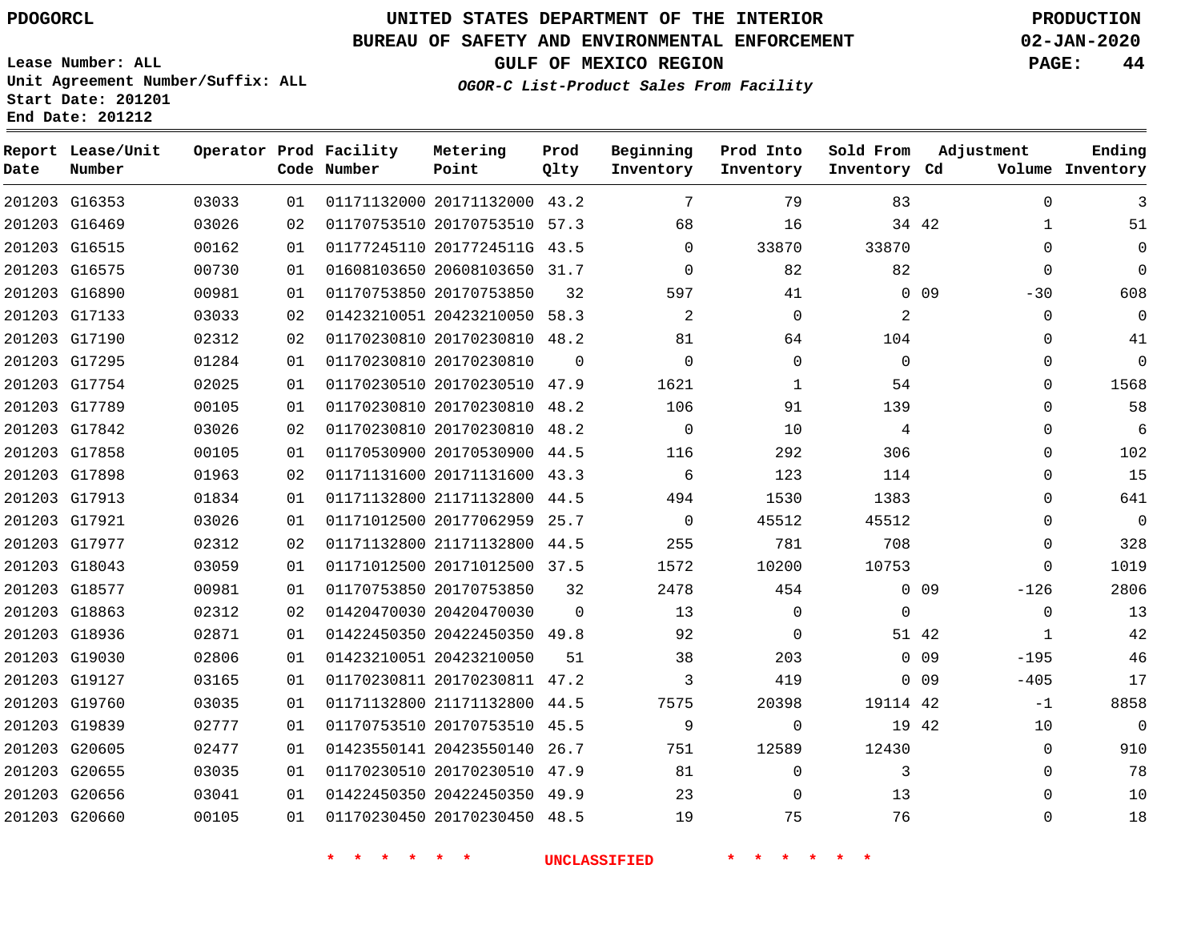PDOGORCL

# UNITED STATES DEPARTMENT OF THE INTERIOR
## BUREAU OF SAFETY AND ENVIRONMENTAL ENFORCEMENT
### GULF OF MEXICO REGION
*OGOR-C List-Product Sales From Facility*

PRODUCTION
02-JAN-2020

Lease Number: ALL
Unit Agreement Number/Suffix: ALL
Start Date: 201201
End Date: 201212

| Report Date | Lease/Unit Number | Operator | Prod Code | Facility Number | Metering Point | Prod Qlty | Beginning Inventory | Prod Into Inventory | Sold From Inventory | Adjustment Cd | Adjustment Volume | Ending Inventory |
|---|---|---|---|---|---|---|---|---|---|---|---|---|
| 201203 | G16353 | 03033 | 01 | 01171132000 | 20171132000 | 43.2 | 7 | 79 | 83 | | 0 | 3 |
| 201203 | G16469 | 03026 | 02 | 01170753510 | 20170753510 | 57.3 | 68 | 16 | 34 | 42 | 1 | 51 |
| 201203 | G16515 | 00162 | 01 | 01177245110 | 2017724511G | 43.5 | 0 | 33870 | 33870 | | 0 | 0 |
| 201203 | G16575 | 00730 | 01 | 01608103650 | 20608103650 | 31.7 | 0 | 82 | 82 | | 0 | 0 |
| 201203 | G16890 | 00981 | 01 | 01170753850 | 20170753850 | 32 | 597 | 41 | 0 | 09 | -30 | 608 |
| 201203 | G17133 | 03033 | 02 | 01423210051 | 20423210050 | 58.3 | 2 | 0 | 2 | | 0 | 0 |
| 201203 | G17190 | 02312 | 02 | 01170230810 | 20170230810 | 48.2 | 81 | 64 | 104 | | 0 | 41 |
| 201203 | G17295 | 01284 | 01 | 01170230810 | 20170230810 | 0 | 0 | 0 | 0 | | 0 | 0 |
| 201203 | G17754 | 02025 | 01 | 01170230510 | 20170230510 | 47.9 | 1621 | 1 | 54 | | 0 | 1568 |
| 201203 | G17789 | 00105 | 01 | 01170230810 | 20170230810 | 48.2 | 106 | 91 | 139 | | 0 | 58 |
| 201203 | G17842 | 03026 | 02 | 01170230810 | 20170230810 | 48.2 | 0 | 10 | 4 | | 0 | 6 |
| 201203 | G17858 | 00105 | 01 | 01170530900 | 20170530900 | 44.5 | 116 | 292 | 306 | | 0 | 102 |
| 201203 | G17898 | 01963 | 02 | 01171131600 | 20171131600 | 43.3 | 6 | 123 | 114 | | 0 | 15 |
| 201203 | G17913 | 01834 | 01 | 01171132800 | 21171132800 | 44.5 | 494 | 1530 | 1383 | | 0 | 641 |
| 201203 | G17921 | 03026 | 01 | 01171012500 | 20177062959 | 25.7 | 0 | 45512 | 45512 | | 0 | 0 |
| 201203 | G17977 | 02312 | 02 | 01171132800 | 21171132800 | 44.5 | 255 | 781 | 708 | | 0 | 328 |
| 201203 | G18043 | 03059 | 01 | 01171012500 | 20171012500 | 37.5 | 1572 | 10200 | 10753 | | 0 | 1019 |
| 201203 | G18577 | 00981 | 01 | 01170753850 | 20170753850 | 32 | 2478 | 454 | 0 | 09 | -126 | 2806 |
| 201203 | G18863 | 02312 | 02 | 01420470030 | 20420470030 | 0 | 13 | 0 | 0 | | 0 | 13 |
| 201203 | G18936 | 02871 | 01 | 01422450350 | 20422450350 | 49.8 | 92 | 0 | 51 | 42 | 1 | 42 |
| 201203 | G19030 | 02806 | 01 | 01423210051 | 20423210050 | 51 | 38 | 203 | 0 | 09 | -195 | 46 |
| 201203 | G19127 | 03165 | 01 | 01170230811 | 20170230811 | 47.2 | 3 | 419 | 0 | 09 | -405 | 17 |
| 201203 | G19760 | 03035 | 01 | 01171132800 | 21171132800 | 44.5 | 7575 | 20398 | 19114 | 42 | -1 | 8858 |
| 201203 | G19839 | 02777 | 01 | 01170753510 | 20170753510 | 45.5 | 9 | 0 | 19 | 42 | 10 | 0 |
| 201203 | G20605 | 02477 | 01 | 01423550141 | 20423550140 | 26.7 | 751 | 12589 | 12430 | | 0 | 910 |
| 201203 | G20655 | 03035 | 01 | 01170230510 | 20170230510 | 47.9 | 81 | 0 | 3 | | 0 | 78 |
| 201203 | G20656 | 03041 | 01 | 01422450350 | 20422450350 | 49.9 | 23 | 0 | 13 | | 0 | 10 |
| 201203 | G20660 | 00105 | 01 | 01170230450 | 20170230450 | 48.5 | 19 | 75 | 76 | | 0 | 18 |

\* \* \* \* \* \* UNCLASSIFIED \* \* \* \* \* \*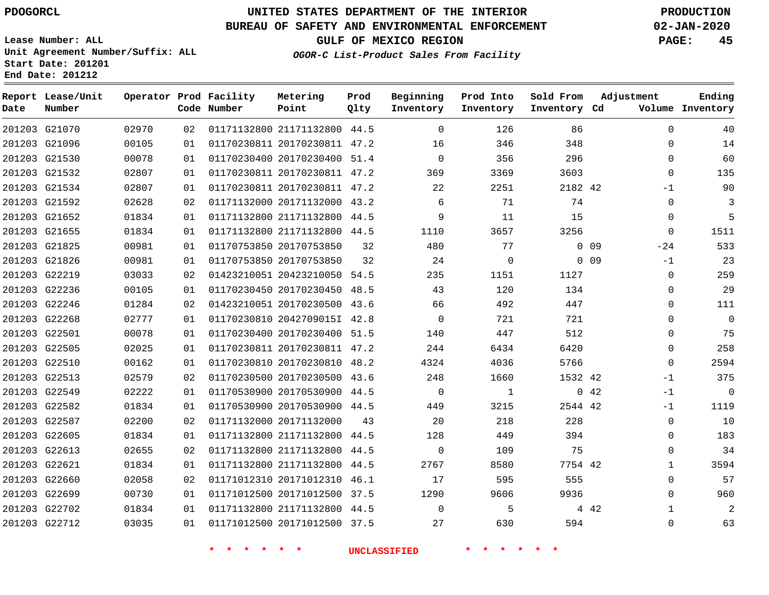PDOGORCL

# UNITED STATES DEPARTMENT OF THE INTERIOR
## BUREAU OF SAFETY AND ENVIRONMENTAL ENFORCEMENT
## GULF OF MEXICO REGION
### *OGOR-C List-Product Sales From Facility*

PRODUCTION
02-JAN-2020

Lease Number: ALL
Unit Agreement Number/Suffix: ALL
Start Date: 201201
End Date: 201212

| Report Date | Lease/Unit Number | Operator | Prod Code | Facility Number | Metering Point | Prod Qlty | Beginning Inventory | Prod Into Inventory | Sold From Inventory | Adjustment Cd | Volume | Ending Inventory |
|---|---|---|---|---|---|---|---|---|---|---|---|---|
| 201203 | G21070 | 02970 | 02 | 01171132800 | 21171132800 | 44.5 | 0 | 126 | 86 | | 0 | 40 |
| 201203 | G21096 | 00105 | 01 | 01170230811 | 20170230811 | 47.2 | 16 | 346 | 348 | | 0 | 14 |
| 201203 | G21530 | 00078 | 01 | 01170230400 | 20170230400 | 51.4 | 0 | 356 | 296 | | 0 | 60 |
| 201203 | G21532 | 02807 | 01 | 01170230811 | 20170230811 | 47.2 | 369 | 3369 | 3603 | | 0 | 135 |
| 201203 | G21534 | 02807 | 01 | 01170230811 | 20170230811 | 47.2 | 22 | 2251 | 2182 | 42 | -1 | 90 |
| 201203 | G21592 | 02628 | 02 | 01171132000 | 20171132000 | 43.2 | 6 | 71 | 74 | | 0 | 3 |
| 201203 | G21652 | 01834 | 01 | 01171132800 | 21171132800 | 44.5 | 9 | 11 | 15 | | 0 | 5 |
| 201203 | G21655 | 01834 | 01 | 01171132800 | 21171132800 | 44.5 | 1110 | 3657 | 3256 | | 0 | 1511 |
| 201203 | G21825 | 00981 | 01 | 01170753850 | 20170753850 | 32 | 480 | 77 | 0 | 09 | -24 | 533 |
| 201203 | G21826 | 00981 | 01 | 01170753850 | 20170753850 | 32 | 24 | 0 | 0 | 09 | -1 | 23 |
| 201203 | G22219 | 03033 | 02 | 01423210051 | 20423210050 | 54.5 | 235 | 1151 | 1127 | | 0 | 259 |
| 201203 | G22236 | 00105 | 01 | 01170230450 | 20170230450 | 48.5 | 43 | 120 | 134 | | 0 | 29 |
| 201203 | G22246 | 01284 | 02 | 01423210051 | 20170230500 | 43.6 | 66 | 492 | 447 | | 0 | 111 |
| 201203 | G22268 | 02777 | 01 | 01170230810 | 2042709015I | 42.8 | 0 | 721 | 721 | | 0 | 0 |
| 201203 | G22501 | 00078 | 01 | 01170230400 | 20170230400 | 51.5 | 140 | 447 | 512 | | 0 | 75 |
| 201203 | G22505 | 02025 | 01 | 01170230811 | 20170230811 | 47.2 | 244 | 6434 | 6420 | | 0 | 258 |
| 201203 | G22510 | 00162 | 01 | 01170230810 | 20170230810 | 48.2 | 4324 | 4036 | 5766 | | 0 | 2594 |
| 201203 | G22513 | 02579 | 02 | 01170230500 | 20170230500 | 43.6 | 248 | 1660 | 1532 | 42 | -1 | 375 |
| 201203 | G22549 | 02222 | 01 | 01170530900 | 20170530900 | 44.5 | 0 | 1 | 0 | 42 | -1 | 0 |
| 201203 | G22582 | 01834 | 01 | 01170530900 | 20170530900 | 44.5 | 449 | 3215 | 2544 | 42 | -1 | 1119 |
| 201203 | G22587 | 02200 | 02 | 01171132000 | 20171132000 | 43 | 20 | 218 | 228 | | 0 | 10 |
| 201203 | G22605 | 01834 | 01 | 01171132800 | 21171132800 | 44.5 | 128 | 449 | 394 | | 0 | 183 |
| 201203 | G22613 | 02655 | 02 | 01171132800 | 21171132800 | 44.5 | 0 | 109 | 75 | | 0 | 34 |
| 201203 | G22621 | 01834 | 01 | 01171132800 | 21171132800 | 44.5 | 2767 | 8580 | 7754 | 42 | 1 | 3594 |
| 201203 | G22660 | 02058 | 02 | 01171012310 | 20171012310 | 46.1 | 17 | 595 | 555 | | 0 | 57 |
| 201203 | G22699 | 00730 | 01 | 01171012500 | 20171012500 | 37.5 | 1290 | 9606 | 9936 | | 0 | 960 |
| 201203 | G22702 | 01834 | 01 | 01171132800 | 21171132800 | 44.5 | 0 | 5 | 4 | 42 | 1 | 2 |
| 201203 | G22712 | 03035 | 01 | 01171012500 | 20171012500 | 37.5 | 27 | 630 | 594 | | 0 | 63 |

* * * * * * UNCLASSIFIED * * * * * *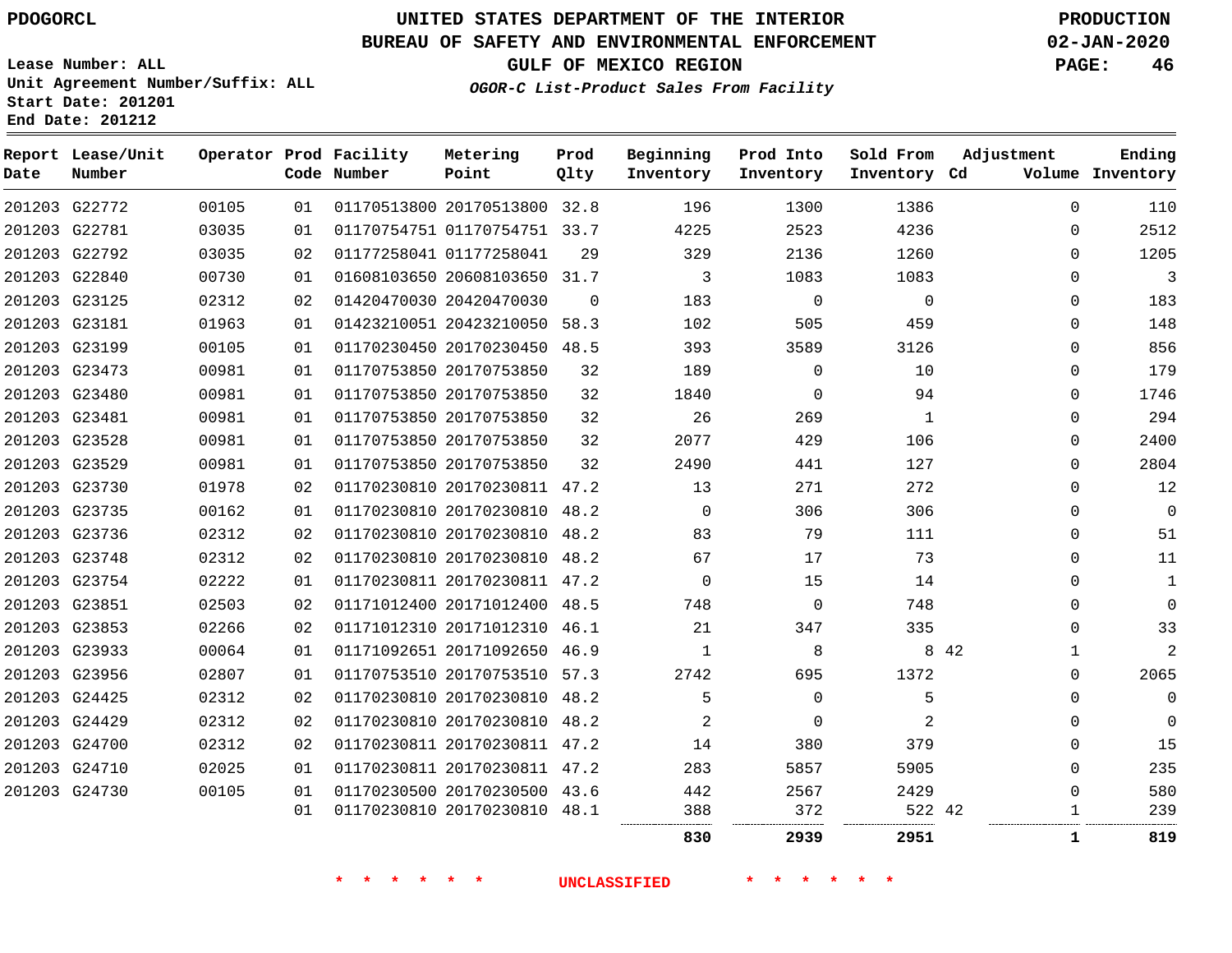PDOGORCL

# UNITED STATES DEPARTMENT OF THE INTERIOR
## BUREAU OF SAFETY AND ENVIRONMENTAL ENFORCEMENT
### GULF OF MEXICO REGION
*OGOR-C List-Product Sales From Facility*

PRODUCTION
02-JAN-2020

Lease Number: ALL
Unit Agreement Number/Suffix: ALL
Start Date: 201201
End Date: 201212

| Report Date | Lease/Unit Number | Operator | Prod Code | Facility Number | Metering Point | Prod Qlty | Beginning Inventory | Prod Into Inventory | Sold From Inventory | Adjustment Cd | Volume | Ending Inventory |
|---|---|---|---|---|---|---|---|---|---|---|---|---|
| 201203 | G22772 | 00105 | 01 | 01170513800 | 20170513800 | 32.8 | 196 | 1300 | 1386 | | 0 | 110 |
| 201203 | G22781 | 03035 | 01 | 01170754751 | 01170754751 | 33.7 | 4225 | 2523 | 4236 | | 0 | 2512 |
| 201203 | G22792 | 03035 | 02 | 01177258041 | 01177258041 | 29 | 329 | 2136 | 1260 | | 0 | 1205 |
| 201203 | G22840 | 00730 | 01 | 01608103650 | 20608103650 | 31.7 | 3 | 1083 | 1083 | | 0 | 3 |
| 201203 | G23125 | 02312 | 02 | 01420470030 | 20420470030 | 0 | 183 | 0 | 0 | | 0 | 183 |
| 201203 | G23181 | 01963 | 01 | 01423210051 | 20423210050 | 58.3 | 102 | 505 | 459 | | 0 | 148 |
| 201203 | G23199 | 00105 | 01 | 01170230450 | 20170230450 | 48.5 | 393 | 3589 | 3126 | | 0 | 856 |
| 201203 | G23473 | 00981 | 01 | 01170753850 | 20170753850 | 32 | 189 | 0 | 10 | | 0 | 179 |
| 201203 | G23480 | 00981 | 01 | 01170753850 | 20170753850 | 32 | 1840 | 0 | 94 | | 0 | 1746 |
| 201203 | G23481 | 00981 | 01 | 01170753850 | 20170753850 | 32 | 26 | 269 | 1 | | 0 | 294 |
| 201203 | G23528 | 00981 | 01 | 01170753850 | 20170753850 | 32 | 2077 | 429 | 106 | | 0 | 2400 |
| 201203 | G23529 | 00981 | 01 | 01170753850 | 20170753850 | 32 | 2490 | 441 | 127 | | 0 | 2804 |
| 201203 | G23730 | 01978 | 02 | 01170230810 | 20170230811 | 47.2 | 13 | 271 | 272 | | 0 | 12 |
| 201203 | G23735 | 00162 | 01 | 01170230810 | 20170230810 | 48.2 | 0 | 306 | 306 | | 0 | 0 |
| 201203 | G23736 | 02312 | 02 | 01170230810 | 20170230810 | 48.2 | 83 | 79 | 111 | | 0 | 51 |
| 201203 | G23748 | 02312 | 02 | 01170230810 | 20170230810 | 48.2 | 67 | 17 | 73 | | 0 | 11 |
| 201203 | G23754 | 02222 | 01 | 01170230811 | 20170230811 | 47.2 | 0 | 15 | 14 | | 0 | 1 |
| 201203 | G23851 | 02503 | 02 | 01171012400 | 20171012400 | 48.5 | 748 | 0 | 748 | | 0 | 0 |
| 201203 | G23853 | 02266 | 02 | 01171012310 | 20171012310 | 46.1 | 21 | 347 | 335 | | 0 | 33 |
| 201203 | G23933 | 00064 | 01 | 01171092651 | 20171092650 | 46.9 | 1 | 8 | 8 | 42 | 1 | 2 |
| 201203 | G23956 | 02807 | 01 | 01170753510 | 20170753510 | 57.3 | 2742 | 695 | 1372 | | 0 | 2065 |
| 201203 | G24425 | 02312 | 02 | 01170230810 | 20170230810 | 48.2 | 5 | 0 | 5 | | 0 | 0 |
| 201203 | G24429 | 02312 | 02 | 01170230810 | 20170230810 | 48.2 | 2 | 0 | 2 | | 0 | 0 |
| 201203 | G24700 | 02312 | 02 | 01170230811 | 20170230811 | 47.2 | 14 | 380 | 379 | | 0 | 15 |
| 201203 | G24710 | 02025 | 01 | 01170230811 | 20170230811 | 47.2 | 283 | 5857 | 5905 | | 0 | 235 |
| 201203 | G24730 | 00105 | 01 | 01170230500 | 20170230500 | 43.6 | 442 | 2567 | 2429 | | 0 | 580 |
| | | | 01 | 01170230810 | 20170230810 | 48.1 | 388 | 372 | 522 | 42 | 1 | 239 |
| | | | | | | | **830** | **2939** | **2951** | | **1** | **819** |

\* \* \* \* \* \* UNCLASSIFIED \* \* \* \* \* \*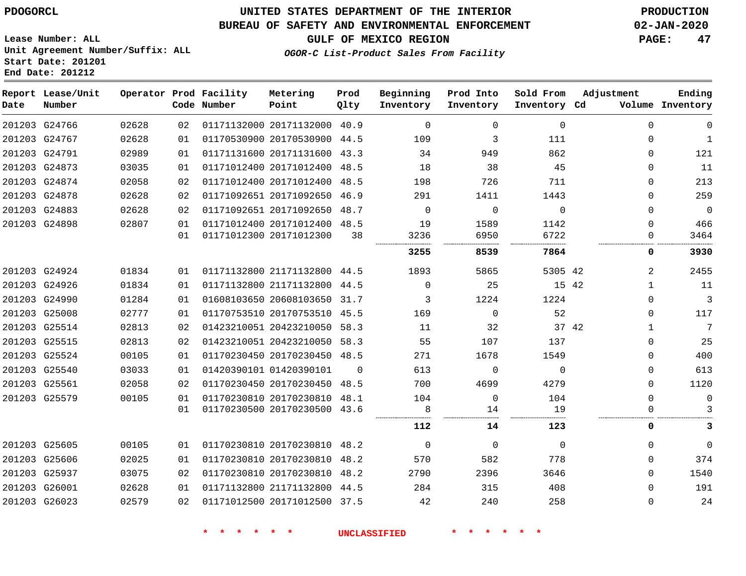PDOGORCL

# UNITED STATES DEPARTMENT OF THE INTERIOR
## BUREAU OF SAFETY AND ENVIRONMENTAL ENFORCEMENT
### GULF OF MEXICO REGION

**OGOR-C List-Product Sales From Facility**

PRODUCTION
02-JAN-2020

Lease Number: ALL
Unit Agreement Number/Suffix: ALL
Start Date: 201201
End Date: 201212

| Report Date | Lease/Unit Number | Operator | Prod Code | Facility Number | Metering Point | Prod Qlty | Beginning Inventory | Prod Into Inventory | Sold From Inventory | Adjustment Cd | Adjustment Volume | Ending Inventory |
|---|---|---|---|---|---|---|---|---|---|---|---|---|
| 201203 | G24766 | 02628 | 02 | 01171132000 | 20171132000 | 40.9 | 0 | 0 | 0 | | 0 | 0 |
| 201203 | G24767 | 02628 | 01 | 01170530900 | 20170530900 | 44.5 | 109 | 3 | 111 | | 0 | 1 |
| 201203 | G24791 | 02989 | 01 | 01171131600 | 20171131600 | 43.3 | 34 | 949 | 862 | | 0 | 121 |
| 201203 | G24873 | 03035 | 01 | 01171012400 | 20171012400 | 48.5 | 18 | 38 | 45 | | 0 | 11 |
| 201203 | G24874 | 02058 | 02 | 01171012400 | 20171012400 | 48.5 | 198 | 726 | 711 | | 0 | 213 |
| 201203 | G24878 | 02628 | 02 | 01171092651 | 20171092650 | 46.9 | 291 | 1411 | 1443 | | 0 | 259 |
| 201203 | G24883 | 02628 | 02 | 01171092651 | 20171092650 | 48.7 | 0 | 0 | 0 | | 0 | 0 |
| 201203 | G24898 | 02807 | 01 | 01171012400 | 20171012400 | 48.5 | 19 | 1589 | 1142 | | 0 | 466 |
| | | | 01 | 01171012300 | 20171012300 | 38 | 3236 | 6950 | 6722 | | 0 | 3464 |
| | | | | | | | **3255** | **8539** | **7864** | | **0** | **3930** |
| 201203 | G24924 | 01834 | 01 | 01171132800 | 21171132800 | 44.5 | 1893 | 5865 | 5305 | 42 | 2 | 2455 |
| 201203 | G24926 | 01834 | 01 | 01171132800 | 21171132800 | 44.5 | 0 | 25 | 15 | 42 | 1 | 11 |
| 201203 | G24990 | 01284 | 01 | 01608103650 | 20608103650 | 31.7 | 3 | 1224 | 1224 | | 0 | 3 |
| 201203 | G25008 | 02777 | 01 | 01170753510 | 20170753510 | 45.5 | 169 | 0 | 52 | | 0 | 117 |
| 201203 | G25514 | 02813 | 02 | 01423210051 | 20423210050 | 58.3 | 11 | 32 | 37 | 42 | 1 | 7 |
| 201203 | G25515 | 02813 | 02 | 01423210051 | 20423210050 | 58.3 | 55 | 107 | 137 | | 0 | 25 |
| 201203 | G25524 | 00105 | 01 | 01170230450 | 20170230450 | 48.5 | 271 | 1678 | 1549 | | 0 | 400 |
| 201203 | G25540 | 03033 | 01 | 01420390101 | 01420390101 | 0 | 613 | 0 | 0 | | 0 | 613 |
| 201203 | G25561 | 02058 | 02 | 01170230450 | 20170230450 | 48.5 | 700 | 4699 | 4279 | | 0 | 1120 |
| 201203 | G25579 | 00105 | 01 | 01170230810 | 20170230810 | 48.1 | 104 | 0 | 104 | | 0 | 0 |
| | | | 01 | 01170230500 | 20170230500 | 43.6 | 8 | 14 | 19 | | 0 | 3 |
| | | | | | | | **112** | **14** | **123** | | **0** | **3** |
| 201203 | G25605 | 00105 | 01 | 01170230810 | 20170230810 | 48.2 | 0 | 0 | 0 | | 0 | 0 |
| 201203 | G25606 | 02025 | 01 | 01170230810 | 20170230810 | 48.2 | 570 | 582 | 778 | | 0 | 374 |
| 201203 | G25937 | 03075 | 02 | 01170230810 | 20170230810 | 48.2 | 2790 | 2396 | 3646 | | 0 | 1540 |
| 201203 | G26001 | 02628 | 01 | 01171132800 | 21171132800 | 44.5 | 284 | 315 | 408 | | 0 | 191 |
| 201203 | G26023 | 02579 | 02 | 01171012500 | 20171012500 | 37.5 | 42 | 240 | 258 | | 0 | 24 |

\* \* \* \* \* \* UNCLASSIFIED \* \* \* \* \* \*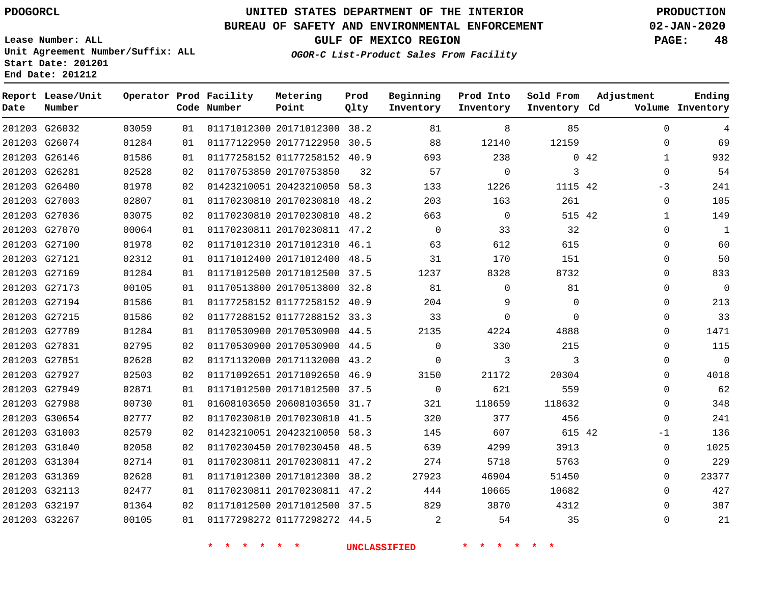PDOGORCL

Lease Number: ALL
Unit Agreement Number/Suffix: ALL
Start Date: 201201
End Date: 201212

# UNITED STATES DEPARTMENT OF THE INTERIOR
## BUREAU OF SAFETY AND ENVIRONMENTAL ENFORCEMENT
### GULF OF MEXICO REGION
*OGOR-C List-Product Sales From Facility*

PRODUCTION
02-JAN-2020

| Report Date | Lease/Unit Number | Operator | Prod Code | Facility Number | Metering Point | Prod Qlty | Beginning Inventory | Prod Into Inventory | Sold From Inventory | Adjustment Cd | Volume | Ending Inventory |
|---|---|---|---|---|---|---|---|---|---|---|---|---|
| 201203 | G26032 | 03059 | 01 | 01171012300 | 20171012300 | 38.2 | 81 | 8 | 85 | | 0 | 4 |
| 201203 | G26074 | 01284 | 01 | 01177122950 | 20177122950 | 30.5 | 88 | 12140 | 12159 | | 0 | 69 |
| 201203 | G26146 | 01586 | 01 | 01177258152 | 01177258152 | 40.9 | 693 | 238 | 0 | 42 | 1 | 932 |
| 201203 | G26281 | 02528 | 02 | 01170753850 | 20170753850 | 32 | 57 | 0 | 3 | | 0 | 54 |
| 201203 | G26480 | 01978 | 02 | 01423210051 | 20423210050 | 58.3 | 133 | 1226 | 1115 | 42 | -3 | 241 |
| 201203 | G27003 | 02807 | 01 | 01170230810 | 20170230810 | 48.2 | 203 | 163 | 261 | | 0 | 105 |
| 201203 | G27036 | 03075 | 02 | 01170230810 | 20170230810 | 48.2 | 663 | 0 | 515 | 42 | 1 | 149 |
| 201203 | G27070 | 00064 | 01 | 01170230811 | 20170230811 | 47.2 | 0 | 33 | 32 | | 0 | 1 |
| 201203 | G27100 | 01978 | 02 | 01171012310 | 20171012310 | 46.1 | 63 | 612 | 615 | | 0 | 60 |
| 201203 | G27121 | 02312 | 01 | 01171012400 | 20171012400 | 48.5 | 31 | 170 | 151 | | 0 | 50 |
| 201203 | G27169 | 01284 | 01 | 01171012500 | 20171012500 | 37.5 | 1237 | 8328 | 8732 | | 0 | 833 |
| 201203 | G27173 | 00105 | 01 | 01170513800 | 20170513800 | 32.8 | 81 | 0 | 81 | | 0 | 0 |
| 201203 | G27194 | 01586 | 01 | 01177258152 | 01177258152 | 40.9 | 204 | 9 | 0 | | 0 | 213 |
| 201203 | G27215 | 01586 | 02 | 01177288152 | 01177288152 | 33.3 | 33 | 0 | 0 | | 0 | 33 |
| 201203 | G27789 | 01284 | 01 | 01170530900 | 20170530900 | 44.5 | 2135 | 4224 | 4888 | | 0 | 1471 |
| 201203 | G27831 | 02795 | 02 | 01170530900 | 20170530900 | 44.5 | 0 | 330 | 215 | | 0 | 115 |
| 201203 | G27851 | 02628 | 02 | 01171132000 | 20171132000 | 43.2 | 0 | 3 | 3 | | 0 | 0 |
| 201203 | G27927 | 02503 | 02 | 01171092651 | 20171092650 | 46.9 | 3150 | 21172 | 20304 | | 0 | 4018 |
| 201203 | G27949 | 02871 | 01 | 01171012500 | 20171012500 | 37.5 | 0 | 621 | 559 | | 0 | 62 |
| 201203 | G27988 | 00730 | 01 | 01608103650 | 20608103650 | 31.7 | 321 | 118659 | 118632 | | 0 | 348 |
| 201203 | G30654 | 02777 | 02 | 01170230810 | 20170230810 | 41.5 | 320 | 377 | 456 | | 0 | 241 |
| 201203 | G31003 | 02579 | 02 | 01423210051 | 20423210050 | 58.3 | 145 | 607 | 615 | 42 | -1 | 136 |
| 201203 | G31040 | 02058 | 02 | 01170230450 | 20170230450 | 48.5 | 639 | 4299 | 3913 | | 0 | 1025 |
| 201203 | G31304 | 02714 | 01 | 01170230811 | 20170230811 | 47.2 | 274 | 5718 | 5763 | | 0 | 229 |
| 201203 | G31369 | 02628 | 01 | 01171012300 | 20171012300 | 38.2 | 27923 | 46904 | 51450 | | 0 | 23377 |
| 201203 | G32113 | 02477 | 01 | 01170230811 | 20170230811 | 47.2 | 444 | 10665 | 10682 | | 0 | 427 |
| 201203 | G32197 | 01364 | 02 | 01171012500 | 20171012500 | 37.5 | 829 | 3870 | 4312 | | 0 | 387 |
| 201203 | G32267 | 00105 | 01 | 01177298272 | 01177298272 | 44.5 | 2 | 54 | 35 | | 0 | 21 |

* * * * * * UNCLASSIFIED * * * * * *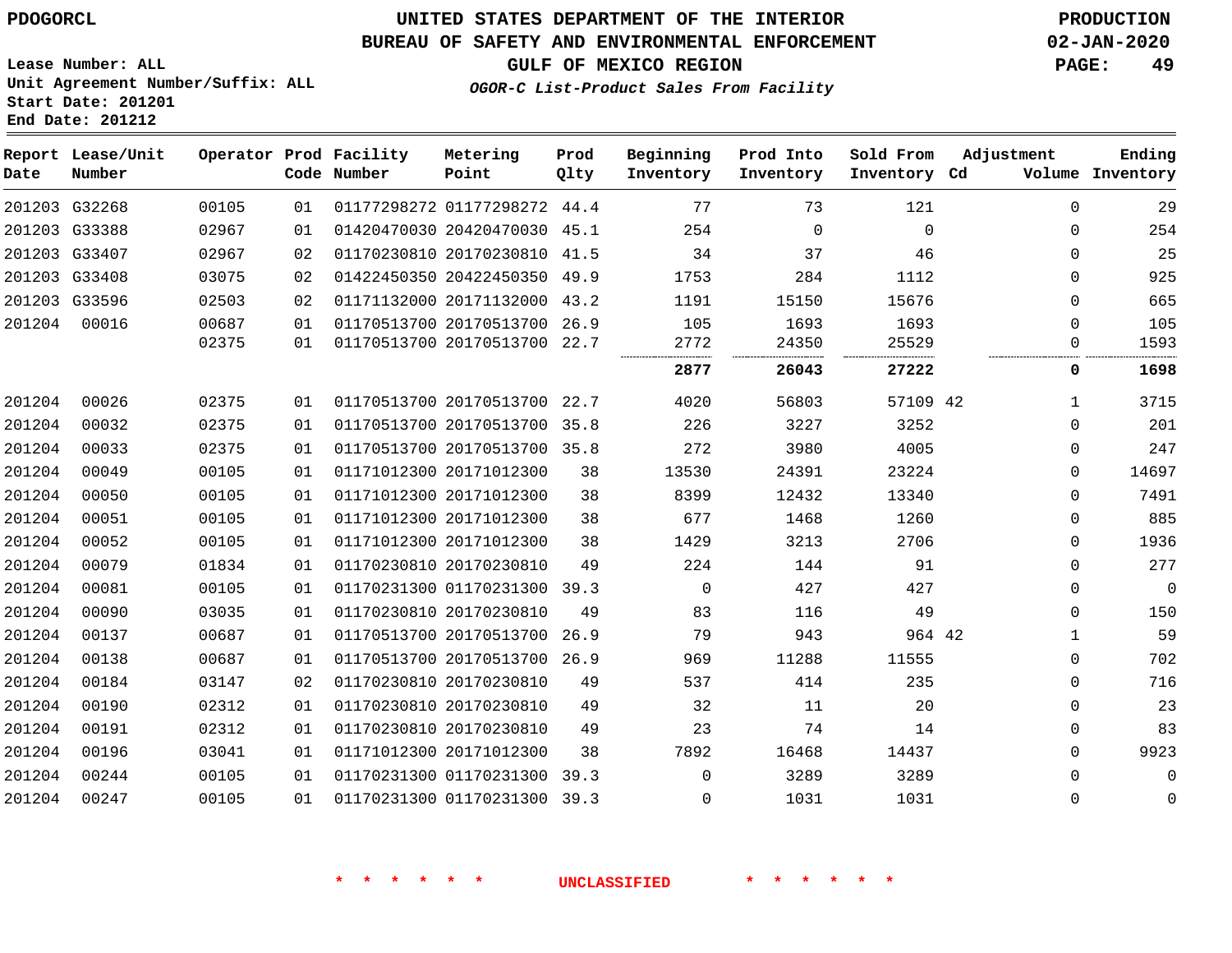**PDOGORCL**

# UNITED STATES DEPARTMENT OF THE INTERIOR
## BUREAU OF SAFETY AND ENVIRONMENTAL ENFORCEMENT
### GULF OF MEXICO REGION
*OGOR-C List-Product Sales From Facility*

**PRODUCTION**
**02-JAN-2020**

Lease Number: ALL
Unit Agreement Number/Suffix: ALL
Start Date: 201201
End Date: 201212

| Report Date | Lease/Unit Number | Operator | Prod Code | Facility Number | Metering Point | Prod Qlty | Beginning Inventory | Prod Into Inventory | Sold From Inventory | Adjustment Cd | Volume | Ending Inventory |
|---|---|---|---|---|---|---|---|---|---|---|---|---|
| 201203 | G32268 | 00105 | 01 | 01177298272 | 01177298272 | 44.4 | 77 | 73 | 121 | | 0 | 29 |
| 201203 | G33388 | 02967 | 01 | 01420470030 | 20420470030 | 45.1 | 254 | 0 | 0 | | 0 | 254 |
| 201203 | G33407 | 02967 | 02 | 01170230810 | 20170230810 | 41.5 | 34 | 37 | 46 | | 0 | 25 |
| 201203 | G33408 | 03075 | 02 | 01422450350 | 20422450350 | 49.9 | 1753 | 284 | 1112 | | 0 | 925 |
| 201203 | G33596 | 02503 | 02 | 01171132000 | 20171132000 | 43.2 | 1191 | 15150 | 15676 | | 0 | 665 |
| 201204 | 00016 | 00687 | 01 | 01170513700 | 20170513700 | 26.9 | 105 | 1693 | 1693 | | 0 | 105 |
| | | 02375 | 01 | 01170513700 | 20170513700 | 22.7 | 2772 | 24350 | 25529 | | 0 | 1593 |
| | | | | | | | **2877** | **26043** | **27222** | | **0** | **1698** |
| 201204 | 00026 | 02375 | 01 | 01170513700 | 20170513700 | 22.7 | 4020 | 56803 | 57109 | 42 | 1 | 3715 |
| 201204 | 00032 | 02375 | 01 | 01170513700 | 20170513700 | 35.8 | 226 | 3227 | 3252 | | 0 | 201 |
| 201204 | 00033 | 02375 | 01 | 01170513700 | 20170513700 | 35.8 | 272 | 3980 | 4005 | | 0 | 247 |
| 201204 | 00049 | 00105 | 01 | 01171012300 | 20171012300 | 38 | 13530 | 24391 | 23224 | | 0 | 14697 |
| 201204 | 00050 | 00105 | 01 | 01171012300 | 20171012300 | 38 | 8399 | 12432 | 13340 | | 0 | 7491 |
| 201204 | 00051 | 00105 | 01 | 01171012300 | 20171012300 | 38 | 677 | 1468 | 1260 | | 0 | 885 |
| 201204 | 00052 | 00105 | 01 | 01171012300 | 20171012300 | 38 | 1429 | 3213 | 2706 | | 0 | 1936 |
| 201204 | 00079 | 01834 | 01 | 01170230810 | 20170230810 | 49 | 224 | 144 | 91 | | 0 | 277 |
| 201204 | 00081 | 00105 | 01 | 01170231300 | 01170231300 | 39.3 | 0 | 427 | 427 | | 0 | 0 |
| 201204 | 00090 | 03035 | 01 | 01170230810 | 20170230810 | 49 | 83 | 116 | 49 | | 0 | 150 |
| 201204 | 00137 | 00687 | 01 | 01170513700 | 20170513700 | 26.9 | 79 | 943 | 964 | 42 | 1 | 59 |
| 201204 | 00138 | 00687 | 01 | 01170513700 | 20170513700 | 26.9 | 969 | 11288 | 11555 | | 0 | 702 |
| 201204 | 00184 | 03147 | 02 | 01170230810 | 20170230810 | 49 | 537 | 414 | 235 | | 0 | 716 |
| 201204 | 00190 | 02312 | 01 | 01170230810 | 20170230810 | 49 | 32 | 11 | 20 | | 0 | 23 |
| 201204 | 00191 | 02312 | 01 | 01170230810 | 20170230810 | 49 | 23 | 74 | 14 | | 0 | 83 |
| 201204 | 00196 | 03041 | 01 | 01171012300 | 20171012300 | 38 | 7892 | 16468 | 14437 | | 0 | 9923 |
| 201204 | 00244 | 00105 | 01 | 01170231300 | 01170231300 | 39.3 | 0 | 3289 | 3289 | | 0 | 0 |
| 201204 | 00247 | 00105 | 01 | 01170231300 | 01170231300 | 39.3 | 0 | 1031 | 1031 | | 0 | 0 |

* * * * * * UNCLASSIFIED * * * * * *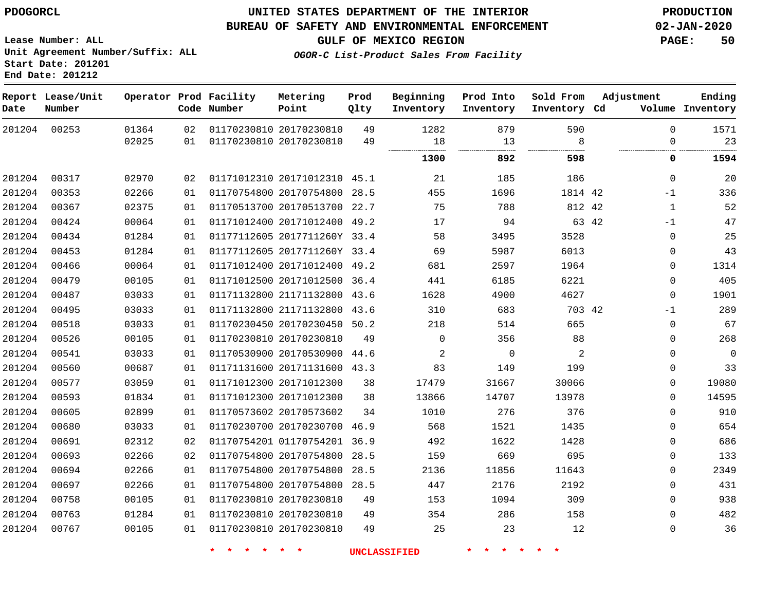UNITED STATES DEPARTMENT OF THE INTERIOR
BUREAU OF SAFETY AND ENVIRONMENTAL ENFORCEMENT
GULF OF MEXICO REGION
*OGOR-C List-Product Sales From Facility*

PDOGORCL

Lease Number: ALL
Unit Agreement Number/Suffix: ALL
Start Date: 201201
End Date: 201212

PRODUCTION
02-JAN-2020

| Report Date | Lease/Unit Number | Operator | Prod Code | Facility Number | Metering Point | Prod Qlty | Beginning Inventory | Prod Into Inventory | Sold From Inventory | Adjustment Cd | Volume | Ending Inventory |
|---|---|---|---|---|---|---|---|---|---|---|---|---|
| 201204 | 00253 | 01364 | 02 | 01170230810 | 20170230810 | 49 | 1282 | 879 | 590 | | 0 | 1571 |
| | | 02025 | 01 | 01170230810 | 20170230810 | 49 | 18 | 13 | 8 | | 0 | 23 |
| | | | | | | | **1300** | **892** | **598** | | **0** | **1594** |
| 201204 | 00317 | 02970 | 02 | 01171012310 | 20171012310 | 45.1 | 21 | 185 | 186 | | 0 | 20 |
| 201204 | 00353 | 02266 | 01 | 01170754800 | 20170754800 | 28.5 | 455 | 1696 | 1814 | 42 | -1 | 336 |
| 201204 | 00367 | 02375 | 01 | 01170513700 | 20170513700 | 22.7 | 75 | 788 | 812 | 42 | 1 | 52 |
| 201204 | 00424 | 00064 | 01 | 01171012400 | 20171012400 | 49.2 | 17 | 94 | 63 | 42 | -1 | 47 |
| 201204 | 00434 | 01284 | 01 | 01177112605 | 2017711260Y | 33.4 | 58 | 3495 | 3528 | | 0 | 25 |
| 201204 | 00453 | 01284 | 01 | 01177112605 | 2017711260Y | 33.4 | 69 | 5987 | 6013 | | 0 | 43 |
| 201204 | 00466 | 00064 | 01 | 01171012400 | 20171012400 | 49.2 | 681 | 2597 | 1964 | | 0 | 1314 |
| 201204 | 00479 | 00105 | 01 | 01171012500 | 20171012500 | 36.4 | 441 | 6185 | 6221 | | 0 | 405 |
| 201204 | 00487 | 03033 | 01 | 01171132800 | 21171132800 | 43.6 | 1628 | 4900 | 4627 | | 0 | 1901 |
| 201204 | 00495 | 03033 | 01 | 01171132800 | 21171132800 | 43.6 | 310 | 683 | 703 | 42 | -1 | 289 |
| 201204 | 00518 | 03033 | 01 | 01170230450 | 20170230450 | 50.2 | 218 | 514 | 665 | | 0 | 67 |
| 201204 | 00526 | 00105 | 01 | 01170230810 | 20170230810 | 49 | 0 | 356 | 88 | | 0 | 268 |
| 201204 | 00541 | 03033 | 01 | 01170530900 | 20170530900 | 44.6 | 2 | 0 | 2 | | 0 | 0 |
| 201204 | 00560 | 00687 | 01 | 01171131600 | 20171131600 | 43.3 | 83 | 149 | 199 | | 0 | 33 |
| 201204 | 00577 | 03059 | 01 | 01171012300 | 20171012300 | 38 | 17479 | 31667 | 30066 | | 0 | 19080 |
| 201204 | 00593 | 01834 | 01 | 01171012300 | 20171012300 | 38 | 13866 | 14707 | 13978 | | 0 | 14595 |
| 201204 | 00605 | 02899 | 01 | 01170573602 | 20170573602 | 34 | 1010 | 276 | 376 | | 0 | 910 |
| 201204 | 00680 | 03033 | 01 | 01170230700 | 20170230700 | 46.9 | 568 | 1521 | 1435 | | 0 | 654 |
| 201204 | 00691 | 02312 | 02 | 01170754201 | 01170754201 | 36.9 | 492 | 1622 | 1428 | | 0 | 686 |
| 201204 | 00693 | 02266 | 02 | 01170754800 | 20170754800 | 28.5 | 159 | 669 | 695 | | 0 | 133 |
| 201204 | 00694 | 02266 | 01 | 01170754800 | 20170754800 | 28.5 | 2136 | 11856 | 11643 | | 0 | 2349 |
| 201204 | 00697 | 02266 | 01 | 01170754800 | 20170754800 | 28.5 | 447 | 2176 | 2192 | | 0 | 431 |
| 201204 | 00758 | 00105 | 01 | 01170230810 | 20170230810 | 49 | 153 | 1094 | 309 | | 0 | 938 |
| 201204 | 00763 | 01284 | 01 | 01170230810 | 20170230810 | 49 | 354 | 286 | 158 | | 0 | 482 |
| 201204 | 00767 | 00105 | 01 | 01170230810 | 20170230810 | 49 | 25 | 23 | 12 | | 0 | 36 |

\* \* \* \* \* \* UNCLASSIFIED \* \* \* \* \* \*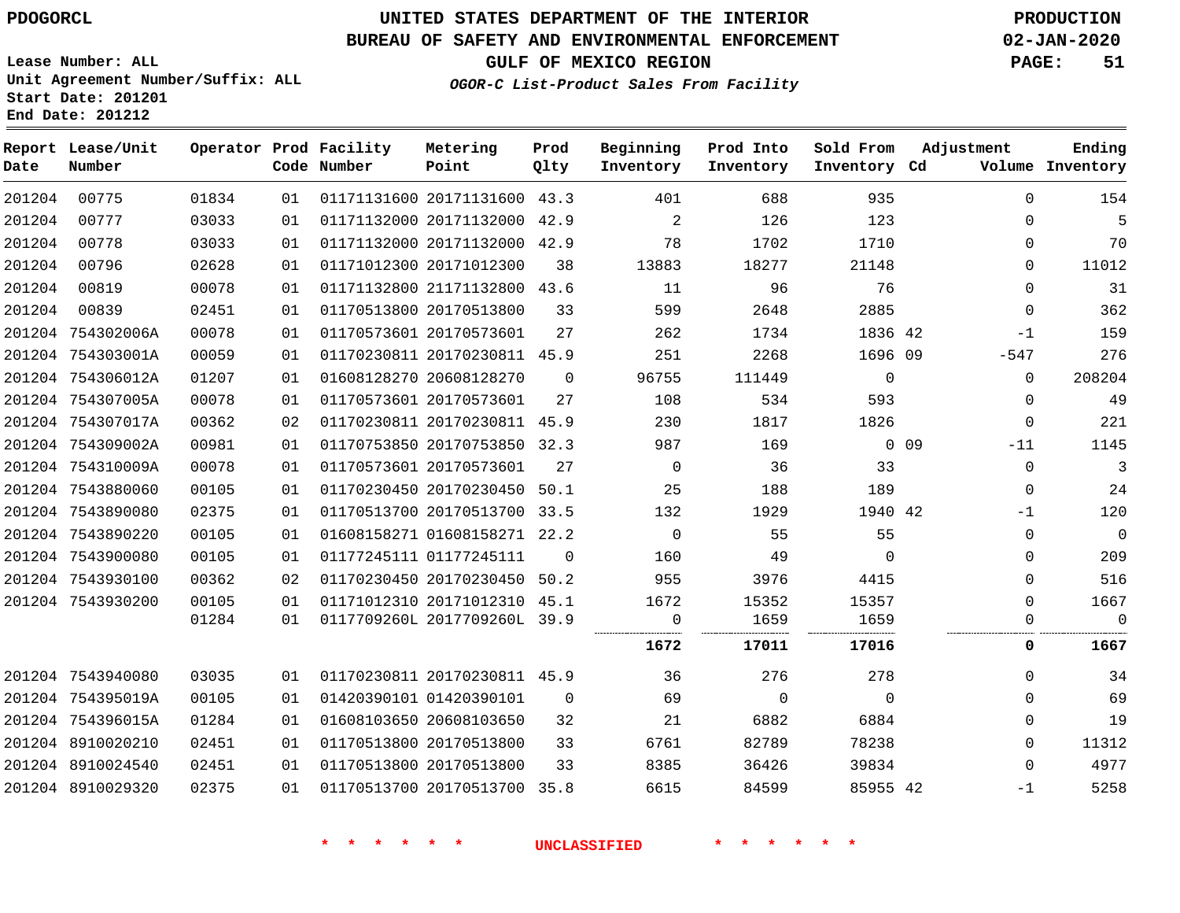Lease Number: ALL
Unit Agreement Number/Suffix: ALL
Start Date: 201201
End Date: 201212

# UNITED STATES DEPARTMENT OF THE INTERIOR
## BUREAU OF SAFETY AND ENVIRONMENTAL ENFORCEMENT
### GULF OF MEXICO REGION
*OGOR-C List-Product Sales From Facility*

PRODUCTION
02-JAN-2020

| Report Date | Lease/Unit Number | Operator | Prod Code | Facility Number | Metering Point | Prod Qlty | Beginning Inventory | Prod Into Inventory | Sold From Inventory | Adjustment Cd | Volume | Ending Inventory |
|---|---|---|---|---|---|---|---|---|---|---|---|---|
| 201204 | 00775 | 01834 | 01 | 01171131600 | 20171131600 | 43.3 | 401 | 688 | 935 | | 0 | 154 |
| 201204 | 00777 | 03033 | 01 | 01171132000 | 20171132000 | 42.9 | 2 | 126 | 123 | | 0 | 5 |
| 201204 | 00778 | 03033 | 01 | 01171132000 | 20171132000 | 42.9 | 78 | 1702 | 1710 | | 0 | 70 |
| 201204 | 00796 | 02628 | 01 | 01171012300 | 20171012300 | 38 | 13883 | 18277 | 21148 | | 0 | 11012 |
| 201204 | 00819 | 00078 | 01 | 01171132800 | 21171132800 | 43.6 | 11 | 96 | 76 | | 0 | 31 |
| 201204 | 00839 | 02451 | 01 | 01170513800 | 20170513800 | 33 | 599 | 2648 | 2885 | | 0 | 362 |
| 201204 | 754302006A | 00078 | 01 | 01170573601 | 20170573601 | 27 | 262 | 1734 | 1836 | 42 | -1 | 159 |
| 201204 | 754303001A | 00059 | 01 | 01170230811 | 20170230811 | 45.9 | 251 | 2268 | 1696 | 09 | -547 | 276 |
| 201204 | 754306012A | 01207 | 01 | 01608128270 | 20608128270 | 0 | 96755 | 111449 | 0 | | 0 | 208204 |
| 201204 | 754307005A | 00078 | 01 | 01170573601 | 20170573601 | 27 | 108 | 534 | 593 | | 0 | 49 |
| 201204 | 754307017A | 00362 | 02 | 01170230811 | 20170230811 | 45.9 | 230 | 1817 | 1826 | | 0 | 221 |
| 201204 | 754309002A | 00981 | 01 | 01170753850 | 20170753850 | 32.3 | 987 | 169 | 0 | 09 | -11 | 1145 |
| 201204 | 754310009A | 00078 | 01 | 01170573601 | 20170573601 | 27 | 0 | 36 | 33 | | 0 | 3 |
| 201204 | 7543880060 | 00105 | 01 | 01170230450 | 20170230450 | 50.1 | 25 | 188 | 189 | | 0 | 24 |
| 201204 | 7543890080 | 02375 | 01 | 01170513700 | 20170513700 | 33.5 | 132 | 1929 | 1940 | 42 | -1 | 120 |
| 201204 | 7543890220 | 00105 | 01 | 01608158271 | 01608158271 | 22.2 | 0 | 55 | 55 | | 0 | 0 |
| 201204 | 7543900080 | 00105 | 01 | 01177245111 | 01177245111 | 0 | 160 | 49 | 0 | | 0 | 209 |
| 201204 | 7543930100 | 00362 | 02 | 01170230450 | 20170230450 | 50.2 | 955 | 3976 | 4415 | | 0 | 516 |
| 201204 | 7543930200 | 00105 | 01 | 01171012310 | 20171012310 | 45.1 | 1672 | 15352 | 15357 | | 0 | 1667 |
| | | 01284 | 01 | 0117709260L | 2017709260L | 39.9 | 0 | 1659 | 1659 | | 0 | 0 |
| | | | | | | | **1672** | **17011** | **17016** | | **0** | **1667** |
| 201204 | 7543940080 | 03035 | 01 | 01170230811 | 20170230811 | 45.9 | 36 | 276 | 278 | | 0 | 34 |
| 201204 | 754395019A | 00105 | 01 | 01420390101 | 01420390101 | 0 | 69 | 0 | 0 | | 0 | 69 |
| 201204 | 754396015A | 01284 | 01 | 01608103650 | 20608103650 | 32 | 21 | 6882 | 6884 | | 0 | 19 |
| 201204 | 8910020210 | 02451 | 01 | 01170513800 | 20170513800 | 33 | 6761 | 82789 | 78238 | | 0 | 11312 |
| 201204 | 8910024540 | 02451 | 01 | 01170513800 | 20170513800 | 33 | 8385 | 36426 | 39834 | | 0 | 4977 |
| 201204 | 8910029320 | 02375 | 01 | 01170513700 | 20170513700 | 35.8 | 6615 | 84599 | 85955 | 42 | -1 | 5258 |

* * * * * * UNCLASSIFIED * * * * * *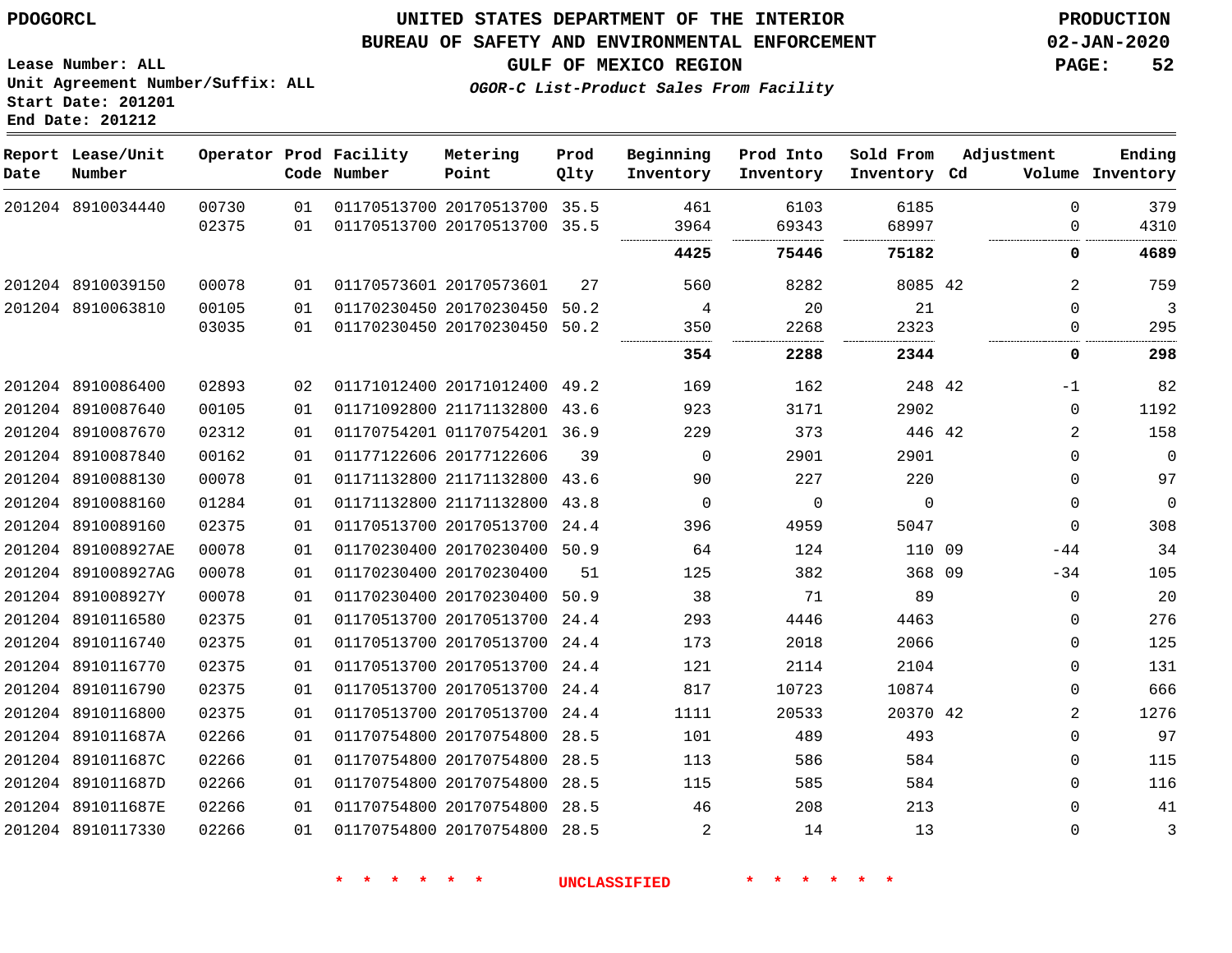PDOGORCL

# UNITED STATES DEPARTMENT OF THE INTERIOR
## BUREAU OF SAFETY AND ENVIRONMENTAL ENFORCEMENT
### GULF OF MEXICO REGION
*OGOR-C List-Product Sales From Facility*

PRODUCTION
02-JAN-2020

Lease Number: ALL
Unit Agreement Number/Suffix: ALL
Start Date: 201201
End Date: 201212

| Report Date | Lease/Unit Number | Operator | Prod Code | Facility Number | Metering Point | Prod Qlty | Beginning Inventory | Prod Into Inventory | Sold From Inventory | Adjustment Cd | Volume | Ending Inventory |
|---|---|---|---|---|---|---|---|---|---|---|---|---|
| 201204 | 8910034440 | 00730 | 01 | 01170513700 | 20170513700 | 35.5 | 461 | 6103 | 6185 | | 0 | 379 |
| | | 02375 | 01 | 01170513700 | 20170513700 | 35.5 | 3964 | 69343 | 68997 | | 0 | 4310 |
| | | | | | | | **4425** | **75446** | **75182** | | **0** | **4689** |
| 201204 | 8910039150 | 00078 | 01 | 01170573601 | 20170573601 | 27 | 560 | 8282 | 8085 | 42 | 2 | 759 |
| 201204 | 8910063810 | 00105 | 01 | 01170230450 | 20170230450 | 50.2 | 4 | 20 | 21 | | 0 | 3 |
| | | 03035 | 01 | 01170230450 | 20170230450 | 50.2 | 350 | 2268 | 2323 | | 0 | 295 |
| | | | | | | | **354** | **2288** | **2344** | | **0** | **298** |
| 201204 | 8910086400 | 02893 | 02 | 01171012400 | 20171012400 | 49.2 | 169 | 162 | 248 | 42 | -1 | 82 |
| 201204 | 8910087640 | 00105 | 01 | 01171092800 | 21171132800 | 43.6 | 923 | 3171 | 2902 | | 0 | 1192 |
| 201204 | 8910087670 | 02312 | 01 | 01170754201 | 01170754201 | 36.9 | 229 | 373 | 446 | 42 | 2 | 158 |
| 201204 | 8910087840 | 00162 | 01 | 01177122606 | 20177122606 | 39 | 0 | 2901 | 2901 | | 0 | 0 |
| 201204 | 8910088130 | 00078 | 01 | 01171132800 | 21171132800 | 43.6 | 90 | 227 | 220 | | 0 | 97 |
| 201204 | 8910088160 | 01284 | 01 | 01171132800 | 21171132800 | 43.8 | 0 | 0 | 0 | | 0 | 0 |
| 201204 | 8910089160 | 02375 | 01 | 01170513700 | 20170513700 | 24.4 | 396 | 4959 | 5047 | | 0 | 308 |
| 201204 | 891008927AE | 00078 | 01 | 01170230400 | 20170230400 | 50.9 | 64 | 124 | 110 | 09 | -44 | 34 |
| 201204 | 891008927AG | 00078 | 01 | 01170230400 | 20170230400 | 51 | 125 | 382 | 368 | 09 | -34 | 105 |
| 201204 | 891008927Y | 00078 | 01 | 01170230400 | 20170230400 | 50.9 | 38 | 71 | 89 | | 0 | 20 |
| 201204 | 8910116580 | 02375 | 01 | 01170513700 | 20170513700 | 24.4 | 293 | 4446 | 4463 | | 0 | 276 |
| 201204 | 8910116740 | 02375 | 01 | 01170513700 | 20170513700 | 24.4 | 173 | 2018 | 2066 | | 0 | 125 |
| 201204 | 8910116770 | 02375 | 01 | 01170513700 | 20170513700 | 24.4 | 121 | 2114 | 2104 | | 0 | 131 |
| 201204 | 8910116790 | 02375 | 01 | 01170513700 | 20170513700 | 24.4 | 817 | 10723 | 10874 | | 0 | 666 |
| 201204 | 8910116800 | 02375 | 01 | 01170513700 | 20170513700 | 24.4 | 1111 | 20533 | 20370 | 42 | 2 | 1276 |
| 201204 | 891011687A | 02266 | 01 | 01170754800 | 20170754800 | 28.5 | 101 | 489 | 493 | | 0 | 97 |
| 201204 | 891011687C | 02266 | 01 | 01170754800 | 20170754800 | 28.5 | 113 | 586 | 584 | | 0 | 115 |
| 201204 | 891011687D | 02266 | 01 | 01170754800 | 20170754800 | 28.5 | 115 | 585 | 584 | | 0 | 116 |
| 201204 | 891011687E | 02266 | 01 | 01170754800 | 20170754800 | 28.5 | 46 | 208 | 213 | | 0 | 41 |
| 201204 | 8910117330 | 02266 | 01 | 01170754800 | 20170754800 | 28.5 | 2 | 14 | 13 | | 0 | 3 |

\* \* \* \* \* \* UNCLASSIFIED \* \* \* \* \* \*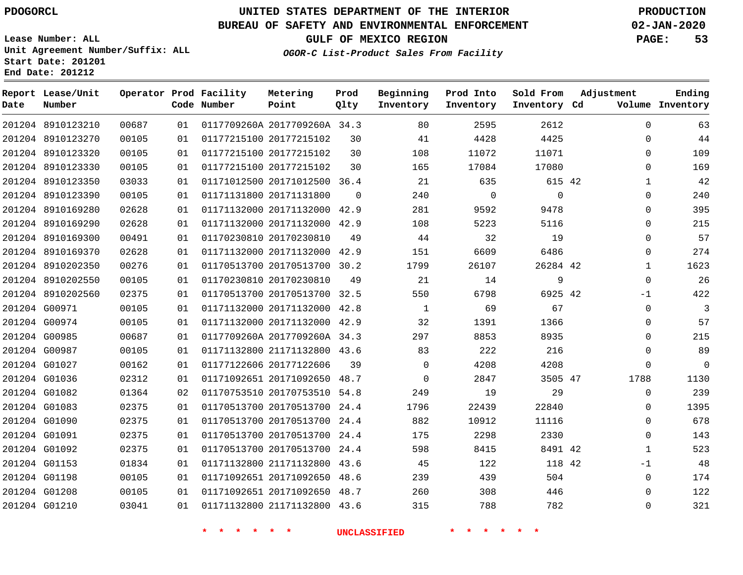PDOGORCL

# UNITED STATES DEPARTMENT OF THE INTERIOR
## BUREAU OF SAFETY AND ENVIRONMENTAL ENFORCEMENT
### GULF OF MEXICO REGION
*OGOR-C List-Product Sales From Facility*

PRODUCTION
02-JAN-2020

Lease Number: ALL
Unit Agreement Number/Suffix: ALL
Start Date: 201201
End Date: 201212

| Report Date | Lease/Unit Number | Operator | Prod Code | Facility Number | Metering Point | Prod Qlty | Beginning Inventory | Prod Into Inventory | Sold From Inventory | Adjustment Cd | Adjustment Volume | Ending Inventory |
|---|---|---|---|---|---|---|---|---|---|---|---|---|
| 201204 | 8910123210 | 00687 | 01 | 0117709260A | 2017709260A | 34.3 | 80 | 2595 | 2612 | | 0 | 63 |
| 201204 | 8910123270 | 00105 | 01 | 01177215100 | 20177215102 | 30 | 41 | 4428 | 4425 | | 0 | 44 |
| 201204 | 8910123320 | 00105 | 01 | 01177215100 | 20177215102 | 30 | 108 | 11072 | 11071 | | 0 | 109 |
| 201204 | 8910123330 | 00105 | 01 | 01177215100 | 20177215102 | 30 | 165 | 17084 | 17080 | | 0 | 169 |
| 201204 | 8910123350 | 03033 | 01 | 01171012500 | 20171012500 | 36.4 | 21 | 635 | 615 | 42 | 1 | 42 |
| 201204 | 8910123390 | 00105 | 01 | 01171131800 | 20171131800 | 0 | 240 | 0 | 0 | | 0 | 240 |
| 201204 | 8910169280 | 02628 | 01 | 01171132000 | 20171132000 | 42.9 | 281 | 9592 | 9478 | | 0 | 395 |
| 201204 | 8910169290 | 02628 | 01 | 01171132000 | 20171132000 | 42.9 | 108 | 5223 | 5116 | | 0 | 215 |
| 201204 | 8910169300 | 00491 | 01 | 01170230810 | 20170230810 | 49 | 44 | 32 | 19 | | 0 | 57 |
| 201204 | 8910169370 | 02628 | 01 | 01171132000 | 20171132000 | 42.9 | 151 | 6609 | 6486 | | 0 | 274 |
| 201204 | 8910202350 | 00276 | 01 | 01170513700 | 20170513700 | 30.2 | 1799 | 26107 | 26284 | 42 | 1 | 1623 |
| 201204 | 8910202550 | 00105 | 01 | 01170230810 | 20170230810 | 49 | 21 | 14 | 9 | | 0 | 26 |
| 201204 | 8910202560 | 02375 | 01 | 01170513700 | 20170513700 | 32.5 | 550 | 6798 | 6925 | 42 | -1 | 422 |
| 201204 | G00971 | 00105 | 01 | 01171132000 | 20171132000 | 42.8 | 1 | 69 | 67 | | 0 | 3 |
| 201204 | G00974 | 00105 | 01 | 01171132000 | 20171132000 | 42.9 | 32 | 1391 | 1366 | | 0 | 57 |
| 201204 | G00985 | 00687 | 01 | 0117709260A | 2017709260A | 34.3 | 297 | 8853 | 8935 | | 0 | 215 |
| 201204 | G00987 | 00105 | 01 | 01171132800 | 21171132800 | 43.6 | 83 | 222 | 216 | | 0 | 89 |
| 201204 | G01027 | 00162 | 01 | 01177122606 | 20177122606 | 39 | 0 | 4208 | 4208 | | 0 | 0 |
| 201204 | G01036 | 02312 | 01 | 01171092651 | 20171092650 | 48.7 | 0 | 2847 | 3505 | 47 | 1788 | 1130 |
| 201204 | G01082 | 01364 | 02 | 01170753510 | 20170753510 | 54.8 | 249 | 19 | 29 | | 0 | 239 |
| 201204 | G01083 | 02375 | 01 | 01170513700 | 20170513700 | 24.4 | 1796 | 22439 | 22840 | | 0 | 1395 |
| 201204 | G01090 | 02375 | 01 | 01170513700 | 20170513700 | 24.4 | 882 | 10912 | 11116 | | 0 | 678 |
| 201204 | G01091 | 02375 | 01 | 01170513700 | 20170513700 | 24.4 | 175 | 2298 | 2330 | | 0 | 143 |
| 201204 | G01092 | 02375 | 01 | 01170513700 | 20170513700 | 24.4 | 598 | 8415 | 8491 | 42 | 1 | 523 |
| 201204 | G01153 | 01834 | 01 | 01171132800 | 21171132800 | 43.6 | 45 | 122 | 118 | 42 | -1 | 48 |
| 201204 | G01198 | 00105 | 01 | 01171092651 | 20171092650 | 48.6 | 239 | 439 | 504 | | 0 | 174 |
| 201204 | G01208 | 00105 | 01 | 01171092651 | 20171092650 | 48.7 | 260 | 308 | 446 | | 0 | 122 |
| 201204 | G01210 | 03041 | 01 | 01171132800 | 21171132800 | 43.6 | 315 | 788 | 782 | | 0 | 321 |

\* \* \* \* \* \* UNCLASSIFIED \* \* \* \* \* \*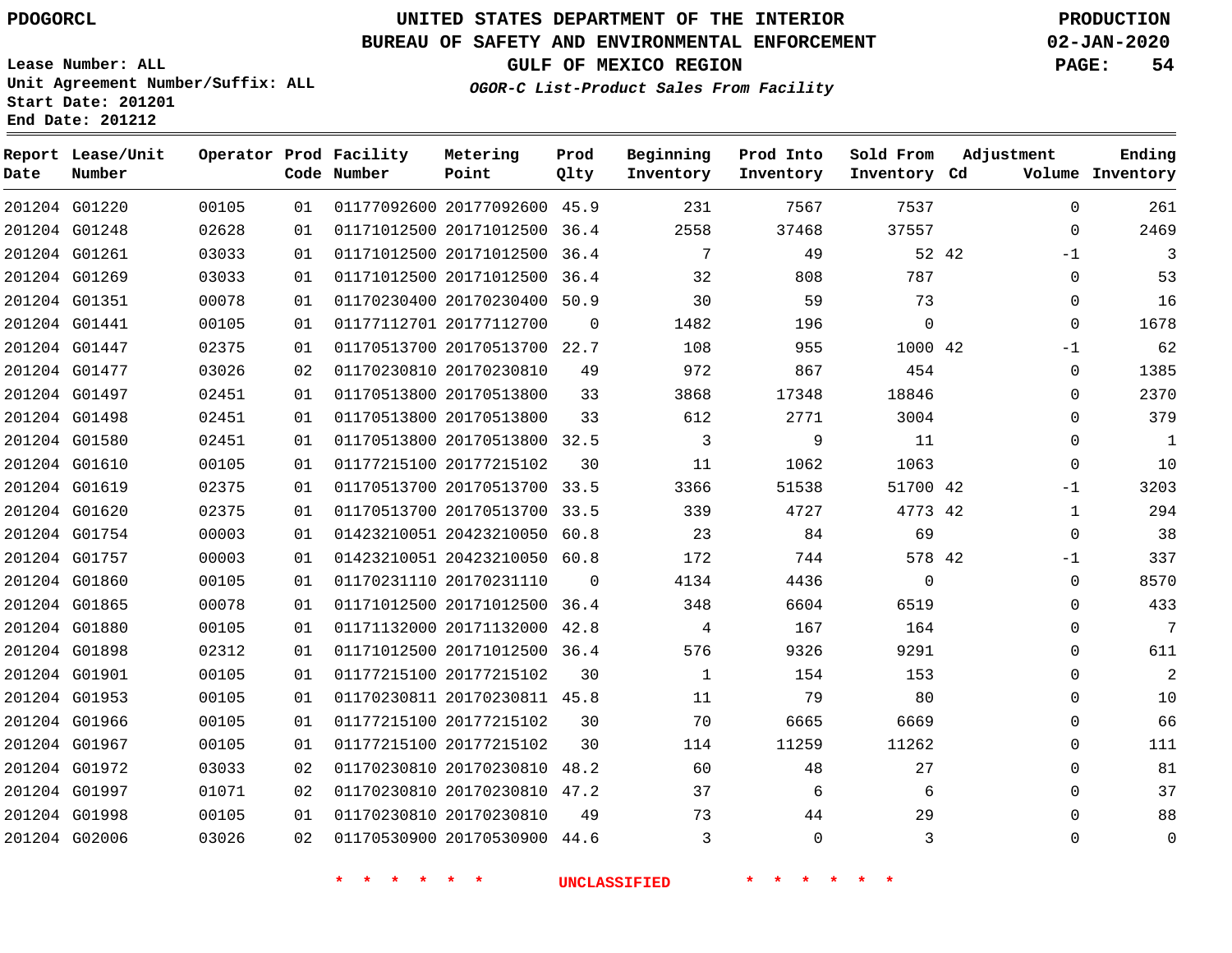PDOGORCL

# UNITED STATES DEPARTMENT OF THE INTERIOR
## BUREAU OF SAFETY AND ENVIRONMENTAL ENFORCEMENT
### GULF OF MEXICO REGION
*OGOR-C List-Product Sales From Facility*

PRODUCTION
02-JAN-2020

Lease Number: ALL
Unit Agreement Number/Suffix: ALL
Start Date: 201201
End Date: 201212

| Report Date | Lease/Unit Number | Operator | Prod Code | Facility Number | Metering Point | Prod Qlty | Beginning Inventory | Prod Into Inventory | Sold From Inventory | Adjustment Cd | Adjustment Volume | Ending Inventory |
|---|---|---|---|---|---|---|---|---|---|---|---|---|
| 201204 | G01220 | 00105 | 01 | 01177092600 | 20177092600 | 45.9 | 231 | 7567 | 7537 | | 0 | 261 |
| 201204 | G01248 | 02628 | 01 | 01171012500 | 20171012500 | 36.4 | 2558 | 37468 | 37557 | | 0 | 2469 |
| 201204 | G01261 | 03033 | 01 | 01171012500 | 20171012500 | 36.4 | 7 | 49 | 52 | 42 | -1 | 3 |
| 201204 | G01269 | 03033 | 01 | 01171012500 | 20171012500 | 36.4 | 32 | 808 | 787 | | 0 | 53 |
| 201204 | G01351 | 00078 | 01 | 01170230400 | 20170230400 | 50.9 | 30 | 59 | 73 | | 0 | 16 |
| 201204 | G01441 | 00105 | 01 | 01177112701 | 20177112700 | 0 | 1482 | 196 | 0 | | 0 | 1678 |
| 201204 | G01447 | 02375 | 01 | 01170513700 | 20170513700 | 22.7 | 108 | 955 | 1000 | 42 | -1 | 62 |
| 201204 | G01477 | 03026 | 02 | 01170230810 | 20170230810 | 49 | 972 | 867 | 454 | | 0 | 1385 |
| 201204 | G01497 | 02451 | 01 | 01170513800 | 20170513800 | 33 | 3868 | 17348 | 18846 | | 0 | 2370 |
| 201204 | G01498 | 02451 | 01 | 01170513800 | 20170513800 | 33 | 612 | 2771 | 3004 | | 0 | 379 |
| 201204 | G01580 | 02451 | 01 | 01170513800 | 20170513800 | 32.5 | 3 | 9 | 11 | | 0 | 1 |
| 201204 | G01610 | 00105 | 01 | 01177215100 | 20177215102 | 30 | 11 | 1062 | 1063 | | 0 | 10 |
| 201204 | G01619 | 02375 | 01 | 01170513700 | 20170513700 | 33.5 | 3366 | 51538 | 51700 | 42 | -1 | 3203 |
| 201204 | G01620 | 02375 | 01 | 01170513700 | 20170513700 | 33.5 | 339 | 4727 | 4773 | 42 | 1 | 294 |
| 201204 | G01754 | 00003 | 01 | 01423210051 | 20423210050 | 60.8 | 23 | 84 | 69 | | 0 | 38 |
| 201204 | G01757 | 00003 | 01 | 01423210051 | 20423210050 | 60.8 | 172 | 744 | 578 | 42 | -1 | 337 |
| 201204 | G01860 | 00105 | 01 | 01170231110 | 20170231110 | 0 | 4134 | 4436 | 0 | | 0 | 8570 |
| 201204 | G01865 | 00078 | 01 | 01171012500 | 20171012500 | 36.4 | 348 | 6604 | 6519 | | 0 | 433 |
| 201204 | G01880 | 00105 | 01 | 01171132000 | 20171132000 | 42.8 | 4 | 167 | 164 | | 0 | 7 |
| 201204 | G01898 | 02312 | 01 | 01171012500 | 20171012500 | 36.4 | 576 | 9326 | 9291 | | 0 | 611 |
| 201204 | G01901 | 00105 | 01 | 01177215100 | 20177215102 | 30 | 1 | 154 | 153 | | 0 | 2 |
| 201204 | G01953 | 00105 | 01 | 01170230811 | 20170230811 | 45.8 | 11 | 79 | 80 | | 0 | 10 |
| 201204 | G01966 | 00105 | 01 | 01177215100 | 20177215102 | 30 | 70 | 6665 | 6669 | | 0 | 66 |
| 201204 | G01967 | 00105 | 01 | 01177215100 | 20177215102 | 30 | 114 | 11259 | 11262 | | 0 | 111 |
| 201204 | G01972 | 03033 | 02 | 01170230810 | 20170230810 | 48.2 | 60 | 48 | 27 | | 0 | 81 |
| 201204 | G01997 | 01071 | 02 | 01170230810 | 20170230810 | 47.2 | 37 | 6 | 6 | | 0 | 37 |
| 201204 | G01998 | 00105 | 01 | 01170230810 | 20170230810 | 49 | 73 | 44 | 29 | | 0 | 88 |
| 201204 | G02006 | 03026 | 02 | 01170530900 | 20170530900 | 44.6 | 3 | 0 | 3 | | 0 | 0 |

\* \* \* \* \* \* UNCLASSIFIED \* \* \* \* \* \*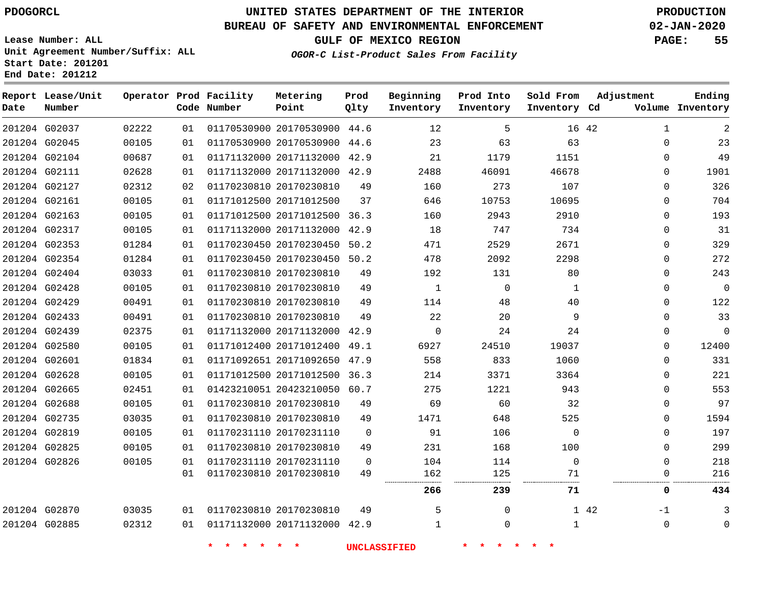# UNITED STATES DEPARTMENT OF THE INTERIOR
## BUREAU OF SAFETY AND ENVIRONMENTAL ENFORCEMENT
### GULF OF MEXICO REGION
*OGOR-C List-Product Sales From Facility*

PDOGORCL

Lease Number: ALL
Unit Agreement Number/Suffix: ALL
Start Date: 201201
End Date: 201212

PRODUCTION
02-JAN-2020

| Report Date | Lease/Unit Number | Operator | Prod Code | Facility Number | Metering Point | Prod Qlty | Beginning Inventory | Prod Into Inventory | Sold From Inventory | Adjustment Cd | Adjustment Volume | Ending Inventory |
|---|---|---|---|---|---|---|---|---|---|---|---|---|
| 201204 | G02037 | 02222 | 01 | 01170530900 | 20170530900 | 44.6 | 12 | 5 | 16 | 42 | 1 | 2 |
| 201204 | G02045 | 00105 | 01 | 01170530900 | 20170530900 | 44.6 | 23 | 63 | 63 | | 0 | 23 |
| 201204 | G02104 | 00687 | 01 | 01171132000 | 20171132000 | 42.9 | 21 | 1179 | 1151 | | 0 | 49 |
| 201204 | G02111 | 02628 | 01 | 01171132000 | 20171132000 | 42.9 | 2488 | 46091 | 46678 | | 0 | 1901 |
| 201204 | G02127 | 02312 | 02 | 01170230810 | 20170230810 | 49 | 160 | 273 | 107 | | 0 | 326 |
| 201204 | G02161 | 00105 | 01 | 01171012500 | 20171012500 | 37 | 646 | 10753 | 10695 | | 0 | 704 |
| 201204 | G02163 | 00105 | 01 | 01171012500 | 20171012500 | 36.3 | 160 | 2943 | 2910 | | 0 | 193 |
| 201204 | G02317 | 00105 | 01 | 01171132000 | 20171132000 | 42.9 | 18 | 747 | 734 | | 0 | 31 |
| 201204 | G02353 | 01284 | 01 | 01170230450 | 20170230450 | 50.2 | 471 | 2529 | 2671 | | 0 | 329 |
| 201204 | G02354 | 01284 | 01 | 01170230450 | 20170230450 | 50.2 | 478 | 2092 | 2298 | | 0 | 272 |
| 201204 | G02404 | 03033 | 01 | 01170230810 | 20170230810 | 49 | 192 | 131 | 80 | | 0 | 243 |
| 201204 | G02428 | 00105 | 01 | 01170230810 | 20170230810 | 49 | 1 | 0 | 1 | | 0 | 0 |
| 201204 | G02429 | 00491 | 01 | 01170230810 | 20170230810 | 49 | 114 | 48 | 40 | | 0 | 122 |
| 201204 | G02433 | 00491 | 01 | 01170230810 | 20170230810 | 49 | 22 | 20 | 9 | | 0 | 33 |
| 201204 | G02439 | 02375 | 01 | 01171132000 | 20171132000 | 42.9 | 0 | 24 | 24 | | 0 | 0 |
| 201204 | G02580 | 00105 | 01 | 01171012400 | 20171012400 | 49.1 | 6927 | 24510 | 19037 | | 0 | 12400 |
| 201204 | G02601 | 01834 | 01 | 01171092651 | 20171092650 | 47.9 | 558 | 833 | 1060 | | 0 | 331 |
| 201204 | G02628 | 00105 | 01 | 01171012500 | 20171012500 | 36.3 | 214 | 3371 | 3364 | | 0 | 221 |
| 201204 | G02665 | 02451 | 01 | 01423210051 | 20423210050 | 60.7 | 275 | 1221 | 943 | | 0 | 553 |
| 201204 | G02688 | 00105 | 01 | 01170230810 | 20170230810 | 49 | 69 | 60 | 32 | | 0 | 97 |
| 201204 | G02735 | 03035 | 01 | 01170230810 | 20170230810 | 49 | 1471 | 648 | 525 | | 0 | 1594 |
| 201204 | G02819 | 00105 | 01 | 01170231110 | 20170231110 | 0 | 91 | 106 | 0 | | 0 | 197 |
| 201204 | G02825 | 00105 | 01 | 01170230810 | 20170230810 | 49 | 231 | 168 | 100 | | 0 | 299 |
| 201204 | G02826 | 00105 | 01 | 01170231110 | 20170231110 | 0 | 104 | 114 | 0 | | 0 | 218 |
| | | | 01 | 01170230810 | 20170230810 | 49 | 162 | 125 | 71 | | 0 | 216 |
| | | | | | | | **266** | **239** | **71** | | **0** | **434** |
| 201204 | G02870 | 03035 | 01 | 01170230810 | 20170230810 | 49 | 5 | 0 | 1 | 42 | -1 | 3 |
| 201204 | G02885 | 02312 | 01 | 01171132000 | 20171132000 | 42.9 | 1 | 0 | 1 | | 0 | 0 |

* * * * * * UNCLASSIFIED * * * * * *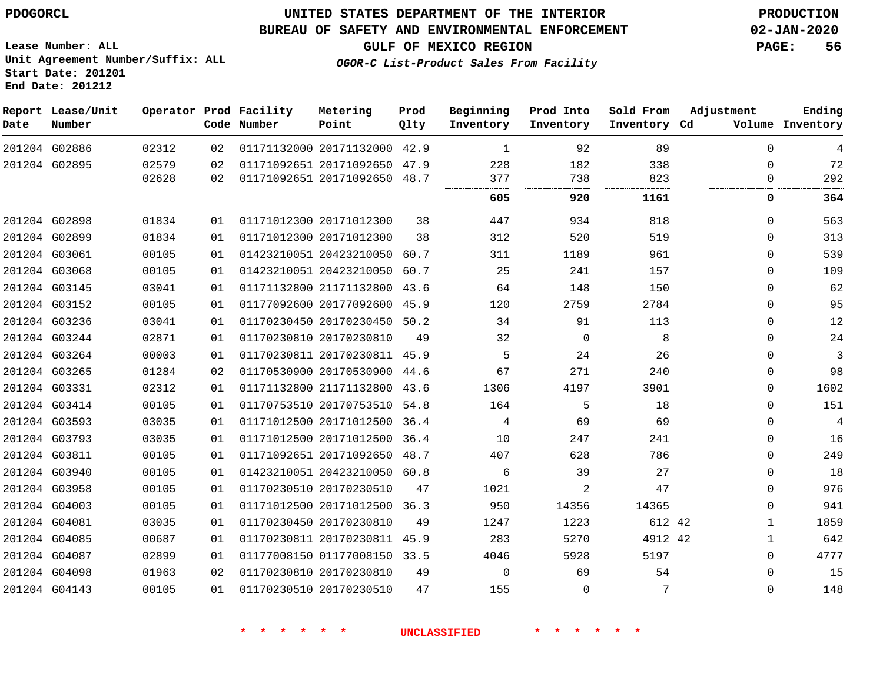PDOGORCL

# UNITED STATES DEPARTMENT OF THE INTERIOR
## BUREAU OF SAFETY AND ENVIRONMENTAL ENFORCEMENT
### GULF OF MEXICO REGION
*OGOR-C List-Product Sales From Facility*

PRODUCTION
02-JAN-2020

Lease Number: ALL
Unit Agreement Number/Suffix: ALL
Start Date: 201201
End Date: 201212

| Report Date | Lease/Unit Number | Operator | Prod Code | Facility Number | Metering Point | Prod Qlty | Beginning Inventory | Prod Into Inventory | Sold From Inventory | Adjustment Cd | Volume | Ending Inventory |
|---|---|---|---|---|---|---|---|---|---|---|---|---|
| 201204 | G02886 | 02312 | 02 | 01171132000 | 20171132000 | 42.9 | 1 | 92 | 89 | | 0 | 4 |
| 201204 | G02895 | 02579 | 02 | 01171092651 | 20171092650 | 47.9 | 228 | 182 | 338 | | 0 | 72 |
| | | 02628 | 02 | 01171092651 | 20171092650 | 48.7 | 377 | 738 | 823 | | 0 | 292 |
| | | | | | | | **605** | **920** | **1161** | | **0** | **364** |
| 201204 | G02898 | 01834 | 01 | 01171012300 | 20171012300 | 38 | 447 | 934 | 818 | | 0 | 563 |
| 201204 | G02899 | 01834 | 01 | 01171012300 | 20171012300 | 38 | 312 | 520 | 519 | | 0 | 313 |
| 201204 | G03061 | 00105 | 01 | 01423210051 | 20423210050 | 60.7 | 311 | 1189 | 961 | | 0 | 539 |
| 201204 | G03068 | 00105 | 01 | 01423210051 | 20423210050 | 60.7 | 25 | 241 | 157 | | 0 | 109 |
| 201204 | G03145 | 03041 | 01 | 01171132800 | 21171132800 | 43.6 | 64 | 148 | 150 | | 0 | 62 |
| 201204 | G03152 | 00105 | 01 | 01177092600 | 20177092600 | 45.9 | 120 | 2759 | 2784 | | 0 | 95 |
| 201204 | G03236 | 03041 | 01 | 01170230450 | 20170230450 | 50.2 | 34 | 91 | 113 | | 0 | 12 |
| 201204 | G03244 | 02871 | 01 | 01170230810 | 20170230810 | 49 | 32 | 0 | 8 | | 0 | 24 |
| 201204 | G03264 | 00003 | 01 | 01170230811 | 20170230811 | 45.9 | 5 | 24 | 26 | | 0 | 3 |
| 201204 | G03265 | 01284 | 02 | 01170530900 | 20170530900 | 44.6 | 67 | 271 | 240 | | 0 | 98 |
| 201204 | G03331 | 02312 | 01 | 01171132800 | 21171132800 | 43.6 | 1306 | 4197 | 3901 | | 0 | 1602 |
| 201204 | G03414 | 00105 | 01 | 01170753510 | 20170753510 | 54.8 | 164 | 5 | 18 | | 0 | 151 |
| 201204 | G03593 | 03035 | 01 | 01171012500 | 20171012500 | 36.4 | 4 | 69 | 69 | | 0 | 4 |
| 201204 | G03793 | 03035 | 01 | 01171012500 | 20171012500 | 36.4 | 10 | 247 | 241 | | 0 | 16 |
| 201204 | G03811 | 00105 | 01 | 01171092651 | 20171092650 | 48.7 | 407 | 628 | 786 | | 0 | 249 |
| 201204 | G03940 | 00105 | 01 | 01423210051 | 20423210050 | 60.8 | 6 | 39 | 27 | | 0 | 18 |
| 201204 | G03958 | 00105 | 01 | 01170230510 | 20170230510 | 47 | 1021 | 2 | 47 | | 0 | 976 |
| 201204 | G04003 | 00105 | 01 | 01171012500 | 20171012500 | 36.3 | 950 | 14356 | 14365 | | 0 | 941 |
| 201204 | G04081 | 03035 | 01 | 01170230450 | 20170230810 | 49 | 1247 | 1223 | 612 | 42 | 1 | 1859 |
| 201204 | G04085 | 00687 | 01 | 01170230811 | 20170230811 | 45.9 | 283 | 5270 | 4912 | 42 | 1 | 642 |
| 201204 | G04087 | 02899 | 01 | 01177008150 | 01177008150 | 33.5 | 4046 | 5928 | 5197 | | 0 | 4777 |
| 201204 | G04098 | 01963 | 02 | 01170230810 | 20170230810 | 49 | 0 | 69 | 54 | | 0 | 15 |
| 201204 | G04143 | 00105 | 01 | 01170230510 | 20170230510 | 47 | 155 | 0 | 7 | | 0 | 148 |

\* \* \* \* \* \* UNCLASSIFIED \* \* \* \* \* \*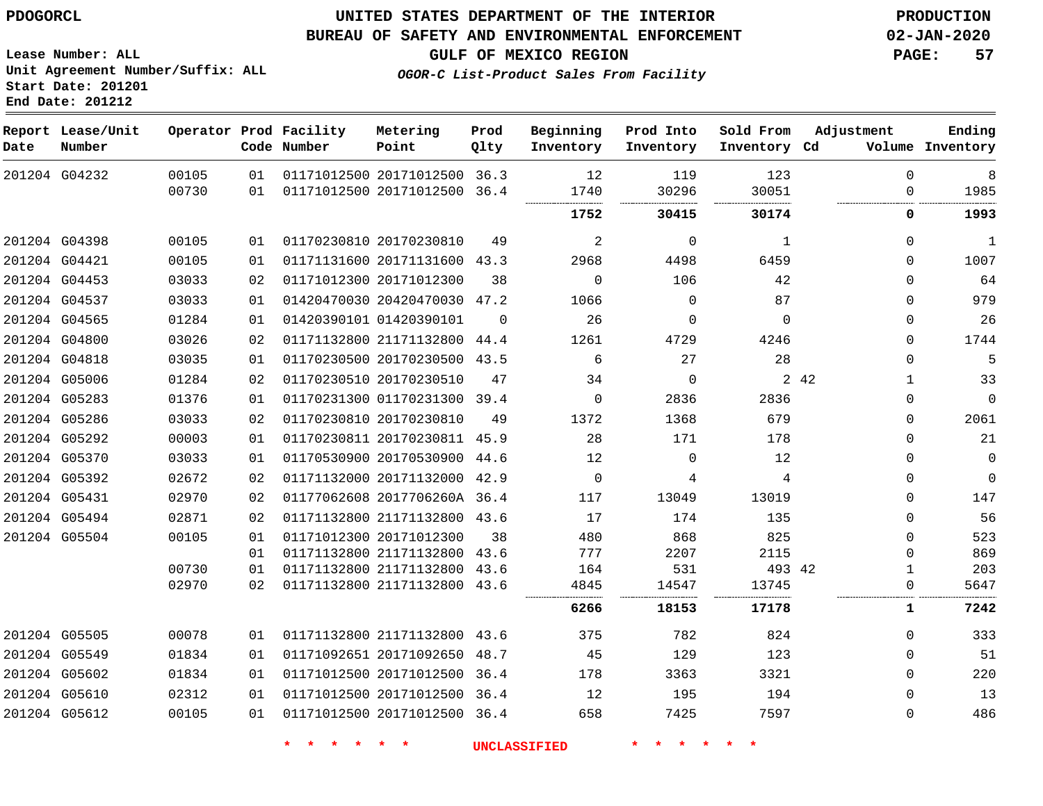PDOGORCL

# UNITED STATES DEPARTMENT OF THE INTERIOR
## BUREAU OF SAFETY AND ENVIRONMENTAL ENFORCEMENT
### GULF OF MEXICO REGION

*OGOR-C List-Product Sales From Facility*

PRODUCTION
02-JAN-2020

Lease Number: ALL
Unit Agreement Number/Suffix: ALL
Start Date: 201201
End Date: 201212

| Report Date | Lease/Unit Number | Operator | Prod Code | Facility Number | Metering Point | Prod Qlty | Beginning Inventory | Prod Into Inventory | Sold From Inventory | Adjustment Cd | Volume | Ending Inventory |
|---|---|---|---|---|---|---|---|---|---|---|---|---|
| 201204 | G04232 | 00105 | 01 | 01171012500 | 20171012500 | 36.3 | 12 | 119 | 123 | | 0 | 8 |
| | | 00730 | 01 | 01171012500 | 20171012500 | 36.4 | 1740 | 30296 | 30051 | | 0 | 1985 |
| | | | | | | | **1752** | **30415** | **30174** | | **0** | **1993** |
| 201204 | G04398 | 00105 | 01 | 01170230810 | 20170230810 | 49 | 2 | 0 | 1 | | 0 | 1 |
| 201204 | G04421 | 00105 | 01 | 01171131600 | 20171131600 | 43.3 | 2968 | 4498 | 6459 | | 0 | 1007 |
| 201204 | G04453 | 03033 | 02 | 01171012300 | 20171012300 | 38 | 0 | 106 | 42 | | 0 | 64 |
| 201204 | G04537 | 03033 | 01 | 01420470030 | 20420470030 | 47.2 | 1066 | 0 | 87 | | 0 | 979 |
| 201204 | G04565 | 01284 | 01 | 01420390101 | 01420390101 | 0 | 26 | 0 | 0 | | 0 | 26 |
| 201204 | G04800 | 03026 | 02 | 01171132800 | 21171132800 | 44.4 | 1261 | 4729 | 4246 | | 0 | 1744 |
| 201204 | G04818 | 03035 | 01 | 01170230500 | 20170230500 | 43.5 | 6 | 27 | 28 | | 0 | 5 |
| 201204 | G05006 | 01284 | 02 | 01170230510 | 20170230510 | 47 | 34 | 0 | 2 | 42 | 1 | 33 |
| 201204 | G05283 | 01376 | 01 | 01170231300 | 01170231300 | 39.4 | 0 | 2836 | 2836 | | 0 | 0 |
| 201204 | G05286 | 03033 | 02 | 01170230810 | 20170230810 | 49 | 1372 | 1368 | 679 | | 0 | 2061 |
| 201204 | G05292 | 00003 | 01 | 01170230811 | 20170230811 | 45.9 | 28 | 171 | 178 | | 0 | 21 |
| 201204 | G05370 | 03033 | 01 | 01170530900 | 20170530900 | 44.6 | 12 | 0 | 12 | | 0 | 0 |
| 201204 | G05392 | 02672 | 02 | 01171132000 | 20171132000 | 42.9 | 0 | 4 | 4 | | 0 | 0 |
| 201204 | G05431 | 02970 | 02 | 01177062608 | 2017706260A | 36.4 | 117 | 13049 | 13019 | | 0 | 147 |
| 201204 | G05494 | 02871 | 02 | 01171132800 | 21171132800 | 43.6 | 17 | 174 | 135 | | 0 | 56 |
| 201204 | G05504 | 00105 | 01 | 01171012300 | 20171012300 | 38 | 480 | 868 | 825 | | 0 | 523 |
| | | | 01 | 01171132800 | 21171132800 | 43.6 | 777 | 2207 | 2115 | | 0 | 869 |
| | | 00730 | 01 | 01171132800 | 21171132800 | 43.6 | 164 | 531 | 493 | 42 | 1 | 203 |
| | | 02970 | 02 | 01171132800 | 21171132800 | 43.6 | 4845 | 14547 | 13745 | | 0 | 5647 |
| | | | | | | | **6266** | **18153** | **17178** | | **1** | **7242** |
| 201204 | G05505 | 00078 | 01 | 01171132800 | 21171132800 | 43.6 | 375 | 782 | 824 | | 0 | 333 |
| 201204 | G05549 | 01834 | 01 | 01171092651 | 20171092650 | 48.7 | 45 | 129 | 123 | | 0 | 51 |
| 201204 | G05602 | 01834 | 01 | 01171012500 | 20171012500 | 36.4 | 178 | 3363 | 3321 | | 0 | 220 |
| 201204 | G05610 | 02312 | 01 | 01171012500 | 20171012500 | 36.4 | 12 | 195 | 194 | | 0 | 13 |
| 201204 | G05612 | 00105 | 01 | 01171012500 | 20171012500 | 36.4 | 658 | 7425 | 7597 | | 0 | 486 |

* * * * * * UNCLASSIFIED * * * * * *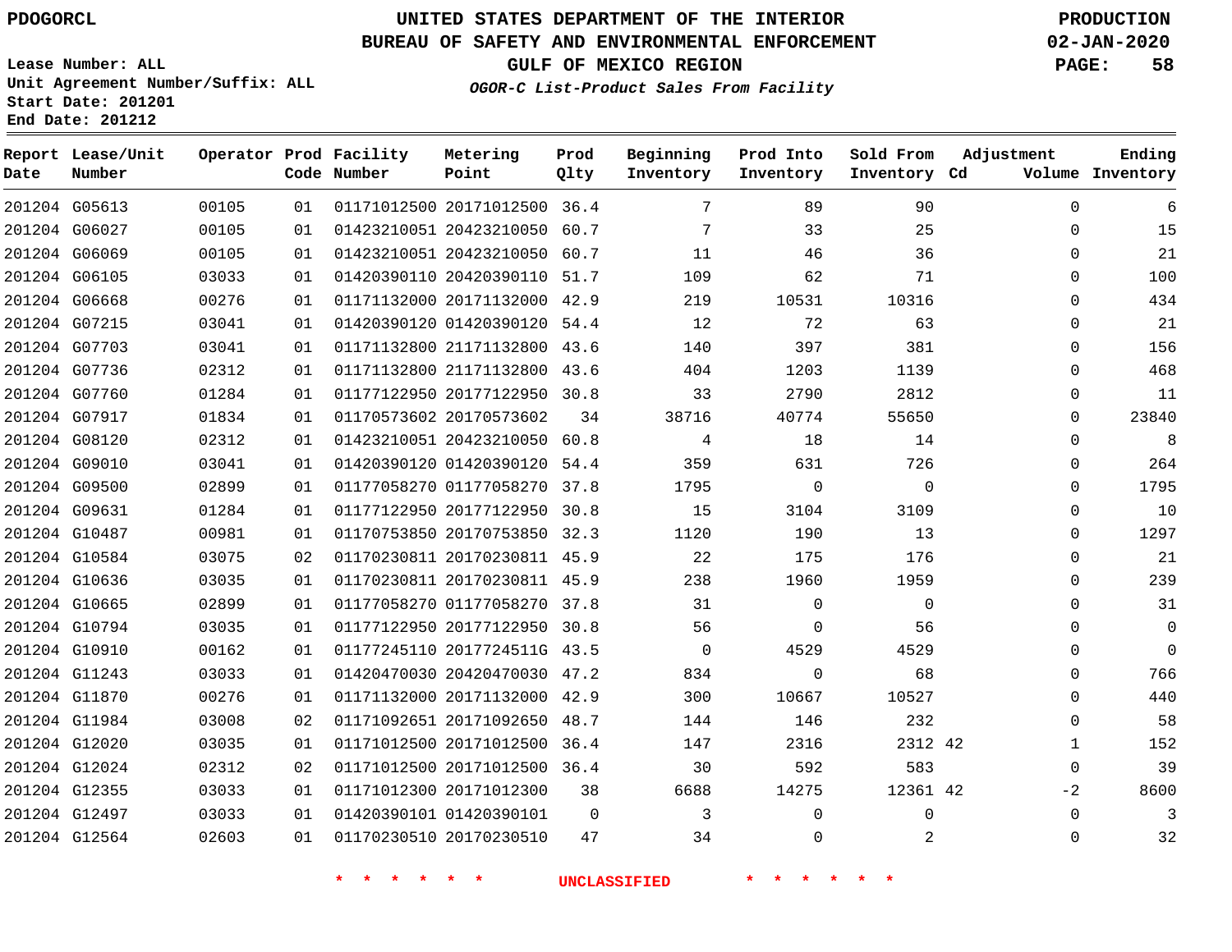**PDOGORCL**

# UNITED STATES DEPARTMENT OF THE INTERIOR
## BUREAU OF SAFETY AND ENVIRONMENTAL ENFORCEMENT
### GULF OF MEXICO REGION
*OGOR-C List-Product Sales From Facility*

**PRODUCTION**
**02-JAN-2020**

Lease Number: ALL
Unit Agreement Number/Suffix: ALL
Start Date: 201201
End Date: 201212

| Report Date | Lease/Unit Number | Operator | Prod Code | Facility Number | Metering Point | Prod Qlty | Beginning Inventory | Prod Into Inventory | Sold From Inventory | Adjustment Cd | Adjustment Volume | Ending Inventory |
|---|---|---|---|---|---|---|---|---|---|---|---|---|
| 201204 | G05613 | 00105 | 01 | 01171012500 | 20171012500 | 36.4 | 7 | 89 | 90 | | 0 | 6 |
| 201204 | G06027 | 00105 | 01 | 01423210051 | 20423210050 | 60.7 | 7 | 33 | 25 | | 0 | 15 |
| 201204 | G06069 | 00105 | 01 | 01423210051 | 20423210050 | 60.7 | 11 | 46 | 36 | | 0 | 21 |
| 201204 | G06105 | 03033 | 01 | 01420390110 | 20420390110 | 51.7 | 109 | 62 | 71 | | 0 | 100 |
| 201204 | G06668 | 00276 | 01 | 01171132000 | 20171132000 | 42.9 | 219 | 10531 | 10316 | | 0 | 434 |
| 201204 | G07215 | 03041 | 01 | 01420390120 | 01420390120 | 54.4 | 12 | 72 | 63 | | 0 | 21 |
| 201204 | G07703 | 03041 | 01 | 01171132800 | 21171132800 | 43.6 | 140 | 397 | 381 | | 0 | 156 |
| 201204 | G07736 | 02312 | 01 | 01171132800 | 21171132800 | 43.6 | 404 | 1203 | 1139 | | 0 | 468 |
| 201204 | G07760 | 01284 | 01 | 01177122950 | 20177122950 | 30.8 | 33 | 2790 | 2812 | | 0 | 11 |
| 201204 | G07917 | 01834 | 01 | 01170573602 | 20170573602 | 34 | 38716 | 40774 | 55650 | | 0 | 23840 |
| 201204 | G08120 | 02312 | 01 | 01423210051 | 20423210050 | 60.8 | 4 | 18 | 14 | | 0 | 8 |
| 201204 | G09010 | 03041 | 01 | 01420390120 | 01420390120 | 54.4 | 359 | 631 | 726 | | 0 | 264 |
| 201204 | G09500 | 02899 | 01 | 01177058270 | 01177058270 | 37.8 | 1795 | 0 | 0 | | 0 | 1795 |
| 201204 | G09631 | 01284 | 01 | 01177122950 | 20177122950 | 30.8 | 15 | 3104 | 3109 | | 0 | 10 |
| 201204 | G10487 | 00981 | 01 | 01170753850 | 20170753850 | 32.3 | 1120 | 190 | 13 | | 0 | 1297 |
| 201204 | G10584 | 03075 | 02 | 01170230811 | 20170230811 | 45.9 | 22 | 175 | 176 | | 0 | 21 |
| 201204 | G10636 | 03035 | 01 | 01170230811 | 20170230811 | 45.9 | 238 | 1960 | 1959 | | 0 | 239 |
| 201204 | G10665 | 02899 | 01 | 01177058270 | 01177058270 | 37.8 | 31 | 0 | 0 | | 0 | 31 |
| 201204 | G10794 | 03035 | 01 | 01177122950 | 20177122950 | 30.8 | 56 | 0 | 56 | | 0 | 0 |
| 201204 | G10910 | 00162 | 01 | 01177245110 | 2017724511G | 43.5 | 0 | 4529 | 4529 | | 0 | 0 |
| 201204 | G11243 | 03033 | 01 | 01420470030 | 20420470030 | 47.2 | 834 | 0 | 68 | | 0 | 766 |
| 201204 | G11870 | 00276 | 01 | 01171132000 | 20171132000 | 42.9 | 300 | 10667 | 10527 | | 0 | 440 |
| 201204 | G11984 | 03008 | 02 | 01171092651 | 20171092650 | 48.7 | 144 | 146 | 232 | | 0 | 58 |
| 201204 | G12020 | 03035 | 01 | 01171012500 | 20171012500 | 36.4 | 147 | 2316 | 2312 | 42 | 1 | 152 |
| 201204 | G12024 | 02312 | 02 | 01171012500 | 20171012500 | 36.4 | 30 | 592 | 583 | | 0 | 39 |
| 201204 | G12355 | 03033 | 01 | 01171012300 | 20171012300 | 38 | 6688 | 14275 | 12361 | 42 | -2 | 8600 |
| 201204 | G12497 | 03033 | 01 | 01420390101 | 01420390101 | 0 | 3 | 0 | 0 | | 0 | 3 |
| 201204 | G12564 | 02603 | 01 | 01170230510 | 20170230510 | 47 | 34 | 0 | 2 | | 0 | 32 |

\* \* \* \* \* \* UNCLASSIFIED \* \* \* \* \* \*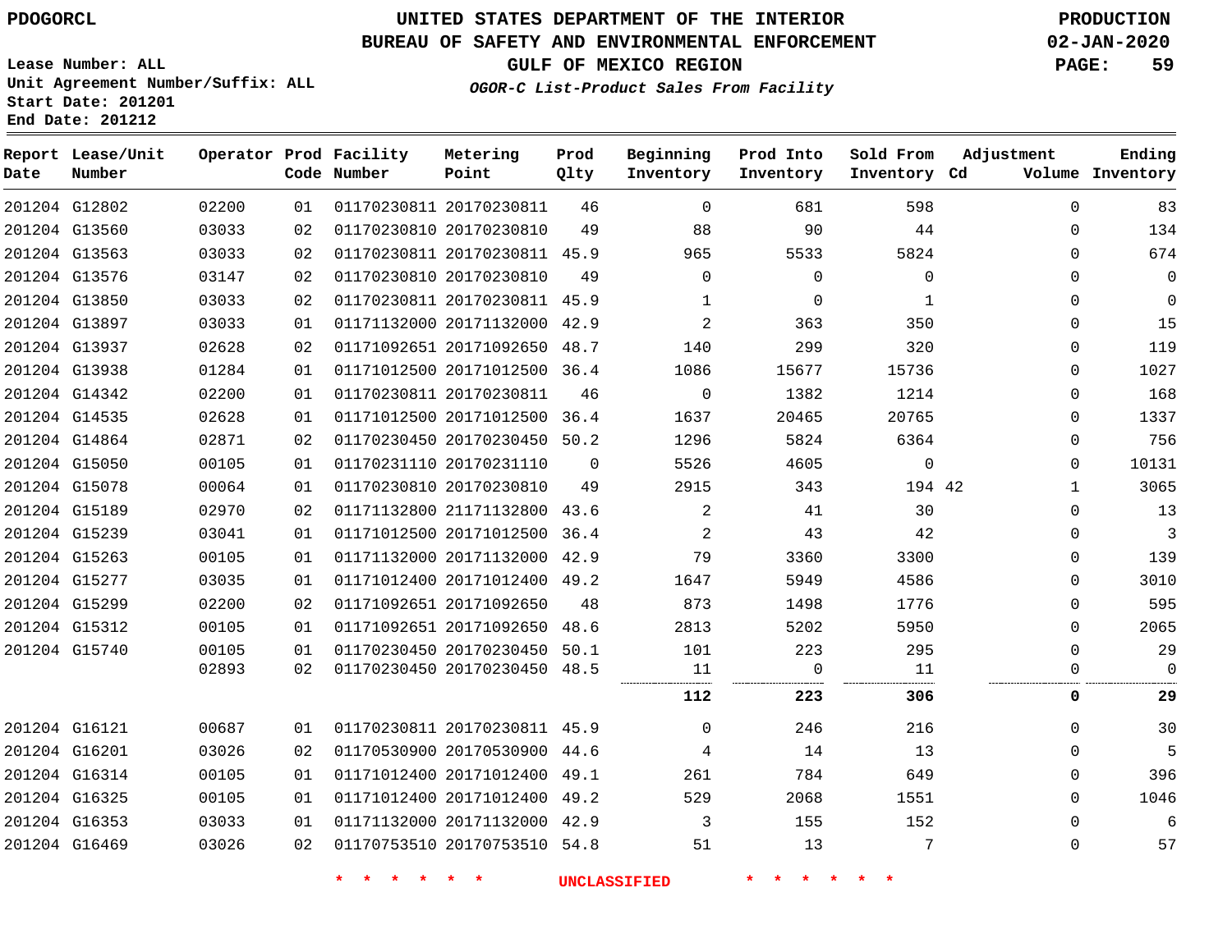Lease Number: ALL
Unit Agreement Number/Suffix: ALL
Start Date: 201201
End Date: 201212

# UNITED STATES DEPARTMENT OF THE INTERIOR
## BUREAU OF SAFETY AND ENVIRONMENTAL ENFORCEMENT
### GULF OF MEXICO REGION
*OGOR-C List-Product Sales From Facility*

PRODUCTION
02-JAN-2020

| Report Date | Lease/Unit Number | Operator | Prod Code | Facility Number | Metering Point | Prod Qlty | Beginning Inventory | Prod Into Inventory | Sold From Inventory | Adjustment Cd | Adjustment Volume | Ending Inventory |
|---|---|---|---|---|---|---|---|---|---|---|---|---|
| 201204 | G12802 | 02200 | 01 | 01170230811 | 20170230811 | 46 | 0 | 681 | 598 | | 0 | 83 |
| 201204 | G13560 | 03033 | 02 | 01170230810 | 20170230810 | 49 | 88 | 90 | 44 | | 0 | 134 |
| 201204 | G13563 | 03033 | 02 | 01170230811 | 20170230811 | 45.9 | 965 | 5533 | 5824 | | 0 | 674 |
| 201204 | G13576 | 03147 | 02 | 01170230810 | 20170230810 | 49 | 0 | 0 | 0 | | 0 | 0 |
| 201204 | G13850 | 03033 | 02 | 01170230811 | 20170230811 | 45.9 | 1 | 0 | 1 | | 0 | 0 |
| 201204 | G13897 | 03033 | 01 | 01171132000 | 20171132000 | 42.9 | 2 | 363 | 350 | | 0 | 15 |
| 201204 | G13937 | 02628 | 02 | 01171092651 | 20171092650 | 48.7 | 140 | 299 | 320 | | 0 | 119 |
| 201204 | G13938 | 01284 | 01 | 01171012500 | 20171012500 | 36.4 | 1086 | 15677 | 15736 | | 0 | 1027 |
| 201204 | G14342 | 02200 | 01 | 01170230811 | 20170230811 | 46 | 0 | 1382 | 1214 | | 0 | 168 |
| 201204 | G14535 | 02628 | 01 | 01171012500 | 20171012500 | 36.4 | 1637 | 20465 | 20765 | | 0 | 1337 |
| 201204 | G14864 | 02871 | 02 | 01170230450 | 20170230450 | 50.2 | 1296 | 5824 | 6364 | | 0 | 756 |
| 201204 | G15050 | 00105 | 01 | 01170231110 | 20170231110 | 0 | 5526 | 4605 | 0 | | 0 | 10131 |
| 201204 | G15078 | 00064 | 01 | 01170230810 | 20170230810 | 49 | 2915 | 343 | 194 | 42 | 1 | 3065 |
| 201204 | G15189 | 02970 | 02 | 01171132800 | 21171132800 | 43.6 | 2 | 41 | 30 | | 0 | 13 |
| 201204 | G15239 | 03041 | 01 | 01171012500 | 20171012500 | 36.4 | 2 | 43 | 42 | | 0 | 3 |
| 201204 | G15263 | 00105 | 01 | 01171132000 | 20171132000 | 42.9 | 79 | 3360 | 3300 | | 0 | 139 |
| 201204 | G15277 | 03035 | 01 | 01171012400 | 20171012400 | 49.2 | 1647 | 5949 | 4586 | | 0 | 3010 |
| 201204 | G15299 | 02200 | 02 | 01171092651 | 20171092650 | 48 | 873 | 1498 | 1776 | | 0 | 595 |
| 201204 | G15312 | 00105 | 01 | 01171092651 | 20171092650 | 48.6 | 2813 | 5202 | 5950 | | 0 | 2065 |
| 201204 | G15740 | 00105 | 01 | 01170230450 | 20170230450 | 50.1 | 101 | 223 | 295 | | 0 | 29 |
| | | 02893 | 02 | 01170230450 | 20170230450 | 48.5 | 11 | 0 | 11 | | 0 | 0 |
| | | | | | | | **112** | **223** | **306** | | **0** | **29** |
| 201204 | G16121 | 00687 | 01 | 01170230811 | 20170230811 | 45.9 | 0 | 246 | 216 | | 0 | 30 |
| 201204 | G16201 | 03026 | 02 | 01170530900 | 20170530900 | 44.6 | 4 | 14 | 13 | | 0 | 5 |
| 201204 | G16314 | 00105 | 01 | 01171012400 | 20171012400 | 49.1 | 261 | 784 | 649 | | 0 | 396 |
| 201204 | G16325 | 00105 | 01 | 01171012400 | 20171012400 | 49.2 | 529 | 2068 | 1551 | | 0 | 1046 |
| 201204 | G16353 | 03033 | 01 | 01171132000 | 20171132000 | 42.9 | 3 | 155 | 152 | | 0 | 6 |
| 201204 | G16469 | 03026 | 02 | 01170753510 | 20170753510 | 54.8 | 51 | 13 | 7 | | 0 | 57 |

\* \* \* \* \* \* UNCLASSIFIED \* \* \* \* \* \*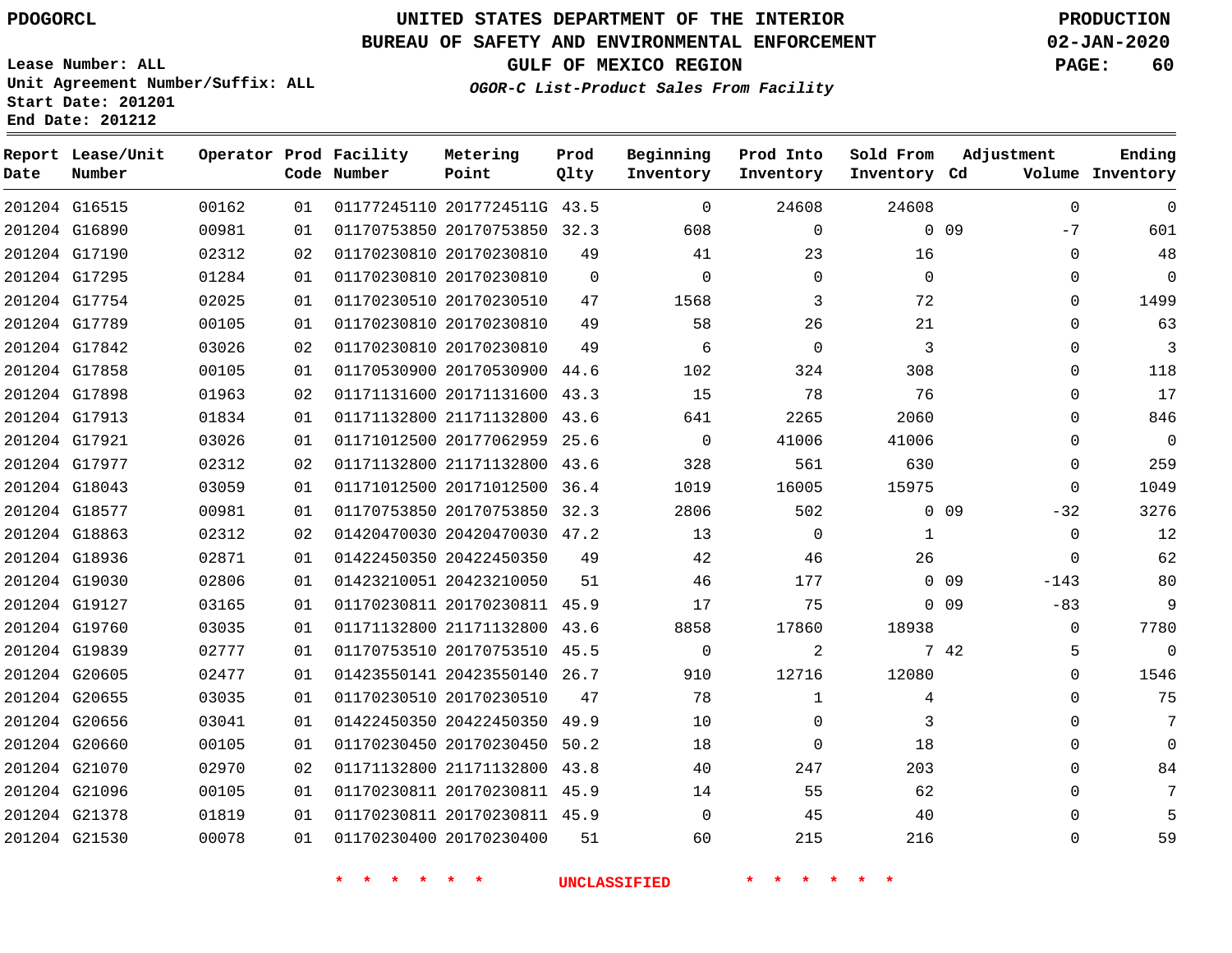PDOGORCL

# UNITED STATES DEPARTMENT OF THE INTERIOR
## BUREAU OF SAFETY AND ENVIRONMENTAL ENFORCEMENT
### GULF OF MEXICO REGION
*OGOR-C List-Product Sales From Facility*

PRODUCTION
02-JAN-2020

Lease Number: ALL
Unit Agreement Number/Suffix: ALL
Start Date: 201201
End Date: 201212

| Report Date | Lease/Unit Number | Operator | Prod Code | Facility Number | Metering Point | Prod Qlty | Beginning Inventory | Prod Into Inventory | Sold From Inventory | Adjustment Cd | Adjustment Volume | Ending Inventory |
|---|---|---|---|---|---|---|---|---|---|---|---|---|
| 201204 | G16515 | 00162 | 01 | 01177245110 | 2017724511G | 43.5 | 0 | 24608 | 24608 | | 0 | 0 |
| 201204 | G16890 | 00981 | 01 | 01170753850 | 20170753850 | 32.3 | 608 | 0 | 0 | 09 | -7 | 601 |
| 201204 | G17190 | 02312 | 02 | 01170230810 | 20170230810 | 49 | 41 | 23 | 16 | | 0 | 48 |
| 201204 | G17295 | 01284 | 01 | 01170230810 | 20170230810 | 0 | 0 | 0 | 0 | | 0 | 0 |
| 201204 | G17754 | 02025 | 01 | 01170230510 | 20170230510 | 47 | 1568 | 3 | 72 | | 0 | 1499 |
| 201204 | G17789 | 00105 | 01 | 01170230810 | 20170230810 | 49 | 58 | 26 | 21 | | 0 | 63 |
| 201204 | G17842 | 03026 | 02 | 01170230810 | 20170230810 | 49 | 6 | 0 | 3 | | 0 | 3 |
| 201204 | G17858 | 00105 | 01 | 01170530900 | 20170530900 | 44.6 | 102 | 324 | 308 | | 0 | 118 |
| 201204 | G17898 | 01963 | 02 | 01171131600 | 20171131600 | 43.3 | 15 | 78 | 76 | | 0 | 17 |
| 201204 | G17913 | 01834 | 01 | 01171132800 | 21171132800 | 43.6 | 641 | 2265 | 2060 | | 0 | 846 |
| 201204 | G17921 | 03026 | 01 | 01171012500 | 20177062959 | 25.6 | 0 | 41006 | 41006 | | 0 | 0 |
| 201204 | G17977 | 02312 | 02 | 01171132800 | 21171132800 | 43.6 | 328 | 561 | 630 | | 0 | 259 |
| 201204 | G18043 | 03059 | 01 | 01171012500 | 20171012500 | 36.4 | 1019 | 16005 | 15975 | | 0 | 1049 |
| 201204 | G18577 | 00981 | 01 | 01170753850 | 20170753850 | 32.3 | 2806 | 502 | 0 | 09 | -32 | 3276 |
| 201204 | G18863 | 02312 | 02 | 01420470030 | 20420470030 | 47.2 | 13 | 0 | 1 | | 0 | 12 |
| 201204 | G18936 | 02871 | 01 | 01422450350 | 20422450350 | 49 | 42 | 46 | 26 | | 0 | 62 |
| 201204 | G19030 | 02806 | 01 | 01423210051 | 20423210050 | 51 | 46 | 177 | 0 | 09 | -143 | 80 |
| 201204 | G19127 | 03165 | 01 | 01170230811 | 20170230811 | 45.9 | 17 | 75 | 0 | 09 | -83 | 9 |
| 201204 | G19760 | 03035 | 01 | 01171132800 | 21171132800 | 43.6 | 8858 | 17860 | 18938 | | 0 | 7780 |
| 201204 | G19839 | 02777 | 01 | 01170753510 | 20170753510 | 45.5 | 0 | 2 | 7 | 42 | 5 | 0 |
| 201204 | G20605 | 02477 | 01 | 01423550141 | 20423550140 | 26.7 | 910 | 12716 | 12080 | | 0 | 1546 |
| 201204 | G20655 | 03035 | 01 | 01170230510 | 20170230510 | 47 | 78 | 1 | 4 | | 0 | 75 |
| 201204 | G20656 | 03041 | 01 | 01422450350 | 20422450350 | 49.9 | 10 | 0 | 3 | | 0 | 7 |
| 201204 | G20660 | 00105 | 01 | 01170230450 | 20170230450 | 50.2 | 18 | 0 | 18 | | 0 | 0 |
| 201204 | G21070 | 02970 | 02 | 01171132800 | 21171132800 | 43.8 | 40 | 247 | 203 | | 0 | 84 |
| 201204 | G21096 | 00105 | 01 | 01170230811 | 20170230811 | 45.9 | 14 | 55 | 62 | | 0 | 7 |
| 201204 | G21378 | 01819 | 01 | 01170230811 | 20170230811 | 45.9 | 0 | 45 | 40 | | 0 | 5 |
| 201204 | G21530 | 00078 | 01 | 01170230400 | 20170230400 | 51 | 60 | 215 | 216 | | 0 | 59 |

* * * * * * UNCLASSIFIED * * * * * *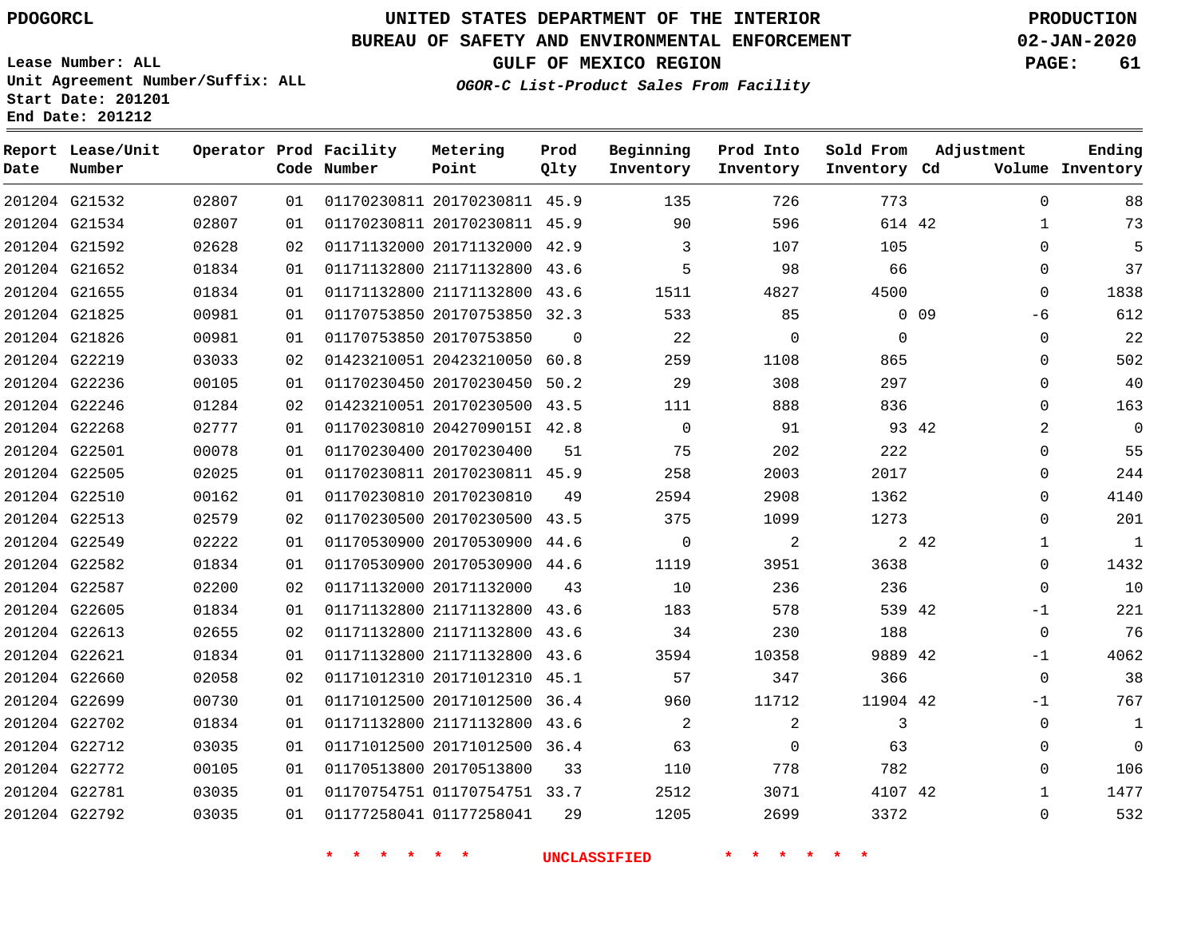# UNITED STATES DEPARTMENT OF THE INTERIOR
## BUREAU OF SAFETY AND ENVIRONMENTAL ENFORCEMENT
### GULF OF MEXICO REGION
#### *OGOR-C List-Product Sales From Facility*

PDOGORCL

PRODUCTION
02-JAN-2020

Lease Number: ALL
Unit Agreement Number/Suffix: ALL
Start Date: 201201
End Date: 201212

| Report Date | Lease/Unit Number | Operator | Prod Code | Facility Number | Metering Point | Prod Qlty | Beginning Inventory | Prod Into Inventory | Sold From Inventory | Adjustment Cd | Adjustment Volume | Ending Inventory |
|---|---|---|---|---|---|---|---|---|---|---|---|---|
| 201204 | G21532 | 02807 | 01 | 01170230811 | 20170230811 | 45.9 | 135 | 726 | 773 | | 0 | 88 |
| 201204 | G21534 | 02807 | 01 | 01170230811 | 20170230811 | 45.9 | 90 | 596 | 614 | 42 | 1 | 73 |
| 201204 | G21592 | 02628 | 02 | 01171132000 | 20171132000 | 42.9 | 3 | 107 | 105 | | 0 | 5 |
| 201204 | G21652 | 01834 | 01 | 01171132800 | 21171132800 | 43.6 | 5 | 98 | 66 | | 0 | 37 |
| 201204 | G21655 | 01834 | 01 | 01171132800 | 21171132800 | 43.6 | 1511 | 4827 | 4500 | | 0 | 1838 |
| 201204 | G21825 | 00981 | 01 | 01170753850 | 20170753850 | 32.3 | 533 | 85 | 0 | 09 | -6 | 612 |
| 201204 | G21826 | 00981 | 01 | 01170753850 | 20170753850 | 0 | 22 | 0 | 0 | | 0 | 22 |
| 201204 | G22219 | 03033 | 02 | 01423210051 | 20423210050 | 60.8 | 259 | 1108 | 865 | | 0 | 502 |
| 201204 | G22236 | 00105 | 01 | 01170230450 | 20170230450 | 50.2 | 29 | 308 | 297 | | 0 | 40 |
| 201204 | G22246 | 01284 | 02 | 01423210051 | 20170230500 | 43.5 | 111 | 888 | 836 | | 0 | 163 |
| 201204 | G22268 | 02777 | 01 | 01170230810 | 2042709015I | 42.8 | 0 | 91 | 93 | 42 | 2 | 0 |
| 201204 | G22501 | 00078 | 01 | 01170230400 | 20170230400 | 51 | 75 | 202 | 222 | | 0 | 55 |
| 201204 | G22505 | 02025 | 01 | 01170230811 | 20170230811 | 45.9 | 258 | 2003 | 2017 | | 0 | 244 |
| 201204 | G22510 | 00162 | 01 | 01170230810 | 20170230810 | 49 | 2594 | 2908 | 1362 | | 0 | 4140 |
| 201204 | G22513 | 02579 | 02 | 01170230500 | 20170230500 | 43.5 | 375 | 1099 | 1273 | | 0 | 201 |
| 201204 | G22549 | 02222 | 01 | 01170530900 | 20170530900 | 44.6 | 0 | 2 | 2 | 42 | 1 | 1 |
| 201204 | G22582 | 01834 | 01 | 01170530900 | 20170530900 | 44.6 | 1119 | 3951 | 3638 | | 0 | 1432 |
| 201204 | G22587 | 02200 | 02 | 01171132000 | 20171132000 | 43 | 10 | 236 | 236 | | 0 | 10 |
| 201204 | G22605 | 01834 | 01 | 01171132800 | 21171132800 | 43.6 | 183 | 578 | 539 | 42 | -1 | 221 |
| 201204 | G22613 | 02655 | 02 | 01171132800 | 21171132800 | 43.6 | 34 | 230 | 188 | | 0 | 76 |
| 201204 | G22621 | 01834 | 01 | 01171132800 | 21171132800 | 43.6 | 3594 | 10358 | 9889 | 42 | -1 | 4062 |
| 201204 | G22660 | 02058 | 02 | 01171012310 | 20171012310 | 45.1 | 57 | 347 | 366 | | 0 | 38 |
| 201204 | G22699 | 00730 | 01 | 01171012500 | 20171012500 | 36.4 | 960 | 11712 | 11904 | 42 | -1 | 767 |
| 201204 | G22702 | 01834 | 01 | 01171132800 | 21171132800 | 43.6 | 2 | 2 | 3 | | 0 | 1 |
| 201204 | G22712 | 03035 | 01 | 01171012500 | 20171012500 | 36.4 | 63 | 0 | 63 | | 0 | 0 |
| 201204 | G22772 | 00105 | 01 | 01170513800 | 20170513800 | 33 | 110 | 778 | 782 | | 0 | 106 |
| 201204 | G22781 | 03035 | 01 | 01170754751 | 01170754751 | 33.7 | 2512 | 3071 | 4107 | 42 | 1 | 1477 |
| 201204 | G22792 | 03035 | 01 | 01177258041 | 01177258041 | 29 | 1205 | 2699 | 3372 | | 0 | 532 |

\* \* \* \* \* \* UNCLASSIFIED \* \* \* \* \* \*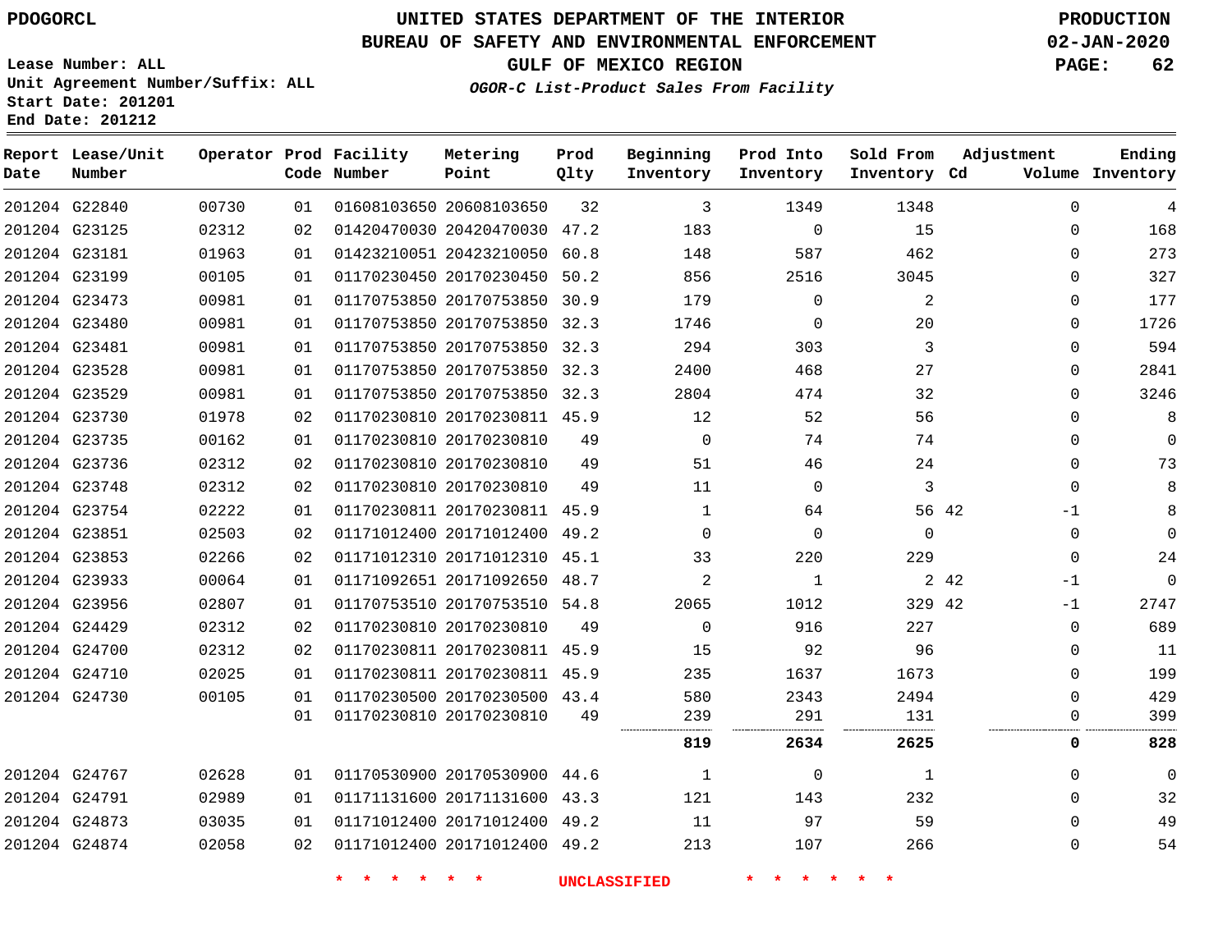# UNITED STATES DEPARTMENT OF THE INTERIOR
## BUREAU OF SAFETY AND ENVIRONMENTAL ENFORCEMENT
### GULF OF MEXICO REGION
*OGOR-C List-Product Sales From Facility*

PDOGORCL

PRODUCTION 02-JAN-2020

Lease Number: ALL
Unit Agreement Number/Suffix: ALL
Start Date: 201201
End Date: 201212

| Report Date | Lease/Unit Number | Operator | Prod Code | Facility Number | Metering Point | Prod Qlty | Beginning Inventory | Prod Into Inventory | Sold From Inventory | Adjustment Cd | Adjustment Volume | Ending Inventory |
|---|---|---|---|---|---|---|---|---|---|---|---|---|
| 201204 | G22840 | 00730 | 01 | 01608103650 | 20608103650 | 32 | 3 | 1349 | 1348 | | 0 | 4 |
| 201204 | G23125 | 02312 | 02 | 01420470030 | 20420470030 | 47.2 | 183 | 0 | 15 | | 0 | 168 |
| 201204 | G23181 | 01963 | 01 | 01423210051 | 20423210050 | 60.8 | 148 | 587 | 462 | | 0 | 273 |
| 201204 | G23199 | 00105 | 01 | 01170230450 | 20170230450 | 50.2 | 856 | 2516 | 3045 | | 0 | 327 |
| 201204 | G23473 | 00981 | 01 | 01170753850 | 20170753850 | 30.9 | 179 | 0 | 2 | | 0 | 177 |
| 201204 | G23480 | 00981 | 01 | 01170753850 | 20170753850 | 32.3 | 1746 | 0 | 20 | | 0 | 1726 |
| 201204 | G23481 | 00981 | 01 | 01170753850 | 20170753850 | 32.3 | 294 | 303 | 3 | | 0 | 594 |
| 201204 | G23528 | 00981 | 01 | 01170753850 | 20170753850 | 32.3 | 2400 | 468 | 27 | | 0 | 2841 |
| 201204 | G23529 | 00981 | 01 | 01170753850 | 20170753850 | 32.3 | 2804 | 474 | 32 | | 0 | 3246 |
| 201204 | G23730 | 01978 | 02 | 01170230810 | 20170230811 | 45.9 | 12 | 52 | 56 | | 0 | 8 |
| 201204 | G23735 | 00162 | 01 | 01170230810 | 20170230810 | 49 | 0 | 74 | 74 | | 0 | 0 |
| 201204 | G23736 | 02312 | 02 | 01170230810 | 20170230810 | 49 | 51 | 46 | 24 | | 0 | 73 |
| 201204 | G23748 | 02312 | 02 | 01170230810 | 20170230810 | 49 | 11 | 0 | 3 | | 0 | 8 |
| 201204 | G23754 | 02222 | 01 | 01170230811 | 20170230811 | 45.9 | 1 | 64 | 56 | 42 | -1 | 8 |
| 201204 | G23851 | 02503 | 02 | 01171012400 | 20171012400 | 49.2 | 0 | 0 | 0 | | 0 | 0 |
| 201204 | G23853 | 02266 | 02 | 01171012310 | 20171012310 | 45.1 | 33 | 220 | 229 | | 0 | 24 |
| 201204 | G23933 | 00064 | 01 | 01171092651 | 20171092650 | 48.7 | 2 | 1 | 2 | 42 | -1 | 0 |
| 201204 | G23956 | 02807 | 01 | 01170753510 | 20170753510 | 54.8 | 2065 | 1012 | 329 | 42 | -1 | 2747 |
| 201204 | G24429 | 02312 | 02 | 01170230810 | 20170230810 | 49 | 0 | 916 | 227 | | 0 | 689 |
| 201204 | G24700 | 02312 | 02 | 01170230811 | 20170230811 | 45.9 | 15 | 92 | 96 | | 0 | 11 |
| 201204 | G24710 | 02025 | 01 | 01170230811 | 20170230811 | 45.9 | 235 | 1637 | 1673 | | 0 | 199 |
| 201204 | G24730 | 00105 | 01 | 01170230500 | 20170230500 | 43.4 | 580 | 2343 | 2494 | | 0 | 429 |
| | | | 01 | 01170230810 | 20170230810 | 49 | 239 | 291 | 131 | | 0 | 399 |
| | | | | | | | **819** | **2634** | **2625** | | **0** | **828** |
| 201204 | G24767 | 02628 | 01 | 01170530900 | 20170530900 | 44.6 | 1 | 0 | 1 | | 0 | 0 |
| 201204 | G24791 | 02989 | 01 | 01171131600 | 20171131600 | 43.3 | 121 | 143 | 232 | | 0 | 32 |
| 201204 | G24873 | 03035 | 01 | 01171012400 | 20171012400 | 49.2 | 11 | 97 | 59 | | 0 | 49 |
| 201204 | G24874 | 02058 | 02 | 01171012400 | 20171012400 | 49.2 | 213 | 107 | 266 | | 0 | 54 |

* * * * * * UNCLASSIFIED * * * * * *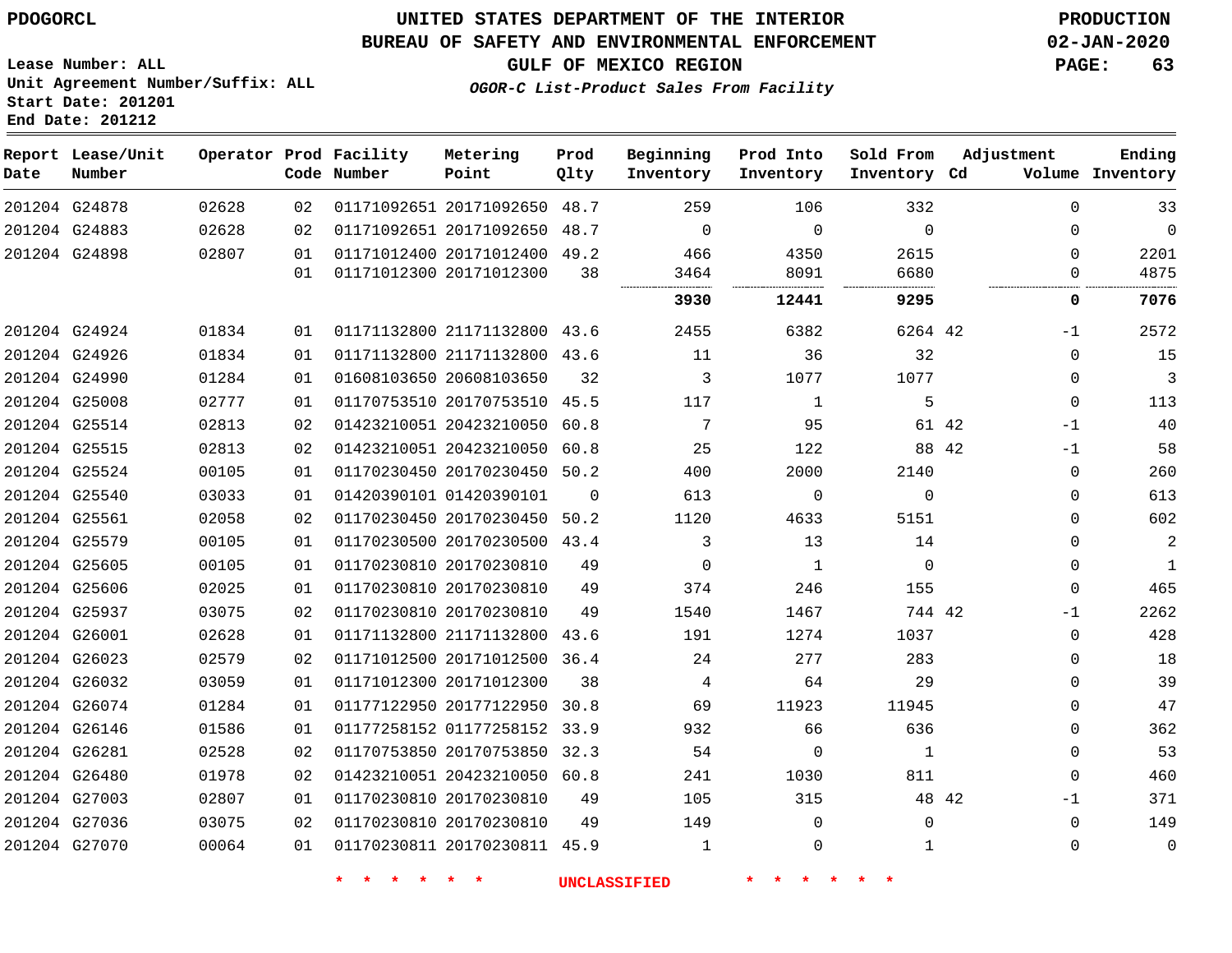PDOGORCL

# UNITED STATES DEPARTMENT OF THE INTERIOR
## BUREAU OF SAFETY AND ENVIRONMENTAL ENFORCEMENT
### GULF OF MEXICO REGION
*OGOR-C List-Product Sales From Facility*

PRODUCTION
02-JAN-2020

Lease Number: ALL
Unit Agreement Number/Suffix: ALL
Start Date: 201201
End Date: 201212

| Report Date | Lease/Unit Number | Operator | Prod Code | Facility Number | Metering Point | Prod Qlty | Beginning Inventory | Prod Into Inventory | Sold From Inventory | Adjustment Cd | Volume | Ending Inventory |
|---|---|---|---|---|---|---|---|---|---|---|---|---|
| 201204 | G24878 | 02628 | 02 | 01171092651 | 20171092650 | 48.7 | 259 | 106 | 332 | | 0 | 33 |
| 201204 | G24883 | 02628 | 02 | 01171092651 | 20171092650 | 48.7 | 0 | 0 | 0 | | 0 | 0 |
| 201204 | G24898 | 02807 | 01 | 01171012400 | 20171012400 | 49.2 | 466 | 4350 | 2615 | | 0 | 2201 |
| | | | 01 | 01171012300 | 20171012300 | 38 | 3464 | 8091 | 6680 | | 0 | 4875 |
| | | | | | | | **3930** | **12441** | **9295** | | **0** | **7076** |
| 201204 | G24924 | 01834 | 01 | 01171132800 | 21171132800 | 43.6 | 2455 | 6382 | 6264 | 42 | -1 | 2572 |
| 201204 | G24926 | 01834 | 01 | 01171132800 | 21171132800 | 43.6 | 11 | 36 | 32 | | 0 | 15 |
| 201204 | G24990 | 01284 | 01 | 01608103650 | 20608103650 | 32 | 3 | 1077 | 1077 | | 0 | 3 |
| 201204 | G25008 | 02777 | 01 | 01170753510 | 20170753510 | 45.5 | 117 | 1 | 5 | | 0 | 113 |
| 201204 | G25514 | 02813 | 02 | 01423210051 | 20423210050 | 60.8 | 7 | 95 | 61 | 42 | -1 | 40 |
| 201204 | G25515 | 02813 | 02 | 01423210051 | 20423210050 | 60.8 | 25 | 122 | 88 | 42 | -1 | 58 |
| 201204 | G25524 | 00105 | 01 | 01170230450 | 20170230450 | 50.2 | 400 | 2000 | 2140 | | 0 | 260 |
| 201204 | G25540 | 03033 | 01 | 01420390101 | 01420390101 | 0 | 613 | 0 | 0 | | 0 | 613 |
| 201204 | G25561 | 02058 | 02 | 01170230450 | 20170230450 | 50.2 | 1120 | 4633 | 5151 | | 0 | 602 |
| 201204 | G25579 | 00105 | 01 | 01170230500 | 20170230500 | 43.4 | 3 | 13 | 14 | | 0 | 2 |
| 201204 | G25605 | 00105 | 01 | 01170230810 | 20170230810 | 49 | 0 | 1 | 0 | | 0 | 1 |
| 201204 | G25606 | 02025 | 01 | 01170230810 | 20170230810 | 49 | 374 | 246 | 155 | | 0 | 465 |
| 201204 | G25937 | 03075 | 02 | 01170230810 | 20170230810 | 49 | 1540 | 1467 | 744 | 42 | -1 | 2262 |
| 201204 | G26001 | 02628 | 01 | 01171132800 | 21171132800 | 43.6 | 191 | 1274 | 1037 | | 0 | 428 |
| 201204 | G26023 | 02579 | 02 | 01171012500 | 20171012500 | 36.4 | 24 | 277 | 283 | | 0 | 18 |
| 201204 | G26032 | 03059 | 01 | 01171012300 | 20171012300 | 38 | 4 | 64 | 29 | | 0 | 39 |
| 201204 | G26074 | 01284 | 01 | 01177122950 | 20177122950 | 30.8 | 69 | 11923 | 11945 | | 0 | 47 |
| 201204 | G26146 | 01586 | 01 | 01177258152 | 01177258152 | 33.9 | 932 | 66 | 636 | | 0 | 362 |
| 201204 | G26281 | 02528 | 02 | 01170753850 | 20170753850 | 32.3 | 54 | 0 | 1 | | 0 | 53 |
| 201204 | G26480 | 01978 | 02 | 01423210051 | 20423210050 | 60.8 | 241 | 1030 | 811 | | 0 | 460 |
| 201204 | G27003 | 02807 | 01 | 01170230810 | 20170230810 | 49 | 105 | 315 | 48 | 42 | -1 | 371 |
| 201204 | G27036 | 03075 | 02 | 01170230810 | 20170230810 | 49 | 149 | 0 | 0 | | 0 | 149 |
| 201204 | G27070 | 00064 | 01 | 01170230811 | 20170230811 | 45.9 | 1 | 0 | 1 | | 0 | 0 |

* * * * * * UNCLASSIFIED * * * * * *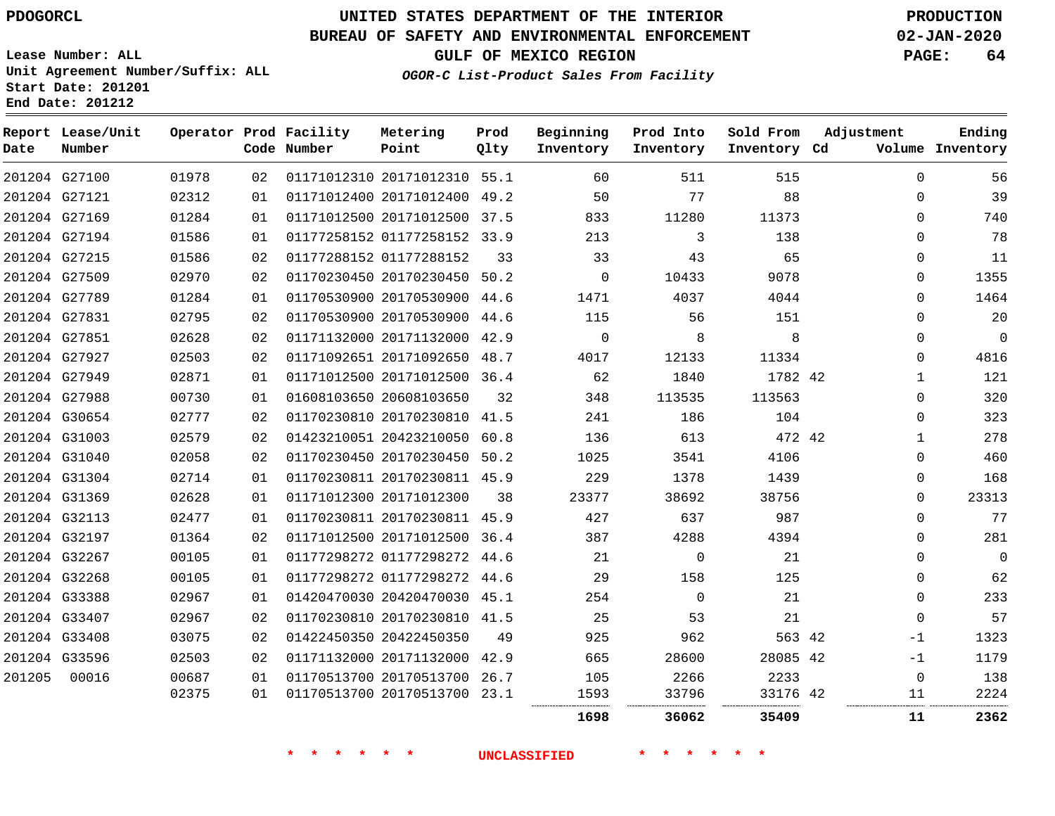PDOGORCL

# UNITED STATES DEPARTMENT OF THE INTERIOR
## BUREAU OF SAFETY AND ENVIRONMENTAL ENFORCEMENT
### GULF OF MEXICO REGION
*OGOR-C List-Product Sales From Facility*

PRODUCTION
02-JAN-2020

Lease Number: ALL
Unit Agreement Number/Suffix: ALL
Start Date: 201201
End Date: 201212

| Report Date | Lease/Unit Number | Operator | Prod Code | Facility Number | Metering Point | Prod Qlty | Beginning Inventory | Prod Into Inventory | Sold From Inventory | Adjustment Cd | Volume | Ending Inventory |
|---|---|---|---|---|---|---|---|---|---|---|---|---|
| 201204 | G27100 | 01978 | 02 | 01171012310 | 20171012310 | 55.1 | 60 | 511 | 515 | | 0 | 56 |
| 201204 | G27121 | 02312 | 01 | 01171012400 | 20171012400 | 49.2 | 50 | 77 | 88 | | 0 | 39 |
| 201204 | G27169 | 01284 | 01 | 01171012500 | 20171012500 | 37.5 | 833 | 11280 | 11373 | | 0 | 740 |
| 201204 | G27194 | 01586 | 01 | 01177258152 | 01177258152 | 33.9 | 213 | 3 | 138 | | 0 | 78 |
| 201204 | G27215 | 01586 | 02 | 01177288152 | 01177288152 | 33 | 33 | 43 | 65 | | 0 | 11 |
| 201204 | G27509 | 02970 | 02 | 01170230450 | 20170230450 | 50.2 | 0 | 10433 | 9078 | | 0 | 1355 |
| 201204 | G27789 | 01284 | 01 | 01170530900 | 20170530900 | 44.6 | 1471 | 4037 | 4044 | | 0 | 1464 |
| 201204 | G27831 | 02795 | 02 | 01170530900 | 20170530900 | 44.6 | 115 | 56 | 151 | | 0 | 20 |
| 201204 | G27851 | 02628 | 02 | 01171132000 | 20171132000 | 42.9 | 0 | 8 | 8 | | 0 | 0 |
| 201204 | G27927 | 02503 | 02 | 01171092651 | 20171092650 | 48.7 | 4017 | 12133 | 11334 | | 0 | 4816 |
| 201204 | G27949 | 02871 | 01 | 01171012500 | 20171012500 | 36.4 | 62 | 1840 | 1782 | 42 | 1 | 121 |
| 201204 | G27988 | 00730 | 01 | 01608103650 | 20608103650 | 32 | 348 | 113535 | 113563 | | 0 | 320 |
| 201204 | G30654 | 02777 | 02 | 01170230810 | 20170230810 | 41.5 | 241 | 186 | 104 | | 0 | 323 |
| 201204 | G31003 | 02579 | 02 | 01423210051 | 20423210050 | 60.8 | 136 | 613 | 472 | 42 | 1 | 278 |
| 201204 | G31040 | 02058 | 02 | 01170230450 | 20170230450 | 50.2 | 1025 | 3541 | 4106 | | 0 | 460 |
| 201204 | G31304 | 02714 | 01 | 01170230811 | 20170230811 | 45.9 | 229 | 1378 | 1439 | | 0 | 168 |
| 201204 | G31369 | 02628 | 01 | 01171012300 | 20171012300 | 38 | 23377 | 38692 | 38756 | | 0 | 23313 |
| 201204 | G32113 | 02477 | 01 | 01170230811 | 20170230811 | 45.9 | 427 | 637 | 987 | | 0 | 77 |
| 201204 | G32197 | 01364 | 02 | 01171012500 | 20171012500 | 36.4 | 387 | 4288 | 4394 | | 0 | 281 |
| 201204 | G32267 | 00105 | 01 | 01177298272 | 01177298272 | 44.6 | 21 | 0 | 21 | | 0 | 0 |
| 201204 | G32268 | 00105 | 01 | 01177298272 | 01177298272 | 44.6 | 29 | 158 | 125 | | 0 | 62 |
| 201204 | G33388 | 02967 | 01 | 01420470030 | 20420470030 | 45.1 | 254 | 0 | 21 | | 0 | 233 |
| 201204 | G33407 | 02967 | 02 | 01170230810 | 20170230810 | 41.5 | 25 | 53 | 21 | | 0 | 57 |
| 201204 | G33408 | 03075 | 02 | 01422450350 | 20422450350 | 49 | 925 | 962 | 563 | 42 | -1 | 1323 |
| 201204 | G33596 | 02503 | 02 | 01171132000 | 20171132000 | 42.9 | 665 | 28600 | 28085 | 42 | -1 | 1179 |
| 201205 | 00016 | 00687 | 01 | 01170513700 | 20170513700 | 26.7 | 105 | 2266 | 2233 | | 0 | 138 |
| | | 02375 | 01 | 01170513700 | 20170513700 | 23.1 | 1593 | 33796 | 33176 | 42 | 11 | 2224 |
| | | | | | | | **1698** | **36062** | **35409** | | **11** | **2362** |

\* \* \* \* \* \* UNCLASSIFIED \* \* \* \* \* \*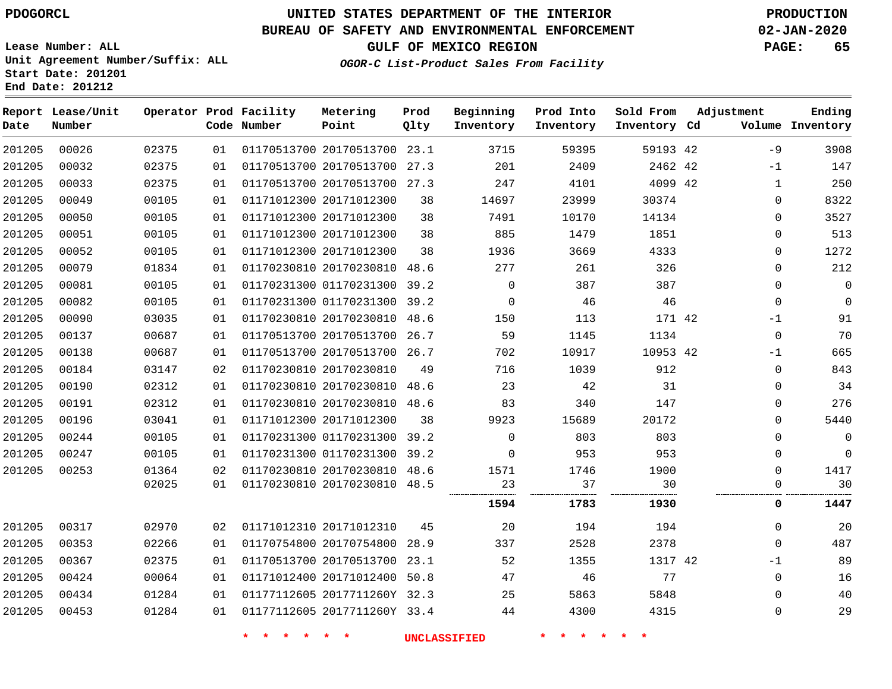**PDOGORCL**

**Lease Number: ALL**
**Unit Agreement Number/Suffix: ALL**
**Start Date: 201201**
**End Date: 201212**

# UNITED STATES DEPARTMENT OF THE INTERIOR
## BUREAU OF SAFETY AND ENVIRONMENTAL ENFORCEMENT
## GULF OF MEXICO REGION
### *OGOR-C List-Product Sales From Facility*

**PRODUCTION**
**02-JAN-2020**

| Report Date | Lease/Unit Number | Operator | Prod Code | Facility Number | Metering Point | Prod Qlty | Beginning Inventory | Prod Into Inventory | Sold From Inventory | Adjustment Cd | Volume | Ending Inventory |
|---|---|---|---|---|---|---|---|---|---|---|---|---|
| 201205 | 00026 | 02375 | 01 | 01170513700 | 20170513700 | 23.1 | 3715 | 59395 | 59193 | 42 | -9 | 3908 |
| 201205 | 00032 | 02375 | 01 | 01170513700 | 20170513700 | 27.3 | 201 | 2409 | 2462 | 42 | -1 | 147 |
| 201205 | 00033 | 02375 | 01 | 01170513700 | 20170513700 | 27.3 | 247 | 4101 | 4099 | 42 | 1 | 250 |
| 201205 | 00049 | 00105 | 01 | 01171012300 | 20171012300 | 38 | 14697 | 23999 | 30374 | | 0 | 8322 |
| 201205 | 00050 | 00105 | 01 | 01171012300 | 20171012300 | 38 | 7491 | 10170 | 14134 | | 0 | 3527 |
| 201205 | 00051 | 00105 | 01 | 01171012300 | 20171012300 | 38 | 885 | 1479 | 1851 | | 0 | 513 |
| 201205 | 00052 | 00105 | 01 | 01171012300 | 20171012300 | 38 | 1936 | 3669 | 4333 | | 0 | 1272 |
| 201205 | 00079 | 01834 | 01 | 01170230810 | 20170230810 | 48.6 | 277 | 261 | 326 | | 0 | 212 |
| 201205 | 00081 | 00105 | 01 | 01170231300 | 01170231300 | 39.2 | 0 | 387 | 387 | | 0 | 0 |
| 201205 | 00082 | 00105 | 01 | 01170231300 | 01170231300 | 39.2 | 0 | 46 | 46 | | 0 | 0 |
| 201205 | 00090 | 03035 | 01 | 01170230810 | 20170230810 | 48.6 | 150 | 113 | 171 | 42 | -1 | 91 |
| 201205 | 00137 | 00687 | 01 | 01170513700 | 20170513700 | 26.7 | 59 | 1145 | 1134 | | 0 | 70 |
| 201205 | 00138 | 00687 | 01 | 01170513700 | 20170513700 | 26.7 | 702 | 10917 | 10953 | 42 | -1 | 665 |
| 201205 | 00184 | 03147 | 02 | 01170230810 | 20170230810 | 49 | 716 | 1039 | 912 | | 0 | 843 |
| 201205 | 00190 | 02312 | 01 | 01170230810 | 20170230810 | 48.6 | 23 | 42 | 31 | | 0 | 34 |
| 201205 | 00191 | 02312 | 01 | 01170230810 | 20170230810 | 48.6 | 83 | 340 | 147 | | 0 | 276 |
| 201205 | 00196 | 03041 | 01 | 01171012300 | 20171012300 | 38 | 9923 | 15689 | 20172 | | 0 | 5440 |
| 201205 | 00244 | 00105 | 01 | 01170231300 | 01170231300 | 39.2 | 0 | 803 | 803 | | 0 | 0 |
| 201205 | 00247 | 00105 | 01 | 01170231300 | 01170231300 | 39.2 | 0 | 953 | 953 | | 0 | 0 |
| 201205 | 00253 | 01364 | 02 | 01170230810 | 20170230810 | 48.6 | 1571 | 1746 | 1900 | | 0 | 1417 |
| | | 02025 | 01 | 01170230810 | 20170230810 | 48.5 | 23 | 37 | 30 | | 0 | 30 |
| | | | | | | | **1594** | **1783** | **1930** | | **0** | **1447** |
| 201205 | 00317 | 02970 | 02 | 01171012310 | 20171012310 | 45 | 20 | 194 | 194 | | 0 | 20 |
| 201205 | 00353 | 02266 | 01 | 01170754800 | 20170754800 | 28.9 | 337 | 2528 | 2378 | | 0 | 487 |
| 201205 | 00367 | 02375 | 01 | 01170513700 | 20170513700 | 23.1 | 52 | 1355 | 1317 | 42 | -1 | 89 |
| 201205 | 00424 | 00064 | 01 | 01171012400 | 20171012400 | 50.8 | 47 | 46 | 77 | | 0 | 16 |
| 201205 | 00434 | 01284 | 01 | 01177112605 | 2017711260Y | 32.3 | 25 | 5863 | 5848 | | 0 | 40 |
| 201205 | 00453 | 01284 | 01 | 01177112605 | 2017711260Y | 33.4 | 44 | 4300 | 4315 | | 0 | 29 |

* * * * * * UNCLASSIFIED * * * * * *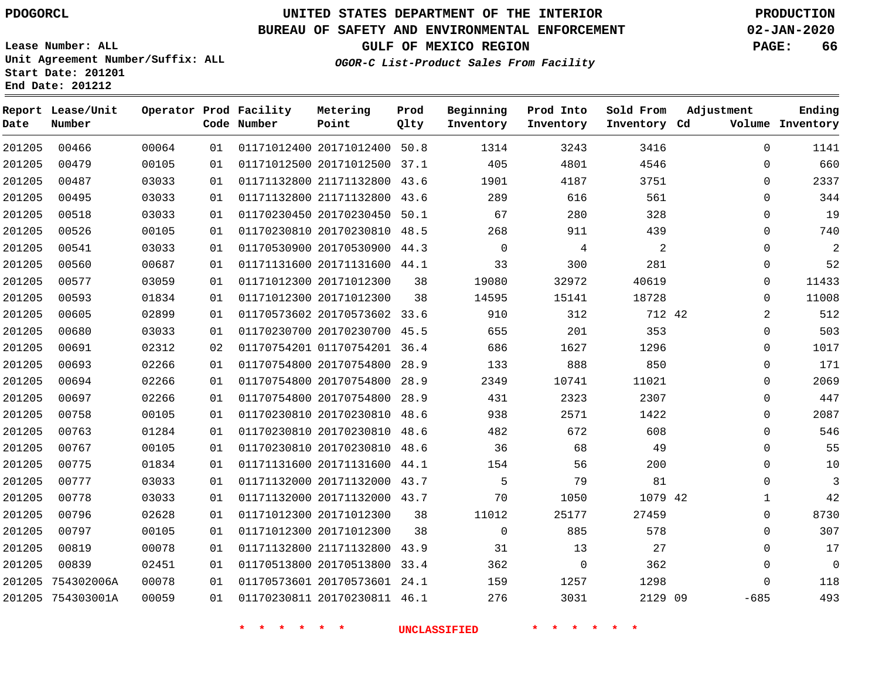Lease Number: ALL
Unit Agreement Number/Suffix: ALL
Start Date: 201201
End Date: 201212

# UNITED STATES DEPARTMENT OF THE INTERIOR
## BUREAU OF SAFETY AND ENVIRONMENTAL ENFORCEMENT
### GULF OF MEXICO REGION
*OGOR-C List-Product Sales From Facility*

PRODUCTION
02-JAN-2020

| Report Date | Lease/Unit Number | Operator | Prod Code | Facility Number | Metering Point | Prod Qlty | Beginning Inventory | Prod Into Inventory | Sold From Inventory | Adjustment Cd | Adjustment Volume | Ending Inventory |
|---|---|---|---|---|---|---|---|---|---|---|---|---|
| 201205 | 00466 | 00064 | 01 | 01171012400 | 20171012400 | 50.8 | 1314 | 3243 | 3416 | | 0 | 1141 |
| 201205 | 00479 | 00105 | 01 | 01171012500 | 20171012500 | 37.1 | 405 | 4801 | 4546 | | 0 | 660 |
| 201205 | 00487 | 03033 | 01 | 01171132800 | 21171132800 | 43.6 | 1901 | 4187 | 3751 | | 0 | 2337 |
| 201205 | 00495 | 03033 | 01 | 01171132800 | 21171132800 | 43.6 | 289 | 616 | 561 | | 0 | 344 |
| 201205 | 00518 | 03033 | 01 | 01170230450 | 20170230450 | 50.1 | 67 | 280 | 328 | | 0 | 19 |
| 201205 | 00526 | 00105 | 01 | 01170230810 | 20170230810 | 48.5 | 268 | 911 | 439 | | 0 | 740 |
| 201205 | 00541 | 03033 | 01 | 01170530900 | 20170530900 | 44.3 | 0 | 4 | 2 | | 0 | 2 |
| 201205 | 00560 | 00687 | 01 | 01171131600 | 20171131600 | 44.1 | 33 | 300 | 281 | | 0 | 52 |
| 201205 | 00577 | 03059 | 01 | 01171012300 | 20171012300 | 38 | 19080 | 32972 | 40619 | | 0 | 11433 |
| 201205 | 00593 | 01834 | 01 | 01171012300 | 20171012300 | 38 | 14595 | 15141 | 18728 | | 0 | 11008 |
| 201205 | 00605 | 02899 | 01 | 01170573602 | 20170573602 | 33.6 | 910 | 312 | 712 | 42 | 2 | 512 |
| 201205 | 00680 | 03033 | 01 | 01170230700 | 20170230700 | 45.5 | 655 | 201 | 353 | | 0 | 503 |
| 201205 | 00691 | 02312 | 02 | 01170754201 | 01170754201 | 36.4 | 686 | 1627 | 1296 | | 0 | 1017 |
| 201205 | 00693 | 02266 | 01 | 01170754800 | 20170754800 | 28.9 | 133 | 888 | 850 | | 0 | 171 |
| 201205 | 00694 | 02266 | 01 | 01170754800 | 20170754800 | 28.9 | 2349 | 10741 | 11021 | | 0 | 2069 |
| 201205 | 00697 | 02266 | 01 | 01170754800 | 20170754800 | 28.9 | 431 | 2323 | 2307 | | 0 | 447 |
| 201205 | 00758 | 00105 | 01 | 01170230810 | 20170230810 | 48.6 | 938 | 2571 | 1422 | | 0 | 2087 |
| 201205 | 00763 | 01284 | 01 | 01170230810 | 20170230810 | 48.6 | 482 | 672 | 608 | | 0 | 546 |
| 201205 | 00767 | 00105 | 01 | 01170230810 | 20170230810 | 48.6 | 36 | 68 | 49 | | 0 | 55 |
| 201205 | 00775 | 01834 | 01 | 01171131600 | 20171131600 | 44.1 | 154 | 56 | 200 | | 0 | 10 |
| 201205 | 00777 | 03033 | 01 | 01171132000 | 20171132000 | 43.7 | 5 | 79 | 81 | | 0 | 3 |
| 201205 | 00778 | 03033 | 01 | 01171132000 | 20171132000 | 43.7 | 70 | 1050 | 1079 | 42 | 1 | 42 |
| 201205 | 00796 | 02628 | 01 | 01171012300 | 20171012300 | 38 | 11012 | 25177 | 27459 | | 0 | 8730 |
| 201205 | 00797 | 00105 | 01 | 01171012300 | 20171012300 | 38 | 0 | 885 | 578 | | 0 | 307 |
| 201205 | 00819 | 00078 | 01 | 01171132800 | 21171132800 | 43.9 | 31 | 13 | 27 | | 0 | 17 |
| 201205 | 00839 | 02451 | 01 | 01170513800 | 20170513800 | 33.4 | 362 | 0 | 362 | | 0 | 0 |
| 201205 | 754302006A | 00078 | 01 | 01170573601 | 20170573601 | 24.1 | 159 | 1257 | 1298 | | 0 | 118 |
| 201205 | 754303001A | 00059 | 01 | 01170230811 | 20170230811 | 46.1 | 276 | 3031 | 2129 | 09 | -685 | 493 |

\* \* \* \* \* \* UNCLASSIFIED \* \* \* \* \* \*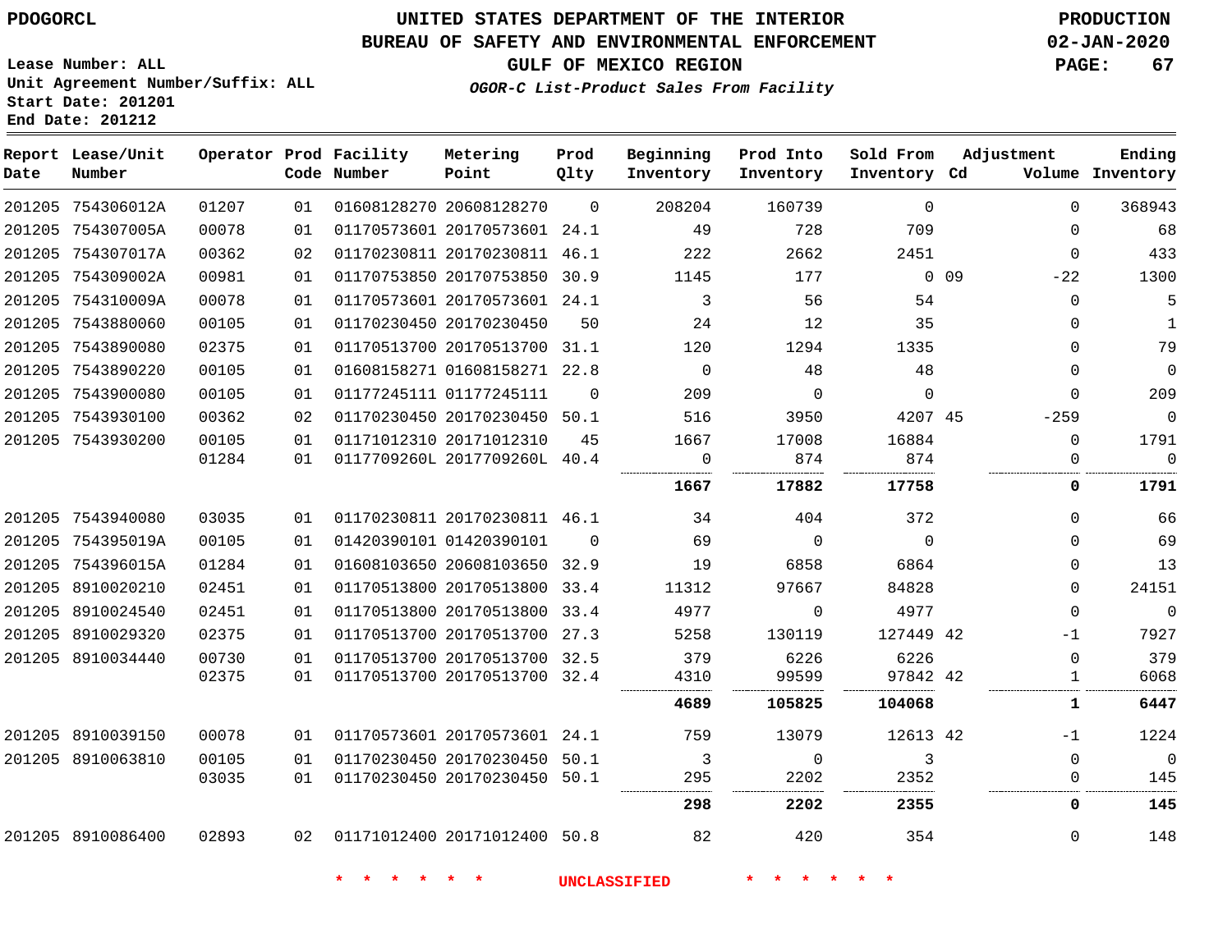PDOGORCL

# UNITED STATES DEPARTMENT OF THE INTERIOR
## BUREAU OF SAFETY AND ENVIRONMENTAL ENFORCEMENT
### GULF OF MEXICO REGION
*OGOR-C List-Product Sales From Facility*

PRODUCTION
02-JAN-2020

Lease Number: ALL
Unit Agreement Number/Suffix: ALL
Start Date: 201201
End Date: 201212

| Report Date | Lease/Unit Number | Operator | Prod Code | Facility Number | Metering Point | Prod Qlty | Beginning Inventory | Prod Into Inventory | Sold From Inventory | Adjustment Cd | Adjustment Volume | Ending Inventory |
|---|---|---|---|---|---|---|---|---|---|---|---|---|
| 201205 | 754306012A | 01207 | 01 | 01608128270 | 20608128270 | 0 | 208204 | 160739 | 0 | | 0 | 368943 |
| 201205 | 754307005A | 00078 | 01 | 01170573601 | 20170573601 | 24.1 | 49 | 728 | 709 | | 0 | 68 |
| 201205 | 754307017A | 00362 | 02 | 01170230811 | 20170230811 | 46.1 | 222 | 2662 | 2451 | | 0 | 433 |
| 201205 | 754309002A | 00981 | 01 | 01170753850 | 20170753850 | 30.9 | 1145 | 177 | 0 | 09 | -22 | 1300 |
| 201205 | 754310009A | 00078 | 01 | 01170573601 | 20170573601 | 24.1 | 3 | 56 | 54 | | 0 | 5 |
| 201205 | 7543880060 | 00105 | 01 | 01170230450 | 20170230450 | 50 | 24 | 12 | 35 | | 0 | 1 |
| 201205 | 7543890080 | 02375 | 01 | 01170513700 | 20170513700 | 31.1 | 120 | 1294 | 1335 | | 0 | 79 |
| 201205 | 7543890220 | 00105 | 01 | 01608158271 | 01608158271 | 22.8 | 0 | 48 | 48 | | 0 | 0 |
| 201205 | 7543900080 | 00105 | 01 | 01177245111 | 01177245111 | 0 | 209 | 0 | 0 | | 0 | 209 |
| 201205 | 7543930100 | 00362 | 02 | 01170230450 | 20170230450 | 50.1 | 516 | 3950 | 4207 | 45 | -259 | 0 |
| 201205 | 7543930200 | 00105 | 01 | 01171012310 | 20171012310 | 45 | 1667 | 17008 | 16884 | | 0 | 1791 |
| | | 01284 | 01 | 0117709260L | 2017709260L | 40.4 | 0 | 874 | 874 | | 0 | 0 |
| | | | | | | | **1667** | **17882** | **17758** | | **0** | **1791** |
| 201205 | 7543940080 | 03035 | 01 | 01170230811 | 20170230811 | 46.1 | 34 | 404 | 372 | | 0 | 66 |
| 201205 | 754395019A | 00105 | 01 | 01420390101 | 01420390101 | 0 | 69 | 0 | 0 | | 0 | 69 |
| 201205 | 754396015A | 01284 | 01 | 01608103650 | 20608103650 | 32.9 | 19 | 6858 | 6864 | | 0 | 13 |
| 201205 | 8910020210 | 02451 | 01 | 01170513800 | 20170513800 | 33.4 | 11312 | 97667 | 84828 | | 0 | 24151 |
| 201205 | 8910024540 | 02451 | 01 | 01170513800 | 20170513800 | 33.4 | 4977 | 0 | 4977 | | 0 | 0 |
| 201205 | 8910029320 | 02375 | 01 | 01170513700 | 20170513700 | 27.3 | 5258 | 130119 | 127449 | 42 | -1 | 7927 |
| 201205 | 8910034440 | 00730 | 01 | 01170513700 | 20170513700 | 32.5 | 379 | 6226 | 6226 | | 0 | 379 |
| | | 02375 | 01 | 01170513700 | 20170513700 | 32.4 | 4310 | 99599 | 97842 | 42 | 1 | 6068 |
| | | | | | | | **4689** | **105825** | **104068** | | **1** | **6447** |
| 201205 | 8910039150 | 00078 | 01 | 01170573601 | 20170573601 | 24.1 | 759 | 13079 | 12613 | 42 | -1 | 1224 |
| 201205 | 8910063810 | 00105 | 01 | 01170230450 | 20170230450 | 50.1 | 3 | 0 | 3 | | 0 | 0 |
| | | 03035 | 01 | 01170230450 | 20170230450 | 50.1 | 295 | 2202 | 2352 | | 0 | 145 |
| | | | | | | | **298** | **2202** | **2355** | | **0** | **145** |
| 201205 | 8910086400 | 02893 | 02 | 01171012400 | 20171012400 | 50.8 | 82 | 420 | 354 | | 0 | 148 |

* * * * * * UNCLASSIFIED * * * * * *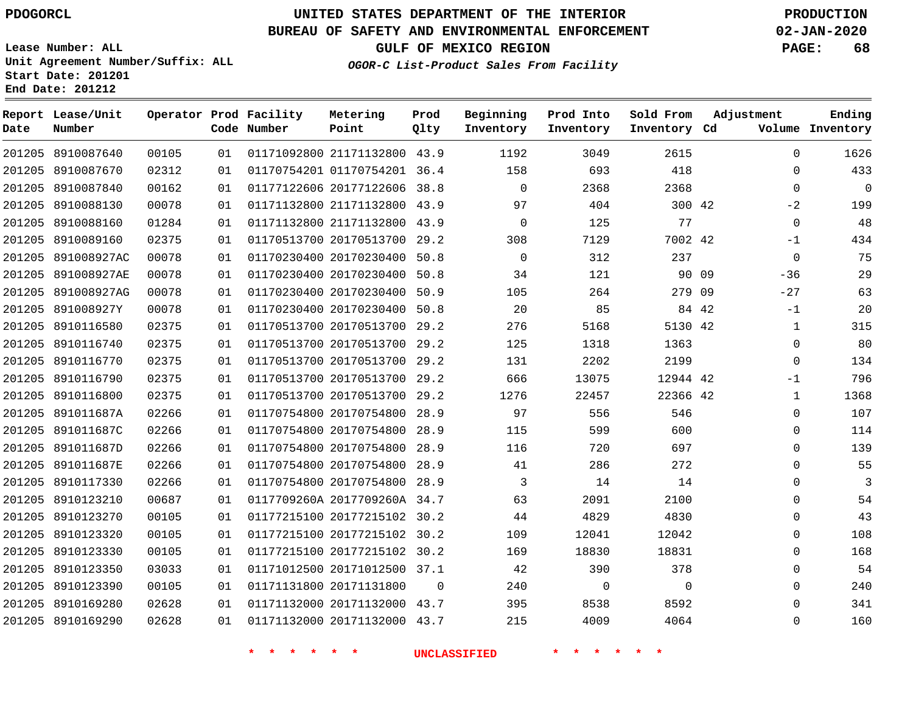PDOGORCL

# UNITED STATES DEPARTMENT OF THE INTERIOR
## BUREAU OF SAFETY AND ENVIRONMENTAL ENFORCEMENT
### GULF OF MEXICO REGION

*OGOR-C List-Product Sales From Facility*

PRODUCTION
02-JAN-2020

Lease Number: ALL
Unit Agreement Number/Suffix: ALL
Start Date: 201201
End Date: 201212

| Report Date | Lease/Unit Number | Operator | Prod Code | Facility Number | Metering Point | Prod Qlty | Beginning Inventory | Prod Into Inventory | Sold From Inventory | Adjustment Cd | Volume | Ending Inventory |
|---|---|---|---|---|---|---|---|---|---|---|---|---|
| 201205 | 8910087640 | 00105 | 01 | 01171092800 | 21171132800 | 43.9 | 1192 | 3049 | 2615 | | 0 | 1626 |
| 201205 | 8910087670 | 02312 | 01 | 01170754201 | 01170754201 | 36.4 | 158 | 693 | 418 | | 0 | 433 |
| 201205 | 8910087840 | 00162 | 01 | 01177122606 | 20177122606 | 38.8 | 0 | 2368 | 2368 | | 0 | 0 |
| 201205 | 8910088130 | 00078 | 01 | 01171132800 | 21171132800 | 43.9 | 97 | 404 | 300 | 42 | -2 | 199 |
| 201205 | 8910088160 | 01284 | 01 | 01171132800 | 21171132800 | 43.9 | 0 | 125 | 77 | | 0 | 48 |
| 201205 | 8910089160 | 02375 | 01 | 01170513700 | 20170513700 | 29.2 | 308 | 7129 | 7002 | 42 | -1 | 434 |
| 201205 | 891008927AC | 00078 | 01 | 01170230400 | 20170230400 | 50.8 | 0 | 312 | 237 | | 0 | 75 |
| 201205 | 891008927AE | 00078 | 01 | 01170230400 | 20170230400 | 50.8 | 34 | 121 | 90 | 09 | -36 | 29 |
| 201205 | 891008927AG | 00078 | 01 | 01170230400 | 20170230400 | 50.9 | 105 | 264 | 279 | 09 | -27 | 63 |
| 201205 | 891008927Y | 00078 | 01 | 01170230400 | 20170230400 | 50.8 | 20 | 85 | 84 | 42 | -1 | 20 |
| 201205 | 8910116580 | 02375 | 01 | 01170513700 | 20170513700 | 29.2 | 276 | 5168 | 5130 | 42 | 1 | 315 |
| 201205 | 8910116740 | 02375 | 01 | 01170513700 | 20170513700 | 29.2 | 125 | 1318 | 1363 | | 0 | 80 |
| 201205 | 8910116770 | 02375 | 01 | 01170513700 | 20170513700 | 29.2 | 131 | 2202 | 2199 | | 0 | 134 |
| 201205 | 8910116790 | 02375 | 01 | 01170513700 | 20170513700 | 29.2 | 666 | 13075 | 12944 | 42 | -1 | 796 |
| 201205 | 8910116800 | 02375 | 01 | 01170513700 | 20170513700 | 29.2 | 1276 | 22457 | 22366 | 42 | 1 | 1368 |
| 201205 | 891011687A | 02266 | 01 | 01170754800 | 20170754800 | 28.9 | 97 | 556 | 546 | | 0 | 107 |
| 201205 | 891011687C | 02266 | 01 | 01170754800 | 20170754800 | 28.9 | 115 | 599 | 600 | | 0 | 114 |
| 201205 | 891011687D | 02266 | 01 | 01170754800 | 20170754800 | 28.9 | 116 | 720 | 697 | | 0 | 139 |
| 201205 | 891011687E | 02266 | 01 | 01170754800 | 20170754800 | 28.9 | 41 | 286 | 272 | | 0 | 55 |
| 201205 | 8910117330 | 02266 | 01 | 01170754800 | 20170754800 | 28.9 | 3 | 14 | 14 | | 0 | 3 |
| 201205 | 8910123210 | 00687 | 01 | 0117709260A | 2017709260A | 34.7 | 63 | 2091 | 2100 | | 0 | 54 |
| 201205 | 8910123270 | 00105 | 01 | 01177215100 | 20177215102 | 30.2 | 44 | 4829 | 4830 | | 0 | 43 |
| 201205 | 8910123320 | 00105 | 01 | 01177215100 | 20177215102 | 30.2 | 109 | 12041 | 12042 | | 0 | 108 |
| 201205 | 8910123330 | 00105 | 01 | 01177215100 | 20177215102 | 30.2 | 169 | 18830 | 18831 | | 0 | 168 |
| 201205 | 8910123350 | 03033 | 01 | 01171012500 | 20171012500 | 37.1 | 42 | 390 | 378 | | 0 | 54 |
| 201205 | 8910123390 | 00105 | 01 | 01171131800 | 20171131800 | 0 | 240 | 0 | 0 | | 0 | 240 |
| 201205 | 8910169280 | 02628 | 01 | 01171132000 | 20171132000 | 43.7 | 395 | 8538 | 8592 | | 0 | 341 |
| 201205 | 8910169290 | 02628 | 01 | 01171132000 | 20171132000 | 43.7 | 215 | 4009 | 4064 | | 0 | 160 |

\* \* \* \* \* \* UNCLASSIFIED \* \* \* \* \* \*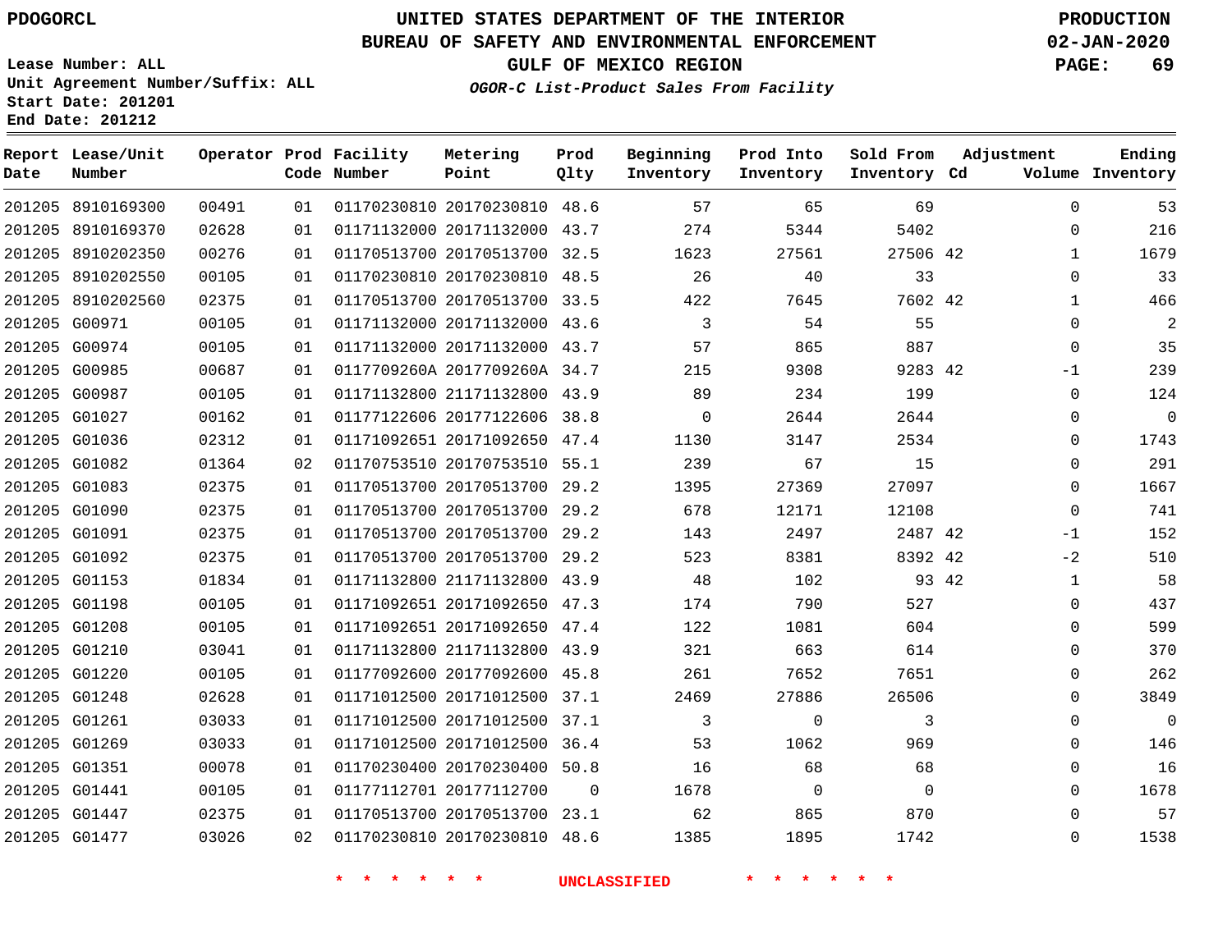PDOGORCL

# UNITED STATES DEPARTMENT OF THE INTERIOR
## BUREAU OF SAFETY AND ENVIRONMENTAL ENFORCEMENT
### GULF OF MEXICO REGION
*OGOR-C List-Product Sales From Facility*

PRODUCTION
02-JAN-2020

Lease Number: ALL
Unit Agreement Number/Suffix: ALL
Start Date: 201201
End Date: 201212

| Report Date | Lease/Unit Number | Operator | Prod Code | Facility Number | Metering Point | Prod Qlty | Beginning Inventory | Prod Into Inventory | Sold From Inventory | Adjustment Cd | Adjustment Volume | Ending Inventory |
|---|---|---|---|---|---|---|---|---|---|---|---|---|
| 201205 | 8910169300 | 00491 | 01 | 01170230810 | 20170230810 | 48.6 | 57 | 65 | 69 | | 0 | 53 |
| 201205 | 8910169370 | 02628 | 01 | 01171132000 | 20171132000 | 43.7 | 274 | 5344 | 5402 | | 0 | 216 |
| 201205 | 8910202350 | 00276 | 01 | 01170513700 | 20170513700 | 32.5 | 1623 | 27561 | 27506 | 42 | 1 | 1679 |
| 201205 | 8910202550 | 00105 | 01 | 01170230810 | 20170230810 | 48.5 | 26 | 40 | 33 | | 0 | 33 |
| 201205 | 8910202560 | 02375 | 01 | 01170513700 | 20170513700 | 33.5 | 422 | 7645 | 7602 | 42 | 1 | 466 |
| 201205 | G00971 | 00105 | 01 | 01171132000 | 20171132000 | 43.6 | 3 | 54 | 55 | | 0 | 2 |
| 201205 | G00974 | 00105 | 01 | 01171132000 | 20171132000 | 43.7 | 57 | 865 | 887 | | 0 | 35 |
| 201205 | G00985 | 00687 | 01 | 0117709260A | 2017709260A | 34.7 | 215 | 9308 | 9283 | 42 | -1 | 239 |
| 201205 | G00987 | 00105 | 01 | 01171132800 | 21171132800 | 43.9 | 89 | 234 | 199 | | 0 | 124 |
| 201205 | G01027 | 00162 | 01 | 01177122606 | 20177122606 | 38.8 | 0 | 2644 | 2644 | | 0 | 0 |
| 201205 | G01036 | 02312 | 01 | 01171092651 | 20171092650 | 47.4 | 1130 | 3147 | 2534 | | 0 | 1743 |
| 201205 | G01082 | 01364 | 02 | 01170753510 | 20170753510 | 55.1 | 239 | 67 | 15 | | 0 | 291 |
| 201205 | G01083 | 02375 | 01 | 01170513700 | 20170513700 | 29.2 | 1395 | 27369 | 27097 | | 0 | 1667 |
| 201205 | G01090 | 02375 | 01 | 01170513700 | 20170513700 | 29.2 | 678 | 12171 | 12108 | | 0 | 741 |
| 201205 | G01091 | 02375 | 01 | 01170513700 | 20170513700 | 29.2 | 143 | 2497 | 2487 | 42 | -1 | 152 |
| 201205 | G01092 | 02375 | 01 | 01170513700 | 20170513700 | 29.2 | 523 | 8381 | 8392 | 42 | -2 | 510 |
| 201205 | G01153 | 01834 | 01 | 01171132800 | 21171132800 | 43.9 | 48 | 102 | 93 | 42 | 1 | 58 |
| 201205 | G01198 | 00105 | 01 | 01171092651 | 20171092650 | 47.3 | 174 | 790 | 527 | | 0 | 437 |
| 201205 | G01208 | 00105 | 01 | 01171092651 | 20171092650 | 47.4 | 122 | 1081 | 604 | | 0 | 599 |
| 201205 | G01210 | 03041 | 01 | 01171132800 | 21171132800 | 43.9 | 321 | 663 | 614 | | 0 | 370 |
| 201205 | G01220 | 00105 | 01 | 01177092600 | 20177092600 | 45.8 | 261 | 7652 | 7651 | | 0 | 262 |
| 201205 | G01248 | 02628 | 01 | 01171012500 | 20171012500 | 37.1 | 2469 | 27886 | 26506 | | 0 | 3849 |
| 201205 | G01261 | 03033 | 01 | 01171012500 | 20171012500 | 37.1 | 3 | 0 | 3 | | 0 | 0 |
| 201205 | G01269 | 03033 | 01 | 01171012500 | 20171012500 | 36.4 | 53 | 1062 | 969 | | 0 | 146 |
| 201205 | G01351 | 00078 | 01 | 01170230400 | 20170230400 | 50.8 | 16 | 68 | 68 | | 0 | 16 |
| 201205 | G01441 | 00105 | 01 | 01177112701 | 20177112700 | 0 | 1678 | 0 | 0 | | 0 | 1678 |
| 201205 | G01447 | 02375 | 01 | 01170513700 | 20170513700 | 23.1 | 62 | 865 | 870 | | 0 | 57 |
| 201205 | G01477 | 03026 | 02 | 01170230810 | 20170230810 | 48.6 | 1385 | 1895 | 1742 | | 0 | 1538 |

* * * * * * UNCLASSIFIED * * * * * *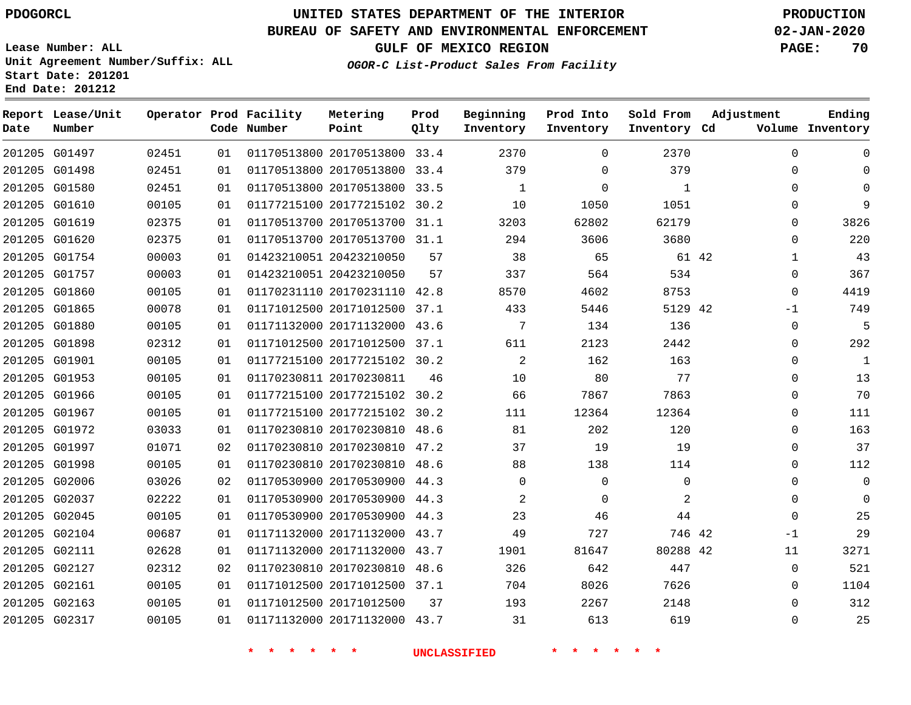PDOGORCL

# UNITED STATES DEPARTMENT OF THE INTERIOR
## BUREAU OF SAFETY AND ENVIRONMENTAL ENFORCEMENT
### GULF OF MEXICO REGION

*OGOR-C List-Product Sales From Facility*

PRODUCTION
02-JAN-2020

Lease Number: ALL
Unit Agreement Number/Suffix: ALL
Start Date: 201201
End Date: 201212

| Report Date | Lease/Unit Number | Operator | Prod Code | Facility Number | Metering Point | Prod Qlty | Beginning Inventory | Prod Into Inventory | Sold From Inventory | Adjustment Cd | Volume | Ending Inventory |
|---|---|---|---|---|---|---|---|---|---|---|---|---|
| 201205 | G01497 | 02451 | 01 | 01170513800 | 20170513800 | 33.4 | 2370 | 0 | 2370 | | 0 | 0 |
| 201205 | G01498 | 02451 | 01 | 01170513800 | 20170513800 | 33.4 | 379 | 0 | 379 | | 0 | 0 |
| 201205 | G01580 | 02451 | 01 | 01170513800 | 20170513800 | 33.5 | 1 | 0 | 1 | | 0 | 0 |
| 201205 | G01610 | 00105 | 01 | 01177215100 | 20177215102 | 30.2 | 10 | 1050 | 1051 | | 0 | 9 |
| 201205 | G01619 | 02375 | 01 | 01170513700 | 20170513700 | 31.1 | 3203 | 62802 | 62179 | | 0 | 3826 |
| 201205 | G01620 | 02375 | 01 | 01170513700 | 20170513700 | 31.1 | 294 | 3606 | 3680 | | 0 | 220 |
| 201205 | G01754 | 00003 | 01 | 01423210051 | 20423210050 | 57 | 38 | 65 | 61 | 42 | 1 | 43 |
| 201205 | G01757 | 00003 | 01 | 01423210051 | 20423210050 | 57 | 337 | 564 | 534 | | 0 | 367 |
| 201205 | G01860 | 00105 | 01 | 01170231110 | 20170231110 | 42.8 | 8570 | 4602 | 8753 | | 0 | 4419 |
| 201205 | G01865 | 00078 | 01 | 01171012500 | 20171012500 | 37.1 | 433 | 5446 | 5129 | 42 | -1 | 749 |
| 201205 | G01880 | 00105 | 01 | 01171132000 | 20171132000 | 43.6 | 7 | 134 | 136 | | 0 | 5 |
| 201205 | G01898 | 02312 | 01 | 01171012500 | 20171012500 | 37.1 | 611 | 2123 | 2442 | | 0 | 292 |
| 201205 | G01901 | 00105 | 01 | 01177215100 | 20177215102 | 30.2 | 2 | 162 | 163 | | 0 | 1 |
| 201205 | G01953 | 00105 | 01 | 01170230811 | 20170230811 | 46 | 10 | 80 | 77 | | 0 | 13 |
| 201205 | G01966 | 00105 | 01 | 01177215100 | 20177215102 | 30.2 | 66 | 7867 | 7863 | | 0 | 70 |
| 201205 | G01967 | 00105 | 01 | 01177215100 | 20177215102 | 30.2 | 111 | 12364 | 12364 | | 0 | 111 |
| 201205 | G01972 | 03033 | 01 | 01170230810 | 20170230810 | 48.6 | 81 | 202 | 120 | | 0 | 163 |
| 201205 | G01997 | 01071 | 02 | 01170230810 | 20170230810 | 47.2 | 37 | 19 | 19 | | 0 | 37 |
| 201205 | G01998 | 00105 | 01 | 01170230810 | 20170230810 | 48.6 | 88 | 138 | 114 | | 0 | 112 |
| 201205 | G02006 | 03026 | 02 | 01170530900 | 20170530900 | 44.3 | 0 | 0 | 0 | | 0 | 0 |
| 201205 | G02037 | 02222 | 01 | 01170530900 | 20170530900 | 44.3 | 2 | 0 | 2 | | 0 | 0 |
| 201205 | G02045 | 00105 | 01 | 01170530900 | 20170530900 | 44.3 | 23 | 46 | 44 | | 0 | 25 |
| 201205 | G02104 | 00687 | 01 | 01171132000 | 20171132000 | 43.7 | 49 | 727 | 746 | 42 | -1 | 29 |
| 201205 | G02111 | 02628 | 01 | 01171132000 | 20171132000 | 43.7 | 1901 | 81647 | 80288 | 42 | 11 | 3271 |
| 201205 | G02127 | 02312 | 02 | 01170230810 | 20170230810 | 48.6 | 326 | 642 | 447 | | 0 | 521 |
| 201205 | G02161 | 00105 | 01 | 01171012500 | 20171012500 | 37.1 | 704 | 8026 | 7626 | | 0 | 1104 |
| 201205 | G02163 | 00105 | 01 | 01171012500 | 20171012500 | 37 | 193 | 2267 | 2148 | | 0 | 312 |
| 201205 | G02317 | 00105 | 01 | 01171132000 | 20171132000 | 43.7 | 31 | 613 | 619 | | 0 | 25 |

\* \* \* \* \* \* UNCLASSIFIED \* \* \* \* \* \*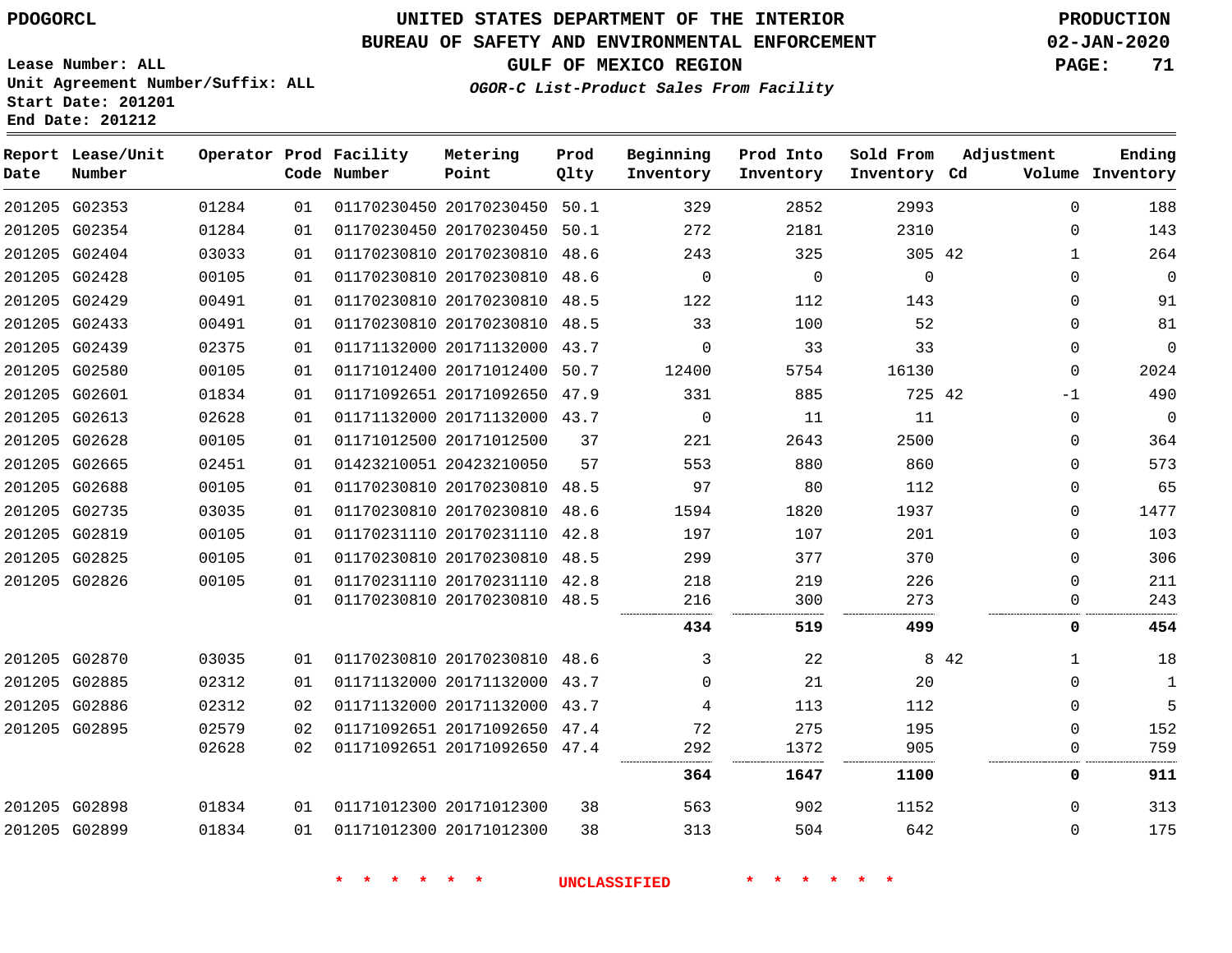# UNITED STATES DEPARTMENT OF THE INTERIOR
## BUREAU OF SAFETY AND ENVIRONMENTAL ENFORCEMENT
### GULF OF MEXICO REGION
*OGOR-C List-Product Sales From Facility*

PDOGORCL

PRODUCTION
02-JAN-2020

Lease Number: ALL
Unit Agreement Number/Suffix: ALL
Start Date: 201201
End Date: 201212

| Report Date | Lease/Unit Number | Operator | Prod Code | Facility Number | Metering Point | Prod Qlty | Beginning Inventory | Prod Into Inventory | Sold From Inventory | Adjustment Cd | Adjustment Volume | Ending Inventory |
|---|---|---|---|---|---|---|---|---|---|---|---|---|
| 201205 | G02353 | 01284 | 01 | 01170230450 | 20170230450 | 50.1 | 329 | 2852 | 2993 | | 0 | 188 |
| 201205 | G02354 | 01284 | 01 | 01170230450 | 20170230450 | 50.1 | 272 | 2181 | 2310 | | 0 | 143 |
| 201205 | G02404 | 03033 | 01 | 01170230810 | 20170230810 | 48.6 | 243 | 325 | 305 | 42 | 1 | 264 |
| 201205 | G02428 | 00105 | 01 | 01170230810 | 20170230810 | 48.6 | 0 | 0 | 0 | | 0 | 0 |
| 201205 | G02429 | 00491 | 01 | 01170230810 | 20170230810 | 48.5 | 122 | 112 | 143 | | 0 | 91 |
| 201205 | G02433 | 00491 | 01 | 01170230810 | 20170230810 | 48.5 | 33 | 100 | 52 | | 0 | 81 |
| 201205 | G02439 | 02375 | 01 | 01171132000 | 20171132000 | 43.7 | 0 | 33 | 33 | | 0 | 0 |
| 201205 | G02580 | 00105 | 01 | 01171012400 | 20171012400 | 50.7 | 12400 | 5754 | 16130 | | 0 | 2024 |
| 201205 | G02601 | 01834 | 01 | 01171092651 | 20171092650 | 47.9 | 331 | 885 | 725 | 42 | -1 | 490 |
| 201205 | G02613 | 02628 | 01 | 01171132000 | 20171132000 | 43.7 | 0 | 11 | 11 | | 0 | 0 |
| 201205 | G02628 | 00105 | 01 | 01171012500 | 20171012500 | 37 | 221 | 2643 | 2500 | | 0 | 364 |
| 201205 | G02665 | 02451 | 01 | 01423210051 | 20423210050 | 57 | 553 | 880 | 860 | | 0 | 573 |
| 201205 | G02688 | 00105 | 01 | 01170230810 | 20170230810 | 48.5 | 97 | 80 | 112 | | 0 | 65 |
| 201205 | G02735 | 03035 | 01 | 01170230810 | 20170230810 | 48.6 | 1594 | 1820 | 1937 | | 0 | 1477 |
| 201205 | G02819 | 00105 | 01 | 01170231110 | 20170231110 | 42.8 | 197 | 107 | 201 | | 0 | 103 |
| 201205 | G02825 | 00105 | 01 | 01170230810 | 20170230810 | 48.5 | 299 | 377 | 370 | | 0 | 306 |
| 201205 | G02826 | 00105 | 01 | 01170231110 | 20170231110 | 42.8 | 218 | 219 | 226 | | 0 | 211 |
| | | | 01 | 01170230810 | 20170230810 | 48.5 | 216 | 300 | 273 | | 0 | 243 |
| | | | | | | | **434** | **519** | **499** | | **0** | **454** |
| 201205 | G02870 | 03035 | 01 | 01170230810 | 20170230810 | 48.6 | 3 | 22 | 8 | 42 | 1 | 18 |
| 201205 | G02885 | 02312 | 01 | 01171132000 | 20171132000 | 43.7 | 0 | 21 | 20 | | 0 | 1 |
| 201205 | G02886 | 02312 | 02 | 01171132000 | 20171132000 | 43.7 | 4 | 113 | 112 | | 0 | 5 |
| 201205 | G02895 | 02579 | 02 | 01171092651 | 20171092650 | 47.4 | 72 | 275 | 195 | | 0 | 152 |
| | | 02628 | 02 | 01171092651 | 20171092650 | 47.4 | 292 | 1372 | 905 | | 0 | 759 |
| | | | | | | | **364** | **1647** | **1100** | | **0** | **911** |
| 201205 | G02898 | 01834 | 01 | 01171012300 | 20171012300 | 38 | 563 | 902 | 1152 | | 0 | 313 |
| 201205 | G02899 | 01834 | 01 | 01171012300 | 20171012300 | 38 | 313 | 504 | 642 | | 0 | 175 |

\* \* \* \* \* \* UNCLASSIFIED \* \* \* \* \* \*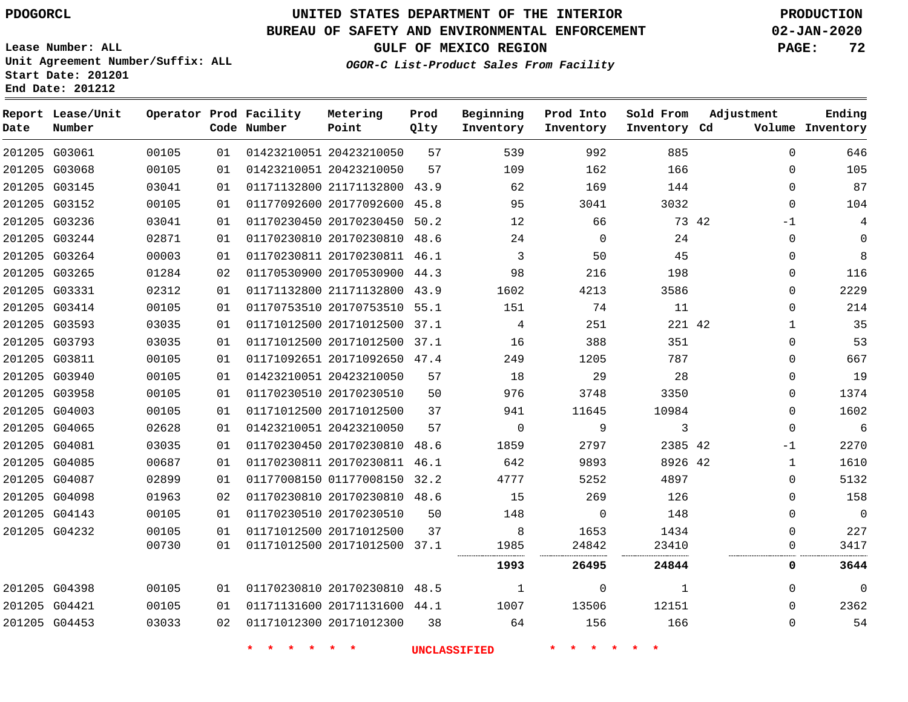PDOGORCL

# UNITED STATES DEPARTMENT OF THE INTERIOR
## BUREAU OF SAFETY AND ENVIRONMENTAL ENFORCEMENT
### GULF OF MEXICO REGION
*OGOR-C List-Product Sales From Facility*

PRODUCTION
02-JAN-2020

Lease Number: ALL
Unit Agreement Number/Suffix: ALL
Start Date: 201201
End Date: 201212

| Report Date | Lease/Unit Number | Operator | Prod Code | Facility Number | Metering Point | Prod Qlty | Beginning Inventory | Prod Into Inventory | Sold From Inventory | Adjustment Cd | Volume | Ending Inventory |
|---|---|---|---|---|---|---|---|---|---|---|---|---|
| 201205 | G03061 | 00105 | 01 | 01423210051 | 20423210050 | 57 | 539 | 992 | 885 | | 0 | 646 |
| 201205 | G03068 | 00105 | 01 | 01423210051 | 20423210050 | 57 | 109 | 162 | 166 | | 0 | 105 |
| 201205 | G03145 | 03041 | 01 | 01171132800 | 21171132800 | 43.9 | 62 | 169 | 144 | | 0 | 87 |
| 201205 | G03152 | 00105 | 01 | 01177092600 | 20177092600 | 45.8 | 95 | 3041 | 3032 | | 0 | 104 |
| 201205 | G03236 | 03041 | 01 | 01170230450 | 20170230450 | 50.2 | 12 | 66 | 73 | 42 | -1 | 4 |
| 201205 | G03244 | 02871 | 01 | 01170230810 | 20170230810 | 48.6 | 24 | 0 | 24 | | 0 | 0 |
| 201205 | G03264 | 00003 | 01 | 01170230811 | 20170230811 | 46.1 | 3 | 50 | 45 | | 0 | 8 |
| 201205 | G03265 | 01284 | 02 | 01170530900 | 20170530900 | 44.3 | 98 | 216 | 198 | | 0 | 116 |
| 201205 | G03331 | 02312 | 01 | 01171132800 | 21171132800 | 43.9 | 1602 | 4213 | 3586 | | 0 | 2229 |
| 201205 | G03414 | 00105 | 01 | 01170753510 | 20170753510 | 55.1 | 151 | 74 | 11 | | 0 | 214 |
| 201205 | G03593 | 03035 | 01 | 01171012500 | 20171012500 | 37.1 | 4 | 251 | 221 | 42 | 1 | 35 |
| 201205 | G03793 | 03035 | 01 | 01171012500 | 20171012500 | 37.1 | 16 | 388 | 351 | | 0 | 53 |
| 201205 | G03811 | 00105 | 01 | 01171092651 | 20171092650 | 47.4 | 249 | 1205 | 787 | | 0 | 667 |
| 201205 | G03940 | 00105 | 01 | 01423210051 | 20423210050 | 57 | 18 | 29 | 28 | | 0 | 19 |
| 201205 | G03958 | 00105 | 01 | 01170230510 | 20170230510 | 50 | 976 | 3748 | 3350 | | 0 | 1374 |
| 201205 | G04003 | 00105 | 01 | 01171012500 | 20171012500 | 37 | 941 | 11645 | 10984 | | 0 | 1602 |
| 201205 | G04065 | 02628 | 01 | 01423210051 | 20423210050 | 57 | 0 | 9 | 3 | | 0 | 6 |
| 201205 | G04081 | 03035 | 01 | 01170230450 | 20170230810 | 48.6 | 1859 | 2797 | 2385 | 42 | -1 | 2270 |
| 201205 | G04085 | 00687 | 01 | 01170230811 | 20170230811 | 46.1 | 642 | 9893 | 8926 | 42 | 1 | 1610 |
| 201205 | G04087 | 02899 | 01 | 01177008150 | 01177008150 | 32.2 | 4777 | 5252 | 4897 | | 0 | 5132 |
| 201205 | G04098 | 01963 | 02 | 01170230810 | 20170230810 | 48.6 | 15 | 269 | 126 | | 0 | 158 |
| 201205 | G04143 | 00105 | 01 | 01170230510 | 20170230510 | 50 | 148 | 0 | 148 | | 0 | 0 |
| 201205 | G04232 | 00105 | 01 | 01171012500 | 20171012500 | 37 | 8 | 1653 | 1434 | | 0 | 227 |
| | | 00730 | 01 | 01171012500 | 20171012500 | 37.1 | 1985 | 24842 | 23410 | | 0 | 3417 |
| | | | | | | | **1993** | **26495** | **24844** | | **0** | **3644** |
| 201205 | G04398 | 00105 | 01 | 01170230810 | 20170230810 | 48.5 | 1 | 0 | 1 | | 0 | 0 |
| 201205 | G04421 | 00105 | 01 | 01171131600 | 20171131600 | 44.1 | 1007 | 13506 | 12151 | | 0 | 2362 |
| 201205 | G04453 | 03033 | 02 | 01171012300 | 20171012300 | 38 | 64 | 156 | 166 | | 0 | 54 |

* * * * * * UNCLASSIFIED * * * * * *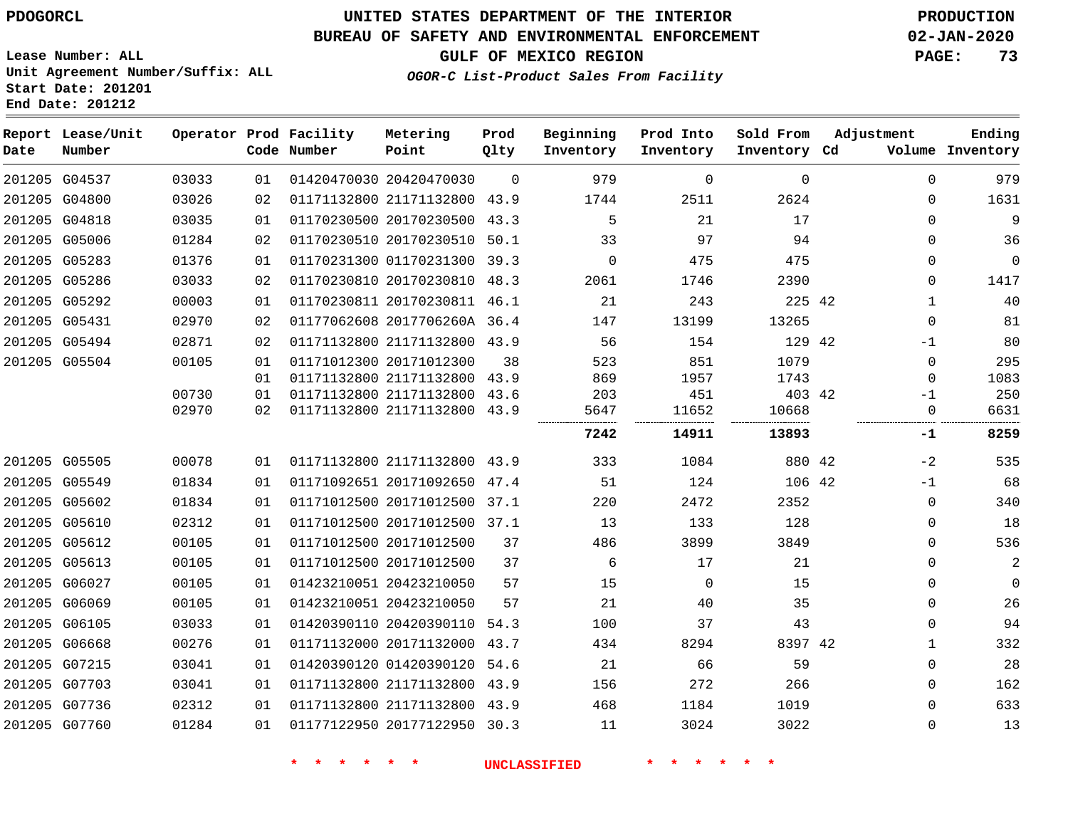UNITED STATES DEPARTMENT OF THE INTERIOR
BUREAU OF SAFETY AND ENVIRONMENTAL ENFORCEMENT
GULF OF MEXICO REGION

PDOGORCL

PRODUCTION
02-JAN-2020

Lease Number: ALL
Unit Agreement Number/Suffix: ALL
Start Date: 201201
End Date: 201212

*OGOR-C List-Product Sales From Facility*

| Report Date | Lease/Unit Number | Operator | Prod Code | Facility Number | Metering Point | Prod Qlty | Beginning Inventory | Prod Into Inventory | Sold From Inventory | Adjustment Cd | Volume | Ending Inventory |
|---|---|---|---|---|---|---|---|---|---|---|---|---|
| 201205 | G04537 | 03033 | 01 | 01420470030 | 20420470030 | 0 | 979 | 0 | 0 | | 0 | 979 |
| 201205 | G04800 | 03026 | 02 | 01171132800 | 21171132800 | 43.9 | 1744 | 2511 | 2624 | | 0 | 1631 |
| 201205 | G04818 | 03035 | 01 | 01170230500 | 20170230500 | 43.3 | 5 | 21 | 17 | | 0 | 9 |
| 201205 | G05006 | 01284 | 02 | 01170230510 | 20170230510 | 50.1 | 33 | 97 | 94 | | 0 | 36 |
| 201205 | G05283 | 01376 | 01 | 01170231300 | 01170231300 | 39.3 | 0 | 475 | 475 | | 0 | 0 |
| 201205 | G05286 | 03033 | 02 | 01170230810 | 20170230810 | 48.3 | 2061 | 1746 | 2390 | | 0 | 1417 |
| 201205 | G05292 | 00003 | 01 | 01170230811 | 20170230811 | 46.1 | 21 | 243 | 225 | 42 | 1 | 40 |
| 201205 | G05431 | 02970 | 02 | 01177062608 | 2017706260A | 36.4 | 147 | 13199 | 13265 | | 0 | 81 |
| 201205 | G05494 | 02871 | 02 | 01171132800 | 21171132800 | 43.9 | 56 | 154 | 129 | 42 | -1 | 80 |
| 201205 | G05504 | 00105 | 01 | 01171012300 | 20171012300 | 38 | 523 | 851 | 1079 | | 0 | 295 |
| | | | 01 | 01171132800 | 21171132800 | 43.9 | 869 | 1957 | 1743 | | 0 | 1083 |
| | | 00730 | 01 | 01171132800 | 21171132800 | 43.6 | 203 | 451 | 403 | 42 | -1 | 250 |
| | | 02970 | 02 | 01171132800 | 21171132800 | 43.9 | 5647 | 11652 | 10668 | | 0 | 6631 |
| | | | | | | | **7242** | **14911** | **13893** | | **-1** | **8259** |
| 201205 | G05505 | 00078 | 01 | 01171132800 | 21171132800 | 43.9 | 333 | 1084 | 880 | 42 | -2 | 535 |
| 201205 | G05549 | 01834 | 01 | 01171092651 | 20171092650 | 47.4 | 51 | 124 | 106 | 42 | -1 | 68 |
| 201205 | G05602 | 01834 | 01 | 01171012500 | 20171012500 | 37.1 | 220 | 2472 | 2352 | | 0 | 340 |
| 201205 | G05610 | 02312 | 01 | 01171012500 | 20171012500 | 37.1 | 13 | 133 | 128 | | 0 | 18 |
| 201205 | G05612 | 00105 | 01 | 01171012500 | 20171012500 | 37 | 486 | 3899 | 3849 | | 0 | 536 |
| 201205 | G05613 | 00105 | 01 | 01171012500 | 20171012500 | 37 | 6 | 17 | 21 | | 0 | 2 |
| 201205 | G06027 | 00105 | 01 | 01423210051 | 20423210050 | 57 | 15 | 0 | 15 | | 0 | 0 |
| 201205 | G06069 | 00105 | 01 | 01423210051 | 20423210050 | 57 | 21 | 40 | 35 | | 0 | 26 |
| 201205 | G06105 | 03033 | 01 | 01420390110 | 20420390110 | 54.3 | 100 | 37 | 43 | | 0 | 94 |
| 201205 | G06668 | 00276 | 01 | 01171132000 | 20171132000 | 43.7 | 434 | 8294 | 8397 | 42 | 1 | 332 |
| 201205 | G07215 | 03041 | 01 | 01420390120 | 01420390120 | 54.6 | 21 | 66 | 59 | | 0 | 28 |
| 201205 | G07703 | 03041 | 01 | 01171132800 | 21171132800 | 43.9 | 156 | 272 | 266 | | 0 | 162 |
| 201205 | G07736 | 02312 | 01 | 01171132800 | 21171132800 | 43.9 | 468 | 1184 | 1019 | | 0 | 633 |
| 201205 | G07760 | 01284 | 01 | 01177122950 | 20177122950 | 30.3 | 11 | 3024 | 3022 | | 0 | 13 |

\* \* \* \* \* \* UNCLASSIFIED \* \* \* \* \* \*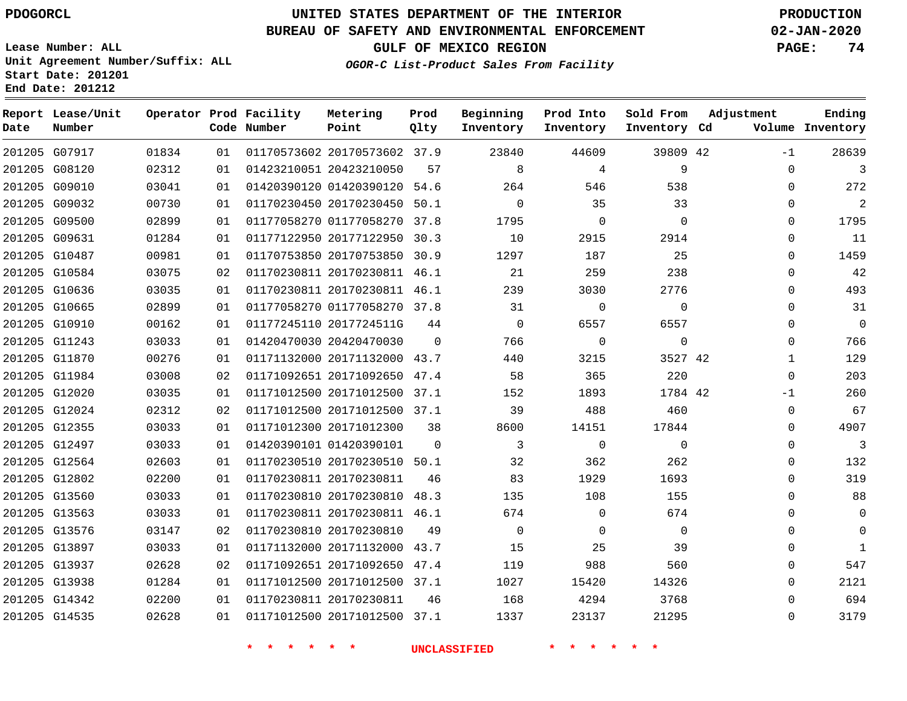PDOGORCL

# UNITED STATES DEPARTMENT OF THE INTERIOR
## BUREAU OF SAFETY AND ENVIRONMENTAL ENFORCEMENT
### GULF OF MEXICO REGION

*OGOR-C List-Product Sales From Facility*

PRODUCTION
02-JAN-2020

Lease Number: ALL
Unit Agreement Number/Suffix: ALL
Start Date: 201201
End Date: 201212

| Report Date | Lease/Unit Number | Operator | Prod Code | Facility Number | Metering Point | Prod Qlty | Beginning Inventory | Prod Into Inventory | Sold From Inventory | Adjustment Cd | Adjustment Volume | Ending Inventory |
|---|---|---|---|---|---|---|---|---|---|---|---|---|
| 201205 | G07917 | 01834 | 01 | 01170573602 | 20170573602 | 37.9 | 23840 | 44609 | 39809 | 42 | -1 | 28639 |
| 201205 | G08120 | 02312 | 01 | 01423210051 | 20423210050 | 57 | 8 | 4 | 9 | | 0 | 3 |
| 201205 | G09010 | 03041 | 01 | 01420390120 | 01420390120 | 54.6 | 264 | 546 | 538 | | 0 | 272 |
| 201205 | G09032 | 00730 | 01 | 01170230450 | 20170230450 | 50.1 | 0 | 35 | 33 | | 0 | 2 |
| 201205 | G09500 | 02899 | 01 | 01177058270 | 01177058270 | 37.8 | 1795 | 0 | 0 | | 0 | 1795 |
| 201205 | G09631 | 01284 | 01 | 01177122950 | 20177122950 | 30.3 | 10 | 2915 | 2914 | | 0 | 11 |
| 201205 | G10487 | 00981 | 01 | 01170753850 | 20170753850 | 30.9 | 1297 | 187 | 25 | | 0 | 1459 |
| 201205 | G10584 | 03075 | 02 | 01170230811 | 20170230811 | 46.1 | 21 | 259 | 238 | | 0 | 42 |
| 201205 | G10636 | 03035 | 01 | 01170230811 | 20170230811 | 46.1 | 239 | 3030 | 2776 | | 0 | 493 |
| 201205 | G10665 | 02899 | 01 | 01177058270 | 01177058270 | 37.8 | 31 | 0 | 0 | | 0 | 31 |
| 201205 | G10910 | 00162 | 01 | 01177245110 | 2017724511G | 44 | 0 | 6557 | 6557 | | 0 | 0 |
| 201205 | G11243 | 03033 | 01 | 01420470030 | 20420470030 | 0 | 766 | 0 | 0 | | 0 | 766 |
| 201205 | G11870 | 00276 | 01 | 01171132000 | 20171132000 | 43.7 | 440 | 3215 | 3527 | 42 | 1 | 129 |
| 201205 | G11984 | 03008 | 02 | 01171092651 | 20171092650 | 47.4 | 58 | 365 | 220 | | 0 | 203 |
| 201205 | G12020 | 03035 | 01 | 01171012500 | 20171012500 | 37.1 | 152 | 1893 | 1784 | 42 | -1 | 260 |
| 201205 | G12024 | 02312 | 02 | 01171012500 | 20171012500 | 37.1 | 39 | 488 | 460 | | 0 | 67 |
| 201205 | G12355 | 03033 | 01 | 01171012300 | 20171012300 | 38 | 8600 | 14151 | 17844 | | 0 | 4907 |
| 201205 | G12497 | 03033 | 01 | 01420390101 | 01420390101 | 0 | 3 | 0 | 0 | | 0 | 3 |
| 201205 | G12564 | 02603 | 01 | 01170230510 | 20170230510 | 50.1 | 32 | 362 | 262 | | 0 | 132 |
| 201205 | G12802 | 02200 | 01 | 01170230811 | 20170230811 | 46 | 83 | 1929 | 1693 | | 0 | 319 |
| 201205 | G13560 | 03033 | 01 | 01170230810 | 20170230810 | 48.3 | 135 | 108 | 155 | | 0 | 88 |
| 201205 | G13563 | 03033 | 01 | 01170230811 | 20170230811 | 46.1 | 674 | 0 | 674 | | 0 | 0 |
| 201205 | G13576 | 03147 | 02 | 01170230810 | 20170230810 | 49 | 0 | 0 | 0 | | 0 | 0 |
| 201205 | G13897 | 03033 | 01 | 01171132000 | 20171132000 | 43.7 | 15 | 25 | 39 | | 0 | 1 |
| 201205 | G13937 | 02628 | 02 | 01171092651 | 20171092650 | 47.4 | 119 | 988 | 560 | | 0 | 547 |
| 201205 | G13938 | 01284 | 01 | 01171012500 | 20171012500 | 37.1 | 1027 | 15420 | 14326 | | 0 | 2121 |
| 201205 | G14342 | 02200 | 01 | 01170230811 | 20170230811 | 46 | 168 | 4294 | 3768 | | 0 | 694 |
| 201205 | G14535 | 02628 | 01 | 01171012500 | 20171012500 | 37.1 | 1337 | 23137 | 21295 | | 0 | 3179 |

* * * * * * UNCLASSIFIED * * * * * *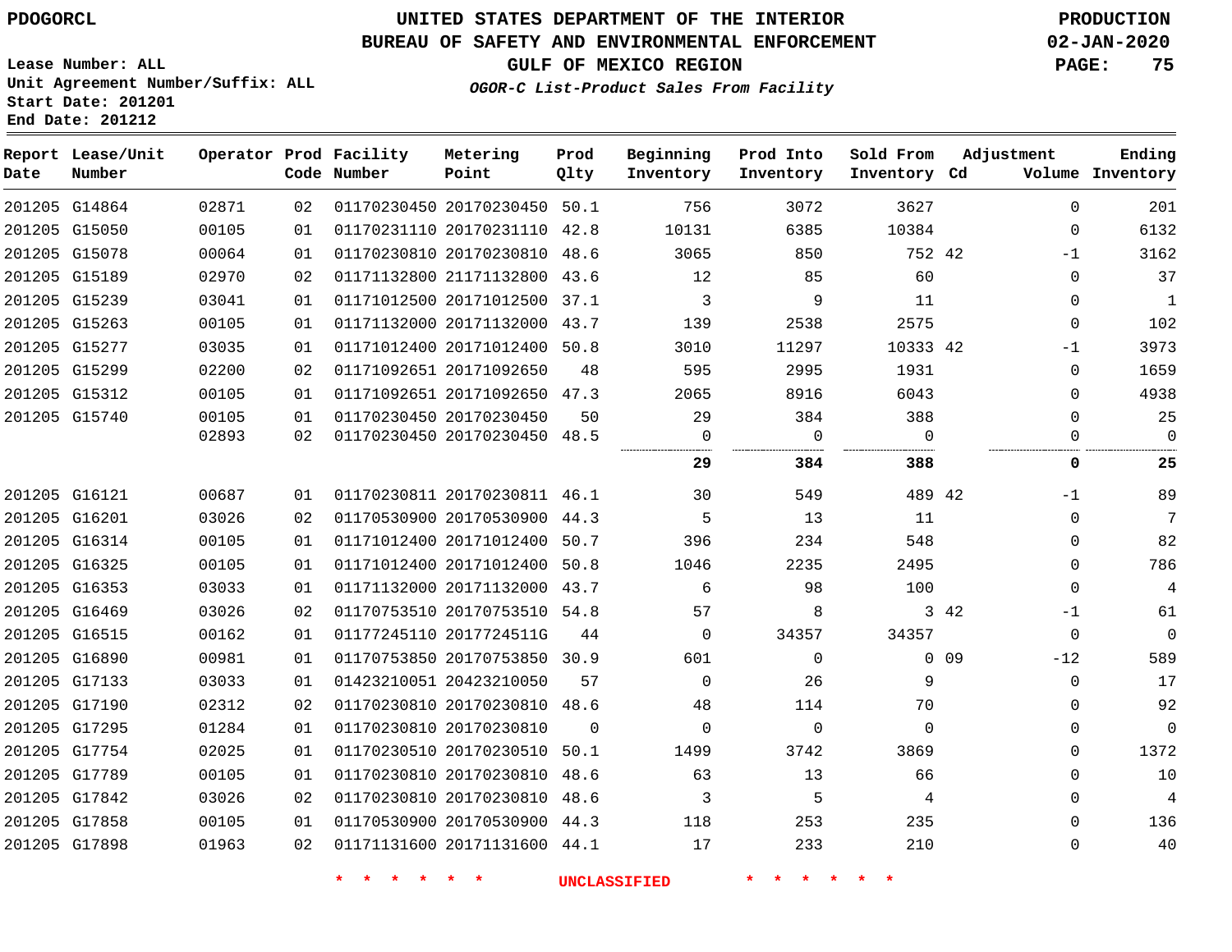PDOGORCL

# UNITED STATES DEPARTMENT OF THE INTERIOR
## BUREAU OF SAFETY AND ENVIRONMENTAL ENFORCEMENT
### GULF OF MEXICO REGION
### *OGOR-C List-Product Sales From Facility*

PRODUCTION
02-JAN-2020

Lease Number: ALL
Unit Agreement Number/Suffix: ALL
Start Date: 201201
End Date: 201212

| Report Date | Lease/Unit Number | Operator | Prod Code | Facility Number | Metering Point | Prod Qlty | Beginning Inventory | Prod Into Inventory | Sold From Inventory | Adjustment Cd | Adjustment Volume | Ending Inventory |
|---|---|---|---|---|---|---|---|---|---|---|---|---|
| 201205 | G14864 | 02871 | 02 | 01170230450 | 20170230450 | 50.1 | 756 | 3072 | 3627 | | 0 | 201 |
| 201205 | G15050 | 00105 | 01 | 01170231110 | 20170231110 | 42.8 | 10131 | 6385 | 10384 | | 0 | 6132 |
| 201205 | G15078 | 00064 | 01 | 01170230810 | 20170230810 | 48.6 | 3065 | 850 | 752 | 42 | -1 | 3162 |
| 201205 | G15189 | 02970 | 02 | 01171132800 | 21171132800 | 43.6 | 12 | 85 | 60 | | 0 | 37 |
| 201205 | G15239 | 03041 | 01 | 01171012500 | 20171012500 | 37.1 | 3 | 9 | 11 | | 0 | 1 |
| 201205 | G15263 | 00105 | 01 | 01171132000 | 20171132000 | 43.7 | 139 | 2538 | 2575 | | 0 | 102 |
| 201205 | G15277 | 03035 | 01 | 01171012400 | 20171012400 | 50.8 | 3010 | 11297 | 10333 | 42 | -1 | 3973 |
| 201205 | G15299 | 02200 | 02 | 01171092651 | 20171092650 | 48 | 595 | 2995 | 1931 | | 0 | 1659 |
| 201205 | G15312 | 00105 | 01 | 01171092651 | 20171092650 | 47.3 | 2065 | 8916 | 6043 | | 0 | 4938 |
| 201205 | G15740 | 00105 | 01 | 01170230450 | 20170230450 | 50 | 29 | 384 | 388 | | 0 | 25 |
| | | 02893 | 02 | 01170230450 | 20170230450 | 48.5 | 0 | 0 | 0 | | 0 | 0 |
| | | | | | | | **29** | **384** | **388** | | **0** | **25** |
| 201205 | G16121 | 00687 | 01 | 01170230811 | 20170230811 | 46.1 | 30 | 549 | 489 | 42 | -1 | 89 |
| 201205 | G16201 | 03026 | 02 | 01170530900 | 20170530900 | 44.3 | 5 | 13 | 11 | | 0 | 7 |
| 201205 | G16314 | 00105 | 01 | 01171012400 | 20171012400 | 50.7 | 396 | 234 | 548 | | 0 | 82 |
| 201205 | G16325 | 00105 | 01 | 01171012400 | 20171012400 | 50.8 | 1046 | 2235 | 2495 | | 0 | 786 |
| 201205 | G16353 | 03033 | 01 | 01171132000 | 20171132000 | 43.7 | 6 | 98 | 100 | | 0 | 4 |
| 201205 | G16469 | 03026 | 02 | 01170753510 | 20170753510 | 54.8 | 57 | 8 | 3 | 42 | -1 | 61 |
| 201205 | G16515 | 00162 | 01 | 01177245110 | 2017724511G | 44 | 0 | 34357 | 34357 | | 0 | 0 |
| 201205 | G16890 | 00981 | 01 | 01170753850 | 20170753850 | 30.9 | 601 | 0 | 0 | 09 | -12 | 589 |
| 201205 | G17133 | 03033 | 01 | 01423210051 | 20423210050 | 57 | 0 | 26 | 9 | | 0 | 17 |
| 201205 | G17190 | 02312 | 02 | 01170230810 | 20170230810 | 48.6 | 48 | 114 | 70 | | 0 | 92 |
| 201205 | G17295 | 01284 | 01 | 01170230810 | 20170230810 | 0 | 0 | 0 | 0 | | 0 | 0 |
| 201205 | G17754 | 02025 | 01 | 01170230510 | 20170230510 | 50.1 | 1499 | 3742 | 3869 | | 0 | 1372 |
| 201205 | G17789 | 00105 | 01 | 01170230810 | 20170230810 | 48.6 | 63 | 13 | 66 | | 0 | 10 |
| 201205 | G17842 | 03026 | 02 | 01170230810 | 20170230810 | 48.6 | 3 | 5 | 4 | | 0 | 4 |
| 201205 | G17858 | 00105 | 01 | 01170530900 | 20170530900 | 44.3 | 118 | 253 | 235 | | 0 | 136 |
| 201205 | G17898 | 01963 | 02 | 01171131600 | 20171131600 | 44.1 | 17 | 233 | 210 | | 0 | 40 |

\* \* \* \* \* \* UNCLASSIFIED \* \* \* \* \* \*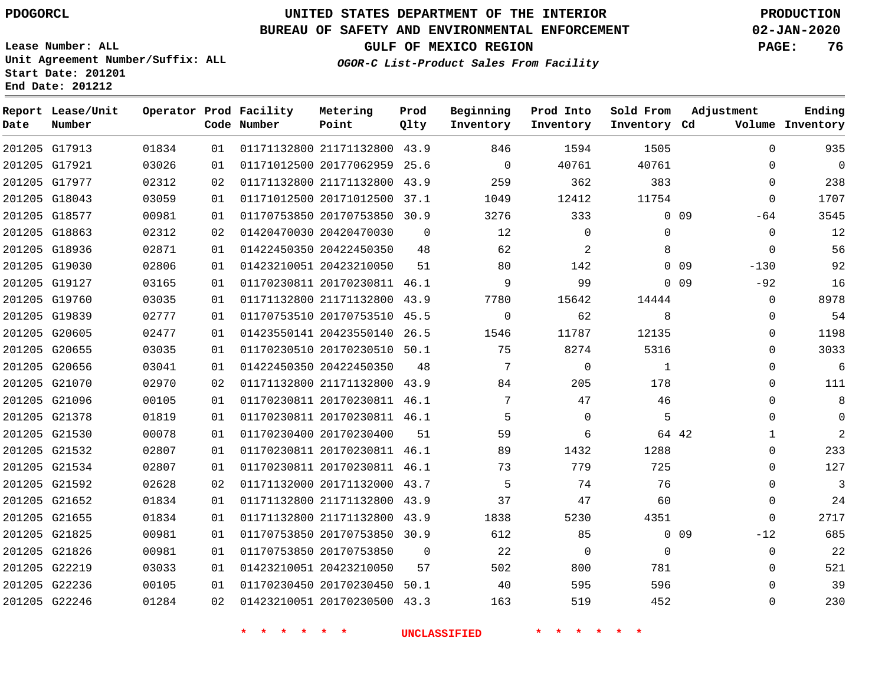PDOGORCL

# UNITED STATES DEPARTMENT OF THE INTERIOR
## BUREAU OF SAFETY AND ENVIRONMENTAL ENFORCEMENT
### GULF OF MEXICO REGION
*OGOR-C List-Product Sales From Facility*

PRODUCTION
02-JAN-2020

Lease Number: ALL
Unit Agreement Number/Suffix: ALL
Start Date: 201201
End Date: 201212

| Report Date | Lease/Unit Number | Operator | Prod Code | Facility Number | Metering Point | Prod Qlty | Beginning Inventory | Prod Into Inventory | Sold From Inventory | Adjustment Cd | Volume | Ending Inventory |
|---|---|---|---|---|---|---|---|---|---|---|---|---|
| 201205 | G17913 | 01834 | 01 | 01171132800 | 21171132800 | 43.9 | 846 | 1594 | 1505 | | 0 | 935 |
| 201205 | G17921 | 03026 | 01 | 01171012500 | 20177062959 | 25.6 | 0 | 40761 | 40761 | | 0 | 0 |
| 201205 | G17977 | 02312 | 02 | 01171132800 | 21171132800 | 43.9 | 259 | 362 | 383 | | 0 | 238 |
| 201205 | G18043 | 03059 | 01 | 01171012500 | 20171012500 | 37.1 | 1049 | 12412 | 11754 | | 0 | 1707 |
| 201205 | G18577 | 00981 | 01 | 01170753850 | 20170753850 | 30.9 | 3276 | 333 | 0 | 09 | -64 | 3545 |
| 201205 | G18863 | 02312 | 02 | 01420470030 | 20420470030 | 0 | 12 | 0 | 0 | | 0 | 12 |
| 201205 | G18936 | 02871 | 01 | 01422450350 | 20422450350 | 48 | 62 | 2 | 8 | | 0 | 56 |
| 201205 | G19030 | 02806 | 01 | 01423210051 | 20423210050 | 51 | 80 | 142 | 0 | 09 | -130 | 92 |
| 201205 | G19127 | 03165 | 01 | 01170230811 | 20170230811 | 46.1 | 9 | 99 | 0 | 09 | -92 | 16 |
| 201205 | G19760 | 03035 | 01 | 01171132800 | 21171132800 | 43.9 | 7780 | 15642 | 14444 | | 0 | 8978 |
| 201205 | G19839 | 02777 | 01 | 01170753510 | 20170753510 | 45.5 | 0 | 62 | 8 | | 0 | 54 |
| 201205 | G20605 | 02477 | 01 | 01423550141 | 20423550140 | 26.5 | 1546 | 11787 | 12135 | | 0 | 1198 |
| 201205 | G20655 | 03035 | 01 | 01170230510 | 20170230510 | 50.1 | 75 | 8274 | 5316 | | 0 | 3033 |
| 201205 | G20656 | 03041 | 01 | 01422450350 | 20422450350 | 48 | 7 | 0 | 1 | | 0 | 6 |
| 201205 | G21070 | 02970 | 02 | 01171132800 | 21171132800 | 43.9 | 84 | 205 | 178 | | 0 | 111 |
| 201205 | G21096 | 00105 | 01 | 01170230811 | 20170230811 | 46.1 | 7 | 47 | 46 | | 0 | 8 |
| 201205 | G21378 | 01819 | 01 | 01170230811 | 20170230811 | 46.1 | 5 | 0 | 5 | | 0 | 0 |
| 201205 | G21530 | 00078 | 01 | 01170230400 | 20170230400 | 51 | 59 | 6 | 64 | 42 | 1 | 2 |
| 201205 | G21532 | 02807 | 01 | 01170230811 | 20170230811 | 46.1 | 89 | 1432 | 1288 | | 0 | 233 |
| 201205 | G21534 | 02807 | 01 | 01170230811 | 20170230811 | 46.1 | 73 | 779 | 725 | | 0 | 127 |
| 201205 | G21592 | 02628 | 02 | 01171132000 | 20171132000 | 43.7 | 5 | 74 | 76 | | 0 | 3 |
| 201205 | G21652 | 01834 | 01 | 01171132800 | 21171132800 | 43.9 | 37 | 47 | 60 | | 0 | 24 |
| 201205 | G21655 | 01834 | 01 | 01171132800 | 21171132800 | 43.9 | 1838 | 5230 | 4351 | | 0 | 2717 |
| 201205 | G21825 | 00981 | 01 | 01170753850 | 20170753850 | 30.9 | 612 | 85 | 0 | 09 | -12 | 685 |
| 201205 | G21826 | 00981 | 01 | 01170753850 | 20170753850 | 0 | 22 | 0 | 0 | | 0 | 22 |
| 201205 | G22219 | 03033 | 01 | 01423210051 | 20423210050 | 57 | 502 | 800 | 781 | | 0 | 521 |
| 201205 | G22236 | 00105 | 01 | 01170230450 | 20170230450 | 50.1 | 40 | 595 | 596 | | 0 | 39 |
| 201205 | G22246 | 01284 | 02 | 01423210051 | 20170230500 | 43.3 | 163 | 519 | 452 | | 0 | 230 |

\* \* \* \* \* \* UNCLASSIFIED \* \* \* \* \* \*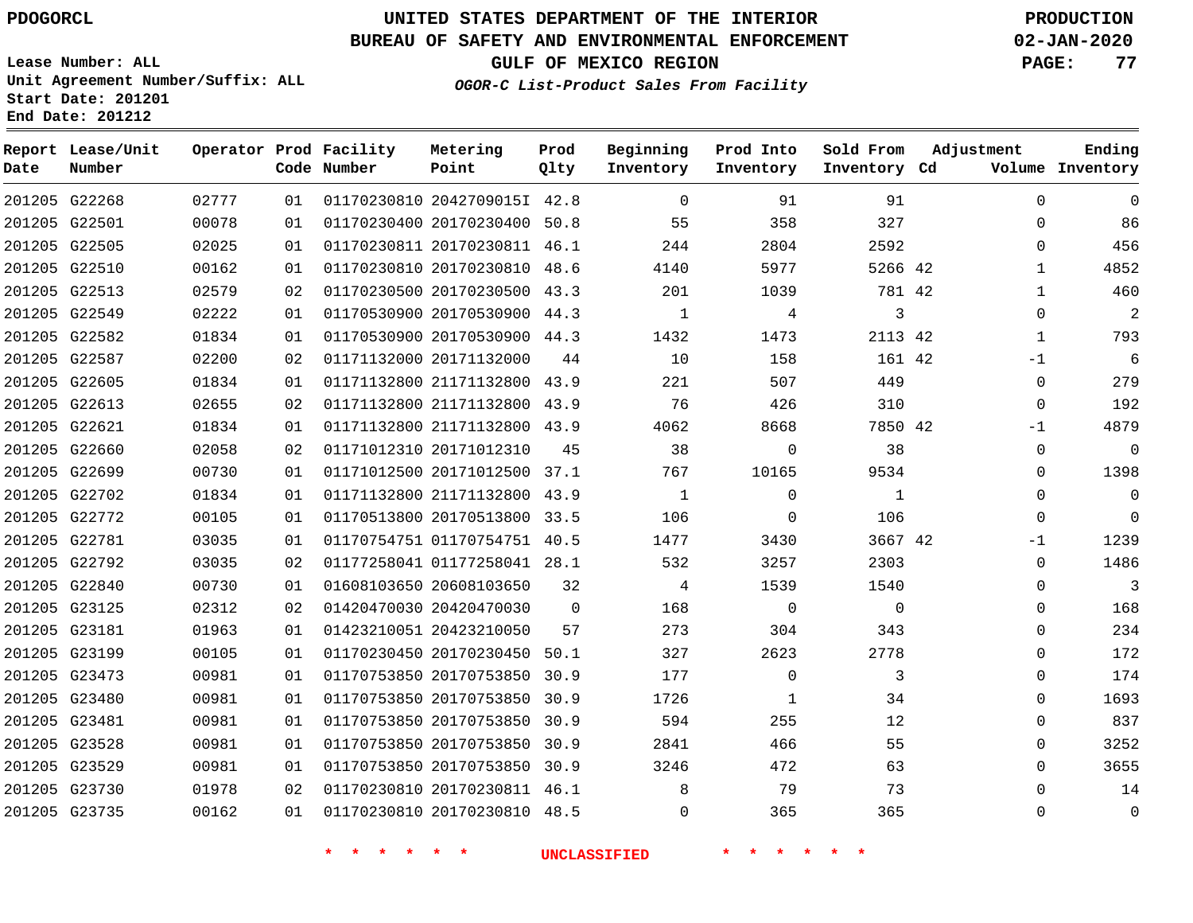PDOGORCL

# UNITED STATES DEPARTMENT OF THE INTERIOR
## BUREAU OF SAFETY AND ENVIRONMENTAL ENFORCEMENT
### GULF OF MEXICO REGION
*OGOR-C List-Product Sales From Facility*

PRODUCTION
02-JAN-2020

Lease Number: ALL
Unit Agreement Number/Suffix: ALL
Start Date: 201201
End Date: 201212

| Report Date | Lease/Unit Number | Operator | Prod Code | Facility Number | Metering Point | Prod Qlty | Beginning Inventory | Prod Into Inventory | Sold From Inventory | Adjustment Cd | Adjustment Volume | Ending Inventory |
|---|---|---|---|---|---|---|---|---|---|---|---|---|
| 201205 | G22268 | 02777 | 01 | 01170230810 | 2042709015I | 42.8 | 0 | 91 | 91 | | 0 | 0 |
| 201205 | G22501 | 00078 | 01 | 01170230400 | 20170230400 | 50.8 | 55 | 358 | 327 | | 0 | 86 |
| 201205 | G22505 | 02025 | 01 | 01170230811 | 20170230811 | 46.1 | 244 | 2804 | 2592 | | 0 | 456 |
| 201205 | G22510 | 00162 | 01 | 01170230810 | 20170230810 | 48.6 | 4140 | 5977 | 5266 | 42 | 1 | 4852 |
| 201205 | G22513 | 02579 | 02 | 01170230500 | 20170230500 | 43.3 | 201 | 1039 | 781 | 42 | 1 | 460 |
| 201205 | G22549 | 02222 | 01 | 01170530900 | 20170530900 | 44.3 | 1 | 4 | 3 | | 0 | 2 |
| 201205 | G22582 | 01834 | 01 | 01170530900 | 20170530900 | 44.3 | 1432 | 1473 | 2113 | 42 | 1 | 793 |
| 201205 | G22587 | 02200 | 02 | 01171132000 | 20171132000 | 44 | 10 | 158 | 161 | 42 | -1 | 6 |
| 201205 | G22605 | 01834 | 01 | 01171132800 | 21171132800 | 43.9 | 221 | 507 | 449 | | 0 | 279 |
| 201205 | G22613 | 02655 | 02 | 01171132800 | 21171132800 | 43.9 | 76 | 426 | 310 | | 0 | 192 |
| 201205 | G22621 | 01834 | 01 | 01171132800 | 21171132800 | 43.9 | 4062 | 8668 | 7850 | 42 | -1 | 4879 |
| 201205 | G22660 | 02058 | 02 | 01171012310 | 20171012310 | 45 | 38 | 0 | 38 | | 0 | 0 |
| 201205 | G22699 | 00730 | 01 | 01171012500 | 20171012500 | 37.1 | 767 | 10165 | 9534 | | 0 | 1398 |
| 201205 | G22702 | 01834 | 01 | 01171132800 | 21171132800 | 43.9 | 1 | 0 | 1 | | 0 | 0 |
| 201205 | G22772 | 00105 | 01 | 01170513800 | 20170513800 | 33.5 | 106 | 0 | 106 | | 0 | 0 |
| 201205 | G22781 | 03035 | 01 | 01170754751 | 01170754751 | 40.5 | 1477 | 3430 | 3667 | 42 | -1 | 1239 |
| 201205 | G22792 | 03035 | 02 | 01177258041 | 01177258041 | 28.1 | 532 | 3257 | 2303 | | 0 | 1486 |
| 201205 | G22840 | 00730 | 01 | 01608103650 | 20608103650 | 32 | 4 | 1539 | 1540 | | 0 | 3 |
| 201205 | G23125 | 02312 | 02 | 01420470030 | 20420470030 | 0 | 168 | 0 | 0 | | 0 | 168 |
| 201205 | G23181 | 01963 | 01 | 01423210051 | 20423210050 | 57 | 273 | 304 | 343 | | 0 | 234 |
| 201205 | G23199 | 00105 | 01 | 01170230450 | 20170230450 | 50.1 | 327 | 2623 | 2778 | | 0 | 172 |
| 201205 | G23473 | 00981 | 01 | 01170753850 | 20170753850 | 30.9 | 177 | 0 | 3 | | 0 | 174 |
| 201205 | G23480 | 00981 | 01 | 01170753850 | 20170753850 | 30.9 | 1726 | 1 | 34 | | 0 | 1693 |
| 201205 | G23481 | 00981 | 01 | 01170753850 | 20170753850 | 30.9 | 594 | 255 | 12 | | 0 | 837 |
| 201205 | G23528 | 00981 | 01 | 01170753850 | 20170753850 | 30.9 | 2841 | 466 | 55 | | 0 | 3252 |
| 201205 | G23529 | 00981 | 01 | 01170753850 | 20170753850 | 30.9 | 3246 | 472 | 63 | | 0 | 3655 |
| 201205 | G23730 | 01978 | 02 | 01170230810 | 20170230811 | 46.1 | 8 | 79 | 73 | | 0 | 14 |
| 201205 | G23735 | 00162 | 01 | 01170230810 | 20170230810 | 48.5 | 0 | 365 | 365 | | 0 | 0 |

* * * * * * UNCLASSIFIED * * * * * *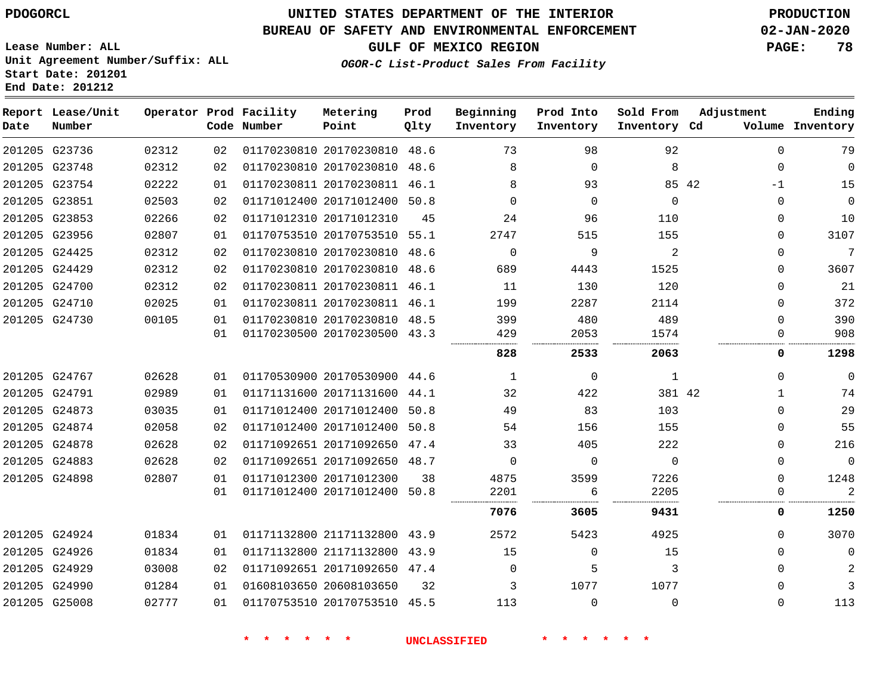PDOGORCL

# UNITED STATES DEPARTMENT OF THE INTERIOR
## BUREAU OF SAFETY AND ENVIRONMENTAL ENFORCEMENT
### GULF OF MEXICO REGION
*OGOR-C List-Product Sales From Facility*

PRODUCTION
02-JAN-2020

Lease Number: ALL
Unit Agreement Number/Suffix: ALL
Start Date: 201201
End Date: 201212

| Report Date | Lease/Unit Number | Operator | Prod Code | Facility Number | Metering Point | Prod Qlty | Beginning Inventory | Prod Into Inventory | Sold From Inventory | Adjustment Cd | Volume | Ending Inventory |
|---|---|---|---|---|---|---|---|---|---|---|---|---|
| 201205 | G23736 | 02312 | 02 | 01170230810 | 20170230810 | 48.6 | 73 | 98 | 92 | | 0 | 79 |
| 201205 | G23748 | 02312 | 02 | 01170230810 | 20170230810 | 48.6 | 8 | 0 | 8 | | 0 | 0 |
| 201205 | G23754 | 02222 | 01 | 01170230811 | 20170230811 | 46.1 | 8 | 93 | 85 | 42 | -1 | 15 |
| 201205 | G23851 | 02503 | 02 | 01171012400 | 20171012400 | 50.8 | 0 | 0 | 0 | | 0 | 0 |
| 201205 | G23853 | 02266 | 02 | 01171012310 | 20171012310 | 45 | 24 | 96 | 110 | | 0 | 10 |
| 201205 | G23956 | 02807 | 01 | 01170753510 | 20170753510 | 55.1 | 2747 | 515 | 155 | | 0 | 3107 |
| 201205 | G24425 | 02312 | 02 | 01170230810 | 20170230810 | 48.6 | 0 | 9 | 2 | | 0 | 7 |
| 201205 | G24429 | 02312 | 02 | 01170230810 | 20170230810 | 48.6 | 689 | 4443 | 1525 | | 0 | 3607 |
| 201205 | G24700 | 02312 | 02 | 01170230811 | 20170230811 | 46.1 | 11 | 130 | 120 | | 0 | 21 |
| 201205 | G24710 | 02025 | 01 | 01170230811 | 20170230811 | 46.1 | 199 | 2287 | 2114 | | 0 | 372 |
| 201205 | G24730 | 00105 | 01 | 01170230810 | 20170230810 | 48.5 | 399 | 480 | 489 | | 0 | 390 |
| | | | 01 | 01170230500 | 20170230500 | 43.3 | 429 | 2053 | 1574 | | 0 | 908 |
| | | | | | | | **828** | **2533** | **2063** | | **0** | **1298** |
| 201205 | G24767 | 02628 | 01 | 01170530900 | 20170530900 | 44.6 | 1 | 0 | 1 | | 0 | 0 |
| 201205 | G24791 | 02989 | 01 | 01171131600 | 20171131600 | 44.1 | 32 | 422 | 381 | 42 | 1 | 74 |
| 201205 | G24873 | 03035 | 01 | 01171012400 | 20171012400 | 50.8 | 49 | 83 | 103 | | 0 | 29 |
| 201205 | G24874 | 02058 | 02 | 01171012400 | 20171012400 | 50.8 | 54 | 156 | 155 | | 0 | 55 |
| 201205 | G24878 | 02628 | 02 | 01171092651 | 20171092650 | 47.4 | 33 | 405 | 222 | | 0 | 216 |
| 201205 | G24883 | 02628 | 02 | 01171092651 | 20171092650 | 48.7 | 0 | 0 | 0 | | 0 | 0 |
| 201205 | G24898 | 02807 | 01 | 01171012300 | 20171012300 | 38 | 4875 | 3599 | 7226 | | 0 | 1248 |
| | | | 01 | 01171012400 | 20171012400 | 50.8 | 2201 | 6 | 2205 | | 0 | 2 |
| | | | | | | | **7076** | **3605** | **9431** | | **0** | **1250** |
| 201205 | G24924 | 01834 | 01 | 01171132800 | 21171132800 | 43.9 | 2572 | 5423 | 4925 | | 0 | 3070 |
| 201205 | G24926 | 01834 | 01 | 01171132800 | 21171132800 | 43.9 | 15 | 0 | 15 | | 0 | 0 |
| 201205 | G24929 | 03008 | 02 | 01171092651 | 20171092650 | 47.4 | 0 | 5 | 3 | | 0 | 2 |
| 201205 | G24990 | 01284 | 01 | 01608103650 | 20608103650 | 32 | 3 | 1077 | 1077 | | 0 | 3 |
| 201205 | G25008 | 02777 | 01 | 01170753510 | 20170753510 | 45.5 | 113 | 0 | 0 | | 0 | 113 |

\* \* \* \* \* \* UNCLASSIFIED \* \* \* \* \* \*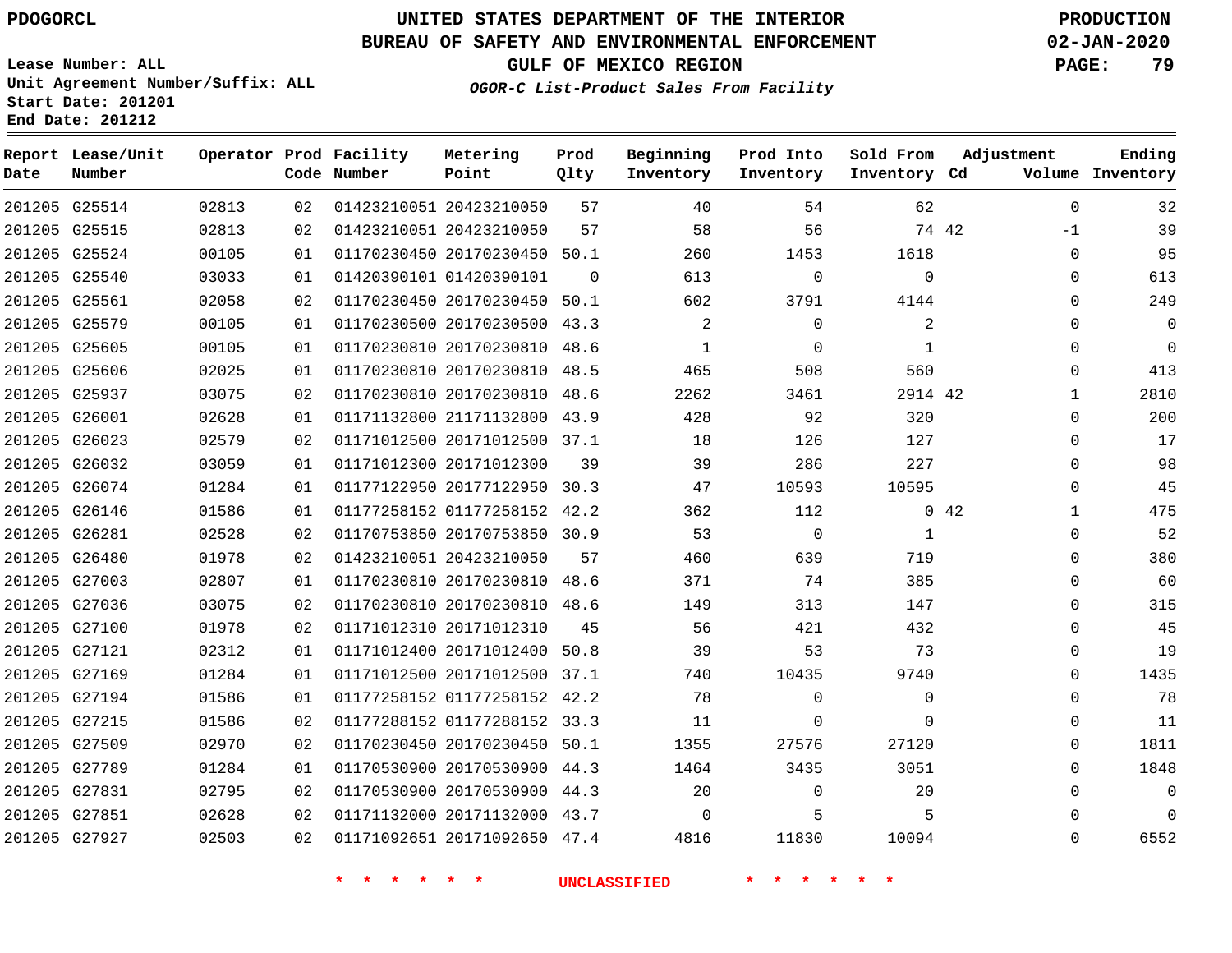PDOGORCL

# UNITED STATES DEPARTMENT OF THE INTERIOR
## BUREAU OF SAFETY AND ENVIRONMENTAL ENFORCEMENT
### GULF OF MEXICO REGION
*OGOR-C List-Product Sales From Facility*

PRODUCTION
02-JAN-2020

Lease Number: ALL
Unit Agreement Number/Suffix: ALL
Start Date: 201201
End Date: 201212

| Report Date | Lease/Unit Number | Operator | Prod Code | Facility Number | Metering Point | Prod Qlty | Beginning Inventory | Prod Into Inventory | Sold From Inventory | Adjustment Cd | Adjustment Volume | Ending Inventory |
|---|---|---|---|---|---|---|---|---|---|---|---|---|
| 201205 | G25514 | 02813 | 02 | 01423210051 | 20423210050 | 57 | 40 | 54 | 62 | | 0 | 32 |
| 201205 | G25515 | 02813 | 02 | 01423210051 | 20423210050 | 57 | 58 | 56 | 74 | 42 | -1 | 39 |
| 201205 | G25524 | 00105 | 01 | 01170230450 | 20170230450 | 50.1 | 260 | 1453 | 1618 | | 0 | 95 |
| 201205 | G25540 | 03033 | 01 | 01420390101 | 01420390101 | 0 | 613 | 0 | 0 | | 0 | 613 |
| 201205 | G25561 | 02058 | 02 | 01170230450 | 20170230450 | 50.1 | 602 | 3791 | 4144 | | 0 | 249 |
| 201205 | G25579 | 00105 | 01 | 01170230500 | 20170230500 | 43.3 | 2 | 0 | 2 | | 0 | 0 |
| 201205 | G25605 | 00105 | 01 | 01170230810 | 20170230810 | 48.6 | 1 | 0 | 1 | | 0 | 0 |
| 201205 | G25606 | 02025 | 01 | 01170230810 | 20170230810 | 48.5 | 465 | 508 | 560 | | 0 | 413 |
| 201205 | G25937 | 03075 | 02 | 01170230810 | 20170230810 | 48.6 | 2262 | 3461 | 2914 | 42 | 1 | 2810 |
| 201205 | G26001 | 02628 | 01 | 01171132800 | 21171132800 | 43.9 | 428 | 92 | 320 | | 0 | 200 |
| 201205 | G26023 | 02579 | 02 | 01171012500 | 20171012500 | 37.1 | 18 | 126 | 127 | | 0 | 17 |
| 201205 | G26032 | 03059 | 01 | 01171012300 | 20171012300 | 39 | 39 | 286 | 227 | | 0 | 98 |
| 201205 | G26074 | 01284 | 01 | 01177122950 | 20177122950 | 30.3 | 47 | 10593 | 10595 | | 0 | 45 |
| 201205 | G26146 | 01586 | 01 | 01177258152 | 01177258152 | 42.2 | 362 | 112 | 0 | 42 | 1 | 475 |
| 201205 | G26281 | 02528 | 02 | 01170753850 | 20170753850 | 30.9 | 53 | 0 | 1 | | 0 | 52 |
| 201205 | G26480 | 01978 | 02 | 01423210051 | 20423210050 | 57 | 460 | 639 | 719 | | 0 | 380 |
| 201205 | G27003 | 02807 | 01 | 01170230810 | 20170230810 | 48.6 | 371 | 74 | 385 | | 0 | 60 |
| 201205 | G27036 | 03075 | 02 | 01170230810 | 20170230810 | 48.6 | 149 | 313 | 147 | | 0 | 315 |
| 201205 | G27100 | 01978 | 02 | 01171012310 | 20171012310 | 45 | 56 | 421 | 432 | | 0 | 45 |
| 201205 | G27121 | 02312 | 01 | 01171012400 | 20171012400 | 50.8 | 39 | 53 | 73 | | 0 | 19 |
| 201205 | G27169 | 01284 | 01 | 01171012500 | 20171012500 | 37.1 | 740 | 10435 | 9740 | | 0 | 1435 |
| 201205 | G27194 | 01586 | 01 | 01177258152 | 01177258152 | 42.2 | 78 | 0 | 0 | | 0 | 78 |
| 201205 | G27215 | 01586 | 02 | 01177288152 | 01177288152 | 33.3 | 11 | 0 | 0 | | 0 | 11 |
| 201205 | G27509 | 02970 | 02 | 01170230450 | 20170230450 | 50.1 | 1355 | 27576 | 27120 | | 0 | 1811 |
| 201205 | G27789 | 01284 | 01 | 01170530900 | 20170530900 | 44.3 | 1464 | 3435 | 3051 | | 0 | 1848 |
| 201205 | G27831 | 02795 | 02 | 01170530900 | 20170530900 | 44.3 | 20 | 0 | 20 | | 0 | 0 |
| 201205 | G27851 | 02628 | 02 | 01171132000 | 20171132000 | 43.7 | 0 | 5 | 5 | | 0 | 0 |
| 201205 | G27927 | 02503 | 02 | 01171092651 | 20171092650 | 47.4 | 4816 | 11830 | 10094 | | 0 | 6552 |

* * * * * * UNCLASSIFIED * * * * * *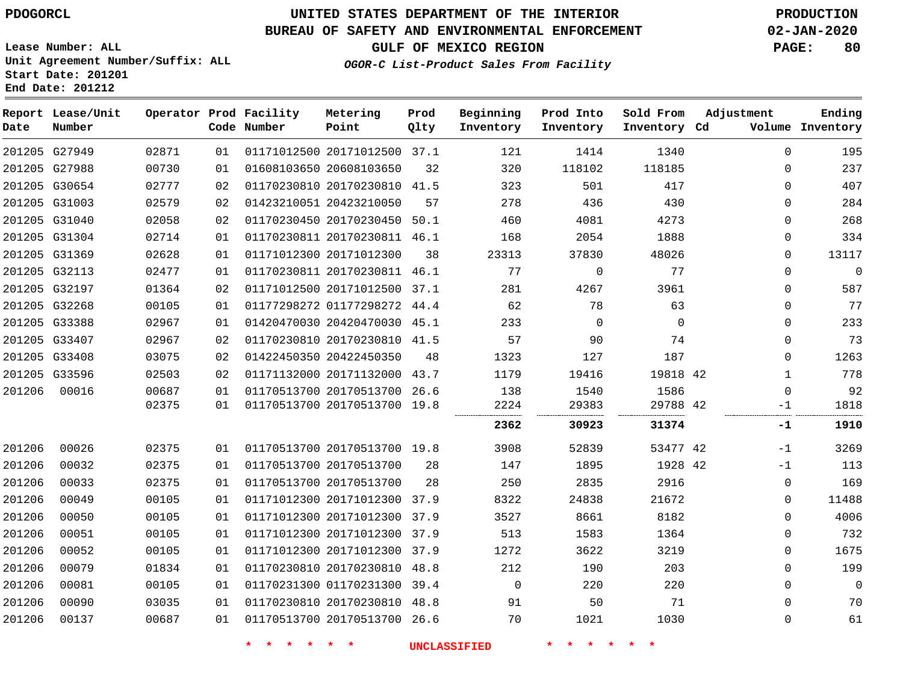**PDOGORCL**

# UNITED STATES DEPARTMENT OF THE INTERIOR
## BUREAU OF SAFETY AND ENVIRONMENTAL ENFORCEMENT
### GULF OF MEXICO REGION
*OGOR-C List-Product Sales From Facility*

**PRODUCTION**
**02-JAN-2020**

Lease Number: ALL
Unit Agreement Number/Suffix: ALL
Start Date: 201201
End Date: 201212

| Report Date | Lease/Unit Number | Operator | Prod Code | Facility Number | Metering Point | Prod Qlty | Beginning Inventory | Prod Into Inventory | Sold From Inventory | Adjustment Cd | Volume | Ending Inventory |
|---|---|---|---|---|---|---|---|---|---|---|---|---|
| 201205 | G27949 | 02871 | 01 | 01171012500 | 20171012500 | 37.1 | 121 | 1414 | 1340 | | 0 | 195 |
| 201205 | G27988 | 00730 | 01 | 01608103650 | 20608103650 | 32 | 320 | 118102 | 118185 | | 0 | 237 |
| 201205 | G30654 | 02777 | 02 | 01170230810 | 20170230810 | 41.5 | 323 | 501 | 417 | | 0 | 407 |
| 201205 | G31003 | 02579 | 02 | 01423210051 | 20423210050 | 57 | 278 | 436 | 430 | | 0 | 284 |
| 201205 | G31040 | 02058 | 02 | 01170230450 | 20170230450 | 50.1 | 460 | 4081 | 4273 | | 0 | 268 |
| 201205 | G31304 | 02714 | 01 | 01170230811 | 20170230811 | 46.1 | 168 | 2054 | 1888 | | 0 | 334 |
| 201205 | G31369 | 02628 | 01 | 01171012300 | 20171012300 | 38 | 23313 | 37830 | 48026 | | 0 | 13117 |
| 201205 | G32113 | 02477 | 01 | 01170230811 | 20170230811 | 46.1 | 77 | 0 | 77 | | 0 | 0 |
| 201205 | G32197 | 01364 | 02 | 01171012500 | 20171012500 | 37.1 | 281 | 4267 | 3961 | | 0 | 587 |
| 201205 | G32268 | 00105 | 01 | 01177298272 | 01177298272 | 44.4 | 62 | 78 | 63 | | 0 | 77 |
| 201205 | G33388 | 02967 | 01 | 01420470030 | 20420470030 | 45.1 | 233 | 0 | 0 | | 0 | 233 |
| 201205 | G33407 | 02967 | 02 | 01170230810 | 20170230810 | 41.5 | 57 | 90 | 74 | | 0 | 73 |
| 201205 | G33408 | 03075 | 02 | 01422450350 | 20422450350 | 48 | 1323 | 127 | 187 | | 0 | 1263 |
| 201205 | G33596 | 02503 | 02 | 01171132000 | 20171132000 | 43.7 | 1179 | 19416 | 19818 | 42 | 1 | 778 |
| 201206 | 00016 | 00687 | 01 | 01170513700 | 20170513700 | 26.6 | 138 | 1540 | 1586 | | 0 | 92 |
| | | 02375 | 01 | 01170513700 | 20170513700 | 19.8 | 2224 | 29383 | 29788 | 42 | -1 | 1818 |
| | | | | | | | **2362** | **30923** | **31374** | | **-1** | **1910** |
| 201206 | 00026 | 02375 | 01 | 01170513700 | 20170513700 | 19.8 | 3908 | 52839 | 53477 | 42 | -1 | 3269 |
| 201206 | 00032 | 02375 | 01 | 01170513700 | 20170513700 | 28 | 147 | 1895 | 1928 | 42 | -1 | 113 |
| 201206 | 00033 | 02375 | 01 | 01170513700 | 20170513700 | 28 | 250 | 2835 | 2916 | | 0 | 169 |
| 201206 | 00049 | 00105 | 01 | 01171012300 | 20171012300 | 37.9 | 8322 | 24838 | 21672 | | 0 | 11488 |
| 201206 | 00050 | 00105 | 01 | 01171012300 | 20171012300 | 37.9 | 3527 | 8661 | 8182 | | 0 | 4006 |
| 201206 | 00051 | 00105 | 01 | 01171012300 | 20171012300 | 37.9 | 513 | 1583 | 1364 | | 0 | 732 |
| 201206 | 00052 | 00105 | 01 | 01171012300 | 20171012300 | 37.9 | 1272 | 3622 | 3219 | | 0 | 1675 |
| 201206 | 00079 | 01834 | 01 | 01170230810 | 20170230810 | 48.8 | 212 | 190 | 203 | | 0 | 199 |
| 201206 | 00081 | 00105 | 01 | 01170231300 | 01170231300 | 39.4 | 0 | 220 | 220 | | 0 | 0 |
| 201206 | 00090 | 03035 | 01 | 01170230810 | 20170230810 | 48.8 | 91 | 50 | 71 | | 0 | 70 |
| 201206 | 00137 | 00687 | 01 | 01170513700 | 20170513700 | 26.6 | 70 | 1021 | 1030 | | 0 | 61 |

* * * * * * UNCLASSIFIED * * * * * *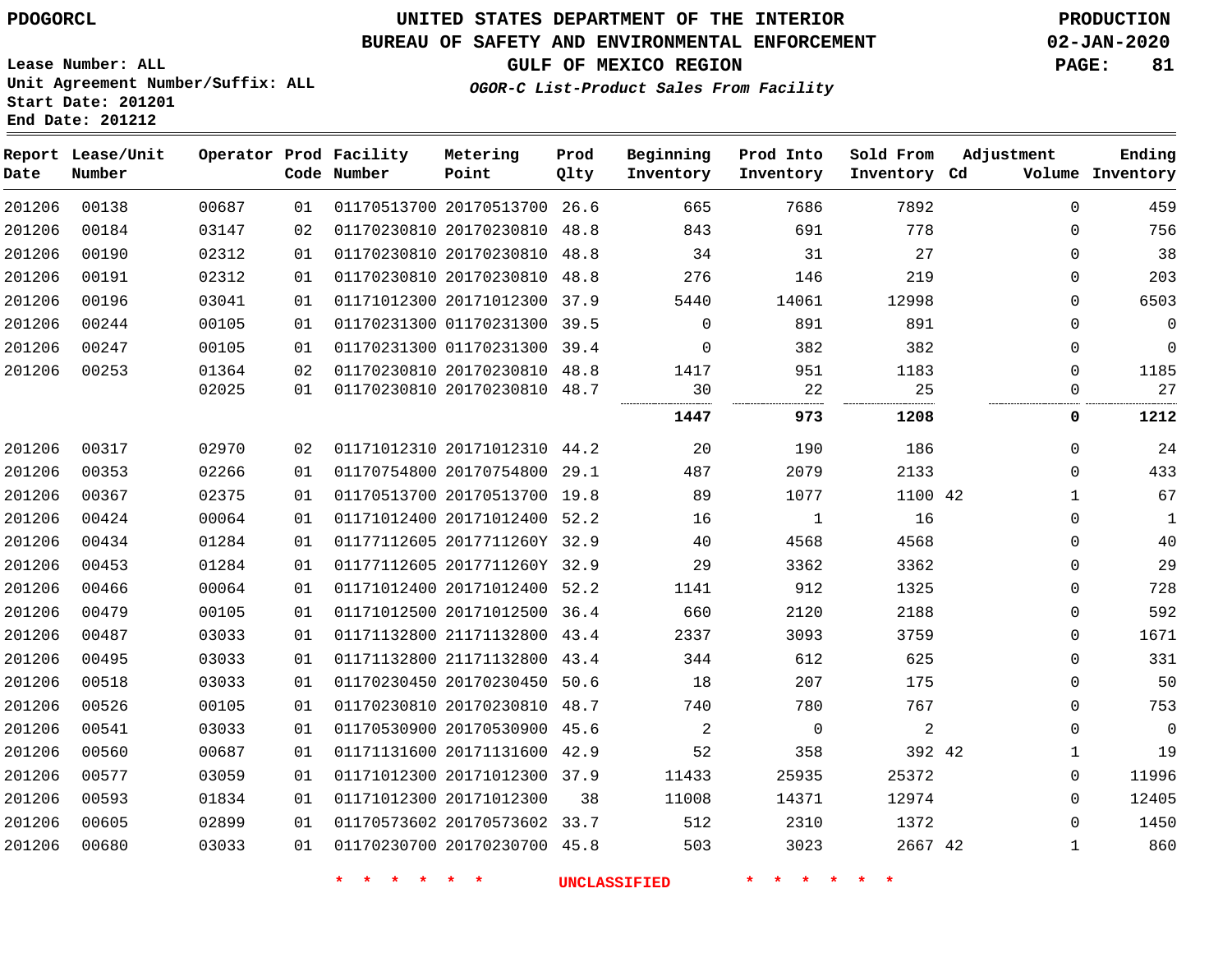PDOGORCL

# UNITED STATES DEPARTMENT OF THE INTERIOR
## BUREAU OF SAFETY AND ENVIRONMENTAL ENFORCEMENT
### GULF OF MEXICO REGION

*OGOR-C List-Product Sales From Facility*

PRODUCTION
02-JAN-2020

Lease Number: ALL
Unit Agreement Number/Suffix: ALL
Start Date: 201201
End Date: 201212

| Report Date | Lease/Unit Number | Operator | Prod Code | Facility Number | Metering Point | Prod Qlty | Beginning Inventory | Prod Into Inventory | Sold From Inventory | Adjustment Cd | Volume | Ending Inventory |
|---|---|---|---|---|---|---|---|---|---|---|---|---|
| 201206 | 00138 | 00687 | 01 | 01170513700 | 20170513700 | 26.6 | 665 | 7686 | 7892 | | 0 | 459 |
| 201206 | 00184 | 03147 | 02 | 01170230810 | 20170230810 | 48.8 | 843 | 691 | 778 | | 0 | 756 |
| 201206 | 00190 | 02312 | 01 | 01170230810 | 20170230810 | 48.8 | 34 | 31 | 27 | | 0 | 38 |
| 201206 | 00191 | 02312 | 01 | 01170230810 | 20170230810 | 48.8 | 276 | 146 | 219 | | 0 | 203 |
| 201206 | 00196 | 03041 | 01 | 01171012300 | 20171012300 | 37.9 | 5440 | 14061 | 12998 | | 0 | 6503 |
| 201206 | 00244 | 00105 | 01 | 01170231300 | 01170231300 | 39.5 | 0 | 891 | 891 | | 0 | 0 |
| 201206 | 00247 | 00105 | 01 | 01170231300 | 01170231300 | 39.4 | 0 | 382 | 382 | | 0 | 0 |
| 201206 | 00253 | 01364 | 02 | 01170230810 | 20170230810 | 48.8 | 1417 | 951 | 1183 | | 0 | 1185 |
| | | 02025 | 01 | 01170230810 | 20170230810 | 48.7 | 30 | 22 | 25 | | 0 | 27 |
| | | | | | | | **1447** | **973** | **1208** | | **0** | **1212** |
| 201206 | 00317 | 02970 | 02 | 01171012310 | 20171012310 | 44.2 | 20 | 190 | 186 | | 0 | 24 |
| 201206 | 00353 | 02266 | 01 | 01170754800 | 20170754800 | 29.1 | 487 | 2079 | 2133 | | 0 | 433 |
| 201206 | 00367 | 02375 | 01 | 01170513700 | 20170513700 | 19.8 | 89 | 1077 | 1100 | 42 | 1 | 67 |
| 201206 | 00424 | 00064 | 01 | 01171012400 | 20171012400 | 52.2 | 16 | 1 | 16 | | 0 | 1 |
| 201206 | 00434 | 01284 | 01 | 01177112605 | 2017711260Y | 32.9 | 40 | 4568 | 4568 | | 0 | 40 |
| 201206 | 00453 | 01284 | 01 | 01177112605 | 2017711260Y | 32.9 | 29 | 3362 | 3362 | | 0 | 29 |
| 201206 | 00466 | 00064 | 01 | 01171012400 | 20171012400 | 52.2 | 1141 | 912 | 1325 | | 0 | 728 |
| 201206 | 00479 | 00105 | 01 | 01171012500 | 20171012500 | 36.4 | 660 | 2120 | 2188 | | 0 | 592 |
| 201206 | 00487 | 03033 | 01 | 01171132800 | 21171132800 | 43.4 | 2337 | 3093 | 3759 | | 0 | 1671 |
| 201206 | 00495 | 03033 | 01 | 01171132800 | 21171132800 | 43.4 | 344 | 612 | 625 | | 0 | 331 |
| 201206 | 00518 | 03033 | 01 | 01170230450 | 20170230450 | 50.6 | 18 | 207 | 175 | | 0 | 50 |
| 201206 | 00526 | 00105 | 01 | 01170230810 | 20170230810 | 48.7 | 740 | 780 | 767 | | 0 | 753 |
| 201206 | 00541 | 03033 | 01 | 01170530900 | 20170530900 | 45.6 | 2 | 0 | 2 | | 0 | 0 |
| 201206 | 00560 | 00687 | 01 | 01171131600 | 20171131600 | 42.9 | 52 | 358 | 392 | 42 | 1 | 19 |
| 201206 | 00577 | 03059 | 01 | 01171012300 | 20171012300 | 37.9 | 11433 | 25935 | 25372 | | 0 | 11996 |
| 201206 | 00593 | 01834 | 01 | 01171012300 | 20171012300 | 38 | 11008 | 14371 | 12974 | | 0 | 12405 |
| 201206 | 00605 | 02899 | 01 | 01170573602 | 20170573602 | 33.7 | 512 | 2310 | 1372 | | 0 | 1450 |
| 201206 | 00680 | 03033 | 01 | 01170230700 | 20170230700 | 45.8 | 503 | 3023 | 2667 | 42 | 1 | 860 |

\* \* \* \* \* \* UNCLASSIFIED \* \* \* \* \* \*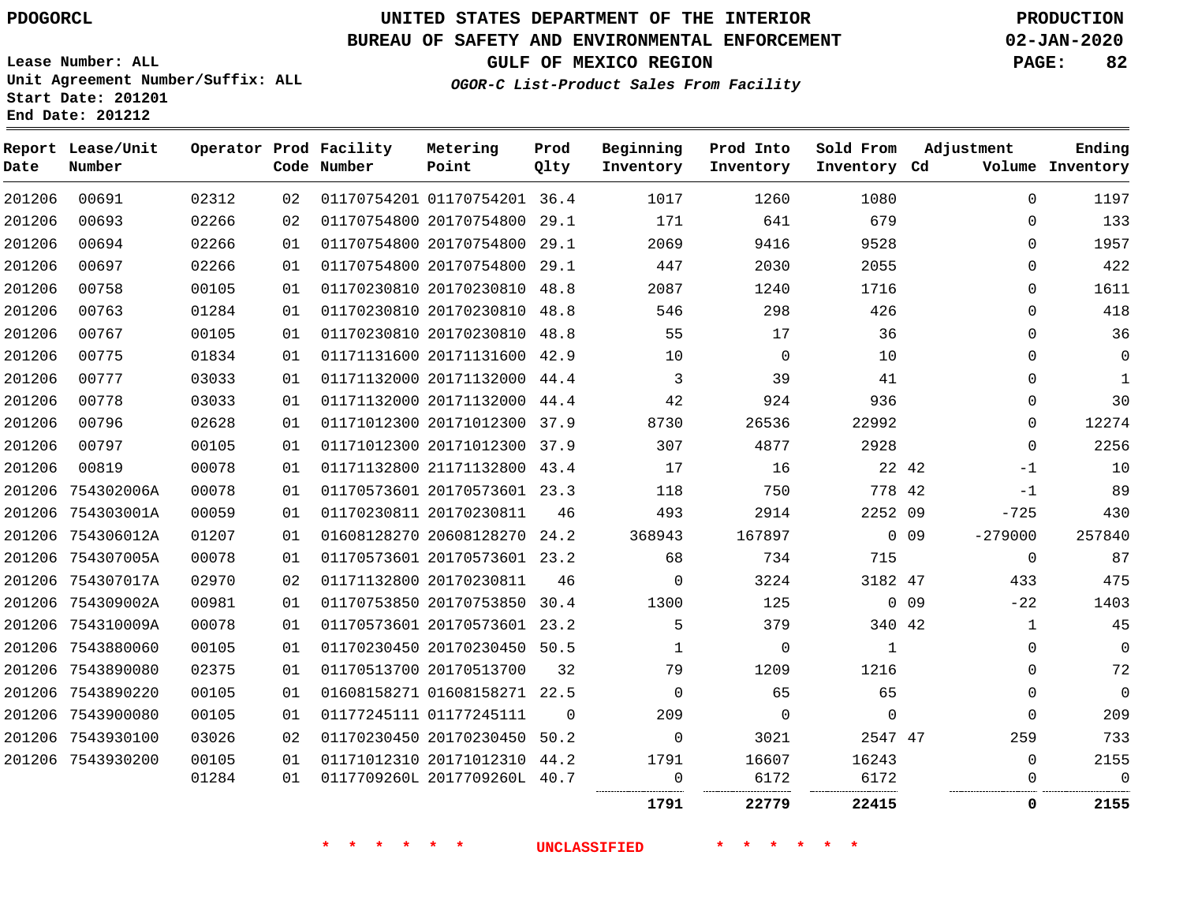# UNITED STATES DEPARTMENT OF THE INTERIOR
## BUREAU OF SAFETY AND ENVIRONMENTAL ENFORCEMENT
### GULF OF MEXICO REGION
### *OGOR-C List-Product Sales From Facility*

PDOGORCL

PRODUCTION 02-JAN-2020

Lease Number: ALL
Unit Agreement Number/Suffix: ALL
Start Date: 201201
End Date: 201212

| Report Date | Lease/Unit Number | Operator | Prod Code | Facility Number | Metering Point | Prod Qlty | Beginning Inventory | Prod Into Inventory | Sold From Inventory | Adjustment Cd | Adjustment Volume | Ending Inventory |
|---|---|---|---|---|---|---|---|---|---|---|---|---|
| 201206 | 00691 | 02312 | 02 | 01170754201 | 01170754201 | 36.4 | 1017 | 1260 | 1080 | | 0 | 1197 |
| 201206 | 00693 | 02266 | 02 | 01170754800 | 20170754800 | 29.1 | 171 | 641 | 679 | | 0 | 133 |
| 201206 | 00694 | 02266 | 01 | 01170754800 | 20170754800 | 29.1 | 2069 | 9416 | 9528 | | 0 | 1957 |
| 201206 | 00697 | 02266 | 01 | 01170754800 | 20170754800 | 29.1 | 447 | 2030 | 2055 | | 0 | 422 |
| 201206 | 00758 | 00105 | 01 | 01170230810 | 20170230810 | 48.8 | 2087 | 1240 | 1716 | | 0 | 1611 |
| 201206 | 00763 | 01284 | 01 | 01170230810 | 20170230810 | 48.8 | 546 | 298 | 426 | | 0 | 418 |
| 201206 | 00767 | 00105 | 01 | 01170230810 | 20170230810 | 48.8 | 55 | 17 | 36 | | 0 | 36 |
| 201206 | 00775 | 01834 | 01 | 01171131600 | 20171131600 | 42.9 | 10 | 0 | 10 | | 0 | 0 |
| 201206 | 00777 | 03033 | 01 | 01171132000 | 20171132000 | 44.4 | 3 | 39 | 41 | | 0 | 1 |
| 201206 | 00778 | 03033 | 01 | 01171132000 | 20171132000 | 44.4 | 42 | 924 | 936 | | 0 | 30 |
| 201206 | 00796 | 02628 | 01 | 01171012300 | 20171012300 | 37.9 | 8730 | 26536 | 22992 | | 0 | 12274 |
| 201206 | 00797 | 00105 | 01 | 01171012300 | 20171012300 | 37.9 | 307 | 4877 | 2928 | | 0 | 2256 |
| 201206 | 00819 | 00078 | 01 | 01171132800 | 21171132800 | 43.4 | 17 | 16 | 22 | 42 | -1 | 10 |
| 201206 | 754302006A | 00078 | 01 | 01170573601 | 20170573601 | 23.3 | 118 | 750 | 778 | 42 | -1 | 89 |
| 201206 | 754303001A | 00059 | 01 | 01170230811 | 20170230811 | 46 | 493 | 2914 | 2252 | 09 | -725 | 430 |
| 201206 | 754306012A | 01207 | 01 | 01608128270 | 20608128270 | 24.2 | 368943 | 167897 | 0 | 09 | -279000 | 257840 |
| 201206 | 754307005A | 00078 | 01 | 01170573601 | 20170573601 | 23.2 | 68 | 734 | 715 | | 0 | 87 |
| 201206 | 754307017A | 02970 | 02 | 01171132800 | 20170230811 | 46 | 0 | 3224 | 3182 | 47 | 433 | 475 |
| 201206 | 754309002A | 00981 | 01 | 01170753850 | 20170753850 | 30.4 | 1300 | 125 | 0 | 09 | -22 | 1403 |
| 201206 | 754310009A | 00078 | 01 | 01170573601 | 20170573601 | 23.2 | 5 | 379 | 340 | 42 | 1 | 45 |
| 201206 | 7543880060 | 00105 | 01 | 01170230450 | 20170230450 | 50.5 | 1 | 0 | 1 | | 0 | 0 |
| 201206 | 7543890080 | 02375 | 01 | 01170513700 | 20170513700 | 32 | 79 | 1209 | 1216 | | 0 | 72 |
| 201206 | 7543890220 | 00105 | 01 | 01608158271 | 01608158271 | 22.5 | 0 | 65 | 65 | | 0 | 0 |
| 201206 | 7543900080 | 00105 | 01 | 01177245111 | 01177245111 | 0 | 209 | 0 | 0 | | 0 | 209 |
| 201206 | 7543930100 | 03026 | 02 | 01170230450 | 20170230450 | 50.2 | 0 | 3021 | 2547 | 47 | 259 | 733 |
| 201206 | 7543930200 | 00105 | 01 | 01171012310 | 20171012310 | 44.2 | 1791 | 16607 | 16243 | | 0 | 2155 |
| | | 01284 | 01 | 0117709260L | 2017709260L | 40.7 | 0 | 6172 | 6172 | | 0 | 0 |
| | | | | | | | **1791** | **22779** | **22415** | | **0** | **2155** |

**\* \* \* \* \* \* UNCLASSIFIED \* \* \* \* \* \***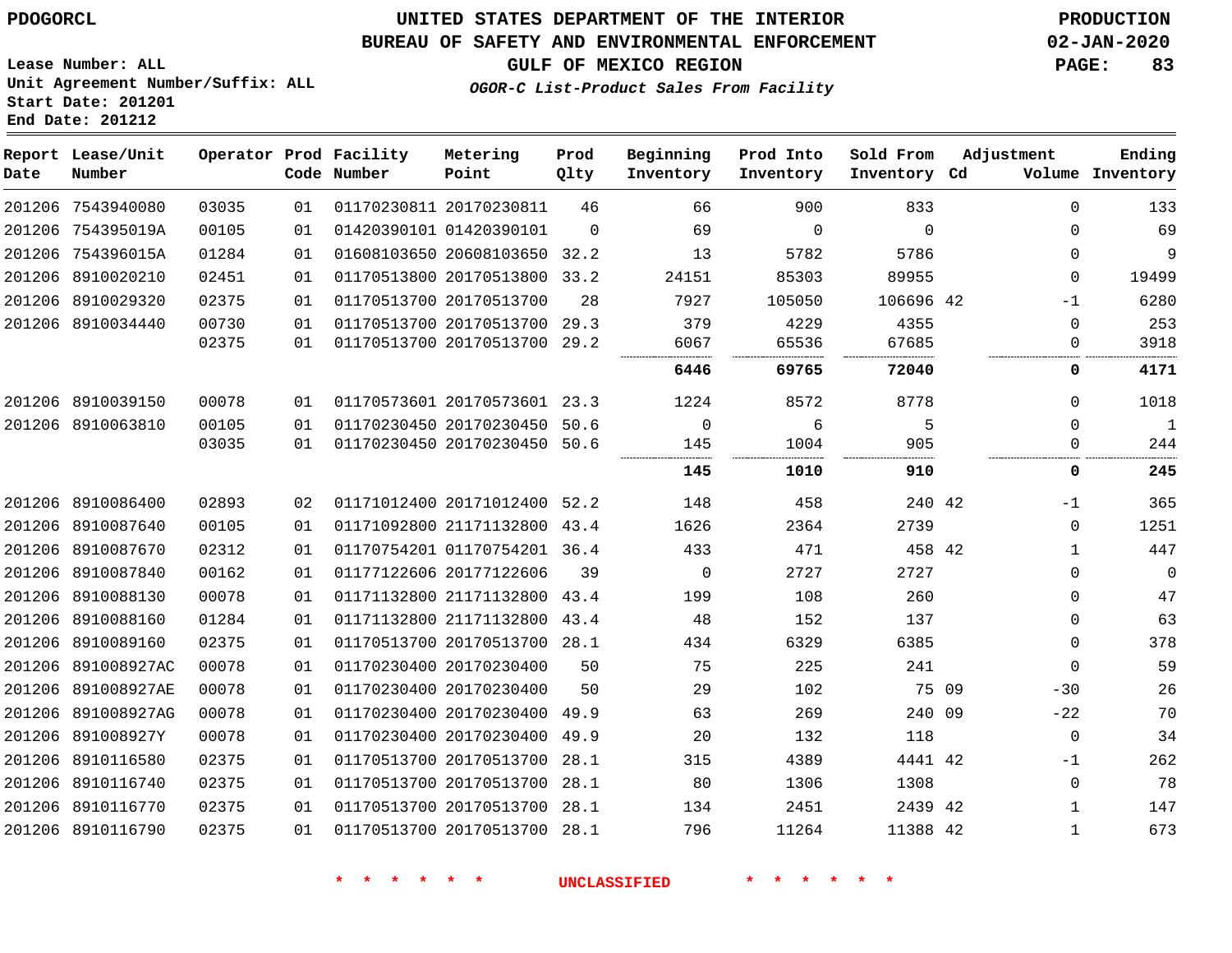PDOGORCL

# UNITED STATES DEPARTMENT OF THE INTERIOR
## BUREAU OF SAFETY AND ENVIRONMENTAL ENFORCEMENT
### GULF OF MEXICO REGION
*OGOR-C List-Product Sales From Facility*

PRODUCTION
02-JAN-2020

Lease Number: ALL
Unit Agreement Number/Suffix: ALL
Start Date: 201201
End Date: 201212

| Report Date | Lease/Unit Number | Operator | Prod Code | Facility Number | Metering Point | Prod Qlty | Beginning Inventory | Prod Into Inventory | Sold From Inventory | Adjustment Cd | Adjustment Volume | Ending Inventory |
|---|---|---|---|---|---|---|---|---|---|---|---|---|
| 201206 | 7543940080 | 03035 | 01 | 01170230811 | 20170230811 | 46 | 66 | 900 | 833 | | 0 | 133 |
| 201206 | 754395019A | 00105 | 01 | 01420390101 | 01420390101 | 0 | 69 | 0 | 0 | | 0 | 69 |
| 201206 | 754396015A | 01284 | 01 | 01608103650 | 20608103650 | 32.2 | 13 | 5782 | 5786 | | 0 | 9 |
| 201206 | 8910020210 | 02451 | 01 | 01170513800 | 20170513800 | 33.2 | 24151 | 85303 | 89955 | | 0 | 19499 |
| 201206 | 8910029320 | 02375 | 01 | 01170513700 | 20170513700 | 28 | 7927 | 105050 | 106696 | 42 | -1 | 6280 |
| 201206 | 8910034440 | 00730 | 01 | 01170513700 | 20170513700 | 29.3 | 379 | 4229 | 4355 | | 0 | 253 |
| | | 02375 | 01 | 01170513700 | 20170513700 | 29.2 | 6067 | 65536 | 67685 | | 0 | 3918 |
| | | | | | | | **6446** | **69765** | **72040** | | **0** | **4171** |
| 201206 | 8910039150 | 00078 | 01 | 01170573601 | 20170573601 | 23.3 | 1224 | 8572 | 8778 | | 0 | 1018 |
| 201206 | 8910063810 | 00105 | 01 | 01170230450 | 20170230450 | 50.6 | 0 | 6 | 5 | | 0 | 1 |
| | | 03035 | 01 | 01170230450 | 20170230450 | 50.6 | 145 | 1004 | 905 | | 0 | 244 |
| | | | | | | | **145** | **1010** | **910** | | **0** | **245** |
| 201206 | 8910086400 | 02893 | 02 | 01171012400 | 20171012400 | 52.2 | 148 | 458 | 240 | 42 | -1 | 365 |
| 201206 | 8910087640 | 00105 | 01 | 01171092800 | 21171132800 | 43.4 | 1626 | 2364 | 2739 | | 0 | 1251 |
| 201206 | 8910087670 | 02312 | 01 | 01170754201 | 01170754201 | 36.4 | 433 | 471 | 458 | 42 | 1 | 447 |
| 201206 | 8910087840 | 00162 | 01 | 01177122606 | 20177122606 | 39 | 0 | 2727 | 2727 | | 0 | 0 |
| 201206 | 8910088130 | 00078 | 01 | 01171132800 | 21171132800 | 43.4 | 199 | 108 | 260 | | 0 | 47 |
| 201206 | 8910088160 | 01284 | 01 | 01171132800 | 21171132800 | 43.4 | 48 | 152 | 137 | | 0 | 63 |
| 201206 | 8910089160 | 02375 | 01 | 01170513700 | 20170513700 | 28.1 | 434 | 6329 | 6385 | | 0 | 378 |
| 201206 | 891008927AC | 00078 | 01 | 01170230400 | 20170230400 | 50 | 75 | 225 | 241 | | 0 | 59 |
| 201206 | 891008927AE | 00078 | 01 | 01170230400 | 20170230400 | 50 | 29 | 102 | 75 | 09 | -30 | 26 |
| 201206 | 891008927AG | 00078 | 01 | 01170230400 | 20170230400 | 49.9 | 63 | 269 | 240 | 09 | -22 | 70 |
| 201206 | 891008927Y | 00078 | 01 | 01170230400 | 20170230400 | 49.9 | 20 | 132 | 118 | | 0 | 34 |
| 201206 | 8910116580 | 02375 | 01 | 01170513700 | 20170513700 | 28.1 | 315 | 4389 | 4441 | 42 | -1 | 262 |
| 201206 | 8910116740 | 02375 | 01 | 01170513700 | 20170513700 | 28.1 | 80 | 1306 | 1308 | | 0 | 78 |
| 201206 | 8910116770 | 02375 | 01 | 01170513700 | 20170513700 | 28.1 | 134 | 2451 | 2439 | 42 | 1 | 147 |
| 201206 | 8910116790 | 02375 | 01 | 01170513700 | 20170513700 | 28.1 | 796 | 11264 | 11388 | 42 | 1 | 673 |

* * * * * * UNCLASSIFIED * * * * * *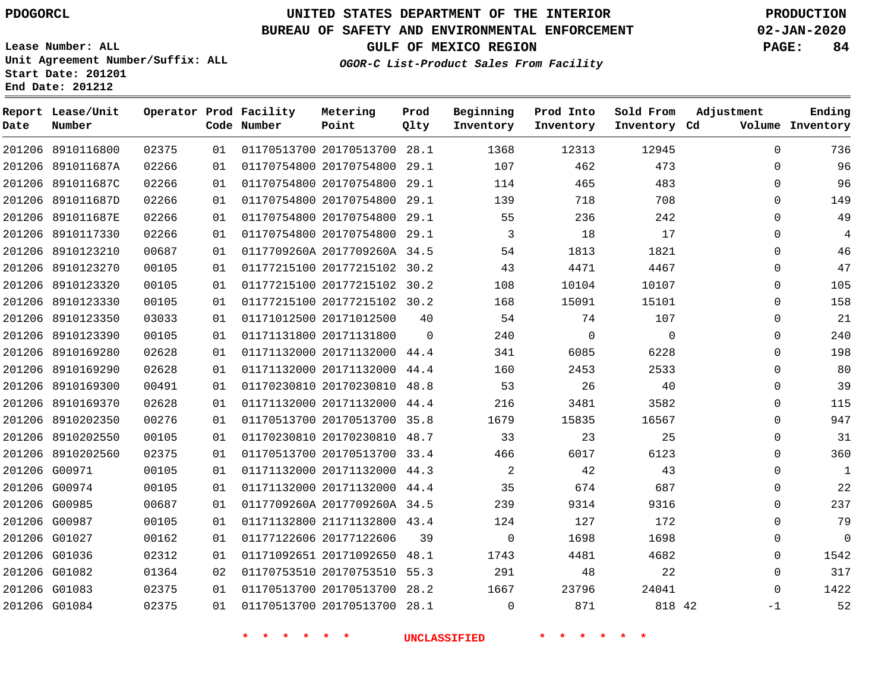PDOGORCL

# UNITED STATES DEPARTMENT OF THE INTERIOR
## BUREAU OF SAFETY AND ENVIRONMENTAL ENFORCEMENT
### GULF OF MEXICO REGION
*OGOR-C List-Product Sales From Facility*

PRODUCTION
02-JAN-2020

Lease Number: ALL
Unit Agreement Number/Suffix: ALL
Start Date: 201201
End Date: 201212

| Report Date | Lease/Unit Number | Operator | Prod Code | Facility Number | Metering Point | Prod Qlty | Beginning Inventory | Prod Into Inventory | Sold From Inventory | Adjustment Cd | Volume | Ending Inventory |
|---|---|---|---|---|---|---|---|---|---|---|---|---|
| 201206 | 8910116800 | 02375 | 01 | 01170513700 | 20170513700 | 28.1 | 1368 | 12313 | 12945 | | 0 | 736 |
| 201206 | 891011687A | 02266 | 01 | 01170754800 | 20170754800 | 29.1 | 107 | 462 | 473 | | 0 | 96 |
| 201206 | 891011687C | 02266 | 01 | 01170754800 | 20170754800 | 29.1 | 114 | 465 | 483 | | 0 | 96 |
| 201206 | 891011687D | 02266 | 01 | 01170754800 | 20170754800 | 29.1 | 139 | 718 | 708 | | 0 | 149 |
| 201206 | 891011687E | 02266 | 01 | 01170754800 | 20170754800 | 29.1 | 55 | 236 | 242 | | 0 | 49 |
| 201206 | 8910117330 | 02266 | 01 | 01170754800 | 20170754800 | 29.1 | 3 | 18 | 17 | | 0 | 4 |
| 201206 | 8910123210 | 00687 | 01 | 0117709260A | 2017709260A | 34.5 | 54 | 1813 | 1821 | | 0 | 46 |
| 201206 | 8910123270 | 00105 | 01 | 01177215100 | 20177215102 | 30.2 | 43 | 4471 | 4467 | | 0 | 47 |
| 201206 | 8910123320 | 00105 | 01 | 01177215100 | 20177215102 | 30.2 | 108 | 10104 | 10107 | | 0 | 105 |
| 201206 | 8910123330 | 00105 | 01 | 01177215100 | 20177215102 | 30.2 | 168 | 15091 | 15101 | | 0 | 158 |
| 201206 | 8910123350 | 03033 | 01 | 01171012500 | 20171012500 | 40 | 54 | 74 | 107 | | 0 | 21 |
| 201206 | 8910123390 | 00105 | 01 | 01171131800 | 20171131800 | 0 | 240 | 0 | 0 | | 0 | 240 |
| 201206 | 8910169280 | 02628 | 01 | 01171132000 | 20171132000 | 44.4 | 341 | 6085 | 6228 | | 0 | 198 |
| 201206 | 8910169290 | 02628 | 01 | 01171132000 | 20171132000 | 44.4 | 160 | 2453 | 2533 | | 0 | 80 |
| 201206 | 8910169300 | 00491 | 01 | 01170230810 | 20170230810 | 48.8 | 53 | 26 | 40 | | 0 | 39 |
| 201206 | 8910169370 | 02628 | 01 | 01171132000 | 20171132000 | 44.4 | 216 | 3481 | 3582 | | 0 | 115 |
| 201206 | 8910202350 | 00276 | 01 | 01170513700 | 20170513700 | 35.8 | 1679 | 15835 | 16567 | | 0 | 947 |
| 201206 | 8910202550 | 00105 | 01 | 01170230810 | 20170230810 | 48.7 | 33 | 23 | 25 | | 0 | 31 |
| 201206 | 8910202560 | 02375 | 01 | 01170513700 | 20170513700 | 33.4 | 466 | 6017 | 6123 | | 0 | 360 |
| 201206 | G00971 | 00105 | 01 | 01171132000 | 20171132000 | 44.3 | 2 | 42 | 43 | | 0 | 1 |
| 201206 | G00974 | 00105 | 01 | 01171132000 | 20171132000 | 44.4 | 35 | 674 | 687 | | 0 | 22 |
| 201206 | G00985 | 00687 | 01 | 0117709260A | 2017709260A | 34.5 | 239 | 9314 | 9316 | | 0 | 237 |
| 201206 | G00987 | 00105 | 01 | 01171132800 | 21171132800 | 43.4 | 124 | 127 | 172 | | 0 | 79 |
| 201206 | G01027 | 00162 | 01 | 01177122606 | 20177122606 | 39 | 0 | 1698 | 1698 | | 0 | 0 |
| 201206 | G01036 | 02312 | 01 | 01171092651 | 20171092650 | 48.1 | 1743 | 4481 | 4682 | | 0 | 1542 |
| 201206 | G01082 | 01364 | 02 | 01170753510 | 20170753510 | 55.3 | 291 | 48 | 22 | | 0 | 317 |
| 201206 | G01083 | 02375 | 01 | 01170513700 | 20170513700 | 28.2 | 1667 | 23796 | 24041 | | 0 | 1422 |
| 201206 | G01084 | 02375 | 01 | 01170513700 | 20170513700 | 28.1 | 0 | 871 | 818 | 42 | -1 | 52 |

* * * * * * UNCLASSIFIED * * * * * *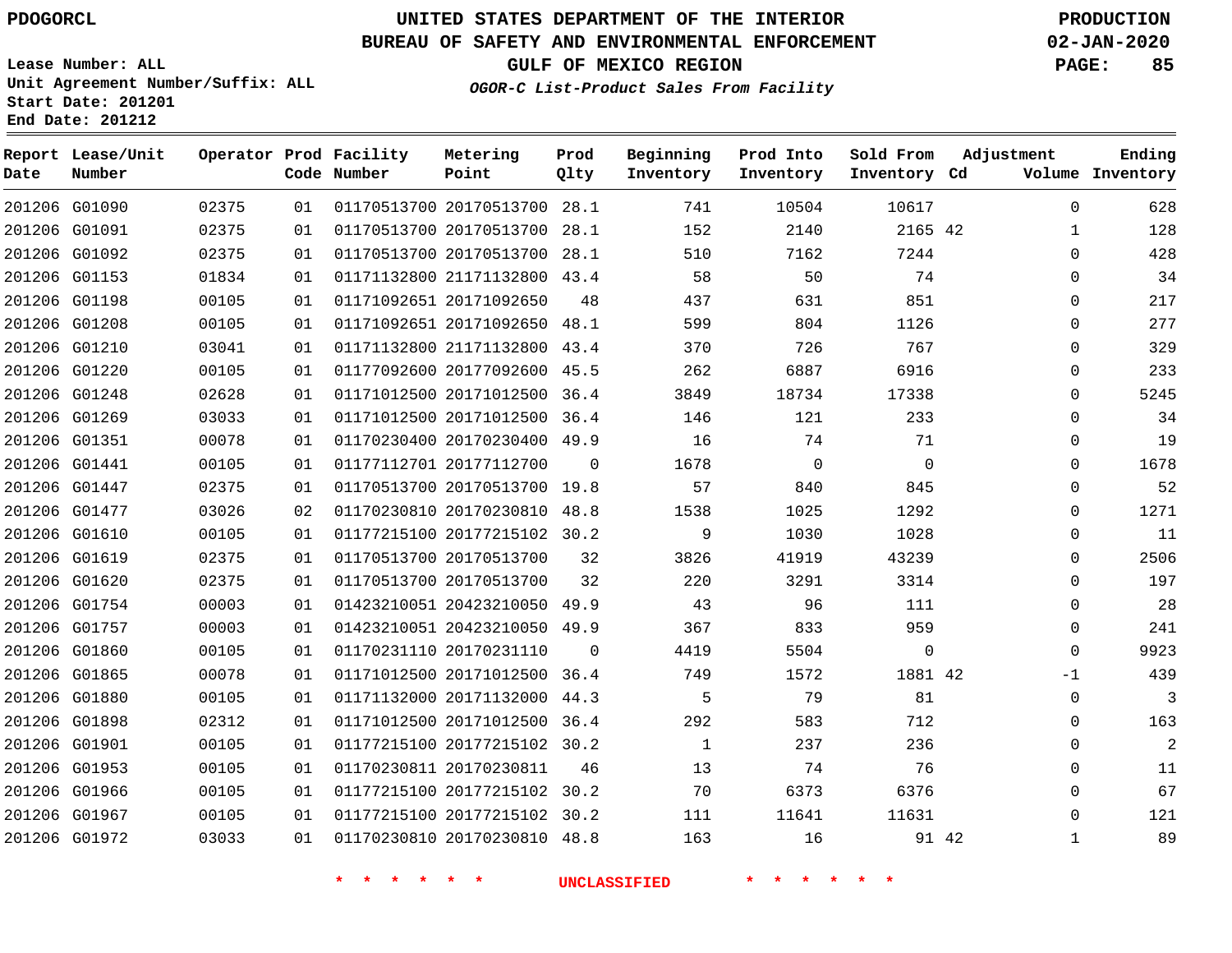PDOGORCL

# UNITED STATES DEPARTMENT OF THE INTERIOR
## BUREAU OF SAFETY AND ENVIRONMENTAL ENFORCEMENT
### GULF OF MEXICO REGION
*OGOR-C List-Product Sales From Facility*

PRODUCTION
02-JAN-2020

Lease Number: ALL
Unit Agreement Number/Suffix: ALL
Start Date: 201201
End Date: 201212

| Report Date | Lease/Unit Number | Operator | Prod Code | Facility Number | Metering Point | Prod Qlty | Beginning Inventory | Prod Into Inventory | Sold From Inventory | Adjustment Cd | Volume | Ending Inventory |
|---|---|---|---|---|---|---|---|---|---|---|---|---|
| 201206 | G01090 | 02375 | 01 | 01170513700 | 20170513700 | 28.1 | 741 | 10504 | 10617 | | 0 | 628 |
| 201206 | G01091 | 02375 | 01 | 01170513700 | 20170513700 | 28.1 | 152 | 2140 | 2165 | 42 | 1 | 128 |
| 201206 | G01092 | 02375 | 01 | 01170513700 | 20170513700 | 28.1 | 510 | 7162 | 7244 | | 0 | 428 |
| 201206 | G01153 | 01834 | 01 | 01171132800 | 21171132800 | 43.4 | 58 | 50 | 74 | | 0 | 34 |
| 201206 | G01198 | 00105 | 01 | 01171092651 | 20171092650 | 48 | 437 | 631 | 851 | | 0 | 217 |
| 201206 | G01208 | 00105 | 01 | 01171092651 | 20171092650 | 48.1 | 599 | 804 | 1126 | | 0 | 277 |
| 201206 | G01210 | 03041 | 01 | 01171132800 | 21171132800 | 43.4 | 370 | 726 | 767 | | 0 | 329 |
| 201206 | G01220 | 00105 | 01 | 01177092600 | 20177092600 | 45.5 | 262 | 6887 | 6916 | | 0 | 233 |
| 201206 | G01248 | 02628 | 01 | 01171012500 | 20171012500 | 36.4 | 3849 | 18734 | 17338 | | 0 | 5245 |
| 201206 | G01269 | 03033 | 01 | 01171012500 | 20171012500 | 36.4 | 146 | 121 | 233 | | 0 | 34 |
| 201206 | G01351 | 00078 | 01 | 01170230400 | 20170230400 | 49.9 | 16 | 74 | 71 | | 0 | 19 |
| 201206 | G01441 | 00105 | 01 | 01177112701 | 20177112700 | 0 | 1678 | 0 | 0 | | 0 | 1678 |
| 201206 | G01447 | 02375 | 01 | 01170513700 | 20170513700 | 19.8 | 57 | 840 | 845 | | 0 | 52 |
| 201206 | G01477 | 03026 | 02 | 01170230810 | 20170230810 | 48.8 | 1538 | 1025 | 1292 | | 0 | 1271 |
| 201206 | G01610 | 00105 | 01 | 01177215100 | 20177215102 | 30.2 | 9 | 1030 | 1028 | | 0 | 11 |
| 201206 | G01619 | 02375 | 01 | 01170513700 | 20170513700 | 32 | 3826 | 41919 | 43239 | | 0 | 2506 |
| 201206 | G01620 | 02375 | 01 | 01170513700 | 20170513700 | 32 | 220 | 3291 | 3314 | | 0 | 197 |
| 201206 | G01754 | 00003 | 01 | 01423210051 | 20423210050 | 49.9 | 43 | 96 | 111 | | 0 | 28 |
| 201206 | G01757 | 00003 | 01 | 01423210051 | 20423210050 | 49.9 | 367 | 833 | 959 | | 0 | 241 |
| 201206 | G01860 | 00105 | 01 | 01170231110 | 20170231110 | 0 | 4419 | 5504 | 0 | | 0 | 9923 |
| 201206 | G01865 | 00078 | 01 | 01171012500 | 20171012500 | 36.4 | 749 | 1572 | 1881 | 42 | -1 | 439 |
| 201206 | G01880 | 00105 | 01 | 01171132000 | 20171132000 | 44.3 | 5 | 79 | 81 | | 0 | 3 |
| 201206 | G01898 | 02312 | 01 | 01171012500 | 20171012500 | 36.4 | 292 | 583 | 712 | | 0 | 163 |
| 201206 | G01901 | 00105 | 01 | 01177215100 | 20177215102 | 30.2 | 1 | 237 | 236 | | 0 | 2 |
| 201206 | G01953 | 00105 | 01 | 01170230811 | 20170230811 | 46 | 13 | 74 | 76 | | 0 | 11 |
| 201206 | G01966 | 00105 | 01 | 01177215100 | 20177215102 | 30.2 | 70 | 6373 | 6376 | | 0 | 67 |
| 201206 | G01967 | 00105 | 01 | 01177215100 | 20177215102 | 30.2 | 111 | 11641 | 11631 | | 0 | 121 |
| 201206 | G01972 | 03033 | 01 | 01170230810 | 20170230810 | 48.8 | 163 | 16 | 91 | 42 | 1 | 89 |

* * * * * * UNCLASSIFIED * * * * * *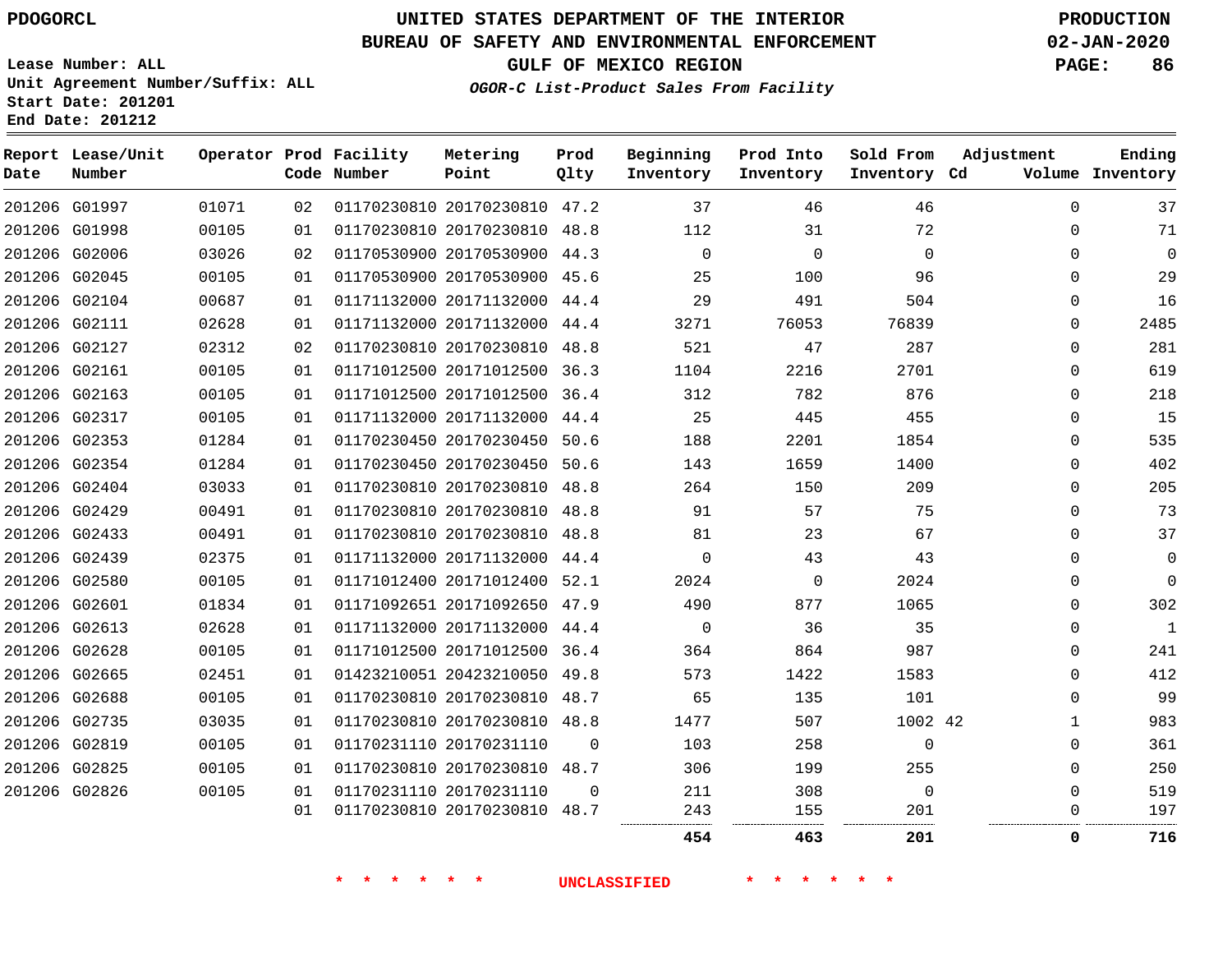# UNITED STATES DEPARTMENT OF THE INTERIOR
## BUREAU OF SAFETY AND ENVIRONMENTAL ENFORCEMENT
### GULF OF MEXICO REGION

*OGOR-C List-Product Sales From Facility*

PDOGORCL

PRODUCTION
02-JAN-2020

Lease Number: ALL
Unit Agreement Number/Suffix: ALL
Start Date: 201201
End Date: 201212

| Report Date | Lease/Unit Number | Operator | Prod Code | Facility Number | Metering Point | Prod Qlty | Beginning Inventory | Prod Into Inventory | Sold From Inventory | Adjustment Cd | Adjustment Volume | Ending Inventory |
|---|---|---|---|---|---|---|---|---|---|---|---|---|
| 201206 | G01997 | 01071 | 02 | 01170230810 | 20170230810 | 47.2 | 37 | 46 | 46 | | 0 | 37 |
| 201206 | G01998 | 00105 | 01 | 01170230810 | 20170230810 | 48.8 | 112 | 31 | 72 | | 0 | 71 |
| 201206 | G02006 | 03026 | 02 | 01170530900 | 20170530900 | 44.3 | 0 | 0 | 0 | | 0 | 0 |
| 201206 | G02045 | 00105 | 01 | 01170530900 | 20170530900 | 45.6 | 25 | 100 | 96 | | 0 | 29 |
| 201206 | G02104 | 00687 | 01 | 01171132000 | 20171132000 | 44.4 | 29 | 491 | 504 | | 0 | 16 |
| 201206 | G02111 | 02628 | 01 | 01171132000 | 20171132000 | 44.4 | 3271 | 76053 | 76839 | | 0 | 2485 |
| 201206 | G02127 | 02312 | 02 | 01170230810 | 20170230810 | 48.8 | 521 | 47 | 287 | | 0 | 281 |
| 201206 | G02161 | 00105 | 01 | 01171012500 | 20171012500 | 36.3 | 1104 | 2216 | 2701 | | 0 | 619 |
| 201206 | G02163 | 00105 | 01 | 01171012500 | 20171012500 | 36.4 | 312 | 782 | 876 | | 0 | 218 |
| 201206 | G02317 | 00105 | 01 | 01171132000 | 20171132000 | 44.4 | 25 | 445 | 455 | | 0 | 15 |
| 201206 | G02353 | 01284 | 01 | 01170230450 | 20170230450 | 50.6 | 188 | 2201 | 1854 | | 0 | 535 |
| 201206 | G02354 | 01284 | 01 | 01170230450 | 20170230450 | 50.6 | 143 | 1659 | 1400 | | 0 | 402 |
| 201206 | G02404 | 03033 | 01 | 01170230810 | 20170230810 | 48.8 | 264 | 150 | 209 | | 0 | 205 |
| 201206 | G02429 | 00491 | 01 | 01170230810 | 20170230810 | 48.8 | 91 | 57 | 75 | | 0 | 73 |
| 201206 | G02433 | 00491 | 01 | 01170230810 | 20170230810 | 48.8 | 81 | 23 | 67 | | 0 | 37 |
| 201206 | G02439 | 02375 | 01 | 01171132000 | 20171132000 | 44.4 | 0 | 43 | 43 | | 0 | 0 |
| 201206 | G02580 | 00105 | 01 | 01171012400 | 20171012400 | 52.1 | 2024 | 0 | 2024 | | 0 | 0 |
| 201206 | G02601 | 01834 | 01 | 01171092651 | 20171092650 | 47.9 | 490 | 877 | 1065 | | 0 | 302 |
| 201206 | G02613 | 02628 | 01 | 01171132000 | 20171132000 | 44.4 | 0 | 36 | 35 | | 0 | 1 |
| 201206 | G02628 | 00105 | 01 | 01171012500 | 20171012500 | 36.4 | 364 | 864 | 987 | | 0 | 241 |
| 201206 | G02665 | 02451 | 01 | 01423210051 | 20423210050 | 49.8 | 573 | 1422 | 1583 | | 0 | 412 |
| 201206 | G02688 | 00105 | 01 | 01170230810 | 20170230810 | 48.7 | 65 | 135 | 101 | | 0 | 99 |
| 201206 | G02735 | 03035 | 01 | 01170230810 | 20170230810 | 48.8 | 1477 | 507 | 1002 | 42 | 1 | 983 |
| 201206 | G02819 | 00105 | 01 | 01170231110 | 20170231110 | 0 | 103 | 258 | 0 | | 0 | 361 |
| 201206 | G02825 | 00105 | 01 | 01170230810 | 20170230810 | 48.7 | 306 | 199 | 255 | | 0 | 250 |
| 201206 | G02826 | 00105 | 01 | 01170231110 | 20170231110 | 0 | 211 | 308 | 0 | | 0 | 519 |
| | | | 01 | 01170230810 | 20170230810 | 48.7 | 243 | 155 | 201 | | 0 | 197 |
| | | | | | | | **454** | **463** | **201** | | **0** | **716** |

\* \* \* \* \* \* UNCLASSIFIED \* \* \* \* \* \*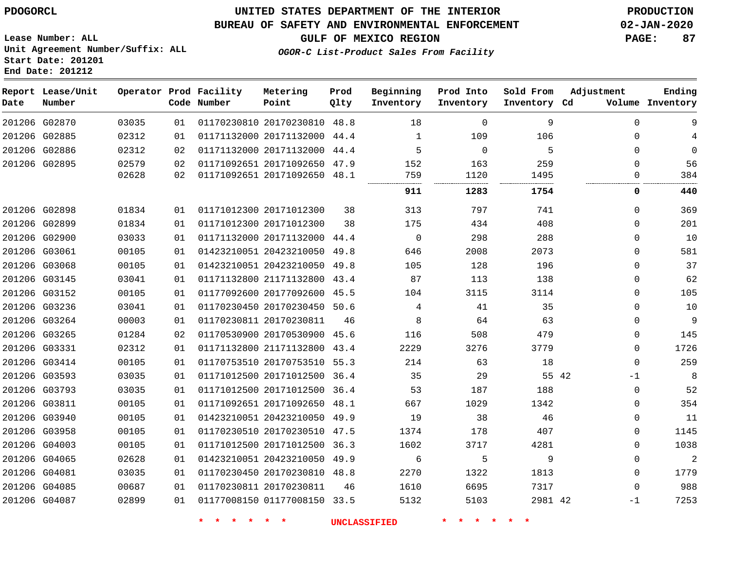PDOGORCL

# UNITED STATES DEPARTMENT OF THE INTERIOR
## BUREAU OF SAFETY AND ENVIRONMENTAL ENFORCEMENT
### GULF OF MEXICO REGION
*OGOR-C List-Product Sales From Facility*

PRODUCTION
02-JAN-2020

Lease Number: ALL
Unit Agreement Number/Suffix: ALL
Start Date: 201201
End Date: 201212

| Report Date | Lease/Unit Number | Operator | Prod Code | Facility Number | Metering Point | Prod Qlty | Beginning Inventory | Prod Into Inventory | Sold From Inventory | Adjustment Cd | Adjustment Volume | Ending Inventory |
|---|---|---|---|---|---|---|---|---|---|---|---|---|
| 201206 | G02870 | 03035 | 01 | 01170230810 | 20170230810 | 48.8 | 18 | 0 | 9 | | 0 | 9 |
| 201206 | G02885 | 02312 | 01 | 01171132000 | 20171132000 | 44.4 | 1 | 109 | 106 | | 0 | 4 |
| 201206 | G02886 | 02312 | 02 | 01171132000 | 20171132000 | 44.4 | 5 | 0 | 5 | | 0 | 0 |
| 201206 | G02895 | 02579 | 02 | 01171092651 | 20171092650 | 47.9 | 152 | 163 | 259 | | 0 | 56 |
| | | 02628 | 02 | 01171092651 | 20171092650 | 48.1 | 759 | 1120 | 1495 | | 0 | 384 |
| | | | | | | | **911** | **1283** | **1754** | | **0** | **440** |
| 201206 | G02898 | 01834 | 01 | 01171012300 | 20171012300 | 38 | 313 | 797 | 741 | | 0 | 369 |
| 201206 | G02899 | 01834 | 01 | 01171012300 | 20171012300 | 38 | 175 | 434 | 408 | | 0 | 201 |
| 201206 | G02900 | 03033 | 01 | 01171132000 | 20171132000 | 44.4 | 0 | 298 | 288 | | 0 | 10 |
| 201206 | G03061 | 00105 | 01 | 01423210051 | 20423210050 | 49.8 | 646 | 2008 | 2073 | | 0 | 581 |
| 201206 | G03068 | 00105 | 01 | 01423210051 | 20423210050 | 49.8 | 105 | 128 | 196 | | 0 | 37 |
| 201206 | G03145 | 03041 | 01 | 01171132800 | 21171132800 | 43.4 | 87 | 113 | 138 | | 0 | 62 |
| 201206 | G03152 | 00105 | 01 | 01177092600 | 20177092600 | 45.5 | 104 | 3115 | 3114 | | 0 | 105 |
| 201206 | G03236 | 03041 | 01 | 01170230450 | 20170230450 | 50.6 | 4 | 41 | 35 | | 0 | 10 |
| 201206 | G03264 | 00003 | 01 | 01170230811 | 20170230811 | 46 | 8 | 64 | 63 | | 0 | 9 |
| 201206 | G03265 | 01284 | 02 | 01170530900 | 20170530900 | 45.6 | 116 | 508 | 479 | | 0 | 145 |
| 201206 | G03331 | 02312 | 01 | 01171132800 | 21171132800 | 43.4 | 2229 | 3276 | 3779 | | 0 | 1726 |
| 201206 | G03414 | 00105 | 01 | 01170753510 | 20170753510 | 55.3 | 214 | 63 | 18 | | 0 | 259 |
| 201206 | G03593 | 03035 | 01 | 01171012500 | 20171012500 | 36.4 | 35 | 29 | 55 | 42 | -1 | 8 |
| 201206 | G03793 | 03035 | 01 | 01171012500 | 20171012500 | 36.4 | 53 | 187 | 188 | | 0 | 52 |
| 201206 | G03811 | 00105 | 01 | 01171092651 | 20171092650 | 48.1 | 667 | 1029 | 1342 | | 0 | 354 |
| 201206 | G03940 | 00105 | 01 | 01423210051 | 20423210050 | 49.9 | 19 | 38 | 46 | | 0 | 11 |
| 201206 | G03958 | 00105 | 01 | 01170230510 | 20170230510 | 47.5 | 1374 | 178 | 407 | | 0 | 1145 |
| 201206 | G04003 | 00105 | 01 | 01171012500 | 20171012500 | 36.3 | 1602 | 3717 | 4281 | | 0 | 1038 |
| 201206 | G04065 | 02628 | 01 | 01423210051 | 20423210050 | 49.9 | 6 | 5 | 9 | | 0 | 2 |
| 201206 | G04081 | 03035 | 01 | 01170230450 | 20170230810 | 48.8 | 2270 | 1322 | 1813 | | 0 | 1779 |
| 201206 | G04085 | 00687 | 01 | 01170230811 | 20170230811 | 46 | 1610 | 6695 | 7317 | | 0 | 988 |
| 201206 | G04087 | 02899 | 01 | 01177008150 | 01177008150 | 33.5 | 5132 | 5103 | 2981 | 42 | -1 | 7253 |

\* \* \* \* \* \* UNCLASSIFIED \* \* \* \* \* \*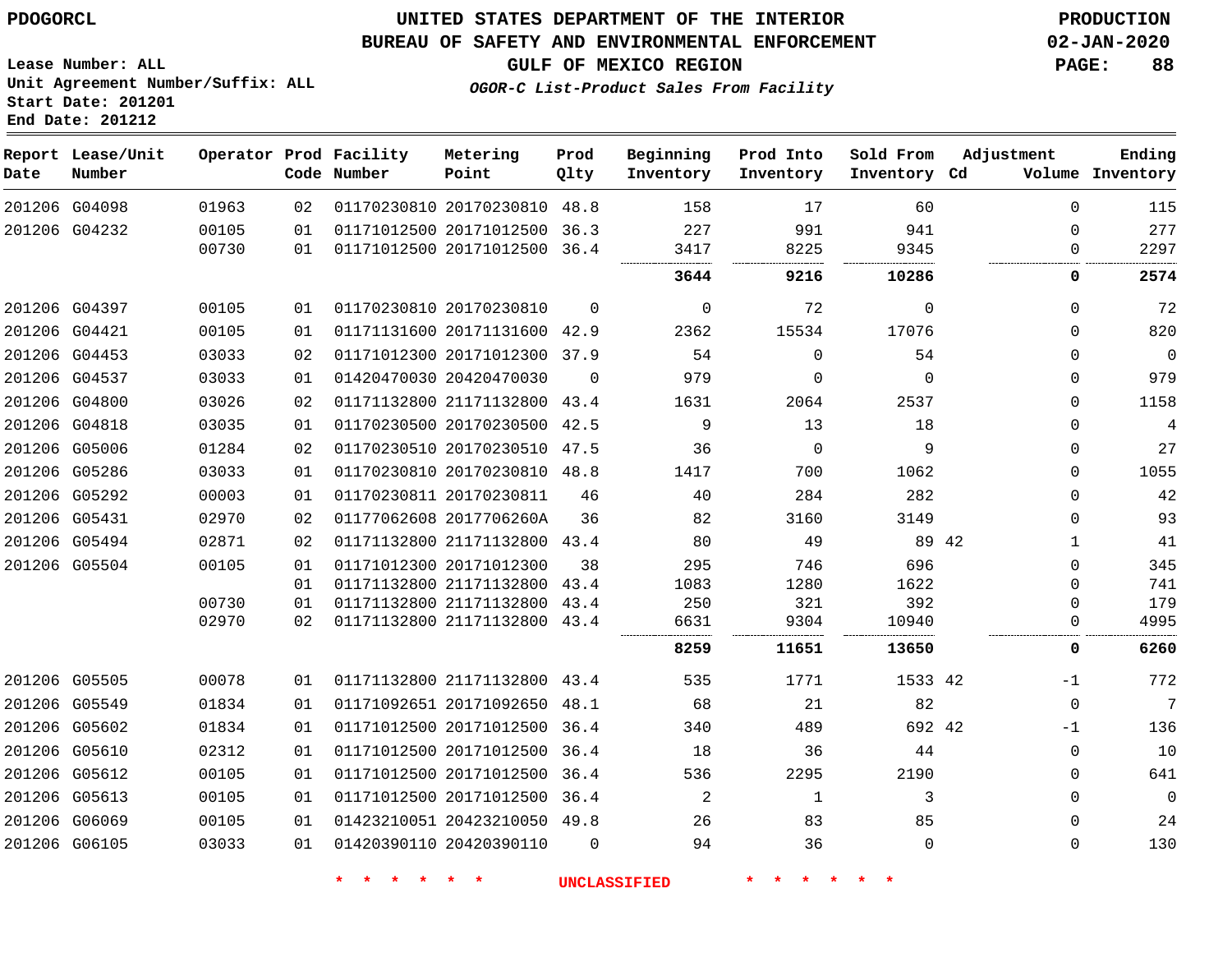PDOGORCL

# UNITED STATES DEPARTMENT OF THE INTERIOR
## BUREAU OF SAFETY AND ENVIRONMENTAL ENFORCEMENT
### GULF OF MEXICO REGION
*OGOR-C List-Product Sales From Facility*

PRODUCTION
02-JAN-2020

Lease Number: ALL
Unit Agreement Number/Suffix: ALL
Start Date: 201201
End Date: 201212

| Report Date | Lease/Unit Number | Operator | Prod Code | Facility Number | Metering Point | Prod Qlty | Beginning Inventory | Prod Into Inventory | Sold From Inventory | Adjustment Cd | Volume | Ending Inventory |
|---|---|---|---|---|---|---|---|---|---|---|---|---|
| 201206 | G04098 | 01963 | 02 | 01170230810 | 20170230810 | 48.8 | 158 | 17 | 60 | | 0 | 115 |
| 201206 | G04232 | 00105 | 01 | 01171012500 | 20171012500 | 36.3 | 227 | 991 | 941 | | 0 | 277 |
| | | 00730 | 01 | 01171012500 | 20171012500 | 36.4 | 3417 | 8225 | 9345 | | 0 | 2297 |
| | | | | | | | **3644** | **9216** | **10286** | | **0** | **2574** |
| 201206 | G04397 | 00105 | 01 | 01170230810 | 20170230810 | 0 | 0 | 72 | 0 | | 0 | 72 |
| 201206 | G04421 | 00105 | 01 | 01171131600 | 20171131600 | 42.9 | 2362 | 15534 | 17076 | | 0 | 820 |
| 201206 | G04453 | 03033 | 02 | 01171012300 | 20171012300 | 37.9 | 54 | 0 | 54 | | 0 | 0 |
| 201206 | G04537 | 03033 | 01 | 01420470030 | 20420470030 | 0 | 979 | 0 | 0 | | 0 | 979 |
| 201206 | G04800 | 03026 | 02 | 01171132800 | 21171132800 | 43.4 | 1631 | 2064 | 2537 | | 0 | 1158 |
| 201206 | G04818 | 03035 | 01 | 01170230500 | 20170230500 | 42.5 | 9 | 13 | 18 | | 0 | 4 |
| 201206 | G05006 | 01284 | 02 | 01170230510 | 20170230510 | 47.5 | 36 | 0 | 9 | | 0 | 27 |
| 201206 | G05286 | 03033 | 01 | 01170230810 | 20170230810 | 48.8 | 1417 | 700 | 1062 | | 0 | 1055 |
| 201206 | G05292 | 00003 | 01 | 01170230811 | 20170230811 | 46 | 40 | 284 | 282 | | 0 | 42 |
| 201206 | G05431 | 02970 | 02 | 01177062608 | 2017706260A | 36 | 82 | 3160 | 3149 | | 0 | 93 |
| 201206 | G05494 | 02871 | 02 | 01171132800 | 21171132800 | 43.4 | 80 | 49 | 89 | 42 | 1 | 41 |
| 201206 | G05504 | 00105 | 01 | 01171012300 | 20171012300 | 38 | 295 | 746 | 696 | | 0 | 345 |
| | | | 01 | 01171132800 | 21171132800 | 43.4 | 1083 | 1280 | 1622 | | 0 | 741 |
| | | 00730 | 01 | 01171132800 | 21171132800 | 43.4 | 250 | 321 | 392 | | 0 | 179 |
| | | 02970 | 02 | 01171132800 | 21171132800 | 43.4 | 6631 | 9304 | 10940 | | 0 | 4995 |
| | | | | | | | **8259** | **11651** | **13650** | | **0** | **6260** |
| 201206 | G05505 | 00078 | 01 | 01171132800 | 21171132800 | 43.4 | 535 | 1771 | 1533 | 42 | -1 | 772 |
| 201206 | G05549 | 01834 | 01 | 01171092651 | 20171092650 | 48.1 | 68 | 21 | 82 | | 0 | 7 |
| 201206 | G05602 | 01834 | 01 | 01171012500 | 20171012500 | 36.4 | 340 | 489 | 692 | 42 | -1 | 136 |
| 201206 | G05610 | 02312 | 01 | 01171012500 | 20171012500 | 36.4 | 18 | 36 | 44 | | 0 | 10 |
| 201206 | G05612 | 00105 | 01 | 01171012500 | 20171012500 | 36.4 | 536 | 2295 | 2190 | | 0 | 641 |
| 201206 | G05613 | 00105 | 01 | 01171012500 | 20171012500 | 36.4 | 2 | 1 | 3 | | 0 | 0 |
| 201206 | G06069 | 00105 | 01 | 01423210051 | 20423210050 | 49.8 | 26 | 83 | 85 | | 0 | 24 |
| 201206 | G06105 | 03033 | 01 | 01420390110 | 20420390110 | 0 | 94 | 36 | 0 | | 0 | 130 |

* * * * * * UNCLASSIFIED * * * * * *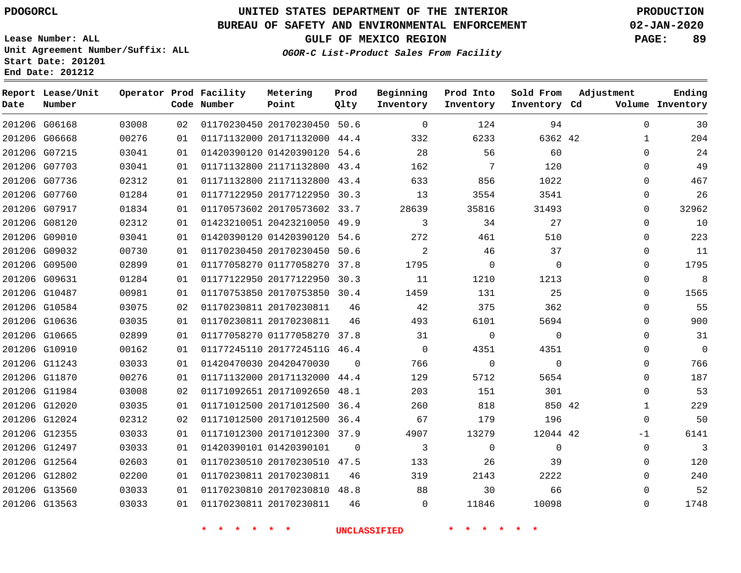PDOGORCL

# UNITED STATES DEPARTMENT OF THE INTERIOR
## BUREAU OF SAFETY AND ENVIRONMENTAL ENFORCEMENT
### GULF OF MEXICO REGION
*OGOR-C List-Product Sales From Facility*

PRODUCTION
02-JAN-2020

Lease Number: ALL
Unit Agreement Number/Suffix: ALL
Start Date: 201201
End Date: 201212

| Report Date | Lease/Unit Number | Operator | Prod Code | Facility Number | Metering Point | Prod Qlty | Beginning Inventory | Prod Into Inventory | Sold From Inventory | Adjustment Cd | Volume | Ending Inventory |
|---|---|---|---|---|---|---|---|---|---|---|---|---|
| 201206 | G06168 | 03008 | 02 | 01170230450 | 20170230450 | 50.6 | 0 | 124 | 94 | | 0 | 30 |
| 201206 | G06668 | 00276 | 01 | 01171132000 | 20171132000 | 44.4 | 332 | 6233 | 6362 | 42 | 1 | 204 |
| 201206 | G07215 | 03041 | 01 | 01420390120 | 01420390120 | 54.6 | 28 | 56 | 60 | | 0 | 24 |
| 201206 | G07703 | 03041 | 01 | 01171132800 | 21171132800 | 43.4 | 162 | 7 | 120 | | 0 | 49 |
| 201206 | G07736 | 02312 | 01 | 01171132800 | 21171132800 | 43.4 | 633 | 856 | 1022 | | 0 | 467 |
| 201206 | G07760 | 01284 | 01 | 01177122950 | 20177122950 | 30.3 | 13 | 3554 | 3541 | | 0 | 26 |
| 201206 | G07917 | 01834 | 01 | 01170573602 | 20170573602 | 33.7 | 28639 | 35816 | 31493 | | 0 | 32962 |
| 201206 | G08120 | 02312 | 01 | 01423210051 | 20423210050 | 49.9 | 3 | 34 | 27 | | 0 | 10 |
| 201206 | G09010 | 03041 | 01 | 01420390120 | 01420390120 | 54.6 | 272 | 461 | 510 | | 0 | 223 |
| 201206 | G09032 | 00730 | 01 | 01170230450 | 20170230450 | 50.6 | 2 | 46 | 37 | | 0 | 11 |
| 201206 | G09500 | 02899 | 01 | 01177058270 | 01177058270 | 37.8 | 1795 | 0 | 0 | | 0 | 1795 |
| 201206 | G09631 | 01284 | 01 | 01177122950 | 20177122950 | 30.3 | 11 | 1210 | 1213 | | 0 | 8 |
| 201206 | G10487 | 00981 | 01 | 01170753850 | 20170753850 | 30.4 | 1459 | 131 | 25 | | 0 | 1565 |
| 201206 | G10584 | 03075 | 02 | 01170230811 | 20170230811 | 46 | 42 | 375 | 362 | | 0 | 55 |
| 201206 | G10636 | 03035 | 01 | 01170230811 | 20170230811 | 46 | 493 | 6101 | 5694 | | 0 | 900 |
| 201206 | G10665 | 02899 | 01 | 01177058270 | 01177058270 | 37.8 | 31 | 0 | 0 | | 0 | 31 |
| 201206 | G10910 | 00162 | 01 | 01177245110 | 2017724511G | 46.4 | 0 | 4351 | 4351 | | 0 | 0 |
| 201206 | G11243 | 03033 | 01 | 01420470030 | 20420470030 | 0 | 766 | 0 | 0 | | 0 | 766 |
| 201206 | G11870 | 00276 | 01 | 01171132000 | 20171132000 | 44.4 | 129 | 5712 | 5654 | | 0 | 187 |
| 201206 | G11984 | 03008 | 02 | 01171092651 | 20171092650 | 48.1 | 203 | 151 | 301 | | 0 | 53 |
| 201206 | G12020 | 03035 | 01 | 01171012500 | 20171012500 | 36.4 | 260 | 818 | 850 | 42 | 1 | 229 |
| 201206 | G12024 | 02312 | 02 | 01171012500 | 20171012500 | 36.4 | 67 | 179 | 196 | | 0 | 50 |
| 201206 | G12355 | 03033 | 01 | 01171012300 | 20171012300 | 37.9 | 4907 | 13279 | 12044 | 42 | -1 | 6141 |
| 201206 | G12497 | 03033 | 01 | 01420390101 | 01420390101 | 0 | 3 | 0 | 0 | | 0 | 3 |
| 201206 | G12564 | 02603 | 01 | 01170230510 | 20170230510 | 47.5 | 133 | 26 | 39 | | 0 | 120 |
| 201206 | G12802 | 02200 | 01 | 01170230811 | 20170230811 | 46 | 319 | 2143 | 2222 | | 0 | 240 |
| 201206 | G13560 | 03033 | 01 | 01170230810 | 20170230810 | 48.8 | 88 | 30 | 66 | | 0 | 52 |
| 201206 | G13563 | 03033 | 01 | 01170230811 | 20170230811 | 46 | 0 | 11846 | 10098 | | 0 | 1748 |

\* \* \* \* \* \* UNCLASSIFIED \* \* \* \* \* \*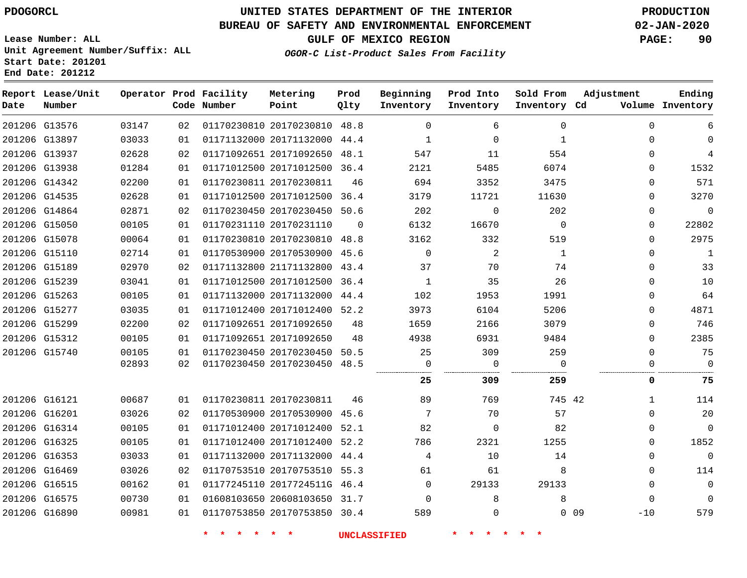PDOGORCL

# UNITED STATES DEPARTMENT OF THE INTERIOR
## BUREAU OF SAFETY AND ENVIRONMENTAL ENFORCEMENT
### GULF OF MEXICO REGION
*OGOR-C List-Product Sales From Facility*

PRODUCTION
02-JAN-2020

Lease Number: ALL
Unit Agreement Number/Suffix: ALL
Start Date: 201201
End Date: 201212

| Report Date | Lease/Unit Number | Operator | Prod Code | Facility Number | Metering Point | Prod Qlty | Beginning Inventory | Prod Into Inventory | Sold From Inventory | Adjustment Cd | Volume | Ending Inventory |
|---|---|---|---|---|---|---|---|---|---|---|---|---|
| 201206 | G13576 | 03147 | 02 | 01170230810 | 20170230810 | 48.8 | 0 | 6 | 0 | | 0 | 6 |
| 201206 | G13897 | 03033 | 01 | 01171132000 | 20171132000 | 44.4 | 1 | 0 | 1 | | 0 | 0 |
| 201206 | G13937 | 02628 | 02 | 01171092651 | 20171092650 | 48.1 | 547 | 11 | 554 | | 0 | 4 |
| 201206 | G13938 | 01284 | 01 | 01171012500 | 20171012500 | 36.4 | 2121 | 5485 | 6074 | | 0 | 1532 |
| 201206 | G14342 | 02200 | 01 | 01170230811 | 20170230811 | 46 | 694 | 3352 | 3475 | | 0 | 571 |
| 201206 | G14535 | 02628 | 01 | 01171012500 | 20171012500 | 36.4 | 3179 | 11721 | 11630 | | 0 | 3270 |
| 201206 | G14864 | 02871 | 02 | 01170230450 | 20170230450 | 50.6 | 202 | 0 | 202 | | 0 | 0 |
| 201206 | G15050 | 00105 | 01 | 01170231110 | 20170231110 | 0 | 6132 | 16670 | 0 | | 0 | 22802 |
| 201206 | G15078 | 00064 | 01 | 01170230810 | 20170230810 | 48.8 | 3162 | 332 | 519 | | 0 | 2975 |
| 201206 | G15110 | 02714 | 01 | 01170530900 | 20170530900 | 45.6 | 0 | 2 | 1 | | 0 | 1 |
| 201206 | G15189 | 02970 | 02 | 01171132800 | 21171132800 | 43.4 | 37 | 70 | 74 | | 0 | 33 |
| 201206 | G15239 | 03041 | 01 | 01171012500 | 20171012500 | 36.4 | 1 | 35 | 26 | | 0 | 10 |
| 201206 | G15263 | 00105 | 01 | 01171132000 | 20171132000 | 44.4 | 102 | 1953 | 1991 | | 0 | 64 |
| 201206 | G15277 | 03035 | 01 | 01171012400 | 20171012400 | 52.2 | 3973 | 6104 | 5206 | | 0 | 4871 |
| 201206 | G15299 | 02200 | 02 | 01171092651 | 20171092650 | 48 | 1659 | 2166 | 3079 | | 0 | 746 |
| 201206 | G15312 | 00105 | 01 | 01171092651 | 20171092650 | 48 | 4938 | 6931 | 9484 | | 0 | 2385 |
| 201206 | G15740 | 00105 | 01 | 01170230450 | 20170230450 | 50.5 | 25 | 309 | 259 | | 0 | 75 |
| | | 02893 | 02 | 01170230450 | 20170230450 | 48.5 | 0 | 0 | 0 | | 0 | 0 |
| | | | | | | | **25** | **309** | **259** | | **0** | **75** |
| 201206 | G16121 | 00687 | 01 | 01170230811 | 20170230811 | 46 | 89 | 769 | 745 | 42 | 1 | 114 |
| 201206 | G16201 | 03026 | 02 | 01170530900 | 20170530900 | 45.6 | 7 | 70 | 57 | | 0 | 20 |
| 201206 | G16314 | 00105 | 01 | 01171012400 | 20171012400 | 52.1 | 82 | 0 | 82 | | 0 | 0 |
| 201206 | G16325 | 00105 | 01 | 01171012400 | 20171012400 | 52.2 | 786 | 2321 | 1255 | | 0 | 1852 |
| 201206 | G16353 | 03033 | 01 | 01171132000 | 20171132000 | 44.4 | 4 | 10 | 14 | | 0 | 0 |
| 201206 | G16469 | 03026 | 02 | 01170753510 | 20170753510 | 55.3 | 61 | 61 | 8 | | 0 | 114 |
| 201206 | G16515 | 00162 | 01 | 01177245110 | 2017724511G | 46.4 | 0 | 29133 | 29133 | | 0 | 0 |
| 201206 | G16575 | 00730 | 01 | 01608103650 | 20608103650 | 31.7 | 0 | 8 | 8 | | 0 | 0 |
| 201206 | G16890 | 00981 | 01 | 01170753850 | 20170753850 | 30.4 | 589 | 0 | 0 | 09 | -10 | 579 |

\* \* \* \* \* \* UNCLASSIFIED \* \* \* \* \* \*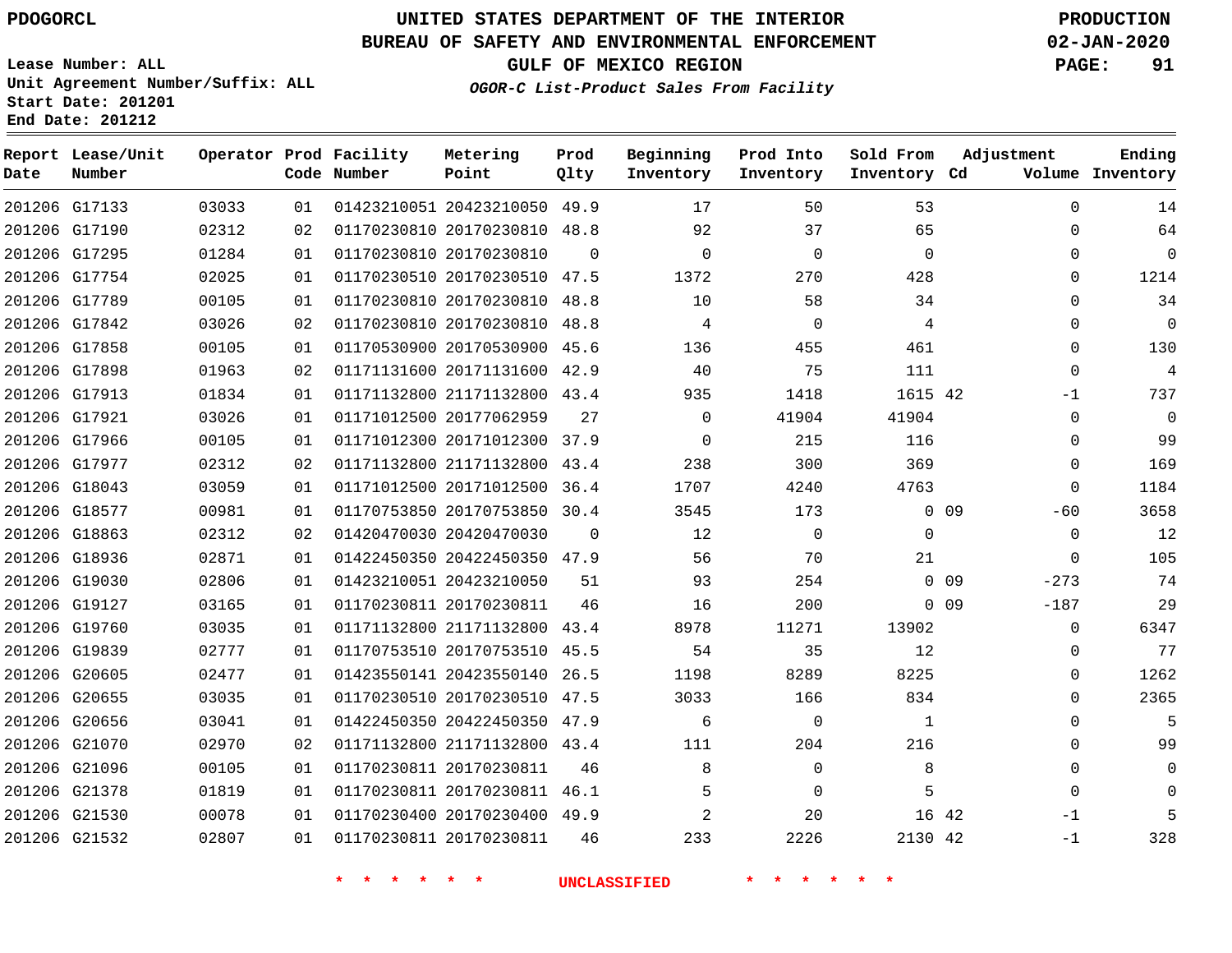PDOGORCL

# UNITED STATES DEPARTMENT OF THE INTERIOR
## BUREAU OF SAFETY AND ENVIRONMENTAL ENFORCEMENT
### GULF OF MEXICO REGION

*OGOR-C List-Product Sales From Facility*

PRODUCTION
02-JAN-2020

Lease Number: ALL
Unit Agreement Number/Suffix: ALL
Start Date: 201201
End Date: 201212

| Report Date | Lease/Unit Number | Operator | Prod Code | Facility Number | Metering Point | Prod Qlty | Beginning Inventory | Prod Into Inventory | Sold From Inventory | Adjustment Cd | Adjustment Volume | Ending Inventory |
|---|---|---|---|---|---|---|---|---|---|---|---|---|
| 201206 | G17133 | 03033 | 01 | 01423210051 | 20423210050 | 49.9 | 17 | 50 | 53 | | 0 | 14 |
| 201206 | G17190 | 02312 | 02 | 01170230810 | 20170230810 | 48.8 | 92 | 37 | 65 | | 0 | 64 |
| 201206 | G17295 | 01284 | 01 | 01170230810 | 20170230810 | 0 | 0 | 0 | 0 | | 0 | 0 |
| 201206 | G17754 | 02025 | 01 | 01170230510 | 20170230510 | 47.5 | 1372 | 270 | 428 | | 0 | 1214 |
| 201206 | G17789 | 00105 | 01 | 01170230810 | 20170230810 | 48.8 | 10 | 58 | 34 | | 0 | 34 |
| 201206 | G17842 | 03026 | 02 | 01170230810 | 20170230810 | 48.8 | 4 | 0 | 4 | | 0 | 0 |
| 201206 | G17858 | 00105 | 01 | 01170530900 | 20170530900 | 45.6 | 136 | 455 | 461 | | 0 | 130 |
| 201206 | G17898 | 01963 | 02 | 01171131600 | 20171131600 | 42.9 | 40 | 75 | 111 | | 0 | 4 |
| 201206 | G17913 | 01834 | 01 | 01171132800 | 21171132800 | 43.4 | 935 | 1418 | 1615 | 42 | -1 | 737 |
| 201206 | G17921 | 03026 | 01 | 01171012500 | 20177062959 | 27 | 0 | 41904 | 41904 | | 0 | 0 |
| 201206 | G17966 | 00105 | 01 | 01171012300 | 20171012300 | 37.9 | 0 | 215 | 116 | | 0 | 99 |
| 201206 | G17977 | 02312 | 02 | 01171132800 | 21171132800 | 43.4 | 238 | 300 | 369 | | 0 | 169 |
| 201206 | G18043 | 03059 | 01 | 01171012500 | 20171012500 | 36.4 | 1707 | 4240 | 4763 | | 0 | 1184 |
| 201206 | G18577 | 00981 | 01 | 01170753850 | 20170753850 | 30.4 | 3545 | 173 | 0 | 09 | -60 | 3658 |
| 201206 | G18863 | 02312 | 02 | 01420470030 | 20420470030 | 0 | 12 | 0 | 0 | | 0 | 12 |
| 201206 | G18936 | 02871 | 01 | 01422450350 | 20422450350 | 47.9 | 56 | 70 | 21 | | 0 | 105 |
| 201206 | G19030 | 02806 | 01 | 01423210051 | 20423210050 | 51 | 93 | 254 | 0 | 09 | -273 | 74 |
| 201206 | G19127 | 03165 | 01 | 01170230811 | 20170230811 | 46 | 16 | 200 | 0 | 09 | -187 | 29 |
| 201206 | G19760 | 03035 | 01 | 01171132800 | 21171132800 | 43.4 | 8978 | 11271 | 13902 | | 0 | 6347 |
| 201206 | G19839 | 02777 | 01 | 01170753510 | 20170753510 | 45.5 | 54 | 35 | 12 | | 0 | 77 |
| 201206 | G20605 | 02477 | 01 | 01423550141 | 20423550140 | 26.5 | 1198 | 8289 | 8225 | | 0 | 1262 |
| 201206 | G20655 | 03035 | 01 | 01170230510 | 20170230510 | 47.5 | 3033 | 166 | 834 | | 0 | 2365 |
| 201206 | G20656 | 03041 | 01 | 01422450350 | 20422450350 | 47.9 | 6 | 0 | 1 | | 0 | 5 |
| 201206 | G21070 | 02970 | 02 | 01171132800 | 21171132800 | 43.4 | 111 | 204 | 216 | | 0 | 99 |
| 201206 | G21096 | 00105 | 01 | 01170230811 | 20170230811 | 46 | 8 | 0 | 8 | | 0 | 0 |
| 201206 | G21378 | 01819 | 01 | 01170230811 | 20170230811 | 46.1 | 5 | 0 | 5 | | 0 | 0 |
| 201206 | G21530 | 00078 | 01 | 01170230400 | 20170230400 | 49.9 | 2 | 20 | 16 | 42 | -1 | 5 |
| 201206 | G21532 | 02807 | 01 | 01170230811 | 20170230811 | 46 | 233 | 2226 | 2130 | 42 | -1 | 328 |

* * * * * * UNCLASSIFIED * * * * * *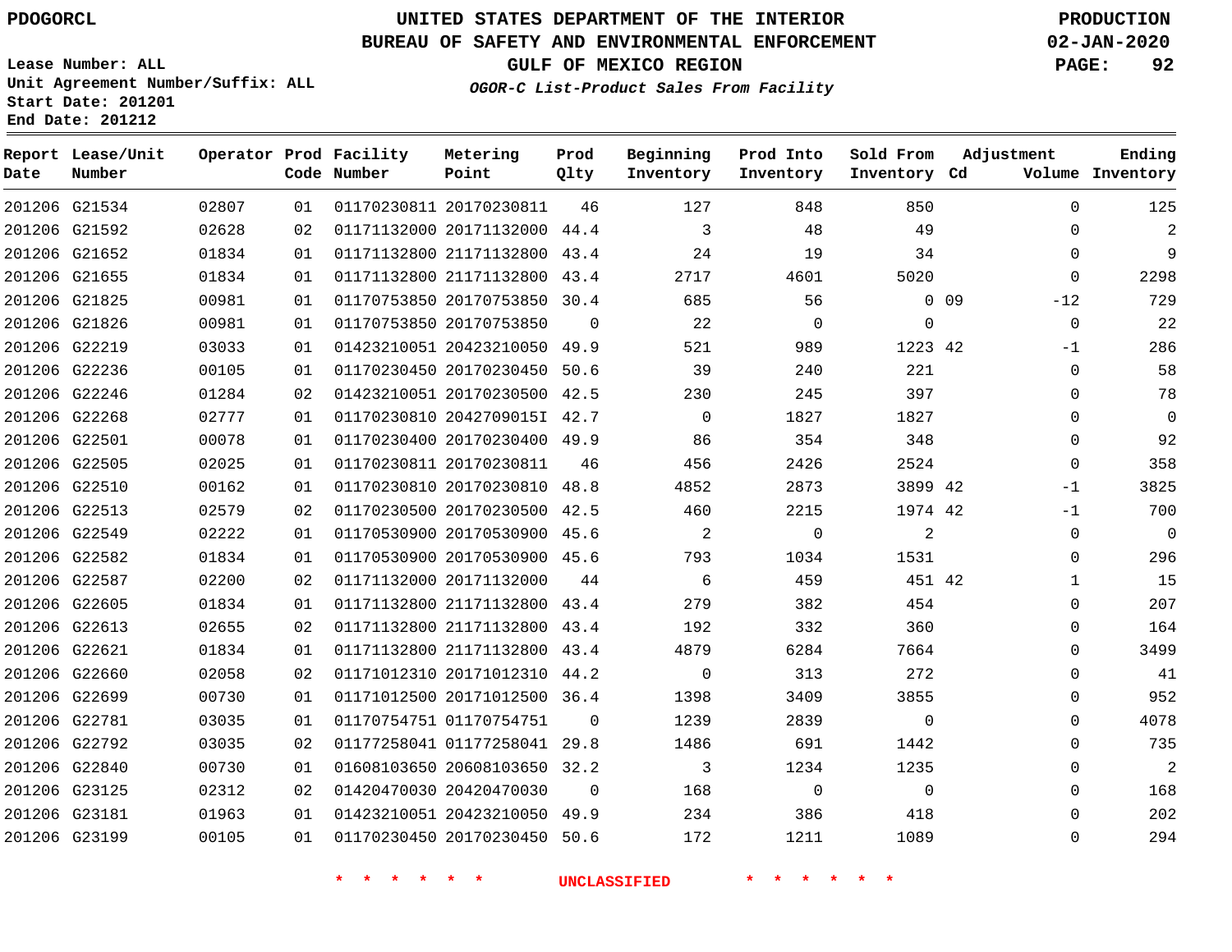# UNITED STATES DEPARTMENT OF THE INTERIOR
## BUREAU OF SAFETY AND ENVIRONMENTAL ENFORCEMENT
### GULF OF MEXICO REGION
*OGOR-C List-Product Sales From Facility*

PDOGORCL

Lease Number: ALL
Unit Agreement Number/Suffix: ALL
Start Date: 201201
End Date: 201212

PRODUCTION
02-JAN-2020

| Report Date | Lease/Unit Number | Operator | Prod Code | Facility Number | Metering Point | Prod Qlty | Beginning Inventory | Prod Into Inventory | Sold From Inventory | Adjustment Cd | Adjustment Volume | Ending Inventory |
|---|---|---|---|---|---|---|---|---|---|---|---|---|
| 201206 | G21534 | 02807 | 01 | 01170230811 | 20170230811 | 46 | 127 | 848 | 850 | | 0 | 125 |
| 201206 | G21592 | 02628 | 02 | 01171132000 | 20171132000 | 44.4 | 3 | 48 | 49 | | 0 | 2 |
| 201206 | G21652 | 01834 | 01 | 01171132800 | 21171132800 | 43.4 | 24 | 19 | 34 | | 0 | 9 |
| 201206 | G21655 | 01834 | 01 | 01171132800 | 21171132800 | 43.4 | 2717 | 4601 | 5020 | | 0 | 2298 |
| 201206 | G21825 | 00981 | 01 | 01170753850 | 20170753850 | 30.4 | 685 | 56 | 0 | 09 | -12 | 729 |
| 201206 | G21826 | 00981 | 01 | 01170753850 | 20170753850 | 0 | 22 | 0 | 0 | | 0 | 22 |
| 201206 | G22219 | 03033 | 01 | 01423210051 | 20423210050 | 49.9 | 521 | 989 | 1223 | 42 | -1 | 286 |
| 201206 | G22236 | 00105 | 01 | 01170230450 | 20170230450 | 50.6 | 39 | 240 | 221 | | 0 | 58 |
| 201206 | G22246 | 01284 | 02 | 01423210051 | 20170230500 | 42.5 | 230 | 245 | 397 | | 0 | 78 |
| 201206 | G22268 | 02777 | 01 | 01170230810 | 2042709015I | 42.7 | 0 | 1827 | 1827 | | 0 | 0 |
| 201206 | G22501 | 00078 | 01 | 01170230400 | 20170230400 | 49.9 | 86 | 354 | 348 | | 0 | 92 |
| 201206 | G22505 | 02025 | 01 | 01170230811 | 20170230811 | 46 | 456 | 2426 | 2524 | | 0 | 358 |
| 201206 | G22510 | 00162 | 01 | 01170230810 | 20170230810 | 48.8 | 4852 | 2873 | 3899 | 42 | -1 | 3825 |
| 201206 | G22513 | 02579 | 02 | 01170230500 | 20170230500 | 42.5 | 460 | 2215 | 1974 | 42 | -1 | 700 |
| 201206 | G22549 | 02222 | 01 | 01170530900 | 20170530900 | 45.6 | 2 | 0 | 2 | | 0 | 0 |
| 201206 | G22582 | 01834 | 01 | 01170530900 | 20170530900 | 45.6 | 793 | 1034 | 1531 | | 0 | 296 |
| 201206 | G22587 | 02200 | 02 | 01171132000 | 20171132000 | 44 | 6 | 459 | 451 | 42 | 1 | 15 |
| 201206 | G22605 | 01834 | 01 | 01171132800 | 21171132800 | 43.4 | 279 | 382 | 454 | | 0 | 207 |
| 201206 | G22613 | 02655 | 02 | 01171132800 | 21171132800 | 43.4 | 192 | 332 | 360 | | 0 | 164 |
| 201206 | G22621 | 01834 | 01 | 01171132800 | 21171132800 | 43.4 | 4879 | 6284 | 7664 | | 0 | 3499 |
| 201206 | G22660 | 02058 | 02 | 01171012310 | 20171012310 | 44.2 | 0 | 313 | 272 | | 0 | 41 |
| 201206 | G22699 | 00730 | 01 | 01171012500 | 20171012500 | 36.4 | 1398 | 3409 | 3855 | | 0 | 952 |
| 201206 | G22781 | 03035 | 01 | 01170754751 | 01170754751 | 0 | 1239 | 2839 | 0 | | 0 | 4078 |
| 201206 | G22792 | 03035 | 02 | 01177258041 | 01177258041 | 29.8 | 1486 | 691 | 1442 | | 0 | 735 |
| 201206 | G22840 | 00730 | 01 | 01608103650 | 20608103650 | 32.2 | 3 | 1234 | 1235 | | 0 | 2 |
| 201206 | G23125 | 02312 | 02 | 01420470030 | 20420470030 | 0 | 168 | 0 | 0 | | 0 | 168 |
| 201206 | G23181 | 01963 | 01 | 01423210051 | 20423210050 | 49.9 | 234 | 386 | 418 | | 0 | 202 |
| 201206 | G23199 | 00105 | 01 | 01170230450 | 20170230450 | 50.6 | 172 | 1211 | 1089 | | 0 | 294 |

* * * * * * UNCLASSIFIED * * * * * *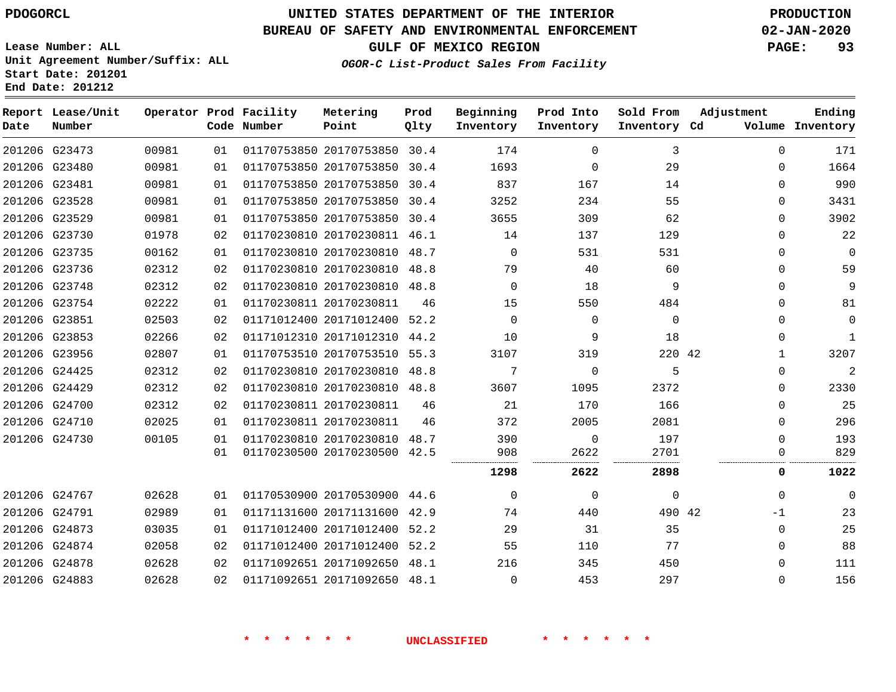PDOGORCL

# UNITED STATES DEPARTMENT OF THE INTERIOR
## BUREAU OF SAFETY AND ENVIRONMENTAL ENFORCEMENT
### GULF OF MEXICO REGION

*OGOR-C List-Product Sales From Facility*

PRODUCTION
02-JAN-2020

Lease Number: ALL
Unit Agreement Number/Suffix: ALL
Start Date: 201201
End Date: 201212

| Report Date | Lease/Unit Number | Operator | Prod Code | Facility Number | Metering Point | Prod Qlty | Beginning Inventory | Prod Into Inventory | Sold From Inventory | Adjustment Cd | Adjustment Volume | Ending Inventory |
|---|---|---|---|---|---|---|---|---|---|---|---|---|
| 201206 | G23473 | 00981 | 01 | 01170753850 | 20170753850 | 30.4 | 174 | 0 | 3 | | 0 | 171 |
| 201206 | G23480 | 00981 | 01 | 01170753850 | 20170753850 | 30.4 | 1693 | 0 | 29 | | 0 | 1664 |
| 201206 | G23481 | 00981 | 01 | 01170753850 | 20170753850 | 30.4 | 837 | 167 | 14 | | 0 | 990 |
| 201206 | G23528 | 00981 | 01 | 01170753850 | 20170753850 | 30.4 | 3252 | 234 | 55 | | 0 | 3431 |
| 201206 | G23529 | 00981 | 01 | 01170753850 | 20170753850 | 30.4 | 3655 | 309 | 62 | | 0 | 3902 |
| 201206 | G23730 | 01978 | 02 | 01170230810 | 20170230811 | 46.1 | 14 | 137 | 129 | | 0 | 22 |
| 201206 | G23735 | 00162 | 01 | 01170230810 | 20170230810 | 48.7 | 0 | 531 | 531 | | 0 | 0 |
| 201206 | G23736 | 02312 | 02 | 01170230810 | 20170230810 | 48.8 | 79 | 40 | 60 | | 0 | 59 |
| 201206 | G23748 | 02312 | 02 | 01170230810 | 20170230810 | 48.8 | 0 | 18 | 9 | | 0 | 9 |
| 201206 | G23754 | 02222 | 01 | 01170230811 | 20170230811 | 46 | 15 | 550 | 484 | | 0 | 81 |
| 201206 | G23851 | 02503 | 02 | 01171012400 | 20171012400 | 52.2 | 0 | 0 | 0 | | 0 | 0 |
| 201206 | G23853 | 02266 | 02 | 01171012310 | 20171012310 | 44.2 | 10 | 9 | 18 | | 0 | 1 |
| 201206 | G23956 | 02807 | 01 | 01170753510 | 20170753510 | 55.3 | 3107 | 319 | 220 | 42 | 1 | 3207 |
| 201206 | G24425 | 02312 | 02 | 01170230810 | 20170230810 | 48.8 | 7 | 0 | 5 | | 0 | 2 |
| 201206 | G24429 | 02312 | 02 | 01170230810 | 20170230810 | 48.8 | 3607 | 1095 | 2372 | | 0 | 2330 |
| 201206 | G24700 | 02312 | 02 | 01170230811 | 20170230811 | 46 | 21 | 170 | 166 | | 0 | 25 |
| 201206 | G24710 | 02025 | 01 | 01170230811 | 20170230811 | 46 | 372 | 2005 | 2081 | | 0 | 296 |
| 201206 | G24730 | 00105 | 01 | 01170230810 | 20170230810 | 48.7 | 390 | 0 | 197 | | 0 | 193 |
| | | | 01 | 01170230500 | 20170230500 | 42.5 | 908 | 2622 | 2701 | | 0 | 829 |
| | | | | | | | **1298** | **2622** | **2898** | | **0** | **1022** |
| 201206 | G24767 | 02628 | 01 | 01170530900 | 20170530900 | 44.6 | 0 | 0 | 0 | | 0 | 0 |
| 201206 | G24791 | 02989 | 01 | 01171131600 | 20171131600 | 42.9 | 74 | 440 | 490 | 42 | -1 | 23 |
| 201206 | G24873 | 03035 | 01 | 01171012400 | 20171012400 | 52.2 | 29 | 31 | 35 | | 0 | 25 |
| 201206 | G24874 | 02058 | 02 | 01171012400 | 20171012400 | 52.2 | 55 | 110 | 77 | | 0 | 88 |
| 201206 | G24878 | 02628 | 02 | 01171092651 | 20171092650 | 48.1 | 216 | 345 | 450 | | 0 | 111 |
| 201206 | G24883 | 02628 | 02 | 01171092651 | 20171092650 | 48.1 | 0 | 453 | 297 | | 0 | 156 |

\* \* \* \* \* \* UNCLASSIFIED \* \* \* \* \* \*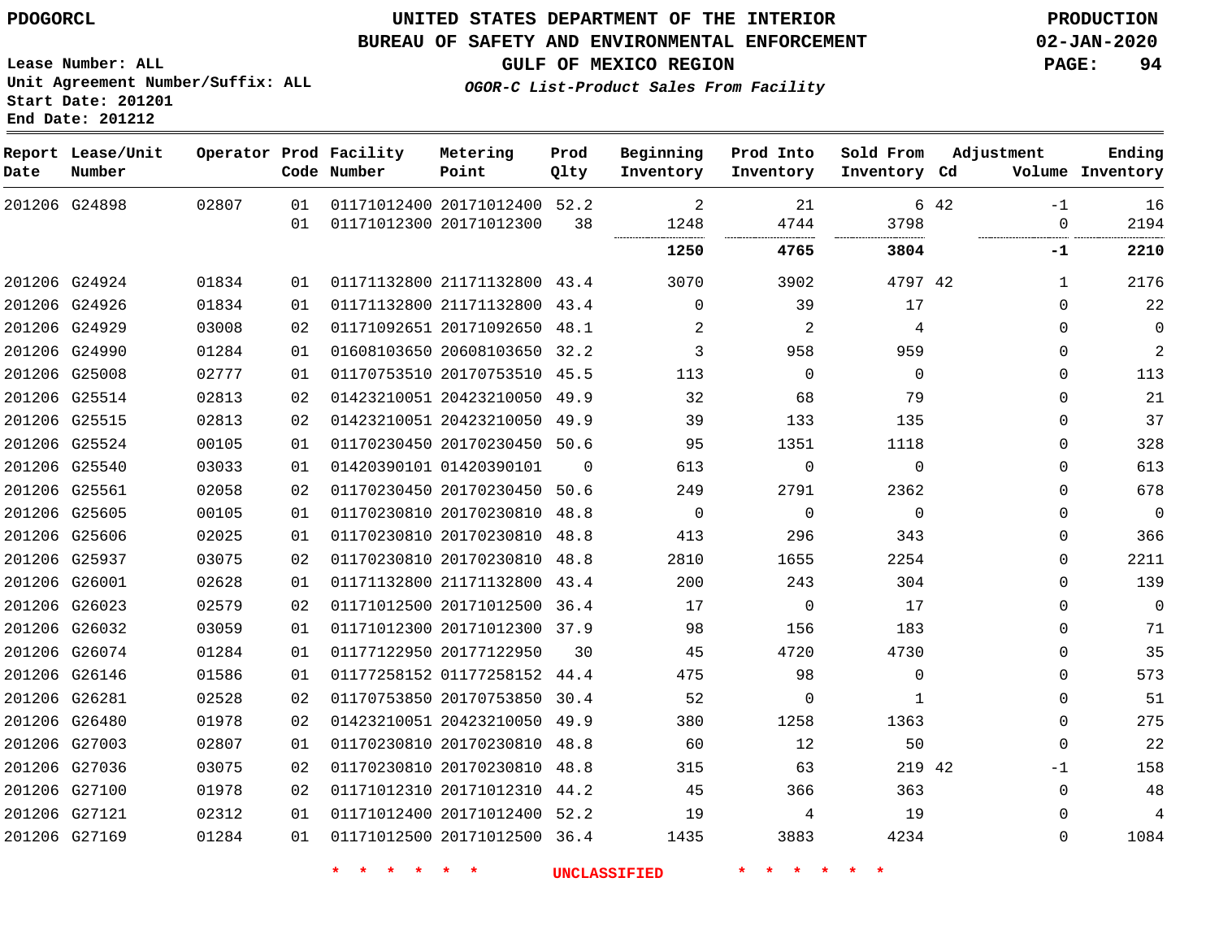PDOGORCL

# UNITED STATES DEPARTMENT OF THE INTERIOR
## BUREAU OF SAFETY AND ENVIRONMENTAL ENFORCEMENT
### GULF OF MEXICO REGION
*OGOR-C List-Product Sales From Facility*

PRODUCTION
02-JAN-2020

Lease Number: ALL
Unit Agreement Number/Suffix: ALL
Start Date: 201201
End Date: 201212

| Report Date | Lease/Unit Number | Operator | Prod Code | Facility Number | Metering Point | Prod Qlty | Beginning Inventory | Prod Into Inventory | Sold From Inventory | Adjustment Cd | Adjustment Volume | Ending Inventory |
|---|---|---|---|---|---|---|---|---|---|---|---|---|
| 201206 | G24898 | 02807 | 01 | 01171012400 | 20171012400 | 52.2 | 2 | 21 | 6 | 42 | -1 | 16 |
| | | | 01 | 01171012300 | 20171012300 | 38 | 1248 | 4744 | 3798 | | 0 | 2194 |
| | | | | | | | **1250** | **4765** | **3804** | | **-1** | **2210** |
| 201206 | G24924 | 01834 | 01 | 01171132800 | 21171132800 | 43.4 | 3070 | 3902 | 4797 | 42 | 1 | 2176 |
| 201206 | G24926 | 01834 | 01 | 01171132800 | 21171132800 | 43.4 | 0 | 39 | 17 | | 0 | 22 |
| 201206 | G24929 | 03008 | 02 | 01171092651 | 20171092650 | 48.1 | 2 | 2 | 4 | | 0 | 0 |
| 201206 | G24990 | 01284 | 01 | 01608103650 | 20608103650 | 32.2 | 3 | 958 | 959 | | 0 | 2 |
| 201206 | G25008 | 02777 | 01 | 01170753510 | 20170753510 | 45.5 | 113 | 0 | 0 | | 0 | 113 |
| 201206 | G25514 | 02813 | 02 | 01423210051 | 20423210050 | 49.9 | 32 | 68 | 79 | | 0 | 21 |
| 201206 | G25515 | 02813 | 02 | 01423210051 | 20423210050 | 49.9 | 39 | 133 | 135 | | 0 | 37 |
| 201206 | G25524 | 00105 | 01 | 01170230450 | 20170230450 | 50.6 | 95 | 1351 | 1118 | | 0 | 328 |
| 201206 | G25540 | 03033 | 01 | 01420390101 | 01420390101 | 0 | 613 | 0 | 0 | | 0 | 613 |
| 201206 | G25561 | 02058 | 02 | 01170230450 | 20170230450 | 50.6 | 249 | 2791 | 2362 | | 0 | 678 |
| 201206 | G25605 | 00105 | 01 | 01170230810 | 20170230810 | 48.8 | 0 | 0 | 0 | | 0 | 0 |
| 201206 | G25606 | 02025 | 01 | 01170230810 | 20170230810 | 48.8 | 413 | 296 | 343 | | 0 | 366 |
| 201206 | G25937 | 03075 | 02 | 01170230810 | 20170230810 | 48.8 | 2810 | 1655 | 2254 | | 0 | 2211 |
| 201206 | G26001 | 02628 | 01 | 01171132800 | 21171132800 | 43.4 | 200 | 243 | 304 | | 0 | 139 |
| 201206 | G26023 | 02579 | 02 | 01171012500 | 20171012500 | 36.4 | 17 | 0 | 17 | | 0 | 0 |
| 201206 | G26032 | 03059 | 01 | 01171012300 | 20171012300 | 37.9 | 98 | 156 | 183 | | 0 | 71 |
| 201206 | G26074 | 01284 | 01 | 01177122950 | 20177122950 | 30 | 45 | 4720 | 4730 | | 0 | 35 |
| 201206 | G26146 | 01586 | 01 | 01177258152 | 01177258152 | 44.4 | 475 | 98 | 0 | | 0 | 573 |
| 201206 | G26281 | 02528 | 02 | 01170753850 | 20170753850 | 30.4 | 52 | 0 | 1 | | 0 | 51 |
| 201206 | G26480 | 01978 | 02 | 01423210051 | 20423210050 | 49.9 | 380 | 1258 | 1363 | | 0 | 275 |
| 201206 | G27003 | 02807 | 01 | 01170230810 | 20170230810 | 48.8 | 60 | 12 | 50 | | 0 | 22 |
| 201206 | G27036 | 03075 | 02 | 01170230810 | 20170230810 | 48.8 | 315 | 63 | 219 | 42 | -1 | 158 |
| 201206 | G27100 | 01978 | 02 | 01171012310 | 20171012310 | 44.2 | 45 | 366 | 363 | | 0 | 48 |
| 201206 | G27121 | 02312 | 01 | 01171012400 | 20171012400 | 52.2 | 19 | 4 | 19 | | 0 | 4 |
| 201206 | G27169 | 01284 | 01 | 01171012500 | 20171012500 | 36.4 | 1435 | 3883 | 4234 | | 0 | 1084 |

* * * * * * UNCLASSIFIED * * * * * *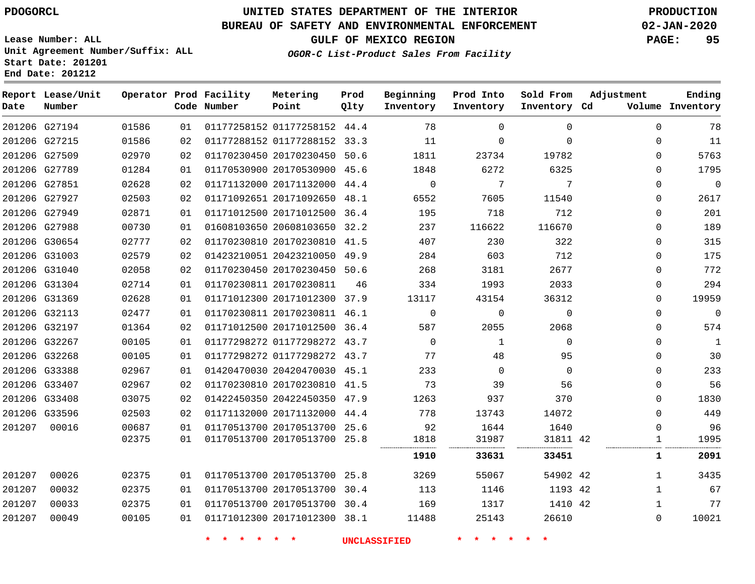PDOGORCL

# UNITED STATES DEPARTMENT OF THE INTERIOR
## BUREAU OF SAFETY AND ENVIRONMENTAL ENFORCEMENT
### GULF OF MEXICO REGION

PRODUCTION
02-JAN-2020

Lease Number: ALL
Unit Agreement Number/Suffix: ALL
Start Date: 201201
End Date: 201212

*OGOR-C List-Product Sales From Facility*

| Report Date | Lease/Unit Number | Operator | Prod Code | Facility Number | Metering Point | Prod Qlty | Beginning Inventory | Prod Into Inventory | Sold From Inventory | Adjustment Cd | Adjustment Volume | Ending Inventory |
|---|---|---|---|---|---|---|---|---|---|---|---|---|
| 201206 | G27194 | 01586 | 01 | 01177258152 | 01177258152 | 44.4 | 78 | 0 | 0 | | 0 | 78 |
| 201206 | G27215 | 01586 | 02 | 01177288152 | 01177288152 | 33.3 | 11 | 0 | 0 | | 0 | 11 |
| 201206 | G27509 | 02970 | 02 | 01170230450 | 20170230450 | 50.6 | 1811 | 23734 | 19782 | | 0 | 5763 |
| 201206 | G27789 | 01284 | 01 | 01170530900 | 20170530900 | 45.6 | 1848 | 6272 | 6325 | | 0 | 1795 |
| 201206 | G27851 | 02628 | 02 | 01171132000 | 20171132000 | 44.4 | 0 | 7 | 7 | | 0 | 0 |
| 201206 | G27927 | 02503 | 02 | 01171092651 | 20171092650 | 48.1 | 6552 | 7605 | 11540 | | 0 | 2617 |
| 201206 | G27949 | 02871 | 01 | 01171012500 | 20171012500 | 36.4 | 195 | 718 | 712 | | 0 | 201 |
| 201206 | G27988 | 00730 | 01 | 01608103650 | 20608103650 | 32.2 | 237 | 116622 | 116670 | | 0 | 189 |
| 201206 | G30654 | 02777 | 02 | 01170230810 | 20170230810 | 41.5 | 407 | 230 | 322 | | 0 | 315 |
| 201206 | G31003 | 02579 | 02 | 01423210051 | 20423210050 | 49.9 | 284 | 603 | 712 | | 0 | 175 |
| 201206 | G31040 | 02058 | 02 | 01170230450 | 20170230450 | 50.6 | 268 | 3181 | 2677 | | 0 | 772 |
| 201206 | G31304 | 02714 | 01 | 01170230811 | 20170230811 | 46 | 334 | 1993 | 2033 | | 0 | 294 |
| 201206 | G31369 | 02628 | 01 | 01171012300 | 20171012300 | 37.9 | 13117 | 43154 | 36312 | | 0 | 19959 |
| 201206 | G32113 | 02477 | 01 | 01170230811 | 20170230811 | 46.1 | 0 | 0 | 0 | | 0 | 0 |
| 201206 | G32197 | 01364 | 02 | 01171012500 | 20171012500 | 36.4 | 587 | 2055 | 2068 | | 0 | 574 |
| 201206 | G32267 | 00105 | 01 | 01177298272 | 01177298272 | 43.7 | 0 | 1 | 0 | | 0 | 1 |
| 201206 | G32268 | 00105 | 01 | 01177298272 | 01177298272 | 43.7 | 77 | 48 | 95 | | 0 | 30 |
| 201206 | G33388 | 02967 | 01 | 01420470030 | 20420470030 | 45.1 | 233 | 0 | 0 | | 0 | 233 |
| 201206 | G33407 | 02967 | 02 | 01170230810 | 20170230810 | 41.5 | 73 | 39 | 56 | | 0 | 56 |
| 201206 | G33408 | 03075 | 02 | 01422450350 | 20422450350 | 47.9 | 1263 | 937 | 370 | | 0 | 1830 |
| 201206 | G33596 | 02503 | 02 | 01171132000 | 20171132000 | 44.4 | 778 | 13743 | 14072 | | 0 | 449 |
| 201207 | 00016 | 00687 | 01 | 01170513700 | 20170513700 | 25.6 | 92 | 1644 | 1640 | | 0 | 96 |
| | | 02375 | 01 | 01170513700 | 20170513700 | 25.8 | 1818 | 31987 | 31811 | 42 | 1 | 1995 |
| | | | | | | | **1910** | **33631** | **33451** | | **1** | **2091** |
| 201207 | 00026 | 02375 | 01 | 01170513700 | 20170513700 | 25.8 | 3269 | 55067 | 54902 | 42 | 1 | 3435 |
| 201207 | 00032 | 02375 | 01 | 01170513700 | 20170513700 | 30.4 | 113 | 1146 | 1193 | 42 | 1 | 67 |
| 201207 | 00033 | 02375 | 01 | 01170513700 | 20170513700 | 30.4 | 169 | 1317 | 1410 | 42 | 1 | 77 |
| 201207 | 00049 | 00105 | 01 | 01171012300 | 20171012300 | 38.1 | 11488 | 25143 | 26610 | | 0 | 10021 |

* * * * * * UNCLASSIFIED * * * * * *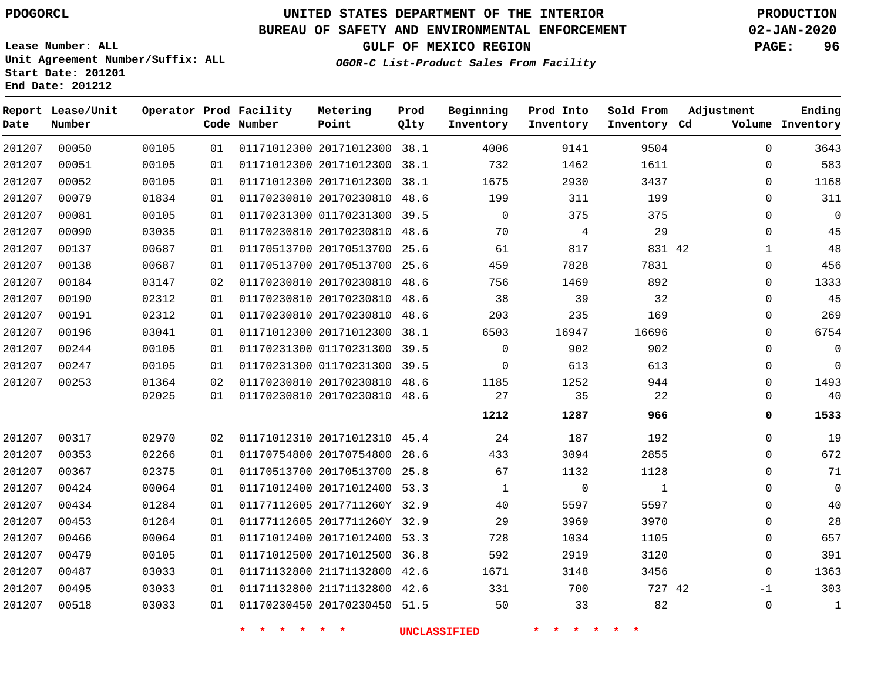PDOGORCL

# UNITED STATES DEPARTMENT OF THE INTERIOR
## BUREAU OF SAFETY AND ENVIRONMENTAL ENFORCEMENT
### GULF OF MEXICO REGION
*OGOR-C List-Product Sales From Facility*

PRODUCTION
02-JAN-2020

Lease Number: ALL
Unit Agreement Number/Suffix: ALL
Start Date: 201201
End Date: 201212

| Report Date | Lease/Unit Number | Operator | Prod Code | Facility Number | Metering Point | Prod Qlty | Beginning Inventory | Prod Into Inventory | Sold From Inventory | Adjustment Cd | Adjustment Volume | Ending Inventory |
|---|---|---|---|---|---|---|---|---|---|---|---|---|
| 201207 | 00050 | 00105 | 01 | 01171012300 | 20171012300 | 38.1 | 4006 | 9141 | 9504 | | 0 | 3643 |
| 201207 | 00051 | 00105 | 01 | 01171012300 | 20171012300 | 38.1 | 732 | 1462 | 1611 | | 0 | 583 |
| 201207 | 00052 | 00105 | 01 | 01171012300 | 20171012300 | 38.1 | 1675 | 2930 | 3437 | | 0 | 1168 |
| 201207 | 00079 | 01834 | 01 | 01170230810 | 20170230810 | 48.6 | 199 | 311 | 199 | | 0 | 311 |
| 201207 | 00081 | 00105 | 01 | 01170231300 | 01170231300 | 39.5 | 0 | 375 | 375 | | 0 | 0 |
| 201207 | 00090 | 03035 | 01 | 01170230810 | 20170230810 | 48.6 | 70 | 4 | 29 | | 0 | 45 |
| 201207 | 00137 | 00687 | 01 | 01170513700 | 20170513700 | 25.6 | 61 | 817 | 831 | 42 | 1 | 48 |
| 201207 | 00138 | 00687 | 01 | 01170513700 | 20170513700 | 25.6 | 459 | 7828 | 7831 | | 0 | 456 |
| 201207 | 00184 | 03147 | 02 | 01170230810 | 20170230810 | 48.6 | 756 | 1469 | 892 | | 0 | 1333 |
| 201207 | 00190 | 02312 | 01 | 01170230810 | 20170230810 | 48.6 | 38 | 39 | 32 | | 0 | 45 |
| 201207 | 00191 | 02312 | 01 | 01170230810 | 20170230810 | 48.6 | 203 | 235 | 169 | | 0 | 269 |
| 201207 | 00196 | 03041 | 01 | 01171012300 | 20171012300 | 38.1 | 6503 | 16947 | 16696 | | 0 | 6754 |
| 201207 | 00244 | 00105 | 01 | 01170231300 | 01170231300 | 39.5 | 0 | 902 | 902 | | 0 | 0 |
| 201207 | 00247 | 00105 | 01 | 01170231300 | 01170231300 | 39.5 | 0 | 613 | 613 | | 0 | 0 |
| 201207 | 00253 | 01364 | 02 | 01170230810 | 20170230810 | 48.6 | 1185 | 1252 | 944 | | 0 | 1493 |
| | | 02025 | 01 | 01170230810 | 20170230810 | 48.6 | 27 | 35 | 22 | | 0 | 40 |
| | | | | | | | **1212** | **1287** | **966** | | **0** | **1533** |
| 201207 | 00317 | 02970 | 02 | 01171012310 | 20171012310 | 45.4 | 24 | 187 | 192 | | 0 | 19 |
| 201207 | 00353 | 02266 | 01 | 01170754800 | 20170754800 | 28.6 | 433 | 3094 | 2855 | | 0 | 672 |
| 201207 | 00367 | 02375 | 01 | 01170513700 | 20170513700 | 25.8 | 67 | 1132 | 1128 | | 0 | 71 |
| 201207 | 00424 | 00064 | 01 | 01171012400 | 20171012400 | 53.3 | 1 | 0 | 1 | | 0 | 0 |
| 201207 | 00434 | 01284 | 01 | 01177112605 | 2017711260Y | 32.9 | 40 | 5597 | 5597 | | 0 | 40 |
| 201207 | 00453 | 01284 | 01 | 01177112605 | 2017711260Y | 32.9 | 29 | 3969 | 3970 | | 0 | 28 |
| 201207 | 00466 | 00064 | 01 | 01171012400 | 20171012400 | 53.3 | 728 | 1034 | 1105 | | 0 | 657 |
| 201207 | 00479 | 00105 | 01 | 01171012500 | 20171012500 | 36.8 | 592 | 2919 | 3120 | | 0 | 391 |
| 201207 | 00487 | 03033 | 01 | 01171132800 | 21171132800 | 42.6 | 1671 | 3148 | 3456 | | 0 | 1363 |
| 201207 | 00495 | 03033 | 01 | 01171132800 | 21171132800 | 42.6 | 331 | 700 | 727 | 42 | -1 | 303 |
| 201207 | 00518 | 03033 | 01 | 01170230450 | 20170230450 | 51.5 | 50 | 33 | 82 | | 0 | 1 |

\* \* \* \* \* \* UNCLASSIFIED \* \* \* \* \* \*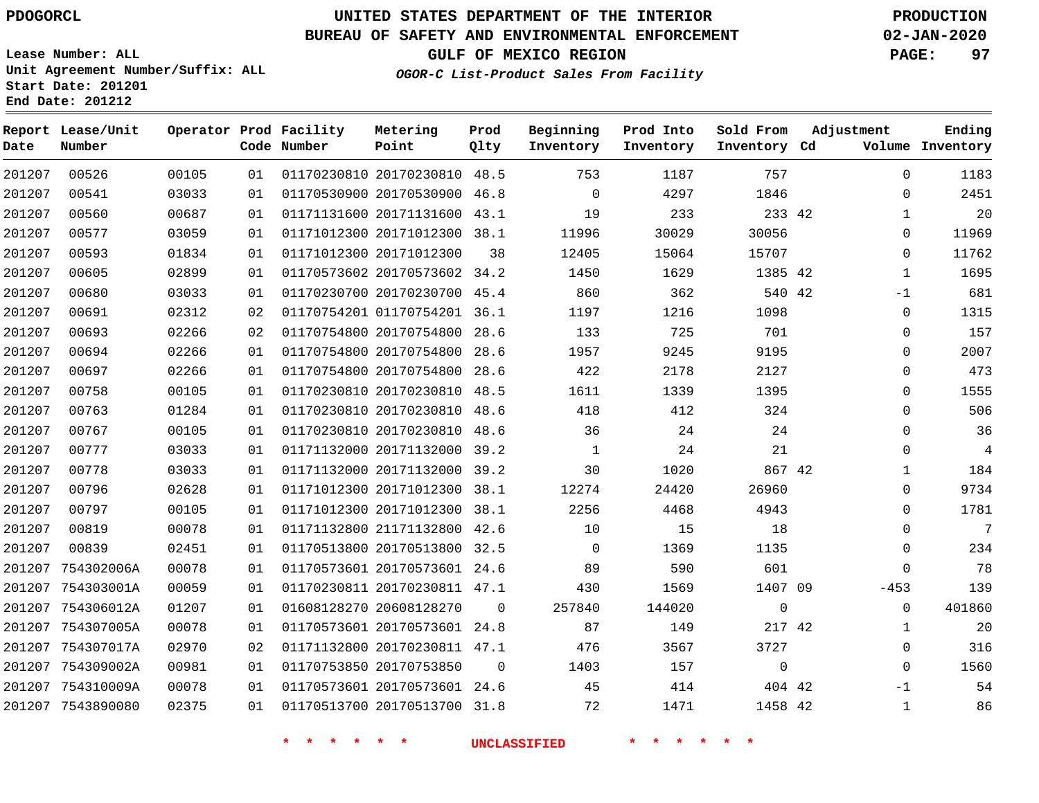PDOGORCL

# UNITED STATES DEPARTMENT OF THE INTERIOR
## BUREAU OF SAFETY AND ENVIRONMENTAL ENFORCEMENT
### GULF OF MEXICO REGION
*OGOR-C List-Product Sales From Facility*

PRODUCTION
02-JAN-2020

Lease Number: ALL
Unit Agreement Number/Suffix: ALL
Start Date: 201201
End Date: 201212

| Report Date | Lease/Unit Number | Operator | Prod Code | Facility Number | Metering Point | Prod Qlty | Beginning Inventory | Prod Into Inventory | Sold From Inventory | Adjustment Cd | Adjustment Volume | Ending Inventory |
|---|---|---|---|---|---|---|---|---|---|---|---|---|
| 201207 | 00526 | 00105 | 01 | 01170230810 | 20170230810 | 48.5 | 753 | 1187 | 757 | | 0 | 1183 |
| 201207 | 00541 | 03033 | 01 | 01170530900 | 20170530900 | 46.8 | 0 | 4297 | 1846 | | 0 | 2451 |
| 201207 | 00560 | 00687 | 01 | 01171131600 | 20171131600 | 43.1 | 19 | 233 | 233 | 42 | 1 | 20 |
| 201207 | 00577 | 03059 | 01 | 01171012300 | 20171012300 | 38.1 | 11996 | 30029 | 30056 | | 0 | 11969 |
| 201207 | 00593 | 01834 | 01 | 01171012300 | 20171012300 | 38 | 12405 | 15064 | 15707 | | 0 | 11762 |
| 201207 | 00605 | 02899 | 01 | 01170573602 | 20170573602 | 34.2 | 1450 | 1629 | 1385 | 42 | 1 | 1695 |
| 201207 | 00680 | 03033 | 01 | 01170230700 | 20170230700 | 45.4 | 860 | 362 | 540 | 42 | -1 | 681 |
| 201207 | 00691 | 02312 | 02 | 01170754201 | 01170754201 | 36.1 | 1197 | 1216 | 1098 | | 0 | 1315 |
| 201207 | 00693 | 02266 | 02 | 01170754800 | 20170754800 | 28.6 | 133 | 725 | 701 | | 0 | 157 |
| 201207 | 00694 | 02266 | 01 | 01170754800 | 20170754800 | 28.6 | 1957 | 9245 | 9195 | | 0 | 2007 |
| 201207 | 00697 | 02266 | 01 | 01170754800 | 20170754800 | 28.6 | 422 | 2178 | 2127 | | 0 | 473 |
| 201207 | 00758 | 00105 | 01 | 01170230810 | 20170230810 | 48.5 | 1611 | 1339 | 1395 | | 0 | 1555 |
| 201207 | 00763 | 01284 | 01 | 01170230810 | 20170230810 | 48.6 | 418 | 412 | 324 | | 0 | 506 |
| 201207 | 00767 | 00105 | 01 | 01170230810 | 20170230810 | 48.6 | 36 | 24 | 24 | | 0 | 36 |
| 201207 | 00777 | 03033 | 01 | 01171132000 | 20171132000 | 39.2 | 1 | 24 | 21 | | 0 | 4 |
| 201207 | 00778 | 03033 | 01 | 01171132000 | 20171132000 | 39.2 | 30 | 1020 | 867 | 42 | 1 | 184 |
| 201207 | 00796 | 02628 | 01 | 01171012300 | 20171012300 | 38.1 | 12274 | 24420 | 26960 | | 0 | 9734 |
| 201207 | 00797 | 00105 | 01 | 01171012300 | 20171012300 | 38.1 | 2256 | 4468 | 4943 | | 0 | 1781 |
| 201207 | 00819 | 00078 | 01 | 01171132800 | 21171132800 | 42.6 | 10 | 15 | 18 | | 0 | 7 |
| 201207 | 00839 | 02451 | 01 | 01170513800 | 20170513800 | 32.5 | 0 | 1369 | 1135 | | 0 | 234 |
| 201207 | 754302006A | 00078 | 01 | 01170573601 | 20170573601 | 24.6 | 89 | 590 | 601 | | 0 | 78 |
| 201207 | 754303001A | 00059 | 01 | 01170230811 | 20170230811 | 47.1 | 430 | 1569 | 1407 | 09 | -453 | 139 |
| 201207 | 754306012A | 01207 | 01 | 01608128270 | 20608128270 | 0 | 257840 | 144020 | 0 | | 0 | 401860 |
| 201207 | 754307005A | 00078 | 01 | 01170573601 | 20170573601 | 24.8 | 87 | 149 | 217 | 42 | 1 | 20 |
| 201207 | 754307017A | 02970 | 02 | 01171132800 | 20170230811 | 47.1 | 476 | 3567 | 3727 | | 0 | 316 |
| 201207 | 754309002A | 00981 | 01 | 01170753850 | 20170753850 | 0 | 1403 | 157 | 0 | | 0 | 1560 |
| 201207 | 754310009A | 00078 | 01 | 01170573601 | 20170573601 | 24.6 | 45 | 414 | 404 | 42 | -1 | 54 |
| 201207 | 7543890080 | 02375 | 01 | 01170513700 | 20170513700 | 31.8 | 72 | 1471 | 1458 | 42 | 1 | 86 |

\* \* \* \* \* \* UNCLASSIFIED \* \* \* \* \* \*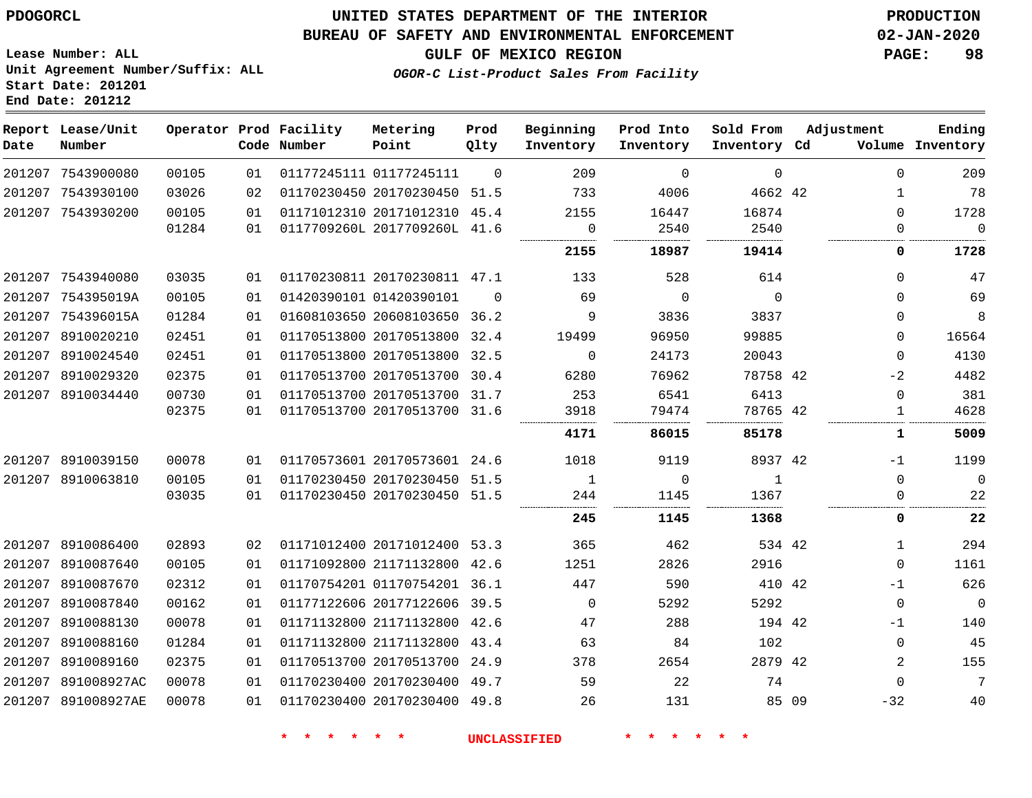PDOGORCL

# UNITED STATES DEPARTMENT OF THE INTERIOR
## BUREAU OF SAFETY AND ENVIRONMENTAL ENFORCEMENT
### GULF OF MEXICO REGION
*OGOR-C List-Product Sales From Facility*

PRODUCTION
02-JAN-2020

Lease Number: ALL
Unit Agreement Number/Suffix: ALL
Start Date: 201201
End Date: 201212

| Report Date | Lease/Unit Number | Operator | Prod Code | Facility Number | Metering Point | Prod Qlty | Beginning Inventory | Prod Into Inventory | Sold From Inventory | Adjustment Cd | Volume | Ending Inventory |
|---|---|---|---|---|---|---|---|---|---|---|---|---|
| 201207 | 7543900080 | 00105 | 01 | 01177245111 | 01177245111 | 0 | 209 | 0 | 0 | | 0 | 209 |
| 201207 | 7543930100 | 03026 | 02 | 01170230450 | 20170230450 | 51.5 | 733 | 4006 | 4662 | 42 | 1 | 78 |
| 201207 | 7543930200 | 00105 | 01 | 01171012310 | 20171012310 | 45.4 | 2155 | 16447 | 16874 | | 0 | 1728 |
| | | 01284 | 01 | 0117709260L | 2017709260L | 41.6 | 0 | 2540 | 2540 | | 0 | 0 |
| | | | | | | | **2155** | **18987** | **19414** | | **0** | **1728** |
| 201207 | 7543940080 | 03035 | 01 | 01170230811 | 20170230811 | 47.1 | 133 | 528 | 614 | | 0 | 47 |
| 201207 | 754395019A | 00105 | 01 | 01420390101 | 01420390101 | 0 | 69 | 0 | 0 | | 0 | 69 |
| 201207 | 754396015A | 01284 | 01 | 01608103650 | 20608103650 | 36.2 | 9 | 3836 | 3837 | | 0 | 8 |
| 201207 | 8910020210 | 02451 | 01 | 01170513800 | 20170513800 | 32.4 | 19499 | 96950 | 99885 | | 0 | 16564 |
| 201207 | 8910024540 | 02451 | 01 | 01170513800 | 20170513800 | 32.5 | 0 | 24173 | 20043 | | 0 | 4130 |
| 201207 | 8910029320 | 02375 | 01 | 01170513700 | 20170513700 | 30.4 | 6280 | 76962 | 78758 | 42 | -2 | 4482 |
| 201207 | 8910034440 | 00730 | 01 | 01170513700 | 20170513700 | 31.7 | 253 | 6541 | 6413 | | 0 | 381 |
| | | 02375 | 01 | 01170513700 | 20170513700 | 31.6 | 3918 | 79474 | 78765 | 42 | 1 | 4628 |
| | | | | | | | **4171** | **86015** | **85178** | | **1** | **5009** |
| 201207 | 8910039150 | 00078 | 01 | 01170573601 | 20170573601 | 24.6 | 1018 | 9119 | 8937 | 42 | -1 | 1199 |
| 201207 | 8910063810 | 00105 | 01 | 01170230450 | 20170230450 | 51.5 | 1 | 0 | 1 | | 0 | 0 |
| | | 03035 | 01 | 01170230450 | 20170230450 | 51.5 | 244 | 1145 | 1367 | | 0 | 22 |
| | | | | | | | **245** | **1145** | **1368** | | **0** | **22** |
| 201207 | 8910086400 | 02893 | 02 | 01171012400 | 20171012400 | 53.3 | 365 | 462 | 534 | 42 | 1 | 294 |
| 201207 | 8910087640 | 00105 | 01 | 01171092800 | 21171132800 | 42.6 | 1251 | 2826 | 2916 | | 0 | 1161 |
| 201207 | 8910087670 | 02312 | 01 | 01170754201 | 01170754201 | 36.1 | 447 | 590 | 410 | 42 | -1 | 626 |
| 201207 | 8910087840 | 00162 | 01 | 01177122606 | 20177122606 | 39.5 | 0 | 5292 | 5292 | | 0 | 0 |
| 201207 | 8910088130 | 00078 | 01 | 01171132800 | 21171132800 | 42.6 | 47 | 288 | 194 | 42 | -1 | 140 |
| 201207 | 8910088160 | 01284 | 01 | 01171132800 | 21171132800 | 43.4 | 63 | 84 | 102 | | 0 | 45 |
| 201207 | 8910089160 | 02375 | 01 | 01170513700 | 20170513700 | 24.9 | 378 | 2654 | 2879 | 42 | 2 | 155 |
| 201207 | 891008927AC | 00078 | 01 | 01170230400 | 20170230400 | 49.7 | 59 | 22 | 74 | | 0 | 7 |
| 201207 | 891008927AE | 00078 | 01 | 01170230400 | 20170230400 | 49.8 | 26 | 131 | 85 | 09 | -32 | 40 |

\* \* \* \* \* \* UNCLASSIFIED \* \* \* \* \* \*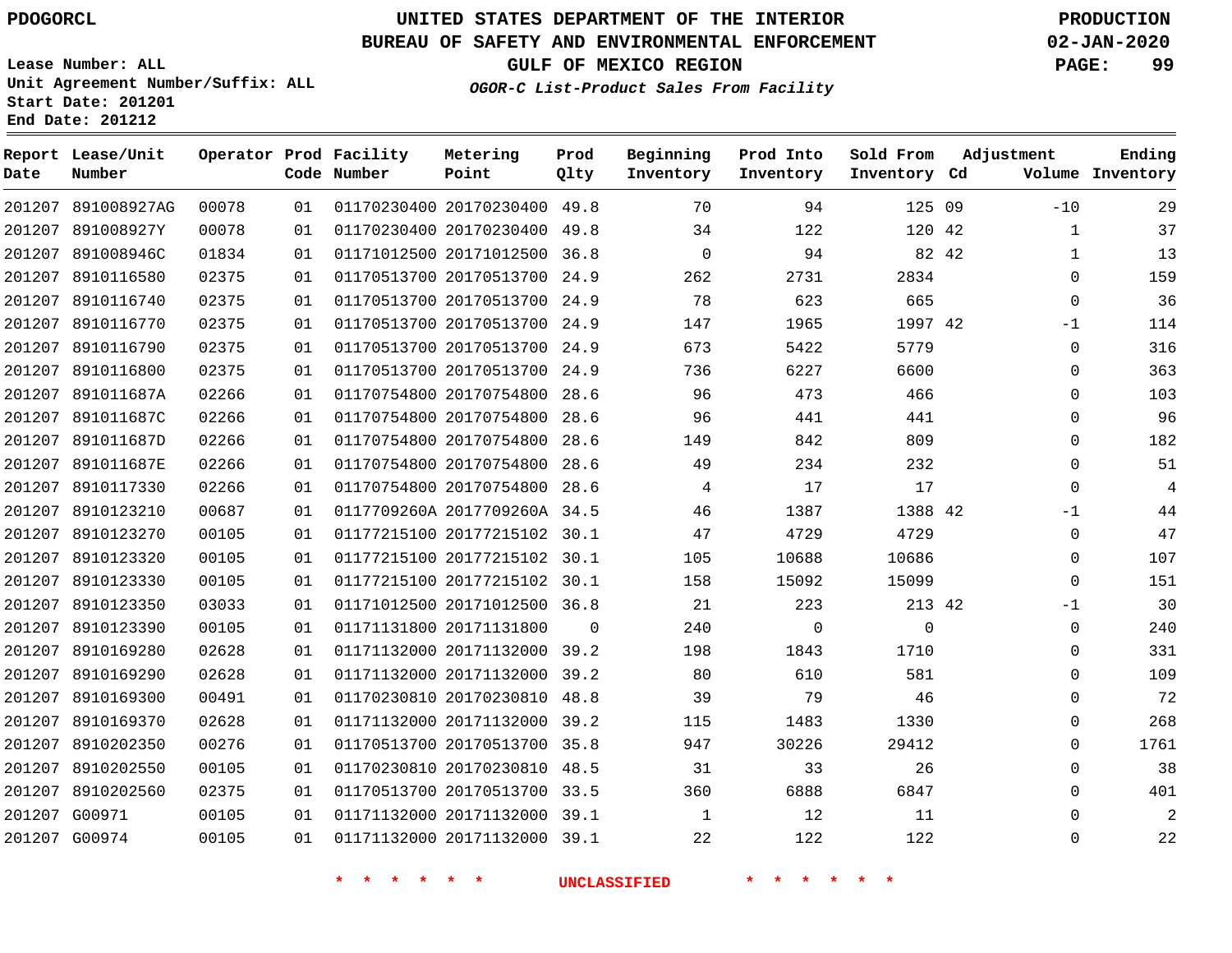# UNITED STATES DEPARTMENT OF THE INTERIOR
## BUREAU OF SAFETY AND ENVIRONMENTAL ENFORCEMENT
### GULF OF MEXICO REGION
***OGOR-C List-Product Sales From Facility***

PDOGORCL

Lease Number: ALL
Unit Agreement Number/Suffix: ALL
Start Date: 201201
End Date: 201212

PRODUCTION
02-JAN-2020

| Report Date | Lease/Unit Number | Operator | Prod Code | Facility Number | Metering Point | Prod Qlty | Beginning Inventory | Prod Into Inventory | Sold From Inventory | Adjustment Cd | Adjustment Volume | Ending Inventory |
|---|---|---|---|---|---|---|---|---|---|---|---|---|
| 201207 | 891008927AG | 00078 | 01 | 01170230400 | 20170230400 | 49.8 | 70 | 94 | 125 | 09 | -10 | 29 |
| 201207 | 891008927Y | 00078 | 01 | 01170230400 | 20170230400 | 49.8 | 34 | 122 | 120 | 42 | 1 | 37 |
| 201207 | 891008946C | 01834 | 01 | 01171012500 | 20171012500 | 36.8 | 0 | 94 | 82 | 42 | 1 | 13 |
| 201207 | 8910116580 | 02375 | 01 | 01170513700 | 20170513700 | 24.9 | 262 | 2731 | 2834 | | 0 | 159 |
| 201207 | 8910116740 | 02375 | 01 | 01170513700 | 20170513700 | 24.9 | 78 | 623 | 665 | | 0 | 36 |
| 201207 | 8910116770 | 02375 | 01 | 01170513700 | 20170513700 | 24.9 | 147 | 1965 | 1997 | 42 | -1 | 114 |
| 201207 | 8910116790 | 02375 | 01 | 01170513700 | 20170513700 | 24.9 | 673 | 5422 | 5779 | | 0 | 316 |
| 201207 | 8910116800 | 02375 | 01 | 01170513700 | 20170513700 | 24.9 | 736 | 6227 | 6600 | | 0 | 363 |
| 201207 | 891011687A | 02266 | 01 | 01170754800 | 20170754800 | 28.6 | 96 | 473 | 466 | | 0 | 103 |
| 201207 | 891011687C | 02266 | 01 | 01170754800 | 20170754800 | 28.6 | 96 | 441 | 441 | | 0 | 96 |
| 201207 | 891011687D | 02266 | 01 | 01170754800 | 20170754800 | 28.6 | 149 | 842 | 809 | | 0 | 182 |
| 201207 | 891011687E | 02266 | 01 | 01170754800 | 20170754800 | 28.6 | 49 | 234 | 232 | | 0 | 51 |
| 201207 | 8910117330 | 02266 | 01 | 01170754800 | 20170754800 | 28.6 | 4 | 17 | 17 | | 0 | 4 |
| 201207 | 8910123210 | 00687 | 01 | 0117709260A | 2017709260A | 34.5 | 46 | 1387 | 1388 | 42 | -1 | 44 |
| 201207 | 8910123270 | 00105 | 01 | 01177215100 | 20177215102 | 30.1 | 47 | 4729 | 4729 | | 0 | 47 |
| 201207 | 8910123320 | 00105 | 01 | 01177215100 | 20177215102 | 30.1 | 105 | 10688 | 10686 | | 0 | 107 |
| 201207 | 8910123330 | 00105 | 01 | 01177215100 | 20177215102 | 30.1 | 158 | 15092 | 15099 | | 0 | 151 |
| 201207 | 8910123350 | 03033 | 01 | 01171012500 | 20171012500 | 36.8 | 21 | 223 | 213 | 42 | -1 | 30 |
| 201207 | 8910123390 | 00105 | 01 | 01171131800 | 20171131800 | 0 | 240 | 0 | 0 | | 0 | 240 |
| 201207 | 8910169280 | 02628 | 01 | 01171132000 | 20171132000 | 39.2 | 198 | 1843 | 1710 | | 0 | 331 |
| 201207 | 8910169290 | 02628 | 01 | 01171132000 | 20171132000 | 39.2 | 80 | 610 | 581 | | 0 | 109 |
| 201207 | 8910169300 | 00491 | 01 | 01170230810 | 20170230810 | 48.8 | 39 | 79 | 46 | | 0 | 72 |
| 201207 | 8910169370 | 02628 | 01 | 01171132000 | 20171132000 | 39.2 | 115 | 1483 | 1330 | | 0 | 268 |
| 201207 | 8910202350 | 00276 | 01 | 01170513700 | 20170513700 | 35.8 | 947 | 30226 | 29412 | | 0 | 1761 |
| 201207 | 8910202550 | 00105 | 01 | 01170230810 | 20170230810 | 48.5 | 31 | 33 | 26 | | 0 | 38 |
| 201207 | 8910202560 | 02375 | 01 | 01170513700 | 20170513700 | 33.5 | 360 | 6888 | 6847 | | 0 | 401 |
| 201207 | G00971 | 00105 | 01 | 01171132000 | 20171132000 | 39.1 | 1 | 12 | 11 | | 0 | 2 |
| 201207 | G00974 | 00105 | 01 | 01171132000 | 20171132000 | 39.1 | 22 | 122 | 122 | | 0 | 22 |

\* \* \* \* \* \* UNCLASSIFIED \* \* \* \* \* \*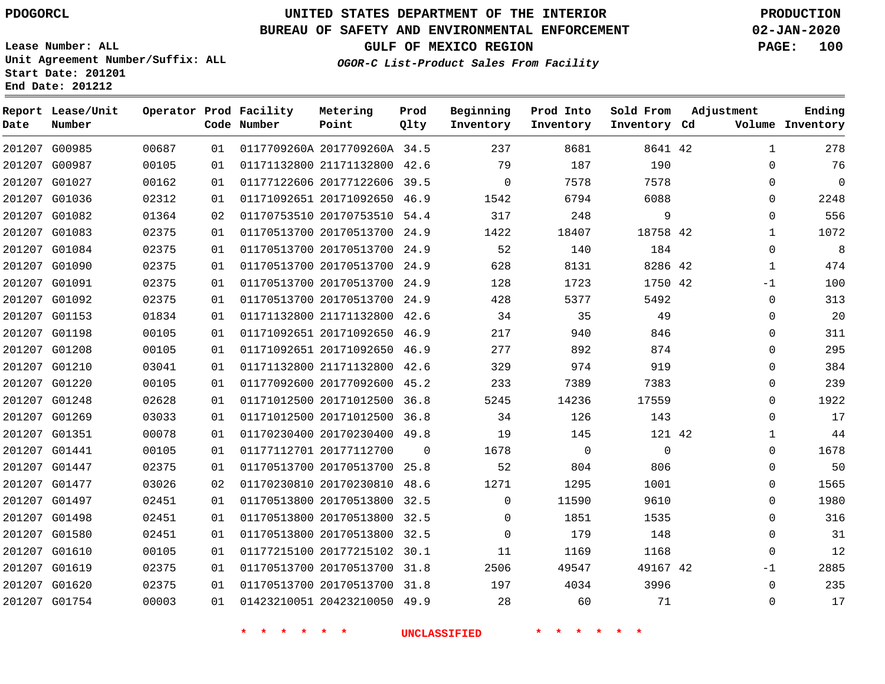PDOGORCL

# UNITED STATES DEPARTMENT OF THE INTERIOR
## BUREAU OF SAFETY AND ENVIRONMENTAL ENFORCEMENT
### GULF OF MEXICO REGION
*OGOR-C List-Product Sales From Facility*

PRODUCTION
02-JAN-2020

Lease Number: ALL
Unit Agreement Number/Suffix: ALL
Start Date: 201201
End Date: 201212

| Report Date | Lease/Unit Number | Operator | Prod Code | Facility Number | Metering Point | Prod Qlty | Beginning Inventory | Prod Into Inventory | Sold From Inventory | Adjustment Cd | Adjustment Volume | Ending Inventory |
|---|---|---|---|---|---|---|---|---|---|---|---|---|
| 201207 | G00985 | 00687 | 01 | 0117709260A | 2017709260A | 34.5 | 237 | 8681 | 8641 | 42 | 1 | 278 |
| 201207 | G00987 | 00105 | 01 | 01171132800 | 21171132800 | 42.6 | 79 | 187 | 190 | | 0 | 76 |
| 201207 | G01027 | 00162 | 01 | 01177122606 | 20177122606 | 39.5 | 0 | 7578 | 7578 | | 0 | 0 |
| 201207 | G01036 | 02312 | 01 | 01171092651 | 20171092650 | 46.9 | 1542 | 6794 | 6088 | | 0 | 2248 |
| 201207 | G01082 | 01364 | 02 | 01170753510 | 20170753510 | 54.4 | 317 | 248 | 9 | | 0 | 556 |
| 201207 | G01083 | 02375 | 01 | 01170513700 | 20170513700 | 24.9 | 1422 | 18407 | 18758 | 42 | 1 | 1072 |
| 201207 | G01084 | 02375 | 01 | 01170513700 | 20170513700 | 24.9 | 52 | 140 | 184 | | 0 | 8 |
| 201207 | G01090 | 02375 | 01 | 01170513700 | 20170513700 | 24.9 | 628 | 8131 | 8286 | 42 | 1 | 474 |
| 201207 | G01091 | 02375 | 01 | 01170513700 | 20170513700 | 24.9 | 128 | 1723 | 1750 | 42 | -1 | 100 |
| 201207 | G01092 | 02375 | 01 | 01170513700 | 20170513700 | 24.9 | 428 | 5377 | 5492 | | 0 | 313 |
| 201207 | G01153 | 01834 | 01 | 01171132800 | 21171132800 | 42.6 | 34 | 35 | 49 | | 0 | 20 |
| 201207 | G01198 | 00105 | 01 | 01171092651 | 20171092650 | 46.9 | 217 | 940 | 846 | | 0 | 311 |
| 201207 | G01208 | 00105 | 01 | 01171092651 | 20171092650 | 46.9 | 277 | 892 | 874 | | 0 | 295 |
| 201207 | G01210 | 03041 | 01 | 01171132800 | 21171132800 | 42.6 | 329 | 974 | 919 | | 0 | 384 |
| 201207 | G01220 | 00105 | 01 | 01177092600 | 20177092600 | 45.2 | 233 | 7389 | 7383 | | 0 | 239 |
| 201207 | G01248 | 02628 | 01 | 01171012500 | 20171012500 | 36.8 | 5245 | 14236 | 17559 | | 0 | 1922 |
| 201207 | G01269 | 03033 | 01 | 01171012500 | 20171012500 | 36.8 | 34 | 126 | 143 | | 0 | 17 |
| 201207 | G01351 | 00078 | 01 | 01170230400 | 20170230400 | 49.8 | 19 | 145 | 121 | 42 | 1 | 44 |
| 201207 | G01441 | 00105 | 01 | 01177112701 | 20177112700 | 0 | 1678 | 0 | 0 | | 0 | 1678 |
| 201207 | G01447 | 02375 | 01 | 01170513700 | 20170513700 | 25.8 | 52 | 804 | 806 | | 0 | 50 |
| 201207 | G01477 | 03026 | 02 | 01170230810 | 20170230810 | 48.6 | 1271 | 1295 | 1001 | | 0 | 1565 |
| 201207 | G01497 | 02451 | 01 | 01170513800 | 20170513800 | 32.5 | 0 | 11590 | 9610 | | 0 | 1980 |
| 201207 | G01498 | 02451 | 01 | 01170513800 | 20170513800 | 32.5 | 0 | 1851 | 1535 | | 0 | 316 |
| 201207 | G01580 | 02451 | 01 | 01170513800 | 20170513800 | 32.5 | 0 | 179 | 148 | | 0 | 31 |
| 201207 | G01610 | 00105 | 01 | 01177215100 | 20177215102 | 30.1 | 11 | 1169 | 1168 | | 0 | 12 |
| 201207 | G01619 | 02375 | 01 | 01170513700 | 20170513700 | 31.8 | 2506 | 49547 | 49167 | 42 | -1 | 2885 |
| 201207 | G01620 | 02375 | 01 | 01170513700 | 20170513700 | 31.8 | 197 | 4034 | 3996 | | 0 | 235 |
| 201207 | G01754 | 00003 | 01 | 01423210051 | 20423210050 | 49.9 | 28 | 60 | 71 | | 0 | 17 |

\* \* \* \* \* \* UNCLASSIFIED \* \* \* \* \* \*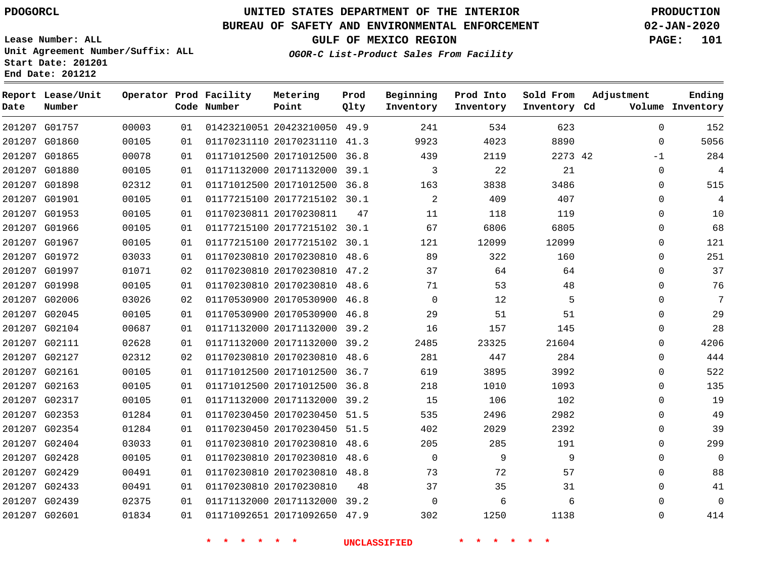PDOGORCL

# UNITED STATES DEPARTMENT OF THE INTERIOR
## BUREAU OF SAFETY AND ENVIRONMENTAL ENFORCEMENT
### GULF OF MEXICO REGION
*OGOR-C List-Product Sales From Facility*

PRODUCTION
02-JAN-2020

Lease Number: ALL
Unit Agreement Number/Suffix: ALL
Start Date: 201201
End Date: 201212

| Report Date | Lease/Unit Number | Operator | Prod Code | Facility Number | Metering Point | Prod Qlty | Beginning Inventory | Prod Into Inventory | Sold From Inventory | Adjustment Cd | Adjustment Volume | Ending Inventory |
|---|---|---|---|---|---|---|---|---|---|---|---|---|
| 201207 | G01757 | 00003 | 01 | 01423210051 | 20423210050 | 49.9 | 241 | 534 | 623 | | 0 | 152 |
| 201207 | G01860 | 00105 | 01 | 01170231110 | 20170231110 | 41.3 | 9923 | 4023 | 8890 | | 0 | 5056 |
| 201207 | G01865 | 00078 | 01 | 01171012500 | 20171012500 | 36.8 | 439 | 2119 | 2273 | 42 | -1 | 284 |
| 201207 | G01880 | 00105 | 01 | 01171132000 | 20171132000 | 39.1 | 3 | 22 | 21 | | 0 | 4 |
| 201207 | G01898 | 02312 | 01 | 01171012500 | 20171012500 | 36.8 | 163 | 3838 | 3486 | | 0 | 515 |
| 201207 | G01901 | 00105 | 01 | 01177215100 | 20177215102 | 30.1 | 2 | 409 | 407 | | 0 | 4 |
| 201207 | G01953 | 00105 | 01 | 01170230811 | 20170230811 | 47 | 11 | 118 | 119 | | 0 | 10 |
| 201207 | G01966 | 00105 | 01 | 01177215100 | 20177215102 | 30.1 | 67 | 6806 | 6805 | | 0 | 68 |
| 201207 | G01967 | 00105 | 01 | 01177215100 | 20177215102 | 30.1 | 121 | 12099 | 12099 | | 0 | 121 |
| 201207 | G01972 | 03033 | 01 | 01170230810 | 20170230810 | 48.6 | 89 | 322 | 160 | | 0 | 251 |
| 201207 | G01997 | 01071 | 02 | 01170230810 | 20170230810 | 47.2 | 37 | 64 | 64 | | 0 | 37 |
| 201207 | G01998 | 00105 | 01 | 01170230810 | 20170230810 | 48.6 | 71 | 53 | 48 | | 0 | 76 |
| 201207 | G02006 | 03026 | 02 | 01170530900 | 20170530900 | 46.8 | 0 | 12 | 5 | | 0 | 7 |
| 201207 | G02045 | 00105 | 01 | 01170530900 | 20170530900 | 46.8 | 29 | 51 | 51 | | 0 | 29 |
| 201207 | G02104 | 00687 | 01 | 01171132000 | 20171132000 | 39.2 | 16 | 157 | 145 | | 0 | 28 |
| 201207 | G02111 | 02628 | 01 | 01171132000 | 20171132000 | 39.2 | 2485 | 23325 | 21604 | | 0 | 4206 |
| 201207 | G02127 | 02312 | 02 | 01170230810 | 20170230810 | 48.6 | 281 | 447 | 284 | | 0 | 444 |
| 201207 | G02161 | 00105 | 01 | 01171012500 | 20171012500 | 36.7 | 619 | 3895 | 3992 | | 0 | 522 |
| 201207 | G02163 | 00105 | 01 | 01171012500 | 20171012500 | 36.8 | 218 | 1010 | 1093 | | 0 | 135 |
| 201207 | G02317 | 00105 | 01 | 01171132000 | 20171132000 | 39.2 | 15 | 106 | 102 | | 0 | 19 |
| 201207 | G02353 | 01284 | 01 | 01170230450 | 20170230450 | 51.5 | 535 | 2496 | 2982 | | 0 | 49 |
| 201207 | G02354 | 01284 | 01 | 01170230450 | 20170230450 | 51.5 | 402 | 2029 | 2392 | | 0 | 39 |
| 201207 | G02404 | 03033 | 01 | 01170230810 | 20170230810 | 48.6 | 205 | 285 | 191 | | 0 | 299 |
| 201207 | G02428 | 00105 | 01 | 01170230810 | 20170230810 | 48.6 | 0 | 9 | 9 | | 0 | 0 |
| 201207 | G02429 | 00491 | 01 | 01170230810 | 20170230810 | 48.8 | 73 | 72 | 57 | | 0 | 88 |
| 201207 | G02433 | 00491 | 01 | 01170230810 | 20170230810 | 48 | 37 | 35 | 31 | | 0 | 41 |
| 201207 | G02439 | 02375 | 01 | 01171132000 | 20171132000 | 39.2 | 0 | 6 | 6 | | 0 | 0 |
| 201207 | G02601 | 01834 | 01 | 01171092651 | 20171092650 | 47.9 | 302 | 1250 | 1138 | | 0 | 414 |

* * * * * * UNCLASSIFIED * * * * * *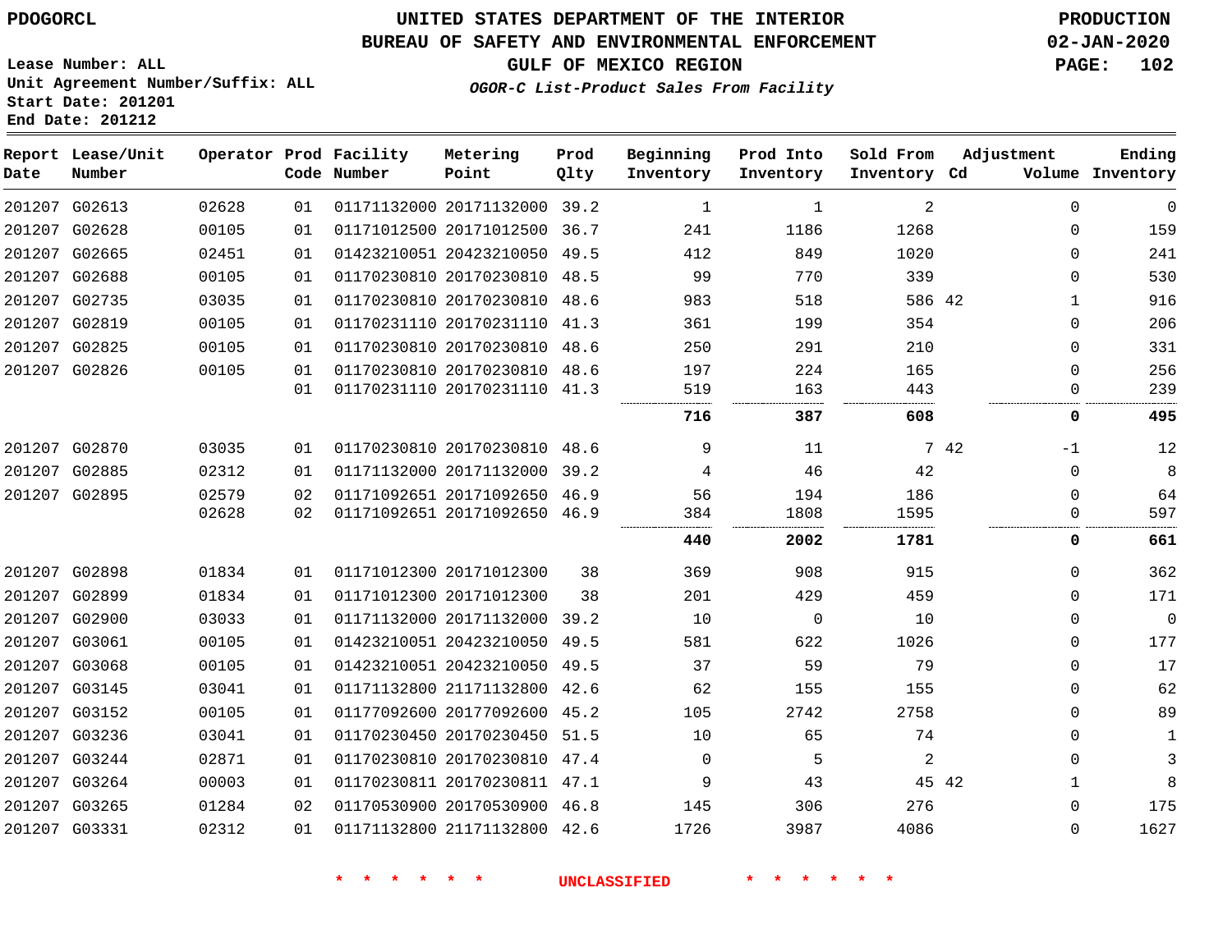**PDOGORCL**

# UNITED STATES DEPARTMENT OF THE INTERIOR
## BUREAU OF SAFETY AND ENVIRONMENTAL ENFORCEMENT
### GULF OF MEXICO REGION
*OGOR-C List-Product Sales From Facility*

**PRODUCTION**
**02-JAN-2020**

Lease Number: ALL
Unit Agreement Number/Suffix: ALL
Start Date: 201201
End Date: 201212

| Report Date | Lease/Unit Number | Operator | Prod Code | Facility Number | Metering Point | Prod Qlty | Beginning Inventory | Prod Into Inventory | Sold From Inventory | Adjustment Cd | Adjustment Volume | Ending Inventory |
|---|---|---|---|---|---|---|---|---|---|---|---|---|
| 201207 | G02613 | 02628 | 01 | 01171132000 | 20171132000 | 39.2 | 1 | 1 | 2 | | 0 | 0 |
| 201207 | G02628 | 00105 | 01 | 01171012500 | 20171012500 | 36.7 | 241 | 1186 | 1268 | | 0 | 159 |
| 201207 | G02665 | 02451 | 01 | 01423210051 | 20423210050 | 49.5 | 412 | 849 | 1020 | | 0 | 241 |
| 201207 | G02688 | 00105 | 01 | 01170230810 | 20170230810 | 48.5 | 99 | 770 | 339 | | 0 | 530 |
| 201207 | G02735 | 03035 | 01 | 01170230810 | 20170230810 | 48.6 | 983 | 518 | 586 | 42 | 1 | 916 |
| 201207 | G02819 | 00105 | 01 | 01170231110 | 20170231110 | 41.3 | 361 | 199 | 354 | | 0 | 206 |
| 201207 | G02825 | 00105 | 01 | 01170230810 | 20170230810 | 48.6 | 250 | 291 | 210 | | 0 | 331 |
| 201207 | G02826 | 00105 | 01 | 01170230810 | 20170230810 | 48.6 | 197 | 224 | 165 | | 0 | 256 |
| | | | 01 | 01170231110 | 20170231110 | 41.3 | 519 | 163 | 443 | | 0 | 239 |
| | | | | | | | **716** | **387** | **608** | | **0** | **495** |
| 201207 | G02870 | 03035 | 01 | 01170230810 | 20170230810 | 48.6 | 9 | 11 | 7 | 42 | -1 | 12 |
| 201207 | G02885 | 02312 | 01 | 01171132000 | 20171132000 | 39.2 | 4 | 46 | 42 | | 0 | 8 |
| 201207 | G02895 | 02579 | 02 | 01171092651 | 20171092650 | 46.9 | 56 | 194 | 186 | | 0 | 64 |
| | | 02628 | 02 | 01171092651 | 20171092650 | 46.9 | 384 | 1808 | 1595 | | 0 | 597 |
| | | | | | | | **440** | **2002** | **1781** | | **0** | **661** |
| 201207 | G02898 | 01834 | 01 | 01171012300 | 20171012300 | 38 | 369 | 908 | 915 | | 0 | 362 |
| 201207 | G02899 | 01834 | 01 | 01171012300 | 20171012300 | 38 | 201 | 429 | 459 | | 0 | 171 |
| 201207 | G02900 | 03033 | 01 | 01171132000 | 20171132000 | 39.2 | 10 | 0 | 10 | | 0 | 0 |
| 201207 | G03061 | 00105 | 01 | 01423210051 | 20423210050 | 49.5 | 581 | 622 | 1026 | | 0 | 177 |
| 201207 | G03068 | 00105 | 01 | 01423210051 | 20423210050 | 49.5 | 37 | 59 | 79 | | 0 | 17 |
| 201207 | G03145 | 03041 | 01 | 01171132800 | 21171132800 | 42.6 | 62 | 155 | 155 | | 0 | 62 |
| 201207 | G03152 | 00105 | 01 | 01177092600 | 20177092600 | 45.2 | 105 | 2742 | 2758 | | 0 | 89 |
| 201207 | G03236 | 03041 | 01 | 01170230450 | 20170230450 | 51.5 | 10 | 65 | 74 | | 0 | 1 |
| 201207 | G03244 | 02871 | 01 | 01170230810 | 20170230810 | 47.4 | 0 | 5 | 2 | | 0 | 3 |
| 201207 | G03264 | 00003 | 01 | 01170230811 | 20170230811 | 47.1 | 9 | 43 | 45 | 42 | 1 | 8 |
| 201207 | G03265 | 01284 | 02 | 01170530900 | 20170530900 | 46.8 | 145 | 306 | 276 | | 0 | 175 |
| 201207 | G03331 | 02312 | 01 | 01171132800 | 21171132800 | 42.6 | 1726 | 3987 | 4086 | | 0 | 1627 |

\* \* \* \* \* \* UNCLASSIFIED \* \* \* \* \* \*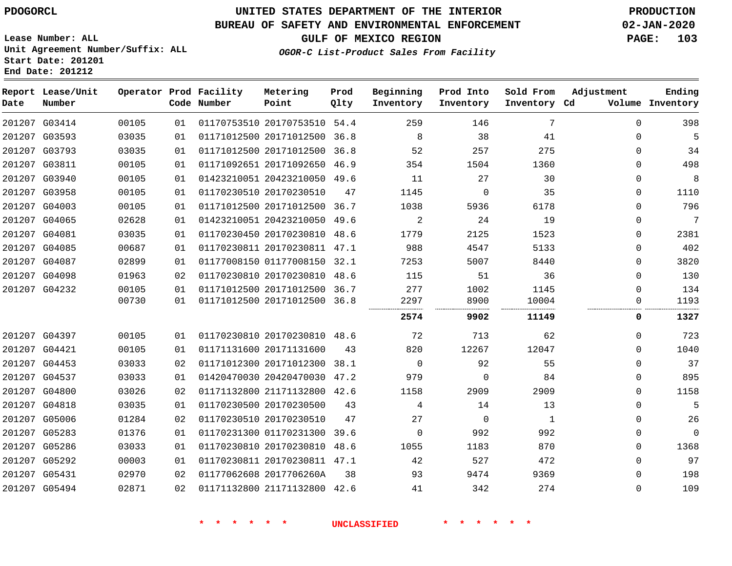PDOGORCL

# UNITED STATES DEPARTMENT OF THE INTERIOR
## BUREAU OF SAFETY AND ENVIRONMENTAL ENFORCEMENT
### GULF OF MEXICO REGION

*OGOR-C List-Product Sales From Facility*

PRODUCTION
02-JAN-2020

Lease Number: ALL
Unit Agreement Number/Suffix: ALL
Start Date: 201201
End Date: 201212

| Report Date | Lease/Unit Number | Operator | Prod Code | Facility Number | Metering Point | Prod Qlty | Beginning Inventory | Prod Into Inventory | Sold From Inventory | Adjustment Cd | Adjustment Volume | Ending Inventory |
|---|---|---|---|---|---|---|---|---|---|---|---|---|
| 201207 | G03414 | 00105 | 01 | 01170753510 | 20170753510 | 54.4 | 259 | 146 | 7 | | 0 | 398 |
| 201207 | G03593 | 03035 | 01 | 01171012500 | 20171012500 | 36.8 | 8 | 38 | 41 | | 0 | 5 |
| 201207 | G03793 | 03035 | 01 | 01171012500 | 20171012500 | 36.8 | 52 | 257 | 275 | | 0 | 34 |
| 201207 | G03811 | 00105 | 01 | 01171092651 | 20171092650 | 46.9 | 354 | 1504 | 1360 | | 0 | 498 |
| 201207 | G03940 | 00105 | 01 | 01423210051 | 20423210050 | 49.6 | 11 | 27 | 30 | | 0 | 8 |
| 201207 | G03958 | 00105 | 01 | 01170230510 | 20170230510 | 47 | 1145 | 0 | 35 | | 0 | 1110 |
| 201207 | G04003 | 00105 | 01 | 01171012500 | 20171012500 | 36.7 | 1038 | 5936 | 6178 | | 0 | 796 |
| 201207 | G04065 | 02628 | 01 | 01423210051 | 20423210050 | 49.6 | 2 | 24 | 19 | | 0 | 7 |
| 201207 | G04081 | 03035 | 01 | 01170230450 | 20170230810 | 48.6 | 1779 | 2125 | 1523 | | 0 | 2381 |
| 201207 | G04085 | 00687 | 01 | 01170230811 | 20170230811 | 47.1 | 988 | 4547 | 5133 | | 0 | 402 |
| 201207 | G04087 | 02899 | 01 | 01177008150 | 01177008150 | 32.1 | 7253 | 5007 | 8440 | | 0 | 3820 |
| 201207 | G04098 | 01963 | 02 | 01170230810 | 20170230810 | 48.6 | 115 | 51 | 36 | | 0 | 130 |
| 201207 | G04232 | 00105 | 01 | 01171012500 | 20171012500 | 36.7 | 277 | 1002 | 1145 | | 0 | 134 |
| | | 00730 | 01 | 01171012500 | 20171012500 | 36.8 | 2297 | 8900 | 10004 | | 0 | 1193 |
| | | | | | | | **2574** | **9902** | **11149** | | **0** | **1327** |
| 201207 | G04397 | 00105 | 01 | 01170230810 | 20170230810 | 48.6 | 72 | 713 | 62 | | 0 | 723 |
| 201207 | G04421 | 00105 | 01 | 01171131600 | 20171131600 | 43 | 820 | 12267 | 12047 | | 0 | 1040 |
| 201207 | G04453 | 03033 | 02 | 01171012300 | 20171012300 | 38.1 | 0 | 92 | 55 | | 0 | 37 |
| 201207 | G04537 | 03033 | 01 | 01420470030 | 20420470030 | 47.2 | 979 | 0 | 84 | | 0 | 895 |
| 201207 | G04800 | 03026 | 02 | 01171132800 | 21171132800 | 42.6 | 1158 | 2909 | 2909 | | 0 | 1158 |
| 201207 | G04818 | 03035 | 01 | 01170230500 | 20170230500 | 43 | 4 | 14 | 13 | | 0 | 5 |
| 201207 | G05006 | 01284 | 02 | 01170230510 | 20170230510 | 47 | 27 | 0 | 1 | | 0 | 26 |
| 201207 | G05283 | 01376 | 01 | 01170231300 | 01170231300 | 39.6 | 0 | 992 | 992 | | 0 | 0 |
| 201207 | G05286 | 03033 | 01 | 01170230810 | 20170230810 | 48.6 | 1055 | 1183 | 870 | | 0 | 1368 |
| 201207 | G05292 | 00003 | 01 | 01170230811 | 20170230811 | 47.1 | 42 | 527 | 472 | | 0 | 97 |
| 201207 | G05431 | 02970 | 02 | 01177062608 | 2017706260A | 38 | 93 | 9474 | 9369 | | 0 | 198 |
| 201207 | G05494 | 02871 | 02 | 01171132800 | 21171132800 | 42.6 | 41 | 342 | 274 | | 0 | 109 |

\* \* \* \* \* \* UNCLASSIFIED \* \* \* \* \* \*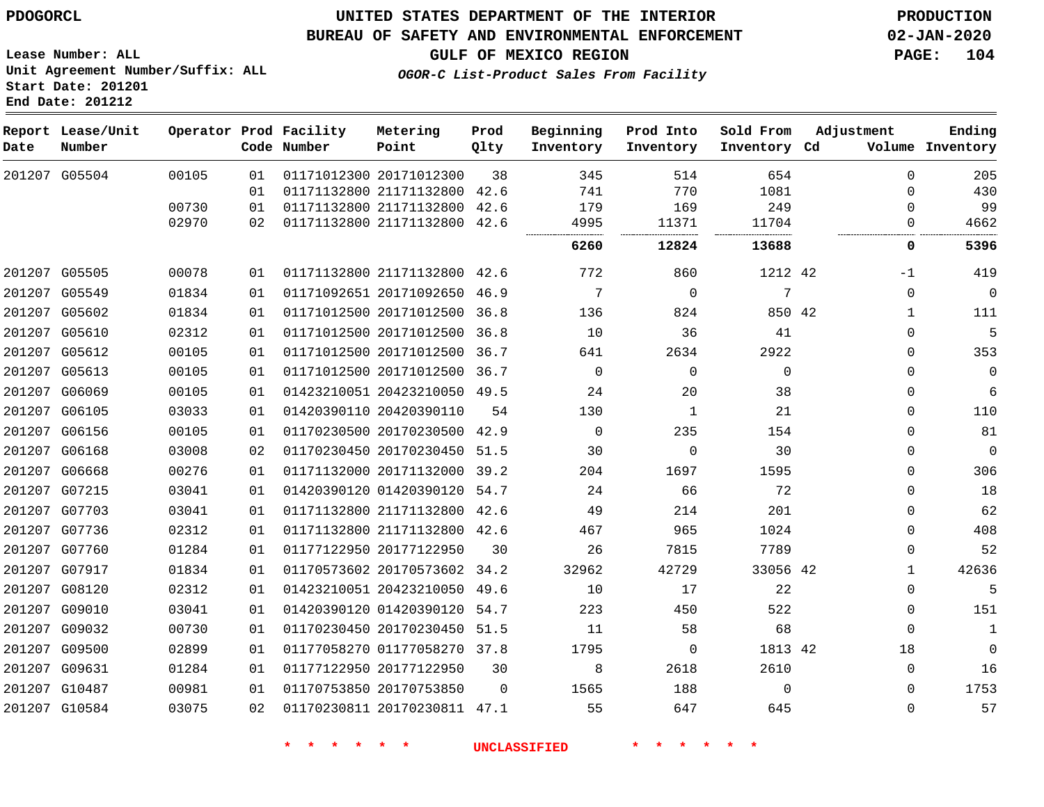PDOGORCL

# UNITED STATES DEPARTMENT OF THE INTERIOR
## BUREAU OF SAFETY AND ENVIRONMENTAL ENFORCEMENT
### GULF OF MEXICO REGION
*OGOR-C List-Product Sales From Facility*

PRODUCTION
02-JAN-2020

Lease Number: ALL
Unit Agreement Number/Suffix: ALL
Start Date: 201201
End Date: 201212

| Report Date | Lease/Unit Number | Operator | Prod Code | Facility Number | Metering Point | Prod Qlty | Beginning Inventory | Prod Into Inventory | Sold From Inventory | Adjustment Cd | Volume | Ending Inventory |
|---|---|---|---|---|---|---|---|---|---|---|---|---|
| 201207 | G05504 | 00105 | 01 | 01171012300 | 20171012300 | 38 | 345 | 514 | 654 | | 0 | 205 |
| | | | 01 | 01171132800 | 21171132800 | 42.6 | 741 | 770 | 1081 | | 0 | 430 |
| | | 00730 | 01 | 01171132800 | 21171132800 | 42.6 | 179 | 169 | 249 | | 0 | 99 |
| | | 02970 | 02 | 01171132800 | 21171132800 | 42.6 | 4995 | 11371 | 11704 | | 0 | 4662 |
| | | | | | | | **6260** | **12824** | **13688** | | **0** | **5396** |
| 201207 | G05505 | 00078 | 01 | 01171132800 | 21171132800 | 42.6 | 772 | 860 | 1212 | 42 | -1 | 419 |
| 201207 | G05549 | 01834 | 01 | 01171092651 | 20171092650 | 46.9 | 7 | 0 | 7 | | 0 | 0 |
| 201207 | G05602 | 01834 | 01 | 01171012500 | 20171012500 | 36.8 | 136 | 824 | 850 | 42 | 1 | 111 |
| 201207 | G05610 | 02312 | 01 | 01171012500 | 20171012500 | 36.8 | 10 | 36 | 41 | | 0 | 5 |
| 201207 | G05612 | 00105 | 01 | 01171012500 | 20171012500 | 36.7 | 641 | 2634 | 2922 | | 0 | 353 |
| 201207 | G05613 | 00105 | 01 | 01171012500 | 20171012500 | 36.7 | 0 | 0 | 0 | | 0 | 0 |
| 201207 | G06069 | 00105 | 01 | 01423210051 | 20423210050 | 49.5 | 24 | 20 | 38 | | 0 | 6 |
| 201207 | G06105 | 03033 | 01 | 01420390110 | 20420390110 | 54 | 130 | 1 | 21 | | 0 | 110 |
| 201207 | G06156 | 00105 | 01 | 01170230500 | 20170230500 | 42.9 | 0 | 235 | 154 | | 0 | 81 |
| 201207 | G06168 | 03008 | 02 | 01170230450 | 20170230450 | 51.5 | 30 | 0 | 30 | | 0 | 0 |
| 201207 | G06668 | 00276 | 01 | 01171132000 | 20171132000 | 39.2 | 204 | 1697 | 1595 | | 0 | 306 |
| 201207 | G07215 | 03041 | 01 | 01420390120 | 01420390120 | 54.7 | 24 | 66 | 72 | | 0 | 18 |
| 201207 | G07703 | 03041 | 01 | 01171132800 | 21171132800 | 42.6 | 49 | 214 | 201 | | 0 | 62 |
| 201207 | G07736 | 02312 | 01 | 01171132800 | 21171132800 | 42.6 | 467 | 965 | 1024 | | 0 | 408 |
| 201207 | G07760 | 01284 | 01 | 01177122950 | 20177122950 | 30 | 26 | 7815 | 7789 | | 0 | 52 |
| 201207 | G07917 | 01834 | 01 | 01170573602 | 20170573602 | 34.2 | 32962 | 42729 | 33056 | 42 | 1 | 42636 |
| 201207 | G08120 | 02312 | 01 | 01423210051 | 20423210050 | 49.6 | 10 | 17 | 22 | | 0 | 5 |
| 201207 | G09010 | 03041 | 01 | 01420390120 | 01420390120 | 54.7 | 223 | 450 | 522 | | 0 | 151 |
| 201207 | G09032 | 00730 | 01 | 01170230450 | 20170230450 | 51.5 | 11 | 58 | 68 | | 0 | 1 |
| 201207 | G09500 | 02899 | 01 | 01177058270 | 01177058270 | 37.8 | 1795 | 0 | 1813 | 42 | 18 | 0 |
| 201207 | G09631 | 01284 | 01 | 01177122950 | 20177122950 | 30 | 8 | 2618 | 2610 | | 0 | 16 |
| 201207 | G10487 | 00981 | 01 | 01170753850 | 20170753850 | 0 | 1565 | 188 | 0 | | 0 | 1753 |
| 201207 | G10584 | 03075 | 02 | 01170230811 | 20170230811 | 47.1 | 55 | 647 | 645 | | 0 | 57 |

\* \* \* \* \* \* UNCLASSIFIED \* \* \* \* \* \*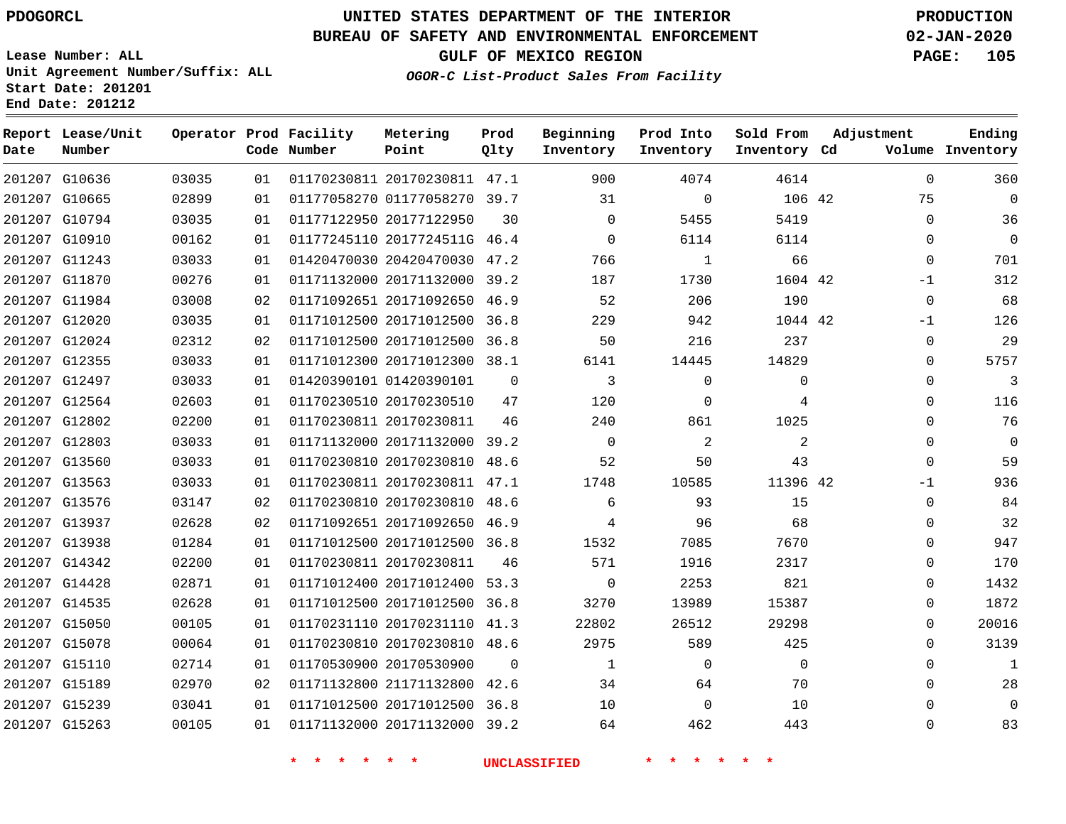PDOGORCL

# UNITED STATES DEPARTMENT OF THE INTERIOR
## BUREAU OF SAFETY AND ENVIRONMENTAL ENFORCEMENT
### GULF OF MEXICO REGION
*OGOR-C List-Product Sales From Facility*

PRODUCTION
02-JAN-2020

Lease Number: ALL
Unit Agreement Number/Suffix: ALL
Start Date: 201201
End Date: 201212

| Report Date | Lease/Unit Number | Operator | Prod Code | Facility Number | Metering Point | Prod Qlty | Beginning Inventory | Prod Into Inventory | Sold From Inventory | Adjustment Cd | Adjustment Volume | Ending Inventory |
|---|---|---|---|---|---|---|---|---|---|---|---|---|
| 201207 | G10636 | 03035 | 01 | 01170230811 | 20170230811 | 47.1 | 900 | 4074 | 4614 | | 0 | 360 |
| 201207 | G10665 | 02899 | 01 | 01177058270 | 01177058270 | 39.7 | 31 | 0 | 106 | 42 | 75 | 0 |
| 201207 | G10794 | 03035 | 01 | 01177122950 | 20177122950 | 30 | 0 | 5455 | 5419 | | 0 | 36 |
| 201207 | G10910 | 00162 | 01 | 01177245110 | 2017724511G | 46.4 | 0 | 6114 | 6114 | | 0 | 0 |
| 201207 | G11243 | 03033 | 01 | 01420470030 | 20420470030 | 47.2 | 766 | 1 | 66 | | 0 | 701 |
| 201207 | G11870 | 00276 | 01 | 01171132000 | 20171132000 | 39.2 | 187 | 1730 | 1604 | 42 | -1 | 312 |
| 201207 | G11984 | 03008 | 02 | 01171092651 | 20171092650 | 46.9 | 52 | 206 | 190 | | 0 | 68 |
| 201207 | G12020 | 03035 | 01 | 01171012500 | 20171012500 | 36.8 | 229 | 942 | 1044 | 42 | -1 | 126 |
| 201207 | G12024 | 02312 | 02 | 01171012500 | 20171012500 | 36.8 | 50 | 216 | 237 | | 0 | 29 |
| 201207 | G12355 | 03033 | 01 | 01171012300 | 20171012300 | 38.1 | 6141 | 14445 | 14829 | | 0 | 5757 |
| 201207 | G12497 | 03033 | 01 | 01420390101 | 01420390101 | 0 | 3 | 0 | 0 | | 0 | 3 |
| 201207 | G12564 | 02603 | 01 | 01170230510 | 20170230510 | 47 | 120 | 0 | 4 | | 0 | 116 |
| 201207 | G12802 | 02200 | 01 | 01170230811 | 20170230811 | 46 | 240 | 861 | 1025 | | 0 | 76 |
| 201207 | G12803 | 03033 | 01 | 01171132000 | 20171132000 | 39.2 | 0 | 2 | 2 | | 0 | 0 |
| 201207 | G13560 | 03033 | 01 | 01170230810 | 20170230810 | 48.6 | 52 | 50 | 43 | | 0 | 59 |
| 201207 | G13563 | 03033 | 01 | 01170230811 | 20170230811 | 47.1 | 1748 | 10585 | 11396 | 42 | -1 | 936 |
| 201207 | G13576 | 03147 | 02 | 01170230810 | 20170230810 | 48.6 | 6 | 93 | 15 | | 0 | 84 |
| 201207 | G13937 | 02628 | 02 | 01171092651 | 20171092650 | 46.9 | 4 | 96 | 68 | | 0 | 32 |
| 201207 | G13938 | 01284 | 01 | 01171012500 | 20171012500 | 36.8 | 1532 | 7085 | 7670 | | 0 | 947 |
| 201207 | G14342 | 02200 | 01 | 01170230811 | 20170230811 | 46 | 571 | 1916 | 2317 | | 0 | 170 |
| 201207 | G14428 | 02871 | 01 | 01171012400 | 20171012400 | 53.3 | 0 | 2253 | 821 | | 0 | 1432 |
| 201207 | G14535 | 02628 | 01 | 01171012500 | 20171012500 | 36.8 | 3270 | 13989 | 15387 | | 0 | 1872 |
| 201207 | G15050 | 00105 | 01 | 01170231110 | 20170231110 | 41.3 | 22802 | 26512 | 29298 | | 0 | 20016 |
| 201207 | G15078 | 00064 | 01 | 01170230810 | 20170230810 | 48.6 | 2975 | 589 | 425 | | 0 | 3139 |
| 201207 | G15110 | 02714 | 01 | 01170530900 | 20170530900 | 0 | 1 | 0 | 0 | | 0 | 1 |
| 201207 | G15189 | 02970 | 02 | 01171132800 | 21171132800 | 42.6 | 34 | 64 | 70 | | 0 | 28 |
| 201207 | G15239 | 03041 | 01 | 01171012500 | 20171012500 | 36.8 | 10 | 0 | 10 | | 0 | 0 |
| 201207 | G15263 | 00105 | 01 | 01171132000 | 20171132000 | 39.2 | 64 | 462 | 443 | | 0 | 83 |

\* \* \* \* \* \* UNCLASSIFIED \* \* \* \* \* \*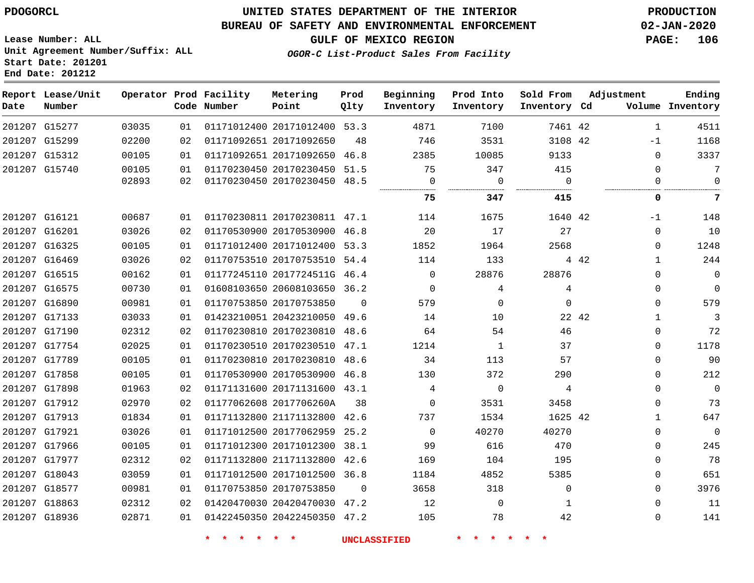UNITED STATES DEPARTMENT OF THE INTERIOR
BUREAU OF SAFETY AND ENVIRONMENTAL ENFORCEMENT
GULF OF MEXICO REGION

*OGOR-C List-Product Sales From Facility*

PDOGORCL

Lease Number: ALL
Unit Agreement Number/Suffix: ALL
Start Date: 201201
End Date: 201212

PRODUCTION
02-JAN-2020

| Report Date | Lease/Unit Number | Operator | Prod Code | Facility Number | Metering Point | Prod Qlty | Beginning Inventory | Prod Into Inventory | Sold From Inventory | Adjustment Cd | Adjustment Volume | Ending Inventory |
|---|---|---|---|---|---|---|---|---|---|---|---|---|
| 201207 | G15277 | 03035 | 01 | 01171012400 | 20171012400 | 53.3 | 4871 | 7100 | 7461 | 42 | 1 | 4511 |
| 201207 | G15299 | 02200 | 02 | 01171092651 | 20171092650 | 48 | 746 | 3531 | 3108 | 42 | -1 | 1168 |
| 201207 | G15312 | 00105 | 01 | 01171092651 | 20171092650 | 46.8 | 2385 | 10085 | 9133 | | 0 | 3337 |
| 201207 | G15740 | 00105 | 01 | 01170230450 | 20170230450 | 51.5 | 75 | 347 | 415 | | 0 | 7 |
| | | 02893 | 02 | 01170230450 | 20170230450 | 48.5 | 0 | 0 | 0 | | 0 | 0 |
| | | | | | | | **75** | **347** | **415** | | **0** | **7** |
| 201207 | G16121 | 00687 | 01 | 01170230811 | 20170230811 | 47.1 | 114 | 1675 | 1640 | 42 | -1 | 148 |
| 201207 | G16201 | 03026 | 02 | 01170530900 | 20170530900 | 46.8 | 20 | 17 | 27 | | 0 | 10 |
| 201207 | G16325 | 00105 | 01 | 01171012400 | 20171012400 | 53.3 | 1852 | 1964 | 2568 | | 0 | 1248 |
| 201207 | G16469 | 03026 | 02 | 01170753510 | 20170753510 | 54.4 | 114 | 133 | 4 | 42 | 1 | 244 |
| 201207 | G16515 | 00162 | 01 | 01177245110 | 2017724511G | 46.4 | 0 | 28876 | 28876 | | 0 | 0 |
| 201207 | G16575 | 00730 | 01 | 01608103650 | 20608103650 | 36.2 | 0 | 4 | 4 | | 0 | 0 |
| 201207 | G16890 | 00981 | 01 | 01170753850 | 20170753850 | 0 | 579 | 0 | 0 | | 0 | 579 |
| 201207 | G17133 | 03033 | 01 | 01423210051 | 20423210050 | 49.6 | 14 | 10 | 22 | 42 | 1 | 3 |
| 201207 | G17190 | 02312 | 02 | 01170230810 | 20170230810 | 48.6 | 64 | 54 | 46 | | 0 | 72 |
| 201207 | G17754 | 02025 | 01 | 01170230510 | 20170230510 | 47.1 | 1214 | 1 | 37 | | 0 | 1178 |
| 201207 | G17789 | 00105 | 01 | 01170230810 | 20170230810 | 48.6 | 34 | 113 | 57 | | 0 | 90 |
| 201207 | G17858 | 00105 | 01 | 01170530900 | 20170530900 | 46.8 | 130 | 372 | 290 | | 0 | 212 |
| 201207 | G17898 | 01963 | 02 | 01171131600 | 20171131600 | 43.1 | 4 | 0 | 4 | | 0 | 0 |
| 201207 | G17912 | 02970 | 02 | 01177062608 | 2017706260A | 38 | 0 | 3531 | 3458 | | 0 | 73 |
| 201207 | G17913 | 01834 | 01 | 01171132800 | 21171132800 | 42.6 | 737 | 1534 | 1625 | 42 | 1 | 647 |
| 201207 | G17921 | 03026 | 01 | 01171012500 | 20177062959 | 25.2 | 0 | 40270 | 40270 | | 0 | 0 |
| 201207 | G17966 | 00105 | 01 | 01171012300 | 20171012300 | 38.1 | 99 | 616 | 470 | | 0 | 245 |
| 201207 | G17977 | 02312 | 02 | 01171132800 | 21171132800 | 42.6 | 169 | 104 | 195 | | 0 | 78 |
| 201207 | G18043 | 03059 | 01 | 01171012500 | 20171012500 | 36.8 | 1184 | 4852 | 5385 | | 0 | 651 |
| 201207 | G18577 | 00981 | 01 | 01170753850 | 20170753850 | 0 | 3658 | 318 | 0 | | 0 | 3976 |
| 201207 | G18863 | 02312 | 02 | 01420470030 | 20420470030 | 47.2 | 12 | 0 | 1 | | 0 | 11 |
| 201207 | G18936 | 02871 | 01 | 01422450350 | 20422450350 | 47.2 | 105 | 78 | 42 | | 0 | 141 |

\* \* \* \* \* \* UNCLASSIFIED \* \* \* \* \* \*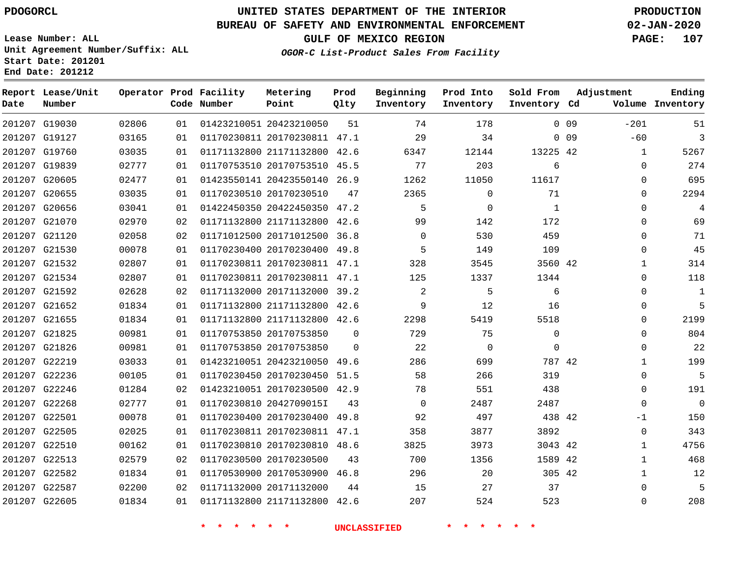PDOGORCL

# UNITED STATES DEPARTMENT OF THE INTERIOR
## BUREAU OF SAFETY AND ENVIRONMENTAL ENFORCEMENT
### GULF OF MEXICO REGION

*OGOR-C List-Product Sales From Facility*

PRODUCTION
02-JAN-2020

Lease Number: ALL
Unit Agreement Number/Suffix: ALL
Start Date: 201201
End Date: 201212

| Report Date | Lease/Unit Number | Operator | Prod Code | Facility Number | Metering Point | Prod Qlty | Beginning Inventory | Prod Into Inventory | Sold From Inventory | Adjustment Cd | Adjustment Volume | Ending Inventory |
|---|---|---|---|---|---|---|---|---|---|---|---|---|
| 201207 | G19030 | 02806 | 01 | 01423210051 | 20423210050 | 51 | 74 | 178 | 0 | 09 | -201 | 51 |
| 201207 | G19127 | 03165 | 01 | 01170230811 | 20170230811 | 47.1 | 29 | 34 | 0 | 09 | -60 | 3 |
| 201207 | G19760 | 03035 | 01 | 01171132800 | 21171132800 | 42.6 | 6347 | 12144 | 13225 | 42 | 1 | 5267 |
| 201207 | G19839 | 02777 | 01 | 01170753510 | 20170753510 | 45.5 | 77 | 203 | 6 | | 0 | 274 |
| 201207 | G20605 | 02477 | 01 | 01423550141 | 20423550140 | 26.9 | 1262 | 11050 | 11617 | | 0 | 695 |
| 201207 | G20655 | 03035 | 01 | 01170230510 | 20170230510 | 47 | 2365 | 0 | 71 | | 0 | 2294 |
| 201207 | G20656 | 03041 | 01 | 01422450350 | 20422450350 | 47.2 | 5 | 0 | 1 | | 0 | 4 |
| 201207 | G21070 | 02970 | 02 | 01171132800 | 21171132800 | 42.6 | 99 | 142 | 172 | | 0 | 69 |
| 201207 | G21120 | 02058 | 02 | 01171012500 | 20171012500 | 36.8 | 0 | 530 | 459 | | 0 | 71 |
| 201207 | G21530 | 00078 | 01 | 01170230400 | 20170230400 | 49.8 | 5 | 149 | 109 | | 0 | 45 |
| 201207 | G21532 | 02807 | 01 | 01170230811 | 20170230811 | 47.1 | 328 | 3545 | 3560 | 42 | 1 | 314 |
| 201207 | G21534 | 02807 | 01 | 01170230811 | 20170230811 | 47.1 | 125 | 1337 | 1344 | | 0 | 118 |
| 201207 | G21592 | 02628 | 02 | 01171132000 | 20171132000 | 39.2 | 2 | 5 | 6 | | 0 | 1 |
| 201207 | G21652 | 01834 | 01 | 01171132800 | 21171132800 | 42.6 | 9 | 12 | 16 | | 0 | 5 |
| 201207 | G21655 | 01834 | 01 | 01171132800 | 21171132800 | 42.6 | 2298 | 5419 | 5518 | | 0 | 2199 |
| 201207 | G21825 | 00981 | 01 | 01170753850 | 20170753850 | 0 | 729 | 75 | 0 | | 0 | 804 |
| 201207 | G21826 | 00981 | 01 | 01170753850 | 20170753850 | 0 | 22 | 0 | 0 | | 0 | 22 |
| 201207 | G22219 | 03033 | 01 | 01423210051 | 20423210050 | 49.6 | 286 | 699 | 787 | 42 | 1 | 199 |
| 201207 | G22236 | 00105 | 01 | 01170230450 | 20170230450 | 51.5 | 58 | 266 | 319 | | 0 | 5 |
| 201207 | G22246 | 01284 | 02 | 01423210051 | 20170230500 | 42.9 | 78 | 551 | 438 | | 0 | 191 |
| 201207 | G22268 | 02777 | 01 | 01170230810 | 2042709015I | 43 | 0 | 2487 | 2487 | | 0 | 0 |
| 201207 | G22501 | 00078 | 01 | 01170230400 | 20170230400 | 49.8 | 92 | 497 | 438 | 42 | -1 | 150 |
| 201207 | G22505 | 02025 | 01 | 01170230811 | 20170230811 | 47.1 | 358 | 3877 | 3892 | | 0 | 343 |
| 201207 | G22510 | 00162 | 01 | 01170230810 | 20170230810 | 48.6 | 3825 | 3973 | 3043 | 42 | 1 | 4756 |
| 201207 | G22513 | 02579 | 02 | 01170230500 | 20170230500 | 43 | 700 | 1356 | 1589 | 42 | 1 | 468 |
| 201207 | G22582 | 01834 | 01 | 01170530900 | 20170530900 | 46.8 | 296 | 20 | 305 | 42 | 1 | 12 |
| 201207 | G22587 | 02200 | 02 | 01171132000 | 20171132000 | 44 | 15 | 27 | 37 | | 0 | 5 |
| 201207 | G22605 | 01834 | 01 | 01171132800 | 21171132800 | 42.6 | 207 | 524 | 523 | | 0 | 208 |

* * * * * * UNCLASSIFIED * * * * * *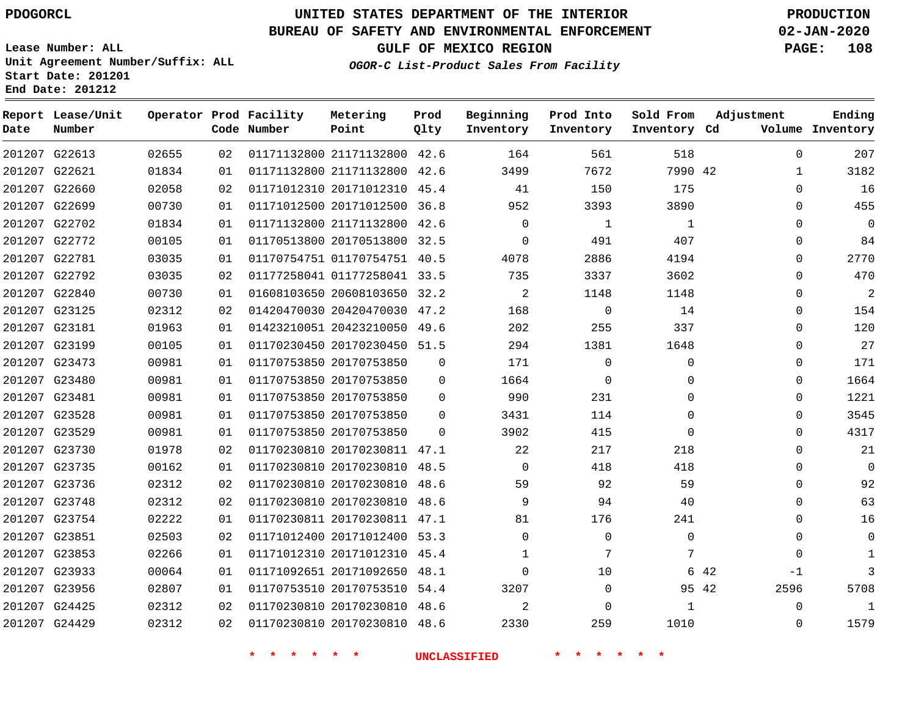PDOGORCL

# UNITED STATES DEPARTMENT OF THE INTERIOR
## BUREAU OF SAFETY AND ENVIRONMENTAL ENFORCEMENT
### GULF OF MEXICO REGION
*OGOR-C List-Product Sales From Facility*

PRODUCTION
02-JAN-2020

Lease Number: ALL
Unit Agreement Number/Suffix: ALL
Start Date: 201201
End Date: 201212

| Report Date | Lease/Unit Number | Operator | Prod Code | Facility Number | Metering Point | Prod Qlty | Beginning Inventory | Prod Into Inventory | Sold From Inventory | Adjustment Cd | Volume | Ending Inventory |
|---|---|---|---|---|---|---|---|---|---|---|---|---|
| 201207 | G22613 | 02655 | 02 | 01171132800 | 21171132800 | 42.6 | 164 | 561 | 518 | | 0 | 207 |
| 201207 | G22621 | 01834 | 01 | 01171132800 | 21171132800 | 42.6 | 3499 | 7672 | 7990 | 42 | 1 | 3182 |
| 201207 | G22660 | 02058 | 02 | 01171012310 | 20171012310 | 45.4 | 41 | 150 | 175 | | 0 | 16 |
| 201207 | G22699 | 00730 | 01 | 01171012500 | 20171012500 | 36.8 | 952 | 3393 | 3890 | | 0 | 455 |
| 201207 | G22702 | 01834 | 01 | 01171132800 | 21171132800 | 42.6 | 0 | 1 | 1 | | 0 | 0 |
| 201207 | G22772 | 00105 | 01 | 01170513800 | 20170513800 | 32.5 | 0 | 491 | 407 | | 0 | 84 |
| 201207 | G22781 | 03035 | 01 | 01170754751 | 01170754751 | 40.5 | 4078 | 2886 | 4194 | | 0 | 2770 |
| 201207 | G22792 | 03035 | 02 | 01177258041 | 01177258041 | 33.5 | 735 | 3337 | 3602 | | 0 | 470 |
| 201207 | G22840 | 00730 | 01 | 01608103650 | 20608103650 | 32.2 | 2 | 1148 | 1148 | | 0 | 2 |
| 201207 | G23125 | 02312 | 02 | 01420470030 | 20420470030 | 47.2 | 168 | 0 | 14 | | 0 | 154 |
| 201207 | G23181 | 01963 | 01 | 01423210051 | 20423210050 | 49.6 | 202 | 255 | 337 | | 0 | 120 |
| 201207 | G23199 | 00105 | 01 | 01170230450 | 20170230450 | 51.5 | 294 | 1381 | 1648 | | 0 | 27 |
| 201207 | G23473 | 00981 | 01 | 01170753850 | 20170753850 | 0 | 171 | 0 | 0 | | 0 | 171 |
| 201207 | G23480 | 00981 | 01 | 01170753850 | 20170753850 | 0 | 1664 | 0 | 0 | | 0 | 1664 |
| 201207 | G23481 | 00981 | 01 | 01170753850 | 20170753850 | 0 | 990 | 231 | 0 | | 0 | 1221 |
| 201207 | G23528 | 00981 | 01 | 01170753850 | 20170753850 | 0 | 3431 | 114 | 0 | | 0 | 3545 |
| 201207 | G23529 | 00981 | 01 | 01170753850 | 20170753850 | 0 | 3902 | 415 | 0 | | 0 | 4317 |
| 201207 | G23730 | 01978 | 02 | 01170230810 | 20170230811 | 47.1 | 22 | 217 | 218 | | 0 | 21 |
| 201207 | G23735 | 00162 | 01 | 01170230810 | 20170230810 | 48.5 | 0 | 418 | 418 | | 0 | 0 |
| 201207 | G23736 | 02312 | 02 | 01170230810 | 20170230810 | 48.6 | 59 | 92 | 59 | | 0 | 92 |
| 201207 | G23748 | 02312 | 02 | 01170230810 | 20170230810 | 48.6 | 9 | 94 | 40 | | 0 | 63 |
| 201207 | G23754 | 02222 | 01 | 01170230811 | 20170230811 | 47.1 | 81 | 176 | 241 | | 0 | 16 |
| 201207 | G23851 | 02503 | 02 | 01171012400 | 20171012400 | 53.3 | 0 | 0 | 0 | | 0 | 0 |
| 201207 | G23853 | 02266 | 01 | 01171012310 | 20171012310 | 45.4 | 1 | 7 | 7 | | 0 | 1 |
| 201207 | G23933 | 00064 | 01 | 01171092651 | 20171092650 | 48.1 | 0 | 10 | 6 | 42 | -1 | 3 |
| 201207 | G23956 | 02807 | 01 | 01170753510 | 20170753510 | 54.4 | 3207 | 0 | 95 | 42 | 2596 | 5708 |
| 201207 | G24425 | 02312 | 02 | 01170230810 | 20170230810 | 48.6 | 2 | 0 | 1 | | 0 | 1 |
| 201207 | G24429 | 02312 | 02 | 01170230810 | 20170230810 | 48.6 | 2330 | 259 | 1010 | | 0 | 1579 |

* * * * * * UNCLASSIFIED * * * * * *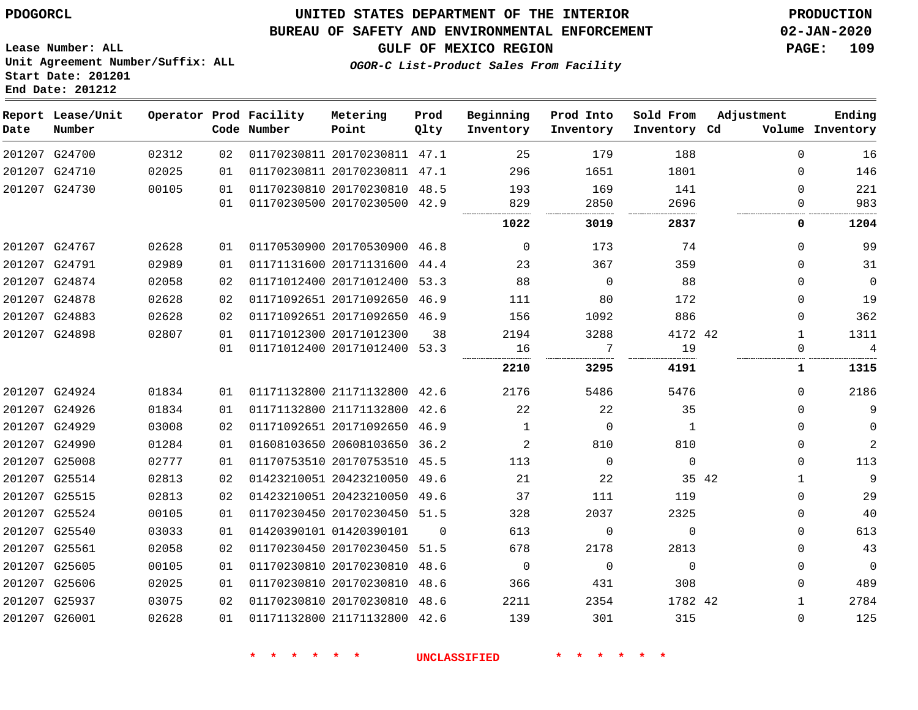# UNITED STATES DEPARTMENT OF THE INTERIOR
## BUREAU OF SAFETY AND ENVIRONMENTAL ENFORCEMENT
### GULF OF MEXICO REGION
*OGOR-C List-Product Sales From Facility*

PDOGORCL

PRODUCTION
02-JAN-2020

Lease Number: ALL
Unit Agreement Number/Suffix: ALL
Start Date: 201201
End Date: 201212

| Report Date | Lease/Unit Number | Operator | Prod Code | Facility Number | Metering Point | Prod Qlty | Beginning Inventory | Prod Into Inventory | Sold From Inventory | Adjustment Cd | Adjustment Volume | Ending Inventory |
|---|---|---|---|---|---|---|---|---|---|---|---|---|
| 201207 | G24700 | 02312 | 02 | 01170230811 | 20170230811 | 47.1 | 25 | 179 | 188 | | 0 | 16 |
| 201207 | G24710 | 02025 | 01 | 01170230811 | 20170230811 | 47.1 | 296 | 1651 | 1801 | | 0 | 146 |
| 201207 | G24730 | 00105 | 01 | 01170230810 | 20170230810 | 48.5 | 193 | 169 | 141 | | 0 | 221 |
| | | | 01 | 01170230500 | 20170230500 | 42.9 | 829 | 2850 | 2696 | | 0 | 983 |
| | | | | | | | **1022** | **3019** | **2837** | | **0** | **1204** |
| 201207 | G24767 | 02628 | 01 | 01170530900 | 20170530900 | 46.8 | 0 | 173 | 74 | | 0 | 99 |
| 201207 | G24791 | 02989 | 01 | 01171131600 | 20171131600 | 44.4 | 23 | 367 | 359 | | 0 | 31 |
| 201207 | G24874 | 02058 | 02 | 01171012400 | 20171012400 | 53.3 | 88 | 0 | 88 | | 0 | 0 |
| 201207 | G24878 | 02628 | 02 | 01171092651 | 20171092650 | 46.9 | 111 | 80 | 172 | | 0 | 19 |
| 201207 | G24883 | 02628 | 02 | 01171092651 | 20171092650 | 46.9 | 156 | 1092 | 886 | | 0 | 362 |
| 201207 | G24898 | 02807 | 01 | 01171012300 | 20171012300 | 38 | 2194 | 3288 | 4172 | 42 | 1 | 1311 |
| | | | 01 | 01171012400 | 20171012400 | 53.3 | 16 | 7 | 19 | | 0 | 4 |
| | | | | | | | **2210** | **3295** | **4191** | | **1** | **1315** |
| 201207 | G24924 | 01834 | 01 | 01171132800 | 21171132800 | 42.6 | 2176 | 5486 | 5476 | | 0 | 2186 |
| 201207 | G24926 | 01834 | 01 | 01171132800 | 21171132800 | 42.6 | 22 | 22 | 35 | | 0 | 9 |
| 201207 | G24929 | 03008 | 02 | 01171092651 | 20171092650 | 46.9 | 1 | 0 | 1 | | 0 | 0 |
| 201207 | G24990 | 01284 | 01 | 01608103650 | 20608103650 | 36.2 | 2 | 810 | 810 | | 0 | 2 |
| 201207 | G25008 | 02777 | 01 | 01170753510 | 20170753510 | 45.5 | 113 | 0 | 0 | | 0 | 113 |
| 201207 | G25514 | 02813 | 02 | 01423210051 | 20423210050 | 49.6 | 21 | 22 | 35 | 42 | 1 | 9 |
| 201207 | G25515 | 02813 | 02 | 01423210051 | 20423210050 | 49.6 | 37 | 111 | 119 | | 0 | 29 |
| 201207 | G25524 | 00105 | 01 | 01170230450 | 20170230450 | 51.5 | 328 | 2037 | 2325 | | 0 | 40 |
| 201207 | G25540 | 03033 | 01 | 01420390101 | 01420390101 | 0 | 613 | 0 | 0 | | 0 | 613 |
| 201207 | G25561 | 02058 | 02 | 01170230450 | 20170230450 | 51.5 | 678 | 2178 | 2813 | | 0 | 43 |
| 201207 | G25605 | 00105 | 01 | 01170230810 | 20170230810 | 48.6 | 0 | 0 | 0 | | 0 | 0 |
| 201207 | G25606 | 02025 | 01 | 01170230810 | 20170230810 | 48.6 | 366 | 431 | 308 | | 0 | 489 |
| 201207 | G25937 | 03075 | 02 | 01170230810 | 20170230810 | 48.6 | 2211 | 2354 | 1782 | 42 | 1 | 2784 |
| 201207 | G26001 | 02628 | 01 | 01171132800 | 21171132800 | 42.6 | 139 | 301 | 315 | | 0 | 125 |

\* \* \* \* \* \* UNCLASSIFIED \* \* \* \* \* \*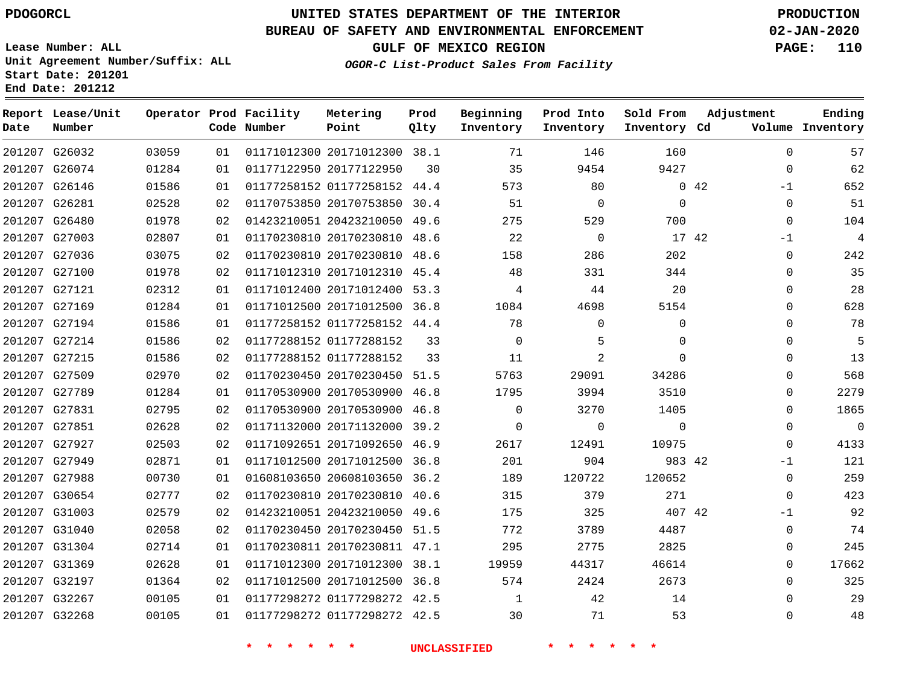# UNITED STATES DEPARTMENT OF THE INTERIOR
## BUREAU OF SAFETY AND ENVIRONMENTAL ENFORCEMENT
### GULF OF MEXICO REGION
#### *OGOR-C List-Product Sales From Facility*

PDOGORCL

PRODUCTION
02-JAN-2020

Lease Number: ALL
Unit Agreement Number/Suffix: ALL
Start Date: 201201
End Date: 201212

| Report Date | Lease/Unit Number | Operator | Prod Code | Facility Number | Metering Point | Prod Qlty | Beginning Inventory | Prod Into Inventory | Sold From Inventory | Adjustment Cd | Volume | Ending Inventory |
|---|---|---|---|---|---|---|---|---|---|---|---|---|
| 201207 | G26032 | 03059 | 01 | 01171012300 | 20171012300 | 38.1 | 71 | 146 | 160 | | 0 | 57 |
| 201207 | G26074 | 01284 | 01 | 01177122950 | 20177122950 | 30 | 35 | 9454 | 9427 | | 0 | 62 |
| 201207 | G26146 | 01586 | 01 | 01177258152 | 01177258152 | 44.4 | 573 | 80 | 0 | 42 | -1 | 652 |
| 201207 | G26281 | 02528 | 02 | 01170753850 | 20170753850 | 30.4 | 51 | 0 | 0 | | 0 | 51 |
| 201207 | G26480 | 01978 | 02 | 01423210051 | 20423210050 | 49.6 | 275 | 529 | 700 | | 0 | 104 |
| 201207 | G27003 | 02807 | 01 | 01170230810 | 20170230810 | 48.6 | 22 | 0 | 17 | 42 | -1 | 4 |
| 201207 | G27036 | 03075 | 02 | 01170230810 | 20170230810 | 48.6 | 158 | 286 | 202 | | 0 | 242 |
| 201207 | G27100 | 01978 | 02 | 01171012310 | 20171012310 | 45.4 | 48 | 331 | 344 | | 0 | 35 |
| 201207 | G27121 | 02312 | 01 | 01171012400 | 20171012400 | 53.3 | 4 | 44 | 20 | | 0 | 28 |
| 201207 | G27169 | 01284 | 01 | 01171012500 | 20171012500 | 36.8 | 1084 | 4698 | 5154 | | 0 | 628 |
| 201207 | G27194 | 01586 | 01 | 01177258152 | 01177258152 | 44.4 | 78 | 0 | 0 | | 0 | 78 |
| 201207 | G27214 | 01586 | 02 | 01177288152 | 01177288152 | 33 | 0 | 5 | 0 | | 0 | 5 |
| 201207 | G27215 | 01586 | 02 | 01177288152 | 01177288152 | 33 | 11 | 2 | 0 | | 0 | 13 |
| 201207 | G27509 | 02970 | 02 | 01170230450 | 20170230450 | 51.5 | 5763 | 29091 | 34286 | | 0 | 568 |
| 201207 | G27789 | 01284 | 01 | 01170530900 | 20170530900 | 46.8 | 1795 | 3994 | 3510 | | 0 | 2279 |
| 201207 | G27831 | 02795 | 02 | 01170530900 | 20170530900 | 46.8 | 0 | 3270 | 1405 | | 0 | 1865 |
| 201207 | G27851 | 02628 | 02 | 01171132000 | 20171132000 | 39.2 | 0 | 0 | 0 | | 0 | 0 |
| 201207 | G27927 | 02503 | 02 | 01171092651 | 20171092650 | 46.9 | 2617 | 12491 | 10975 | | 0 | 4133 |
| 201207 | G27949 | 02871 | 01 | 01171012500 | 20171012500 | 36.8 | 201 | 904 | 983 | 42 | -1 | 121 |
| 201207 | G27988 | 00730 | 01 | 01608103650 | 20608103650 | 36.2 | 189 | 120722 | 120652 | | 0 | 259 |
| 201207 | G30654 | 02777 | 02 | 01170230810 | 20170230810 | 40.6 | 315 | 379 | 271 | | 0 | 423 |
| 201207 | G31003 | 02579 | 02 | 01423210051 | 20423210050 | 49.6 | 175 | 325 | 407 | 42 | -1 | 92 |
| 201207 | G31040 | 02058 | 02 | 01170230450 | 20170230450 | 51.5 | 772 | 3789 | 4487 | | 0 | 74 |
| 201207 | G31304 | 02714 | 01 | 01170230811 | 20170230811 | 47.1 | 295 | 2775 | 2825 | | 0 | 245 |
| 201207 | G31369 | 02628 | 01 | 01171012300 | 20171012300 | 38.1 | 19959 | 44317 | 46614 | | 0 | 17662 |
| 201207 | G32197 | 01364 | 02 | 01171012500 | 20171012500 | 36.8 | 574 | 2424 | 2673 | | 0 | 325 |
| 201207 | G32267 | 00105 | 01 | 01177298272 | 01177298272 | 42.5 | 1 | 42 | 14 | | 0 | 29 |
| 201207 | G32268 | 00105 | 01 | 01177298272 | 01177298272 | 42.5 | 30 | 71 | 53 | | 0 | 48 |

* * * * * * UNCLASSIFIED * * * * * *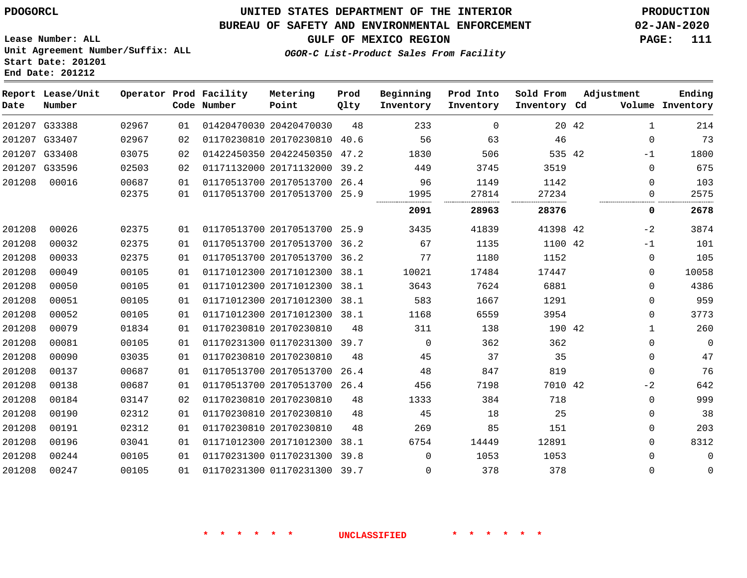PDOGORCL

# UNITED STATES DEPARTMENT OF THE INTERIOR
## BUREAU OF SAFETY AND ENVIRONMENTAL ENFORCEMENT
### GULF OF MEXICO REGION

*OGOR-C List-Product Sales From Facility*

PRODUCTION
02-JAN-2020

Lease Number: ALL
Unit Agreement Number/Suffix: ALL
Start Date: 201201
End Date: 201212

| Report Date | Lease/Unit Number | Operator | Prod Code | Facility Number | Metering Point | Prod Qlty | Beginning Inventory | Prod Into Inventory | Sold From Inventory | Adjustment Cd | Adjustment Volume | Ending Inventory |
|---|---|---|---|---|---|---|---|---|---|---|---|---|
| 201207 | G33388 | 02967 | 01 | 01420470030 | 20420470030 | 48 | 233 | 0 | 20 | 42 | 1 | 214 |
| 201207 | G33407 | 02967 | 02 | 01170230810 | 20170230810 | 40.6 | 56 | 63 | 46 | | 0 | 73 |
| 201207 | G33408 | 03075 | 02 | 01422450350 | 20422450350 | 47.2 | 1830 | 506 | 535 | 42 | -1 | 1800 |
| 201207 | G33596 | 02503 | 02 | 01171132000 | 20171132000 | 39.2 | 449 | 3745 | 3519 | | 0 | 675 |
| 201208 | 00016 | 00687 | 01 | 01170513700 | 20170513700 | 26.4 | 96 | 1149 | 1142 | | 0 | 103 |
| | | 02375 | 01 | 01170513700 | 20170513700 | 25.9 | 1995 | 27814 | 27234 | | 0 | 2575 |
| | | | | | | | **2091** | **28963** | **28376** | | **0** | **2678** |
| 201208 | 00026 | 02375 | 01 | 01170513700 | 20170513700 | 25.9 | 3435 | 41839 | 41398 | 42 | -2 | 3874 |
| 201208 | 00032 | 02375 | 01 | 01170513700 | 20170513700 | 36.2 | 67 | 1135 | 1100 | 42 | -1 | 101 |
| 201208 | 00033 | 02375 | 01 | 01170513700 | 20170513700 | 36.2 | 77 | 1180 | 1152 | | 0 | 105 |
| 201208 | 00049 | 00105 | 01 | 01171012300 | 20171012300 | 38.1 | 10021 | 17484 | 17447 | | 0 | 10058 |
| 201208 | 00050 | 00105 | 01 | 01171012300 | 20171012300 | 38.1 | 3643 | 7624 | 6881 | | 0 | 4386 |
| 201208 | 00051 | 00105 | 01 | 01171012300 | 20171012300 | 38.1 | 583 | 1667 | 1291 | | 0 | 959 |
| 201208 | 00052 | 00105 | 01 | 01171012300 | 20171012300 | 38.1 | 1168 | 6559 | 3954 | | 0 | 3773 |
| 201208 | 00079 | 01834 | 01 | 01170230810 | 20170230810 | 48 | 311 | 138 | 190 | 42 | 1 | 260 |
| 201208 | 00081 | 00105 | 01 | 01170231300 | 01170231300 | 39.7 | 0 | 362 | 362 | | 0 | 0 |
| 201208 | 00090 | 03035 | 01 | 01170230810 | 20170230810 | 48 | 45 | 37 | 35 | | 0 | 47 |
| 201208 | 00137 | 00687 | 01 | 01170513700 | 20170513700 | 26.4 | 48 | 847 | 819 | | 0 | 76 |
| 201208 | 00138 | 00687 | 01 | 01170513700 | 20170513700 | 26.4 | 456 | 7198 | 7010 | 42 | -2 | 642 |
| 201208 | 00184 | 03147 | 02 | 01170230810 | 20170230810 | 48 | 1333 | 384 | 718 | | 0 | 999 |
| 201208 | 00190 | 02312 | 01 | 01170230810 | 20170230810 | 48 | 45 | 18 | 25 | | 0 | 38 |
| 201208 | 00191 | 02312 | 01 | 01170230810 | 20170230810 | 48 | 269 | 85 | 151 | | 0 | 203 |
| 201208 | 00196 | 03041 | 01 | 01171012300 | 20171012300 | 38.1 | 6754 | 14449 | 12891 | | 0 | 8312 |
| 201208 | 00244 | 00105 | 01 | 01170231300 | 01170231300 | 39.8 | 0 | 1053 | 1053 | | 0 | 0 |
| 201208 | 00247 | 00105 | 01 | 01170231300 | 01170231300 | 39.7 | 0 | 378 | 378 | | 0 | 0 |

* * * * * * UNCLASSIFIED * * * * * *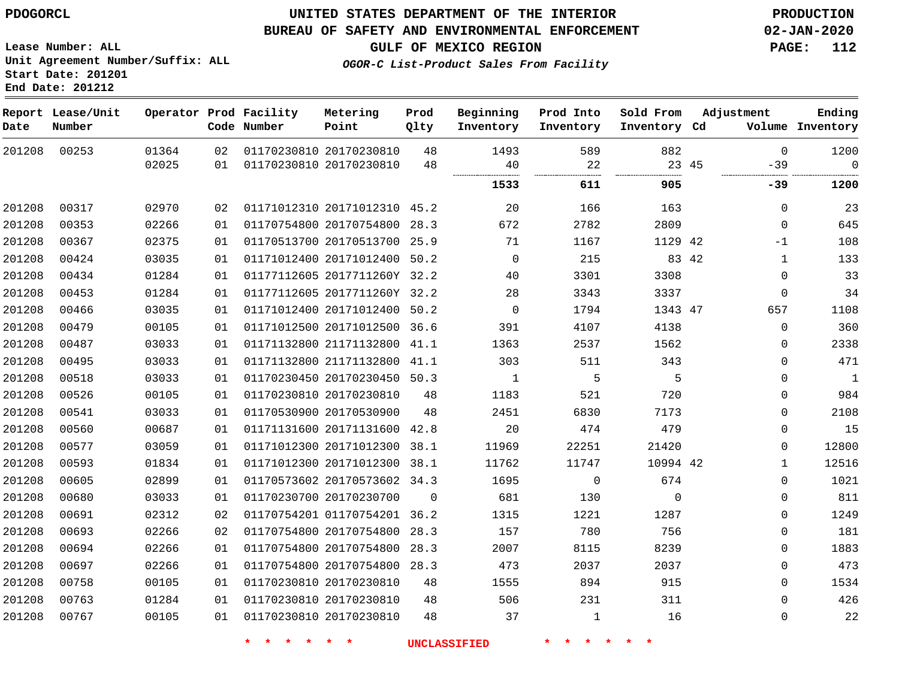PDOGORCL

Lease Number: ALL
Unit Agreement Number/Suffix: ALL
Start Date: 201201
End Date: 201212

# UNITED STATES DEPARTMENT OF THE INTERIOR
## BUREAU OF SAFETY AND ENVIRONMENTAL ENFORCEMENT
### GULF OF MEXICO REGION
*OGOR-C List-Product Sales From Facility*

PRODUCTION
02-JAN-2020

| Report Date | Lease/Unit Number | Operator | Prod Code | Facility Number | Metering Point | Prod Qlty | Beginning Inventory | Prod Into Inventory | Sold From Inventory | Adjustment Cd | Adjustment Volume | Ending Inventory |
|---|---|---|---|---|---|---|---|---|---|---|---|---|
| 201208 | 00253 | 01364 | 02 | 01170230810 | 20170230810 | 48 | 1493 | 589 | 882 | | 0 | 1200 |
| | | 02025 | 01 | 01170230810 | 20170230810 | 48 | 40 | 22 | 23 | 45 | -39 | 0 |
| | | | | | | | **1533** | **611** | **905** | | **-39** | **1200** |
| 201208 | 00317 | 02970 | 02 | 01171012310 | 20171012310 | 45.2 | 20 | 166 | 163 | | 0 | 23 |
| 201208 | 00353 | 02266 | 01 | 01170754800 | 20170754800 | 28.3 | 672 | 2782 | 2809 | | 0 | 645 |
| 201208 | 00367 | 02375 | 01 | 01170513700 | 20170513700 | 25.9 | 71 | 1167 | 1129 | 42 | -1 | 108 |
| 201208 | 00424 | 03035 | 01 | 01171012400 | 20171012400 | 50.2 | 0 | 215 | 83 | 42 | 1 | 133 |
| 201208 | 00434 | 01284 | 01 | 01177112605 | 2017711260Y | 32.2 | 40 | 3301 | 3308 | | 0 | 33 |
| 201208 | 00453 | 01284 | 01 | 01177112605 | 2017711260Y | 32.2 | 28 | 3343 | 3337 | | 0 | 34 |
| 201208 | 00466 | 03035 | 01 | 01171012400 | 20171012400 | 50.2 | 0 | 1794 | 1343 | 47 | 657 | 1108 |
| 201208 | 00479 | 00105 | 01 | 01171012500 | 20171012500 | 36.6 | 391 | 4107 | 4138 | | 0 | 360 |
| 201208 | 00487 | 03033 | 01 | 01171132800 | 21171132800 | 41.1 | 1363 | 2537 | 1562 | | 0 | 2338 |
| 201208 | 00495 | 03033 | 01 | 01171132800 | 21171132800 | 41.1 | 303 | 511 | 343 | | 0 | 471 |
| 201208 | 00518 | 03033 | 01 | 01170230450 | 20170230450 | 50.3 | 1 | 5 | 5 | | 0 | 1 |
| 201208 | 00526 | 00105 | 01 | 01170230810 | 20170230810 | 48 | 1183 | 521 | 720 | | 0 | 984 |
| 201208 | 00541 | 03033 | 01 | 01170530900 | 20170530900 | 48 | 2451 | 6830 | 7173 | | 0 | 2108 |
| 201208 | 00560 | 00687 | 01 | 01171131600 | 20171131600 | 42.8 | 20 | 474 | 479 | | 0 | 15 |
| 201208 | 00577 | 03059 | 01 | 01171012300 | 20171012300 | 38.1 | 11969 | 22251 | 21420 | | 0 | 12800 |
| 201208 | 00593 | 01834 | 01 | 01171012300 | 20171012300 | 38.1 | 11762 | 11747 | 10994 | 42 | 1 | 12516 |
| 201208 | 00605 | 02899 | 01 | 01170573602 | 20170573602 | 34.3 | 1695 | 0 | 674 | | 0 | 1021 |
| 201208 | 00680 | 03033 | 01 | 01170230700 | 20170230700 | 0 | 681 | 130 | 0 | | 0 | 811 |
| 201208 | 00691 | 02312 | 02 | 01170754201 | 01170754201 | 36.2 | 1315 | 1221 | 1287 | | 0 | 1249 |
| 201208 | 00693 | 02266 | 02 | 01170754800 | 20170754800 | 28.3 | 157 | 780 | 756 | | 0 | 181 |
| 201208 | 00694 | 02266 | 01 | 01170754800 | 20170754800 | 28.3 | 2007 | 8115 | 8239 | | 0 | 1883 |
| 201208 | 00697 | 02266 | 01 | 01170754800 | 20170754800 | 28.3 | 473 | 2037 | 2037 | | 0 | 473 |
| 201208 | 00758 | 00105 | 01 | 01170230810 | 20170230810 | 48 | 1555 | 894 | 915 | | 0 | 1534 |
| 201208 | 00763 | 01284 | 01 | 01170230810 | 20170230810 | 48 | 506 | 231 | 311 | | 0 | 426 |
| 201208 | 00767 | 00105 | 01 | 01170230810 | 20170230810 | 48 | 37 | 1 | 16 | | 0 | 22 |

* * * * * * UNCLASSIFIED * * * * * *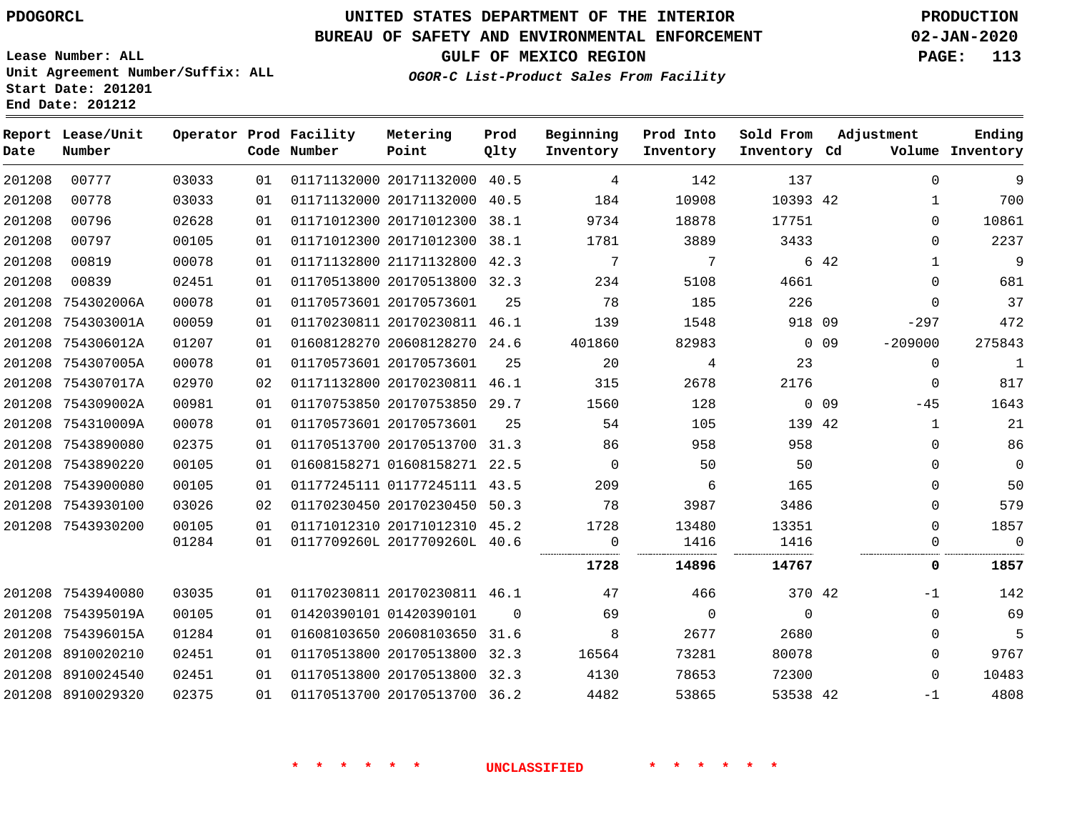PDOGORCL

Lease Number: ALL
Unit Agreement Number/Suffix: ALL
Start Date: 201201
End Date: 201212

# UNITED STATES DEPARTMENT OF THE INTERIOR
## BUREAU OF SAFETY AND ENVIRONMENTAL ENFORCEMENT
### GULF OF MEXICO REGION

*OGOR-C List-Product Sales From Facility*

PRODUCTION
02-JAN-2020

| Report Date | Lease/Unit Number | Operator | Prod Code | Facility Number | Metering Point | Prod Qlty | Beginning Inventory | Prod Into Inventory | Sold From Inventory | Adjustment Cd | Volume | Ending Inventory |
|---|---|---|---|---|---|---|---|---|---|---|---|---|
| 201208 | 00777 | 03033 | 01 | 01171132000 | 20171132000 | 40.5 | 4 | 142 | 137 | | 0 | 9 |
| 201208 | 00778 | 03033 | 01 | 01171132000 | 20171132000 | 40.5 | 184 | 10908 | 10393 | 42 | 1 | 700 |
| 201208 | 00796 | 02628 | 01 | 01171012300 | 20171012300 | 38.1 | 9734 | 18878 | 17751 | | 0 | 10861 |
| 201208 | 00797 | 00105 | 01 | 01171012300 | 20171012300 | 38.1 | 1781 | 3889 | 3433 | | 0 | 2237 |
| 201208 | 00819 | 00078 | 01 | 01171132800 | 21171132800 | 42.3 | 7 | 7 | 6 | 42 | 1 | 9 |
| 201208 | 00839 | 02451 | 01 | 01170513800 | 20170513800 | 32.3 | 234 | 5108 | 4661 | | 0 | 681 |
| 201208 | 754302006A | 00078 | 01 | 01170573601 | 20170573601 | 25 | 78 | 185 | 226 | | 0 | 37 |
| 201208 | 754303001A | 00059 | 01 | 01170230811 | 20170230811 | 46.1 | 139 | 1548 | 918 | 09 | -297 | 472 |
| 201208 | 754306012A | 01207 | 01 | 01608128270 | 20608128270 | 24.6 | 401860 | 82983 | 0 | 09 | -209000 | 275843 |
| 201208 | 754307005A | 00078 | 01 | 01170573601 | 20170573601 | 25 | 20 | 4 | 23 | | 0 | 1 |
| 201208 | 754307017A | 02970 | 02 | 01171132800 | 20170230811 | 46.1 | 315 | 2678 | 2176 | | 0 | 817 |
| 201208 | 754309002A | 00981 | 01 | 01170753850 | 20170753850 | 29.7 | 1560 | 128 | 0 | 09 | -45 | 1643 |
| 201208 | 754310009A | 00078 | 01 | 01170573601 | 20170573601 | 25 | 54 | 105 | 139 | 42 | 1 | 21 |
| 201208 | 7543890080 | 02375 | 01 | 01170513700 | 20170513700 | 31.3 | 86 | 958 | 958 | | 0 | 86 |
| 201208 | 7543890220 | 00105 | 01 | 01608158271 | 01608158271 | 22.5 | 0 | 50 | 50 | | 0 | 0 |
| 201208 | 7543900080 | 00105 | 01 | 01177245111 | 01177245111 | 43.5 | 209 | 6 | 165 | | 0 | 50 |
| 201208 | 7543930100 | 03026 | 02 | 01170230450 | 20170230450 | 50.3 | 78 | 3987 | 3486 | | 0 | 579 |
| 201208 | 7543930200 | 00105 | 01 | 01171012310 | 20171012310 | 45.2 | 1728 | 13480 | 13351 | | 0 | 1857 |
| | | 01284 | 01 | 0117709260L | 2017709260L | 40.6 | 0 | 1416 | 1416 | | 0 | 0 |
| | | | | | | | **1728** | **14896** | **14767** | | **0** | **1857** |
| 201208 | 7543940080 | 03035 | 01 | 01170230811 | 20170230811 | 46.1 | 47 | 466 | 370 | 42 | -1 | 142 |
| 201208 | 754395019A | 00105 | 01 | 01420390101 | 01420390101 | 0 | 69 | 0 | 0 | | 0 | 69 |
| 201208 | 754396015A | 01284 | 01 | 01608103650 | 20608103650 | 31.6 | 8 | 2677 | 2680 | | 0 | 5 |
| 201208 | 8910020210 | 02451 | 01 | 01170513800 | 20170513800 | 32.3 | 16564 | 73281 | 80078 | | 0 | 9767 |
| 201208 | 8910024540 | 02451 | 01 | 01170513800 | 20170513800 | 32.3 | 4130 | 78653 | 72300 | | 0 | 10483 |
| 201208 | 8910029320 | 02375 | 01 | 01170513700 | 20170513700 | 36.2 | 4482 | 53865 | 53538 | 42 | -1 | 4808 |

* * * * * * UNCLASSIFIED * * * * * *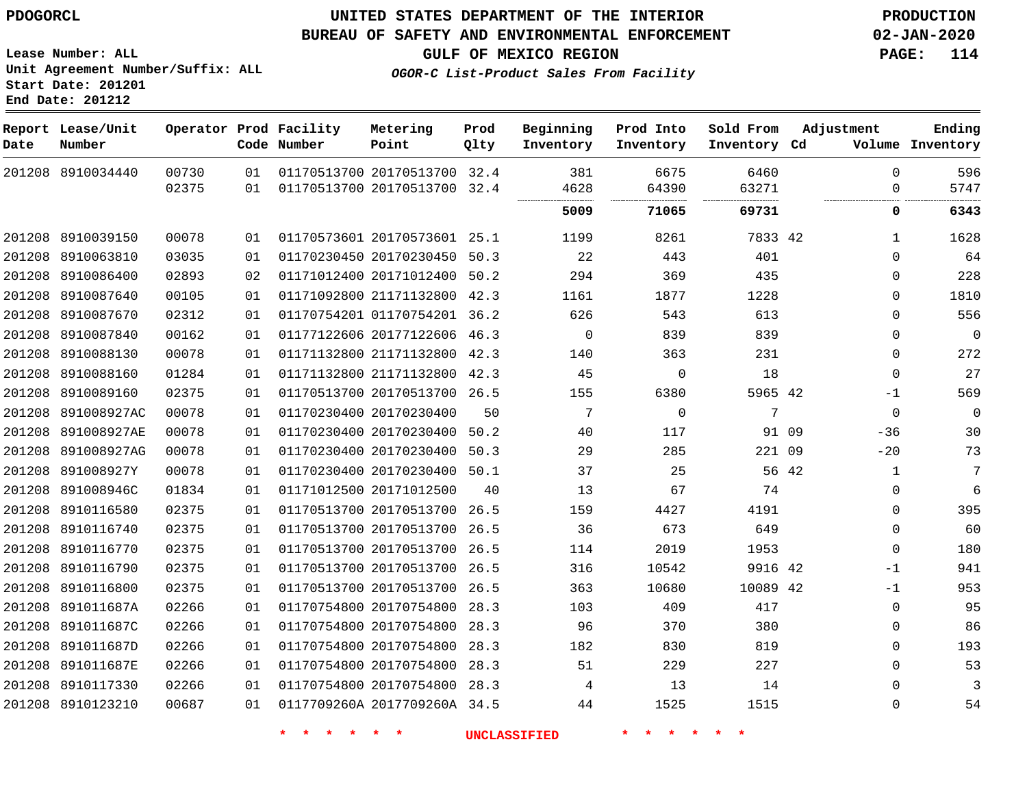PDOGORCL

# UNITED STATES DEPARTMENT OF THE INTERIOR
## BUREAU OF SAFETY AND ENVIRONMENTAL ENFORCEMENT
### GULF OF MEXICO REGION
*OGOR-C List-Product Sales From Facility*

PRODUCTION
02-JAN-2020

Lease Number: ALL
Unit Agreement Number/Suffix: ALL
Start Date: 201201
End Date: 201212

| Report Date | Lease/Unit Number | Operator | Prod Code | Facility Number | Metering Point | Prod Qlty | Beginning Inventory | Prod Into Inventory | Sold From Inventory | Adjustment Cd | Adjustment Volume | Ending Inventory |
|---|---|---|---|---|---|---|---|---|---|---|---|---|
| 201208 | 8910034440 | 00730 | 01 | 01170513700 | 20170513700 | 32.4 | 381 | 6675 | 6460 | | 0 | 596 |
| | | 02375 | 01 | 01170513700 | 20170513700 | 32.4 | 4628 | 64390 | 63271 | | 0 | 5747 |
| | | | | | | | **5009** | **71065** | **69731** | | **0** | **6343** |
| 201208 | 8910039150 | 00078 | 01 | 01170573601 | 20170573601 | 25.1 | 1199 | 8261 | 7833 | 42 | 1 | 1628 |
| 201208 | 8910063810 | 03035 | 01 | 01170230450 | 20170230450 | 50.3 | 22 | 443 | 401 | | 0 | 64 |
| 201208 | 8910086400 | 02893 | 02 | 01171012400 | 20171012400 | 50.2 | 294 | 369 | 435 | | 0 | 228 |
| 201208 | 8910087640 | 00105 | 01 | 01171092800 | 21171132800 | 42.3 | 1161 | 1877 | 1228 | | 0 | 1810 |
| 201208 | 8910087670 | 02312 | 01 | 01170754201 | 01170754201 | 36.2 | 626 | 543 | 613 | | 0 | 556 |
| 201208 | 8910087840 | 00162 | 01 | 01177122606 | 20177122606 | 46.3 | 0 | 839 | 839 | | 0 | 0 |
| 201208 | 8910088130 | 00078 | 01 | 01171132800 | 21171132800 | 42.3 | 140 | 363 | 231 | | 0 | 272 |
| 201208 | 8910088160 | 01284 | 01 | 01171132800 | 21171132800 | 42.3 | 45 | 0 | 18 | | 0 | 27 |
| 201208 | 8910089160 | 02375 | 01 | 01170513700 | 20170513700 | 26.5 | 155 | 6380 | 5965 | 42 | -1 | 569 |
| 201208 | 891008927AC | 00078 | 01 | 01170230400 | 20170230400 | 50 | 7 | 0 | 7 | | 0 | 0 |
| 201208 | 891008927AE | 00078 | 01 | 01170230400 | 20170230400 | 50.2 | 40 | 117 | 91 | 09 | -36 | 30 |
| 201208 | 891008927AG | 00078 | 01 | 01170230400 | 20170230400 | 50.3 | 29 | 285 | 221 | 09 | -20 | 73 |
| 201208 | 891008927Y | 00078 | 01 | 01170230400 | 20170230400 | 50.1 | 37 | 25 | 56 | 42 | 1 | 7 |
| 201208 | 891008946C | 01834 | 01 | 01171012500 | 20171012500 | 40 | 13 | 67 | 74 | | 0 | 6 |
| 201208 | 8910116580 | 02375 | 01 | 01170513700 | 20170513700 | 26.5 | 159 | 4427 | 4191 | | 0 | 395 |
| 201208 | 8910116740 | 02375 | 01 | 01170513700 | 20170513700 | 26.5 | 36 | 673 | 649 | | 0 | 60 |
| 201208 | 8910116770 | 02375 | 01 | 01170513700 | 20170513700 | 26.5 | 114 | 2019 | 1953 | | 0 | 180 |
| 201208 | 8910116790 | 02375 | 01 | 01170513700 | 20170513700 | 26.5 | 316 | 10542 | 9916 | 42 | -1 | 941 |
| 201208 | 8910116800 | 02375 | 01 | 01170513700 | 20170513700 | 26.5 | 363 | 10680 | 10089 | 42 | -1 | 953 |
| 201208 | 891011687A | 02266 | 01 | 01170754800 | 20170754800 | 28.3 | 103 | 409 | 417 | | 0 | 95 |
| 201208 | 891011687C | 02266 | 01 | 01170754800 | 20170754800 | 28.3 | 96 | 370 | 380 | | 0 | 86 |
| 201208 | 891011687D | 02266 | 01 | 01170754800 | 20170754800 | 28.3 | 182 | 830 | 819 | | 0 | 193 |
| 201208 | 891011687E | 02266 | 01 | 01170754800 | 20170754800 | 28.3 | 51 | 229 | 227 | | 0 | 53 |
| 201208 | 8910117330 | 02266 | 01 | 01170754800 | 20170754800 | 28.3 | 4 | 13 | 14 | | 0 | 3 |
| 201208 | 8910123210 | 00687 | 01 | 0117709260A | 2017709260A | 34.5 | 44 | 1525 | 1515 | | 0 | 54 |

* * * * * * UNCLASSIFIED * * * * * *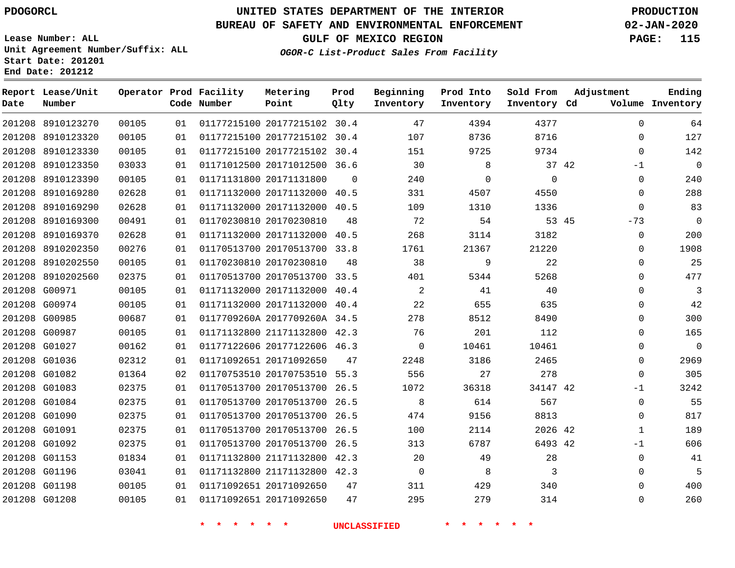PDOGORCL

# UNITED STATES DEPARTMENT OF THE INTERIOR
## BUREAU OF SAFETY AND ENVIRONMENTAL ENFORCEMENT
## GULF OF MEXICO REGION

PRODUCTION
02-JAN-2020

Lease Number: ALL
Unit Agreement Number/Suffix: ALL
Start Date: 201201
End Date: 201212

*OGOR-C List-Product Sales From Facility*

| Report Date | Lease/Unit Number | Operator | Prod Code | Facility Number | Metering Point | Prod Qlty | Beginning Inventory | Prod Into Inventory | Sold From Inventory | Adjustment Cd | Adjustment Volume | Ending Inventory |
|---|---|---|---|---|---|---|---|---|---|---|---|---|
| 201208 | 8910123270 | 00105 | 01 | 01177215100 | 20177215102 | 30.4 | 47 | 4394 | 4377 | | 0 | 64 |
| 201208 | 8910123320 | 00105 | 01 | 01177215100 | 20177215102 | 30.4 | 107 | 8736 | 8716 | | 0 | 127 |
| 201208 | 8910123330 | 00105 | 01 | 01177215100 | 20177215102 | 30.4 | 151 | 9725 | 9734 | | 0 | 142 |
| 201208 | 8910123350 | 03033 | 01 | 01171012500 | 20171012500 | 36.6 | 30 | 8 | 37 | 42 | -1 | 0 |
| 201208 | 8910123390 | 00105 | 01 | 01171131800 | 20171131800 | 0 | 240 | 0 | 0 | | 0 | 240 |
| 201208 | 8910169280 | 02628 | 01 | 01171132000 | 20171132000 | 40.5 | 331 | 4507 | 4550 | | 0 | 288 |
| 201208 | 8910169290 | 02628 | 01 | 01171132000 | 20171132000 | 40.5 | 109 | 1310 | 1336 | | 0 | 83 |
| 201208 | 8910169300 | 00491 | 01 | 01170230810 | 20170230810 | 48 | 72 | 54 | 53 | 45 | -73 | 0 |
| 201208 | 8910169370 | 02628 | 01 | 01171132000 | 20171132000 | 40.5 | 268 | 3114 | 3182 | | 0 | 200 |
| 201208 | 8910202350 | 00276 | 01 | 01170513700 | 20170513700 | 33.8 | 1761 | 21367 | 21220 | | 0 | 1908 |
| 201208 | 8910202550 | 00105 | 01 | 01170230810 | 20170230810 | 48 | 38 | 9 | 22 | | 0 | 25 |
| 201208 | 8910202560 | 02375 | 01 | 01170513700 | 20170513700 | 33.5 | 401 | 5344 | 5268 | | 0 | 477 |
| 201208 | G00971 | 00105 | 01 | 01171132000 | 20171132000 | 40.4 | 2 | 41 | 40 | | 0 | 3 |
| 201208 | G00974 | 00105 | 01 | 01171132000 | 20171132000 | 40.4 | 22 | 655 | 635 | | 0 | 42 |
| 201208 | G00985 | 00687 | 01 | 0117709260A | 2017709260A | 34.5 | 278 | 8512 | 8490 | | 0 | 300 |
| 201208 | G00987 | 00105 | 01 | 01171132800 | 21171132800 | 42.3 | 76 | 201 | 112 | | 0 | 165 |
| 201208 | G01027 | 00162 | 01 | 01177122606 | 20177122606 | 46.3 | 0 | 10461 | 10461 | | 0 | 0 |
| 201208 | G01036 | 02312 | 01 | 01171092651 | 20171092650 | 47 | 2248 | 3186 | 2465 | | 0 | 2969 |
| 201208 | G01082 | 01364 | 02 | 01170753510 | 20170753510 | 55.3 | 556 | 27 | 278 | | 0 | 305 |
| 201208 | G01083 | 02375 | 01 | 01170513700 | 20170513700 | 26.5 | 1072 | 36318 | 34147 | 42 | -1 | 3242 |
| 201208 | G01084 | 02375 | 01 | 01170513700 | 20170513700 | 26.5 | 8 | 614 | 567 | | 0 | 55 |
| 201208 | G01090 | 02375 | 01 | 01170513700 | 20170513700 | 26.5 | 474 | 9156 | 8813 | | 0 | 817 |
| 201208 | G01091 | 02375 | 01 | 01170513700 | 20170513700 | 26.5 | 100 | 2114 | 2026 | 42 | 1 | 189 |
| 201208 | G01092 | 02375 | 01 | 01170513700 | 20170513700 | 26.5 | 313 | 6787 | 6493 | 42 | -1 | 606 |
| 201208 | G01153 | 01834 | 01 | 01171132800 | 21171132800 | 42.3 | 20 | 49 | 28 | | 0 | 41 |
| 201208 | G01196 | 03041 | 01 | 01171132800 | 21171132800 | 42.3 | 0 | 8 | 3 | | 0 | 5 |
| 201208 | G01198 | 00105 | 01 | 01171092651 | 20171092650 | 47 | 311 | 429 | 340 | | 0 | 400 |
| 201208 | G01208 | 00105 | 01 | 01171092651 | 20171092650 | 47 | 295 | 279 | 314 | | 0 | 260 |

* * * * * * UNCLASSIFIED * * * * * *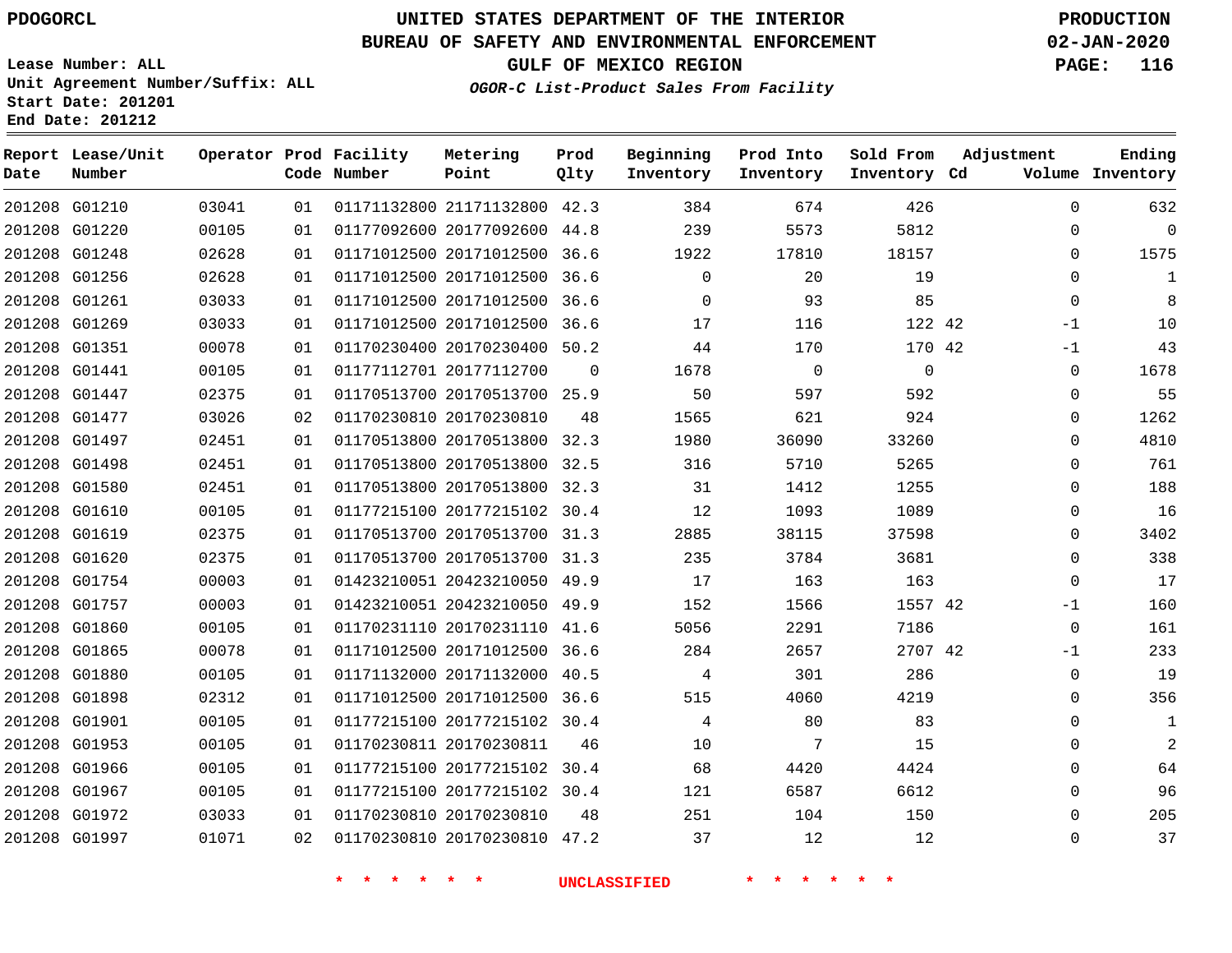PDOGORCL

# UNITED STATES DEPARTMENT OF THE INTERIOR
## BUREAU OF SAFETY AND ENVIRONMENTAL ENFORCEMENT
### GULF OF MEXICO REGION
*OGOR-C List-Product Sales From Facility*

PRODUCTION
02-JAN-2020

Lease Number: ALL
Unit Agreement Number/Suffix: ALL
Start Date: 201201
End Date: 201212

| Report Date | Lease/Unit Number | Operator | Prod Code | Facility Number | Metering Point | Prod Qlty | Beginning Inventory | Prod Into Inventory | Sold From Inventory | Adjustment Cd | Volume | Ending Inventory |
|---|---|---|---|---|---|---|---|---|---|---|---|---|
| 201208 | G01210 | 03041 | 01 | 01171132800 | 21171132800 | 42.3 | 384 | 674 | 426 | | 0 | 632 |
| 201208 | G01220 | 00105 | 01 | 01177092600 | 20177092600 | 44.8 | 239 | 5573 | 5812 | | 0 | 0 |
| 201208 | G01248 | 02628 | 01 | 01171012500 | 20171012500 | 36.6 | 1922 | 17810 | 18157 | | 0 | 1575 |
| 201208 | G01256 | 02628 | 01 | 01171012500 | 20171012500 | 36.6 | 0 | 20 | 19 | | 0 | 1 |
| 201208 | G01261 | 03033 | 01 | 01171012500 | 20171012500 | 36.6 | 0 | 93 | 85 | | 0 | 8 |
| 201208 | G01269 | 03033 | 01 | 01171012500 | 20171012500 | 36.6 | 17 | 116 | 122 | 42 | -1 | 10 |
| 201208 | G01351 | 00078 | 01 | 01170230400 | 20170230400 | 50.2 | 44 | 170 | 170 | 42 | -1 | 43 |
| 201208 | G01441 | 00105 | 01 | 01177112701 | 20177112700 | 0 | 1678 | 0 | 0 | | 0 | 1678 |
| 201208 | G01447 | 02375 | 01 | 01170513700 | 20170513700 | 25.9 | 50 | 597 | 592 | | 0 | 55 |
| 201208 | G01477 | 03026 | 02 | 01170230810 | 20170230810 | 48 | 1565 | 621 | 924 | | 0 | 1262 |
| 201208 | G01497 | 02451 | 01 | 01170513800 | 20170513800 | 32.3 | 1980 | 36090 | 33260 | | 0 | 4810 |
| 201208 | G01498 | 02451 | 01 | 01170513800 | 20170513800 | 32.5 | 316 | 5710 | 5265 | | 0 | 761 |
| 201208 | G01580 | 02451 | 01 | 01170513800 | 20170513800 | 32.3 | 31 | 1412 | 1255 | | 0 | 188 |
| 201208 | G01610 | 00105 | 01 | 01177215100 | 20177215102 | 30.4 | 12 | 1093 | 1089 | | 0 | 16 |
| 201208 | G01619 | 02375 | 01 | 01170513700 | 20170513700 | 31.3 | 2885 | 38115 | 37598 | | 0 | 3402 |
| 201208 | G01620 | 02375 | 01 | 01170513700 | 20170513700 | 31.3 | 235 | 3784 | 3681 | | 0 | 338 |
| 201208 | G01754 | 00003 | 01 | 01423210051 | 20423210050 | 49.9 | 17 | 163 | 163 | | 0 | 17 |
| 201208 | G01757 | 00003 | 01 | 01423210051 | 20423210050 | 49.9 | 152 | 1566 | 1557 | 42 | -1 | 160 |
| 201208 | G01860 | 00105 | 01 | 01170231110 | 20170231110 | 41.6 | 5056 | 2291 | 7186 | | 0 | 161 |
| 201208 | G01865 | 00078 | 01 | 01171012500 | 20171012500 | 36.6 | 284 | 2657 | 2707 | 42 | -1 | 233 |
| 201208 | G01880 | 00105 | 01 | 01171132000 | 20171132000 | 40.5 | 4 | 301 | 286 | | 0 | 19 |
| 201208 | G01898 | 02312 | 01 | 01171012500 | 20171012500 | 36.6 | 515 | 4060 | 4219 | | 0 | 356 |
| 201208 | G01901 | 00105 | 01 | 01177215100 | 20177215102 | 30.4 | 4 | 80 | 83 | | 0 | 1 |
| 201208 | G01953 | 00105 | 01 | 01170230811 | 20170230811 | 46 | 10 | 7 | 15 | | 0 | 2 |
| 201208 | G01966 | 00105 | 01 | 01177215100 | 20177215102 | 30.4 | 68 | 4420 | 4424 | | 0 | 64 |
| 201208 | G01967 | 00105 | 01 | 01177215100 | 20177215102 | 30.4 | 121 | 6587 | 6612 | | 0 | 96 |
| 201208 | G01972 | 03033 | 01 | 01170230810 | 20170230810 | 48 | 251 | 104 | 150 | | 0 | 205 |
| 201208 | G01997 | 01071 | 02 | 01170230810 | 20170230810 | 47.2 | 37 | 12 | 12 | | 0 | 37 |

* * * * * * UNCLASSIFIED * * * * * *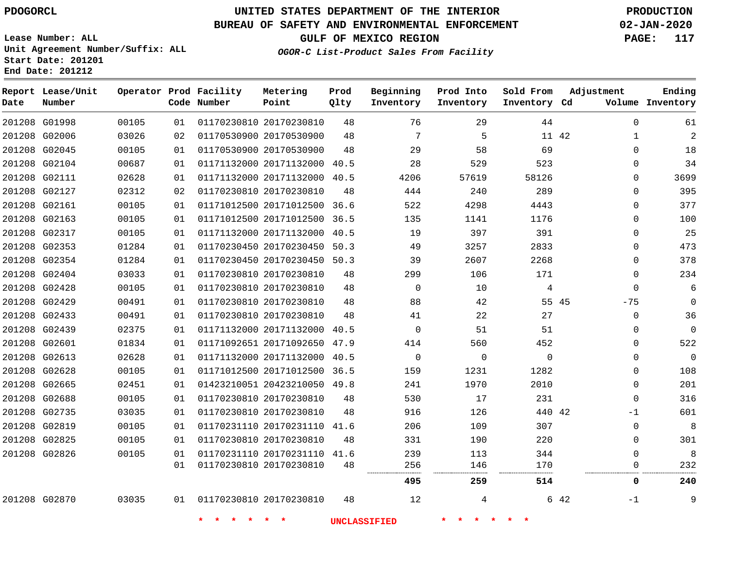PDOGORCL

Lease Number: ALL
Unit Agreement Number/Suffix: ALL
Start Date: 201201
End Date: 201212

# UNITED STATES DEPARTMENT OF THE INTERIOR
## BUREAU OF SAFETY AND ENVIRONMENTAL ENFORCEMENT
### GULF OF MEXICO REGION
*OGOR-C List-Product Sales From Facility*

PRODUCTION
02-JAN-2020

| Report Date | Lease/Unit Number | Operator | Prod Code | Facility Number | Metering Point | Prod Qlty | Beginning Inventory | Prod Into Inventory | Sold From Inventory | Adjustment Cd | Adjustment Volume | Ending Inventory |
|---|---|---|---|---|---|---|---|---|---|---|---|---|
| 201208 | G01998 | 00105 | 01 | 01170230810 | 20170230810 | 48 | 76 | 29 | 44 | | 0 | 61 |
| 201208 | G02006 | 03026 | 02 | 01170530900 | 20170530900 | 48 | 7 | 5 | 11 | 42 | 1 | 2 |
| 201208 | G02045 | 00105 | 01 | 01170530900 | 20170530900 | 48 | 29 | 58 | 69 | | 0 | 18 |
| 201208 | G02104 | 00687 | 01 | 01171132000 | 20171132000 | 40.5 | 28 | 529 | 523 | | 0 | 34 |
| 201208 | G02111 | 02628 | 01 | 01171132000 | 20171132000 | 40.5 | 4206 | 57619 | 58126 | | 0 | 3699 |
| 201208 | G02127 | 02312 | 02 | 01170230810 | 20170230810 | 48 | 444 | 240 | 289 | | 0 | 395 |
| 201208 | G02161 | 00105 | 01 | 01171012500 | 20171012500 | 36.6 | 522 | 4298 | 4443 | | 0 | 377 |
| 201208 | G02163 | 00105 | 01 | 01171012500 | 20171012500 | 36.5 | 135 | 1141 | 1176 | | 0 | 100 |
| 201208 | G02317 | 00105 | 01 | 01171132000 | 20171132000 | 40.5 | 19 | 397 | 391 | | 0 | 25 |
| 201208 | G02353 | 01284 | 01 | 01170230450 | 20170230450 | 50.3 | 49 | 3257 | 2833 | | 0 | 473 |
| 201208 | G02354 | 01284 | 01 | 01170230450 | 20170230450 | 50.3 | 39 | 2607 | 2268 | | 0 | 378 |
| 201208 | G02404 | 03033 | 01 | 01170230810 | 20170230810 | 48 | 299 | 106 | 171 | | 0 | 234 |
| 201208 | G02428 | 00105 | 01 | 01170230810 | 20170230810 | 48 | 0 | 10 | 4 | | 0 | 6 |
| 201208 | G02429 | 00491 | 01 | 01170230810 | 20170230810 | 48 | 88 | 42 | 55 | 45 | -75 | 0 |
| 201208 | G02433 | 00491 | 01 | 01170230810 | 20170230810 | 48 | 41 | 22 | 27 | | 0 | 36 |
| 201208 | G02439 | 02375 | 01 | 01171132000 | 20171132000 | 40.5 | 0 | 51 | 51 | | 0 | 0 |
| 201208 | G02601 | 01834 | 01 | 01171092651 | 20171092650 | 47.9 | 414 | 560 | 452 | | 0 | 522 |
| 201208 | G02613 | 02628 | 01 | 01171132000 | 20171132000 | 40.5 | 0 | 0 | 0 | | 0 | 0 |
| 201208 | G02628 | 00105 | 01 | 01171012500 | 20171012500 | 36.5 | 159 | 1231 | 1282 | | 0 | 108 |
| 201208 | G02665 | 02451 | 01 | 01423210051 | 20423210050 | 49.8 | 241 | 1970 | 2010 | | 0 | 201 |
| 201208 | G02688 | 00105 | 01 | 01170230810 | 20170230810 | 48 | 530 | 17 | 231 | | 0 | 316 |
| 201208 | G02735 | 03035 | 01 | 01170230810 | 20170230810 | 48 | 916 | 126 | 440 | 42 | -1 | 601 |
| 201208 | G02819 | 00105 | 01 | 01170231110 | 20170231110 | 41.6 | 206 | 109 | 307 | | 0 | 8 |
| 201208 | G02825 | 00105 | 01 | 01170230810 | 20170230810 | 48 | 331 | 190 | 220 | | 0 | 301 |
| 201208 | G02826 | 00105 | 01 | 01170231110 | 20170231110 | 41.6 | 239 | 113 | 344 | | 0 | 8 |
| | | | 01 | 01170230810 | 20170230810 | 48 | 256 | 146 | 170 | | 0 | 232 |
| | | | | | | | **495** | **259** | **514** | | **0** | **240** |
| 201208 | G02870 | 03035 | 01 | 01170230810 | 20170230810 | 48 | 12 | 4 | 6 | 42 | -1 | 9 |

* * * * * * UNCLASSIFIED * * * * * *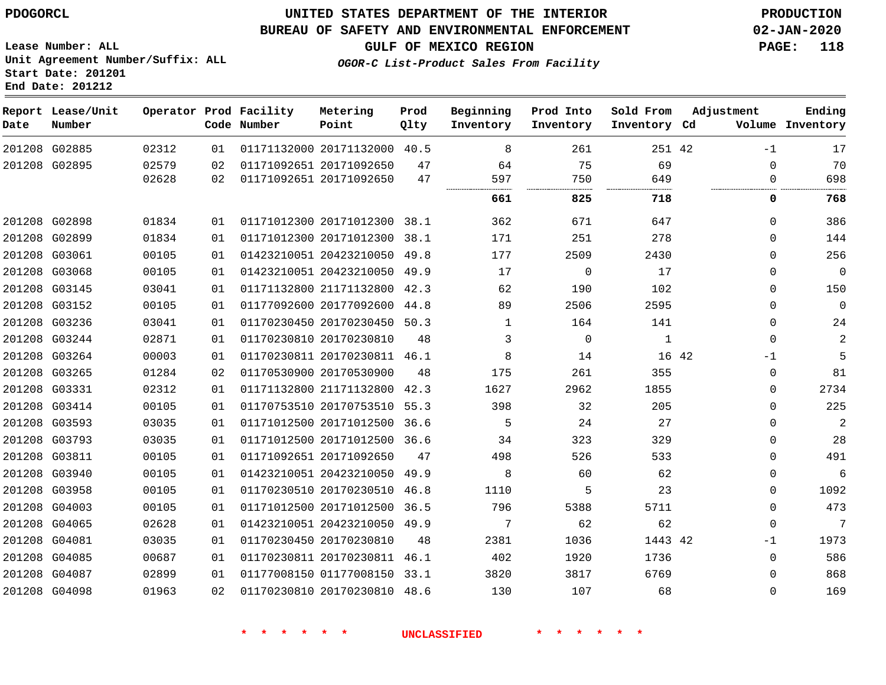# UNITED STATES DEPARTMENT OF THE INTERIOR
## BUREAU OF SAFETY AND ENVIRONMENTAL ENFORCEMENT
### GULF OF MEXICO REGION

PDOGORCL

PRODUCTION
02-JAN-2020

Lease Number: ALL
Unit Agreement Number/Suffix: ALL
Start Date: 201201
End Date: 201212

*OGOR-C List-Product Sales From Facility*

| Report Date | Lease/Unit Number | Operator | Prod Code | Facility Number | Metering Point | Prod Qlty | Beginning Inventory | Prod Into Inventory | Sold From Inventory | Adjustment Cd | Adjustment Volume | Ending Inventory |
|---|---|---|---|---|---|---|---|---|---|---|---|---|
| 201208 | G02885 | 02312 | 01 | 01171132000 | 20171132000 | 40.5 | 8 | 261 | 251 | 42 | -1 | 17 |
| 201208 | G02895 | 02579 | 02 | 01171092651 | 20171092650 | 47 | 64 | 75 | 69 | | 0 | 70 |
| | | 02628 | 02 | 01171092651 | 20171092650 | 47 | 597 | 750 | 649 | | 0 | 698 |
| | | | | | | | **661** | **825** | **718** | | **0** | **768** |
| 201208 | G02898 | 01834 | 01 | 01171012300 | 20171012300 | 38.1 | 362 | 671 | 647 | | 0 | 386 |
| 201208 | G02899 | 01834 | 01 | 01171012300 | 20171012300 | 38.1 | 171 | 251 | 278 | | 0 | 144 |
| 201208 | G03061 | 00105 | 01 | 01423210051 | 20423210050 | 49.8 | 177 | 2509 | 2430 | | 0 | 256 |
| 201208 | G03068 | 00105 | 01 | 01423210051 | 20423210050 | 49.9 | 17 | 0 | 17 | | 0 | 0 |
| 201208 | G03145 | 03041 | 01 | 01171132800 | 21171132800 | 42.3 | 62 | 190 | 102 | | 0 | 150 |
| 201208 | G03152 | 00105 | 01 | 01177092600 | 20177092600 | 44.8 | 89 | 2506 | 2595 | | 0 | 0 |
| 201208 | G03236 | 03041 | 01 | 01170230450 | 20170230450 | 50.3 | 1 | 164 | 141 | | 0 | 24 |
| 201208 | G03244 | 02871 | 01 | 01170230810 | 20170230810 | 48 | 3 | 0 | 1 | | 0 | 2 |
| 201208 | G03264 | 00003 | 01 | 01170230811 | 20170230811 | 46.1 | 8 | 14 | 16 | 42 | -1 | 5 |
| 201208 | G03265 | 01284 | 02 | 01170530900 | 20170530900 | 48 | 175 | 261 | 355 | | 0 | 81 |
| 201208 | G03331 | 02312 | 01 | 01171132800 | 21171132800 | 42.3 | 1627 | 2962 | 1855 | | 0 | 2734 |
| 201208 | G03414 | 00105 | 01 | 01170753510 | 20170753510 | 55.3 | 398 | 32 | 205 | | 0 | 225 |
| 201208 | G03593 | 03035 | 01 | 01171012500 | 20171012500 | 36.6 | 5 | 24 | 27 | | 0 | 2 |
| 201208 | G03793 | 03035 | 01 | 01171012500 | 20171012500 | 36.6 | 34 | 323 | 329 | | 0 | 28 |
| 201208 | G03811 | 00105 | 01 | 01171092651 | 20171092650 | 47 | 498 | 526 | 533 | | 0 | 491 |
| 201208 | G03940 | 00105 | 01 | 01423210051 | 20423210050 | 49.9 | 8 | 60 | 62 | | 0 | 6 |
| 201208 | G03958 | 00105 | 01 | 01170230510 | 20170230510 | 46.8 | 1110 | 5 | 23 | | 0 | 1092 |
| 201208 | G04003 | 00105 | 01 | 01171012500 | 20171012500 | 36.5 | 796 | 5388 | 5711 | | 0 | 473 |
| 201208 | G04065 | 02628 | 01 | 01423210051 | 20423210050 | 49.9 | 7 | 62 | 62 | | 0 | 7 |
| 201208 | G04081 | 03035 | 01 | 01170230450 | 20170230810 | 48 | 2381 | 1036 | 1443 | 42 | -1 | 1973 |
| 201208 | G04085 | 00687 | 01 | 01170230811 | 20170230811 | 46.1 | 402 | 1920 | 1736 | | 0 | 586 |
| 201208 | G04087 | 02899 | 01 | 01177008150 | 01177008150 | 33.1 | 3820 | 3817 | 6769 | | 0 | 868 |
| 201208 | G04098 | 01963 | 02 | 01170230810 | 20170230810 | 48.6 | 130 | 107 | 68 | | 0 | 169 |

\* \* \* \* \* \* UNCLASSIFIED \* \* \* \* \* \*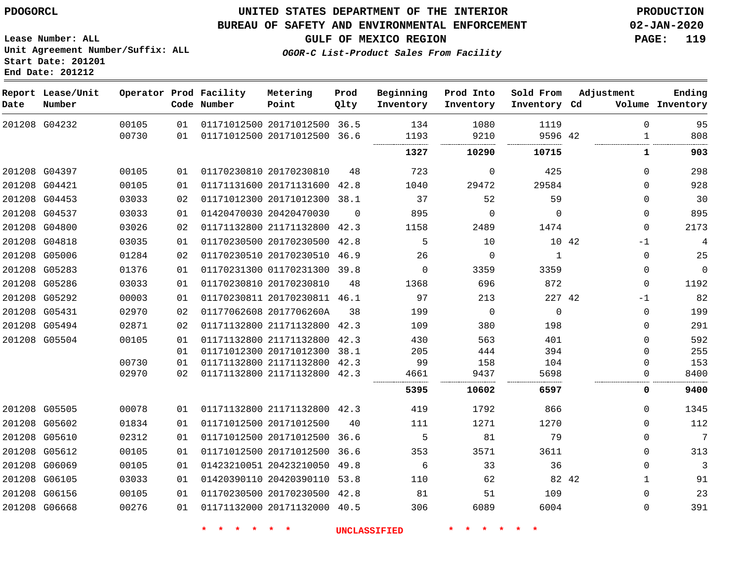PDOGORCL

# UNITED STATES DEPARTMENT OF THE INTERIOR
## BUREAU OF SAFETY AND ENVIRONMENTAL ENFORCEMENT
### GULF OF MEXICO REGION
*OGOR-C List-Product Sales From Facility*

PRODUCTION
02-JAN-2020

Lease Number: ALL
Unit Agreement Number/Suffix: ALL
Start Date: 201201
End Date: 201212

| Report Date | Lease/Unit Number | Operator | Prod Code | Facility Number | Metering Point | Prod Qlty | Beginning Inventory | Prod Into Inventory | Sold From Inventory | Adjustment Cd | Volume | Ending Inventory |
|---|---|---|---|---|---|---|---|---|---|---|---|---|
| 201208 | G04232 | 00105 | 01 | 01171012500 | 20171012500 | 36.5 | 134 | 1080 | 1119 | | 0 | 95 |
| | | 00730 | 01 | 01171012500 | 20171012500 | 36.6 | 1193 | 9210 | 9596 | 42 | 1 | 808 |
| | | | | | | | **1327** | **10290** | **10715** | | **1** | **903** |
| 201208 | G04397 | 00105 | 01 | 01170230810 | 20170230810 | 48 | 723 | 0 | 425 | | 0 | 298 |
| 201208 | G04421 | 00105 | 01 | 01171131600 | 20171131600 | 42.8 | 1040 | 29472 | 29584 | | 0 | 928 |
| 201208 | G04453 | 03033 | 02 | 01171012300 | 20171012300 | 38.1 | 37 | 52 | 59 | | 0 | 30 |
| 201208 | G04537 | 03033 | 01 | 01420470030 | 20420470030 | 0 | 895 | 0 | 0 | | 0 | 895 |
| 201208 | G04800 | 03026 | 02 | 01171132800 | 21171132800 | 42.3 | 1158 | 2489 | 1474 | | 0 | 2173 |
| 201208 | G04818 | 03035 | 01 | 01170230500 | 20170230500 | 42.8 | 5 | 10 | 10 | 42 | -1 | 4 |
| 201208 | G05006 | 01284 | 02 | 01170230510 | 20170230510 | 46.9 | 26 | 0 | 1 | | 0 | 25 |
| 201208 | G05283 | 01376 | 01 | 01170231300 | 01170231300 | 39.8 | 0 | 3359 | 3359 | | 0 | 0 |
| 201208 | G05286 | 03033 | 01 | 01170230810 | 20170230810 | 48 | 1368 | 696 | 872 | | 0 | 1192 |
| 201208 | G05292 | 00003 | 01 | 01170230811 | 20170230811 | 46.1 | 97 | 213 | 227 | 42 | -1 | 82 |
| 201208 | G05431 | 02970 | 02 | 01177062608 | 2017706260A | 38 | 199 | 0 | 0 | | 0 | 199 |
| 201208 | G05494 | 02871 | 02 | 01171132800 | 21171132800 | 42.3 | 109 | 380 | 198 | | 0 | 291 |
| 201208 | G05504 | 00105 | 01 | 01171132800 | 21171132800 | 42.3 | 430 | 563 | 401 | | 0 | 592 |
| | | | 01 | 01171012300 | 20171012300 | 38.1 | 205 | 444 | 394 | | 0 | 255 |
| | | 00730 | 01 | 01171132800 | 21171132800 | 42.3 | 99 | 158 | 104 | | 0 | 153 |
| | | 02970 | 02 | 01171132800 | 21171132800 | 42.3 | 4661 | 9437 | 5698 | | 0 | 8400 |
| | | | | | | | **5395** | **10602** | **6597** | | **0** | **9400** |
| 201208 | G05505 | 00078 | 01 | 01171132800 | 21171132800 | 42.3 | 419 | 1792 | 866 | | 0 | 1345 |
| 201208 | G05602 | 01834 | 01 | 01171012500 | 20171012500 | 40 | 111 | 1271 | 1270 | | 0 | 112 |
| 201208 | G05610 | 02312 | 01 | 01171012500 | 20171012500 | 36.6 | 5 | 81 | 79 | | 0 | 7 |
| 201208 | G05612 | 00105 | 01 | 01171012500 | 20171012500 | 36.6 | 353 | 3571 | 3611 | | 0 | 313 |
| 201208 | G06069 | 00105 | 01 | 01423210051 | 20423210050 | 49.8 | 6 | 33 | 36 | | 0 | 3 |
| 201208 | G06105 | 03033 | 01 | 01420390110 | 20420390110 | 53.8 | 110 | 62 | 82 | 42 | 1 | 91 |
| 201208 | G06156 | 00105 | 01 | 01170230500 | 20170230500 | 42.8 | 81 | 51 | 109 | | 0 | 23 |
| 201208 | G06668 | 00276 | 01 | 01171132000 | 20171132000 | 40.5 | 306 | 6089 | 6004 | | 0 | 391 |

\* \* \* \* \* \* UNCLASSIFIED \* \* \* \* \* \*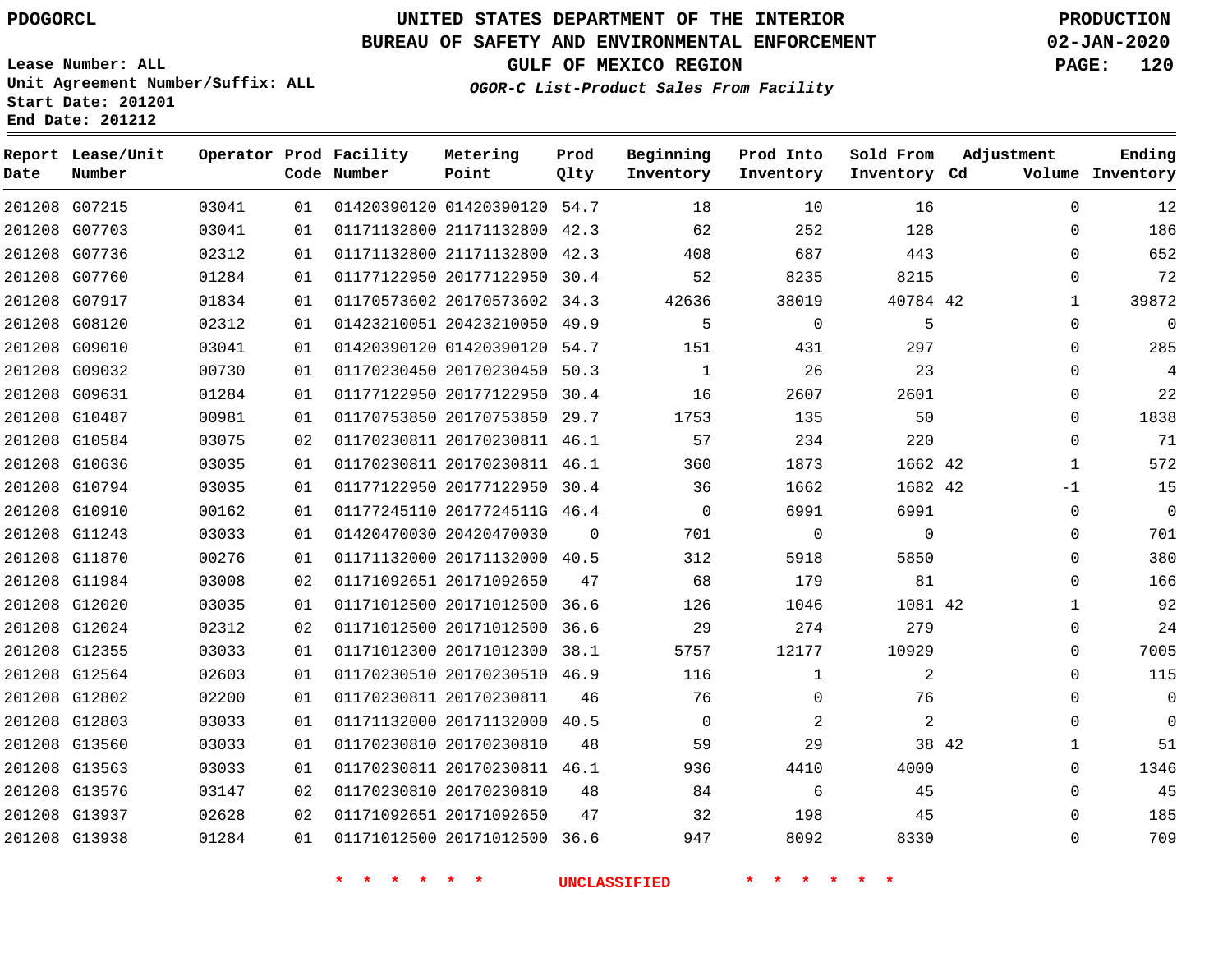PDOGORCL

Lease Number: ALL
Unit Agreement Number/Suffix: ALL
Start Date: 201201
End Date: 201212

# UNITED STATES DEPARTMENT OF THE INTERIOR
## BUREAU OF SAFETY AND ENVIRONMENTAL ENFORCEMENT
### GULF OF MEXICO REGION
*OGOR-C List-Product Sales From Facility*

PRODUCTION
02-JAN-2020

| Report Date | Lease/Unit Number | Operator | Prod Code | Facility Number | Metering Point | Prod Qlty | Beginning Inventory | Prod Into Inventory | Sold From Inventory | Adjustment Cd | Adjustment Volume | Ending Inventory |
|---|---|---|---|---|---|---|---|---|---|---|---|---|
| 201208 | G07215 | 03041 | 01 | 01420390120 | 01420390120 | 54.7 | 18 | 10 | 16 | | 0 | 12 |
| 201208 | G07703 | 03041 | 01 | 01171132800 | 21171132800 | 42.3 | 62 | 252 | 128 | | 0 | 186 |
| 201208 | G07736 | 02312 | 01 | 01171132800 | 21171132800 | 42.3 | 408 | 687 | 443 | | 0 | 652 |
| 201208 | G07760 | 01284 | 01 | 01177122950 | 20177122950 | 30.4 | 52 | 8235 | 8215 | | 0 | 72 |
| 201208 | G07917 | 01834 | 01 | 01170573602 | 20170573602 | 34.3 | 42636 | 38019 | 40784 | 42 | 1 | 39872 |
| 201208 | G08120 | 02312 | 01 | 01423210051 | 20423210050 | 49.9 | 5 | 0 | 5 | | 0 | 0 |
| 201208 | G09010 | 03041 | 01 | 01420390120 | 01420390120 | 54.7 | 151 | 431 | 297 | | 0 | 285 |
| 201208 | G09032 | 00730 | 01 | 01170230450 | 20170230450 | 50.3 | 1 | 26 | 23 | | 0 | 4 |
| 201208 | G09631 | 01284 | 01 | 01177122950 | 20177122950 | 30.4 | 16 | 2607 | 2601 | | 0 | 22 |
| 201208 | G10487 | 00981 | 01 | 01170753850 | 20170753850 | 29.7 | 1753 | 135 | 50 | | 0 | 1838 |
| 201208 | G10584 | 03075 | 02 | 01170230811 | 20170230811 | 46.1 | 57 | 234 | 220 | | 0 | 71 |
| 201208 | G10636 | 03035 | 01 | 01170230811 | 20170230811 | 46.1 | 360 | 1873 | 1662 | 42 | 1 | 572 |
| 201208 | G10794 | 03035 | 01 | 01177122950 | 20177122950 | 30.4 | 36 | 1662 | 1682 | 42 | -1 | 15 |
| 201208 | G10910 | 00162 | 01 | 01177245110 | 2017724511G | 46.4 | 0 | 6991 | 6991 | | 0 | 0 |
| 201208 | G11243 | 03033 | 01 | 01420470030 | 20420470030 | 0 | 701 | 0 | 0 | | 0 | 701 |
| 201208 | G11870 | 00276 | 01 | 01171132000 | 20171132000 | 40.5 | 312 | 5918 | 5850 | | 0 | 380 |
| 201208 | G11984 | 03008 | 02 | 01171092651 | 20171092650 | 47 | 68 | 179 | 81 | | 0 | 166 |
| 201208 | G12020 | 03035 | 01 | 01171012500 | 20171012500 | 36.6 | 126 | 1046 | 1081 | 42 | 1 | 92 |
| 201208 | G12024 | 02312 | 02 | 01171012500 | 20171012500 | 36.6 | 29 | 274 | 279 | | 0 | 24 |
| 201208 | G12355 | 03033 | 01 | 01171012300 | 20171012300 | 38.1 | 5757 | 12177 | 10929 | | 0 | 7005 |
| 201208 | G12564 | 02603 | 01 | 01170230510 | 20170230510 | 46.9 | 116 | 1 | 2 | | 0 | 115 |
| 201208 | G12802 | 02200 | 01 | 01170230811 | 20170230811 | 46 | 76 | 0 | 76 | | 0 | 0 |
| 201208 | G12803 | 03033 | 01 | 01171132000 | 20171132000 | 40.5 | 0 | 2 | 2 | | 0 | 0 |
| 201208 | G13560 | 03033 | 01 | 01170230810 | 20170230810 | 48 | 59 | 29 | 38 | 42 | 1 | 51 |
| 201208 | G13563 | 03033 | 01 | 01170230811 | 20170230811 | 46.1 | 936 | 4410 | 4000 | | 0 | 1346 |
| 201208 | G13576 | 03147 | 02 | 01170230810 | 20170230810 | 48 | 84 | 6 | 45 | | 0 | 45 |
| 201208 | G13937 | 02628 | 02 | 01171092651 | 20171092650 | 47 | 32 | 198 | 45 | | 0 | 185 |
| 201208 | G13938 | 01284 | 01 | 01171012500 | 20171012500 | 36.6 | 947 | 8092 | 8330 | | 0 | 709 |

* * * * * * UNCLASSIFIED * * * * * *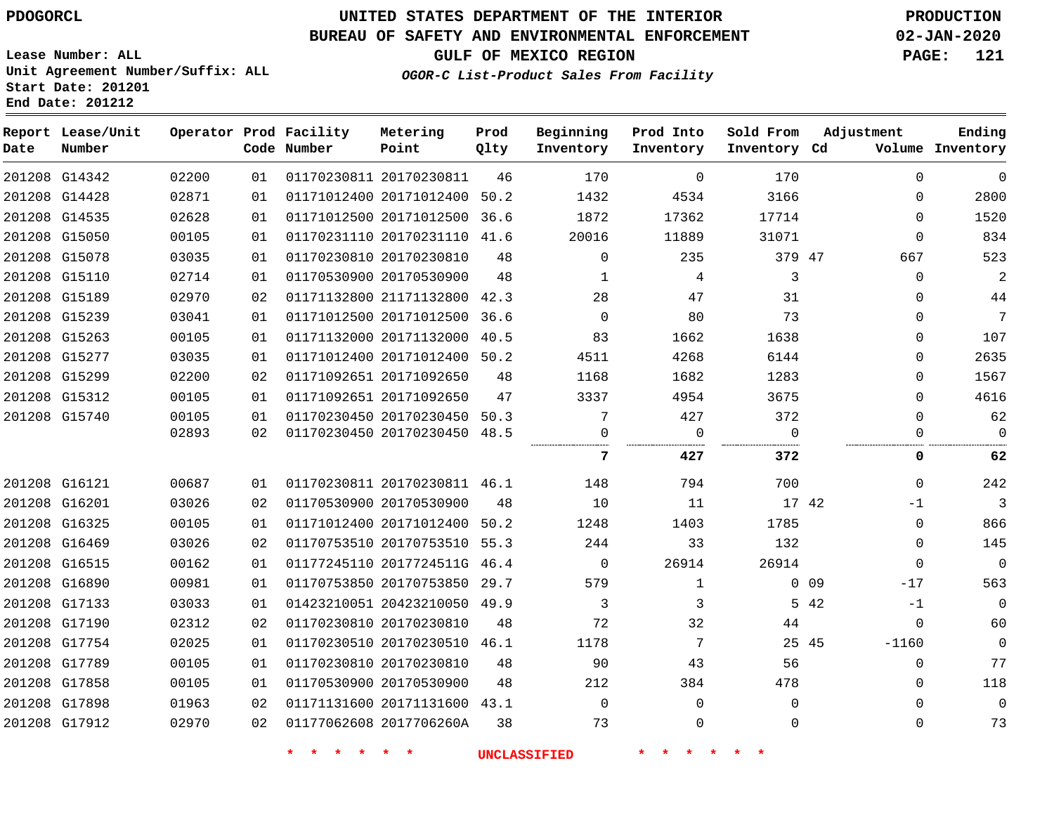PDOGORCL

# UNITED STATES DEPARTMENT OF THE INTERIOR
## BUREAU OF SAFETY AND ENVIRONMENTAL ENFORCEMENT
### GULF OF MEXICO REGION

*OGOR-C List-Product Sales From Facility*

PRODUCTION
02-JAN-2020

Lease Number: ALL
Unit Agreement Number/Suffix: ALL
Start Date: 201201
End Date: 201212

| Report Date | Lease/Unit Number | Operator | Prod Code | Facility Number | Metering Point | Prod Qlty | Beginning Inventory | Prod Into Inventory | Sold From Inventory | Adjustment Cd | Volume | Ending Inventory |
|---|---|---|---|---|---|---|---|---|---|---|---|---|
| 201208 | G14342 | 02200 | 01 | 01170230811 | 20170230811 | 46 | 170 | 0 | 170 | | 0 | 0 |
| 201208 | G14428 | 02871 | 01 | 01171012400 | 20171012400 | 50.2 | 1432 | 4534 | 3166 | | 0 | 2800 |
| 201208 | G14535 | 02628 | 01 | 01171012500 | 20171012500 | 36.6 | 1872 | 17362 | 17714 | | 0 | 1520 |
| 201208 | G15050 | 00105 | 01 | 01170231110 | 20170231110 | 41.6 | 20016 | 11889 | 31071 | | 0 | 834 |
| 201208 | G15078 | 03035 | 01 | 01170230810 | 20170230810 | 48 | 0 | 235 | 379 | 47 | 667 | 523 |
| 201208 | G15110 | 02714 | 01 | 01170530900 | 20170530900 | 48 | 1 | 4 | 3 | | 0 | 2 |
| 201208 | G15189 | 02970 | 02 | 01171132800 | 21171132800 | 42.3 | 28 | 47 | 31 | | 0 | 44 |
| 201208 | G15239 | 03041 | 01 | 01171012500 | 20171012500 | 36.6 | 0 | 80 | 73 | | 0 | 7 |
| 201208 | G15263 | 00105 | 01 | 01171132000 | 20171132000 | 40.5 | 83 | 1662 | 1638 | | 0 | 107 |
| 201208 | G15277 | 03035 | 01 | 01171012400 | 20171012400 | 50.2 | 4511 | 4268 | 6144 | | 0 | 2635 |
| 201208 | G15299 | 02200 | 02 | 01171092651 | 20171092650 | 48 | 1168 | 1682 | 1283 | | 0 | 1567 |
| 201208 | G15312 | 00105 | 01 | 01171092651 | 20171092650 | 47 | 3337 | 4954 | 3675 | | 0 | 4616 |
| 201208 | G15740 | 00105 | 01 | 01170230450 | 20170230450 | 50.3 | 7 | 427 | 372 | | 0 | 62 |
| | | 02893 | 02 | 01170230450 | 20170230450 | 48.5 | 0 | 0 | 0 | | 0 | 0 |
| | | | | | | | **7** | **427** | **372** | | **0** | **62** |
| 201208 | G16121 | 00687 | 01 | 01170230811 | 20170230811 | 46.1 | 148 | 794 | 700 | | 0 | 242 |
| 201208 | G16201 | 03026 | 02 | 01170530900 | 20170530900 | 48 | 10 | 11 | 17 | 42 | -1 | 3 |
| 201208 | G16325 | 00105 | 01 | 01171012400 | 20171012400 | 50.2 | 1248 | 1403 | 1785 | | 0 | 866 |
| 201208 | G16469 | 03026 | 02 | 01170753510 | 20170753510 | 55.3 | 244 | 33 | 132 | | 0 | 145 |
| 201208 | G16515 | 00162 | 01 | 01177245110 | 2017724511G | 46.4 | 0 | 26914 | 26914 | | 0 | 0 |
| 201208 | G16890 | 00981 | 01 | 01170753850 | 20170753850 | 29.7 | 579 | 1 | 0 | 09 | -17 | 563 |
| 201208 | G17133 | 03033 | 01 | 01423210051 | 20423210050 | 49.9 | 3 | 3 | 5 | 42 | -1 | 0 |
| 201208 | G17190 | 02312 | 02 | 01170230810 | 20170230810 | 48 | 72 | 32 | 44 | | 0 | 60 |
| 201208 | G17754 | 02025 | 01 | 01170230510 | 20170230510 | 46.1 | 1178 | 7 | 25 | 45 | -1160 | 0 |
| 201208 | G17789 | 00105 | 01 | 01170230810 | 20170230810 | 48 | 90 | 43 | 56 | | 0 | 77 |
| 201208 | G17858 | 00105 | 01 | 01170530900 | 20170530900 | 48 | 212 | 384 | 478 | | 0 | 118 |
| 201208 | G17898 | 01963 | 02 | 01171131600 | 20171131600 | 43.1 | 0 | 0 | 0 | | 0 | 0 |
| 201208 | G17912 | 02970 | 02 | 01177062608 | 2017706260A | 38 | 73 | 0 | 0 | | 0 | 73 |

* * * * * * UNCLASSIFIED * * * * * *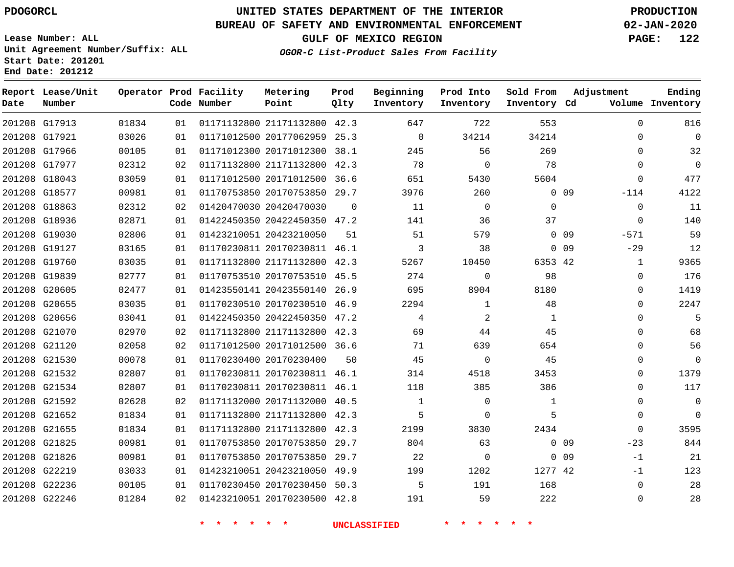PDOGORCL

# UNITED STATES DEPARTMENT OF THE INTERIOR
## BUREAU OF SAFETY AND ENVIRONMENTAL ENFORCEMENT
### GULF OF MEXICO REGION
*OGOR-C List-Product Sales From Facility*

PRODUCTION
02-JAN-2020

Lease Number: ALL
Unit Agreement Number/Suffix: ALL
Start Date: 201201
End Date: 201212

| Report Date | Lease/Unit Number | Operator | Prod Code | Facility Number | Metering Point | Prod Qlty | Beginning Inventory | Prod Into Inventory | Sold From Inventory | Adjustment Cd | Adjustment Volume | Ending Inventory |
|---|---|---|---|---|---|---|---|---|---|---|---|---|
| 201208 | G17913 | 01834 | 01 | 01171132800 | 21171132800 | 42.3 | 647 | 722 | 553 | | 0 | 816 |
| 201208 | G17921 | 03026 | 01 | 01171012500 | 20177062959 | 25.3 | 0 | 34214 | 34214 | | 0 | 0 |
| 201208 | G17966 | 00105 | 01 | 01171012300 | 20171012300 | 38.1 | 245 | 56 | 269 | | 0 | 32 |
| 201208 | G17977 | 02312 | 02 | 01171132800 | 21171132800 | 42.3 | 78 | 0 | 78 | | 0 | 0 |
| 201208 | G18043 | 03059 | 01 | 01171012500 | 20171012500 | 36.6 | 651 | 5430 | 5604 | | 0 | 477 |
| 201208 | G18577 | 00981 | 01 | 01170753850 | 20170753850 | 29.7 | 3976 | 260 | 0 | 09 | -114 | 4122 |
| 201208 | G18863 | 02312 | 02 | 01420470030 | 20420470030 | 0 | 11 | 0 | 0 | | 0 | 11 |
| 201208 | G18936 | 02871 | 01 | 01422450350 | 20422450350 | 47.2 | 141 | 36 | 37 | | 0 | 140 |
| 201208 | G19030 | 02806 | 01 | 01423210051 | 20423210050 | 51 | 51 | 579 | 0 | 09 | -571 | 59 |
| 201208 | G19127 | 03165 | 01 | 01170230811 | 20170230811 | 46.1 | 3 | 38 | 0 | 09 | -29 | 12 |
| 201208 | G19760 | 03035 | 01 | 01171132800 | 21171132800 | 42.3 | 5267 | 10450 | 6353 | 42 | 1 | 9365 |
| 201208 | G19839 | 02777 | 01 | 01170753510 | 20170753510 | 45.5 | 274 | 0 | 98 | | 0 | 176 |
| 201208 | G20605 | 02477 | 01 | 01423550141 | 20423550140 | 26.9 | 695 | 8904 | 8180 | | 0 | 1419 |
| 201208 | G20655 | 03035 | 01 | 01170230510 | 20170230510 | 46.9 | 2294 | 1 | 48 | | 0 | 2247 |
| 201208 | G20656 | 03041 | 01 | 01422450350 | 20422450350 | 47.2 | 4 | 2 | 1 | | 0 | 5 |
| 201208 | G21070 | 02970 | 02 | 01171132800 | 21171132800 | 42.3 | 69 | 44 | 45 | | 0 | 68 |
| 201208 | G21120 | 02058 | 02 | 01171012500 | 20171012500 | 36.6 | 71 | 639 | 654 | | 0 | 56 |
| 201208 | G21530 | 00078 | 01 | 01170230400 | 20170230400 | 50 | 45 | 0 | 45 | | 0 | 0 |
| 201208 | G21532 | 02807 | 01 | 01170230811 | 20170230811 | 46.1 | 314 | 4518 | 3453 | | 0 | 1379 |
| 201208 | G21534 | 02807 | 01 | 01170230811 | 20170230811 | 46.1 | 118 | 385 | 386 | | 0 | 117 |
| 201208 | G21592 | 02628 | 02 | 01171132000 | 20171132000 | 40.5 | 1 | 0 | 1 | | 0 | 0 |
| 201208 | G21652 | 01834 | 01 | 01171132800 | 21171132800 | 42.3 | 5 | 0 | 5 | | 0 | 0 |
| 201208 | G21655 | 01834 | 01 | 01171132800 | 21171132800 | 42.3 | 2199 | 3830 | 2434 | | 0 | 3595 |
| 201208 | G21825 | 00981 | 01 | 01170753850 | 20170753850 | 29.7 | 804 | 63 | 0 | 09 | -23 | 844 |
| 201208 | G21826 | 00981 | 01 | 01170753850 | 20170753850 | 29.7 | 22 | 0 | 0 | 09 | -1 | 21 |
| 201208 | G22219 | 03033 | 01 | 01423210051 | 20423210050 | 49.9 | 199 | 1202 | 1277 | 42 | -1 | 123 |
| 201208 | G22236 | 00105 | 01 | 01170230450 | 20170230450 | 50.3 | 5 | 191 | 168 | | 0 | 28 |
| 201208 | G22246 | 01284 | 02 | 01423210051 | 20170230500 | 42.8 | 191 | 59 | 222 | | 0 | 28 |

* * * * * * UNCLASSIFIED * * * * * *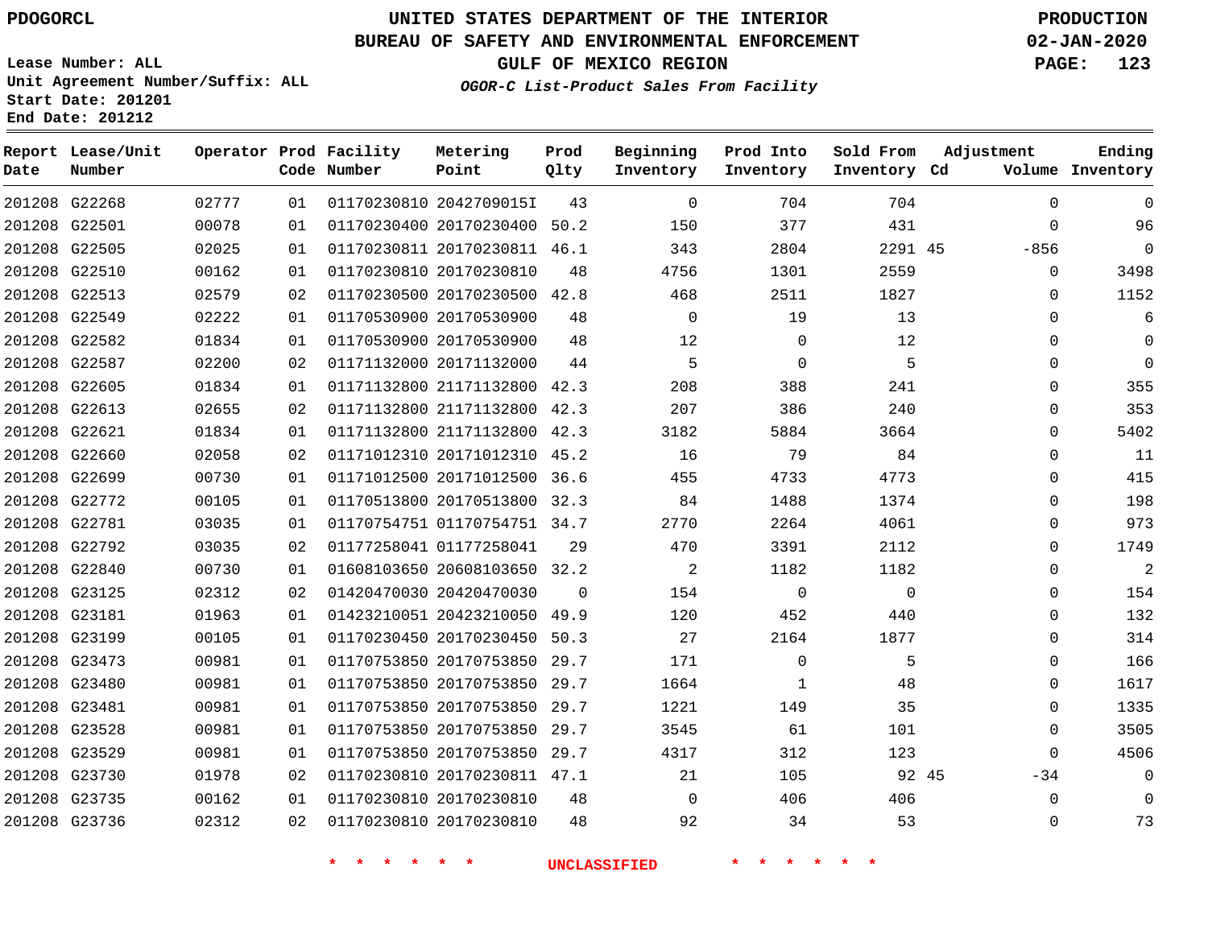PDOGORCL

# UNITED STATES DEPARTMENT OF THE INTERIOR
## BUREAU OF SAFETY AND ENVIRONMENTAL ENFORCEMENT
### GULF OF MEXICO REGION
*OGOR-C List-Product Sales From Facility*

PRODUCTION
02-JAN-2020

Lease Number: ALL
Unit Agreement Number/Suffix: ALL
Start Date: 201201
End Date: 201212

| Report Date | Lease/Unit Number | Operator | Prod Code | Facility Number | Metering Point | Prod Qlty | Beginning Inventory | Prod Into Inventory | Sold From Inventory | Adjustment Cd | Adjustment Volume | Ending Inventory |
|---|---|---|---|---|---|---|---|---|---|---|---|---|
| 201208 | G22268 | 02777 | 01 | 01170230810 | 2042709015I | 43 | 0 | 704 | 704 | | 0 | 0 |
| 201208 | G22501 | 00078 | 01 | 01170230400 | 20170230400 | 50.2 | 150 | 377 | 431 | | 0 | 96 |
| 201208 | G22505 | 02025 | 01 | 01170230811 | 20170230811 | 46.1 | 343 | 2804 | 2291 | 45 | -856 | 0 |
| 201208 | G22510 | 00162 | 01 | 01170230810 | 20170230810 | 48 | 4756 | 1301 | 2559 | | 0 | 3498 |
| 201208 | G22513 | 02579 | 02 | 01170230500 | 20170230500 | 42.8 | 468 | 2511 | 1827 | | 0 | 1152 |
| 201208 | G22549 | 02222 | 01 | 01170530900 | 20170530900 | 48 | 0 | 19 | 13 | | 0 | 6 |
| 201208 | G22582 | 01834 | 01 | 01170530900 | 20170530900 | 48 | 12 | 0 | 12 | | 0 | 0 |
| 201208 | G22587 | 02200 | 02 | 01171132000 | 20171132000 | 44 | 5 | 0 | 5 | | 0 | 0 |
| 201208 | G22605 | 01834 | 01 | 01171132800 | 21171132800 | 42.3 | 208 | 388 | 241 | | 0 | 355 |
| 201208 | G22613 | 02655 | 02 | 01171132800 | 21171132800 | 42.3 | 207 | 386 | 240 | | 0 | 353 |
| 201208 | G22621 | 01834 | 01 | 01171132800 | 21171132800 | 42.3 | 3182 | 5884 | 3664 | | 0 | 5402 |
| 201208 | G22660 | 02058 | 02 | 01171012310 | 20171012310 | 45.2 | 16 | 79 | 84 | | 0 | 11 |
| 201208 | G22699 | 00730 | 01 | 01171012500 | 20171012500 | 36.6 | 455 | 4733 | 4773 | | 0 | 415 |
| 201208 | G22772 | 00105 | 01 | 01170513800 | 20170513800 | 32.3 | 84 | 1488 | 1374 | | 0 | 198 |
| 201208 | G22781 | 03035 | 01 | 01170754751 | 01170754751 | 34.7 | 2770 | 2264 | 4061 | | 0 | 973 |
| 201208 | G22792 | 03035 | 02 | 01177258041 | 01177258041 | 29 | 470 | 3391 | 2112 | | 0 | 1749 |
| 201208 | G22840 | 00730 | 01 | 01608103650 | 20608103650 | 32.2 | 2 | 1182 | 1182 | | 0 | 2 |
| 201208 | G23125 | 02312 | 02 | 01420470030 | 20420470030 | 0 | 154 | 0 | 0 | | 0 | 154 |
| 201208 | G23181 | 01963 | 01 | 01423210051 | 20423210050 | 49.9 | 120 | 452 | 440 | | 0 | 132 |
| 201208 | G23199 | 00105 | 01 | 01170230450 | 20170230450 | 50.3 | 27 | 2164 | 1877 | | 0 | 314 |
| 201208 | G23473 | 00981 | 01 | 01170753850 | 20170753850 | 29.7 | 171 | 0 | 5 | | 0 | 166 |
| 201208 | G23480 | 00981 | 01 | 01170753850 | 20170753850 | 29.7 | 1664 | 1 | 48 | | 0 | 1617 |
| 201208 | G23481 | 00981 | 01 | 01170753850 | 20170753850 | 29.7 | 1221 | 149 | 35 | | 0 | 1335 |
| 201208 | G23528 | 00981 | 01 | 01170753850 | 20170753850 | 29.7 | 3545 | 61 | 101 | | 0 | 3505 |
| 201208 | G23529 | 00981 | 01 | 01170753850 | 20170753850 | 29.7 | 4317 | 312 | 123 | | 0 | 4506 |
| 201208 | G23730 | 01978 | 02 | 01170230810 | 20170230811 | 47.1 | 21 | 105 | 92 | 45 | -34 | 0 |
| 201208 | G23735 | 00162 | 01 | 01170230810 | 20170230810 | 48 | 0 | 406 | 406 | | 0 | 0 |
| 201208 | G23736 | 02312 | 02 | 01170230810 | 20170230810 | 48 | 92 | 34 | 53 | | 0 | 73 |

* * * * * * UNCLASSIFIED * * * * * *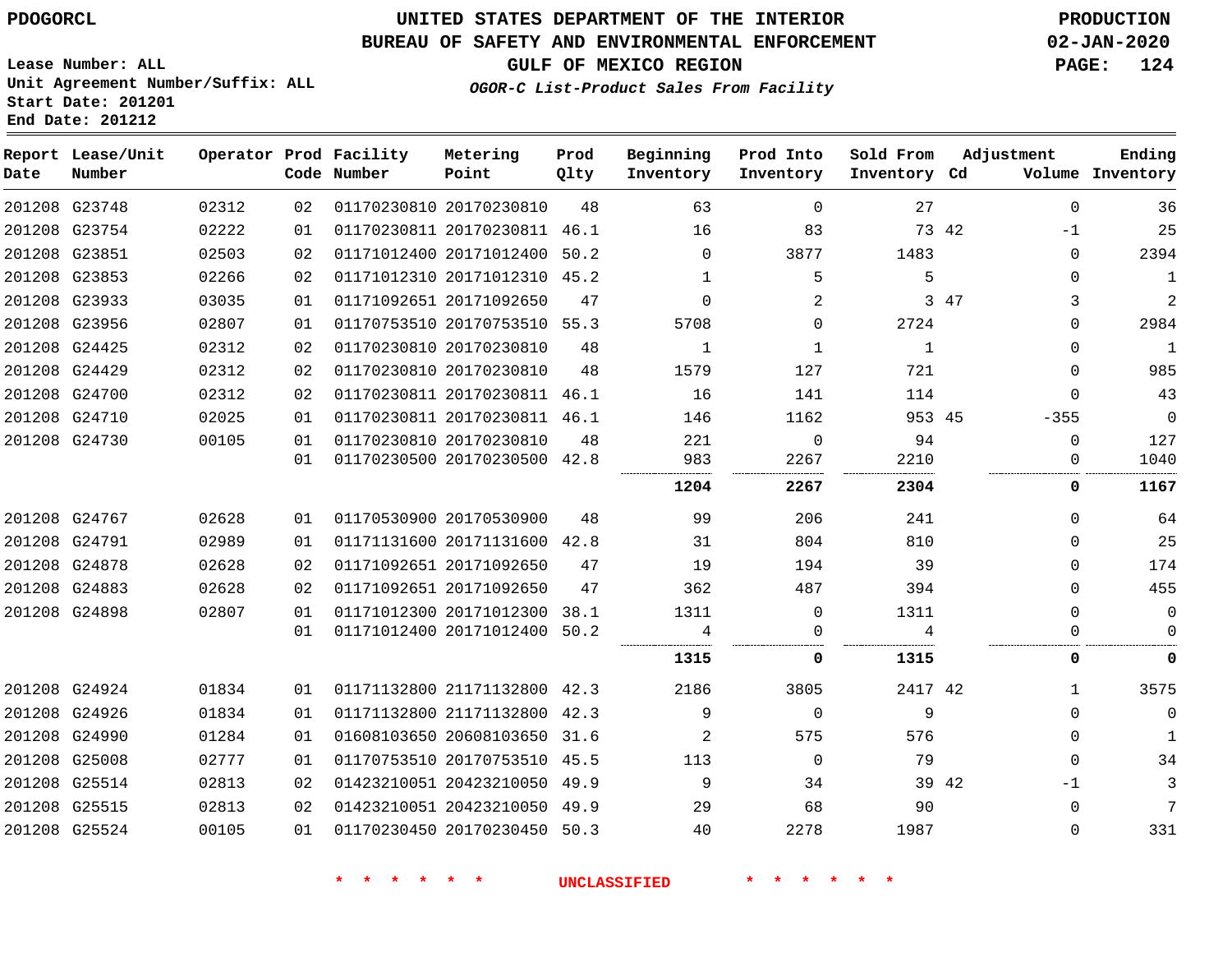PDOGORCL

# UNITED STATES DEPARTMENT OF THE INTERIOR
## BUREAU OF SAFETY AND ENVIRONMENTAL ENFORCEMENT
### GULF OF MEXICO REGION

*OGOR-C List-Product Sales From Facility*

PRODUCTION
02-JAN-2020

Lease Number: ALL
Unit Agreement Number/Suffix: ALL
Start Date: 201201
End Date: 201212

| Report Date | Lease/Unit Number | Operator | Prod Code | Facility Number | Metering Point | Prod Qlty | Beginning Inventory | Prod Into Inventory | Sold From Inventory | Adjustment Cd | Adjustment Volume | Ending Inventory |
|---|---|---|---|---|---|---|---|---|---|---|---|---|
| 201208 | G23748 | 02312 | 02 | 01170230810 | 20170230810 | 48 | 63 | 0 | 27 | | 0 | 36 |
| 201208 | G23754 | 02222 | 01 | 01170230811 | 20170230811 | 46.1 | 16 | 83 | 73 | 42 | -1 | 25 |
| 201208 | G23851 | 02503 | 02 | 01171012400 | 20171012400 | 50.2 | 0 | 3877 | 1483 | | 0 | 2394 |
| 201208 | G23853 | 02266 | 02 | 01171012310 | 20171012310 | 45.2 | 1 | 5 | 5 | | 0 | 1 |
| 201208 | G23933 | 03035 | 01 | 01171092651 | 20171092650 | 47 | 0 | 2 | 3 | 47 | 3 | 2 |
| 201208 | G23956 | 02807 | 01 | 01170753510 | 20170753510 | 55.3 | 5708 | 0 | 2724 | | 0 | 2984 |
| 201208 | G24425 | 02312 | 02 | 01170230810 | 20170230810 | 48 | 1 | 1 | 1 | | 0 | 1 |
| 201208 | G24429 | 02312 | 02 | 01170230810 | 20170230810 | 48 | 1579 | 127 | 721 | | 0 | 985 |
| 201208 | G24700 | 02312 | 02 | 01170230811 | 20170230811 | 46.1 | 16 | 141 | 114 | | 0 | 43 |
| 201208 | G24710 | 02025 | 01 | 01170230811 | 20170230811 | 46.1 | 146 | 1162 | 953 | 45 | -355 | 0 |
| 201208 | G24730 | 00105 | 01 | 01170230810 | 20170230810 | 48 | 221 | 0 | 94 | | 0 | 127 |
| | | | 01 | 01170230500 | 20170230500 | 42.8 | 983 | 2267 | 2210 | | 0 | 1040 |
| | | | | | | | **1204** | **2267** | **2304** | | **0** | **1167** |
| 201208 | G24767 | 02628 | 01 | 01170530900 | 20170530900 | 48 | 99 | 206 | 241 | | 0 | 64 |
| 201208 | G24791 | 02989 | 01 | 01171131600 | 20171131600 | 42.8 | 31 | 804 | 810 | | 0 | 25 |
| 201208 | G24878 | 02628 | 02 | 01171092651 | 20171092650 | 47 | 19 | 194 | 39 | | 0 | 174 |
| 201208 | G24883 | 02628 | 02 | 01171092651 | 20171092650 | 47 | 362 | 487 | 394 | | 0 | 455 |
| 201208 | G24898 | 02807 | 01 | 01171012300 | 20171012300 | 38.1 | 1311 | 0 | 1311 | | 0 | 0 |
| | | | 01 | 01171012400 | 20171012400 | 50.2 | 4 | 0 | 4 | | 0 | 0 |
| | | | | | | | **1315** | **0** | **1315** | | **0** | **0** |
| 201208 | G24924 | 01834 | 01 | 01171132800 | 21171132800 | 42.3 | 2186 | 3805 | 2417 | 42 | 1 | 3575 |
| 201208 | G24926 | 01834 | 01 | 01171132800 | 21171132800 | 42.3 | 9 | 0 | 9 | | 0 | 0 |
| 201208 | G24990 | 01284 | 01 | 01608103650 | 20608103650 | 31.6 | 2 | 575 | 576 | | 0 | 1 |
| 201208 | G25008 | 02777 | 01 | 01170753510 | 20170753510 | 45.5 | 113 | 0 | 79 | | 0 | 34 |
| 201208 | G25514 | 02813 | 02 | 01423210051 | 20423210050 | 49.9 | 9 | 34 | 39 | 42 | -1 | 3 |
| 201208 | G25515 | 02813 | 02 | 01423210051 | 20423210050 | 49.9 | 29 | 68 | 90 | | 0 | 7 |
| 201208 | G25524 | 00105 | 01 | 01170230450 | 20170230450 | 50.3 | 40 | 2278 | 1987 | | 0 | 331 |

\* \* \* \* \* \* UNCLASSIFIED \* \* \* \* \* \*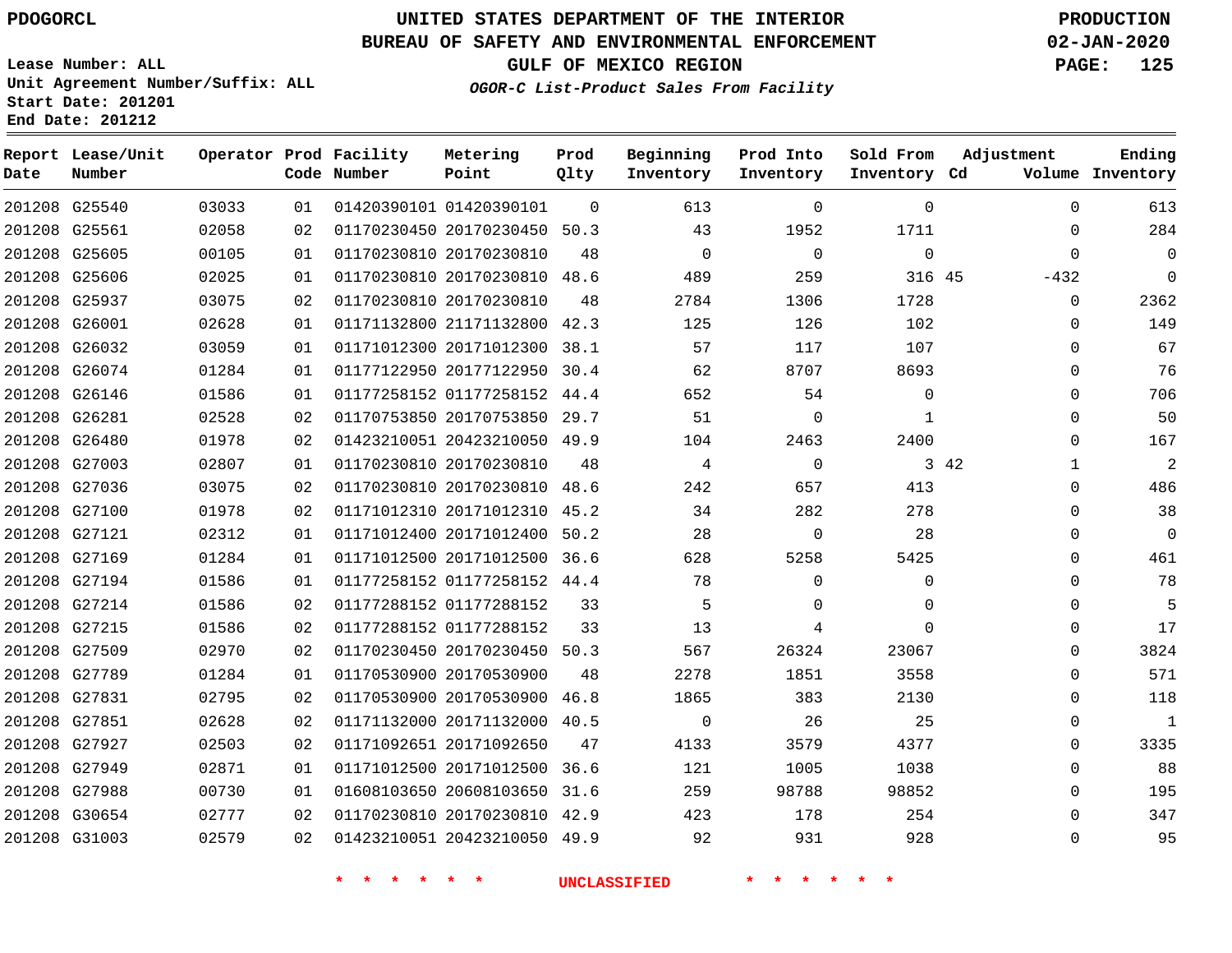PDOGORCL

# UNITED STATES DEPARTMENT OF THE INTERIOR
## BUREAU OF SAFETY AND ENVIRONMENTAL ENFORCEMENT
### GULF OF MEXICO REGION
*OGOR-C List-Product Sales From Facility*

PRODUCTION
02-JAN-2020

Lease Number: ALL
Unit Agreement Number/Suffix: ALL
Start Date: 201201
End Date: 201212

| Report Date | Lease/Unit Number | Operator | Prod Code | Facility Number | Metering Point | Prod Qlty | Beginning Inventory | Prod Into Inventory | Sold From Inventory | Adjustment Cd | Adjustment Volume | Ending Inventory |
|---|---|---|---|---|---|---|---|---|---|---|---|---|
| 201208 | G25540 | 03033 | 01 | 01420390101 | 01420390101 | 0 | 613 | 0 | 0 | | 0 | 613 |
| 201208 | G25561 | 02058 | 02 | 01170230450 | 20170230450 | 50.3 | 43 | 1952 | 1711 | | 0 | 284 |
| 201208 | G25605 | 00105 | 01 | 01170230810 | 20170230810 | 48 | 0 | 0 | 0 | | 0 | 0 |
| 201208 | G25606 | 02025 | 01 | 01170230810 | 20170230810 | 48.6 | 489 | 259 | 316 | 45 | -432 | 0 |
| 201208 | G25937 | 03075 | 02 | 01170230810 | 20170230810 | 48 | 2784 | 1306 | 1728 | | 0 | 2362 |
| 201208 | G26001 | 02628 | 01 | 01171132800 | 21171132800 | 42.3 | 125 | 126 | 102 | | 0 | 149 |
| 201208 | G26032 | 03059 | 01 | 01171012300 | 20171012300 | 38.1 | 57 | 117 | 107 | | 0 | 67 |
| 201208 | G26074 | 01284 | 01 | 01177122950 | 20177122950 | 30.4 | 62 | 8707 | 8693 | | 0 | 76 |
| 201208 | G26146 | 01586 | 01 | 01177258152 | 01177258152 | 44.4 | 652 | 54 | 0 | | 0 | 706 |
| 201208 | G26281 | 02528 | 02 | 01170753850 | 20170753850 | 29.7 | 51 | 0 | 1 | | 0 | 50 |
| 201208 | G26480 | 01978 | 02 | 01423210051 | 20423210050 | 49.9 | 104 | 2463 | 2400 | | 0 | 167 |
| 201208 | G27003 | 02807 | 01 | 01170230810 | 20170230810 | 48 | 4 | 0 | 3 | 42 | 1 | 2 |
| 201208 | G27036 | 03075 | 02 | 01170230810 | 20170230810 | 48.6 | 242 | 657 | 413 | | 0 | 486 |
| 201208 | G27100 | 01978 | 02 | 01171012310 | 20171012310 | 45.2 | 34 | 282 | 278 | | 0 | 38 |
| 201208 | G27121 | 02312 | 01 | 01171012400 | 20171012400 | 50.2 | 28 | 0 | 28 | | 0 | 0 |
| 201208 | G27169 | 01284 | 01 | 01171012500 | 20171012500 | 36.6 | 628 | 5258 | 5425 | | 0 | 461 |
| 201208 | G27194 | 01586 | 01 | 01177258152 | 01177258152 | 44.4 | 78 | 0 | 0 | | 0 | 78 |
| 201208 | G27214 | 01586 | 02 | 01177288152 | 01177288152 | 33 | 5 | 0 | 0 | | 0 | 5 |
| 201208 | G27215 | 01586 | 02 | 01177288152 | 01177288152 | 33 | 13 | 4 | 0 | | 0 | 17 |
| 201208 | G27509 | 02970 | 02 | 01170230450 | 20170230450 | 50.3 | 567 | 26324 | 23067 | | 0 | 3824 |
| 201208 | G27789 | 01284 | 01 | 01170530900 | 20170530900 | 48 | 2278 | 1851 | 3558 | | 0 | 571 |
| 201208 | G27831 | 02795 | 02 | 01170530900 | 20170530900 | 46.8 | 1865 | 383 | 2130 | | 0 | 118 |
| 201208 | G27851 | 02628 | 02 | 01171132000 | 20171132000 | 40.5 | 0 | 26 | 25 | | 0 | 1 |
| 201208 | G27927 | 02503 | 02 | 01171092651 | 20171092650 | 47 | 4133 | 3579 | 4377 | | 0 | 3335 |
| 201208 | G27949 | 02871 | 01 | 01171012500 | 20171012500 | 36.6 | 121 | 1005 | 1038 | | 0 | 88 |
| 201208 | G27988 | 00730 | 01 | 01608103650 | 20608103650 | 31.6 | 259 | 98788 | 98852 | | 0 | 195 |
| 201208 | G30654 | 02777 | 02 | 01170230810 | 20170230810 | 42.9 | 423 | 178 | 254 | | 0 | 347 |
| 201208 | G31003 | 02579 | 02 | 01423210051 | 20423210050 | 49.9 | 92 | 931 | 928 | | 0 | 95 |

* * * * * * UNCLASSIFIED * * * * * *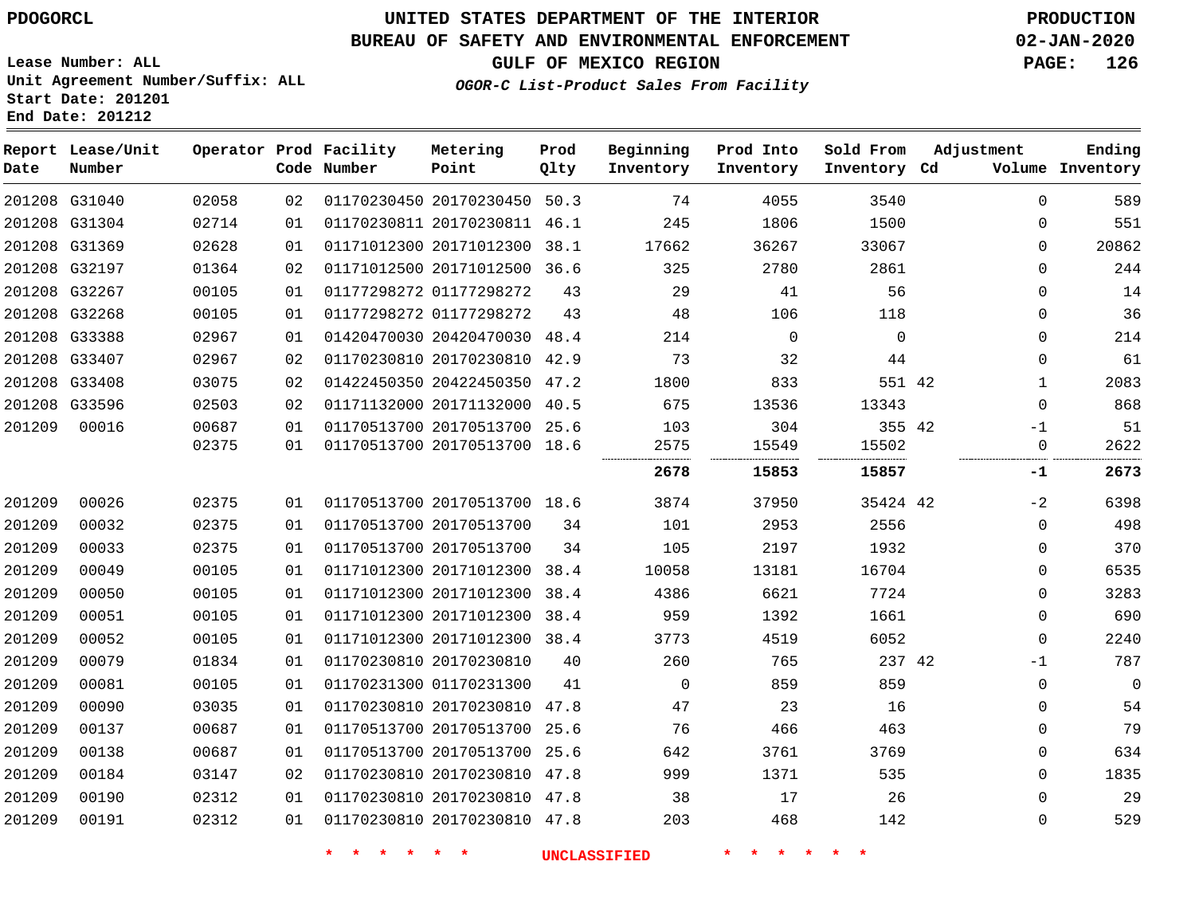PDOGORCL

# UNITED STATES DEPARTMENT OF THE INTERIOR
## BUREAU OF SAFETY AND ENVIRONMENTAL ENFORCEMENT
### GULF OF MEXICO REGION
*OGOR-C List-Product Sales From Facility*

PRODUCTION
02-JAN-2020

Lease Number: ALL
Unit Agreement Number/Suffix: ALL
Start Date: 201201
End Date: 201212

| Report Date | Lease/Unit Number | Operator | Prod Code | Facility Number | Metering Point | Prod Qlty | Beginning Inventory | Prod Into Inventory | Sold From Inventory | Adjustment Cd | Adjustment Volume | Ending Inventory |
|---|---|---|---|---|---|---|---|---|---|---|---|---|
| 201208 | G31040 | 02058 | 02 | 01170230450 | 20170230450 | 50.3 | 74 | 4055 | 3540 | | 0 | 589 |
| 201208 | G31304 | 02714 | 01 | 01170230811 | 20170230811 | 46.1 | 245 | 1806 | 1500 | | 0 | 551 |
| 201208 | G31369 | 02628 | 01 | 01171012300 | 20171012300 | 38.1 | 17662 | 36267 | 33067 | | 0 | 20862 |
| 201208 | G32197 | 01364 | 02 | 01171012500 | 20171012500 | 36.6 | 325 | 2780 | 2861 | | 0 | 244 |
| 201208 | G32267 | 00105 | 01 | 01177298272 | 01177298272 | 43 | 29 | 41 | 56 | | 0 | 14 |
| 201208 | G32268 | 00105 | 01 | 01177298272 | 01177298272 | 43 | 48 | 106 | 118 | | 0 | 36 |
| 201208 | G33388 | 02967 | 01 | 01420470030 | 20420470030 | 48.4 | 214 | 0 | 0 | | 0 | 214 |
| 201208 | G33407 | 02967 | 02 | 01170230810 | 20170230810 | 42.9 | 73 | 32 | 44 | | 0 | 61 |
| 201208 | G33408 | 03075 | 02 | 01422450350 | 20422450350 | 47.2 | 1800 | 833 | 551 | 42 | 1 | 2083 |
| 201208 | G33596 | 02503 | 02 | 01171132000 | 20171132000 | 40.5 | 675 | 13536 | 13343 | | 0 | 868 |
| 201209 | 00016 | 00687 | 01 | 01170513700 | 20170513700 | 25.6 | 103 | 304 | 355 | 42 | -1 | 51 |
| | | 02375 | 01 | 01170513700 | 20170513700 | 18.6 | 2575 | 15549 | 15502 | | 0 | 2622 |
| | | | | | | | **2678** | **15853** | **15857** | | **-1** | **2673** |
| 201209 | 00026 | 02375 | 01 | 01170513700 | 20170513700 | 18.6 | 3874 | 37950 | 35424 | 42 | -2 | 6398 |
| 201209 | 00032 | 02375 | 01 | 01170513700 | 20170513700 | 34 | 101 | 2953 | 2556 | | 0 | 498 |
| 201209 | 00033 | 02375 | 01 | 01170513700 | 20170513700 | 34 | 105 | 2197 | 1932 | | 0 | 370 |
| 201209 | 00049 | 00105 | 01 | 01171012300 | 20171012300 | 38.4 | 10058 | 13181 | 16704 | | 0 | 6535 |
| 201209 | 00050 | 00105 | 01 | 01171012300 | 20171012300 | 38.4 | 4386 | 6621 | 7724 | | 0 | 3283 |
| 201209 | 00051 | 00105 | 01 | 01171012300 | 20171012300 | 38.4 | 959 | 1392 | 1661 | | 0 | 690 |
| 201209 | 00052 | 00105 | 01 | 01171012300 | 20171012300 | 38.4 | 3773 | 4519 | 6052 | | 0 | 2240 |
| 201209 | 00079 | 01834 | 01 | 01170230810 | 20170230810 | 40 | 260 | 765 | 237 | 42 | -1 | 787 |
| 201209 | 00081 | 00105 | 01 | 01170231300 | 01170231300 | 41 | 0 | 859 | 859 | | 0 | 0 |
| 201209 | 00090 | 03035 | 01 | 01170230810 | 20170230810 | 47.8 | 47 | 23 | 16 | | 0 | 54 |
| 201209 | 00137 | 00687 | 01 | 01170513700 | 20170513700 | 25.6 | 76 | 466 | 463 | | 0 | 79 |
| 201209 | 00138 | 00687 | 01 | 01170513700 | 20170513700 | 25.6 | 642 | 3761 | 3769 | | 0 | 634 |
| 201209 | 00184 | 03147 | 02 | 01170230810 | 20170230810 | 47.8 | 999 | 1371 | 535 | | 0 | 1835 |
| 201209 | 00190 | 02312 | 01 | 01170230810 | 20170230810 | 47.8 | 38 | 17 | 26 | | 0 | 29 |
| 201209 | 00191 | 02312 | 01 | 01170230810 | 20170230810 | 47.8 | 203 | 468 | 142 | | 0 | 529 |

\* \* \* \* \* \* UNCLASSIFIED \* \* \* \* \* \*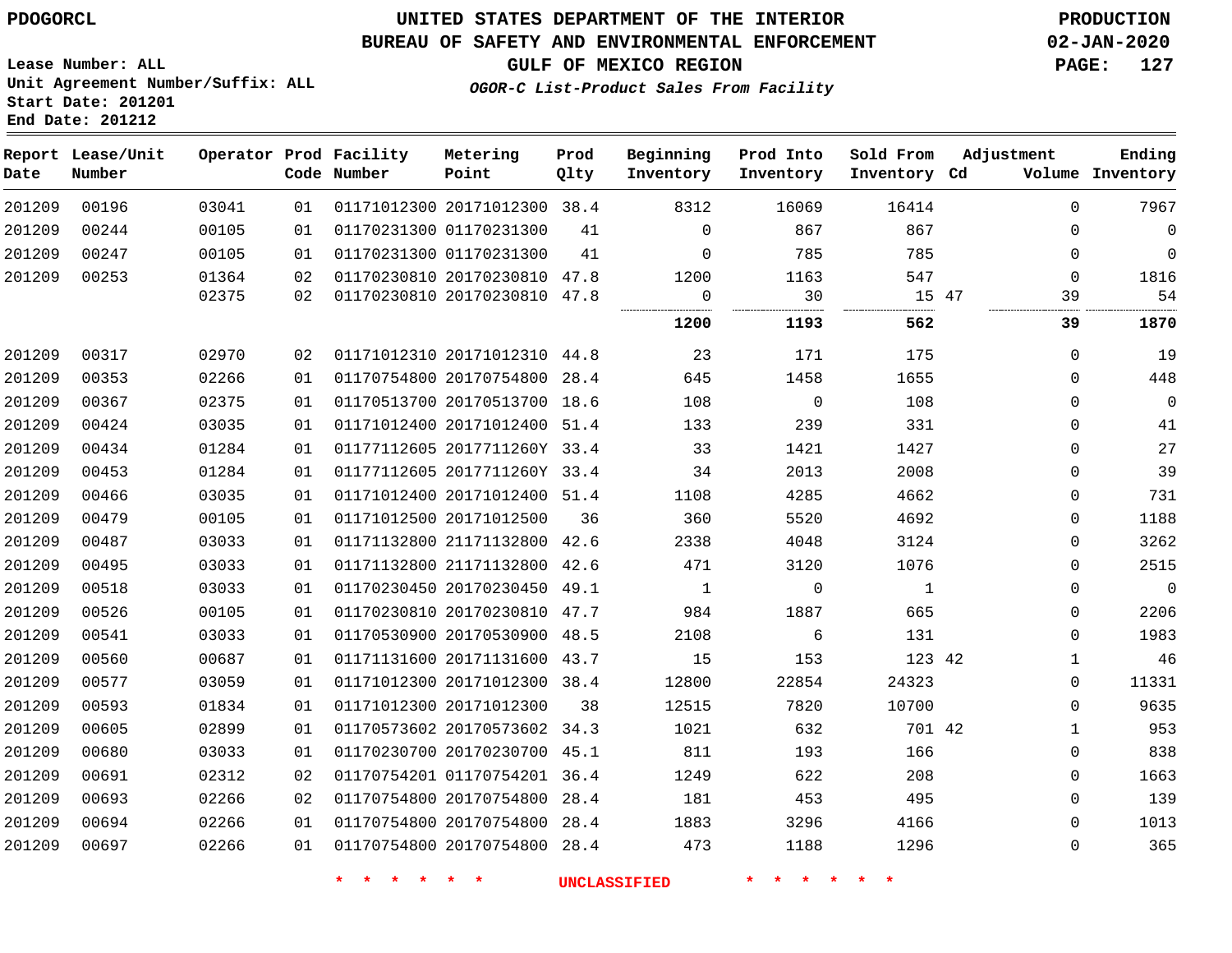UNITED STATES DEPARTMENT OF THE INTERIOR
BUREAU OF SAFETY AND ENVIRONMENTAL ENFORCEMENT
GULF OF MEXICO REGION
*OGOR-C List-Product Sales From Facility*

PDOGORCL

PRODUCTION
02-JAN-2020

Lease Number: ALL
Unit Agreement Number/Suffix: ALL
Start Date: 201201
End Date: 201212

| Report Date | Lease/Unit Number | Operator | Prod Code | Facility Number | Metering Point | Prod Qlty | Beginning Inventory | Prod Into Inventory | Sold From Inventory | Adjustment Cd | Adjustment Volume | Ending Inventory |
|---|---|---|---|---|---|---|---|---|---|---|---|---|
| 201209 | 00196 | 03041 | 01 | 01171012300 | 20171012300 | 38.4 | 8312 | 16069 | 16414 | | 0 | 7967 |
| 201209 | 00244 | 00105 | 01 | 01170231300 | 01170231300 | 41 | 0 | 867 | 867 | | 0 | 0 |
| 201209 | 00247 | 00105 | 01 | 01170231300 | 01170231300 | 41 | 0 | 785 | 785 | | 0 | 0 |
| 201209 | 00253 | 01364 | 02 | 01170230810 | 20170230810 | 47.8 | 1200 | 1163 | 547 | | 0 | 1816 |
| | | 02375 | 02 | 01170230810 | 20170230810 | 47.8 | 0 | 30 | 15 | 47 | 39 | 54 |
| | | | | | | | **1200** | **1193** | **562** | | **39** | **1870** |
| 201209 | 00317 | 02970 | 02 | 01171012310 | 20171012310 | 44.8 | 23 | 171 | 175 | | 0 | 19 |
| 201209 | 00353 | 02266 | 01 | 01170754800 | 20170754800 | 28.4 | 645 | 1458 | 1655 | | 0 | 448 |
| 201209 | 00367 | 02375 | 01 | 01170513700 | 20170513700 | 18.6 | 108 | 0 | 108 | | 0 | 0 |
| 201209 | 00424 | 03035 | 01 | 01171012400 | 20171012400 | 51.4 | 133 | 239 | 331 | | 0 | 41 |
| 201209 | 00434 | 01284 | 01 | 01177112605 | 2017711260Y | 33.4 | 33 | 1421 | 1427 | | 0 | 27 |
| 201209 | 00453 | 01284 | 01 | 01177112605 | 2017711260Y | 33.4 | 34 | 2013 | 2008 | | 0 | 39 |
| 201209 | 00466 | 03035 | 01 | 01171012400 | 20171012400 | 51.4 | 1108 | 4285 | 4662 | | 0 | 731 |
| 201209 | 00479 | 00105 | 01 | 01171012500 | 20171012500 | 36 | 360 | 5520 | 4692 | | 0 | 1188 |
| 201209 | 00487 | 03033 | 01 | 01171132800 | 21171132800 | 42.6 | 2338 | 4048 | 3124 | | 0 | 3262 |
| 201209 | 00495 | 03033 | 01 | 01171132800 | 21171132800 | 42.6 | 471 | 3120 | 1076 | | 0 | 2515 |
| 201209 | 00518 | 03033 | 01 | 01170230450 | 20170230450 | 49.1 | 1 | 0 | 1 | | 0 | 0 |
| 201209 | 00526 | 00105 | 01 | 01170230810 | 20170230810 | 47.7 | 984 | 1887 | 665 | | 0 | 2206 |
| 201209 | 00541 | 03033 | 01 | 01170530900 | 20170530900 | 48.5 | 2108 | 6 | 131 | | 0 | 1983 |
| 201209 | 00560 | 00687 | 01 | 01171131600 | 20171131600 | 43.7 | 15 | 153 | 123 | 42 | 1 | 46 |
| 201209 | 00577 | 03059 | 01 | 01171012300 | 20171012300 | 38.4 | 12800 | 22854 | 24323 | | 0 | 11331 |
| 201209 | 00593 | 01834 | 01 | 01171012300 | 20171012300 | 38 | 12515 | 7820 | 10700 | | 0 | 9635 |
| 201209 | 00605 | 02899 | 01 | 01170573602 | 20170573602 | 34.3 | 1021 | 632 | 701 | 42 | 1 | 953 |
| 201209 | 00680 | 03033 | 01 | 01170230700 | 20170230700 | 45.1 | 811 | 193 | 166 | | 0 | 838 |
| 201209 | 00691 | 02312 | 02 | 01170754201 | 01170754201 | 36.4 | 1249 | 622 | 208 | | 0 | 1663 |
| 201209 | 00693 | 02266 | 02 | 01170754800 | 20170754800 | 28.4 | 181 | 453 | 495 | | 0 | 139 |
| 201209 | 00694 | 02266 | 01 | 01170754800 | 20170754800 | 28.4 | 1883 | 3296 | 4166 | | 0 | 1013 |
| 201209 | 00697 | 02266 | 01 | 01170754800 | 20170754800 | 28.4 | 473 | 1188 | 1296 | | 0 | 365 |

* * * * * * UNCLASSIFIED * * * * * *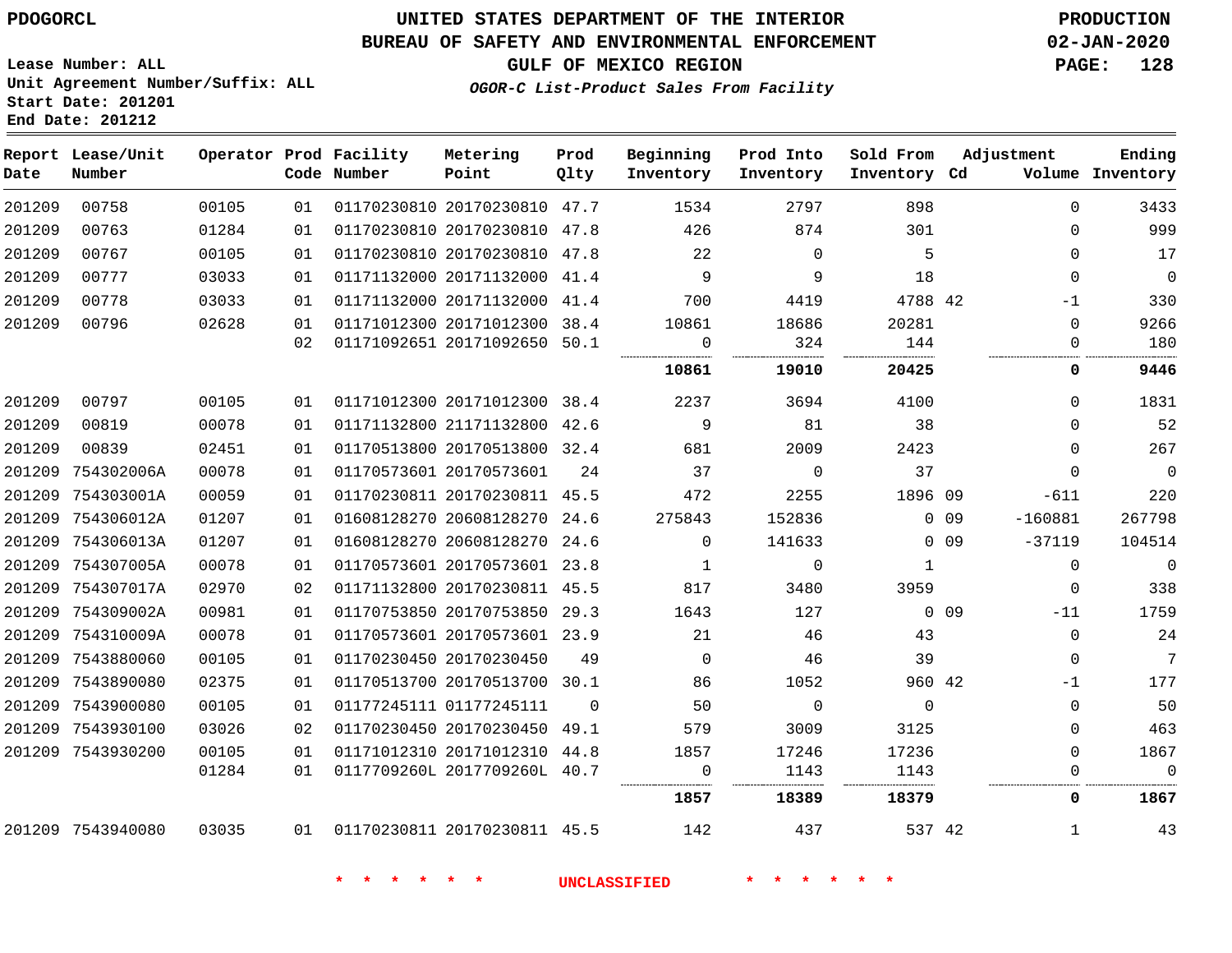PDOGORCL

# UNITED STATES DEPARTMENT OF THE INTERIOR
## BUREAU OF SAFETY AND ENVIRONMENTAL ENFORCEMENT
### GULF OF MEXICO REGION

*OGOR-C List-Product Sales From Facility*

PRODUCTION
02-JAN-2020

Lease Number: ALL
Unit Agreement Number/Suffix: ALL
Start Date: 201201
End Date: 201212

| Report Date | Lease/Unit Number | Operator | Prod Code | Facility Number | Metering Point | Prod Qlty | Beginning Inventory | Prod Into Inventory | Sold From Inventory | Adjustment Cd | Volume | Ending Inventory |
|---|---|---|---|---|---|---|---|---|---|---|---|---|
| 201209 | 00758 | 00105 | 01 | 01170230810 | 20170230810 | 47.7 | 1534 | 2797 | 898 | | 0 | 3433 |
| 201209 | 00763 | 01284 | 01 | 01170230810 | 20170230810 | 47.8 | 426 | 874 | 301 | | 0 | 999 |
| 201209 | 00767 | 00105 | 01 | 01170230810 | 20170230810 | 47.8 | 22 | 0 | 5 | | 0 | 17 |
| 201209 | 00777 | 03033 | 01 | 01171132000 | 20171132000 | 41.4 | 9 | 9 | 18 | | 0 | 0 |
| 201209 | 00778 | 03033 | 01 | 01171132000 | 20171132000 | 41.4 | 700 | 4419 | 4788 | 42 | -1 | 330 |
| 201209 | 00796 | 02628 | 01 | 01171012300 | 20171012300 | 38.4 | 10861 | 18686 | 20281 | | 0 | 9266 |
| | | | 02 | 01171092651 | 20171092650 | 50.1 | 0 | 324 | 144 | | 0 | 180 |
| | | | | | | | **10861** | **19010** | **20425** | | **0** | **9446** |
| 201209 | 00797 | 00105 | 01 | 01171012300 | 20171012300 | 38.4 | 2237 | 3694 | 4100 | | 0 | 1831 |
| 201209 | 00819 | 00078 | 01 | 01171132800 | 21171132800 | 42.6 | 9 | 81 | 38 | | 0 | 52 |
| 201209 | 00839 | 02451 | 01 | 01170513800 | 20170513800 | 32.4 | 681 | 2009 | 2423 | | 0 | 267 |
| 201209 | 754302006A | 00078 | 01 | 01170573601 | 20170573601 | 24 | 37 | 0 | 37 | | 0 | 0 |
| 201209 | 754303001A | 00059 | 01 | 01170230811 | 20170230811 | 45.5 | 472 | 2255 | 1896 | 09 | -611 | 220 |
| 201209 | 754306012A | 01207 | 01 | 01608128270 | 20608128270 | 24.6 | 275843 | 152836 | 0 | 09 | -160881 | 267798 |
| 201209 | 754306013A | 01207 | 01 | 01608128270 | 20608128270 | 24.6 | 0 | 141633 | 0 | 09 | -37119 | 104514 |
| 201209 | 754307005A | 00078 | 01 | 01170573601 | 20170573601 | 23.8 | 1 | 0 | 1 | | 0 | 0 |
| 201209 | 754307017A | 02970 | 02 | 01171132800 | 20170230811 | 45.5 | 817 | 3480 | 3959 | | 0 | 338 |
| 201209 | 754309002A | 00981 | 01 | 01170753850 | 20170753850 | 29.3 | 1643 | 127 | 0 | 09 | -11 | 1759 |
| 201209 | 754310009A | 00078 | 01 | 01170573601 | 20170573601 | 23.9 | 21 | 46 | 43 | | 0 | 24 |
| 201209 | 7543880060 | 00105 | 01 | 01170230450 | 20170230450 | 49 | 0 | 46 | 39 | | 0 | 7 |
| 201209 | 7543890080 | 02375 | 01 | 01170513700 | 20170513700 | 30.1 | 86 | 1052 | 960 | 42 | -1 | 177 |
| 201209 | 7543900080 | 00105 | 01 | 01177245111 | 01177245111 | 0 | 50 | 0 | 0 | | 0 | 50 |
| 201209 | 7543930100 | 03026 | 02 | 01170230450 | 20170230450 | 49.1 | 579 | 3009 | 3125 | | 0 | 463 |
| 201209 | 7543930200 | 00105 | 01 | 01171012310 | 20171012310 | 44.8 | 1857 | 17246 | 17236 | | 0 | 1867 |
| | | 01284 | 01 | 0117709260L | 2017709260L | 40.7 | 0 | 1143 | 1143 | | 0 | 0 |
| | | | | | | | **1857** | **18389** | **18379** | | **0** | **1867** |
| 201209 | 7543940080 | 03035 | 01 | 01170230811 | 20170230811 | 45.5 | 142 | 437 | 537 | 42 | 1 | 43 |

\* \* \* \* \* \* UNCLASSIFIED \* \* \* \* \* \*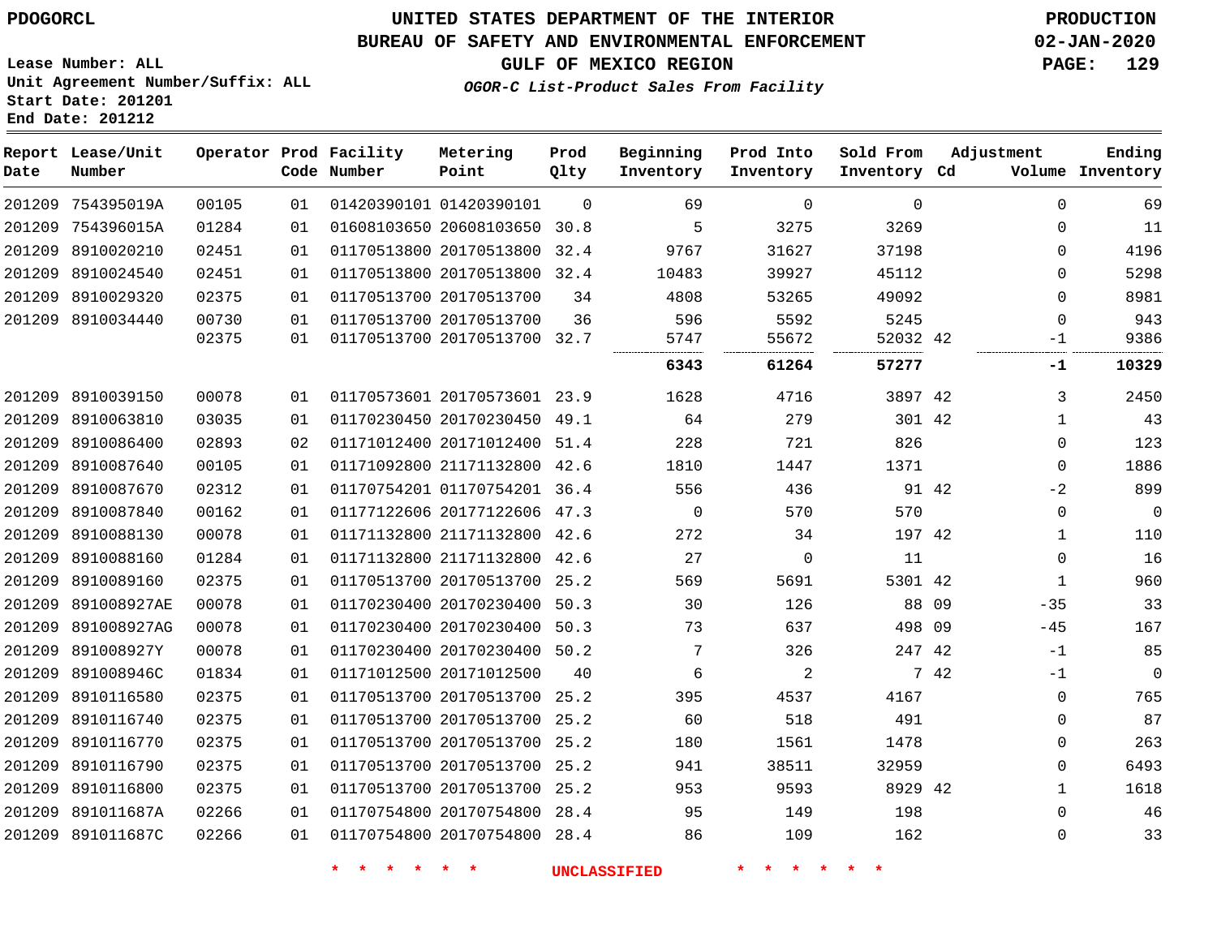PDOGORCL

# UNITED STATES DEPARTMENT OF THE INTERIOR
## BUREAU OF SAFETY AND ENVIRONMENTAL ENFORCEMENT
### GULF OF MEXICO REGION
*OGOR-C List-Product Sales From Facility*

PRODUCTION
02-JAN-2020

Lease Number: ALL
Unit Agreement Number/Suffix: ALL
Start Date: 201201
End Date: 201212

| Report Date | Lease/Unit Number | Operator | Prod Code | Facility Number | Metering Point | Prod Qlty | Beginning Inventory | Prod Into Inventory | Sold From Inventory | Adjustment Cd | Adjustment Volume | Ending Inventory |
|---|---|---|---|---|---|---|---|---|---|---|---|---|
| 201209 | 754395019A | 00105 | 01 | 01420390101 | 01420390101 | 0 | 69 | 0 | 0 | | 0 | 69 |
| 201209 | 754396015A | 01284 | 01 | 01608103650 | 20608103650 | 30.8 | 5 | 3275 | 3269 | | 0 | 11 |
| 201209 | 8910020210 | 02451 | 01 | 01170513800 | 20170513800 | 32.4 | 9767 | 31627 | 37198 | | 0 | 4196 |
| 201209 | 8910024540 | 02451 | 01 | 01170513800 | 20170513800 | 32.4 | 10483 | 39927 | 45112 | | 0 | 5298 |
| 201209 | 8910029320 | 02375 | 01 | 01170513700 | 20170513700 | 34 | 4808 | 53265 | 49092 | | 0 | 8981 |
| 201209 | 8910034440 | 00730 | 01 | 01170513700 | 20170513700 | 36 | 596 | 5592 | 5245 | | 0 | 943 |
| | | 02375 | 01 | 01170513700 | 20170513700 | 32.7 | 5747 | 55672 | 52032 | 42 | -1 | 9386 |
| | | | | | | | **6343** | **61264** | **57277** | | **-1** | **10329** |
| 201209 | 8910039150 | 00078 | 01 | 01170573601 | 20170573601 | 23.9 | 1628 | 4716 | 3897 | 42 | 3 | 2450 |
| 201209 | 8910063810 | 03035 | 01 | 01170230450 | 20170230450 | 49.1 | 64 | 279 | 301 | 42 | 1 | 43 |
| 201209 | 8910086400 | 02893 | 02 | 01171012400 | 20171012400 | 51.4 | 228 | 721 | 826 | | 0 | 123 |
| 201209 | 8910087640 | 00105 | 01 | 01171092800 | 21171132800 | 42.6 | 1810 | 1447 | 1371 | | 0 | 1886 |
| 201209 | 8910087670 | 02312 | 01 | 01170754201 | 01170754201 | 36.4 | 556 | 436 | 91 | 42 | -2 | 899 |
| 201209 | 8910087840 | 00162 | 01 | 01177122606 | 20177122606 | 47.3 | 0 | 570 | 570 | | 0 | 0 |
| 201209 | 8910088130 | 00078 | 01 | 01171132800 | 21171132800 | 42.6 | 272 | 34 | 197 | 42 | 1 | 110 |
| 201209 | 8910088160 | 01284 | 01 | 01171132800 | 21171132800 | 42.6 | 27 | 0 | 11 | | 0 | 16 |
| 201209 | 8910089160 | 02375 | 01 | 01170513700 | 20170513700 | 25.2 | 569 | 5691 | 5301 | 42 | 1 | 960 |
| 201209 | 891008927AE | 00078 | 01 | 01170230400 | 20170230400 | 50.3 | 30 | 126 | 88 | 09 | -35 | 33 |
| 201209 | 891008927AG | 00078 | 01 | 01170230400 | 20170230400 | 50.3 | 73 | 637 | 498 | 09 | -45 | 167 |
| 201209 | 891008927Y | 00078 | 01 | 01170230400 | 20170230400 | 50.2 | 7 | 326 | 247 | 42 | -1 | 85 |
| 201209 | 891008946C | 01834 | 01 | 01171012500 | 20171012500 | 40 | 6 | 2 | 7 | 42 | -1 | 0 |
| 201209 | 8910116580 | 02375 | 01 | 01170513700 | 20170513700 | 25.2 | 395 | 4537 | 4167 | | 0 | 765 |
| 201209 | 8910116740 | 02375 | 01 | 01170513700 | 20170513700 | 25.2 | 60 | 518 | 491 | | 0 | 87 |
| 201209 | 8910116770 | 02375 | 01 | 01170513700 | 20170513700 | 25.2 | 180 | 1561 | 1478 | | 0 | 263 |
| 201209 | 8910116790 | 02375 | 01 | 01170513700 | 20170513700 | 25.2 | 941 | 38511 | 32959 | | 0 | 6493 |
| 201209 | 8910116800 | 02375 | 01 | 01170513700 | 20170513700 | 25.2 | 953 | 9593 | 8929 | 42 | 1 | 1618 |
| 201209 | 891011687A | 02266 | 01 | 01170754800 | 20170754800 | 28.4 | 95 | 149 | 198 | | 0 | 46 |
| 201209 | 891011687C | 02266 | 01 | 01170754800 | 20170754800 | 28.4 | 86 | 109 | 162 | | 0 | 33 |

* * * * * * UNCLASSIFIED * * * * * *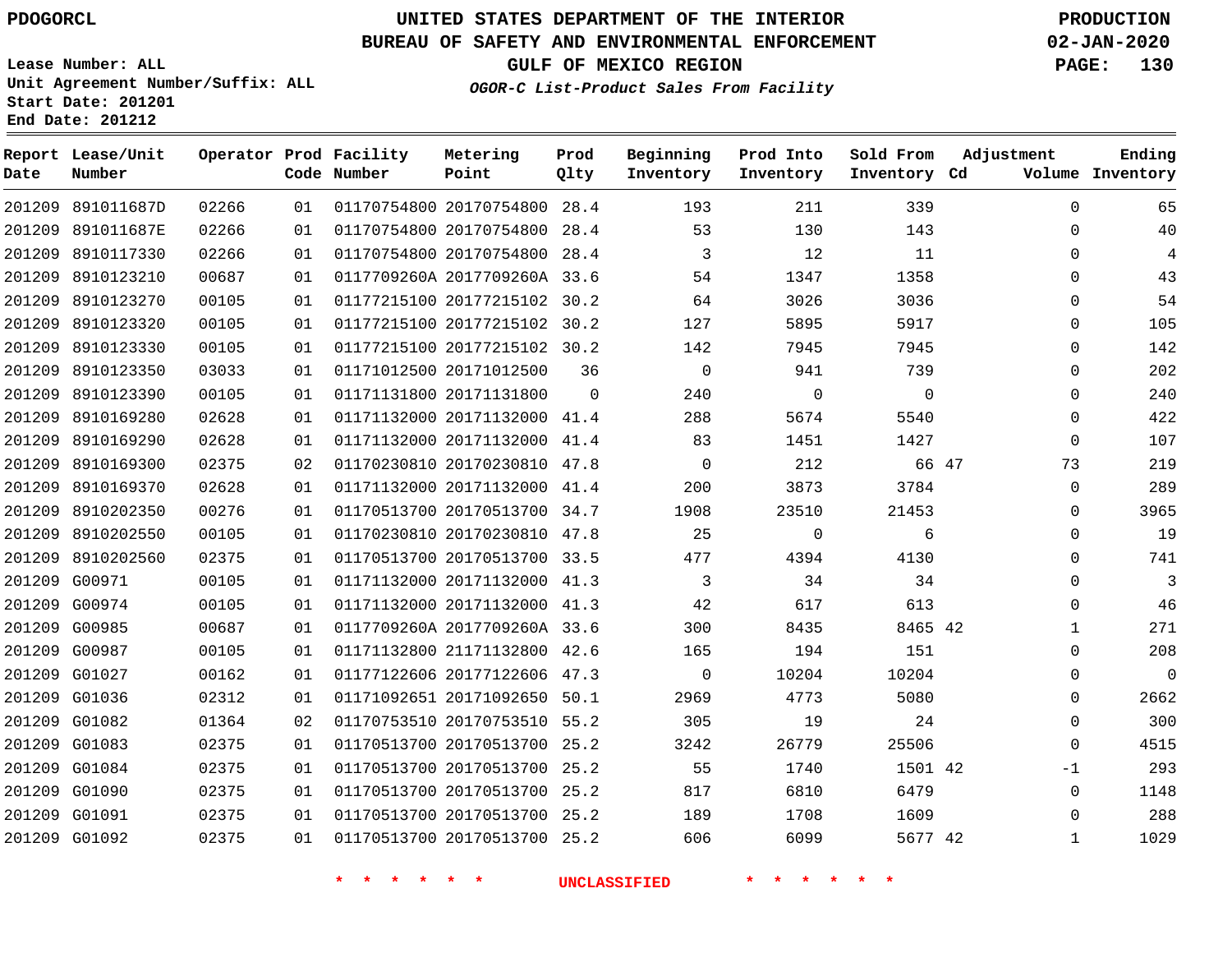# UNITED STATES DEPARTMENT OF THE INTERIOR
## BUREAU OF SAFETY AND ENVIRONMENTAL ENFORCEMENT
### GULF OF MEXICO REGION
*OGOR-C List-Product Sales From Facility*

PDOGORCL

PRODUCTION
02-JAN-2020

Lease Number: ALL
Unit Agreement Number/Suffix: ALL
Start Date: 201201
End Date: 201212

| Report Date | Lease/Unit Number | Operator | Prod Code | Facility Number | Metering Point | Prod Qlty | Beginning Inventory | Prod Into Inventory | Sold From Inventory | Adjustment Cd | Adjustment Volume | Ending Inventory |
|---|---|---|---|---|---|---|---|---|---|---|---|---|
| 201209 | 891011687D | 02266 | 01 | 01170754800 | 20170754800 | 28.4 | 193 | 211 | 339 | | 0 | 65 |
| 201209 | 891011687E | 02266 | 01 | 01170754800 | 20170754800 | 28.4 | 53 | 130 | 143 | | 0 | 40 |
| 201209 | 8910117330 | 02266 | 01 | 01170754800 | 20170754800 | 28.4 | 3 | 12 | 11 | | 0 | 4 |
| 201209 | 8910123210 | 00687 | 01 | 0117709260A | 2017709260A | 33.6 | 54 | 1347 | 1358 | | 0 | 43 |
| 201209 | 8910123270 | 00105 | 01 | 01177215100 | 20177215102 | 30.2 | 64 | 3026 | 3036 | | 0 | 54 |
| 201209 | 8910123320 | 00105 | 01 | 01177215100 | 20177215102 | 30.2 | 127 | 5895 | 5917 | | 0 | 105 |
| 201209 | 8910123330 | 00105 | 01 | 01177215100 | 20177215102 | 30.2 | 142 | 7945 | 7945 | | 0 | 142 |
| 201209 | 8910123350 | 03033 | 01 | 01171012500 | 20171012500 | 36 | 0 | 941 | 739 | | 0 | 202 |
| 201209 | 8910123390 | 00105 | 01 | 01171131800 | 20171131800 | 0 | 240 | 0 | 0 | | 0 | 240 |
| 201209 | 8910169280 | 02628 | 01 | 01171132000 | 20171132000 | 41.4 | 288 | 5674 | 5540 | | 0 | 422 |
| 201209 | 8910169290 | 02628 | 01 | 01171132000 | 20171132000 | 41.4 | 83 | 1451 | 1427 | | 0 | 107 |
| 201209 | 8910169300 | 02375 | 02 | 01170230810 | 20170230810 | 47.8 | 0 | 212 | 66 | 47 | 73 | 219 |
| 201209 | 8910169370 | 02628 | 01 | 01171132000 | 20171132000 | 41.4 | 200 | 3873 | 3784 | | 0 | 289 |
| 201209 | 8910202350 | 00276 | 01 | 01170513700 | 20170513700 | 34.7 | 1908 | 23510 | 21453 | | 0 | 3965 |
| 201209 | 8910202550 | 00105 | 01 | 01170230810 | 20170230810 | 47.8 | 25 | 0 | 6 | | 0 | 19 |
| 201209 | 8910202560 | 02375 | 01 | 01170513700 | 20170513700 | 33.5 | 477 | 4394 | 4130 | | 0 | 741 |
| 201209 | G00971 | 00105 | 01 | 01171132000 | 20171132000 | 41.3 | 3 | 34 | 34 | | 0 | 3 |
| 201209 | G00974 | 00105 | 01 | 01171132000 | 20171132000 | 41.3 | 42 | 617 | 613 | | 0 | 46 |
| 201209 | G00985 | 00687 | 01 | 0117709260A | 2017709260A | 33.6 | 300 | 8435 | 8465 | 42 | 1 | 271 |
| 201209 | G00987 | 00105 | 01 | 01171132800 | 21171132800 | 42.6 | 165 | 194 | 151 | | 0 | 208 |
| 201209 | G01027 | 00162 | 01 | 01177122606 | 20177122606 | 47.3 | 0 | 10204 | 10204 | | 0 | 0 |
| 201209 | G01036 | 02312 | 01 | 01171092651 | 20171092650 | 50.1 | 2969 | 4773 | 5080 | | 0 | 2662 |
| 201209 | G01082 | 01364 | 02 | 01170753510 | 20170753510 | 55.2 | 305 | 19 | 24 | | 0 | 300 |
| 201209 | G01083 | 02375 | 01 | 01170513700 | 20170513700 | 25.2 | 3242 | 26779 | 25506 | | 0 | 4515 |
| 201209 | G01084 | 02375 | 01 | 01170513700 | 20170513700 | 25.2 | 55 | 1740 | 1501 | 42 | -1 | 293 |
| 201209 | G01090 | 02375 | 01 | 01170513700 | 20170513700 | 25.2 | 817 | 6810 | 6479 | | 0 | 1148 |
| 201209 | G01091 | 02375 | 01 | 01170513700 | 20170513700 | 25.2 | 189 | 1708 | 1609 | | 0 | 288 |
| 201209 | G01092 | 02375 | 01 | 01170513700 | 20170513700 | 25.2 | 606 | 6099 | 5677 | 42 | 1 | 1029 |

* * * * * * UNCLASSIFIED * * * * * *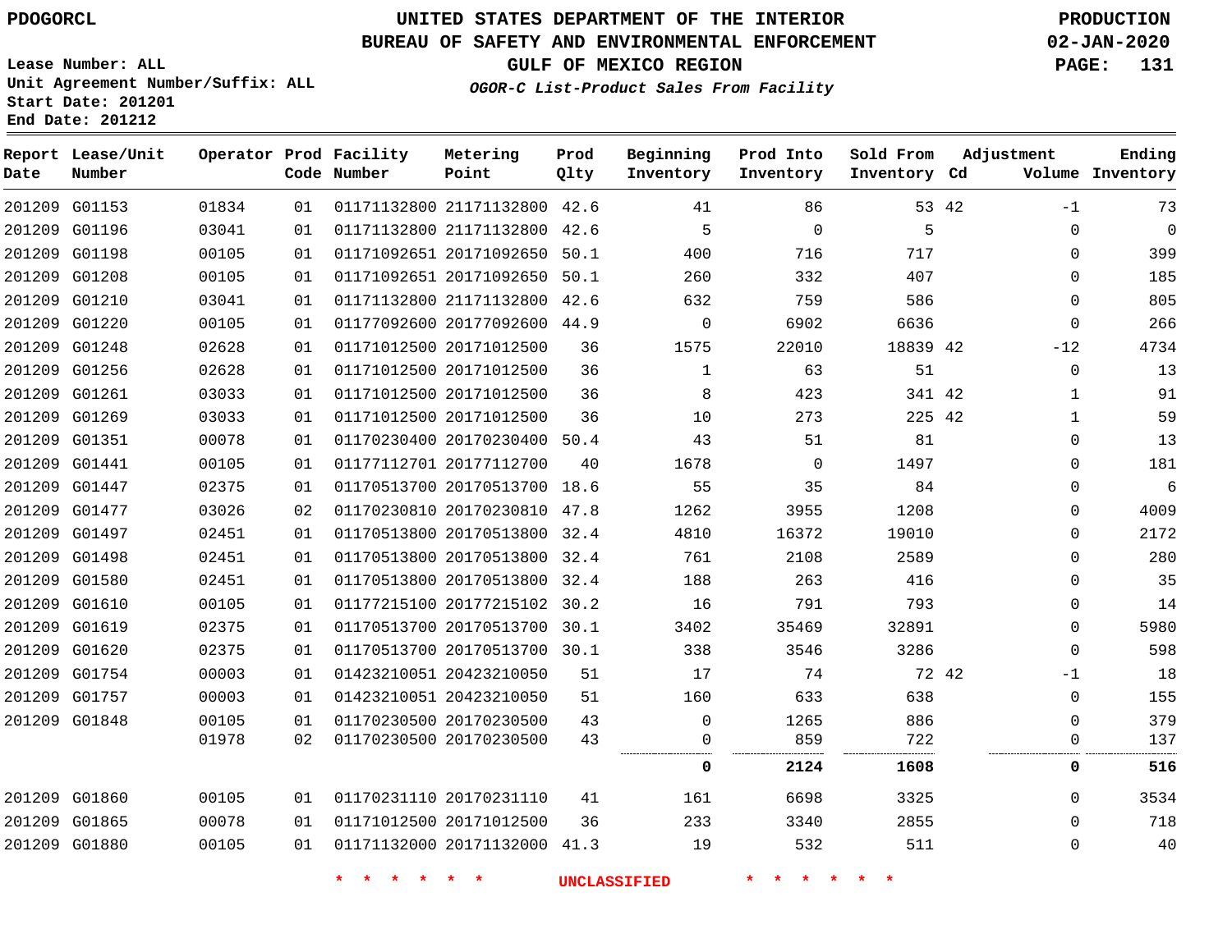PDOGORCL

# UNITED STATES DEPARTMENT OF THE INTERIOR
## BUREAU OF SAFETY AND ENVIRONMENTAL ENFORCEMENT
### GULF OF MEXICO REGION
*OGOR-C List-Product Sales From Facility*

PRODUCTION
02-JAN-2020

Lease Number: ALL
Unit Agreement Number/Suffix: ALL
Start Date: 201201
End Date: 201212

| Report Date | Lease/Unit Number | Operator | Prod Code | Facility Number | Metering Point | Prod Qlty | Beginning Inventory | Prod Into Inventory | Sold From Inventory | Adjustment Cd | Adjustment Volume | Ending Inventory |
|---|---|---|---|---|---|---|---|---|---|---|---|---|
| 201209 | G01153 | 01834 | 01 | 01171132800 | 21171132800 | 42.6 | 41 | 86 | 53 | 42 | -1 | 73 |
| 201209 | G01196 | 03041 | 01 | 01171132800 | 21171132800 | 42.6 | 5 | 0 | 5 | | 0 | 0 |
| 201209 | G01198 | 00105 | 01 | 01171092651 | 20171092650 | 50.1 | 400 | 716 | 717 | | 0 | 399 |
| 201209 | G01208 | 00105 | 01 | 01171092651 | 20171092650 | 50.1 | 260 | 332 | 407 | | 0 | 185 |
| 201209 | G01210 | 03041 | 01 | 01171132800 | 21171132800 | 42.6 | 632 | 759 | 586 | | 0 | 805 |
| 201209 | G01220 | 00105 | 01 | 01177092600 | 20177092600 | 44.9 | 0 | 6902 | 6636 | | 0 | 266 |
| 201209 | G01248 | 02628 | 01 | 01171012500 | 20171012500 | 36 | 1575 | 22010 | 18839 | 42 | -12 | 4734 |
| 201209 | G01256 | 02628 | 01 | 01171012500 | 20171012500 | 36 | 1 | 63 | 51 | | 0 | 13 |
| 201209 | G01261 | 03033 | 01 | 01171012500 | 20171012500 | 36 | 8 | 423 | 341 | 42 | 1 | 91 |
| 201209 | G01269 | 03033 | 01 | 01171012500 | 20171012500 | 36 | 10 | 273 | 225 | 42 | 1 | 59 |
| 201209 | G01351 | 00078 | 01 | 01170230400 | 20170230400 | 50.4 | 43 | 51 | 81 | | 0 | 13 |
| 201209 | G01441 | 00105 | 01 | 01177112701 | 20177112700 | 40 | 1678 | 0 | 1497 | | 0 | 181 |
| 201209 | G01447 | 02375 | 01 | 01170513700 | 20170513700 | 18.6 | 55 | 35 | 84 | | 0 | 6 |
| 201209 | G01477 | 03026 | 02 | 01170230810 | 20170230810 | 47.8 | 1262 | 3955 | 1208 | | 0 | 4009 |
| 201209 | G01497 | 02451 | 01 | 01170513800 | 20170513800 | 32.4 | 4810 | 16372 | 19010 | | 0 | 2172 |
| 201209 | G01498 | 02451 | 01 | 01170513800 | 20170513800 | 32.4 | 761 | 2108 | 2589 | | 0 | 280 |
| 201209 | G01580 | 02451 | 01 | 01170513800 | 20170513800 | 32.4 | 188 | 263 | 416 | | 0 | 35 |
| 201209 | G01610 | 00105 | 01 | 01177215100 | 20177215102 | 30.2 | 16 | 791 | 793 | | 0 | 14 |
| 201209 | G01619 | 02375 | 01 | 01170513700 | 20170513700 | 30.1 | 3402 | 35469 | 32891 | | 0 | 5980 |
| 201209 | G01620 | 02375 | 01 | 01170513700 | 20170513700 | 30.1 | 338 | 3546 | 3286 | | 0 | 598 |
| 201209 | G01754 | 00003 | 01 | 01423210051 | 20423210050 | 51 | 17 | 74 | 72 | 42 | -1 | 18 |
| 201209 | G01757 | 00003 | 01 | 01423210051 | 20423210050 | 51 | 160 | 633 | 638 | | 0 | 155 |
| 201209 | G01848 | 00105 | 01 | 01170230500 | 20170230500 | 43 | 0 | 1265 | 886 | | 0 | 379 |
| | | 01978 | 02 | 01170230500 | 20170230500 | 43 | 0 | 859 | 722 | | 0 | 137 |
| | | | | | | | **0** | **2124** | **1608** | | **0** | **516** |
| 201209 | G01860 | 00105 | 01 | 01170231110 | 20170231110 | 41 | 161 | 6698 | 3325 | | 0 | 3534 |
| 201209 | G01865 | 00078 | 01 | 01171012500 | 20171012500 | 36 | 233 | 3340 | 2855 | | 0 | 718 |
| 201209 | G01880 | 00105 | 01 | 01171132000 | 20171132000 | 41.3 | 19 | 532 | 511 | | 0 | 40 |

* * * * * * UNCLASSIFIED * * * * * *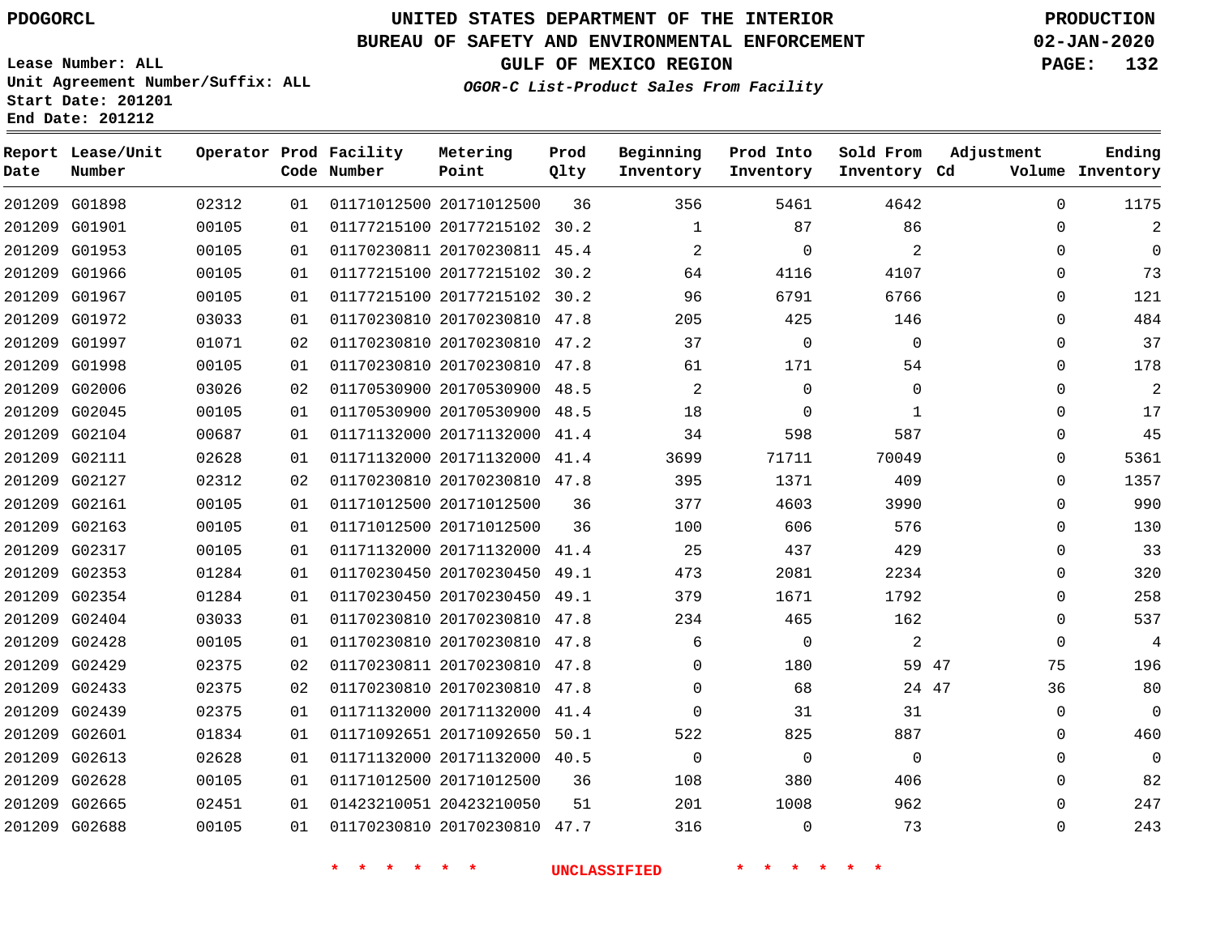PDOGORCL

# UNITED STATES DEPARTMENT OF THE INTERIOR
## BUREAU OF SAFETY AND ENVIRONMENTAL ENFORCEMENT
### GULF OF MEXICO REGION
*OGOR-C List-Product Sales From Facility*

PRODUCTION
02-JAN-2020

Lease Number: ALL
Unit Agreement Number/Suffix: ALL
Start Date: 201201
End Date: 201212

| Report Date | Lease/Unit Number | Operator | Prod Code | Facility Number | Metering Point | Prod Qlty | Beginning Inventory | Prod Into Inventory | Sold From Inventory | Adjustment Cd | Volume | Ending Inventory |
|---|---|---|---|---|---|---|---|---|---|---|---|---|
| 201209 | G01898 | 02312 | 01 | 01171012500 | 20171012500 | 36 | 356 | 5461 | 4642 | | 0 | 1175 |
| 201209 | G01901 | 00105 | 01 | 01177215100 | 20177215102 | 30.2 | 1 | 87 | 86 | | 0 | 2 |
| 201209 | G01953 | 00105 | 01 | 01170230811 | 20170230811 | 45.4 | 2 | 0 | 2 | | 0 | 0 |
| 201209 | G01966 | 00105 | 01 | 01177215100 | 20177215102 | 30.2 | 64 | 4116 | 4107 | | 0 | 73 |
| 201209 | G01967 | 00105 | 01 | 01177215100 | 20177215102 | 30.2 | 96 | 6791 | 6766 | | 0 | 121 |
| 201209 | G01972 | 03033 | 01 | 01170230810 | 20170230810 | 47.8 | 205 | 425 | 146 | | 0 | 484 |
| 201209 | G01997 | 01071 | 02 | 01170230810 | 20170230810 | 47.2 | 37 | 0 | 0 | | 0 | 37 |
| 201209 | G01998 | 00105 | 01 | 01170230810 | 20170230810 | 47.8 | 61 | 171 | 54 | | 0 | 178 |
| 201209 | G02006 | 03026 | 02 | 01170530900 | 20170530900 | 48.5 | 2 | 0 | 0 | | 0 | 2 |
| 201209 | G02045 | 00105 | 01 | 01170530900 | 20170530900 | 48.5 | 18 | 0 | 1 | | 0 | 17 |
| 201209 | G02104 | 00687 | 01 | 01171132000 | 20171132000 | 41.4 | 34 | 598 | 587 | | 0 | 45 |
| 201209 | G02111 | 02628 | 01 | 01171132000 | 20171132000 | 41.4 | 3699 | 71711 | 70049 | | 0 | 5361 |
| 201209 | G02127 | 02312 | 02 | 01170230810 | 20170230810 | 47.8 | 395 | 1371 | 409 | | 0 | 1357 |
| 201209 | G02161 | 00105 | 01 | 01171012500 | 20171012500 | 36 | 377 | 4603 | 3990 | | 0 | 990 |
| 201209 | G02163 | 00105 | 01 | 01171012500 | 20171012500 | 36 | 100 | 606 | 576 | | 0 | 130 |
| 201209 | G02317 | 00105 | 01 | 01171132000 | 20171132000 | 41.4 | 25 | 437 | 429 | | 0 | 33 |
| 201209 | G02353 | 01284 | 01 | 01170230450 | 20170230450 | 49.1 | 473 | 2081 | 2234 | | 0 | 320 |
| 201209 | G02354 | 01284 | 01 | 01170230450 | 20170230450 | 49.1 | 379 | 1671 | 1792 | | 0 | 258 |
| 201209 | G02404 | 03033 | 01 | 01170230810 | 20170230810 | 47.8 | 234 | 465 | 162 | | 0 | 537 |
| 201209 | G02428 | 00105 | 01 | 01170230810 | 20170230810 | 47.8 | 6 | 0 | 2 | | 0 | 4 |
| 201209 | G02429 | 02375 | 02 | 01170230811 | 20170230810 | 47.8 | 0 | 180 | 59 | 47 | 75 | 196 |
| 201209 | G02433 | 02375 | 02 | 01170230810 | 20170230810 | 47.8 | 0 | 68 | 24 | 47 | 36 | 80 |
| 201209 | G02439 | 02375 | 01 | 01171132000 | 20171132000 | 41.4 | 0 | 31 | 31 | | 0 | 0 |
| 201209 | G02601 | 01834 | 01 | 01171092651 | 20171092650 | 50.1 | 522 | 825 | 887 | | 0 | 460 |
| 201209 | G02613 | 02628 | 01 | 01171132000 | 20171132000 | 40.5 | 0 | 0 | 0 | | 0 | 0 |
| 201209 | G02628 | 00105 | 01 | 01171012500 | 20171012500 | 36 | 108 | 380 | 406 | | 0 | 82 |
| 201209 | G02665 | 02451 | 01 | 01423210051 | 20423210050 | 51 | 201 | 1008 | 962 | | 0 | 247 |
| 201209 | G02688 | 00105 | 01 | 01170230810 | 20170230810 | 47.7 | 316 | 0 | 73 | | 0 | 243 |

\* \* \* \* \* \* UNCLASSIFIED \* \* \* \* \* \*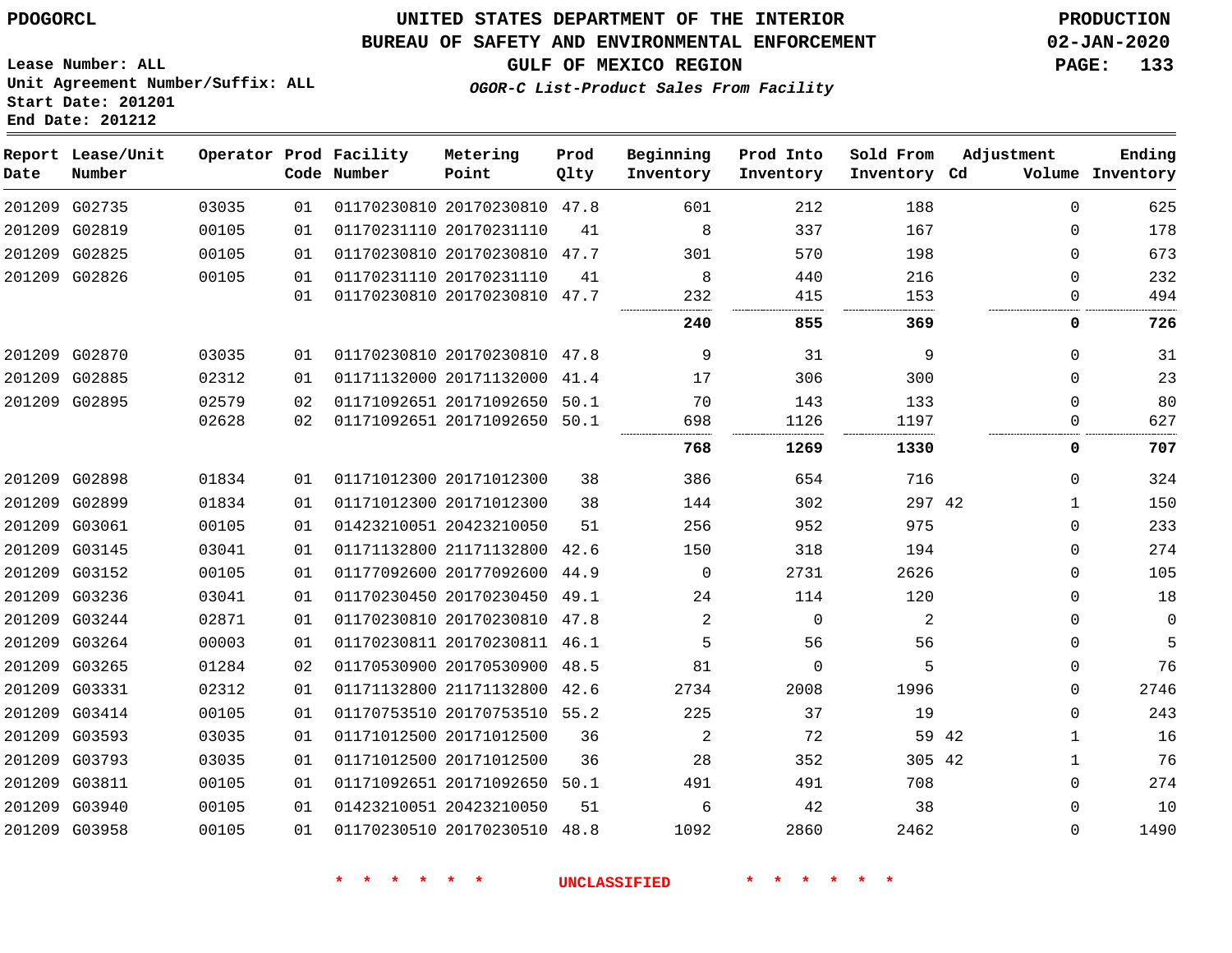PDOGORCL

# UNITED STATES DEPARTMENT OF THE INTERIOR
## BUREAU OF SAFETY AND ENVIRONMENTAL ENFORCEMENT
## GULF OF MEXICO REGION
### *OGOR-C List-Product Sales From Facility*

PRODUCTION
02-JAN-2020

Lease Number: ALL
Unit Agreement Number/Suffix: ALL
Start Date: 201201
End Date: 201212

| Report Date | Lease/Unit Number | Operator | Prod Code | Facility Number | Metering Point | Prod Qlty | Beginning Inventory | Prod Into Inventory | Sold From Inventory | Adjustment Cd | Adjustment Volume | Ending Inventory |
|---|---|---|---|---|---|---|---|---|---|---|---|---|
| 201209 | G02735 | 03035 | 01 | 01170230810 | 20170230810 | 47.8 | 601 | 212 | 188 | | 0 | 625 |
| 201209 | G02819 | 00105 | 01 | 01170231110 | 20170231110 | 41 | 8 | 337 | 167 | | 0 | 178 |
| 201209 | G02825 | 00105 | 01 | 01170230810 | 20170230810 | 47.7 | 301 | 570 | 198 | | 0 | 673 |
| 201209 | G02826 | 00105 | 01 | 01170231110 | 20170231110 | 41 | 8 | 440 | 216 | | 0 | 232 |
| | | | 01 | 01170230810 | 20170230810 | 47.7 | 232 | 415 | 153 | | 0 | 494 |
| | | | | | | | **240** | **855** | **369** | | **0** | **726** |
| 201209 | G02870 | 03035 | 01 | 01170230810 | 20170230810 | 47.8 | 9 | 31 | 9 | | 0 | 31 |
| 201209 | G02885 | 02312 | 01 | 01171132000 | 20171132000 | 41.4 | 17 | 306 | 300 | | 0 | 23 |
| 201209 | G02895 | 02579 | 02 | 01171092651 | 20171092650 | 50.1 | 70 | 143 | 133 | | 0 | 80 |
| | | 02628 | 02 | 01171092651 | 20171092650 | 50.1 | 698 | 1126 | 1197 | | 0 | 627 |
| | | | | | | | **768** | **1269** | **1330** | | **0** | **707** |
| 201209 | G02898 | 01834 | 01 | 01171012300 | 20171012300 | 38 | 386 | 654 | 716 | | 0 | 324 |
| 201209 | G02899 | 01834 | 01 | 01171012300 | 20171012300 | 38 | 144 | 302 | 297 | 42 | 1 | 150 |
| 201209 | G03061 | 00105 | 01 | 01423210051 | 20423210050 | 51 | 256 | 952 | 975 | | 0 | 233 |
| 201209 | G03145 | 03041 | 01 | 01171132800 | 21171132800 | 42.6 | 150 | 318 | 194 | | 0 | 274 |
| 201209 | G03152 | 00105 | 01 | 01177092600 | 20177092600 | 44.9 | 0 | 2731 | 2626 | | 0 | 105 |
| 201209 | G03236 | 03041 | 01 | 01170230450 | 20170230450 | 49.1 | 24 | 114 | 120 | | 0 | 18 |
| 201209 | G03244 | 02871 | 01 | 01170230810 | 20170230810 | 47.8 | 2 | 0 | 2 | | 0 | 0 |
| 201209 | G03264 | 00003 | 01 | 01170230811 | 20170230811 | 46.1 | 5 | 56 | 56 | | 0 | 5 |
| 201209 | G03265 | 01284 | 02 | 01170530900 | 20170530900 | 48.5 | 81 | 0 | 5 | | 0 | 76 |
| 201209 | G03331 | 02312 | 01 | 01171132800 | 21171132800 | 42.6 | 2734 | 2008 | 1996 | | 0 | 2746 |
| 201209 | G03414 | 00105 | 01 | 01170753510 | 20170753510 | 55.2 | 225 | 37 | 19 | | 0 | 243 |
| 201209 | G03593 | 03035 | 01 | 01171012500 | 20171012500 | 36 | 2 | 72 | 59 | 42 | 1 | 16 |
| 201209 | G03793 | 03035 | 01 | 01171012500 | 20171012500 | 36 | 28 | 352 | 305 | 42 | 1 | 76 |
| 201209 | G03811 | 00105 | 01 | 01171092651 | 20171092650 | 50.1 | 491 | 491 | 708 | | 0 | 274 |
| 201209 | G03940 | 00105 | 01 | 01423210051 | 20423210050 | 51 | 6 | 42 | 38 | | 0 | 10 |
| 201209 | G03958 | 00105 | 01 | 01170230510 | 20170230510 | 48.8 | 1092 | 2860 | 2462 | | 0 | 1490 |

\* \* \* \* \* \* UNCLASSIFIED \* \* \* \* \* \*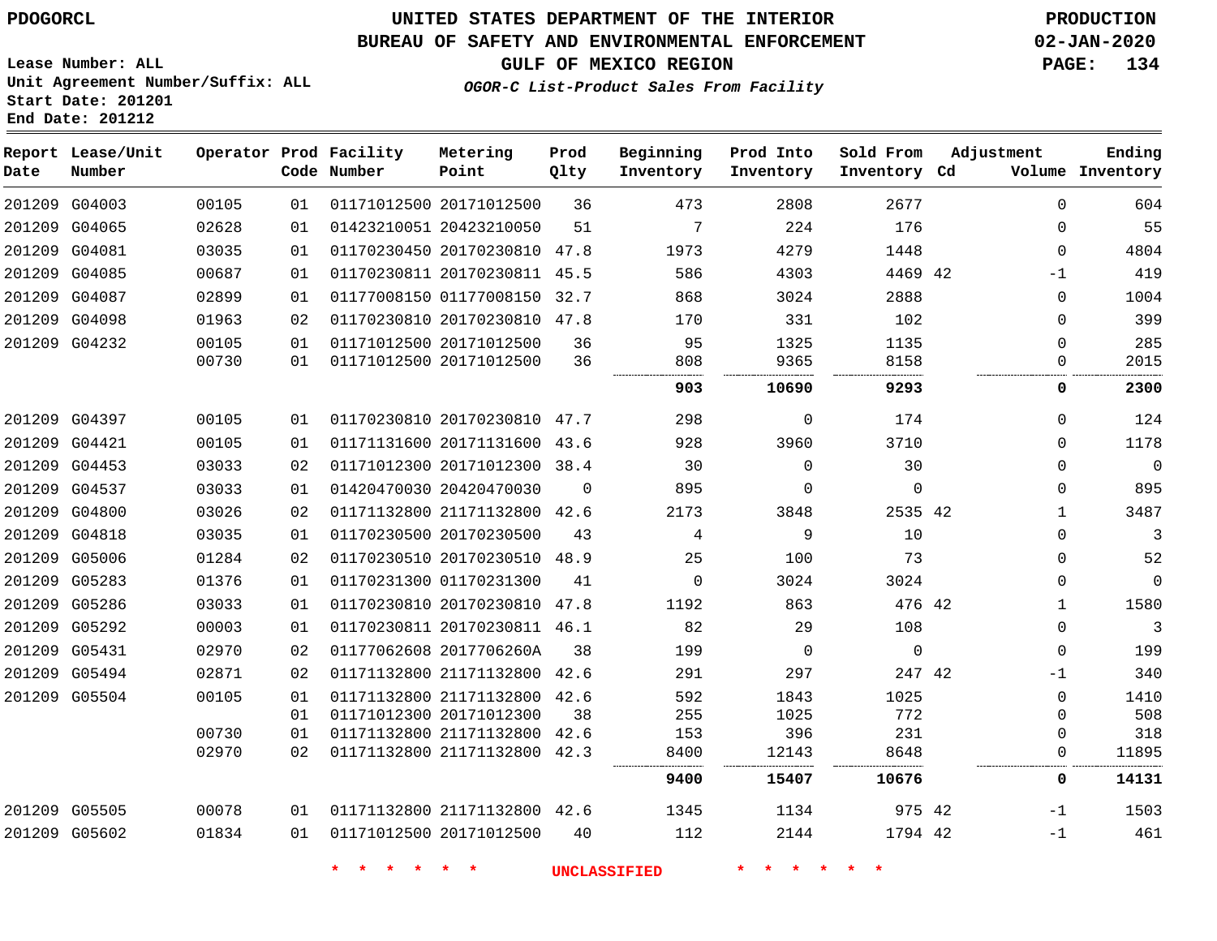PDOGORCL

# UNITED STATES DEPARTMENT OF THE INTERIOR
## BUREAU OF SAFETY AND ENVIRONMENTAL ENFORCEMENT
### GULF OF MEXICO REGION
*OGOR-C List-Product Sales From Facility*

PRODUCTION
02-JAN-2020

Lease Number: ALL
Unit Agreement Number/Suffix: ALL
Start Date: 201201
End Date: 201212

| Report Date | Lease/Unit Number | Operator | Prod Code | Facility Number | Metering Point | Prod Qlty | Beginning Inventory | Prod Into Inventory | Sold From Inventory | Adjustment Cd | Adjustment Volume | Ending Inventory |
|---|---|---|---|---|---|---|---|---|---|---|---|---|
| 201209 | G04003 | 00105 | 01 | 01171012500 | 20171012500 | 36 | 473 | 2808 | 2677 | | 0 | 604 |
| 201209 | G04065 | 02628 | 01 | 01423210051 | 20423210050 | 51 | 7 | 224 | 176 | | 0 | 55 |
| 201209 | G04081 | 03035 | 01 | 01170230450 | 20170230810 | 47.8 | 1973 | 4279 | 1448 | | 0 | 4804 |
| 201209 | G04085 | 00687 | 01 | 01170230811 | 20170230811 | 45.5 | 586 | 4303 | 4469 | 42 | -1 | 419 |
| 201209 | G04087 | 02899 | 01 | 01177008150 | 01177008150 | 32.7 | 868 | 3024 | 2888 | | 0 | 1004 |
| 201209 | G04098 | 01963 | 02 | 01170230810 | 20170230810 | 47.8 | 170 | 331 | 102 | | 0 | 399 |
| 201209 | G04232 | 00105 | 01 | 01171012500 | 20171012500 | 36 | 95 | 1325 | 1135 | | 0 | 285 |
| | | 00730 | 01 | 01171012500 | 20171012500 | 36 | 808 | 9365 | 8158 | | 0 | 2015 |
| | | | | | | | **903** | **10690** | **9293** | | **0** | **2300** |
| 201209 | G04397 | 00105 | 01 | 01170230810 | 20170230810 | 47.7 | 298 | 0 | 174 | | 0 | 124 |
| 201209 | G04421 | 00105 | 01 | 01171131600 | 20171131600 | 43.6 | 928 | 3960 | 3710 | | 0 | 1178 |
| 201209 | G04453 | 03033 | 02 | 01171012300 | 20171012300 | 38.4 | 30 | 0 | 30 | | 0 | 0 |
| 201209 | G04537 | 03033 | 01 | 01420470030 | 20420470030 | 0 | 895 | 0 | 0 | | 0 | 895 |
| 201209 | G04800 | 03026 | 02 | 01171132800 | 21171132800 | 42.6 | 2173 | 3848 | 2535 | 42 | 1 | 3487 |
| 201209 | G04818 | 03035 | 01 | 01170230500 | 20170230500 | 43 | 4 | 9 | 10 | | 0 | 3 |
| 201209 | G05006 | 01284 | 02 | 01170230510 | 20170230510 | 48.9 | 25 | 100 | 73 | | 0 | 52 |
| 201209 | G05283 | 01376 | 01 | 01170231300 | 01170231300 | 41 | 0 | 3024 | 3024 | | 0 | 0 |
| 201209 | G05286 | 03033 | 01 | 01170230810 | 20170230810 | 47.8 | 1192 | 863 | 476 | 42 | 1 | 1580 |
| 201209 | G05292 | 00003 | 01 | 01170230811 | 20170230811 | 46.1 | 82 | 29 | 108 | | 0 | 3 |
| 201209 | G05431 | 02970 | 02 | 01177062608 | 2017706260A | 38 | 199 | 0 | 0 | | 0 | 199 |
| 201209 | G05494 | 02871 | 02 | 01171132800 | 21171132800 | 42.6 | 291 | 297 | 247 | 42 | -1 | 340 |
| 201209 | G05504 | 00105 | 01 | 01171132800 | 21171132800 | 42.6 | 592 | 1843 | 1025 | | 0 | 1410 |
| | | | 01 | 01171012300 | 20171012300 | 38 | 255 | 1025 | 772 | | 0 | 508 |
| | | 00730 | 01 | 01171132800 | 21171132800 | 42.6 | 153 | 396 | 231 | | 0 | 318 |
| | | 02970 | 02 | 01171132800 | 21171132800 | 42.3 | 8400 | 12143 | 8648 | | 0 | 11895 |
| | | | | | | | **9400** | **15407** | **10676** | | **0** | **14131** |
| 201209 | G05505 | 00078 | 01 | 01171132800 | 21171132800 | 42.6 | 1345 | 1134 | 975 | 42 | -1 | 1503 |
| 201209 | G05602 | 01834 | 01 | 01171012500 | 20171012500 | 40 | 112 | 2144 | 1794 | 42 | -1 | 461 |

\* \* \* \* \* \* UNCLASSIFIED \* \* \* \* \* \*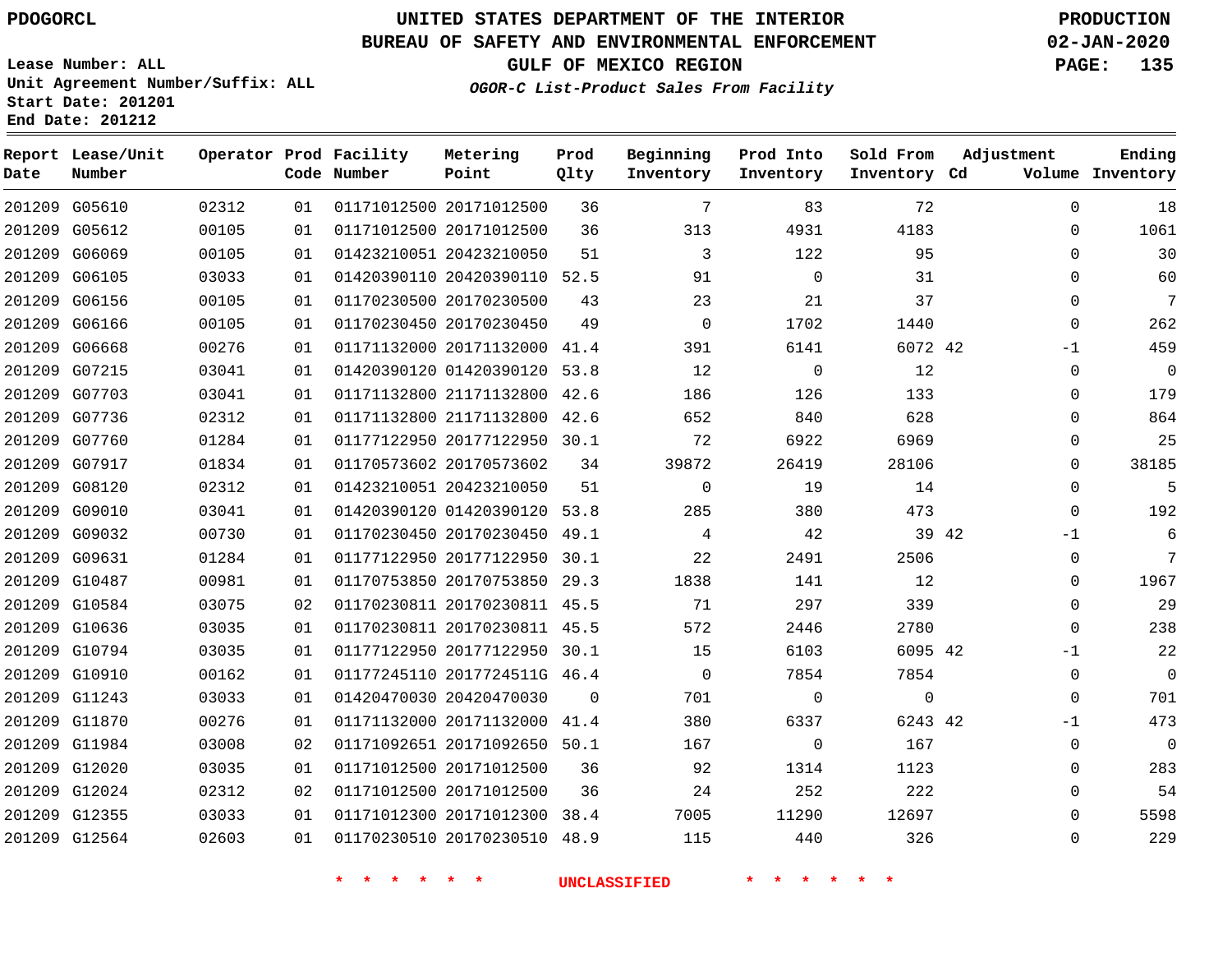PDOGORCL

Lease Number: ALL
Unit Agreement Number/Suffix: ALL
Start Date: 201201
End Date: 201212

# UNITED STATES DEPARTMENT OF THE INTERIOR
## BUREAU OF SAFETY AND ENVIRONMENTAL ENFORCEMENT
### GULF OF MEXICO REGION

*OGOR-C List-Product Sales From Facility*

PRODUCTION
02-JAN-2020

| Report Date | Lease/Unit Number | Operator | Prod Code | Facility Number | Metering Point | Prod Qlty | Beginning Inventory | Prod Into Inventory | Sold From Inventory | Adjustment Cd | Adjustment Volume | Ending Inventory |
|---|---|---|---|---|---|---|---|---|---|---|---|---|
| 201209 | G05610 | 02312 | 01 | 01171012500 | 20171012500 | 36 | 7 | 83 | 72 | | 0 | 18 |
| 201209 | G05612 | 00105 | 01 | 01171012500 | 20171012500 | 36 | 313 | 4931 | 4183 | | 0 | 1061 |
| 201209 | G06069 | 00105 | 01 | 01423210051 | 20423210050 | 51 | 3 | 122 | 95 | | 0 | 30 |
| 201209 | G06105 | 03033 | 01 | 01420390110 | 20420390110 | 52.5 | 91 | 0 | 31 | | 0 | 60 |
| 201209 | G06156 | 00105 | 01 | 01170230500 | 20170230500 | 43 | 23 | 21 | 37 | | 0 | 7 |
| 201209 | G06166 | 00105 | 01 | 01170230450 | 20170230450 | 49 | 0 | 1702 | 1440 | | 0 | 262 |
| 201209 | G06668 | 00276 | 01 | 01171132000 | 20171132000 | 41.4 | 391 | 6141 | 6072 | 42 | -1 | 459 |
| 201209 | G07215 | 03041 | 01 | 01420390120 | 01420390120 | 53.8 | 12 | 0 | 12 | | 0 | 0 |
| 201209 | G07703 | 03041 | 01 | 01171132800 | 21171132800 | 42.6 | 186 | 126 | 133 | | 0 | 179 |
| 201209 | G07736 | 02312 | 01 | 01171132800 | 21171132800 | 42.6 | 652 | 840 | 628 | | 0 | 864 |
| 201209 | G07760 | 01284 | 01 | 01177122950 | 20177122950 | 30.1 | 72 | 6922 | 6969 | | 0 | 25 |
| 201209 | G07917 | 01834 | 01 | 01170573602 | 20170573602 | 34 | 39872 | 26419 | 28106 | | 0 | 38185 |
| 201209 | G08120 | 02312 | 01 | 01423210051 | 20423210050 | 51 | 0 | 19 | 14 | | 0 | 5 |
| 201209 | G09010 | 03041 | 01 | 01420390120 | 01420390120 | 53.8 | 285 | 380 | 473 | | 0 | 192 |
| 201209 | G09032 | 00730 | 01 | 01170230450 | 20170230450 | 49.1 | 4 | 42 | 39 | 42 | -1 | 6 |
| 201209 | G09631 | 01284 | 01 | 01177122950 | 20177122950 | 30.1 | 22 | 2491 | 2506 | | 0 | 7 |
| 201209 | G10487 | 00981 | 01 | 01170753850 | 20170753850 | 29.3 | 1838 | 141 | 12 | | 0 | 1967 |
| 201209 | G10584 | 03075 | 02 | 01170230811 | 20170230811 | 45.5 | 71 | 297 | 339 | | 0 | 29 |
| 201209 | G10636 | 03035 | 01 | 01170230811 | 20170230811 | 45.5 | 572 | 2446 | 2780 | | 0 | 238 |
| 201209 | G10794 | 03035 | 01 | 01177122950 | 20177122950 | 30.1 | 15 | 6103 | 6095 | 42 | -1 | 22 |
| 201209 | G10910 | 00162 | 01 | 01177245110 | 2017724511G | 46.4 | 0 | 7854 | 7854 | | 0 | 0 |
| 201209 | G11243 | 03033 | 01 | 01420470030 | 20420470030 | 0 | 701 | 0 | 0 | | 0 | 701 |
| 201209 | G11870 | 00276 | 01 | 01171132000 | 20171132000 | 41.4 | 380 | 6337 | 6243 | 42 | -1 | 473 |
| 201209 | G11984 | 03008 | 02 | 01171092651 | 20171092650 | 50.1 | 167 | 0 | 167 | | 0 | 0 |
| 201209 | G12020 | 03035 | 01 | 01171012500 | 20171012500 | 36 | 92 | 1314 | 1123 | | 0 | 283 |
| 201209 | G12024 | 02312 | 02 | 01171012500 | 20171012500 | 36 | 24 | 252 | 222 | | 0 | 54 |
| 201209 | G12355 | 03033 | 01 | 01171012300 | 20171012300 | 38.4 | 7005 | 11290 | 12697 | | 0 | 5598 |
| 201209 | G12564 | 02603 | 01 | 01170230510 | 20170230510 | 48.9 | 115 | 440 | 326 | | 0 | 229 |

\* \* \* \* \* \* UNCLASSIFIED \* \* \* \* \* \*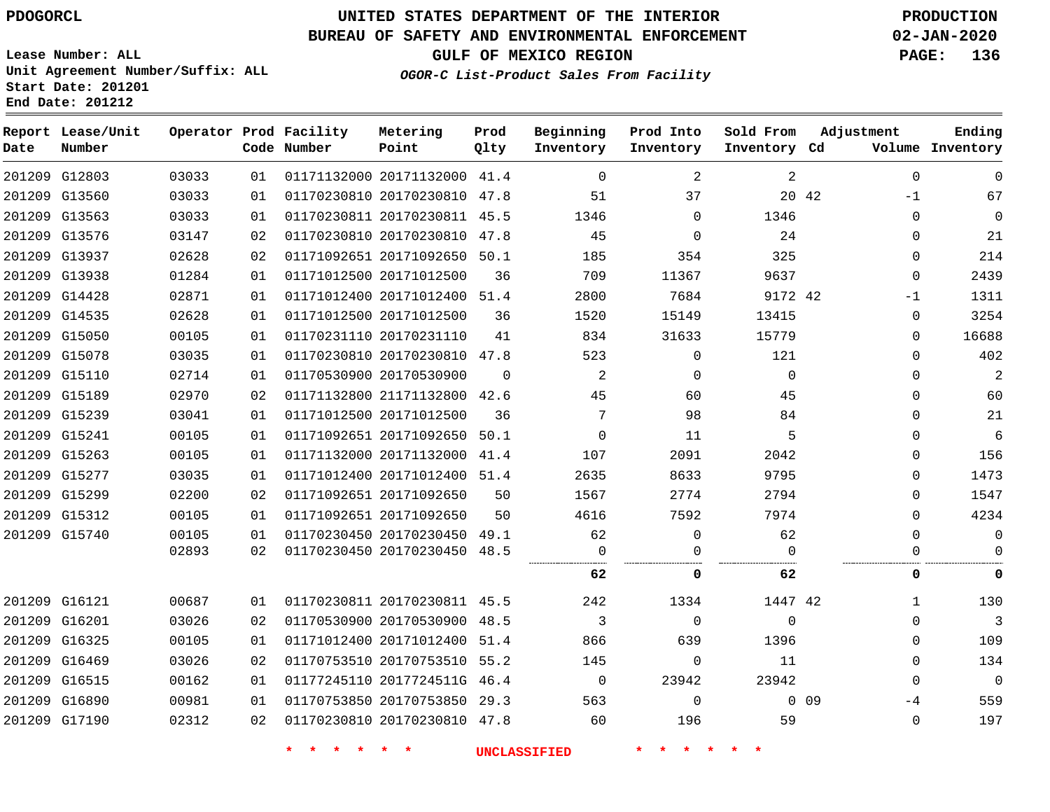PDOGORCL

# UNITED STATES DEPARTMENT OF THE INTERIOR
## BUREAU OF SAFETY AND ENVIRONMENTAL ENFORCEMENT
### GULF OF MEXICO REGION
*OGOR-C List-Product Sales From Facility*

PRODUCTION
02-JAN-2020

Lease Number: ALL
Unit Agreement Number/Suffix: ALL
Start Date: 201201
End Date: 201212

| Report Date | Lease/Unit Number | Operator | Prod Code | Facility Number | Metering Point | Prod Qlty | Beginning Inventory | Prod Into Inventory | Sold From Inventory | Adjustment Cd | Adjustment Volume | Ending Inventory |
|---|---|---|---|---|---|---|---|---|---|---|---|---|
| 201209 | G12803 | 03033 | 01 | 01171132000 | 20171132000 | 41.4 | 0 | 2 | 2 | | 0 | 0 |
| 201209 | G13560 | 03033 | 01 | 01170230810 | 20170230810 | 47.8 | 51 | 37 | 20 | 42 | -1 | 67 |
| 201209 | G13563 | 03033 | 01 | 01170230811 | 20170230811 | 45.5 | 1346 | 0 | 1346 | | 0 | 0 |
| 201209 | G13576 | 03147 | 02 | 01170230810 | 20170230810 | 47.8 | 45 | 0 | 24 | | 0 | 21 |
| 201209 | G13937 | 02628 | 02 | 01171092651 | 20171092650 | 50.1 | 185 | 354 | 325 | | 0 | 214 |
| 201209 | G13938 | 01284 | 01 | 01171012500 | 20171012500 | 36 | 709 | 11367 | 9637 | | 0 | 2439 |
| 201209 | G14428 | 02871 | 01 | 01171012400 | 20171012400 | 51.4 | 2800 | 7684 | 9172 | 42 | -1 | 1311 |
| 201209 | G14535 | 02628 | 01 | 01171012500 | 20171012500 | 36 | 1520 | 15149 | 13415 | | 0 | 3254 |
| 201209 | G15050 | 00105 | 01 | 01170231110 | 20170231110 | 41 | 834 | 31633 | 15779 | | 0 | 16688 |
| 201209 | G15078 | 03035 | 01 | 01170230810 | 20170230810 | 47.8 | 523 | 0 | 121 | | 0 | 402 |
| 201209 | G15110 | 02714 | 01 | 01170530900 | 20170530900 | 0 | 2 | 0 | 0 | | 0 | 2 |
| 201209 | G15189 | 02970 | 02 | 01171132800 | 21171132800 | 42.6 | 45 | 60 | 45 | | 0 | 60 |
| 201209 | G15239 | 03041 | 01 | 01171012500 | 20171012500 | 36 | 7 | 98 | 84 | | 0 | 21 |
| 201209 | G15241 | 00105 | 01 | 01171092651 | 20171092650 | 50.1 | 0 | 11 | 5 | | 0 | 6 |
| 201209 | G15263 | 00105 | 01 | 01171132000 | 20171132000 | 41.4 | 107 | 2091 | 2042 | | 0 | 156 |
| 201209 | G15277 | 03035 | 01 | 01171012400 | 20171012400 | 51.4 | 2635 | 8633 | 9795 | | 0 | 1473 |
| 201209 | G15299 | 02200 | 02 | 01171092651 | 20171092650 | 50 | 1567 | 2774 | 2794 | | 0 | 1547 |
| 201209 | G15312 | 00105 | 01 | 01171092651 | 20171092650 | 50 | 4616 | 7592 | 7974 | | 0 | 4234 |
| 201209 | G15740 | 00105 | 01 | 01170230450 | 20170230450 | 49.1 | 62 | 0 | 62 | | 0 | 0 |
| | | 02893 | 02 | 01170230450 | 20170230450 | 48.5 | 0 | 0 | 0 | | 0 | 0 |
| | | | | | | | **62** | **0** | **62** | | **0** | **0** |
| 201209 | G16121 | 00687 | 01 | 01170230811 | 20170230811 | 45.5 | 242 | 1334 | 1447 | 42 | 1 | 130 |
| 201209 | G16201 | 03026 | 02 | 01170530900 | 20170530900 | 48.5 | 3 | 0 | 0 | | 0 | 3 |
| 201209 | G16325 | 00105 | 01 | 01171012400 | 20171012400 | 51.4 | 866 | 639 | 1396 | | 0 | 109 |
| 201209 | G16469 | 03026 | 02 | 01170753510 | 20170753510 | 55.2 | 145 | 0 | 11 | | 0 | 134 |
| 201209 | G16515 | 00162 | 01 | 01177245110 | 2017724511G | 46.4 | 0 | 23942 | 23942 | | 0 | 0 |
| 201209 | G16890 | 00981 | 01 | 01170753850 | 20170753850 | 29.3 | 563 | 0 | 0 | 09 | -4 | 559 |
| 201209 | G17190 | 02312 | 02 | 01170230810 | 20170230810 | 47.8 | 60 | 196 | 59 | | 0 | 197 |

\* \* \* \* \* \* UNCLASSIFIED \* \* \* \* \* \*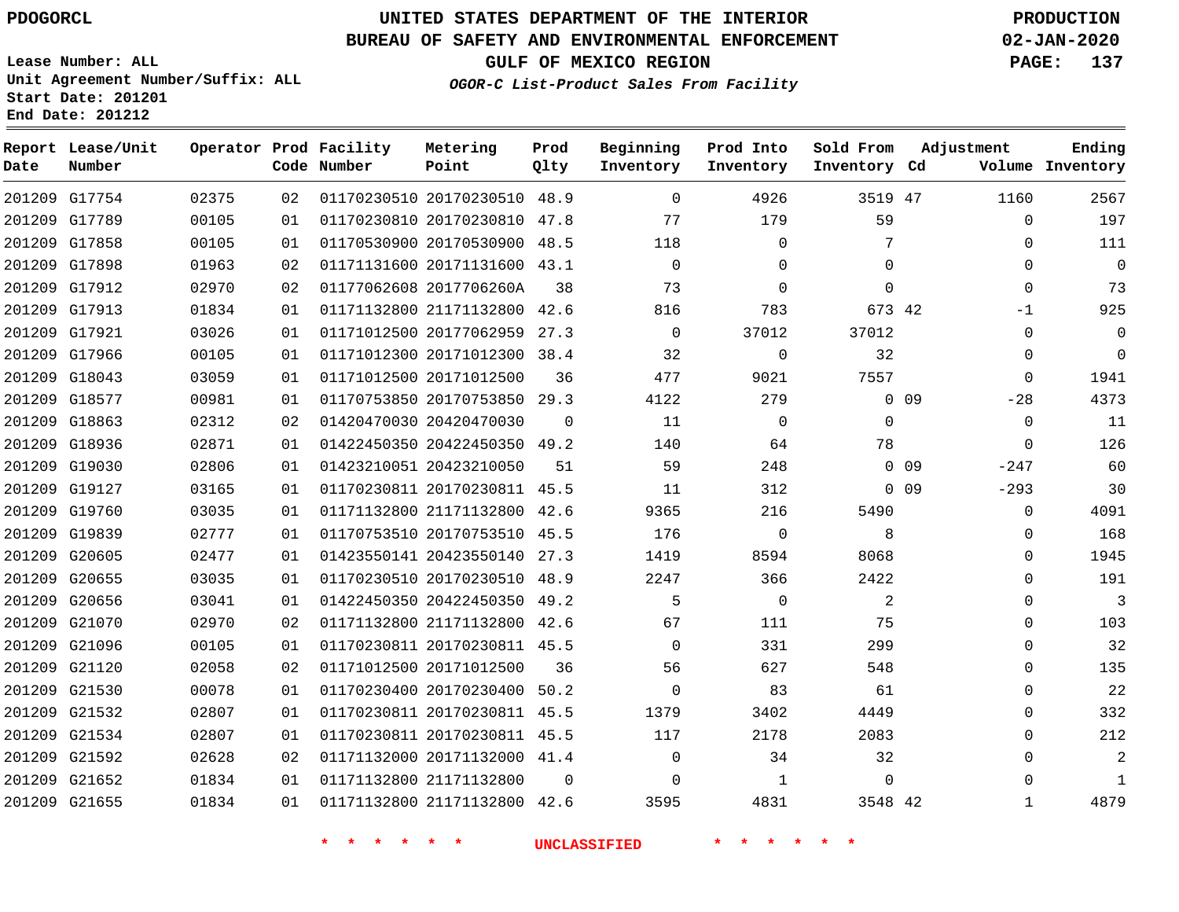PDOGORCL

# UNITED STATES DEPARTMENT OF THE INTERIOR
## BUREAU OF SAFETY AND ENVIRONMENTAL ENFORCEMENT
### GULF OF MEXICO REGION
*OGOR-C List-Product Sales From Facility*

PRODUCTION
02-JAN-2020

Lease Number: ALL
Unit Agreement Number/Suffix: ALL
Start Date: 201201
End Date: 201212

| Report Date | Lease/Unit Number | Operator | Prod Code | Facility Number | Metering Point | Prod Qlty | Beginning Inventory | Prod Into Inventory | Sold From Inventory | Adjustment Cd | Adjustment Volume | Ending Inventory |
|---|---|---|---|---|---|---|---|---|---|---|---|---|
| 201209 | G17754 | 02375 | 02 | 01170230510 | 20170230510 | 48.9 | 0 | 4926 | 3519 | 47 | 1160 | 2567 |
| 201209 | G17789 | 00105 | 01 | 01170230810 | 20170230810 | 47.8 | 77 | 179 | 59 | | 0 | 197 |
| 201209 | G17858 | 00105 | 01 | 01170530900 | 20170530900 | 48.5 | 118 | 0 | 7 | | 0 | 111 |
| 201209 | G17898 | 01963 | 02 | 01171131600 | 20171131600 | 43.1 | 0 | 0 | 0 | | 0 | 0 |
| 201209 | G17912 | 02970 | 02 | 01177062608 | 2017706260A | 38 | 73 | 0 | 0 | | 0 | 73 |
| 201209 | G17913 | 01834 | 01 | 01171132800 | 21171132800 | 42.6 | 816 | 783 | 673 | 42 | -1 | 925 |
| 201209 | G17921 | 03026 | 01 | 01171012500 | 20177062959 | 27.3 | 0 | 37012 | 37012 | | 0 | 0 |
| 201209 | G17966 | 00105 | 01 | 01171012300 | 20171012300 | 38.4 | 32 | 0 | 32 | | 0 | 0 |
| 201209 | G18043 | 03059 | 01 | 01171012500 | 20171012500 | 36 | 477 | 9021 | 7557 | | 0 | 1941 |
| 201209 | G18577 | 00981 | 01 | 01170753850 | 20170753850 | 29.3 | 4122 | 279 | 0 | 09 | -28 | 4373 |
| 201209 | G18863 | 02312 | 02 | 01420470030 | 20420470030 | 0 | 11 | 0 | 0 | | 0 | 11 |
| 201209 | G18936 | 02871 | 01 | 01422450350 | 20422450350 | 49.2 | 140 | 64 | 78 | | 0 | 126 |
| 201209 | G19030 | 02806 | 01 | 01423210051 | 20423210050 | 51 | 59 | 248 | 0 | 09 | -247 | 60 |
| 201209 | G19127 | 03165 | 01 | 01170230811 | 20170230811 | 45.5 | 11 | 312 | 0 | 09 | -293 | 30 |
| 201209 | G19760 | 03035 | 01 | 01171132800 | 21171132800 | 42.6 | 9365 | 216 | 5490 | | 0 | 4091 |
| 201209 | G19839 | 02777 | 01 | 01170753510 | 20170753510 | 45.5 | 176 | 0 | 8 | | 0 | 168 |
| 201209 | G20605 | 02477 | 01 | 01423550141 | 20423550140 | 27.3 | 1419 | 8594 | 8068 | | 0 | 1945 |
| 201209 | G20655 | 03035 | 01 | 01170230510 | 20170230510 | 48.9 | 2247 | 366 | 2422 | | 0 | 191 |
| 201209 | G20656 | 03041 | 01 | 01422450350 | 20422450350 | 49.2 | 5 | 0 | 2 | | 0 | 3 |
| 201209 | G21070 | 02970 | 02 | 01171132800 | 21171132800 | 42.6 | 67 | 111 | 75 | | 0 | 103 |
| 201209 | G21096 | 00105 | 01 | 01170230811 | 20170230811 | 45.5 | 0 | 331 | 299 | | 0 | 32 |
| 201209 | G21120 | 02058 | 02 | 01171012500 | 20171012500 | 36 | 56 | 627 | 548 | | 0 | 135 |
| 201209 | G21530 | 00078 | 01 | 01170230400 | 20170230400 | 50.2 | 0 | 83 | 61 | | 0 | 22 |
| 201209 | G21532 | 02807 | 01 | 01170230811 | 20170230811 | 45.5 | 1379 | 3402 | 4449 | | 0 | 332 |
| 201209 | G21534 | 02807 | 01 | 01170230811 | 20170230811 | 45.5 | 117 | 2178 | 2083 | | 0 | 212 |
| 201209 | G21592 | 02628 | 02 | 01171132000 | 20171132000 | 41.4 | 0 | 34 | 32 | | 0 | 2 |
| 201209 | G21652 | 01834 | 01 | 01171132800 | 21171132800 | 0 | 0 | 1 | 0 | | 0 | 1 |
| 201209 | G21655 | 01834 | 01 | 01171132800 | 21171132800 | 42.6 | 3595 | 4831 | 3548 | 42 | 1 | 4879 |

* * * * * * UNCLASSIFIED * * * * * *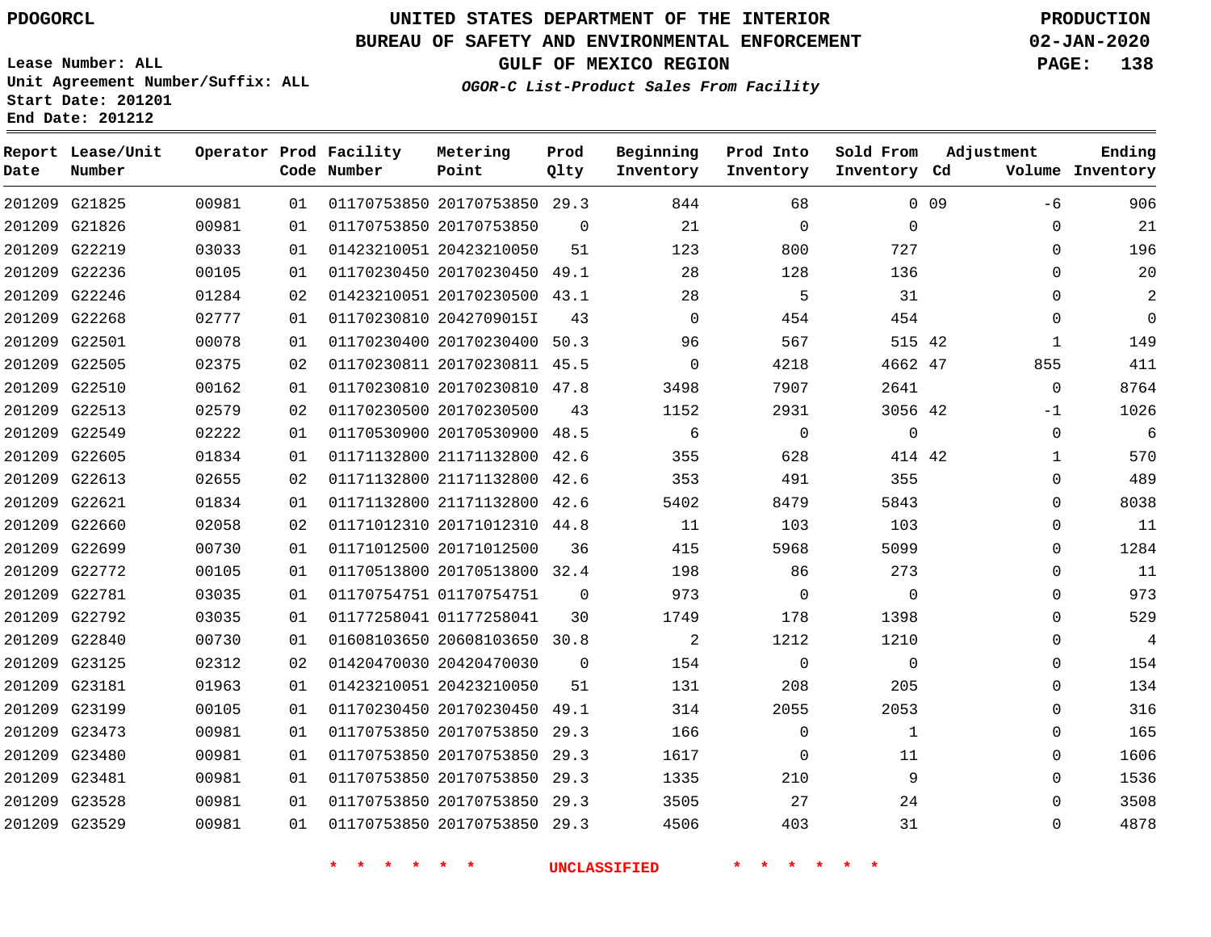PDOGORCL

Lease Number: ALL
Unit Agreement Number/Suffix: ALL
Start Date: 201201
End Date: 201212

# UNITED STATES DEPARTMENT OF THE INTERIOR
## BUREAU OF SAFETY AND ENVIRONMENTAL ENFORCEMENT
### GULF OF MEXICO REGION

*OGOR-C List-Product Sales From Facility*

PRODUCTION
02-JAN-2020

| Report Date | Lease/Unit Number | Operator | Prod Code | Facility Number | Metering Point | Prod Qlty | Beginning Inventory | Prod Into Inventory | Sold From Inventory | Adjustment Cd | Volume | Ending Inventory |
|---|---|---|---|---|---|---|---|---|---|---|---|---|
| 201209 | G21825 | 00981 | 01 | 01170753850 | 20170753850 | 29.3 | 844 | 68 | 0 | 09 | -6 | 906 |
| 201209 | G21826 | 00981 | 01 | 01170753850 | 20170753850 | 0 | 21 | 0 | 0 | | 0 | 21 |
| 201209 | G22219 | 03033 | 01 | 01423210051 | 20423210050 | 51 | 123 | 800 | 727 | | 0 | 196 |
| 201209 | G22236 | 00105 | 01 | 01170230450 | 20170230450 | 49.1 | 28 | 128 | 136 | | 0 | 20 |
| 201209 | G22246 | 01284 | 02 | 01423210051 | 20170230500 | 43.1 | 28 | 5 | 31 | | 0 | 2 |
| 201209 | G22268 | 02777 | 01 | 01170230810 | 2042709015I | 43 | 0 | 454 | 454 | | 0 | 0 |
| 201209 | G22501 | 00078 | 01 | 01170230400 | 20170230400 | 50.3 | 96 | 567 | 515 | 42 | 1 | 149 |
| 201209 | G22505 | 02375 | 02 | 01170230811 | 20170230811 | 45.5 | 0 | 4218 | 4662 | 47 | 855 | 411 |
| 201209 | G22510 | 00162 | 01 | 01170230810 | 20170230810 | 47.8 | 3498 | 7907 | 2641 | | 0 | 8764 |
| 201209 | G22513 | 02579 | 02 | 01170230500 | 20170230500 | 43 | 1152 | 2931 | 3056 | 42 | -1 | 1026 |
| 201209 | G22549 | 02222 | 01 | 01170530900 | 20170530900 | 48.5 | 6 | 0 | 0 | | 0 | 6 |
| 201209 | G22605 | 01834 | 01 | 01171132800 | 21171132800 | 42.6 | 355 | 628 | 414 | 42 | 1 | 570 |
| 201209 | G22613 | 02655 | 02 | 01171132800 | 21171132800 | 42.6 | 353 | 491 | 355 | | 0 | 489 |
| 201209 | G22621 | 01834 | 01 | 01171132800 | 21171132800 | 42.6 | 5402 | 8479 | 5843 | | 0 | 8038 |
| 201209 | G22660 | 02058 | 02 | 01171012310 | 20171012310 | 44.8 | 11 | 103 | 103 | | 0 | 11 |
| 201209 | G22699 | 00730 | 01 | 01171012500 | 20171012500 | 36 | 415 | 5968 | 5099 | | 0 | 1284 |
| 201209 | G22772 | 00105 | 01 | 01170513800 | 20170513800 | 32.4 | 198 | 86 | 273 | | 0 | 11 |
| 201209 | G22781 | 03035 | 01 | 01170754751 | 01170754751 | 0 | 973 | 0 | 0 | | 0 | 973 |
| 201209 | G22792 | 03035 | 01 | 01177258041 | 01177258041 | 30 | 1749 | 178 | 1398 | | 0 | 529 |
| 201209 | G22840 | 00730 | 01 | 01608103650 | 20608103650 | 30.8 | 2 | 1212 | 1210 | | 0 | 4 |
| 201209 | G23125 | 02312 | 02 | 01420470030 | 20420470030 | 0 | 154 | 0 | 0 | | 0 | 154 |
| 201209 | G23181 | 01963 | 01 | 01423210051 | 20423210050 | 51 | 131 | 208 | 205 | | 0 | 134 |
| 201209 | G23199 | 00105 | 01 | 01170230450 | 20170230450 | 49.1 | 314 | 2055 | 2053 | | 0 | 316 |
| 201209 | G23473 | 00981 | 01 | 01170753850 | 20170753850 | 29.3 | 166 | 0 | 1 | | 0 | 165 |
| 201209 | G23480 | 00981 | 01 | 01170753850 | 20170753850 | 29.3 | 1617 | 0 | 11 | | 0 | 1606 |
| 201209 | G23481 | 00981 | 01 | 01170753850 | 20170753850 | 29.3 | 1335 | 210 | 9 | | 0 | 1536 |
| 201209 | G23528 | 00981 | 01 | 01170753850 | 20170753850 | 29.3 | 3505 | 27 | 24 | | 0 | 3508 |
| 201209 | G23529 | 00981 | 01 | 01170753850 | 20170753850 | 29.3 | 4506 | 403 | 31 | | 0 | 4878 |

* * * * * * UNCLASSIFIED * * * * * *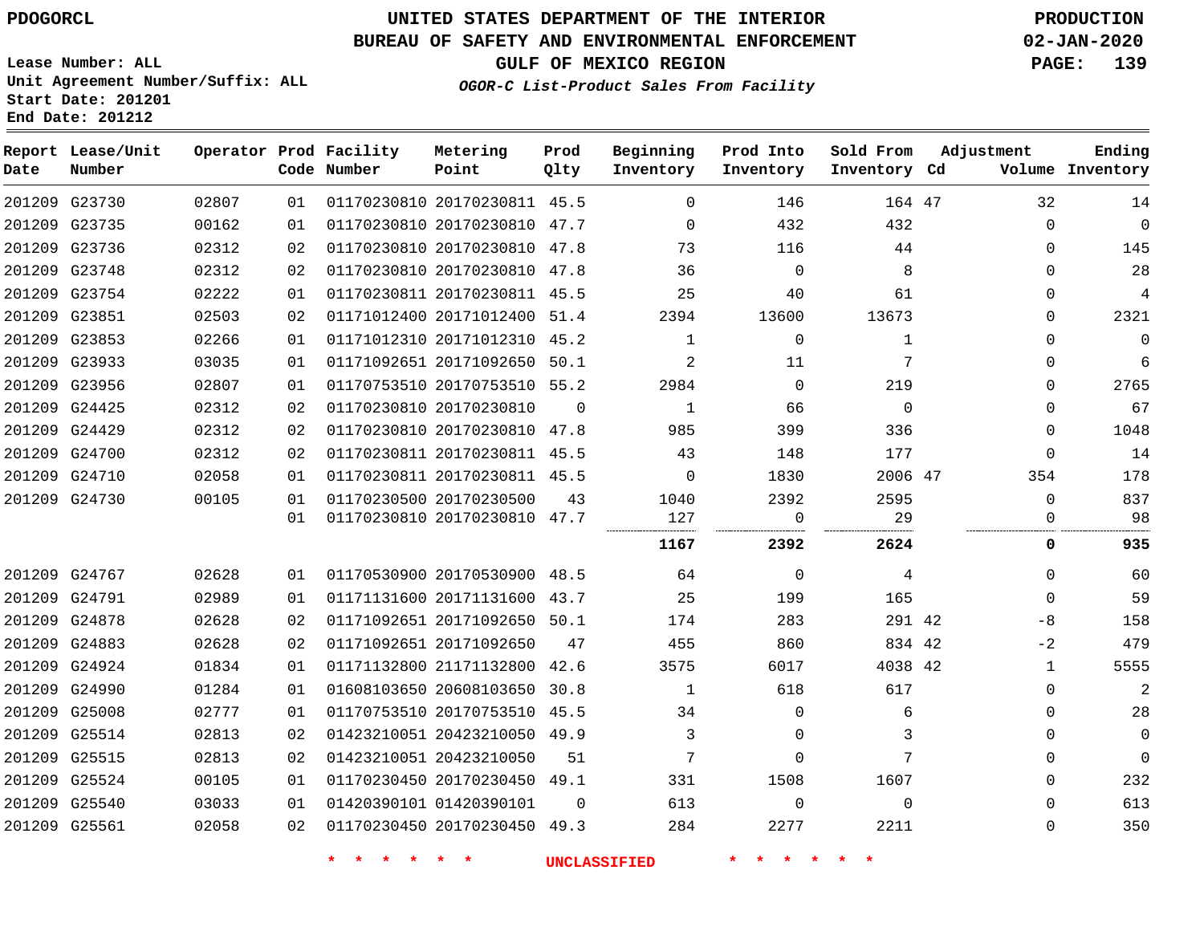PDOGORCL

# UNITED STATES DEPARTMENT OF THE INTERIOR
## BUREAU OF SAFETY AND ENVIRONMENTAL ENFORCEMENT
### GULF OF MEXICO REGION
*OGOR-C List-Product Sales From Facility*

PRODUCTION
02-JAN-2020

Lease Number: ALL
Unit Agreement Number/Suffix: ALL
Start Date: 201201
End Date: 201212

| Report Date | Lease/Unit Number | Operator | Prod Code | Facility Number | Metering Point | Prod Qlty | Beginning Inventory | Prod Into Inventory | Sold From Inventory | Adjustment Cd | Adjustment Volume | Ending Inventory |
|---|---|---|---|---|---|---|---|---|---|---|---|---|
| 201209 | G23730 | 02807 | 01 | 01170230810 | 20170230811 | 45.5 | 0 | 146 | 164 | 47 | 32 | 14 |
| 201209 | G23735 | 00162 | 01 | 01170230810 | 20170230810 | 47.7 | 0 | 432 | 432 | | 0 | 0 |
| 201209 | G23736 | 02312 | 02 | 01170230810 | 20170230810 | 47.8 | 73 | 116 | 44 | | 0 | 145 |
| 201209 | G23748 | 02312 | 02 | 01170230810 | 20170230810 | 47.8 | 36 | 0 | 8 | | 0 | 28 |
| 201209 | G23754 | 02222 | 01 | 01170230811 | 20170230811 | 45.5 | 25 | 40 | 61 | | 0 | 4 |
| 201209 | G23851 | 02503 | 02 | 01171012400 | 20171012400 | 51.4 | 2394 | 13600 | 13673 | | 0 | 2321 |
| 201209 | G23853 | 02266 | 01 | 01171012310 | 20171012310 | 45.2 | 1 | 0 | 1 | | 0 | 0 |
| 201209 | G23933 | 03035 | 01 | 01171092651 | 20171092650 | 50.1 | 2 | 11 | 7 | | 0 | 6 |
| 201209 | G23956 | 02807 | 01 | 01170753510 | 20170753510 | 55.2 | 2984 | 0 | 219 | | 0 | 2765 |
| 201209 | G24425 | 02312 | 02 | 01170230810 | 20170230810 | 0 | 1 | 66 | 0 | | 0 | 67 |
| 201209 | G24429 | 02312 | 02 | 01170230810 | 20170230810 | 47.8 | 985 | 399 | 336 | | 0 | 1048 |
| 201209 | G24700 | 02312 | 02 | 01170230811 | 20170230811 | 45.5 | 43 | 148 | 177 | | 0 | 14 |
| 201209 | G24710 | 02058 | 01 | 01170230811 | 20170230811 | 45.5 | 0 | 1830 | 2006 | 47 | 354 | 178 |
| 201209 | G24730 | 00105 | 01 | 01170230500 | 20170230500 | 43 | 1040 | 2392 | 2595 | | 0 | 837 |
| | | | 01 | 01170230810 | 20170230810 | 47.7 | 127 | 0 | 29 | | 0 | 98 |
| | | | | | | | **1167** | **2392** | **2624** | | **0** | **935** |
| 201209 | G24767 | 02628 | 01 | 01170530900 | 20170530900 | 48.5 | 64 | 0 | 4 | | 0 | 60 |
| 201209 | G24791 | 02989 | 01 | 01171131600 | 20171131600 | 43.7 | 25 | 199 | 165 | | 0 | 59 |
| 201209 | G24878 | 02628 | 02 | 01171092651 | 20171092650 | 50.1 | 174 | 283 | 291 | 42 | -8 | 158 |
| 201209 | G24883 | 02628 | 02 | 01171092651 | 20171092650 | 47 | 455 | 860 | 834 | 42 | -2 | 479 |
| 201209 | G24924 | 01834 | 01 | 01171132800 | 21171132800 | 42.6 | 3575 | 6017 | 4038 | 42 | 1 | 5555 |
| 201209 | G24990 | 01284 | 01 | 01608103650 | 20608103650 | 30.8 | 1 | 618 | 617 | | 0 | 2 |
| 201209 | G25008 | 02777 | 01 | 01170753510 | 20170753510 | 45.5 | 34 | 0 | 6 | | 0 | 28 |
| 201209 | G25514 | 02813 | 02 | 01423210051 | 20423210050 | 49.9 | 3 | 0 | 3 | | 0 | 0 |
| 201209 | G25515 | 02813 | 02 | 01423210051 | 20423210050 | 51 | 7 | 0 | 7 | | 0 | 0 |
| 201209 | G25524 | 00105 | 01 | 01170230450 | 20170230450 | 49.1 | 331 | 1508 | 1607 | | 0 | 232 |
| 201209 | G25540 | 03033 | 01 | 01420390101 | 01420390101 | 0 | 613 | 0 | 0 | | 0 | 613 |
| 201209 | G25561 | 02058 | 02 | 01170230450 | 20170230450 | 49.3 | 284 | 2277 | 2211 | | 0 | 350 |

\* \* \* \* \* \* UNCLASSIFIED \* \* \* \* \* \*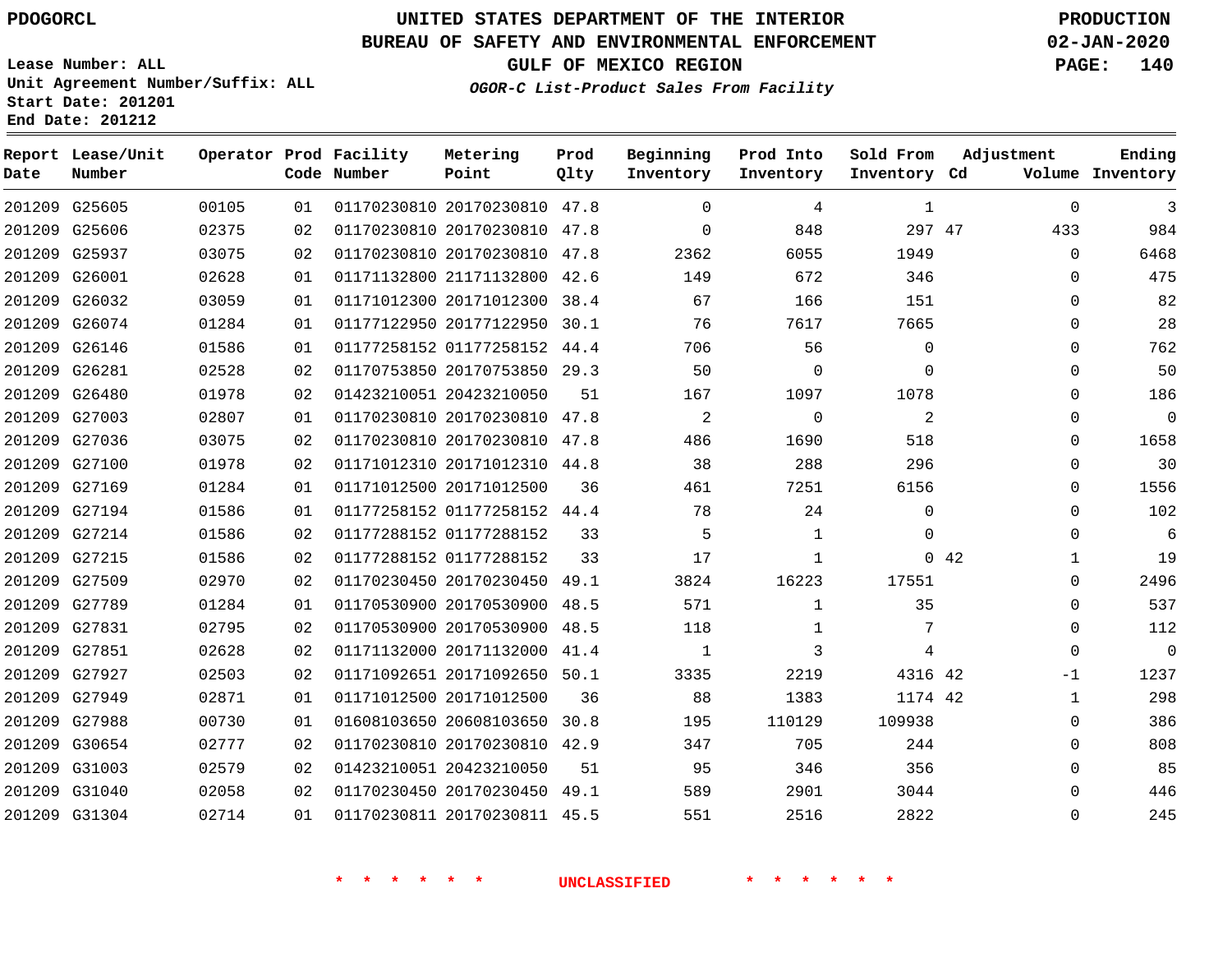PDOGORCL

# UNITED STATES DEPARTMENT OF THE INTERIOR
## BUREAU OF SAFETY AND ENVIRONMENTAL ENFORCEMENT
### GULF OF MEXICO REGION

*OGOR-C List-Product Sales From Facility*

PRODUCTION
02-JAN-2020

Lease Number: ALL
Unit Agreement Number/Suffix: ALL
Start Date: 201201
End Date: 201212

| Report Date | Lease/Unit Number | Operator | Prod Code | Facility Number | Metering Point | Prod Qlty | Beginning Inventory | Prod Into Inventory | Sold From Inventory | Adjustment Cd | Adjustment Volume | Ending Inventory |
|---|---|---|---|---|---|---|---|---|---|---|---|---|
| 201209 | G25605 | 00105 | 01 | 01170230810 | 20170230810 | 47.8 | 0 | 4 | 1 | | 0 | 3 |
| 201209 | G25606 | 02375 | 02 | 01170230810 | 20170230810 | 47.8 | 0 | 848 | 297 | 47 | 433 | 984 |
| 201209 | G25937 | 03075 | 02 | 01170230810 | 20170230810 | 47.8 | 2362 | 6055 | 1949 | | 0 | 6468 |
| 201209 | G26001 | 02628 | 01 | 01171132800 | 21171132800 | 42.6 | 149 | 672 | 346 | | 0 | 475 |
| 201209 | G26032 | 03059 | 01 | 01171012300 | 20171012300 | 38.4 | 67 | 166 | 151 | | 0 | 82 |
| 201209 | G26074 | 01284 | 01 | 01177122950 | 20177122950 | 30.1 | 76 | 7617 | 7665 | | 0 | 28 |
| 201209 | G26146 | 01586 | 01 | 01177258152 | 01177258152 | 44.4 | 706 | 56 | 0 | | 0 | 762 |
| 201209 | G26281 | 02528 | 02 | 01170753850 | 20170753850 | 29.3 | 50 | 0 | 0 | | 0 | 50 |
| 201209 | G26480 | 01978 | 02 | 01423210051 | 20423210050 | 51 | 167 | 1097 | 1078 | | 0 | 186 |
| 201209 | G27003 | 02807 | 01 | 01170230810 | 20170230810 | 47.8 | 2 | 0 | 2 | | 0 | 0 |
| 201209 | G27036 | 03075 | 02 | 01170230810 | 20170230810 | 47.8 | 486 | 1690 | 518 | | 0 | 1658 |
| 201209 | G27100 | 01978 | 02 | 01171012310 | 20171012310 | 44.8 | 38 | 288 | 296 | | 0 | 30 |
| 201209 | G27169 | 01284 | 01 | 01171012500 | 20171012500 | 36 | 461 | 7251 | 6156 | | 0 | 1556 |
| 201209 | G27194 | 01586 | 01 | 01177258152 | 01177258152 | 44.4 | 78 | 24 | 0 | | 0 | 102 |
| 201209 | G27214 | 01586 | 02 | 01177288152 | 01177288152 | 33 | 5 | 1 | 0 | | 0 | 6 |
| 201209 | G27215 | 01586 | 02 | 01177288152 | 01177288152 | 33 | 17 | 1 | 0 | 42 | 1 | 19 |
| 201209 | G27509 | 02970 | 02 | 01170230450 | 20170230450 | 49.1 | 3824 | 16223 | 17551 | | 0 | 2496 |
| 201209 | G27789 | 01284 | 01 | 01170530900 | 20170530900 | 48.5 | 571 | 1 | 35 | | 0 | 537 |
| 201209 | G27831 | 02795 | 02 | 01170530900 | 20170530900 | 48.5 | 118 | 1 | 7 | | 0 | 112 |
| 201209 | G27851 | 02628 | 02 | 01171132000 | 20171132000 | 41.4 | 1 | 3 | 4 | | 0 | 0 |
| 201209 | G27927 | 02503 | 02 | 01171092651 | 20171092650 | 50.1 | 3335 | 2219 | 4316 | 42 | -1 | 1237 |
| 201209 | G27949 | 02871 | 01 | 01171012500 | 20171012500 | 36 | 88 | 1383 | 1174 | 42 | 1 | 298 |
| 201209 | G27988 | 00730 | 01 | 01608103650 | 20608103650 | 30.8 | 195 | 110129 | 109938 | | 0 | 386 |
| 201209 | G30654 | 02777 | 02 | 01170230810 | 20170230810 | 42.9 | 347 | 705 | 244 | | 0 | 808 |
| 201209 | G31003 | 02579 | 02 | 01423210051 | 20423210050 | 51 | 95 | 346 | 356 | | 0 | 85 |
| 201209 | G31040 | 02058 | 02 | 01170230450 | 20170230450 | 49.1 | 589 | 2901 | 3044 | | 0 | 446 |
| 201209 | G31304 | 02714 | 01 | 01170230811 | 20170230811 | 45.5 | 551 | 2516 | 2822 | | 0 | 245 |

\* \* \* \* \* \* UNCLASSIFIED \* \* \* \* \* \*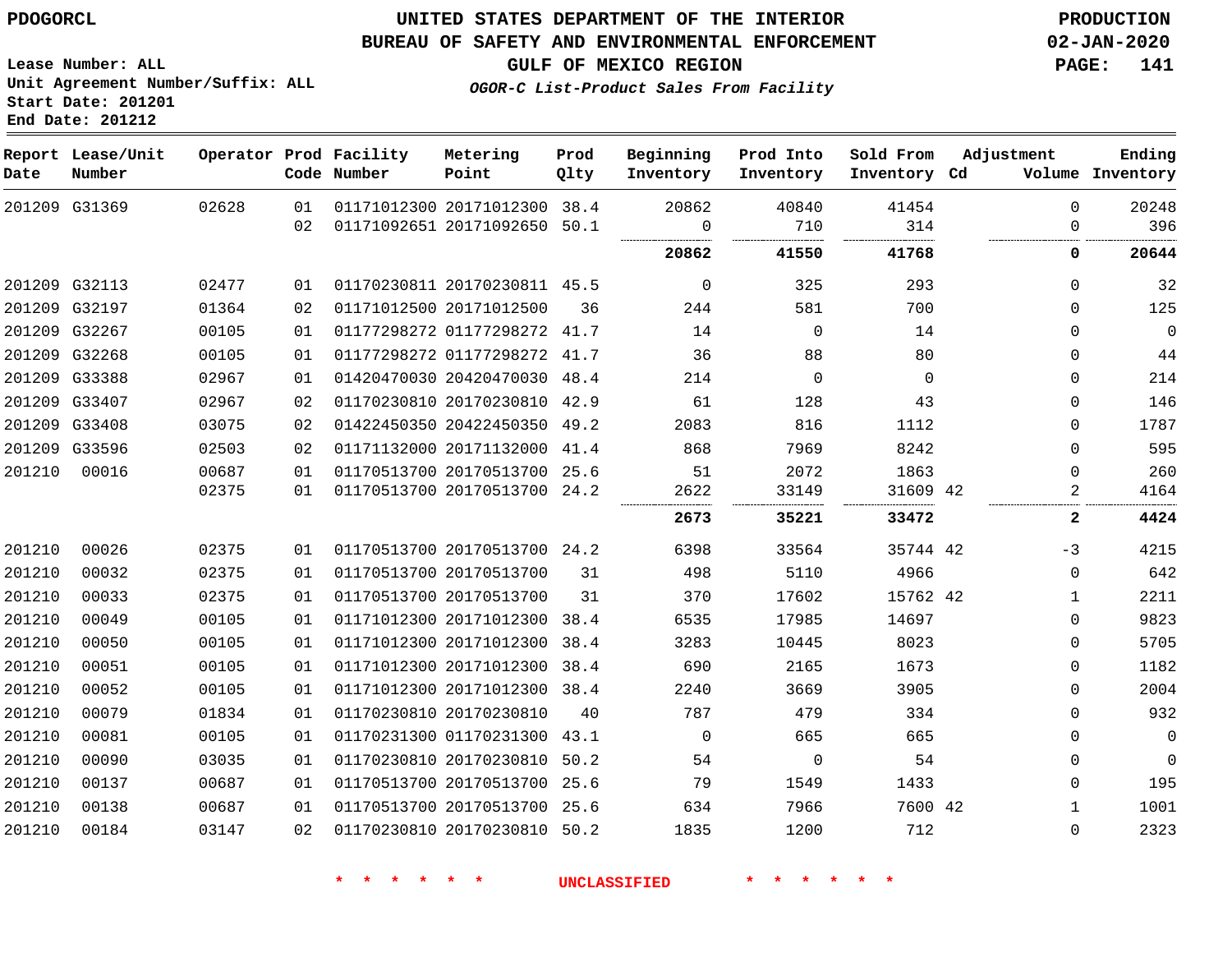PDOGORCL

Lease Number: ALL
Unit Agreement Number/Suffix: ALL
Start Date: 201201
End Date: 201212

# UNITED STATES DEPARTMENT OF THE INTERIOR
## BUREAU OF SAFETY AND ENVIRONMENTAL ENFORCEMENT
### GULF OF MEXICO REGION
*OGOR-C List-Product Sales From Facility*

PRODUCTION
02-JAN-2020

| Report Date | Lease/Unit Number | Operator | Prod Code | Facility Number | Metering Point | Prod Qlty | Beginning Inventory | Prod Into Inventory | Sold From Inventory | Adjustment Cd | Volume | Ending Inventory |
|---|---|---|---|---|---|---|---|---|---|---|---|---|
| 201209 | G31369 | 02628 | 01 | 01171012300 | 20171012300 | 38.4 | 20862 | 40840 | 41454 | | 0 | 20248 |
| | | | 02 | 01171092651 | 20171092650 | 50.1 | 0 | 710 | 314 | | 0 | 396 |
| | | | | | | | **20862** | **41550** | **41768** | | **0** | **20644** |
| 201209 | G32113 | 02477 | 01 | 01170230811 | 20170230811 | 45.5 | 0 | 325 | 293 | | 0 | 32 |
| 201209 | G32197 | 01364 | 02 | 01171012500 | 20171012500 | 36 | 244 | 581 | 700 | | 0 | 125 |
| 201209 | G32267 | 00105 | 01 | 01177298272 | 01177298272 | 41.7 | 14 | 0 | 14 | | 0 | 0 |
| 201209 | G32268 | 00105 | 01 | 01177298272 | 01177298272 | 41.7 | 36 | 88 | 80 | | 0 | 44 |
| 201209 | G33388 | 02967 | 01 | 01420470030 | 20420470030 | 48.4 | 214 | 0 | 0 | | 0 | 214 |
| 201209 | G33407 | 02967 | 02 | 01170230810 | 20170230810 | 42.9 | 61 | 128 | 43 | | 0 | 146 |
| 201209 | G33408 | 03075 | 02 | 01422450350 | 20422450350 | 49.2 | 2083 | 816 | 1112 | | 0 | 1787 |
| 201209 | G33596 | 02503 | 02 | 01171132000 | 20171132000 | 41.4 | 868 | 7969 | 8242 | | 0 | 595 |
| 201210 | 00016 | 00687 | 01 | 01170513700 | 20170513700 | 25.6 | 51 | 2072 | 1863 | | 0 | 260 |
| | | 02375 | 01 | 01170513700 | 20170513700 | 24.2 | 2622 | 33149 | 31609 | 42 | 2 | 4164 |
| | | | | | | | **2673** | **35221** | **33472** | | **2** | **4424** |
| 201210 | 00026 | 02375 | 01 | 01170513700 | 20170513700 | 24.2 | 6398 | 33564 | 35744 | 42 | -3 | 4215 |
| 201210 | 00032 | 02375 | 01 | 01170513700 | 20170513700 | 31 | 498 | 5110 | 4966 | | 0 | 642 |
| 201210 | 00033 | 02375 | 01 | 01170513700 | 20170513700 | 31 | 370 | 17602 | 15762 | 42 | 1 | 2211 |
| 201210 | 00049 | 00105 | 01 | 01171012300 | 20171012300 | 38.4 | 6535 | 17985 | 14697 | | 0 | 9823 |
| 201210 | 00050 | 00105 | 01 | 01171012300 | 20171012300 | 38.4 | 3283 | 10445 | 8023 | | 0 | 5705 |
| 201210 | 00051 | 00105 | 01 | 01171012300 | 20171012300 | 38.4 | 690 | 2165 | 1673 | | 0 | 1182 |
| 201210 | 00052 | 00105 | 01 | 01171012300 | 20171012300 | 38.4 | 2240 | 3669 | 3905 | | 0 | 2004 |
| 201210 | 00079 | 01834 | 01 | 01170230810 | 20170230810 | 40 | 787 | 479 | 334 | | 0 | 932 |
| 201210 | 00081 | 00105 | 01 | 01170231300 | 01170231300 | 43.1 | 0 | 665 | 665 | | 0 | 0 |
| 201210 | 00090 | 03035 | 01 | 01170230810 | 20170230810 | 50.2 | 54 | 0 | 54 | | 0 | 0 |
| 201210 | 00137 | 00687 | 01 | 01170513700 | 20170513700 | 25.6 | 79 | 1549 | 1433 | | 0 | 195 |
| 201210 | 00138 | 00687 | 01 | 01170513700 | 20170513700 | 25.6 | 634 | 7966 | 7600 | 42 | 1 | 1001 |
| 201210 | 00184 | 03147 | 02 | 01170230810 | 20170230810 | 50.2 | 1835 | 1200 | 712 | | 0 | 2323 |

\* \* \* \* \* \* UNCLASSIFIED \* \* \* \* \* \*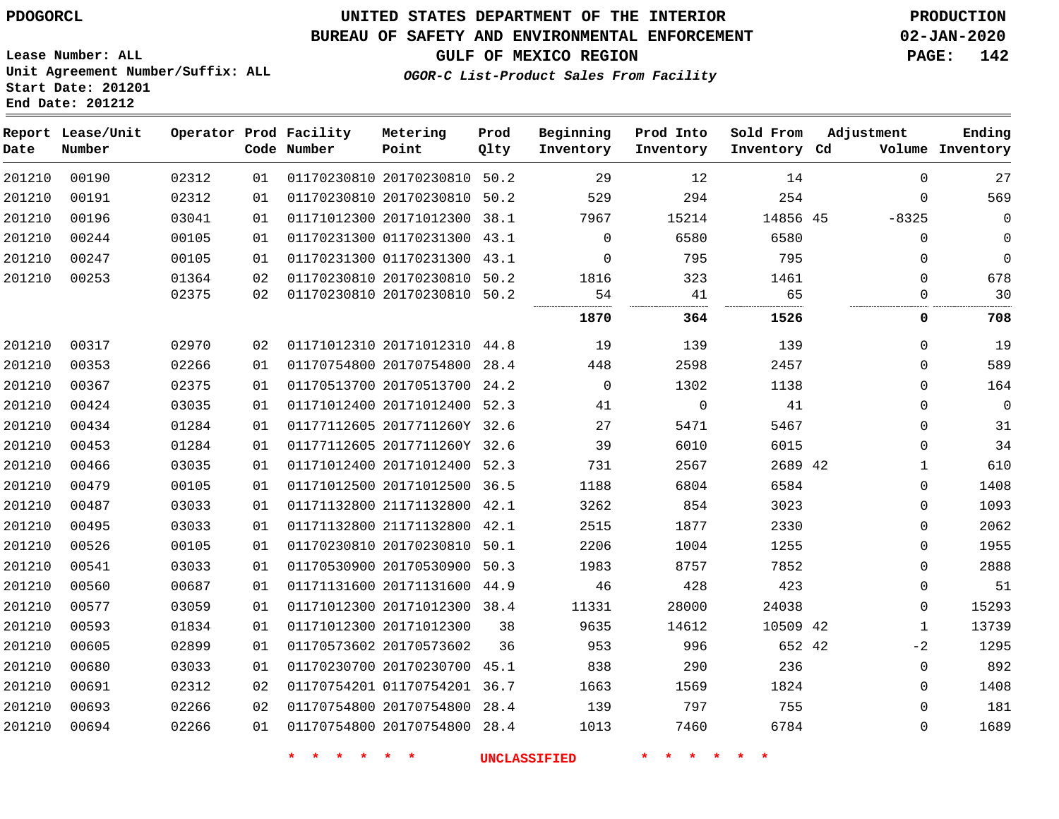PDOGORCL

# UNITED STATES DEPARTMENT OF THE INTERIOR
## BUREAU OF SAFETY AND ENVIRONMENTAL ENFORCEMENT
### GULF OF MEXICO REGION
*OGOR-C List-Product Sales From Facility*

PRODUCTION
02-JAN-2020

Lease Number: ALL
Unit Agreement Number/Suffix: ALL
Start Date: 201201
End Date: 201212

| Report Date | Lease/Unit Number | Operator | Prod Code | Facility Number | Metering Point | Prod Qlty | Beginning Inventory | Prod Into Inventory | Sold From Inventory | Adjustment Cd | Volume | Ending Inventory |
|---|---|---|---|---|---|---|---|---|---|---|---|---|
| 201210 | 00190 | 02312 | 01 | 01170230810 | 20170230810 | 50.2 | 29 | 12 | 14 | | 0 | 27 |
| 201210 | 00191 | 02312 | 01 | 01170230810 | 20170230810 | 50.2 | 529 | 294 | 254 | | 0 | 569 |
| 201210 | 00196 | 03041 | 01 | 01171012300 | 20171012300 | 38.1 | 7967 | 15214 | 14856 | 45 | -8325 | 0 |
| 201210 | 00244 | 00105 | 01 | 01170231300 | 01170231300 | 43.1 | 0 | 6580 | 6580 | | 0 | 0 |
| 201210 | 00247 | 00105 | 01 | 01170231300 | 01170231300 | 43.1 | 0 | 795 | 795 | | 0 | 0 |
| 201210 | 00253 | 01364 | 02 | 01170230810 | 20170230810 | 50.2 | 1816 | 323 | 1461 | | 0 | 678 |
| | | 02375 | 02 | 01170230810 | 20170230810 | 50.2 | 54 | 41 | 65 | | 0 | 30 |
| | | | | | | | **1870** | **364** | **1526** | | **0** | **708** |
| 201210 | 00317 | 02970 | 02 | 01171012310 | 20171012310 | 44.8 | 19 | 139 | 139 | | 0 | 19 |
| 201210 | 00353 | 02266 | 01 | 01170754800 | 20170754800 | 28.4 | 448 | 2598 | 2457 | | 0 | 589 |
| 201210 | 00367 | 02375 | 01 | 01170513700 | 20170513700 | 24.2 | 0 | 1302 | 1138 | | 0 | 164 |
| 201210 | 00424 | 03035 | 01 | 01171012400 | 20171012400 | 52.3 | 41 | 0 | 41 | | 0 | 0 |
| 201210 | 00434 | 01284 | 01 | 01177112605 | 2017711260Y | 32.6 | 27 | 5471 | 5467 | | 0 | 31 |
| 201210 | 00453 | 01284 | 01 | 01177112605 | 2017711260Y | 32.6 | 39 | 6010 | 6015 | | 0 | 34 |
| 201210 | 00466 | 03035 | 01 | 01171012400 | 20171012400 | 52.3 | 731 | 2567 | 2689 | 42 | 1 | 610 |
| 201210 | 00479 | 00105 | 01 | 01171012500 | 20171012500 | 36.5 | 1188 | 6804 | 6584 | | 0 | 1408 |
| 201210 | 00487 | 03033 | 01 | 01171132800 | 21171132800 | 42.1 | 3262 | 854 | 3023 | | 0 | 1093 |
| 201210 | 00495 | 03033 | 01 | 01171132800 | 21171132800 | 42.1 | 2515 | 1877 | 2330 | | 0 | 2062 |
| 201210 | 00526 | 00105 | 01 | 01170230810 | 20170230810 | 50.1 | 2206 | 1004 | 1255 | | 0 | 1955 |
| 201210 | 00541 | 03033 | 01 | 01170530900 | 20170530900 | 50.3 | 1983 | 8757 | 7852 | | 0 | 2888 |
| 201210 | 00560 | 00687 | 01 | 01171131600 | 20171131600 | 44.9 | 46 | 428 | 423 | | 0 | 51 |
| 201210 | 00577 | 03059 | 01 | 01171012300 | 20171012300 | 38.4 | 11331 | 28000 | 24038 | | 0 | 15293 |
| 201210 | 00593 | 01834 | 01 | 01171012300 | 20171012300 | 38 | 9635 | 14612 | 10509 | 42 | 1 | 13739 |
| 201210 | 00605 | 02899 | 01 | 01170573602 | 20170573602 | 36 | 953 | 996 | 652 | 42 | -2 | 1295 |
| 201210 | 00680 | 03033 | 01 | 01170230700 | 20170230700 | 45.1 | 838 | 290 | 236 | | 0 | 892 |
| 201210 | 00691 | 02312 | 02 | 01170754201 | 01170754201 | 36.7 | 1663 | 1569 | 1824 | | 0 | 1408 |
| 201210 | 00693 | 02266 | 02 | 01170754800 | 20170754800 | 28.4 | 139 | 797 | 755 | | 0 | 181 |
| 201210 | 00694 | 02266 | 01 | 01170754800 | 20170754800 | 28.4 | 1013 | 7460 | 6784 | | 0 | 1689 |

\* \* \* \* \* \* UNCLASSIFIED \* \* \* \* \* \*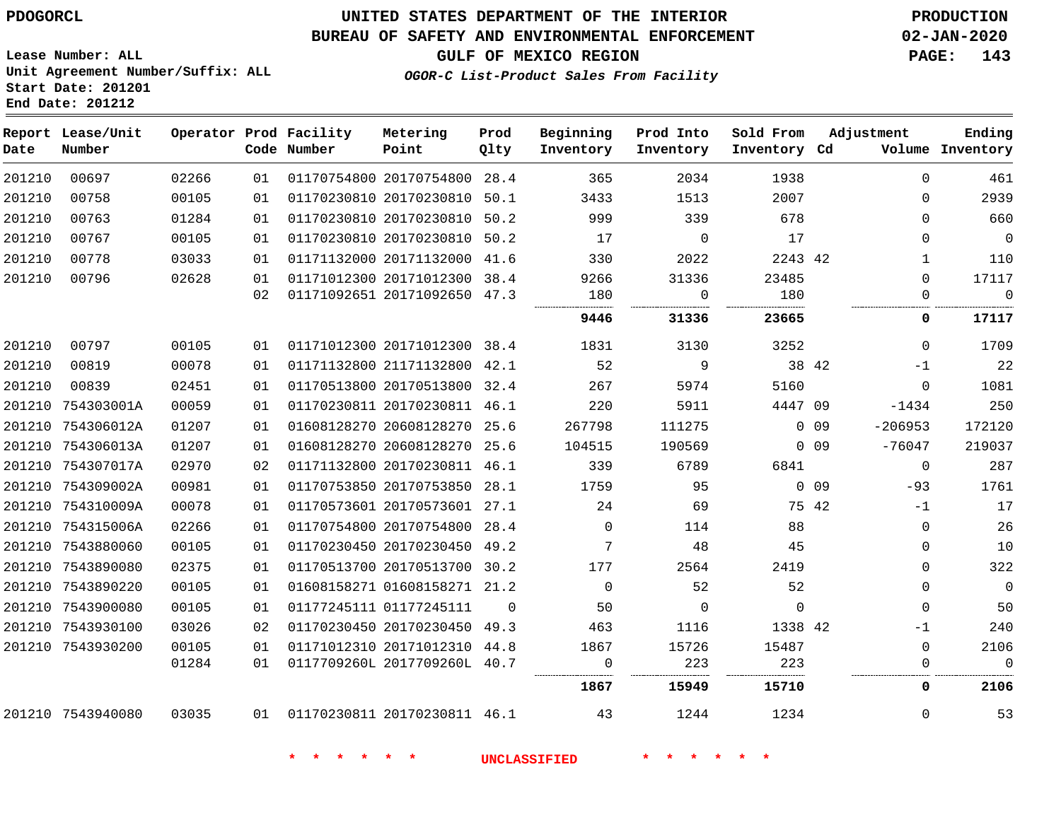PDOGORCL

# UNITED STATES DEPARTMENT OF THE INTERIOR
## BUREAU OF SAFETY AND ENVIRONMENTAL ENFORCEMENT
### GULF OF MEXICO REGION
*OGOR-C List-Product Sales From Facility*

PRODUCTION
02-JAN-2020

Lease Number: ALL
Unit Agreement Number/Suffix: ALL
Start Date: 201201
End Date: 201212

| Report Date | Lease/Unit Number | Operator | Prod Code | Facility Number | Metering Point | Prod Qlty | Beginning Inventory | Prod Into Inventory | Sold From Inventory | Adjustment Cd | Adjustment Volume | Ending Inventory |
|---|---|---|---|---|---|---|---|---|---|---|---|---|
| 201210 | 00697 | 02266 | 01 | 01170754800 | 20170754800 | 28.4 | 365 | 2034 | 1938 | | 0 | 461 |
| 201210 | 00758 | 00105 | 01 | 01170230810 | 20170230810 | 50.1 | 3433 | 1513 | 2007 | | 0 | 2939 |
| 201210 | 00763 | 01284 | 01 | 01170230810 | 20170230810 | 50.2 | 999 | 339 | 678 | | 0 | 660 |
| 201210 | 00767 | 00105 | 01 | 01170230810 | 20170230810 | 50.2 | 17 | 0 | 17 | | 0 | 0 |
| 201210 | 00778 | 03033 | 01 | 01171132000 | 20171132000 | 41.6 | 330 | 2022 | 2243 | 42 | 1 | 110 |
| 201210 | 00796 | 02628 | 01 | 01171012300 | 20171012300 | 38.4 | 9266 | 31336 | 23485 | | 0 | 17117 |
| | | | 02 | 01171092651 | 20171092650 | 47.3 | 180 | 0 | 180 | | 0 | 0 |
| | | | | | | | **9446** | **31336** | **23665** | | **0** | **17117** |
| 201210 | 00797 | 00105 | 01 | 01171012300 | 20171012300 | 38.4 | 1831 | 3130 | 3252 | | 0 | 1709 |
| 201210 | 00819 | 00078 | 01 | 01171132800 | 21171132800 | 42.1 | 52 | 9 | 38 | 42 | -1 | 22 |
| 201210 | 00839 | 02451 | 01 | 01170513800 | 20170513800 | 32.4 | 267 | 5974 | 5160 | | 0 | 1081 |
| 201210 | 754303001A | 00059 | 01 | 01170230811 | 20170230811 | 46.1 | 220 | 5911 | 4447 | 09 | -1434 | 250 |
| 201210 | 754306012A | 01207 | 01 | 01608128270 | 20608128270 | 25.6 | 267798 | 111275 | 0 | 09 | -206953 | 172120 |
| 201210 | 754306013A | 01207 | 01 | 01608128270 | 20608128270 | 25.6 | 104515 | 190569 | 0 | 09 | -76047 | 219037 |
| 201210 | 754307017A | 02970 | 02 | 01171132800 | 20170230811 | 46.1 | 339 | 6789 | 6841 | | 0 | 287 |
| 201210 | 754309002A | 00981 | 01 | 01170753850 | 20170753850 | 28.1 | 1759 | 95 | 0 | 09 | -93 | 1761 |
| 201210 | 754310009A | 00078 | 01 | 01170573601 | 20170573601 | 27.1 | 24 | 69 | 75 | 42 | -1 | 17 |
| 201210 | 754315006A | 02266 | 01 | 01170754800 | 20170754800 | 28.4 | 0 | 114 | 88 | | 0 | 26 |
| 201210 | 7543880060 | 00105 | 01 | 01170230450 | 20170230450 | 49.2 | 7 | 48 | 45 | | 0 | 10 |
| 201210 | 7543890080 | 02375 | 01 | 01170513700 | 20170513700 | 30.2 | 177 | 2564 | 2419 | | 0 | 322 |
| 201210 | 7543890220 | 00105 | 01 | 01608158271 | 01608158271 | 21.2 | 0 | 52 | 52 | | 0 | 0 |
| 201210 | 7543900080 | 00105 | 01 | 01177245111 | 01177245111 | 0 | 50 | 0 | 0 | | 0 | 50 |
| 201210 | 7543930100 | 03026 | 02 | 01170230450 | 20170230450 | 49.3 | 463 | 1116 | 1338 | 42 | -1 | 240 |
| 201210 | 7543930200 | 00105 | 01 | 01171012310 | 20171012310 | 44.8 | 1867 | 15726 | 15487 | | 0 | 2106 |
| | | 01284 | 01 | 0117709260L | 2017709260L | 40.7 | 0 | 223 | 223 | | 0 | 0 |
| | | | | | | | **1867** | **15949** | **15710** | | **0** | **2106** |
| 201210 | 7543940080 | 03035 | 01 | 01170230811 | 20170230811 | 46.1 | 43 | 1244 | 1234 | | 0 | 53 |

\* \* \* \* \* \* UNCLASSIFIED \* \* \* \* \* \*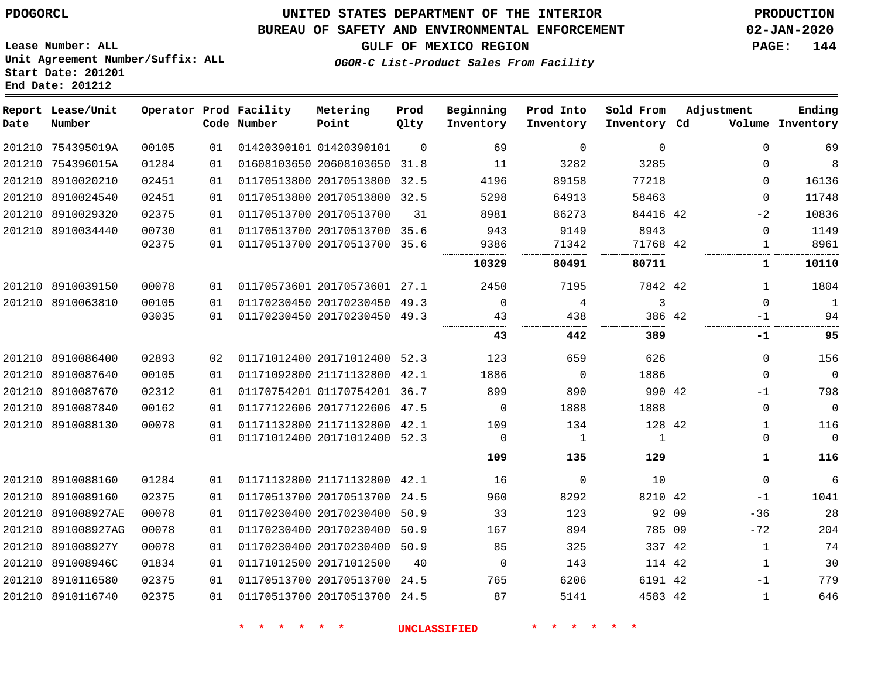PDOGORCL

**UNITED STATES DEPARTMENT OF THE INTERIOR**
**BUREAU OF SAFETY AND ENVIRONMENTAL ENFORCEMENT**
**GULF OF MEXICO REGION**
*OGOR-C List-Product Sales From Facility*

PRODUCTION
02-JAN-2020

Lease Number: ALL
Unit Agreement Number/Suffix: ALL
Start Date: 201201
End Date: 201212

| Report Date | Lease/Unit Number | Operator | Prod Code | Facility Number | Metering Point | Prod Qlty | Beginning Inventory | Prod Into Inventory | Sold From Inventory | Adjustment Cd | Adjustment Volume | Ending Inventory |
|---|---|---|---|---|---|---|---|---|---|---|---|---|
| 201210 | 754395019A | 00105 | 01 | 01420390101 | 01420390101 | 0 | 69 | 0 | 0 | | 0 | 69 |
| 201210 | 754396015A | 01284 | 01 | 01608103650 | 20608103650 | 31.8 | 11 | 3282 | 3285 | | 0 | 8 |
| 201210 | 8910020210 | 02451 | 01 | 01170513800 | 20170513800 | 32.5 | 4196 | 89158 | 77218 | | 0 | 16136 |
| 201210 | 8910024540 | 02451 | 01 | 01170513800 | 20170513800 | 32.5 | 5298 | 64913 | 58463 | | 0 | 11748 |
| 201210 | 8910029320 | 02375 | 01 | 01170513700 | 20170513700 | 31 | 8981 | 86273 | 84416 | 42 | -2 | 10836 |
| 201210 | 8910034440 | 00730 | 01 | 01170513700 | 20170513700 | 35.6 | 943 | 9149 | 8943 | | 0 | 1149 |
| | | 02375 | 01 | 01170513700 | 20170513700 | 35.6 | 9386 | 71342 | 71768 | 42 | 1 | 8961 |
| | | | | | | | **10329** | **80491** | **80711** | | **1** | **10110** |
| 201210 | 8910039150 | 00078 | 01 | 01170573601 | 20170573601 | 27.1 | 2450 | 7195 | 7842 | 42 | 1 | 1804 |
| 201210 | 8910063810 | 00105 | 01 | 01170230450 | 20170230450 | 49.3 | 0 | 4 | 3 | | 0 | 1 |
| | | 03035 | 01 | 01170230450 | 20170230450 | 49.3 | 43 | 438 | 386 | 42 | -1 | 94 |
| | | | | | | | **43** | **442** | **389** | | **-1** | **95** |
| 201210 | 8910086400 | 02893 | 02 | 01171012400 | 20171012400 | 52.3 | 123 | 659 | 626 | | 0 | 156 |
| 201210 | 8910087640 | 00105 | 01 | 01171092800 | 21171132800 | 42.1 | 1886 | 0 | 1886 | | 0 | 0 |
| 201210 | 8910087670 | 02312 | 01 | 01170754201 | 01170754201 | 36.7 | 899 | 890 | 990 | 42 | -1 | 798 |
| 201210 | 8910087840 | 00162 | 01 | 01177122606 | 20177122606 | 47.5 | 0 | 1888 | 1888 | | 0 | 0 |
| 201210 | 8910088130 | 00078 | 01 | 01171132800 | 21171132800 | 42.1 | 109 | 134 | 128 | 42 | 1 | 116 |
| | | | 01 | 01171012400 | 20171012400 | 52.3 | 0 | 1 | 1 | | 0 | 0 |
| | | | | | | | **109** | **135** | **129** | | **1** | **116** |
| 201210 | 8910088160 | 01284 | 01 | 01171132800 | 21171132800 | 42.1 | 16 | 0 | 10 | | 0 | 6 |
| 201210 | 8910089160 | 02375 | 01 | 01170513700 | 20170513700 | 24.5 | 960 | 8292 | 8210 | 42 | -1 | 1041 |
| 201210 | 891008927AE | 00078 | 01 | 01170230400 | 20170230400 | 50.9 | 33 | 123 | 92 | 09 | -36 | 28 |
| 201210 | 891008927AG | 00078 | 01 | 01170230400 | 20170230400 | 50.9 | 167 | 894 | 785 | 09 | -72 | 204 |
| 201210 | 891008927Y | 00078 | 01 | 01170230400 | 20170230400 | 50.9 | 85 | 325 | 337 | 42 | 1 | 74 |
| 201210 | 891008946C | 01834 | 01 | 01171012500 | 20171012500 | 40 | 0 | 143 | 114 | 42 | 1 | 30 |
| 201210 | 8910116580 | 02375 | 01 | 01170513700 | 20170513700 | 24.5 | 765 | 6206 | 6191 | 42 | -1 | 779 |
| 201210 | 8910116740 | 02375 | 01 | 01170513700 | 20170513700 | 24.5 | 87 | 5141 | 4583 | 42 | 1 | 646 |

\* \* \* \* \* \* UNCLASSIFIED \* \* \* \* \* \*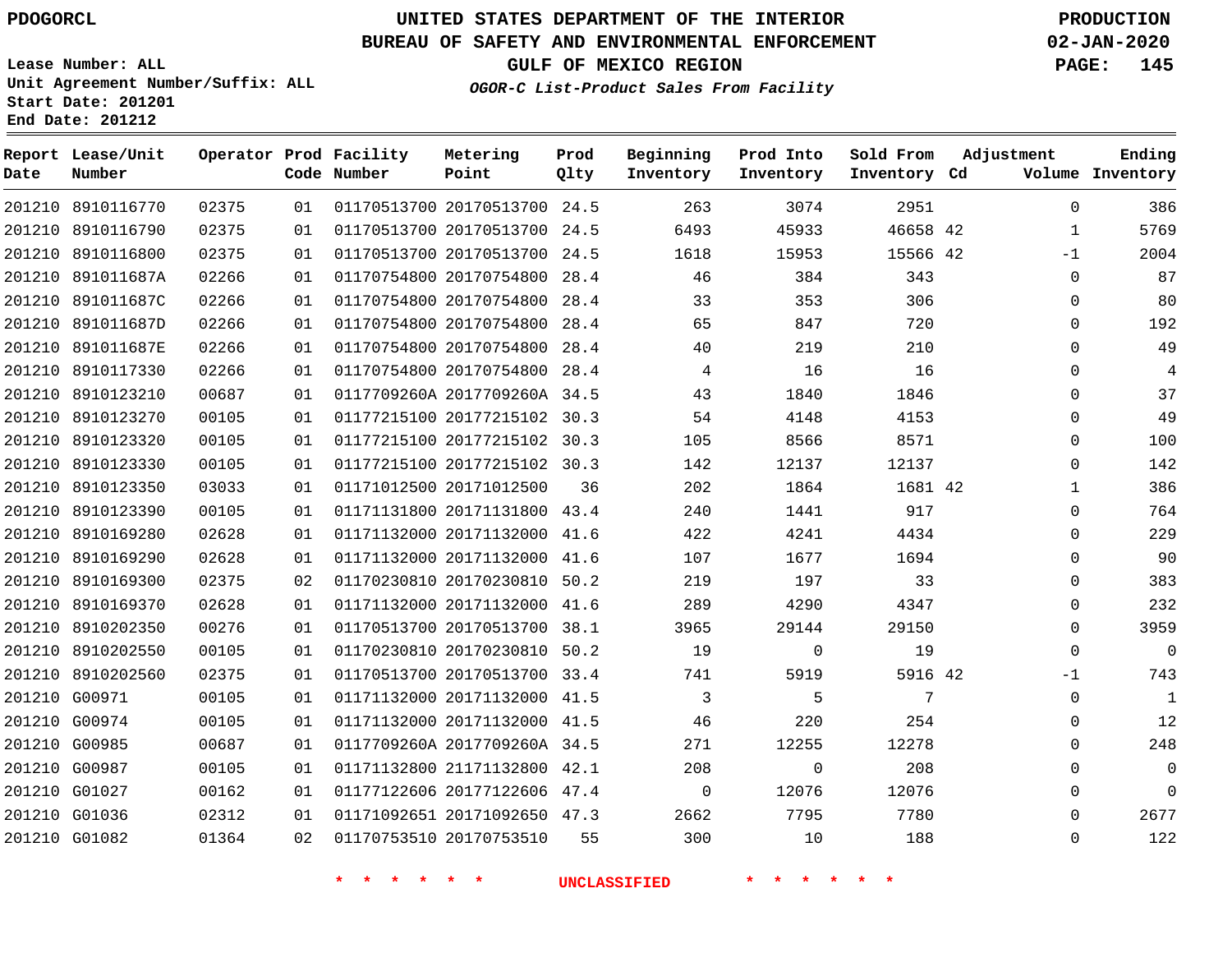PDOGORCL

Lease Number: ALL
Unit Agreement Number/Suffix: ALL
Start Date: 201201
End Date: 201212

# UNITED STATES DEPARTMENT OF THE INTERIOR
## BUREAU OF SAFETY AND ENVIRONMENTAL ENFORCEMENT
### GULF OF MEXICO REGION

*OGOR-C List-Product Sales From Facility*

PRODUCTION
02-JAN-2020

| Report Date | Lease/Unit Number | Operator | Prod Code | Facility Number | Metering Point | Prod Qlty | Beginning Inventory | Prod Into Inventory | Sold From Inventory | Adjustment Cd | Volume | Ending Inventory |
|---|---|---|---|---|---|---|---|---|---|---|---|---|
| 201210 | 8910116770 | 02375 | 01 | 01170513700 | 20170513700 | 24.5 | 263 | 3074 | 2951 | | 0 | 386 |
| 201210 | 8910116790 | 02375 | 01 | 01170513700 | 20170513700 | 24.5 | 6493 | 45933 | 46658 | 42 | 1 | 5769 |
| 201210 | 8910116800 | 02375 | 01 | 01170513700 | 20170513700 | 24.5 | 1618 | 15953 | 15566 | 42 | -1 | 2004 |
| 201210 | 891011687A | 02266 | 01 | 01170754800 | 20170754800 | 28.4 | 46 | 384 | 343 | | 0 | 87 |
| 201210 | 891011687C | 02266 | 01 | 01170754800 | 20170754800 | 28.4 | 33 | 353 | 306 | | 0 | 80 |
| 201210 | 891011687D | 02266 | 01 | 01170754800 | 20170754800 | 28.4 | 65 | 847 | 720 | | 0 | 192 |
| 201210 | 891011687E | 02266 | 01 | 01170754800 | 20170754800 | 28.4 | 40 | 219 | 210 | | 0 | 49 |
| 201210 | 8910117330 | 02266 | 01 | 01170754800 | 20170754800 | 28.4 | 4 | 16 | 16 | | 0 | 4 |
| 201210 | 8910123210 | 00687 | 01 | 0117709260A | 2017709260A | 34.5 | 43 | 1840 | 1846 | | 0 | 37 |
| 201210 | 8910123270 | 00105 | 01 | 01177215100 | 20177215102 | 30.3 | 54 | 4148 | 4153 | | 0 | 49 |
| 201210 | 8910123320 | 00105 | 01 | 01177215100 | 20177215102 | 30.3 | 105 | 8566 | 8571 | | 0 | 100 |
| 201210 | 8910123330 | 00105 | 01 | 01177215100 | 20177215102 | 30.3 | 142 | 12137 | 12137 | | 0 | 142 |
| 201210 | 8910123350 | 03033 | 01 | 01171012500 | 20171012500 | 36 | 202 | 1864 | 1681 | 42 | 1 | 386 |
| 201210 | 8910123390 | 00105 | 01 | 01171131800 | 20171131800 | 43.4 | 240 | 1441 | 917 | | 0 | 764 |
| 201210 | 8910169280 | 02628 | 01 | 01171132000 | 20171132000 | 41.6 | 422 | 4241 | 4434 | | 0 | 229 |
| 201210 | 8910169290 | 02628 | 01 | 01171132000 | 20171132000 | 41.6 | 107 | 1677 | 1694 | | 0 | 90 |
| 201210 | 8910169300 | 02375 | 02 | 01170230810 | 20170230810 | 50.2 | 219 | 197 | 33 | | 0 | 383 |
| 201210 | 8910169370 | 02628 | 01 | 01171132000 | 20171132000 | 41.6 | 289 | 4290 | 4347 | | 0 | 232 |
| 201210 | 8910202350 | 00276 | 01 | 01170513700 | 20170513700 | 38.1 | 3965 | 29144 | 29150 | | 0 | 3959 |
| 201210 | 8910202550 | 00105 | 01 | 01170230810 | 20170230810 | 50.2 | 19 | 0 | 19 | | 0 | 0 |
| 201210 | 8910202560 | 02375 | 01 | 01170513700 | 20170513700 | 33.4 | 741 | 5919 | 5916 | 42 | -1 | 743 |
| 201210 | G00971 | 00105 | 01 | 01171132000 | 20171132000 | 41.5 | 3 | 5 | 7 | | 0 | 1 |
| 201210 | G00974 | 00105 | 01 | 01171132000 | 20171132000 | 41.5 | 46 | 220 | 254 | | 0 | 12 |
| 201210 | G00985 | 00687 | 01 | 0117709260A | 2017709260A | 34.5 | 271 | 12255 | 12278 | | 0 | 248 |
| 201210 | G00987 | 00105 | 01 | 01171132800 | 21171132800 | 42.1 | 208 | 0 | 208 | | 0 | 0 |
| 201210 | G01027 | 00162 | 01 | 01177122606 | 20177122606 | 47.4 | 0 | 12076 | 12076 | | 0 | 0 |
| 201210 | G01036 | 02312 | 01 | 01171092651 | 20171092650 | 47.3 | 2662 | 7795 | 7780 | | 0 | 2677 |
| 201210 | G01082 | 01364 | 02 | 01170753510 | 20170753510 | 55 | 300 | 10 | 188 | | 0 | 122 |

* * * * * * UNCLASSIFIED * * * * * *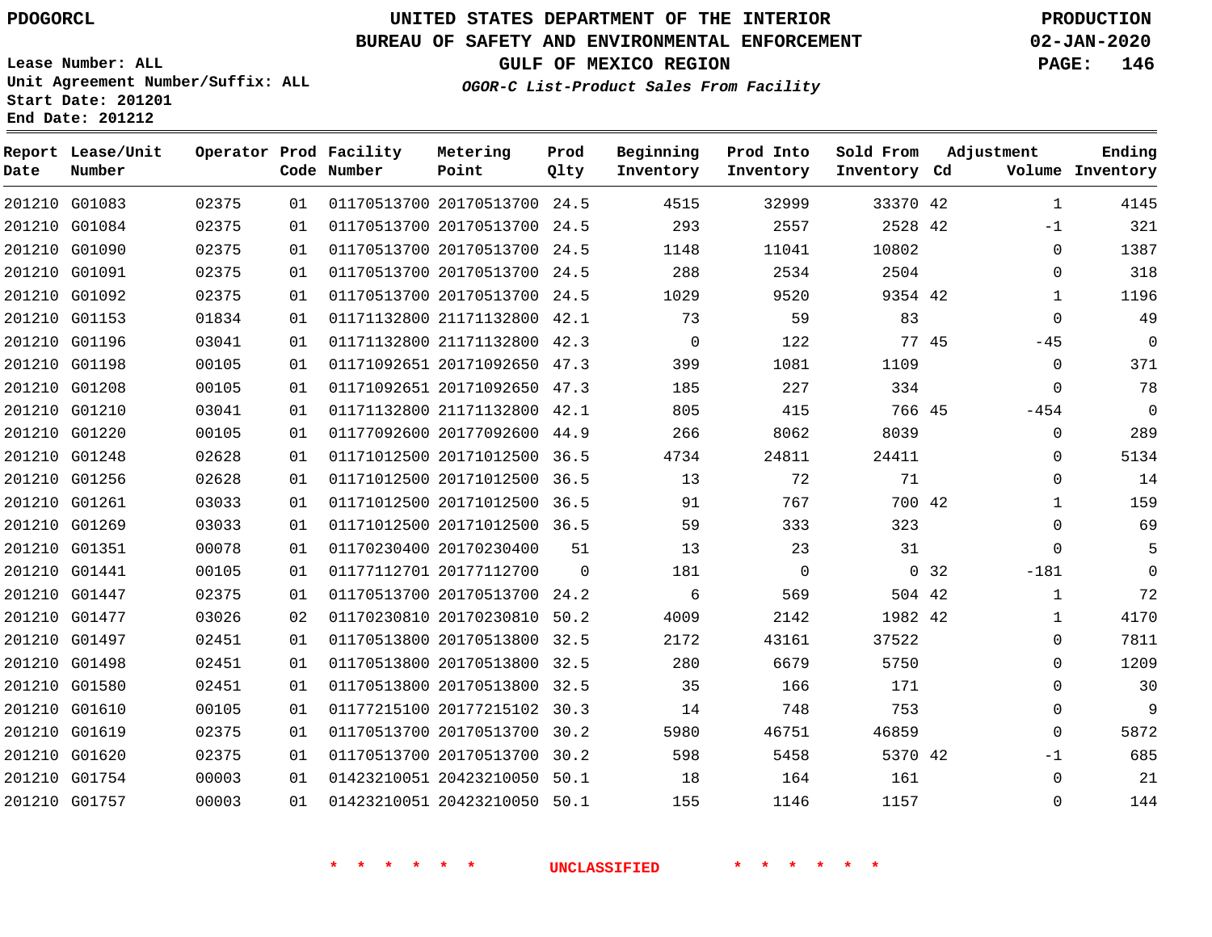PDOGORCL

# UNITED STATES DEPARTMENT OF THE INTERIOR
## BUREAU OF SAFETY AND ENVIRONMENTAL ENFORCEMENT
### GULF OF MEXICO REGION
*OGOR-C List-Product Sales From Facility*

PRODUCTION
02-JAN-2020

Lease Number: ALL
Unit Agreement Number/Suffix: ALL
Start Date: 201201
End Date: 201212

| Report Date | Lease/Unit Number | Operator | Prod Code | Facility Number | Metering Point | Prod Qlty | Beginning Inventory | Prod Into Inventory | Sold From Inventory | Adjustment Cd | Adjustment Volume | Ending Inventory |
|---|---|---|---|---|---|---|---|---|---|---|---|---|
| 201210 | G01083 | 02375 | 01 | 01170513700 | 20170513700 | 24.5 | 4515 | 32999 | 33370 | 42 | 1 | 4145 |
| 201210 | G01084 | 02375 | 01 | 01170513700 | 20170513700 | 24.5 | 293 | 2557 | 2528 | 42 | -1 | 321 |
| 201210 | G01090 | 02375 | 01 | 01170513700 | 20170513700 | 24.5 | 1148 | 11041 | 10802 | | 0 | 1387 |
| 201210 | G01091 | 02375 | 01 | 01170513700 | 20170513700 | 24.5 | 288 | 2534 | 2504 | | 0 | 318 |
| 201210 | G01092 | 02375 | 01 | 01170513700 | 20170513700 | 24.5 | 1029 | 9520 | 9354 | 42 | 1 | 1196 |
| 201210 | G01153 | 01834 | 01 | 01171132800 | 21171132800 | 42.1 | 73 | 59 | 83 | | 0 | 49 |
| 201210 | G01196 | 03041 | 01 | 01171132800 | 21171132800 | 42.3 | 0 | 122 | 77 | 45 | -45 | 0 |
| 201210 | G01198 | 00105 | 01 | 01171092651 | 20171092650 | 47.3 | 399 | 1081 | 1109 | | 0 | 371 |
| 201210 | G01208 | 00105 | 01 | 01171092651 | 20171092650 | 47.3 | 185 | 227 | 334 | | 0 | 78 |
| 201210 | G01210 | 03041 | 01 | 01171132800 | 21171132800 | 42.1 | 805 | 415 | 766 | 45 | -454 | 0 |
| 201210 | G01220 | 00105 | 01 | 01177092600 | 20177092600 | 44.9 | 266 | 8062 | 8039 | | 0 | 289 |
| 201210 | G01248 | 02628 | 01 | 01171012500 | 20171012500 | 36.5 | 4734 | 24811 | 24411 | | 0 | 5134 |
| 201210 | G01256 | 02628 | 01 | 01171012500 | 20171012500 | 36.5 | 13 | 72 | 71 | | 0 | 14 |
| 201210 | G01261 | 03033 | 01 | 01171012500 | 20171012500 | 36.5 | 91 | 767 | 700 | 42 | 1 | 159 |
| 201210 | G01269 | 03033 | 01 | 01171012500 | 20171012500 | 36.5 | 59 | 333 | 323 | | 0 | 69 |
| 201210 | G01351 | 00078 | 01 | 01170230400 | 20170230400 | 51 | 13 | 23 | 31 | | 0 | 5 |
| 201210 | G01441 | 00105 | 01 | 01177112701 | 20177112700 | 0 | 181 | 0 | 0 | 32 | -181 | 0 |
| 201210 | G01447 | 02375 | 01 | 01170513700 | 20170513700 | 24.2 | 6 | 569 | 504 | 42 | 1 | 72 |
| 201210 | G01477 | 03026 | 02 | 01170230810 | 20170230810 | 50.2 | 4009 | 2142 | 1982 | 42 | 1 | 4170 |
| 201210 | G01497 | 02451 | 01 | 01170513800 | 20170513800 | 32.5 | 2172 | 43161 | 37522 | | 0 | 7811 |
| 201210 | G01498 | 02451 | 01 | 01170513800 | 20170513800 | 32.5 | 280 | 6679 | 5750 | | 0 | 1209 |
| 201210 | G01580 | 02451 | 01 | 01170513800 | 20170513800 | 32.5 | 35 | 166 | 171 | | 0 | 30 |
| 201210 | G01610 | 00105 | 01 | 01177215100 | 20177215102 | 30.3 | 14 | 748 | 753 | | 0 | 9 |
| 201210 | G01619 | 02375 | 01 | 01170513700 | 20170513700 | 30.2 | 5980 | 46751 | 46859 | | 0 | 5872 |
| 201210 | G01620 | 02375 | 01 | 01170513700 | 20170513700 | 30.2 | 598 | 5458 | 5370 | 42 | -1 | 685 |
| 201210 | G01754 | 00003 | 01 | 01423210051 | 20423210050 | 50.1 | 18 | 164 | 161 | | 0 | 21 |
| 201210 | G01757 | 00003 | 01 | 01423210051 | 20423210050 | 50.1 | 155 | 1146 | 1157 | | 0 | 144 |

* * * * * * UNCLASSIFIED * * * * * *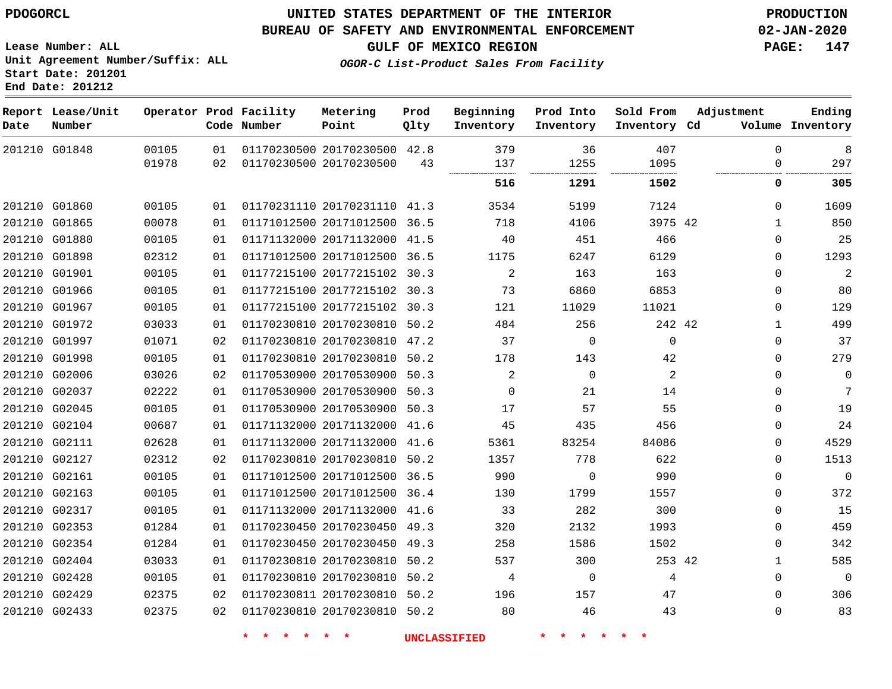# UNITED STATES DEPARTMENT OF THE INTERIOR
## BUREAU OF SAFETY AND ENVIRONMENTAL ENFORCEMENT
### GULF OF MEXICO REGION
*OGOR-C List-Product Sales From Facility*

PDOGORCL

PRODUCTION
02-JAN-2020

Lease Number: ALL
Unit Agreement Number/Suffix: ALL
Start Date: 201201
End Date: 201212

| Report Date | Lease/Unit Number | Operator | Prod Code | Facility Number | Metering Point | Prod Qlty | Beginning Inventory | Prod Into Inventory | Sold From Inventory | Adjustment Cd | Adjustment Volume | Ending Inventory |
|---|---|---|---|---|---|---|---|---|---|---|---|---|
| 201210 | G01848 | 00105 | 01 | 01170230500 | 20170230500 | 42.8 | 379 | 36 | 407 | | 0 | 8 |
| | | 01978 | 02 | 01170230500 | 20170230500 | 43 | 137 | 1255 | 1095 | | 0 | 297 |
| | | | | | | | **516** | **1291** | **1502** | | **0** | **305** |
| 201210 | G01860 | 00105 | 01 | 01170231110 | 20170231110 | 41.3 | 3534 | 5199 | 7124 | | 0 | 1609 |
| 201210 | G01865 | 00078 | 01 | 01171012500 | 20171012500 | 36.5 | 718 | 4106 | 3975 | 42 | 1 | 850 |
| 201210 | G01880 | 00105 | 01 | 01171132000 | 20171132000 | 41.5 | 40 | 451 | 466 | | 0 | 25 |
| 201210 | G01898 | 02312 | 01 | 01171012500 | 20171012500 | 36.5 | 1175 | 6247 | 6129 | | 0 | 1293 |
| 201210 | G01901 | 00105 | 01 | 01177215100 | 20177215102 | 30.3 | 2 | 163 | 163 | | 0 | 2 |
| 201210 | G01966 | 00105 | 01 | 01177215100 | 20177215102 | 30.3 | 73 | 6860 | 6853 | | 0 | 80 |
| 201210 | G01967 | 00105 | 01 | 01177215100 | 20177215102 | 30.3 | 121 | 11029 | 11021 | | 0 | 129 |
| 201210 | G01972 | 03033 | 01 | 01170230810 | 20170230810 | 50.2 | 484 | 256 | 242 | 42 | 1 | 499 |
| 201210 | G01997 | 01071 | 02 | 01170230810 | 20170230810 | 47.2 | 37 | 0 | 0 | | 0 | 37 |
| 201210 | G01998 | 00105 | 01 | 01170230810 | 20170230810 | 50.2 | 178 | 143 | 42 | | 0 | 279 |
| 201210 | G02006 | 03026 | 02 | 01170530900 | 20170530900 | 50.3 | 2 | 0 | 2 | | 0 | 0 |
| 201210 | G02037 | 02222 | 01 | 01170530900 | 20170530900 | 50.3 | 0 | 21 | 14 | | 0 | 7 |
| 201210 | G02045 | 00105 | 01 | 01170530900 | 20170530900 | 50.3 | 17 | 57 | 55 | | 0 | 19 |
| 201210 | G02104 | 00687 | 01 | 01171132000 | 20171132000 | 41.6 | 45 | 435 | 456 | | 0 | 24 |
| 201210 | G02111 | 02628 | 01 | 01171132000 | 20171132000 | 41.6 | 5361 | 83254 | 84086 | | 0 | 4529 |
| 201210 | G02127 | 02312 | 02 | 01170230810 | 20170230810 | 50.2 | 1357 | 778 | 622 | | 0 | 1513 |
| 201210 | G02161 | 00105 | 01 | 01171012500 | 20171012500 | 36.5 | 990 | 0 | 990 | | 0 | 0 |
| 201210 | G02163 | 00105 | 01 | 01171012500 | 20171012500 | 36.4 | 130 | 1799 | 1557 | | 0 | 372 |
| 201210 | G02317 | 00105 | 01 | 01171132000 | 20171132000 | 41.6 | 33 | 282 | 300 | | 0 | 15 |
| 201210 | G02353 | 01284 | 01 | 01170230450 | 20170230450 | 49.3 | 320 | 2132 | 1993 | | 0 | 459 |
| 201210 | G02354 | 01284 | 01 | 01170230450 | 20170230450 | 49.3 | 258 | 1586 | 1502 | | 0 | 342 |
| 201210 | G02404 | 03033 | 01 | 01170230810 | 20170230810 | 50.2 | 537 | 300 | 253 | 42 | 1 | 585 |
| 201210 | G02428 | 00105 | 01 | 01170230810 | 20170230810 | 50.2 | 4 | 0 | 4 | | 0 | 0 |
| 201210 | G02429 | 02375 | 02 | 01170230811 | 20170230810 | 50.2 | 196 | 157 | 47 | | 0 | 306 |
| 201210 | G02433 | 02375 | 02 | 01170230810 | 20170230810 | 50.2 | 80 | 46 | 43 | | 0 | 83 |

* * * * * * UNCLASSIFIED * * * * * *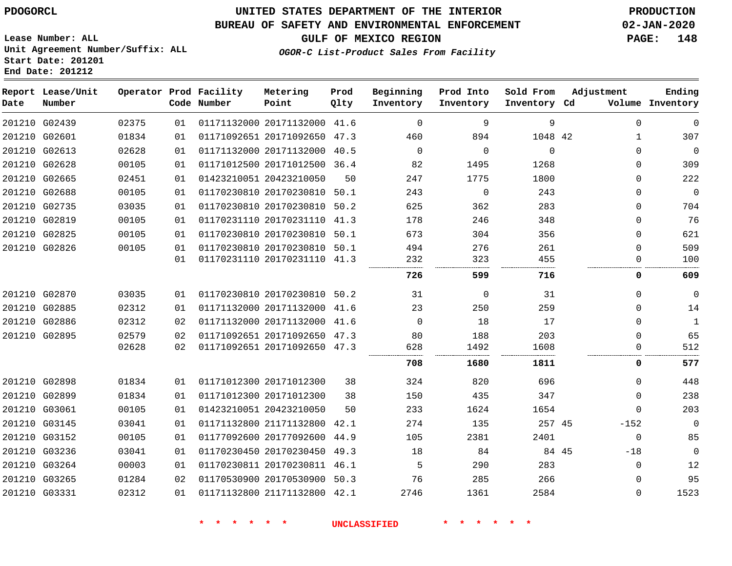PDOGORCL

# UNITED STATES DEPARTMENT OF THE INTERIOR
## BUREAU OF SAFETY AND ENVIRONMENTAL ENFORCEMENT
### GULF OF MEXICO REGION
*OGOR-C List-Product Sales From Facility*

PRODUCTION
02-JAN-2020

Lease Number: ALL
Unit Agreement Number/Suffix: ALL
Start Date: 201201
End Date: 201212

| Report Date | Lease/Unit Number | Operator | Prod Code | Facility Number | Metering Point | Prod Qlty | Beginning Inventory | Prod Into Inventory | Sold From Inventory | Adjustment Cd | Adjustment Volume | Ending Inventory |
|---|---|---|---|---|---|---|---|---|---|---|---|---|
| 201210 | G02439 | 02375 | 01 | 01171132000 | 20171132000 | 41.6 | 0 | 9 | 9 | | 0 | 0 |
| 201210 | G02601 | 01834 | 01 | 01171092651 | 20171092650 | 47.3 | 460 | 894 | 1048 | 42 | 1 | 307 |
| 201210 | G02613 | 02628 | 01 | 01171132000 | 20171132000 | 40.5 | 0 | 0 | 0 | | 0 | 0 |
| 201210 | G02628 | 00105 | 01 | 01171012500 | 20171012500 | 36.4 | 82 | 1495 | 1268 | | 0 | 309 |
| 201210 | G02665 | 02451 | 01 | 01423210051 | 20423210050 | 50 | 247 | 1775 | 1800 | | 0 | 222 |
| 201210 | G02688 | 00105 | 01 | 01170230810 | 20170230810 | 50.1 | 243 | 0 | 243 | | 0 | 0 |
| 201210 | G02735 | 03035 | 01 | 01170230810 | 20170230810 | 50.2 | 625 | 362 | 283 | | 0 | 704 |
| 201210 | G02819 | 00105 | 01 | 01170231110 | 20170231110 | 41.3 | 178 | 246 | 348 | | 0 | 76 |
| 201210 | G02825 | 00105 | 01 | 01170230810 | 20170230810 | 50.1 | 673 | 304 | 356 | | 0 | 621 |
| 201210 | G02826 | 00105 | 01 | 01170230810 | 20170230810 | 50.1 | 494 | 276 | 261 | | 0 | 509 |
| | | | 01 | 01170231110 | 20170231110 | 41.3 | 232 | 323 | 455 | | 0 | 100 |
| | | | | | | | **726** | **599** | **716** | | **0** | **609** |
| 201210 | G02870 | 03035 | 01 | 01170230810 | 20170230810 | 50.2 | 31 | 0 | 31 | | 0 | 0 |
| 201210 | G02885 | 02312 | 01 | 01171132000 | 20171132000 | 41.6 | 23 | 250 | 259 | | 0 | 14 |
| 201210 | G02886 | 02312 | 02 | 01171132000 | 20171132000 | 41.6 | 0 | 18 | 17 | | 0 | 1 |
| 201210 | G02895 | 02579 | 02 | 01171092651 | 20171092650 | 47.3 | 80 | 188 | 203 | | 0 | 65 |
| | | 02628 | 02 | 01171092651 | 20171092650 | 47.3 | 628 | 1492 | 1608 | | 0 | 512 |
| | | | | | | | **708** | **1680** | **1811** | | **0** | **577** |
| 201210 | G02898 | 01834 | 01 | 01171012300 | 20171012300 | 38 | 324 | 820 | 696 | | 0 | 448 |
| 201210 | G02899 | 01834 | 01 | 01171012300 | 20171012300 | 38 | 150 | 435 | 347 | | 0 | 238 |
| 201210 | G03061 | 00105 | 01 | 01423210051 | 20423210050 | 50 | 233 | 1624 | 1654 | | 0 | 203 |
| 201210 | G03145 | 03041 | 01 | 01171132800 | 21171132800 | 42.1 | 274 | 135 | 257 | 45 | -152 | 0 |
| 201210 | G03152 | 00105 | 01 | 01177092600 | 20177092600 | 44.9 | 105 | 2381 | 2401 | | 0 | 85 |
| 201210 | G03236 | 03041 | 01 | 01170230450 | 20170230450 | 49.3 | 18 | 84 | 84 | 45 | -18 | 0 |
| 201210 | G03264 | 00003 | 01 | 01170230811 | 20170230811 | 46.1 | 5 | 290 | 283 | | 0 | 12 |
| 201210 | G03265 | 01284 | 02 | 01170530900 | 20170530900 | 50.3 | 76 | 285 | 266 | | 0 | 95 |
| 201210 | G03331 | 02312 | 01 | 01171132800 | 21171132800 | 42.1 | 2746 | 1361 | 2584 | | 0 | 1523 |

* * * * * * UNCLASSIFIED * * * * * *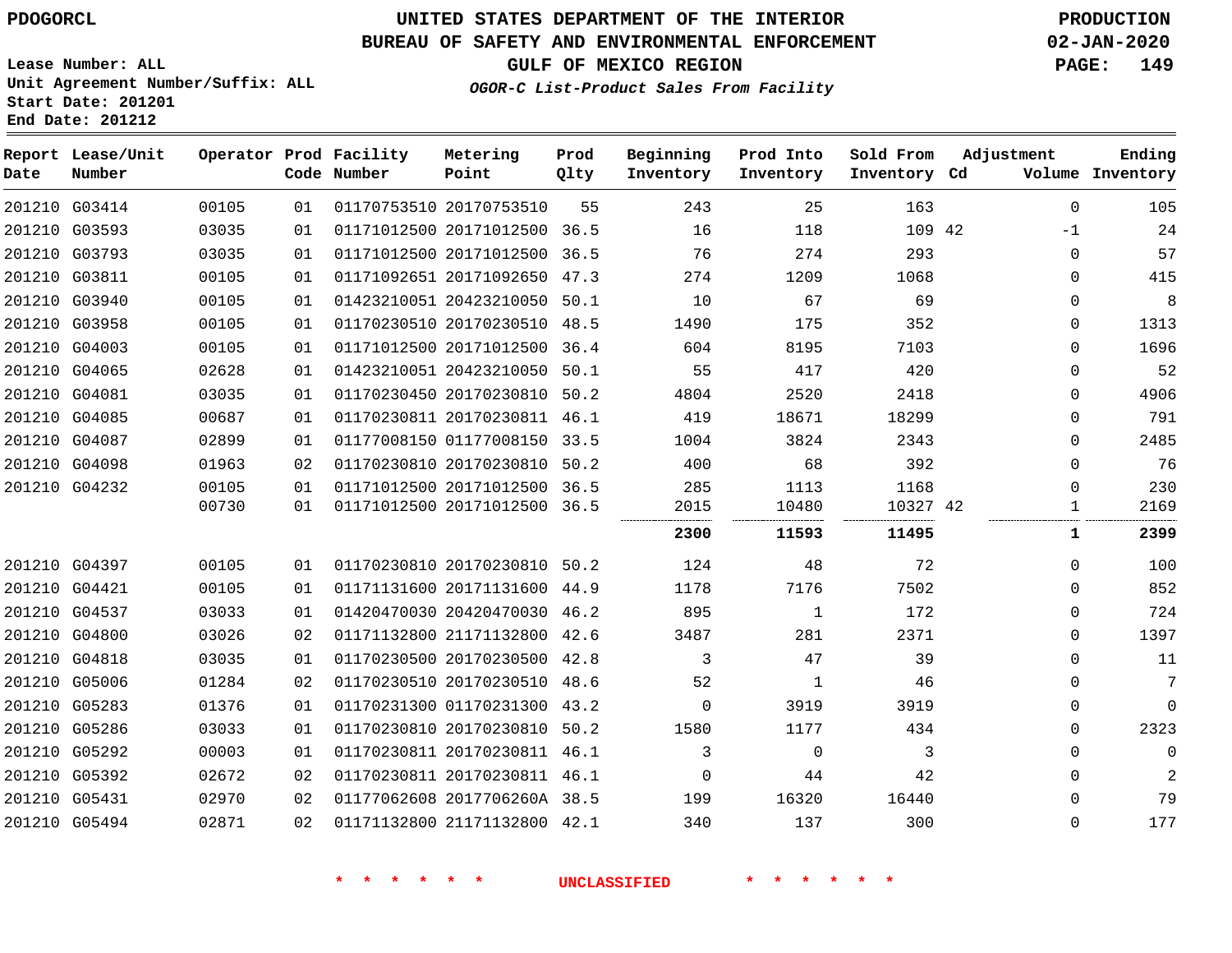# UNITED STATES DEPARTMENT OF THE INTERIOR
## BUREAU OF SAFETY AND ENVIRONMENTAL ENFORCEMENT
### GULF OF MEXICO REGION

PDOGORCL

PRODUCTION
02-JAN-2020

Lease Number: ALL
Unit Agreement Number/Suffix: ALL
Start Date: 201201
End Date: 201212

*OGOR-C List-Product Sales From Facility*

| Report Date | Lease/Unit Number | Operator | Prod Code | Facility Number | Metering Point | Prod Qlty | Beginning Inventory | Prod Into Inventory | Sold From Inventory | Adjustment Cd | Adjustment Volume | Ending Inventory |
|---|---|---|---|---|---|---|---|---|---|---|---|---|
| 201210 | G03414 | 00105 | 01 | 01170753510 | 20170753510 | 55 | 243 | 25 | 163 | | 0 | 105 |
| 201210 | G03593 | 03035 | 01 | 01171012500 | 20171012500 | 36.5 | 16 | 118 | 109 | 42 | -1 | 24 |
| 201210 | G03793 | 03035 | 01 | 01171012500 | 20171012500 | 36.5 | 76 | 274 | 293 | | 0 | 57 |
| 201210 | G03811 | 00105 | 01 | 01171092651 | 20171092650 | 47.3 | 274 | 1209 | 1068 | | 0 | 415 |
| 201210 | G03940 | 00105 | 01 | 01423210051 | 20423210050 | 50.1 | 10 | 67 | 69 | | 0 | 8 |
| 201210 | G03958 | 00105 | 01 | 01170230510 | 20170230510 | 48.5 | 1490 | 175 | 352 | | 0 | 1313 |
| 201210 | G04003 | 00105 | 01 | 01171012500 | 20171012500 | 36.4 | 604 | 8195 | 7103 | | 0 | 1696 |
| 201210 | G04065 | 02628 | 01 | 01423210051 | 20423210050 | 50.1 | 55 | 417 | 420 | | 0 | 52 |
| 201210 | G04081 | 03035 | 01 | 01170230450 | 20170230810 | 50.2 | 4804 | 2520 | 2418 | | 0 | 4906 |
| 201210 | G04085 | 00687 | 01 | 01170230811 | 20170230811 | 46.1 | 419 | 18671 | 18299 | | 0 | 791 |
| 201210 | G04087 | 02899 | 01 | 01177008150 | 01177008150 | 33.5 | 1004 | 3824 | 2343 | | 0 | 2485 |
| 201210 | G04098 | 01963 | 02 | 01170230810 | 20170230810 | 50.2 | 400 | 68 | 392 | | 0 | 76 |
| 201210 | G04232 | 00105 | 01 | 01171012500 | 20171012500 | 36.5 | 285 | 1113 | 1168 | | 0 | 230 |
| | | 00730 | 01 | 01171012500 | 20171012500 | 36.5 | 2015 | 10480 | 10327 | 42 | 1 | 2169 |
| | | | | | | | **2300** | **11593** | **11495** | | **1** | **2399** |
| 201210 | G04397 | 00105 | 01 | 01170230810 | 20170230810 | 50.2 | 124 | 48 | 72 | | 0 | 100 |
| 201210 | G04421 | 00105 | 01 | 01171131600 | 20171131600 | 44.9 | 1178 | 7176 | 7502 | | 0 | 852 |
| 201210 | G04537 | 03033 | 01 | 01420470030 | 20420470030 | 46.2 | 895 | 1 | 172 | | 0 | 724 |
| 201210 | G04800 | 03026 | 02 | 01171132800 | 21171132800 | 42.6 | 3487 | 281 | 2371 | | 0 | 1397 |
| 201210 | G04818 | 03035 | 01 | 01170230500 | 20170230500 | 42.8 | 3 | 47 | 39 | | 0 | 11 |
| 201210 | G05006 | 01284 | 02 | 01170230510 | 20170230510 | 48.6 | 52 | 1 | 46 | | 0 | 7 |
| 201210 | G05283 | 01376 | 01 | 01170231300 | 01170231300 | 43.2 | 0 | 3919 | 3919 | | 0 | 0 |
| 201210 | G05286 | 03033 | 01 | 01170230810 | 20170230810 | 50.2 | 1580 | 1177 | 434 | | 0 | 2323 |
| 201210 | G05292 | 00003 | 01 | 01170230811 | 20170230811 | 46.1 | 3 | 0 | 3 | | 0 | 0 |
| 201210 | G05392 | 02672 | 02 | 01170230811 | 20170230811 | 46.1 | 0 | 44 | 42 | | 0 | 2 |
| 201210 | G05431 | 02970 | 02 | 01177062608 | 2017706260A | 38.5 | 199 | 16320 | 16440 | | 0 | 79 |
| 201210 | G05494 | 02871 | 02 | 01171132800 | 21171132800 | 42.1 | 340 | 137 | 300 | | 0 | 177 |

\* \* \* \* \* \* UNCLASSIFIED \* \* \* \* \* \*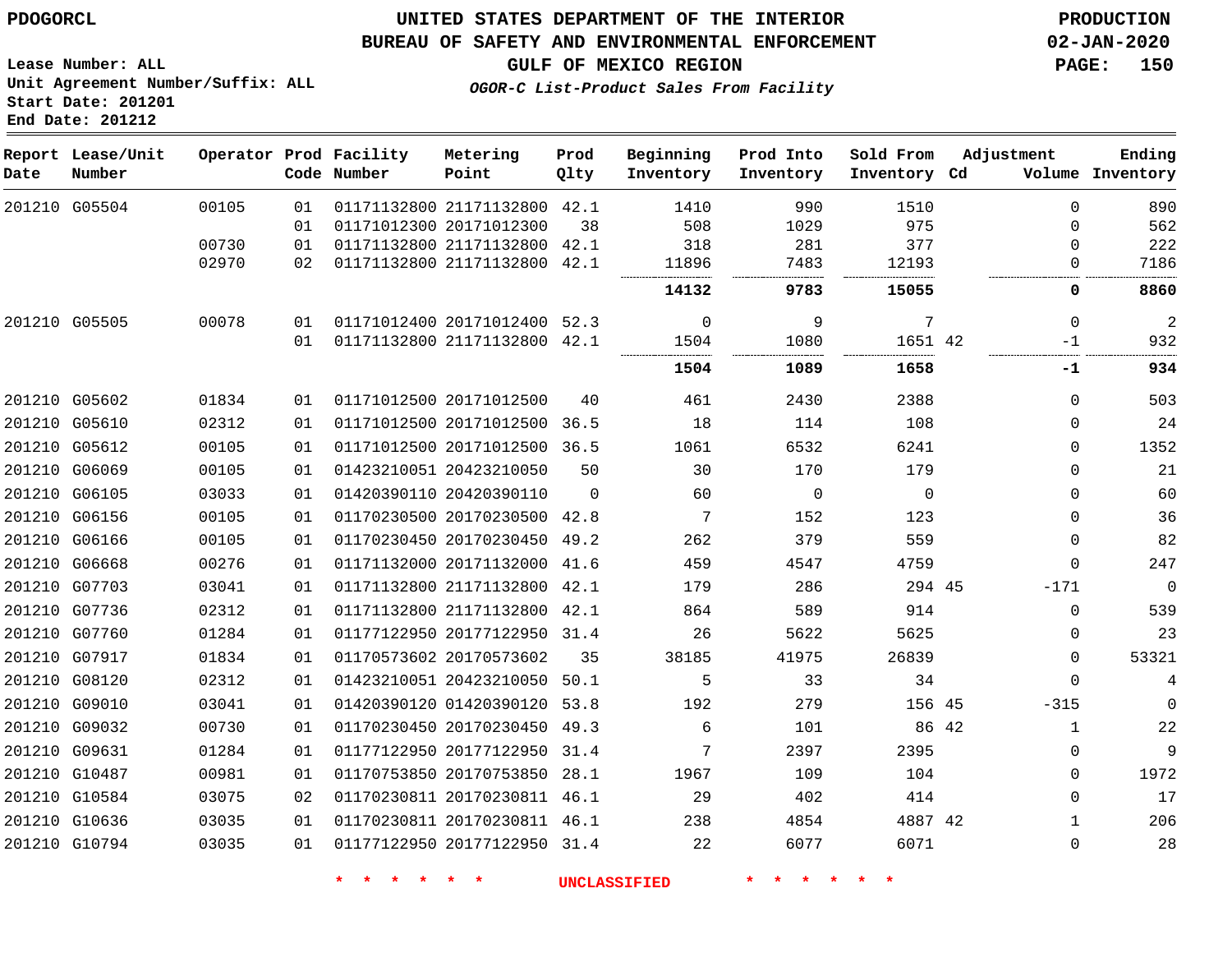# UNITED STATES DEPARTMENT OF THE INTERIOR
## BUREAU OF SAFETY AND ENVIRONMENTAL ENFORCEMENT
### GULF OF MEXICO REGION
*OGOR-C List-Product Sales From Facility*

PDOGORCL

PRODUCTION
02-JAN-2020

Lease Number: ALL
Unit Agreement Number/Suffix: ALL
Start Date: 201201
End Date: 201212

| Report Date | Lease/Unit Number | Operator | Prod Code | Facility Number | Metering Point | Prod Qlty | Beginning Inventory | Prod Into Inventory | Sold From Inventory | Adjustment Cd | Adjustment Volume | Ending Inventory |
|---|---|---|---|---|---|---|---|---|---|---|---|---|
| 201210 | G05504 | 00105 | 01 | 01171132800 | 21171132800 | 42.1 | 1410 | 990 | 1510 | | 0 | 890 |
| | | | 01 | 01171012300 | 20171012300 | 38 | 508 | 1029 | 975 | | 0 | 562 |
| | | 00730 | 01 | 01171132800 | 21171132800 | 42.1 | 318 | 281 | 377 | | 0 | 222 |
| | | 02970 | 02 | 01171132800 | 21171132800 | 42.1 | 11896 | 7483 | 12193 | | 0 | 7186 |
| | | | | | | | **14132** | **9783** | **15055** | | **0** | **8860** |
| 201210 | G05505 | 00078 | 01 | 01171012400 | 20171012400 | 52.3 | 0 | 9 | 7 | | 0 | 2 |
| | | | 01 | 01171132800 | 21171132800 | 42.1 | 1504 | 1080 | 1651 | 42 | -1 | 932 |
| | | | | | | | **1504** | **1089** | **1658** | | **-1** | **934** |
| 201210 | G05602 | 01834 | 01 | 01171012500 | 20171012500 | 40 | 461 | 2430 | 2388 | | 0 | 503 |
| 201210 | G05610 | 02312 | 01 | 01171012500 | 20171012500 | 36.5 | 18 | 114 | 108 | | 0 | 24 |
| 201210 | G05612 | 00105 | 01 | 01171012500 | 20171012500 | 36.5 | 1061 | 6532 | 6241 | | 0 | 1352 |
| 201210 | G06069 | 00105 | 01 | 01423210051 | 20423210050 | 50 | 30 | 170 | 179 | | 0 | 21 |
| 201210 | G06105 | 03033 | 01 | 01420390110 | 20420390110 | 0 | 60 | 0 | 0 | | 0 | 60 |
| 201210 | G06156 | 00105 | 01 | 01170230500 | 20170230500 | 42.8 | 7 | 152 | 123 | | 0 | 36 |
| 201210 | G06166 | 00105 | 01 | 01170230450 | 20170230450 | 49.2 | 262 | 379 | 559 | | 0 | 82 |
| 201210 | G06668 | 00276 | 01 | 01171132000 | 20171132000 | 41.6 | 459 | 4547 | 4759 | | 0 | 247 |
| 201210 | G07703 | 03041 | 01 | 01171132800 | 21171132800 | 42.1 | 179 | 286 | 294 | 45 | -171 | 0 |
| 201210 | G07736 | 02312 | 01 | 01171132800 | 21171132800 | 42.1 | 864 | 589 | 914 | | 0 | 539 |
| 201210 | G07760 | 01284 | 01 | 01177122950 | 20177122950 | 31.4 | 26 | 5622 | 5625 | | 0 | 23 |
| 201210 | G07917 | 01834 | 01 | 01170573602 | 20170573602 | 35 | 38185 | 41975 | 26839 | | 0 | 53321 |
| 201210 | G08120 | 02312 | 01 | 01423210051 | 20423210050 | 50.1 | 5 | 33 | 34 | | 0 | 4 |
| 201210 | G09010 | 03041 | 01 | 01420390120 | 01420390120 | 53.8 | 192 | 279 | 156 | 45 | -315 | 0 |
| 201210 | G09032 | 00730 | 01 | 01170230450 | 20170230450 | 49.3 | 6 | 101 | 86 | 42 | 1 | 22 |
| 201210 | G09631 | 01284 | 01 | 01177122950 | 20177122950 | 31.4 | 7 | 2397 | 2395 | | 0 | 9 |
| 201210 | G10487 | 00981 | 01 | 01170753850 | 20170753850 | 28.1 | 1967 | 109 | 104 | | 0 | 1972 |
| 201210 | G10584 | 03075 | 02 | 01170230811 | 20170230811 | 46.1 | 29 | 402 | 414 | | 0 | 17 |
| 201210 | G10636 | 03035 | 01 | 01170230811 | 20170230811 | 46.1 | 238 | 4854 | 4887 | 42 | 1 | 206 |
| 201210 | G10794 | 03035 | 01 | 01177122950 | 20177122950 | 31.4 | 22 | 6077 | 6071 | | 0 | 28 |

* * * * * * UNCLASSIFIED * * * * * *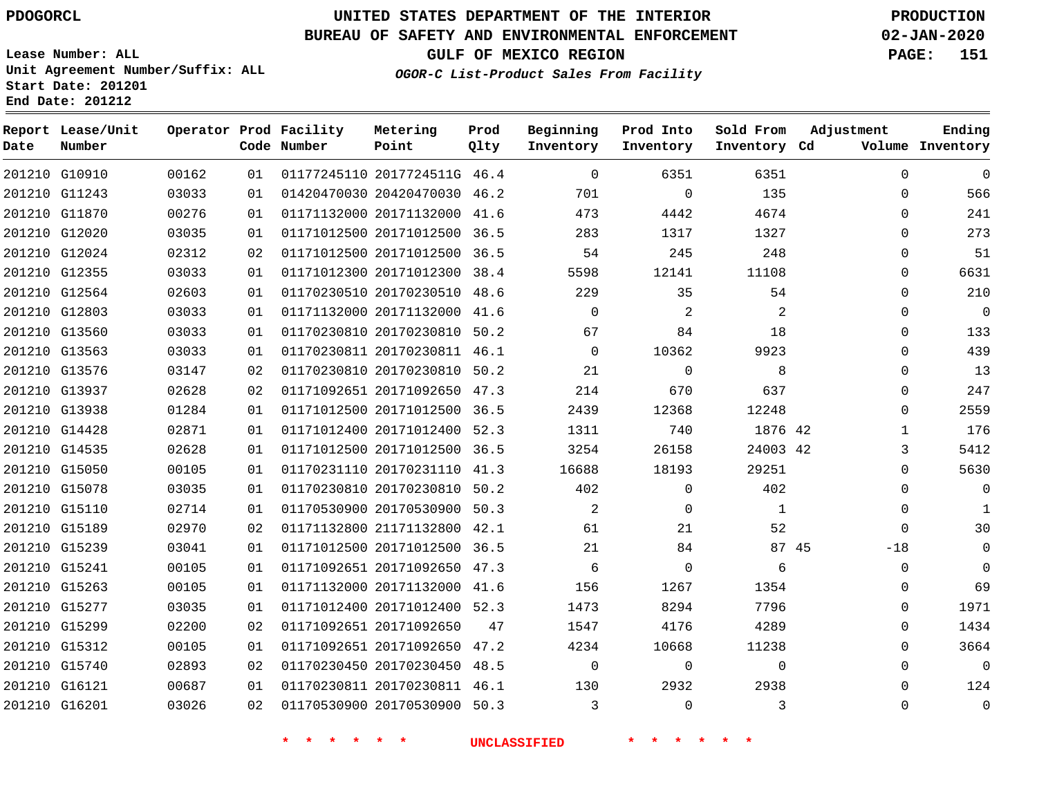PDOGORCL

# UNITED STATES DEPARTMENT OF THE INTERIOR
## BUREAU OF SAFETY AND ENVIRONMENTAL ENFORCEMENT
### GULF OF MEXICO REGION
*OGOR-C List-Product Sales From Facility*

PRODUCTION
02-JAN-2020

Lease Number: ALL
Unit Agreement Number/Suffix: ALL
Start Date: 201201
End Date: 201212

| Report Date | Lease/Unit Number | Operator | Prod Code | Facility Number | Metering Point | Prod Qlty | Beginning Inventory | Prod Into Inventory | Sold From Inventory | Adjustment Cd | Adjustment Volume | Ending Inventory |
|---|---|---|---|---|---|---|---|---|---|---|---|---|
| 201210 | G10910 | 00162 | 01 | 01177245110 | 2017724511G | 46.4 | 0 | 6351 | 6351 | | 0 | 0 |
| 201210 | G11243 | 03033 | 01 | 01420470030 | 20420470030 | 46.2 | 701 | 0 | 135 | | 0 | 566 |
| 201210 | G11870 | 00276 | 01 | 01171132000 | 20171132000 | 41.6 | 473 | 4442 | 4674 | | 0 | 241 |
| 201210 | G12020 | 03035 | 01 | 01171012500 | 20171012500 | 36.5 | 283 | 1317 | 1327 | | 0 | 273 |
| 201210 | G12024 | 02312 | 02 | 01171012500 | 20171012500 | 36.5 | 54 | 245 | 248 | | 0 | 51 |
| 201210 | G12355 | 03033 | 01 | 01171012300 | 20171012300 | 38.4 | 5598 | 12141 | 11108 | | 0 | 6631 |
| 201210 | G12564 | 02603 | 01 | 01170230510 | 20170230510 | 48.6 | 229 | 35 | 54 | | 0 | 210 |
| 201210 | G12803 | 03033 | 01 | 01171132000 | 20171132000 | 41.6 | 0 | 2 | 2 | | 0 | 0 |
| 201210 | G13560 | 03033 | 01 | 01170230810 | 20170230810 | 50.2 | 67 | 84 | 18 | | 0 | 133 |
| 201210 | G13563 | 03033 | 01 | 01170230811 | 20170230811 | 46.1 | 0 | 10362 | 9923 | | 0 | 439 |
| 201210 | G13576 | 03147 | 02 | 01170230810 | 20170230810 | 50.2 | 21 | 0 | 8 | | 0 | 13 |
| 201210 | G13937 | 02628 | 02 | 01171092651 | 20171092650 | 47.3 | 214 | 670 | 637 | | 0 | 247 |
| 201210 | G13938 | 01284 | 01 | 01171012500 | 20171012500 | 36.5 | 2439 | 12368 | 12248 | | 0 | 2559 |
| 201210 | G14428 | 02871 | 01 | 01171012400 | 20171012400 | 52.3 | 1311 | 740 | 1876 | 42 | 1 | 176 |
| 201210 | G14535 | 02628 | 01 | 01171012500 | 20171012500 | 36.5 | 3254 | 26158 | 24003 | 42 | 3 | 5412 |
| 201210 | G15050 | 00105 | 01 | 01170231110 | 20170231110 | 41.3 | 16688 | 18193 | 29251 | | 0 | 5630 |
| 201210 | G15078 | 03035 | 01 | 01170230810 | 20170230810 | 50.2 | 402 | 0 | 402 | | 0 | 0 |
| 201210 | G15110 | 02714 | 01 | 01170530900 | 20170530900 | 50.3 | 2 | 0 | 1 | | 0 | 1 |
| 201210 | G15189 | 02970 | 02 | 01171132800 | 21171132800 | 42.1 | 61 | 21 | 52 | | 0 | 30 |
| 201210 | G15239 | 03041 | 01 | 01171012500 | 20171012500 | 36.5 | 21 | 84 | 87 | 45 | -18 | 0 |
| 201210 | G15241 | 00105 | 01 | 01171092651 | 20171092650 | 47.3 | 6 | 0 | 6 | | 0 | 0 |
| 201210 | G15263 | 00105 | 01 | 01171132000 | 20171132000 | 41.6 | 156 | 1267 | 1354 | | 0 | 69 |
| 201210 | G15277 | 03035 | 01 | 01171012400 | 20171012400 | 52.3 | 1473 | 8294 | 7796 | | 0 | 1971 |
| 201210 | G15299 | 02200 | 02 | 01171092651 | 20171092650 | 47 | 1547 | 4176 | 4289 | | 0 | 1434 |
| 201210 | G15312 | 00105 | 01 | 01171092651 | 20171092650 | 47.2 | 4234 | 10668 | 11238 | | 0 | 3664 |
| 201210 | G15740 | 02893 | 02 | 01170230450 | 20170230450 | 48.5 | 0 | 0 | 0 | | 0 | 0 |
| 201210 | G16121 | 00687 | 01 | 01170230811 | 20170230811 | 46.1 | 130 | 2932 | 2938 | | 0 | 124 |
| 201210 | G16201 | 03026 | 02 | 01170530900 | 20170530900 | 50.3 | 3 | 0 | 3 | | 0 | 0 |

* * * * * * UNCLASSIFIED * * * * * *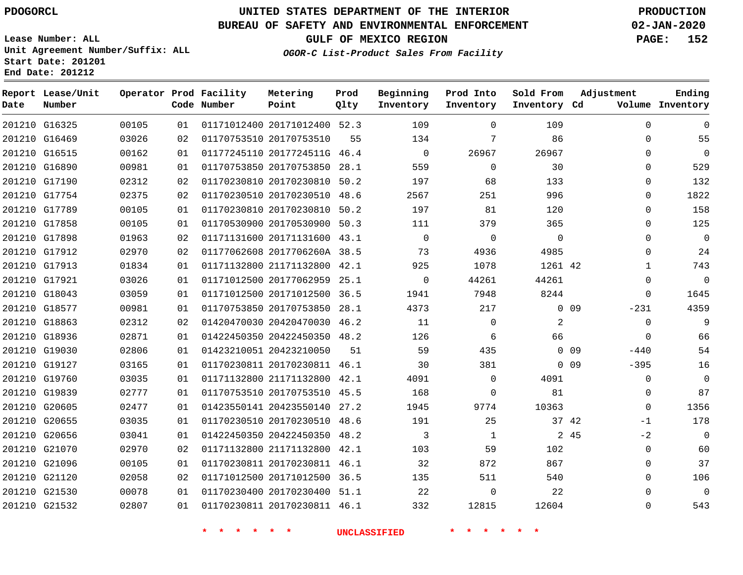PDOGORCL

# UNITED STATES DEPARTMENT OF THE INTERIOR
## BUREAU OF SAFETY AND ENVIRONMENTAL ENFORCEMENT
### GULF OF MEXICO REGION
*OGOR-C List-Product Sales From Facility*

PRODUCTION
02-JAN-2020

Lease Number: ALL
Unit Agreement Number/Suffix: ALL
Start Date: 201201
End Date: 201212

| Report Date | Lease/Unit Number | Operator | Prod Code | Facility Number | Metering Point | Prod Qlty | Beginning Inventory | Prod Into Inventory | Sold From Inventory | Adjustment Cd | Adjustment Volume | Ending Inventory |
|---|---|---|---|---|---|---|---|---|---|---|---|---|
| 201210 | G16325 | 00105 | 01 | 01171012400 | 20171012400 | 52.3 | 109 | 0 | 109 | | 0 | 0 |
| 201210 | G16469 | 03026 | 02 | 01170753510 | 20170753510 | 55 | 134 | 7 | 86 | | 0 | 55 |
| 201210 | G16515 | 00162 | 01 | 01177245110 | 2017724511G | 46.4 | 0 | 26967 | 26967 | | 0 | 0 |
| 201210 | G16890 | 00981 | 01 | 01170753850 | 20170753850 | 28.1 | 559 | 0 | 30 | | 0 | 529 |
| 201210 | G17190 | 02312 | 02 | 01170230810 | 20170230810 | 50.2 | 197 | 68 | 133 | | 0 | 132 |
| 201210 | G17754 | 02375 | 02 | 01170230510 | 20170230510 | 48.6 | 2567 | 251 | 996 | | 0 | 1822 |
| 201210 | G17789 | 00105 | 01 | 01170230810 | 20170230810 | 50.2 | 197 | 81 | 120 | | 0 | 158 |
| 201210 | G17858 | 00105 | 01 | 01170530900 | 20170530900 | 50.3 | 111 | 379 | 365 | | 0 | 125 |
| 201210 | G17898 | 01963 | 02 | 01171131600 | 20171131600 | 43.1 | 0 | 0 | 0 | | 0 | 0 |
| 201210 | G17912 | 02970 | 02 | 01177062608 | 2017706260A | 38.5 | 73 | 4936 | 4985 | | 0 | 24 |
| 201210 | G17913 | 01834 | 01 | 01171132800 | 21171132800 | 42.1 | 925 | 1078 | 1261 | 42 | 1 | 743 |
| 201210 | G17921 | 03026 | 01 | 01171012500 | 20177062959 | 25.1 | 0 | 44261 | 44261 | | 0 | 0 |
| 201210 | G18043 | 03059 | 01 | 01171012500 | 20171012500 | 36.5 | 1941 | 7948 | 8244 | | 0 | 1645 |
| 201210 | G18577 | 00981 | 01 | 01170753850 | 20170753850 | 28.1 | 4373 | 217 | 0 | 09 | -231 | 4359 |
| 201210 | G18863 | 02312 | 02 | 01420470030 | 20420470030 | 46.2 | 11 | 0 | 2 | | 0 | 9 |
| 201210 | G18936 | 02871 | 01 | 01422450350 | 20422450350 | 48.2 | 126 | 6 | 66 | | 0 | 66 |
| 201210 | G19030 | 02806 | 01 | 01423210051 | 20423210050 | 51 | 59 | 435 | 0 | 09 | -440 | 54 |
| 201210 | G19127 | 03165 | 01 | 01170230811 | 20170230811 | 46.1 | 30 | 381 | 0 | 09 | -395 | 16 |
| 201210 | G19760 | 03035 | 01 | 01171132800 | 21171132800 | 42.1 | 4091 | 0 | 4091 | | 0 | 0 |
| 201210 | G19839 | 02777 | 01 | 01170753510 | 20170753510 | 45.5 | 168 | 0 | 81 | | 0 | 87 |
| 201210 | G20605 | 02477 | 01 | 01423550141 | 20423550140 | 27.2 | 1945 | 9774 | 10363 | | 0 | 1356 |
| 201210 | G20655 | 03035 | 01 | 01170230510 | 20170230510 | 48.6 | 191 | 25 | 37 | 42 | -1 | 178 |
| 201210 | G20656 | 03041 | 01 | 01422450350 | 20422450350 | 48.2 | 3 | 1 | 2 | 45 | -2 | 0 |
| 201210 | G21070 | 02970 | 02 | 01171132800 | 21171132800 | 42.1 | 103 | 59 | 102 | | 0 | 60 |
| 201210 | G21096 | 00105 | 01 | 01170230811 | 20170230811 | 46.1 | 32 | 872 | 867 | | 0 | 37 |
| 201210 | G21120 | 02058 | 02 | 01171012500 | 20171012500 | 36.5 | 135 | 511 | 540 | | 0 | 106 |
| 201210 | G21530 | 00078 | 01 | 01170230400 | 20170230400 | 51.1 | 22 | 0 | 22 | | 0 | 0 |
| 201210 | G21532 | 02807 | 01 | 01170230811 | 20170230811 | 46.1 | 332 | 12815 | 12604 | | 0 | 543 |

* * * * * * UNCLASSIFIED * * * * * *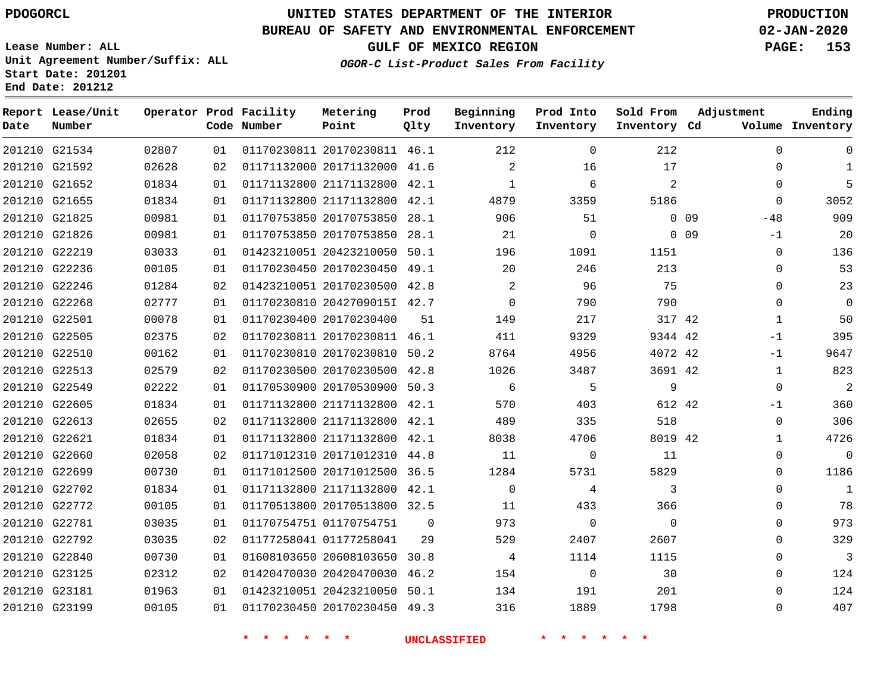PDOGORCL

**UNITED STATES DEPARTMENT OF THE INTERIOR**
**BUREAU OF SAFETY AND ENVIRONMENTAL ENFORCEMENT**
**GULF OF MEXICO REGION**
*OGOR-C List-Product Sales From Facility*

**PRODUCTION**
**02-JAN-2020**

Lease Number: ALL
Unit Agreement Number/Suffix: ALL
Start Date: 201201
End Date: 201212

| Report Date | Lease/Unit Number | Operator | Prod Code | Facility Number | Metering Point | Prod Qlty | Beginning Inventory | Prod Into Inventory | Sold From Inventory | Adjustment Cd | Adjustment Volume | Ending Inventory |
|---|---|---|---|---|---|---|---|---|---|---|---|---|
| 201210 | G21534 | 02807 | 01 | 01170230811 | 20170230811 | 46.1 | 212 | 0 | 212 | | 0 | 0 |
| 201210 | G21592 | 02628 | 02 | 01171132000 | 20171132000 | 41.6 | 2 | 16 | 17 | | 0 | 1 |
| 201210 | G21652 | 01834 | 01 | 01171132800 | 21171132800 | 42.1 | 1 | 6 | 2 | | 0 | 5 |
| 201210 | G21655 | 01834 | 01 | 01171132800 | 21171132800 | 42.1 | 4879 | 3359 | 5186 | | 0 | 3052 |
| 201210 | G21825 | 00981 | 01 | 01170753850 | 20170753850 | 28.1 | 906 | 51 | 0 | 09 | -48 | 909 |
| 201210 | G21826 | 00981 | 01 | 01170753850 | 20170753850 | 28.1 | 21 | 0 | 0 | 09 | -1 | 20 |
| 201210 | G22219 | 03033 | 01 | 01423210051 | 20423210050 | 50.1 | 196 | 1091 | 1151 | | 0 | 136 |
| 201210 | G22236 | 00105 | 01 | 01170230450 | 20170230450 | 49.1 | 20 | 246 | 213 | | 0 | 53 |
| 201210 | G22246 | 01284 | 02 | 01423210051 | 20170230500 | 42.8 | 2 | 96 | 75 | | 0 | 23 |
| 201210 | G22268 | 02777 | 01 | 01170230810 | 2042709015I | 42.7 | 0 | 790 | 790 | | 0 | 0 |
| 201210 | G22501 | 00078 | 01 | 01170230400 | 20170230400 | 51 | 149 | 217 | 317 | 42 | 1 | 50 |
| 201210 | G22505 | 02375 | 02 | 01170230811 | 20170230811 | 46.1 | 411 | 9329 | 9344 | 42 | -1 | 395 |
| 201210 | G22510 | 00162 | 01 | 01170230810 | 20170230810 | 50.2 | 8764 | 4956 | 4072 | 42 | -1 | 9647 |
| 201210 | G22513 | 02579 | 02 | 01170230500 | 20170230500 | 42.8 | 1026 | 3487 | 3691 | 42 | 1 | 823 |
| 201210 | G22549 | 02222 | 01 | 01170530900 | 20170530900 | 50.3 | 6 | 5 | 9 | | 0 | 2 |
| 201210 | G22605 | 01834 | 01 | 01171132800 | 21171132800 | 42.1 | 570 | 403 | 612 | 42 | -1 | 360 |
| 201210 | G22613 | 02655 | 02 | 01171132800 | 21171132800 | 42.1 | 489 | 335 | 518 | | 0 | 306 |
| 201210 | G22621 | 01834 | 01 | 01171132800 | 21171132800 | 42.1 | 8038 | 4706 | 8019 | 42 | 1 | 4726 |
| 201210 | G22660 | 02058 | 02 | 01171012310 | 20171012310 | 44.8 | 11 | 0 | 11 | | 0 | 0 |
| 201210 | G22699 | 00730 | 01 | 01171012500 | 20171012500 | 36.5 | 1284 | 5731 | 5829 | | 0 | 1186 |
| 201210 | G22702 | 01834 | 01 | 01171132800 | 21171132800 | 42.1 | 0 | 4 | 3 | | 0 | 1 |
| 201210 | G22772 | 00105 | 01 | 01170513800 | 20170513800 | 32.5 | 11 | 433 | 366 | | 0 | 78 |
| 201210 | G22781 | 03035 | 01 | 01170754751 | 01170754751 | 0 | 973 | 0 | 0 | | 0 | 973 |
| 201210 | G22792 | 03035 | 02 | 01177258041 | 01177258041 | 29 | 529 | 2407 | 2607 | | 0 | 329 |
| 201210 | G22840 | 00730 | 01 | 01608103650 | 20608103650 | 30.8 | 4 | 1114 | 1115 | | 0 | 3 |
| 201210 | G23125 | 02312 | 02 | 01420470030 | 20420470030 | 46.2 | 154 | 0 | 30 | | 0 | 124 |
| 201210 | G23181 | 01963 | 01 | 01423210051 | 20423210050 | 50.1 | 134 | 191 | 201 | | 0 | 124 |
| 201210 | G23199 | 00105 | 01 | 01170230450 | 20170230450 | 49.3 | 316 | 1889 | 1798 | | 0 | 407 |

* * * * * * UNCLASSIFIED * * * * * *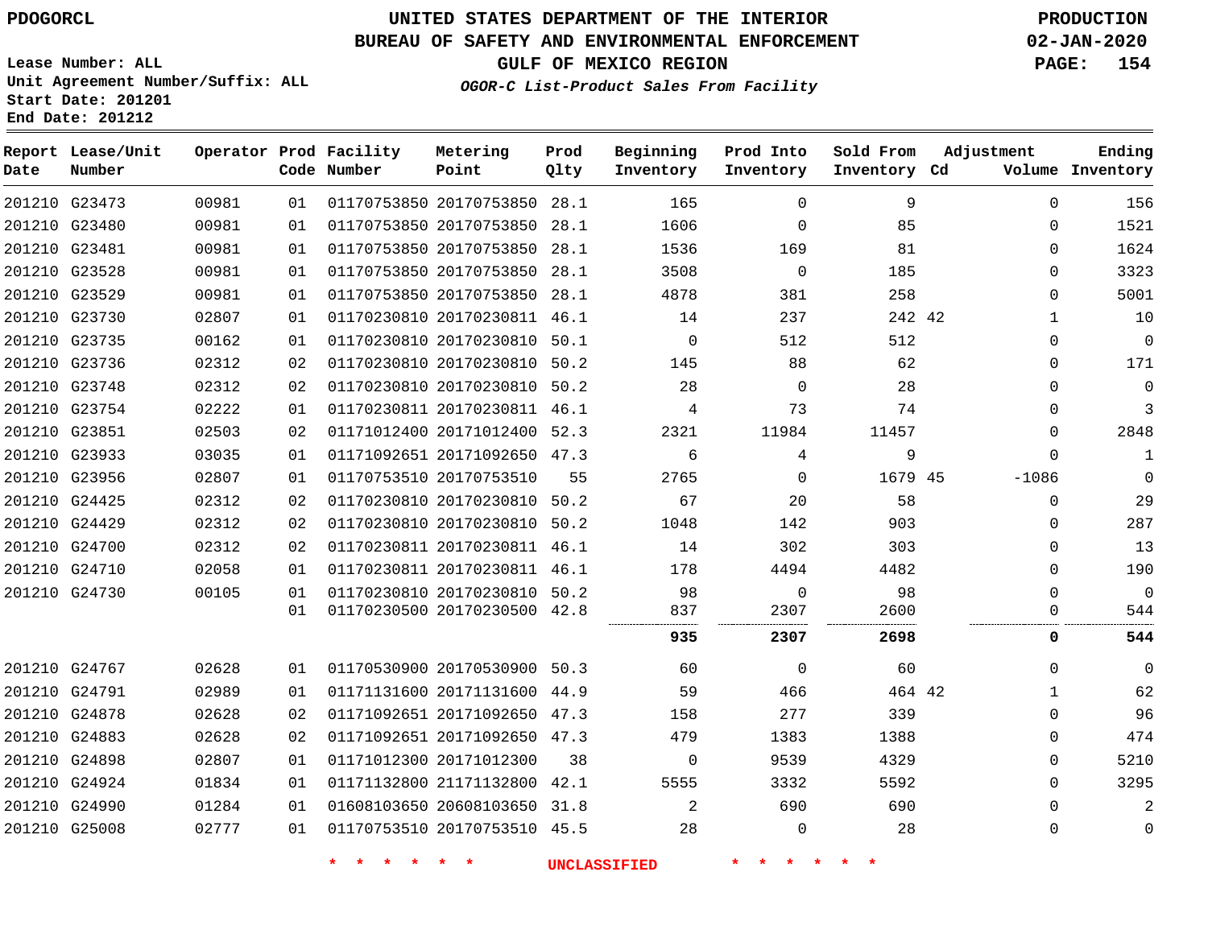PDOGORCL

# UNITED STATES DEPARTMENT OF THE INTERIOR
## BUREAU OF SAFETY AND ENVIRONMENTAL ENFORCEMENT
### GULF OF MEXICO REGION

*OGOR-C List-Product Sales From Facility*

PRODUCTION
02-JAN-2020

Lease Number: ALL
Unit Agreement Number/Suffix: ALL
Start Date: 201201
End Date: 201212

| Report Date | Lease/Unit Number | Operator | Prod Code | Facility Number | Metering Point | Prod Qlty | Beginning Inventory | Prod Into Inventory | Sold From Inventory | Adjustment Cd | Adjustment Volume | Ending Inventory |
|---|---|---|---|---|---|---|---|---|---|---|---|---|
| 201210 | G23473 | 00981 | 01 | 01170753850 | 20170753850 | 28.1 | 165 | 0 | 9 | | 0 | 156 |
| 201210 | G23480 | 00981 | 01 | 01170753850 | 20170753850 | 28.1 | 1606 | 0 | 85 | | 0 | 1521 |
| 201210 | G23481 | 00981 | 01 | 01170753850 | 20170753850 | 28.1 | 1536 | 169 | 81 | | 0 | 1624 |
| 201210 | G23528 | 00981 | 01 | 01170753850 | 20170753850 | 28.1 | 3508 | 0 | 185 | | 0 | 3323 |
| 201210 | G23529 | 00981 | 01 | 01170753850 | 20170753850 | 28.1 | 4878 | 381 | 258 | | 0 | 5001 |
| 201210 | G23730 | 02807 | 01 | 01170230810 | 20170230811 | 46.1 | 14 | 237 | 242 | 42 | 1 | 10 |
| 201210 | G23735 | 00162 | 01 | 01170230810 | 20170230810 | 50.1 | 0 | 512 | 512 | | 0 | 0 |
| 201210 | G23736 | 02312 | 02 | 01170230810 | 20170230810 | 50.2 | 145 | 88 | 62 | | 0 | 171 |
| 201210 | G23748 | 02312 | 02 | 01170230810 | 20170230810 | 50.2 | 28 | 0 | 28 | | 0 | 0 |
| 201210 | G23754 | 02222 | 01 | 01170230811 | 20170230811 | 46.1 | 4 | 73 | 74 | | 0 | 3 |
| 201210 | G23851 | 02503 | 02 | 01171012400 | 20171012400 | 52.3 | 2321 | 11984 | 11457 | | 0 | 2848 |
| 201210 | G23933 | 03035 | 01 | 01171092651 | 20171092650 | 47.3 | 6 | 4 | 9 | | 0 | 1 |
| 201210 | G23956 | 02807 | 01 | 01170753510 | 20170753510 | 55 | 2765 | 0 | 1679 | 45 | -1086 | 0 |
| 201210 | G24425 | 02312 | 02 | 01170230810 | 20170230810 | 50.2 | 67 | 20 | 58 | | 0 | 29 |
| 201210 | G24429 | 02312 | 02 | 01170230810 | 20170230810 | 50.2 | 1048 | 142 | 903 | | 0 | 287 |
| 201210 | G24700 | 02312 | 02 | 01170230811 | 20170230811 | 46.1 | 14 | 302 | 303 | | 0 | 13 |
| 201210 | G24710 | 02058 | 01 | 01170230811 | 20170230811 | 46.1 | 178 | 4494 | 4482 | | 0 | 190 |
| 201210 | G24730 | 00105 | 01 | 01170230810 | 20170230810 | 50.2 | 98 | 0 | 98 | | 0 | 0 |
| | | | 01 | 01170230500 | 20170230500 | 42.8 | 837 | 2307 | 2600 | | 0 | 544 |
| | | | | | | | **935** | **2307** | **2698** | | **0** | **544** |
| 201210 | G24767 | 02628 | 01 | 01170530900 | 20170530900 | 50.3 | 60 | 0 | 60 | | 0 | 0 |
| 201210 | G24791 | 02989 | 01 | 01171131600 | 20171131600 | 44.9 | 59 | 466 | 464 | 42 | 1 | 62 |
| 201210 | G24878 | 02628 | 02 | 01171092651 | 20171092650 | 47.3 | 158 | 277 | 339 | | 0 | 96 |
| 201210 | G24883 | 02628 | 02 | 01171092651 | 20171092650 | 47.3 | 479 | 1383 | 1388 | | 0 | 474 |
| 201210 | G24898 | 02807 | 01 | 01171012300 | 20171012300 | 38 | 0 | 9539 | 4329 | | 0 | 5210 |
| 201210 | G24924 | 01834 | 01 | 01171132800 | 21171132800 | 42.1 | 5555 | 3332 | 5592 | | 0 | 3295 |
| 201210 | G24990 | 01284 | 01 | 01608103650 | 20608103650 | 31.8 | 2 | 690 | 690 | | 0 | 2 |
| 201210 | G25008 | 02777 | 01 | 01170753510 | 20170753510 | 45.5 | 28 | 0 | 28 | | 0 | 0 |

* * * * * * UNCLASSIFIED * * * * * *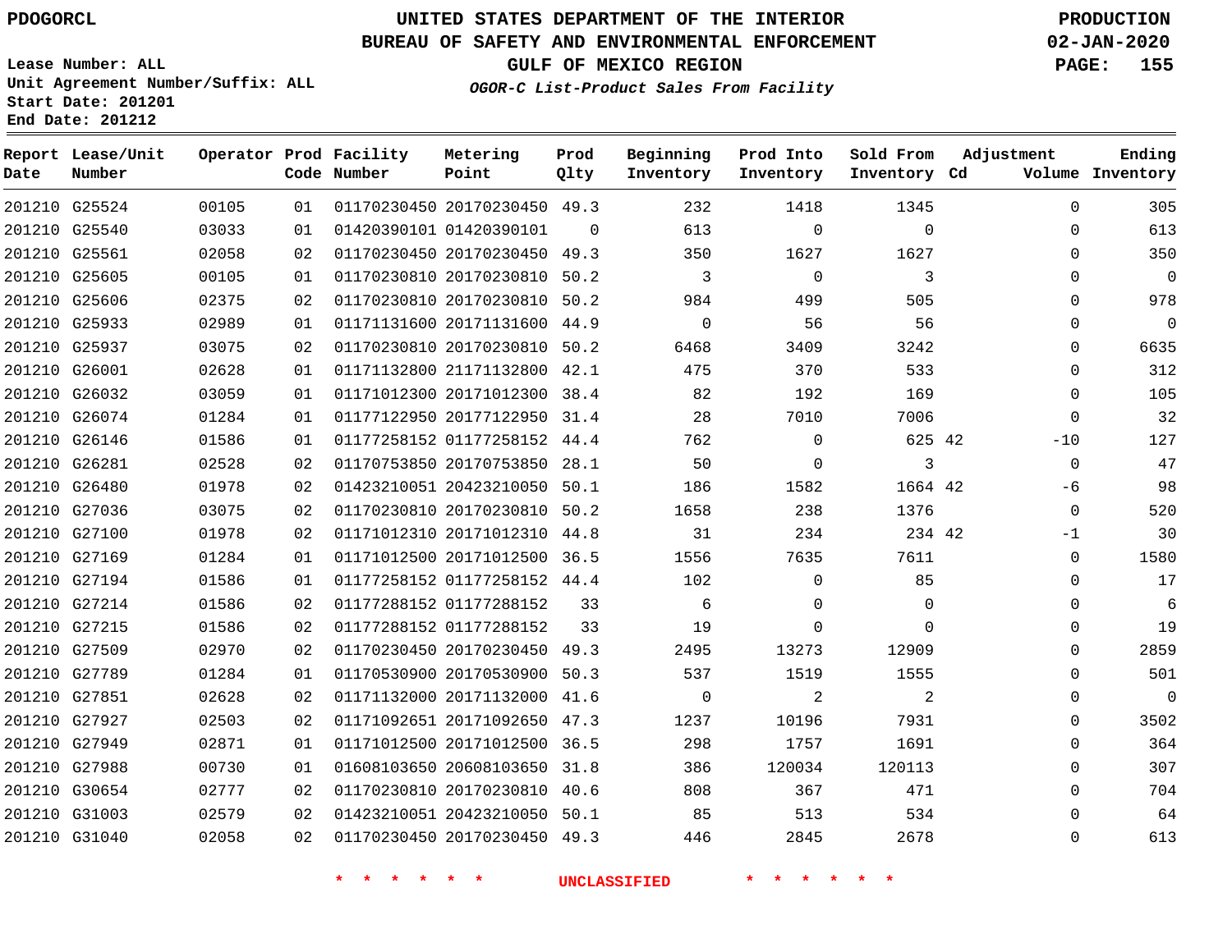PDOGORCL

# UNITED STATES DEPARTMENT OF THE INTERIOR
## BUREAU OF SAFETY AND ENVIRONMENTAL ENFORCEMENT
## GULF OF MEXICO REGION
### *OGOR-C List-Product Sales From Facility*

PRODUCTION
02-JAN-2020

Lease Number: ALL
Unit Agreement Number/Suffix: ALL
Start Date: 201201
End Date: 201212

| Report Date | Lease/Unit Number | Operator | Prod Code | Facility Number | Metering Point | Prod Qlty | Beginning Inventory | Prod Into Inventory | Sold From Inventory | Adjustment Cd | Adjustment Volume | Ending Inventory |
|---|---|---|---|---|---|---|---|---|---|---|---|---|
| 201210 | G25524 | 00105 | 01 | 01170230450 | 20170230450 | 49.3 | 232 | 1418 | 1345 | | 0 | 305 |
| 201210 | G25540 | 03033 | 01 | 01420390101 | 01420390101 | 0 | 613 | 0 | 0 | | 0 | 613 |
| 201210 | G25561 | 02058 | 02 | 01170230450 | 20170230450 | 49.3 | 350 | 1627 | 1627 | | 0 | 350 |
| 201210 | G25605 | 00105 | 01 | 01170230810 | 20170230810 | 50.2 | 3 | 0 | 3 | | 0 | 0 |
| 201210 | G25606 | 02375 | 02 | 01170230810 | 20170230810 | 50.2 | 984 | 499 | 505 | | 0 | 978 |
| 201210 | G25933 | 02989 | 01 | 01171131600 | 20171131600 | 44.9 | 0 | 56 | 56 | | 0 | 0 |
| 201210 | G25937 | 03075 | 02 | 01170230810 | 20170230810 | 50.2 | 6468 | 3409 | 3242 | | 0 | 6635 |
| 201210 | G26001 | 02628 | 01 | 01171132800 | 21171132800 | 42.1 | 475 | 370 | 533 | | 0 | 312 |
| 201210 | G26032 | 03059 | 01 | 01171012300 | 20171012300 | 38.4 | 82 | 192 | 169 | | 0 | 105 |
| 201210 | G26074 | 01284 | 01 | 01177122950 | 20177122950 | 31.4 | 28 | 7010 | 7006 | | 0 | 32 |
| 201210 | G26146 | 01586 | 01 | 01177258152 | 01177258152 | 44.4 | 762 | 0 | 625 | 42 | -10 | 127 |
| 201210 | G26281 | 02528 | 02 | 01170753850 | 20170753850 | 28.1 | 50 | 0 | 3 | | 0 | 47 |
| 201210 | G26480 | 01978 | 02 | 01423210051 | 20423210050 | 50.1 | 186 | 1582 | 1664 | 42 | -6 | 98 |
| 201210 | G27036 | 03075 | 02 | 01170230810 | 20170230810 | 50.2 | 1658 | 238 | 1376 | | 0 | 520 |
| 201210 | G27100 | 01978 | 02 | 01171012310 | 20171012310 | 44.8 | 31 | 234 | 234 | 42 | -1 | 30 |
| 201210 | G27169 | 01284 | 01 | 01171012500 | 20171012500 | 36.5 | 1556 | 7635 | 7611 | | 0 | 1580 |
| 201210 | G27194 | 01586 | 01 | 01177258152 | 01177258152 | 44.4 | 102 | 0 | 85 | | 0 | 17 |
| 201210 | G27214 | 01586 | 02 | 01177288152 | 01177288152 | 33 | 6 | 0 | 0 | | 0 | 6 |
| 201210 | G27215 | 01586 | 02 | 01177288152 | 01177288152 | 33 | 19 | 0 | 0 | | 0 | 19 |
| 201210 | G27509 | 02970 | 02 | 01170230450 | 20170230450 | 49.3 | 2495 | 13273 | 12909 | | 0 | 2859 |
| 201210 | G27789 | 01284 | 01 | 01170530900 | 20170530900 | 50.3 | 537 | 1519 | 1555 | | 0 | 501 |
| 201210 | G27851 | 02628 | 02 | 01171132000 | 20171132000 | 41.6 | 0 | 2 | 2 | | 0 | 0 |
| 201210 | G27927 | 02503 | 02 | 01171092651 | 20171092650 | 47.3 | 1237 | 10196 | 7931 | | 0 | 3502 |
| 201210 | G27949 | 02871 | 01 | 01171012500 | 20171012500 | 36.5 | 298 | 1757 | 1691 | | 0 | 364 |
| 201210 | G27988 | 00730 | 01 | 01608103650 | 20608103650 | 31.8 | 386 | 120034 | 120113 | | 0 | 307 |
| 201210 | G30654 | 02777 | 02 | 01170230810 | 20170230810 | 40.6 | 808 | 367 | 471 | | 0 | 704 |
| 201210 | G31003 | 02579 | 02 | 01423210051 | 20423210050 | 50.1 | 85 | 513 | 534 | | 0 | 64 |
| 201210 | G31040 | 02058 | 02 | 01170230450 | 20170230450 | 49.3 | 446 | 2845 | 2678 | | 0 | 613 |

* * * * * * UNCLASSIFIED * * * * * *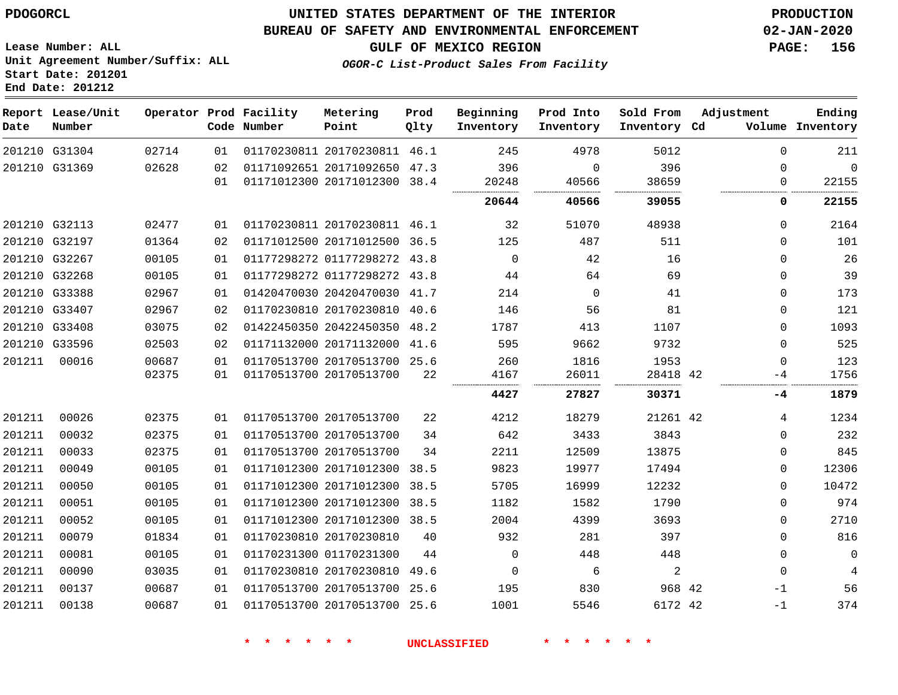PDOGORCL

UNITED STATES DEPARTMENT OF THE INTERIOR
BUREAU OF SAFETY AND ENVIRONMENTAL ENFORCEMENT
GULF OF MEXICO REGION
*OGOR-C List-Product Sales From Facility*

PRODUCTION
02-JAN-2020

Lease Number: ALL
Unit Agreement Number/Suffix: ALL
Start Date: 201201
End Date: 201212

| Report Date | Lease/Unit Number | Operator | Prod Code | Facility Number | Metering Point | Prod Qlty | Beginning Inventory | Prod Into Inventory | Sold From Inventory | Adjustment Cd | Volume | Ending Inventory |
|---|---|---|---|---|---|---|---|---|---|---|---|---|
| 201210 | G31304 | 02714 | 01 | 01170230811 | 20170230811 | 46.1 | 245 | 4978 | 5012 | | 0 | 211 |
| 201210 | G31369 | 02628 | 02 | 01171092651 | 20171092650 | 47.3 | 396 | 0 | 396 | | 0 | 0 |
| | | | 01 | 01171012300 | 20171012300 | 38.4 | 20248 | 40566 | 38659 | | 0 | 22155 |
| | | | | | | | **20644** | **40566** | **39055** | | **0** | **22155** |
| 201210 | G32113 | 02477 | 01 | 01170230811 | 20170230811 | 46.1 | 32 | 51070 | 48938 | | 0 | 2164 |
| 201210 | G32197 | 01364 | 02 | 01171012500 | 20171012500 | 36.5 | 125 | 487 | 511 | | 0 | 101 |
| 201210 | G32267 | 00105 | 01 | 01177298272 | 01177298272 | 43.8 | 0 | 42 | 16 | | 0 | 26 |
| 201210 | G32268 | 00105 | 01 | 01177298272 | 01177298272 | 43.8 | 44 | 64 | 69 | | 0 | 39 |
| 201210 | G33388 | 02967 | 01 | 01420470030 | 20420470030 | 41.7 | 214 | 0 | 41 | | 0 | 173 |
| 201210 | G33407 | 02967 | 02 | 01170230810 | 20170230810 | 40.6 | 146 | 56 | 81 | | 0 | 121 |
| 201210 | G33408 | 03075 | 02 | 01422450350 | 20422450350 | 48.2 | 1787 | 413 | 1107 | | 0 | 1093 |
| 201210 | G33596 | 02503 | 02 | 01171132000 | 20171132000 | 41.6 | 595 | 9662 | 9732 | | 0 | 525 |
| 201211 | 00016 | 00687 | 01 | 01170513700 | 20170513700 | 25.6 | 260 | 1816 | 1953 | | 0 | 123 |
| | | 02375 | 01 | 01170513700 | 20170513700 | 22 | 4167 | 26011 | 28418 | 42 | -4 | 1756 |
| | | | | | | | **4427** | **27827** | **30371** | | **-4** | **1879** |
| 201211 | 00026 | 02375 | 01 | 01170513700 | 20170513700 | 22 | 4212 | 18279 | 21261 | 42 | 4 | 1234 |
| 201211 | 00032 | 02375 | 01 | 01170513700 | 20170513700 | 34 | 642 | 3433 | 3843 | | 0 | 232 |
| 201211 | 00033 | 02375 | 01 | 01170513700 | 20170513700 | 34 | 2211 | 12509 | 13875 | | 0 | 845 |
| 201211 | 00049 | 00105 | 01 | 01171012300 | 20171012300 | 38.5 | 9823 | 19977 | 17494 | | 0 | 12306 |
| 201211 | 00050 | 00105 | 01 | 01171012300 | 20171012300 | 38.5 | 5705 | 16999 | 12232 | | 0 | 10472 |
| 201211 | 00051 | 00105 | 01 | 01171012300 | 20171012300 | 38.5 | 1182 | 1582 | 1790 | | 0 | 974 |
| 201211 | 00052 | 00105 | 01 | 01171012300 | 20171012300 | 38.5 | 2004 | 4399 | 3693 | | 0 | 2710 |
| 201211 | 00079 | 01834 | 01 | 01170230810 | 20170230810 | 40 | 932 | 281 | 397 | | 0 | 816 |
| 201211 | 00081 | 00105 | 01 | 01170231300 | 01170231300 | 44 | 0 | 448 | 448 | | 0 | 0 |
| 201211 | 00090 | 03035 | 01 | 01170230810 | 20170230810 | 49.6 | 0 | 6 | 2 | | 0 | 4 |
| 201211 | 00137 | 00687 | 01 | 01170513700 | 20170513700 | 25.6 | 195 | 830 | 968 | 42 | -1 | 56 |
| 201211 | 00138 | 00687 | 01 | 01170513700 | 20170513700 | 25.6 | 1001 | 5546 | 6172 | 42 | -1 | 374 |

* * * * * * UNCLASSIFIED * * * * * *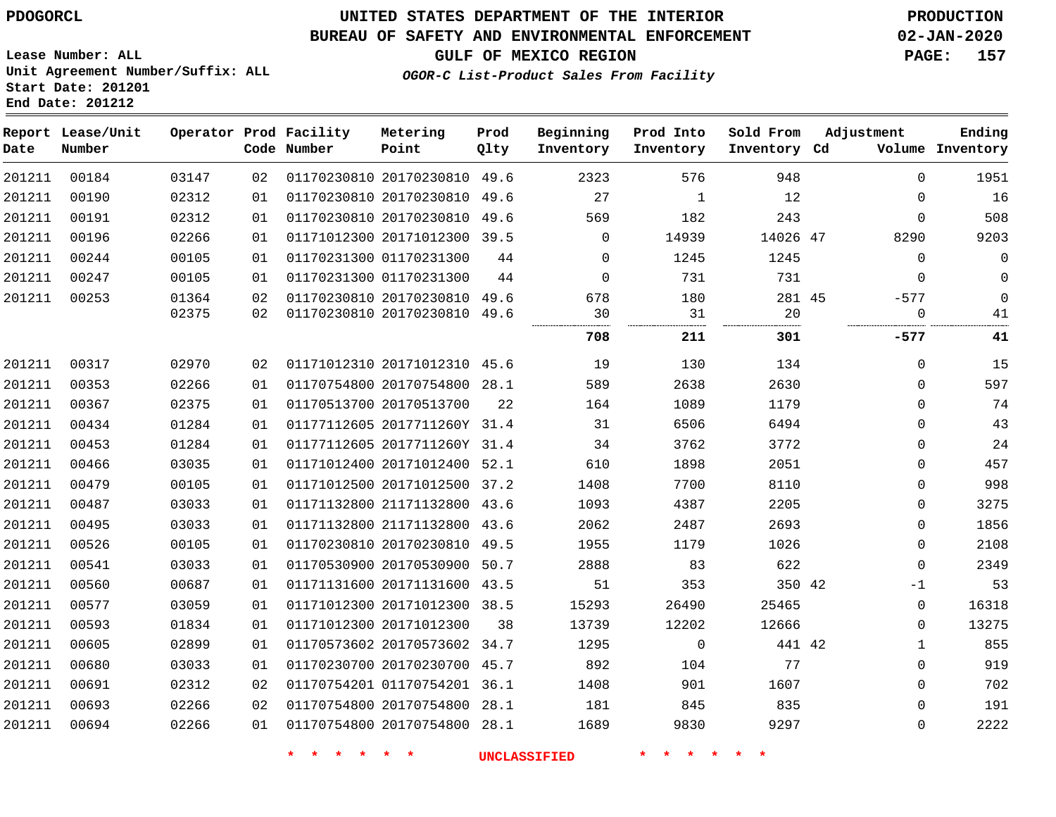# UNITED STATES DEPARTMENT OF THE INTERIOR
# BUREAU OF SAFETY AND ENVIRONMENTAL ENFORCEMENT
## GULF OF MEXICO REGION
### OGOR-C List-Product Sales From Facility

PDOGORCL

Lease Number: ALL
Unit Agreement Number/Suffix: ALL
Start Date: 201201
End Date: 201212

PRODUCTION
02-JAN-2020

| Report Date | Lease/Unit Number | Operator | Prod Code | Facility Number | Metering Point | Prod Qlty | Beginning Inventory | Prod Into Inventory | Sold From Inventory | Adjustment Cd | Adjustment Volume | Ending Inventory |
|---|---|---|---|---|---|---|---|---|---|---|---|---|
| 201211 | 00184 | 03147 | 02 | 01170230810 | 20170230810 | 49.6 | 2323 | 576 | 948 | | 0 | 1951 |
| 201211 | 00190 | 02312 | 01 | 01170230810 | 20170230810 | 49.6 | 27 | 1 | 12 | | 0 | 16 |
| 201211 | 00191 | 02312 | 01 | 01170230810 | 20170230810 | 49.6 | 569 | 182 | 243 | | 0 | 508 |
| 201211 | 00196 | 02266 | 01 | 01171012300 | 20171012300 | 39.5 | 0 | 14939 | 14026 | 47 | 8290 | 9203 |
| 201211 | 00244 | 00105 | 01 | 01170231300 | 01170231300 | 44 | 0 | 1245 | 1245 | | 0 | 0 |
| 201211 | 00247 | 00105 | 01 | 01170231300 | 01170231300 | 44 | 0 | 731 | 731 | | 0 | 0 |
| 201211 | 00253 | 01364 | 02 | 01170230810 | 20170230810 | 49.6 | 678 | 180 | 281 | 45 | -577 | 0 |
| | | 02375 | 02 | 01170230810 | 20170230810 | 49.6 | 30 | 31 | 20 | | 0 | 41 |
| | | | | | | | **708** | **211** | **301** | | **-577** | **41** |
| 201211 | 00317 | 02970 | 02 | 01171012310 | 20171012310 | 45.6 | 19 | 130 | 134 | | 0 | 15 |
| 201211 | 00353 | 02266 | 01 | 01170754800 | 20170754800 | 28.1 | 589 | 2638 | 2630 | | 0 | 597 |
| 201211 | 00367 | 02375 | 01 | 01170513700 | 20170513700 | 22 | 164 | 1089 | 1179 | | 0 | 74 |
| 201211 | 00434 | 01284 | 01 | 01177112605 | 2017711260Y | 31.4 | 31 | 6506 | 6494 | | 0 | 43 |
| 201211 | 00453 | 01284 | 01 | 01177112605 | 2017711260Y | 31.4 | 34 | 3762 | 3772 | | 0 | 24 |
| 201211 | 00466 | 03035 | 01 | 01171012400 | 20171012400 | 52.1 | 610 | 1898 | 2051 | | 0 | 457 |
| 201211 | 00479 | 00105 | 01 | 01171012500 | 20171012500 | 37.2 | 1408 | 7700 | 8110 | | 0 | 998 |
| 201211 | 00487 | 03033 | 01 | 01171132800 | 21171132800 | 43.6 | 1093 | 4387 | 2205 | | 0 | 3275 |
| 201211 | 00495 | 03033 | 01 | 01171132800 | 21171132800 | 43.6 | 2062 | 2487 | 2693 | | 0 | 1856 |
| 201211 | 00526 | 00105 | 01 | 01170230810 | 20170230810 | 49.5 | 1955 | 1179 | 1026 | | 0 | 2108 |
| 201211 | 00541 | 03033 | 01 | 01170530900 | 20170530900 | 50.7 | 2888 | 83 | 622 | | 0 | 2349 |
| 201211 | 00560 | 00687 | 01 | 01171131600 | 20171131600 | 43.5 | 51 | 353 | 350 | 42 | -1 | 53 |
| 201211 | 00577 | 03059 | 01 | 01171012300 | 20171012300 | 38.5 | 15293 | 26490 | 25465 | | 0 | 16318 |
| 201211 | 00593 | 01834 | 01 | 01171012300 | 20171012300 | 38 | 13739 | 12202 | 12666 | | 0 | 13275 |
| 201211 | 00605 | 02899 | 01 | 01170573602 | 20170573602 | 34.7 | 1295 | 0 | 441 | 42 | 1 | 855 |
| 201211 | 00680 | 03033 | 01 | 01170230700 | 20170230700 | 45.7 | 892 | 104 | 77 | | 0 | 919 |
| 201211 | 00691 | 02312 | 02 | 01170754201 | 01170754201 | 36.1 | 1408 | 901 | 1607 | | 0 | 702 |
| 201211 | 00693 | 02266 | 02 | 01170754800 | 20170754800 | 28.1 | 181 | 845 | 835 | | 0 | 191 |
| 201211 | 00694 | 02266 | 01 | 01170754800 | 20170754800 | 28.1 | 1689 | 9830 | 9297 | | 0 | 2222 |

\* \* \* \* \* \* UNCLASSIFIED \* \* \* \* \* \*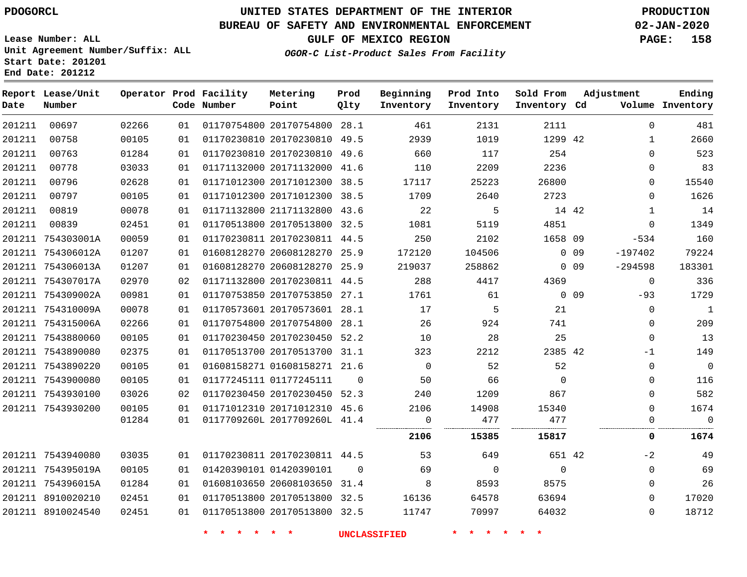PDOGORCL

# UNITED STATES DEPARTMENT OF THE INTERIOR
## BUREAU OF SAFETY AND ENVIRONMENTAL ENFORCEMENT
### GULF OF MEXICO REGION
*OGOR-C List-Product Sales From Facility*

PRODUCTION
02-JAN-2020

Lease Number: ALL
Unit Agreement Number/Suffix: ALL
Start Date: 201201
End Date: 201212

| Report Date | Lease/Unit Number | Operator | Prod Code | Facility Number | Metering Point | Prod Qlty | Beginning Inventory | Prod Into Inventory | Sold From Inventory | Adjustment Cd | Volume | Ending Inventory |
|---|---|---|---|---|---|---|---|---|---|---|---|---|
| 201211 | 00697 | 02266 | 01 | 01170754800 | 20170754800 | 28.1 | 461 | 2131 | 2111 | | 0 | 481 |
| 201211 | 00758 | 00105 | 01 | 01170230810 | 20170230810 | 49.5 | 2939 | 1019 | 1299 | 42 | 1 | 2660 |
| 201211 | 00763 | 01284 | 01 | 01170230810 | 20170230810 | 49.6 | 660 | 117 | 254 | | 0 | 523 |
| 201211 | 00778 | 03033 | 01 | 01171132000 | 20171132000 | 41.6 | 110 | 2209 | 2236 | | 0 | 83 |
| 201211 | 00796 | 02628 | 01 | 01171012300 | 20171012300 | 38.5 | 17117 | 25223 | 26800 | | 0 | 15540 |
| 201211 | 00797 | 00105 | 01 | 01171012300 | 20171012300 | 38.5 | 1709 | 2640 | 2723 | | 0 | 1626 |
| 201211 | 00819 | 00078 | 01 | 01171132800 | 21171132800 | 43.6 | 22 | 5 | 14 | 42 | 1 | 14 |
| 201211 | 00839 | 02451 | 01 | 01170513800 | 20170513800 | 32.5 | 1081 | 5119 | 4851 | | 0 | 1349 |
| 201211 | 754303001A | 00059 | 01 | 01170230811 | 20170230811 | 44.5 | 250 | 2102 | 1658 | 09 | -534 | 160 |
| 201211 | 754306012A | 01207 | 01 | 01608128270 | 20608128270 | 25.9 | 172120 | 104506 | 0 | 09 | -197402 | 79224 |
| 201211 | 754306013A | 01207 | 01 | 01608128270 | 20608128270 | 25.9 | 219037 | 258862 | 0 | 09 | -294598 | 183301 |
| 201211 | 754307017A | 02970 | 02 | 01171132800 | 20170230811 | 44.5 | 288 | 4417 | 4369 | | 0 | 336 |
| 201211 | 754309002A | 00981 | 01 | 01170753850 | 20170753850 | 27.1 | 1761 | 61 | 0 | 09 | -93 | 1729 |
| 201211 | 754310009A | 00078 | 01 | 01170573601 | 20170573601 | 28.1 | 17 | 5 | 21 | | 0 | 1 |
| 201211 | 754315006A | 02266 | 01 | 01170754800 | 20170754800 | 28.1 | 26 | 924 | 741 | | 0 | 209 |
| 201211 | 7543880060 | 00105 | 01 | 01170230450 | 20170230450 | 52.2 | 10 | 28 | 25 | | 0 | 13 |
| 201211 | 7543890080 | 02375 | 01 | 01170513700 | 20170513700 | 31.1 | 323 | 2212 | 2385 | 42 | -1 | 149 |
| 201211 | 7543890220 | 00105 | 01 | 01608158271 | 01608158271 | 21.6 | 0 | 52 | 52 | | 0 | 0 |
| 201211 | 7543900080 | 00105 | 01 | 01177245111 | 01177245111 | 0 | 50 | 66 | 0 | | 0 | 116 |
| 201211 | 7543930100 | 03026 | 02 | 01170230450 | 20170230450 | 52.3 | 240 | 1209 | 867 | | 0 | 582 |
| 201211 | 7543930200 | 00105 | 01 | 01171012310 | 20171012310 | 45.6 | 2106 | 14908 | 15340 | | 0 | 1674 |
| | | 01284 | 01 | 0117709260L | 2017709260L | 41.4 | 0 | 477 | 477 | | 0 | 0 |
| | | | | | | | **2106** | **15385** | **15817** | | **0** | **1674** |
| 201211 | 7543940080 | 03035 | 01 | 01170230811 | 20170230811 | 44.5 | 53 | 649 | 651 | 42 | -2 | 49 |
| 201211 | 754395019A | 00105 | 01 | 01420390101 | 01420390101 | 0 | 69 | 0 | 0 | | 0 | 69 |
| 201211 | 754396015A | 01284 | 01 | 01608103650 | 20608103650 | 31.4 | 8 | 8593 | 8575 | | 0 | 26 |
| 201211 | 8910020210 | 02451 | 01 | 01170513800 | 20170513800 | 32.5 | 16136 | 64578 | 63694 | | 0 | 17020 |
| 201211 | 8910024540 | 02451 | 01 | 01170513800 | 20170513800 | 32.5 | 11747 | 70997 | 64032 | | 0 | 18712 |

* * * * * * UNCLASSIFIED * * * * * *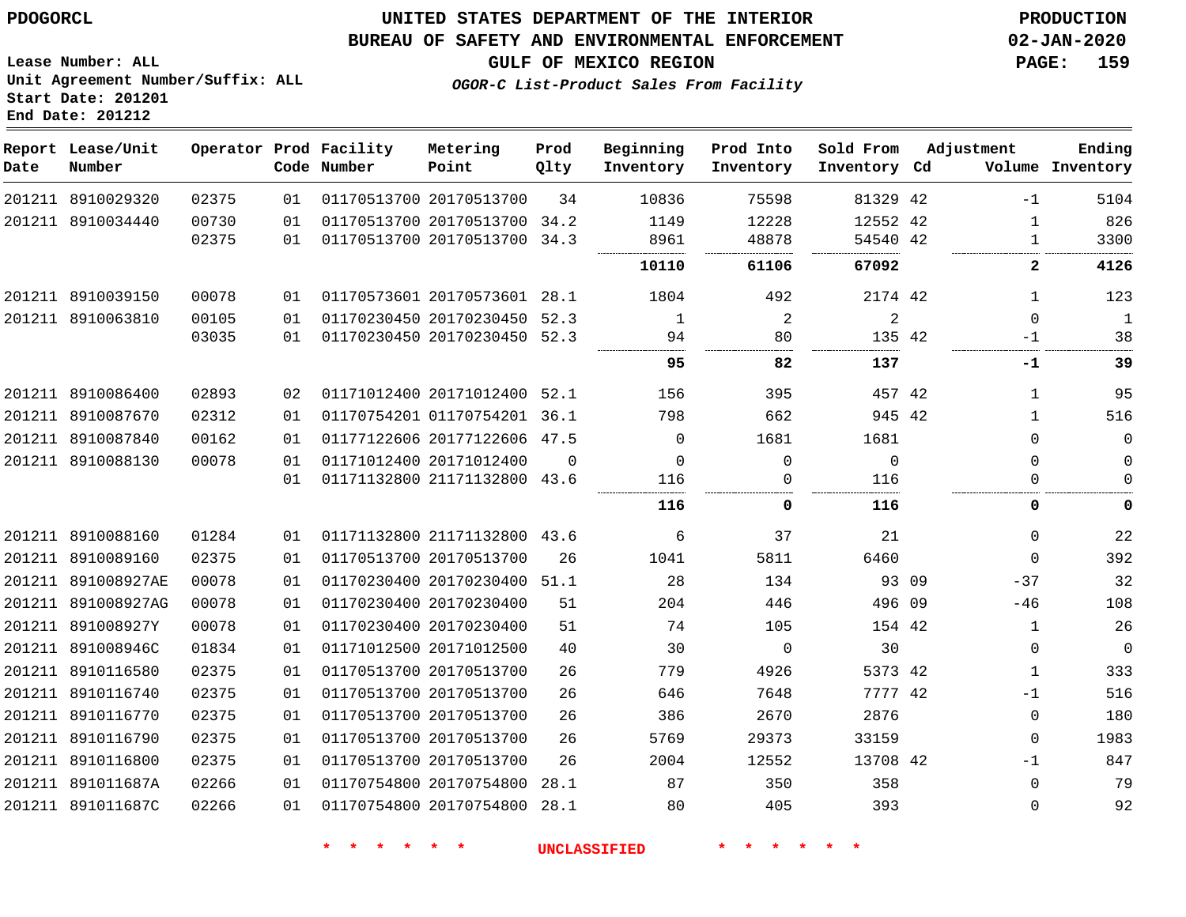PDOGORCL

UNITED STATES DEPARTMENT OF THE INTERIOR
BUREAU OF SAFETY AND ENVIRONMENTAL ENFORCEMENT
GULF OF MEXICO REGION

*OGOR-C List-Product Sales From Facility*

PRODUCTION
02-JAN-2020

Lease Number: ALL
Unit Agreement Number/Suffix: ALL
Start Date: 201201
End Date: 201212

| Report Date | Lease/Unit Number | Operator | Prod Code | Facility Number | Metering Point | Prod Qlty | Beginning Inventory | Prod Into Inventory | Sold From Inventory | Adjustment Cd | Volume | Ending Inventory |
|---|---|---|---|---|---|---|---|---|---|---|---|---|
| 201211 | 8910029320 | 02375 | 01 | 01170513700 | 20170513700 | 34 | 10836 | 75598 | 81329 | 42 | -1 | 5104 |
| 201211 | 8910034440 | 00730 | 01 | 01170513700 | 20170513700 | 34.2 | 1149 | 12228 | 12552 | 42 | 1 | 826 |
| | | 02375 | 01 | 01170513700 | 20170513700 | 34.3 | 8961 | 48878 | 54540 | 42 | 1 | 3300 |
| | | | | | | | **10110** | **61106** | **67092** | | **2** | **4126** |
| 201211 | 8910039150 | 00078 | 01 | 01170573601 | 20170573601 | 28.1 | 1804 | 492 | 2174 | 42 | 1 | 123 |
| 201211 | 8910063810 | 00105 | 01 | 01170230450 | 20170230450 | 52.3 | 1 | 2 | 2 | | 0 | 1 |
| | | 03035 | 01 | 01170230450 | 20170230450 | 52.3 | 94 | 80 | 135 | 42 | -1 | 38 |
| | | | | | | | **95** | **82** | **137** | | **-1** | **39** |
| 201211 | 8910086400 | 02893 | 02 | 01171012400 | 20171012400 | 52.1 | 156 | 395 | 457 | 42 | 1 | 95 |
| 201211 | 8910087670 | 02312 | 01 | 01170754201 | 01170754201 | 36.1 | 798 | 662 | 945 | 42 | 1 | 516 |
| 201211 | 8910087840 | 00162 | 01 | 01177122606 | 20177122606 | 47.5 | 0 | 1681 | 1681 | | 0 | 0 |
| 201211 | 8910088130 | 00078 | 01 | 01171012400 | 20171012400 | 0 | 0 | 0 | 0 | | 0 | 0 |
| | | | 01 | 01171132800 | 21171132800 | 43.6 | 116 | 0 | 116 | | 0 | 0 |
| | | | | | | | **116** | **0** | **116** | | **0** | **0** |
| 201211 | 8910088160 | 01284 | 01 | 01171132800 | 21171132800 | 43.6 | 6 | 37 | 21 | | 0 | 22 |
| 201211 | 8910089160 | 02375 | 01 | 01170513700 | 20170513700 | 26 | 1041 | 5811 | 6460 | | 0 | 392 |
| 201211 | 891008927AE | 00078 | 01 | 01170230400 | 20170230400 | 51.1 | 28 | 134 | 93 | 09 | -37 | 32 |
| 201211 | 891008927AG | 00078 | 01 | 01170230400 | 20170230400 | 51 | 204 | 446 | 496 | 09 | -46 | 108 |
| 201211 | 891008927Y | 00078 | 01 | 01170230400 | 20170230400 | 51 | 74 | 105 | 154 | 42 | 1 | 26 |
| 201211 | 891008946C | 01834 | 01 | 01171012500 | 20171012500 | 40 | 30 | 0 | 30 | | 0 | 0 |
| 201211 | 8910116580 | 02375 | 01 | 01170513700 | 20170513700 | 26 | 779 | 4926 | 5373 | 42 | 1 | 333 |
| 201211 | 8910116740 | 02375 | 01 | 01170513700 | 20170513700 | 26 | 646 | 7648 | 7777 | 42 | -1 | 516 |
| 201211 | 8910116770 | 02375 | 01 | 01170513700 | 20170513700 | 26 | 386 | 2670 | 2876 | | 0 | 180 |
| 201211 | 8910116790 | 02375 | 01 | 01170513700 | 20170513700 | 26 | 5769 | 29373 | 33159 | | 0 | 1983 |
| 201211 | 8910116800 | 02375 | 01 | 01170513700 | 20170513700 | 26 | 2004 | 12552 | 13708 | 42 | -1 | 847 |
| 201211 | 891011687A | 02266 | 01 | 01170754800 | 20170754800 | 28.1 | 87 | 350 | 358 | | 0 | 79 |
| 201211 | 891011687C | 02266 | 01 | 01170754800 | 20170754800 | 28.1 | 80 | 405 | 393 | | 0 | 92 |

* * * * * * UNCLASSIFIED * * * * * *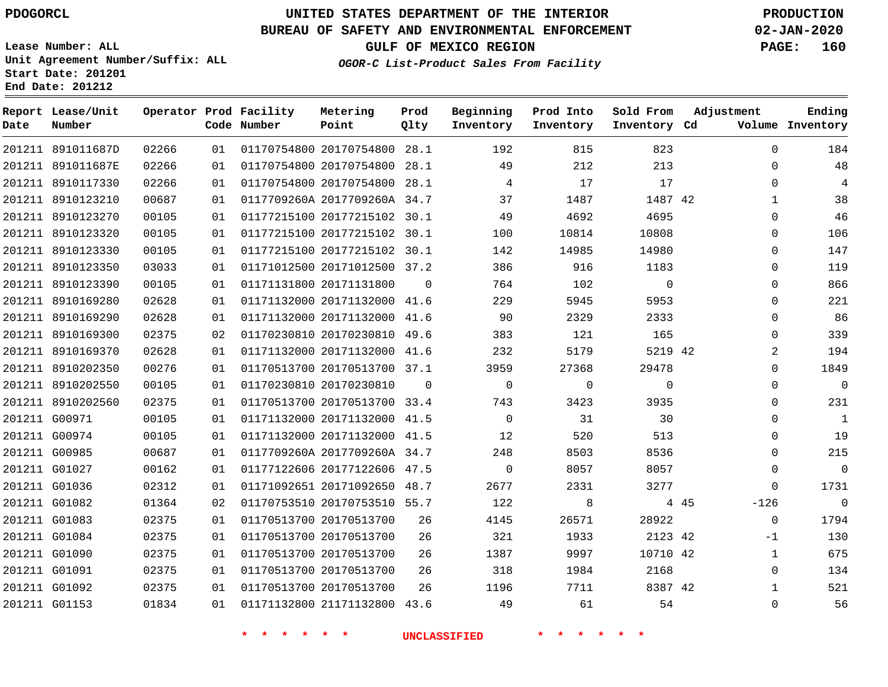PDOGORCL

# UNITED STATES DEPARTMENT OF THE INTERIOR
## BUREAU OF SAFETY AND ENVIRONMENTAL ENFORCEMENT
### GULF OF MEXICO REGION
*OGOR-C List-Product Sales From Facility*

PRODUCTION
02-JAN-2020

Lease Number: ALL
Unit Agreement Number/Suffix: ALL
Start Date: 201201
End Date: 201212

| Report Date | Lease/Unit Number | Operator | Prod Code | Facility Number | Metering Point | Prod Qlty | Beginning Inventory | Prod Into Inventory | Sold From Inventory | Adjustment Cd | Adjustment Volume | Ending Inventory |
|---|---|---|---|---|---|---|---|---|---|---|---|---|
| 201211 | 891011687D | 02266 | 01 | 01170754800 | 20170754800 | 28.1 | 192 | 815 | 823 | | 0 | 184 |
| 201211 | 891011687E | 02266 | 01 | 01170754800 | 20170754800 | 28.1 | 49 | 212 | 213 | | 0 | 48 |
| 201211 | 8910117330 | 02266 | 01 | 01170754800 | 20170754800 | 28.1 | 4 | 17 | 17 | | 0 | 4 |
| 201211 | 8910123210 | 00687 | 01 | 0117709260A | 2017709260A | 34.7 | 37 | 1487 | 1487 | 42 | 1 | 38 |
| 201211 | 8910123270 | 00105 | 01 | 01177215100 | 20177215102 | 30.1 | 49 | 4692 | 4695 | | 0 | 46 |
| 201211 | 8910123320 | 00105 | 01 | 01177215100 | 20177215102 | 30.1 | 100 | 10814 | 10808 | | 0 | 106 |
| 201211 | 8910123330 | 00105 | 01 | 01177215100 | 20177215102 | 30.1 | 142 | 14985 | 14980 | | 0 | 147 |
| 201211 | 8910123350 | 03033 | 01 | 01171012500 | 20171012500 | 37.2 | 386 | 916 | 1183 | | 0 | 119 |
| 201211 | 8910123390 | 00105 | 01 | 01171131800 | 20171131800 | 0 | 764 | 102 | 0 | | 0 | 866 |
| 201211 | 8910169280 | 02628 | 01 | 01171132000 | 20171132000 | 41.6 | 229 | 5945 | 5953 | | 0 | 221 |
| 201211 | 8910169290 | 02628 | 01 | 01171132000 | 20171132000 | 41.6 | 90 | 2329 | 2333 | | 0 | 86 |
| 201211 | 8910169300 | 02375 | 02 | 01170230810 | 20170230810 | 49.6 | 383 | 121 | 165 | | 0 | 339 |
| 201211 | 8910169370 | 02628 | 01 | 01171132000 | 20171132000 | 41.6 | 232 | 5179 | 5219 | 42 | 2 | 194 |
| 201211 | 8910202350 | 00276 | 01 | 01170513700 | 20170513700 | 37.1 | 3959 | 27368 | 29478 | | 0 | 1849 |
| 201211 | 8910202550 | 00105 | 01 | 01170230810 | 20170230810 | 0 | 0 | 0 | 0 | | 0 | 0 |
| 201211 | 8910202560 | 02375 | 01 | 01170513700 | 20170513700 | 33.4 | 743 | 3423 | 3935 | | 0 | 231 |
| 201211 | G00971 | 00105 | 01 | 01171132000 | 20171132000 | 41.5 | 0 | 31 | 30 | | 0 | 1 |
| 201211 | G00974 | 00105 | 01 | 01171132000 | 20171132000 | 41.5 | 12 | 520 | 513 | | 0 | 19 |
| 201211 | G00985 | 00687 | 01 | 0117709260A | 2017709260A | 34.7 | 248 | 8503 | 8536 | | 0 | 215 |
| 201211 | G01027 | 00162 | 01 | 01177122606 | 20177122606 | 47.5 | 0 | 8057 | 8057 | | 0 | 0 |
| 201211 | G01036 | 02312 | 01 | 01171092651 | 20171092650 | 48.7 | 2677 | 2331 | 3277 | | 0 | 1731 |
| 201211 | G01082 | 01364 | 02 | 01170753510 | 20170753510 | 55.7 | 122 | 8 | 4 | 45 | -126 | 0 |
| 201211 | G01083 | 02375 | 01 | 01170513700 | 20170513700 | 26 | 4145 | 26571 | 28922 | | 0 | 1794 |
| 201211 | G01084 | 02375 | 01 | 01170513700 | 20170513700 | 26 | 321 | 1933 | 2123 | 42 | -1 | 130 |
| 201211 | G01090 | 02375 | 01 | 01170513700 | 20170513700 | 26 | 1387 | 9997 | 10710 | 42 | 1 | 675 |
| 201211 | G01091 | 02375 | 01 | 01170513700 | 20170513700 | 26 | 318 | 1984 | 2168 | | 0 | 134 |
| 201211 | G01092 | 02375 | 01 | 01170513700 | 20170513700 | 26 | 1196 | 7711 | 8387 | 42 | 1 | 521 |
| 201211 | G01153 | 01834 | 01 | 01171132800 | 21171132800 | 43.6 | 49 | 61 | 54 | | 0 | 56 |

* * * * * * UNCLASSIFIED * * * * * *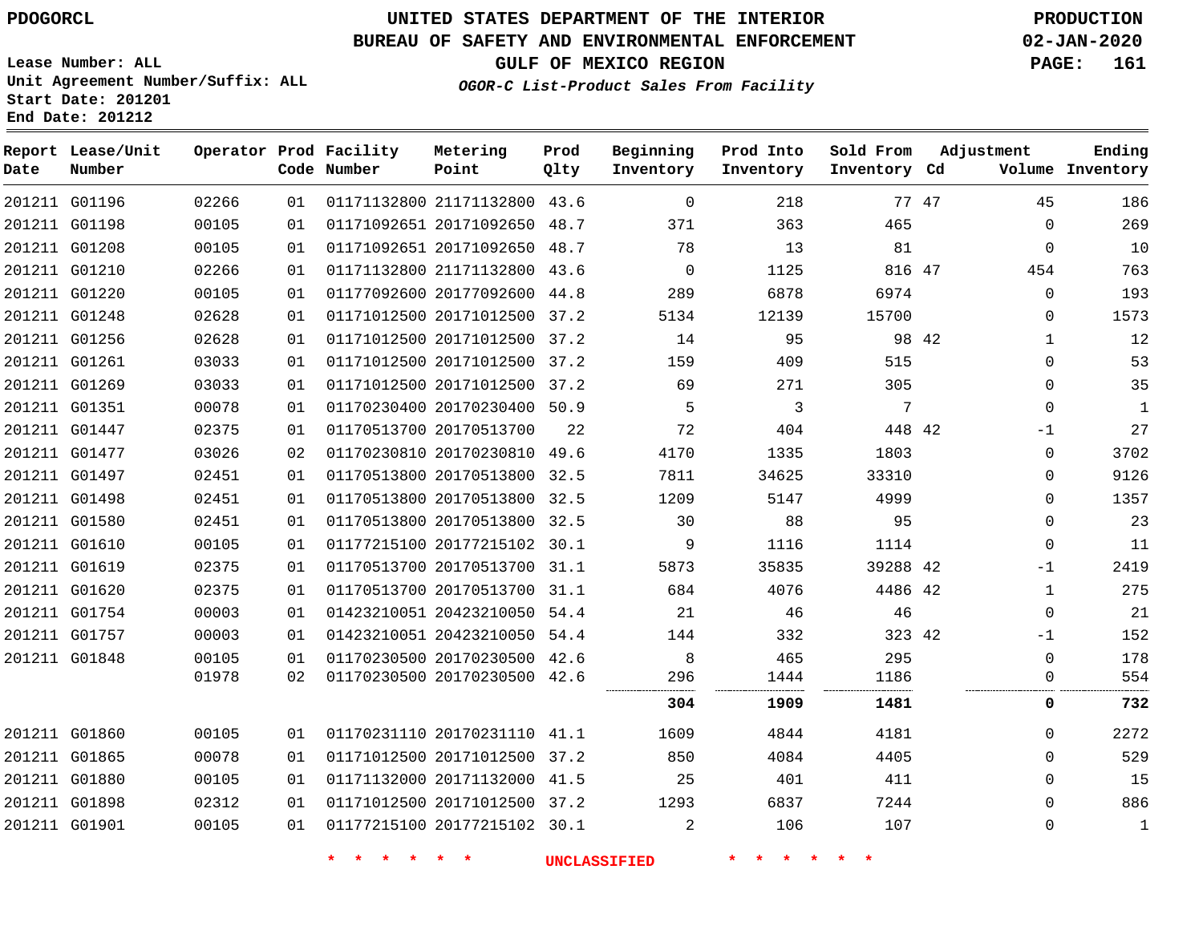PDOGORCL

# UNITED STATES DEPARTMENT OF THE INTERIOR
## BUREAU OF SAFETY AND ENVIRONMENTAL ENFORCEMENT
### GULF OF MEXICO REGION

*OGOR-C List-Product Sales From Facility*

PRODUCTION
02-JAN-2020

Lease Number: ALL
Unit Agreement Number/Suffix: ALL
Start Date: 201201
End Date: 201212

| Report Date | Lease/Unit Number | Operator | Prod Code | Facility Number | Metering Point | Prod Qlty | Beginning Inventory | Prod Into Inventory | Sold From Inventory | Adjustment Cd | Adjustment Volume | Ending Inventory |
|---|---|---|---|---|---|---|---|---|---|---|---|---|
| 201211 | G01196 | 02266 | 01 | 01171132800 | 21171132800 | 43.6 | 0 | 218 | 77 | 47 | 45 | 186 |
| 201211 | G01198 | 00105 | 01 | 01171092651 | 20171092650 | 48.7 | 371 | 363 | 465 | | 0 | 269 |
| 201211 | G01208 | 00105 | 01 | 01171092651 | 20171092650 | 48.7 | 78 | 13 | 81 | | 0 | 10 |
| 201211 | G01210 | 02266 | 01 | 01171132800 | 21171132800 | 43.6 | 0 | 1125 | 816 | 47 | 454 | 763 |
| 201211 | G01220 | 00105 | 01 | 01177092600 | 20177092600 | 44.8 | 289 | 6878 | 6974 | | 0 | 193 |
| 201211 | G01248 | 02628 | 01 | 01171012500 | 20171012500 | 37.2 | 5134 | 12139 | 15700 | | 0 | 1573 |
| 201211 | G01256 | 02628 | 01 | 01171012500 | 20171012500 | 37.2 | 14 | 95 | 98 | 42 | 1 | 12 |
| 201211 | G01261 | 03033 | 01 | 01171012500 | 20171012500 | 37.2 | 159 | 409 | 515 | | 0 | 53 |
| 201211 | G01269 | 03033 | 01 | 01171012500 | 20171012500 | 37.2 | 69 | 271 | 305 | | 0 | 35 |
| 201211 | G01351 | 00078 | 01 | 01170230400 | 20170230400 | 50.9 | 5 | 3 | 7 | | 0 | 1 |
| 201211 | G01447 | 02375 | 01 | 01170513700 | 20170513700 | 22 | 72 | 404 | 448 | 42 | -1 | 27 |
| 201211 | G01477 | 03026 | 02 | 01170230810 | 20170230810 | 49.6 | 4170 | 1335 | 1803 | | 0 | 3702 |
| 201211 | G01497 | 02451 | 01 | 01170513800 | 20170513800 | 32.5 | 7811 | 34625 | 33310 | | 0 | 9126 |
| 201211 | G01498 | 02451 | 01 | 01170513800 | 20170513800 | 32.5 | 1209 | 5147 | 4999 | | 0 | 1357 |
| 201211 | G01580 | 02451 | 01 | 01170513800 | 20170513800 | 32.5 | 30 | 88 | 95 | | 0 | 23 |
| 201211 | G01610 | 00105 | 01 | 01177215100 | 20177215102 | 30.1 | 9 | 1116 | 1114 | | 0 | 11 |
| 201211 | G01619 | 02375 | 01 | 01170513700 | 20170513700 | 31.1 | 5873 | 35835 | 39288 | 42 | -1 | 2419 |
| 201211 | G01620 | 02375 | 01 | 01170513700 | 20170513700 | 31.1 | 684 | 4076 | 4486 | 42 | 1 | 275 |
| 201211 | G01754 | 00003 | 01 | 01423210051 | 20423210050 | 54.4 | 21 | 46 | 46 | | 0 | 21 |
| 201211 | G01757 | 00003 | 01 | 01423210051 | 20423210050 | 54.4 | 144 | 332 | 323 | 42 | -1 | 152 |
| 201211 | G01848 | 00105 | 01 | 01170230500 | 20170230500 | 42.6 | 8 | 465 | 295 | | 0 | 178 |
| | | 01978 | 02 | 01170230500 | 20170230500 | 42.6 | 296 | 1444 | 1186 | | 0 | 554 |
| | | | | | | | **304** | **1909** | **1481** | | **0** | **732** |
| 201211 | G01860 | 00105 | 01 | 01170231110 | 20170231110 | 41.1 | 1609 | 4844 | 4181 | | 0 | 2272 |
| 201211 | G01865 | 00078 | 01 | 01171012500 | 20171012500 | 37.2 | 850 | 4084 | 4405 | | 0 | 529 |
| 201211 | G01880 | 00105 | 01 | 01171132000 | 20171132000 | 41.5 | 25 | 401 | 411 | | 0 | 15 |
| 201211 | G01898 | 02312 | 01 | 01171012500 | 20171012500 | 37.2 | 1293 | 6837 | 7244 | | 0 | 886 |
| 201211 | G01901 | 00105 | 01 | 01177215100 | 20177215102 | 30.1 | 2 | 106 | 107 | | 0 | 1 |

\* \* \* \* \* \* UNCLASSIFIED \* \* \* \* \* \*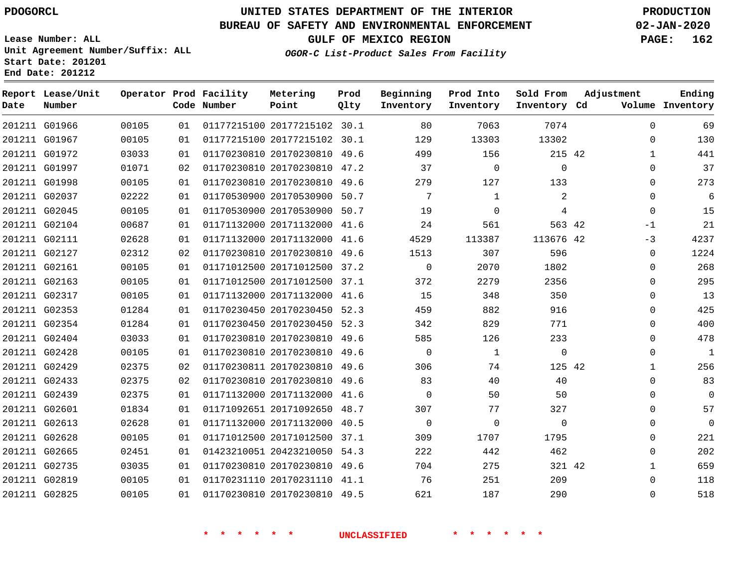PDOGORCL

# UNITED STATES DEPARTMENT OF THE INTERIOR
## BUREAU OF SAFETY AND ENVIRONMENTAL ENFORCEMENT
### GULF OF MEXICO REGION
*OGOR-C List-Product Sales From Facility*

PRODUCTION
02-JAN-2020

Lease Number: ALL
Unit Agreement Number/Suffix: ALL
Start Date: 201201
End Date: 201212

| Report Date | Lease/Unit Number | Operator | Prod Code | Facility Number | Metering Point | Prod Qlty | Beginning Inventory | Prod Into Inventory | Sold From Inventory | Adjustment Cd | Adjustment Volume | Ending Inventory |
|---|---|---|---|---|---|---|---|---|---|---|---|---|
| 201211 | G01966 | 00105 | 01 | 01177215100 | 20177215102 | 30.1 | 80 | 7063 | 7074 | | 0 | 69 |
| 201211 | G01967 | 00105 | 01 | 01177215100 | 20177215102 | 30.1 | 129 | 13303 | 13302 | | 0 | 130 |
| 201211 | G01972 | 03033 | 01 | 01170230810 | 20170230810 | 49.6 | 499 | 156 | 215 | 42 | 1 | 441 |
| 201211 | G01997 | 01071 | 02 | 01170230810 | 20170230810 | 47.2 | 37 | 0 | 0 | | 0 | 37 |
| 201211 | G01998 | 00105 | 01 | 01170230810 | 20170230810 | 49.6 | 279 | 127 | 133 | | 0 | 273 |
| 201211 | G02037 | 02222 | 01 | 01170530900 | 20170530900 | 50.7 | 7 | 1 | 2 | | 0 | 6 |
| 201211 | G02045 | 00105 | 01 | 01170530900 | 20170530900 | 50.7 | 19 | 0 | 4 | | 0 | 15 |
| 201211 | G02104 | 00687 | 01 | 01171132000 | 20171132000 | 41.6 | 24 | 561 | 563 | 42 | -1 | 21 |
| 201211 | G02111 | 02628 | 01 | 01171132000 | 20171132000 | 41.6 | 4529 | 113387 | 113676 | 42 | -3 | 4237 |
| 201211 | G02127 | 02312 | 02 | 01170230810 | 20170230810 | 49.6 | 1513 | 307 | 596 | | 0 | 1224 |
| 201211 | G02161 | 00105 | 01 | 01171012500 | 20171012500 | 37.2 | 0 | 2070 | 1802 | | 0 | 268 |
| 201211 | G02163 | 00105 | 01 | 01171012500 | 20171012500 | 37.1 | 372 | 2279 | 2356 | | 0 | 295 |
| 201211 | G02317 | 00105 | 01 | 01171132000 | 20171132000 | 41.6 | 15 | 348 | 350 | | 0 | 13 |
| 201211 | G02353 | 01284 | 01 | 01170230450 | 20170230450 | 52.3 | 459 | 882 | 916 | | 0 | 425 |
| 201211 | G02354 | 01284 | 01 | 01170230450 | 20170230450 | 52.3 | 342 | 829 | 771 | | 0 | 400 |
| 201211 | G02404 | 03033 | 01 | 01170230810 | 20170230810 | 49.6 | 585 | 126 | 233 | | 0 | 478 |
| 201211 | G02428 | 00105 | 01 | 01170230810 | 20170230810 | 49.6 | 0 | 1 | 0 | | 0 | 1 |
| 201211 | G02429 | 02375 | 02 | 01170230811 | 20170230810 | 49.6 | 306 | 74 | 125 | 42 | 1 | 256 |
| 201211 | G02433 | 02375 | 02 | 01170230810 | 20170230810 | 49.6 | 83 | 40 | 40 | | 0 | 83 |
| 201211 | G02439 | 02375 | 01 | 01171132000 | 20171132000 | 41.6 | 0 | 50 | 50 | | 0 | 0 |
| 201211 | G02601 | 01834 | 01 | 01171092651 | 20171092650 | 48.7 | 307 | 77 | 327 | | 0 | 57 |
| 201211 | G02613 | 02628 | 01 | 01171132000 | 20171132000 | 40.5 | 0 | 0 | 0 | | 0 | 0 |
| 201211 | G02628 | 00105 | 01 | 01171012500 | 20171012500 | 37.1 | 309 | 1707 | 1795 | | 0 | 221 |
| 201211 | G02665 | 02451 | 01 | 01423210051 | 20423210050 | 54.3 | 222 | 442 | 462 | | 0 | 202 |
| 201211 | G02735 | 03035 | 01 | 01170230810 | 20170230810 | 49.6 | 704 | 275 | 321 | 42 | 1 | 659 |
| 201211 | G02819 | 00105 | 01 | 01170231110 | 20170231110 | 41.1 | 76 | 251 | 209 | | 0 | 118 |
| 201211 | G02825 | 00105 | 01 | 01170230810 | 20170230810 | 49.5 | 621 | 187 | 290 | | 0 | 518 |

\* \* \* \* \* \* UNCLASSIFIED \* \* \* \* \* \*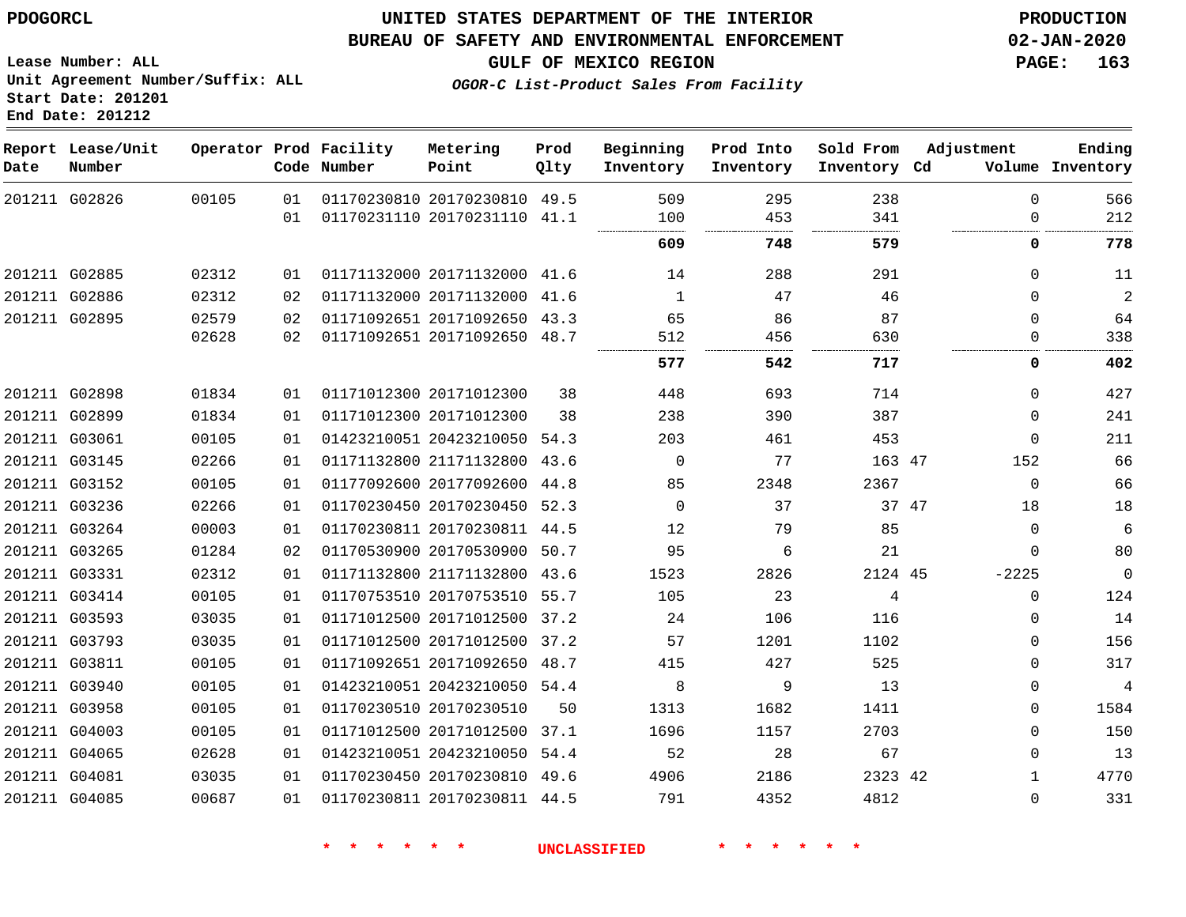PDOGORCL

# UNITED STATES DEPARTMENT OF THE INTERIOR
## BUREAU OF SAFETY AND ENVIRONMENTAL ENFORCEMENT
### GULF OF MEXICO REGION
*OGOR-C List-Product Sales From Facility*

PRODUCTION
02-JAN-2020

Lease Number: ALL
Unit Agreement Number/Suffix: ALL
Start Date: 201201
End Date: 201212

| Report Date | Lease/Unit Number | Operator | Prod Code | Facility Number | Metering Point | Prod Qlty | Beginning Inventory | Prod Into Inventory | Sold From Inventory | Adjustment Cd | Adjustment Volume | Ending Inventory |
|---|---|---|---|---|---|---|---|---|---|---|---|---|
| 201211 | G02826 | 00105 | 01 | 01170230810 | 20170230810 | 49.5 | 509 | 295 | 238 | | 0 | 566 |
| | | | 01 | 01170231110 | 20170231110 | 41.1 | 100 | 453 | 341 | | 0 | 212 |
| | | | | | | | **609** | **748** | **579** | | **0** | **778** |
| 201211 | G02885 | 02312 | 01 | 01171132000 | 20171132000 | 41.6 | 14 | 288 | 291 | | 0 | 11 |
| 201211 | G02886 | 02312 | 02 | 01171132000 | 20171132000 | 41.6 | 1 | 47 | 46 | | 0 | 2 |
| 201211 | G02895 | 02579 | 02 | 01171092651 | 20171092650 | 43.3 | 65 | 86 | 87 | | 0 | 64 |
| | | 02628 | 02 | 01171092651 | 20171092650 | 48.7 | 512 | 456 | 630 | | 0 | 338 |
| | | | | | | | **577** | **542** | **717** | | **0** | **402** |
| 201211 | G02898 | 01834 | 01 | 01171012300 | 20171012300 | 38 | 448 | 693 | 714 | | 0 | 427 |
| 201211 | G02899 | 01834 | 01 | 01171012300 | 20171012300 | 38 | 238 | 390 | 387 | | 0 | 241 |
| 201211 | G03061 | 00105 | 01 | 01423210051 | 20423210050 | 54.3 | 203 | 461 | 453 | | 0 | 211 |
| 201211 | G03145 | 02266 | 01 | 01171132800 | 21171132800 | 43.6 | 0 | 77 | 163 | 47 | 152 | 66 |
| 201211 | G03152 | 00105 | 01 | 01177092600 | 20177092600 | 44.8 | 85 | 2348 | 2367 | | 0 | 66 |
| 201211 | G03236 | 02266 | 01 | 01170230450 | 20170230450 | 52.3 | 0 | 37 | 37 | 47 | 18 | 18 |
| 201211 | G03264 | 00003 | 01 | 01170230811 | 20170230811 | 44.5 | 12 | 79 | 85 | | 0 | 6 |
| 201211 | G03265 | 01284 | 02 | 01170530900 | 20170530900 | 50.7 | 95 | 6 | 21 | | 0 | 80 |
| 201211 | G03331 | 02312 | 01 | 01171132800 | 21171132800 | 43.6 | 1523 | 2826 | 2124 | 45 | -2225 | 0 |
| 201211 | G03414 | 00105 | 01 | 01170753510 | 20170753510 | 55.7 | 105 | 23 | 4 | | 0 | 124 |
| 201211 | G03593 | 03035 | 01 | 01171012500 | 20171012500 | 37.2 | 24 | 106 | 116 | | 0 | 14 |
| 201211 | G03793 | 03035 | 01 | 01171012500 | 20171012500 | 37.2 | 57 | 1201 | 1102 | | 0 | 156 |
| 201211 | G03811 | 00105 | 01 | 01171092651 | 20171092650 | 48.7 | 415 | 427 | 525 | | 0 | 317 |
| 201211 | G03940 | 00105 | 01 | 01423210051 | 20423210050 | 54.4 | 8 | 9 | 13 | | 0 | 4 |
| 201211 | G03958 | 00105 | 01 | 01170230510 | 20170230510 | 50 | 1313 | 1682 | 1411 | | 0 | 1584 |
| 201211 | G04003 | 00105 | 01 | 01171012500 | 20171012500 | 37.1 | 1696 | 1157 | 2703 | | 0 | 150 |
| 201211 | G04065 | 02628 | 01 | 01423210051 | 20423210050 | 54.4 | 52 | 28 | 67 | | 0 | 13 |
| 201211 | G04081 | 03035 | 01 | 01170230450 | 20170230810 | 49.6 | 4906 | 2186 | 2323 | 42 | 1 | 4770 |
| 201211 | G04085 | 00687 | 01 | 01170230811 | 20170230811 | 44.5 | 791 | 4352 | 4812 | | 0 | 331 |

\* \* \* \* \* \* UNCLASSIFIED \* \* \* \* \* \*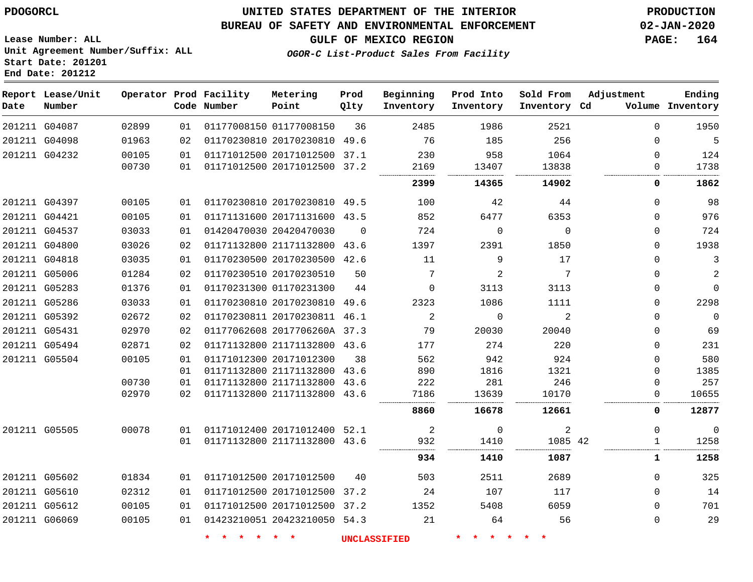Lease Number: ALL
Unit Agreement Number/Suffix: ALL
Start Date: 201201
End Date: 201212

# UNITED STATES DEPARTMENT OF THE INTERIOR
## BUREAU OF SAFETY AND ENVIRONMENTAL ENFORCEMENT
### GULF OF MEXICO REGION
*OGOR-C List-Product Sales From Facility*

PRODUCTION
02-JAN-2020

| Report Date | Lease/Unit Number | Operator | Prod Code | Facility Number | Metering Point | Prod Qlty | Beginning Inventory | Prod Into Inventory | Sold From Inventory | Adjustment Cd | Volume | Ending Inventory |
|---|---|---|---|---|---|---|---|---|---|---|---|---|
| 201211 | G04087 | 02899 | 01 | 01177008150 | 01177008150 | 36 | 2485 | 1986 | 2521 | | 0 | 1950 |
| 201211 | G04098 | 01963 | 02 | 01170230810 | 20170230810 | 49.6 | 76 | 185 | 256 | | 0 | 5 |
| 201211 | G04232 | 00105 | 01 | 01171012500 | 20171012500 | 37.1 | 230 | 958 | 1064 | | 0 | 124 |
| | | 00730 | 01 | 01171012500 | 20171012500 | 37.2 | 2169 | 13407 | 13838 | | 0 | 1738 |
| | | | | | | | **2399** | **14365** | **14902** | | **0** | **1862** |
| 201211 | G04397 | 00105 | 01 | 01170230810 | 20170230810 | 49.5 | 100 | 42 | 44 | | 0 | 98 |
| 201211 | G04421 | 00105 | 01 | 01171131600 | 20171131600 | 43.5 | 852 | 6477 | 6353 | | 0 | 976 |
| 201211 | G04537 | 03033 | 01 | 01420470030 | 20420470030 | 0 | 724 | 0 | 0 | | 0 | 724 |
| 201211 | G04800 | 03026 | 02 | 01171132800 | 21171132800 | 43.6 | 1397 | 2391 | 1850 | | 0 | 1938 |
| 201211 | G04818 | 03035 | 01 | 01170230500 | 20170230500 | 42.6 | 11 | 9 | 17 | | 0 | 3 |
| 201211 | G05006 | 01284 | 02 | 01170230510 | 20170230510 | 50 | 7 | 2 | 7 | | 0 | 2 |
| 201211 | G05283 | 01376 | 01 | 01170231300 | 01170231300 | 44 | 0 | 3113 | 3113 | | 0 | 0 |
| 201211 | G05286 | 03033 | 01 | 01170230810 | 20170230810 | 49.6 | 2323 | 1086 | 1111 | | 0 | 2298 |
| 201211 | G05392 | 02672 | 02 | 01170230811 | 20170230811 | 46.1 | 2 | 0 | 2 | | 0 | 0 |
| 201211 | G05431 | 02970 | 02 | 01177062608 | 2017706260A | 37.3 | 79 | 20030 | 20040 | | 0 | 69 |
| 201211 | G05494 | 02871 | 02 | 01171132800 | 21171132800 | 43.6 | 177 | 274 | 220 | | 0 | 231 |
| 201211 | G05504 | 00105 | 01 | 01171012300 | 20171012300 | 38 | 562 | 942 | 924 | | 0 | 580 |
| | | | 01 | 01171132800 | 21171132800 | 43.6 | 890 | 1816 | 1321 | | 0 | 1385 |
| | | 00730 | 01 | 01171132800 | 21171132800 | 43.6 | 222 | 281 | 246 | | 0 | 257 |
| | | 02970 | 02 | 01171132800 | 21171132800 | 43.6 | 7186 | 13639 | 10170 | | 0 | 10655 |
| | | | | | | | **8860** | **16678** | **12661** | | **0** | **12877** |
| 201211 | G05505 | 00078 | 01 | 01171012400 | 20171012400 | 52.1 | 2 | 0 | 2 | | 0 | 0 |
| | | | 01 | 01171132800 | 21171132800 | 43.6 | 932 | 1410 | 1085 | 42 | 1 | 1258 |
| | | | | | | | **934** | **1410** | **1087** | | **1** | **1258** |
| 201211 | G05602 | 01834 | 01 | 01171012500 | 20171012500 | 40 | 503 | 2511 | 2689 | | 0 | 325 |
| 201211 | G05610 | 02312 | 01 | 01171012500 | 20171012500 | 37.2 | 24 | 107 | 117 | | 0 | 14 |
| 201211 | G05612 | 00105 | 01 | 01171012500 | 20171012500 | 37.2 | 1352 | 5408 | 6059 | | 0 | 701 |
| 201211 | G06069 | 00105 | 01 | 01423210051 | 20423210050 | 54.3 | 21 | 64 | 56 | | 0 | 29 |

\* \* \* \* \* \* UNCLASSIFIED \* \* \* \* \* \*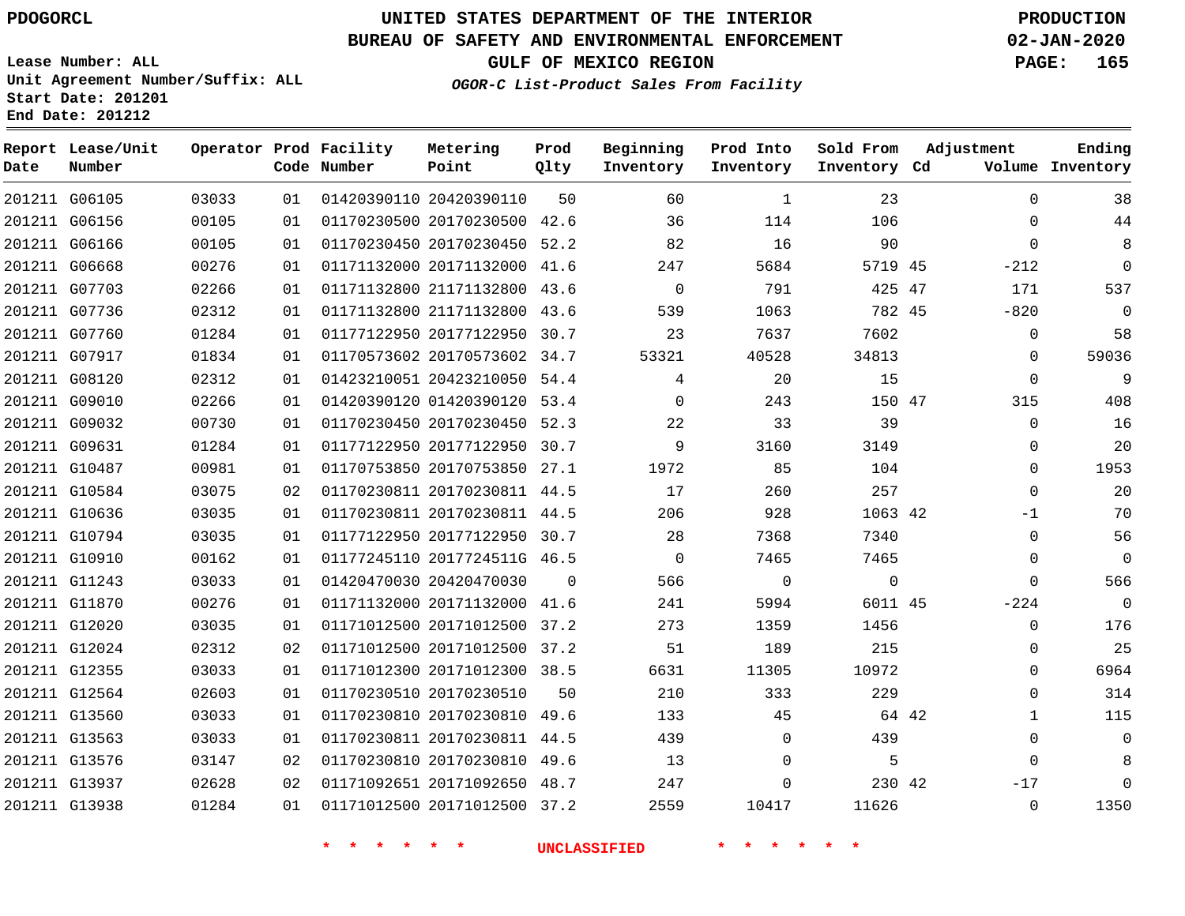PDOGORCL

# UNITED STATES DEPARTMENT OF THE INTERIOR
## BUREAU OF SAFETY AND ENVIRONMENTAL ENFORCEMENT
### GULF OF MEXICO REGION

PRODUCTION
02-JAN-2020

Lease Number: ALL
Unit Agreement Number/Suffix: ALL
Start Date: 201201
End Date: 201212

*OGOR-C List-Product Sales From Facility*

| Report Date | Lease/Unit Number | Operator | Prod Code | Facility Number | Metering Point | Prod Qlty | Beginning Inventory | Prod Into Inventory | Sold From Inventory | Adjustment Cd | Adjustment Volume | Ending Inventory |
|---|---|---|---|---|---|---|---|---|---|---|---|---|
| 201211 | G06105 | 03033 | 01 | 01420390110 | 20420390110 | 50 | 60 | 1 | 23 | | 0 | 38 |
| 201211 | G06156 | 00105 | 01 | 01170230500 | 20170230500 | 42.6 | 36 | 114 | 106 | | 0 | 44 |
| 201211 | G06166 | 00105 | 01 | 01170230450 | 20170230450 | 52.2 | 82 | 16 | 90 | | 0 | 8 |
| 201211 | G06668 | 00276 | 01 | 01171132000 | 20171132000 | 41.6 | 247 | 5684 | 5719 | 45 | -212 | 0 |
| 201211 | G07703 | 02266 | 01 | 01171132800 | 21171132800 | 43.6 | 0 | 791 | 425 | 47 | 171 | 537 |
| 201211 | G07736 | 02312 | 01 | 01171132800 | 21171132800 | 43.6 | 539 | 1063 | 782 | 45 | -820 | 0 |
| 201211 | G07760 | 01284 | 01 | 01177122950 | 20177122950 | 30.7 | 23 | 7637 | 7602 | | 0 | 58 |
| 201211 | G07917 | 01834 | 01 | 01170573602 | 20170573602 | 34.7 | 53321 | 40528 | 34813 | | 0 | 59036 |
| 201211 | G08120 | 02312 | 01 | 01423210051 | 20423210050 | 54.4 | 4 | 20 | 15 | | 0 | 9 |
| 201211 | G09010 | 02266 | 01 | 01420390120 | 01420390120 | 53.4 | 0 | 243 | 150 | 47 | 315 | 408 |
| 201211 | G09032 | 00730 | 01 | 01170230450 | 20170230450 | 52.3 | 22 | 33 | 39 | | 0 | 16 |
| 201211 | G09631 | 01284 | 01 | 01177122950 | 20177122950 | 30.7 | 9 | 3160 | 3149 | | 0 | 20 |
| 201211 | G10487 | 00981 | 01 | 01170753850 | 20170753850 | 27.1 | 1972 | 85 | 104 | | 0 | 1953 |
| 201211 | G10584 | 03075 | 02 | 01170230811 | 20170230811 | 44.5 | 17 | 260 | 257 | | 0 | 20 |
| 201211 | G10636 | 03035 | 01 | 01170230811 | 20170230811 | 44.5 | 206 | 928 | 1063 | 42 | -1 | 70 |
| 201211 | G10794 | 03035 | 01 | 01177122950 | 20177122950 | 30.7 | 28 | 7368 | 7340 | | 0 | 56 |
| 201211 | G10910 | 00162 | 01 | 01177245110 | 2017724511G | 46.5 | 0 | 7465 | 7465 | | 0 | 0 |
| 201211 | G11243 | 03033 | 01 | 01420470030 | 20420470030 | 0 | 566 | 0 | 0 | | 0 | 566 |
| 201211 | G11870 | 00276 | 01 | 01171132000 | 20171132000 | 41.6 | 241 | 5994 | 6011 | 45 | -224 | 0 |
| 201211 | G12020 | 03035 | 01 | 01171012500 | 20171012500 | 37.2 | 273 | 1359 | 1456 | | 0 | 176 |
| 201211 | G12024 | 02312 | 02 | 01171012500 | 20171012500 | 37.2 | 51 | 189 | 215 | | 0 | 25 |
| 201211 | G12355 | 03033 | 01 | 01171012300 | 20171012300 | 38.5 | 6631 | 11305 | 10972 | | 0 | 6964 |
| 201211 | G12564 | 02603 | 01 | 01170230510 | 20170230510 | 50 | 210 | 333 | 229 | | 0 | 314 |
| 201211 | G13560 | 03033 | 01 | 01170230810 | 20170230810 | 49.6 | 133 | 45 | 64 | 42 | 1 | 115 |
| 201211 | G13563 | 03033 | 01 | 01170230811 | 20170230811 | 44.5 | 439 | 0 | 439 | | 0 | 0 |
| 201211 | G13576 | 03147 | 02 | 01170230810 | 20170230810 | 49.6 | 13 | 0 | 5 | | 0 | 8 |
| 201211 | G13937 | 02628 | 02 | 01171092651 | 20171092650 | 48.7 | 247 | 0 | 230 | 42 | -17 | 0 |
| 201211 | G13938 | 01284 | 01 | 01171012500 | 20171012500 | 37.2 | 2559 | 10417 | 11626 | | 0 | 1350 |

* * * * * * UNCLASSIFIED * * * * * *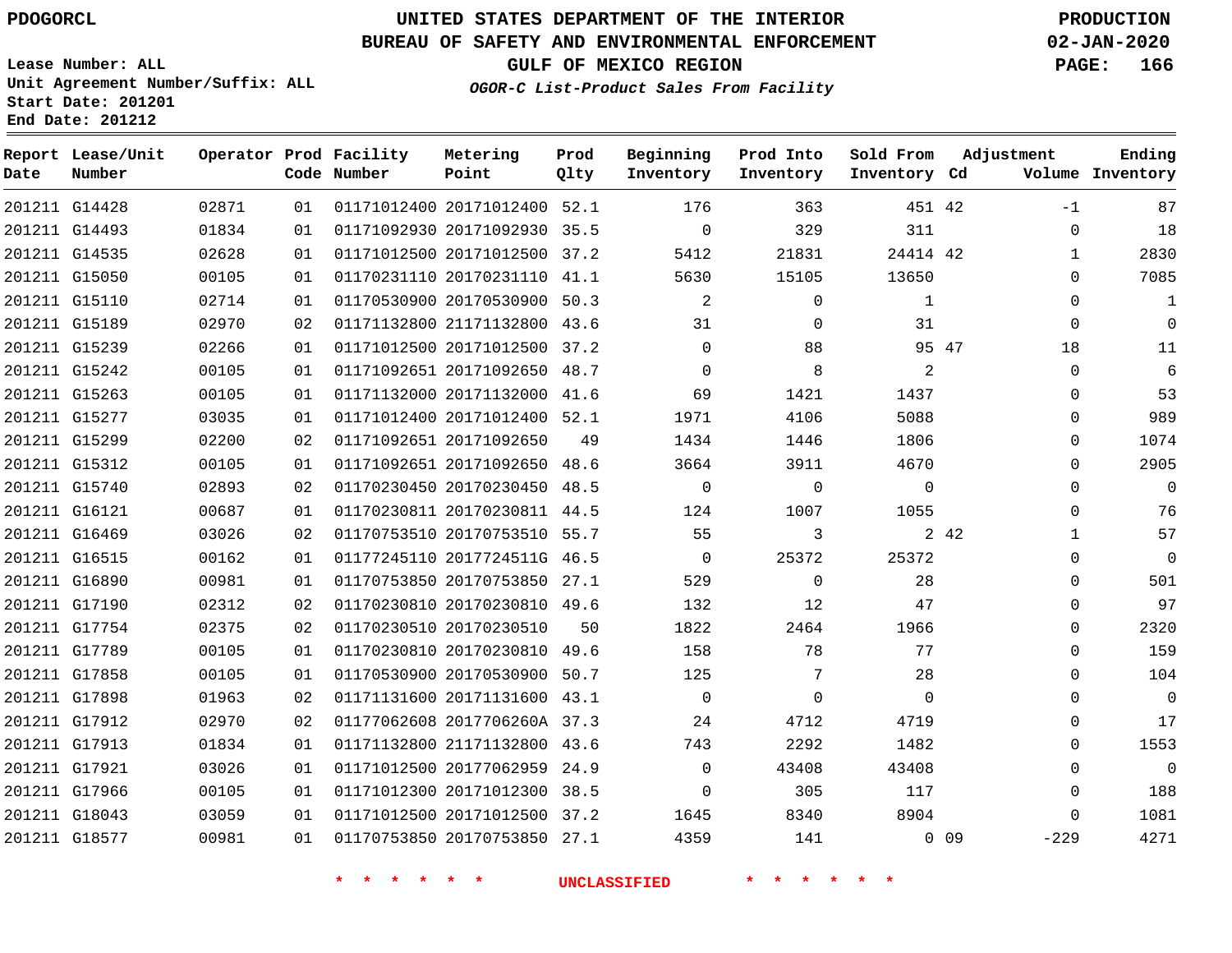PDOGORCL

# UNITED STATES DEPARTMENT OF THE INTERIOR
## BUREAU OF SAFETY AND ENVIRONMENTAL ENFORCEMENT
### GULF OF MEXICO REGION
*OGOR-C List-Product Sales From Facility*

PRODUCTION
02-JAN-2020

Lease Number: ALL
Unit Agreement Number/Suffix: ALL
Start Date: 201201
End Date: 201212

| Report Date | Lease/Unit Number | Operator | Prod Code | Facility Number | Metering Point | Prod Qlty | Beginning Inventory | Prod Into Inventory | Sold From Inventory | Adjustment Cd | Volume | Ending Inventory |
|---|---|---|---|---|---|---|---|---|---|---|---|---|
| 201211 | G14428 | 02871 | 01 | 01171012400 | 20171012400 | 52.1 | 176 | 363 | 451 | 42 | -1 | 87 |
| 201211 | G14493 | 01834 | 01 | 01171092930 | 20171092930 | 35.5 | 0 | 329 | 311 | | 0 | 18 |
| 201211 | G14535 | 02628 | 01 | 01171012500 | 20171012500 | 37.2 | 5412 | 21831 | 24414 | 42 | 1 | 2830 |
| 201211 | G15050 | 00105 | 01 | 01170231110 | 20170231110 | 41.1 | 5630 | 15105 | 13650 | | 0 | 7085 |
| 201211 | G15110 | 02714 | 01 | 01170530900 | 20170530900 | 50.3 | 2 | 0 | 1 | | 0 | 1 |
| 201211 | G15189 | 02970 | 02 | 01171132800 | 21171132800 | 43.6 | 31 | 0 | 31 | | 0 | 0 |
| 201211 | G15239 | 02266 | 01 | 01171012500 | 20171012500 | 37.2 | 0 | 88 | 95 | 47 | 18 | 11 |
| 201211 | G15242 | 00105 | 01 | 01171092651 | 20171092650 | 48.7 | 0 | 8 | 2 | | 0 | 6 |
| 201211 | G15263 | 00105 | 01 | 01171132000 | 20171132000 | 41.6 | 69 | 1421 | 1437 | | 0 | 53 |
| 201211 | G15277 | 03035 | 01 | 01171012400 | 20171012400 | 52.1 | 1971 | 4106 | 5088 | | 0 | 989 |
| 201211 | G15299 | 02200 | 02 | 01171092651 | 20171092650 | 49 | 1434 | 1446 | 1806 | | 0 | 1074 |
| 201211 | G15312 | 00105 | 01 | 01171092651 | 20171092650 | 48.6 | 3664 | 3911 | 4670 | | 0 | 2905 |
| 201211 | G15740 | 02893 | 02 | 01170230450 | 20170230450 | 48.5 | 0 | 0 | 0 | | 0 | 0 |
| 201211 | G16121 | 00687 | 01 | 01170230811 | 20170230811 | 44.5 | 124 | 1007 | 1055 | | 0 | 76 |
| 201211 | G16469 | 03026 | 02 | 01170753510 | 20170753510 | 55.7 | 55 | 3 | 2 | 42 | 1 | 57 |
| 201211 | G16515 | 00162 | 01 | 01177245110 | 2017724511G | 46.5 | 0 | 25372 | 25372 | | 0 | 0 |
| 201211 | G16890 | 00981 | 01 | 01170753850 | 20170753850 | 27.1 | 529 | 0 | 28 | | 0 | 501 |
| 201211 | G17190 | 02312 | 02 | 01170230810 | 20170230810 | 49.6 | 132 | 12 | 47 | | 0 | 97 |
| 201211 | G17754 | 02375 | 02 | 01170230510 | 20170230510 | 50 | 1822 | 2464 | 1966 | | 0 | 2320 |
| 201211 | G17789 | 00105 | 01 | 01170230810 | 20170230810 | 49.6 | 158 | 78 | 77 | | 0 | 159 |
| 201211 | G17858 | 00105 | 01 | 01170530900 | 20170530900 | 50.7 | 125 | 7 | 28 | | 0 | 104 |
| 201211 | G17898 | 01963 | 02 | 01171131600 | 20171131600 | 43.1 | 0 | 0 | 0 | | 0 | 0 |
| 201211 | G17912 | 02970 | 02 | 01177062608 | 2017706260A | 37.3 | 24 | 4712 | 4719 | | 0 | 17 |
| 201211 | G17913 | 01834 | 01 | 01171132800 | 21171132800 | 43.6 | 743 | 2292 | 1482 | | 0 | 1553 |
| 201211 | G17921 | 03026 | 01 | 01171012500 | 20177062959 | 24.9 | 0 | 43408 | 43408 | | 0 | 0 |
| 201211 | G17966 | 00105 | 01 | 01171012300 | 20171012300 | 38.5 | 0 | 305 | 117 | | 0 | 188 |
| 201211 | G18043 | 03059 | 01 | 01171012500 | 20171012500 | 37.2 | 1645 | 8340 | 8904 | | 0 | 1081 |
| 201211 | G18577 | 00981 | 01 | 01170753850 | 20170753850 | 27.1 | 4359 | 141 | 0 | 09 | -229 | 4271 |

\* \* \* \* \* \* UNCLASSIFIED \* \* \* \* \* \*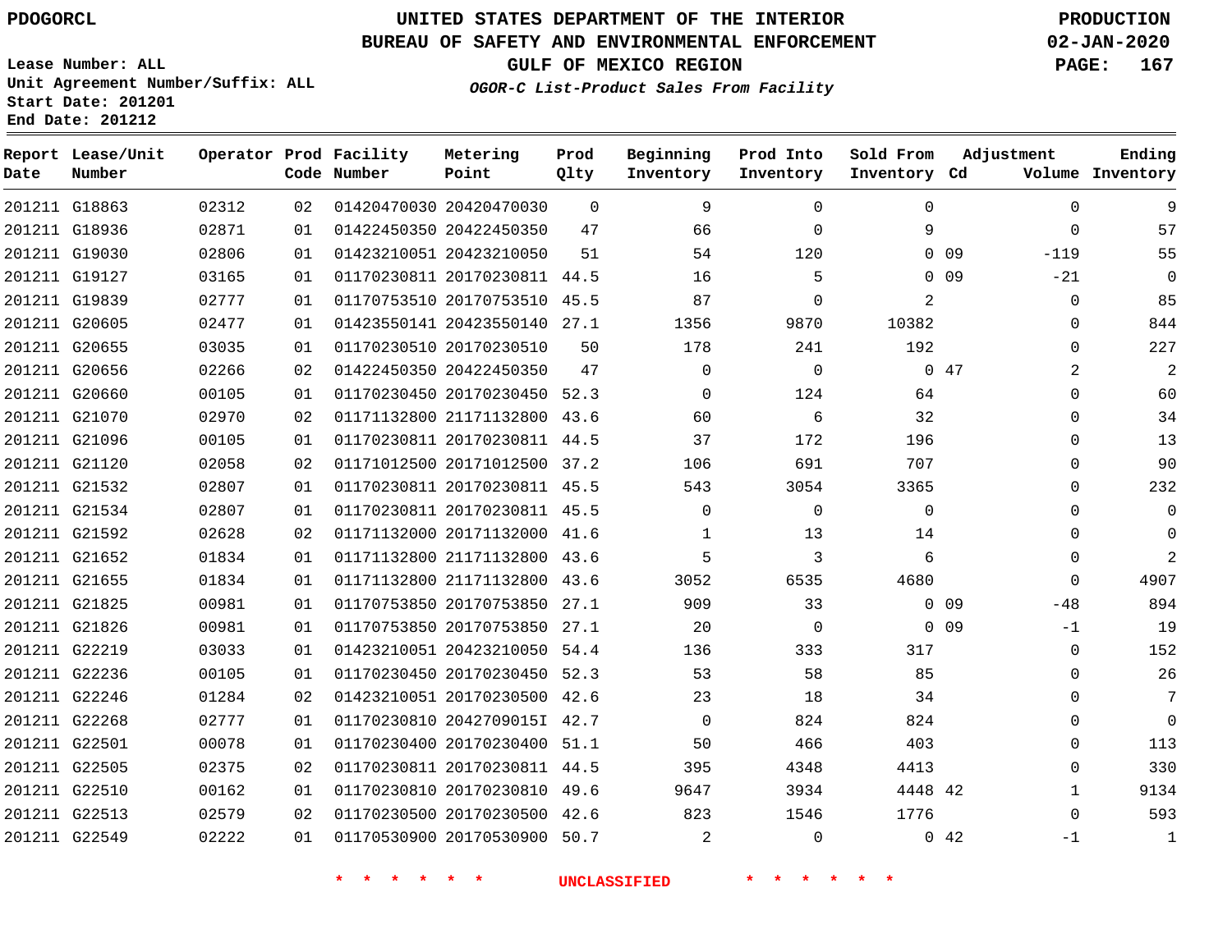# UNITED STATES DEPARTMENT OF THE INTERIOR
## BUREAU OF SAFETY AND ENVIRONMENTAL ENFORCEMENT
### GULF OF MEXICO REGION

*OGOR-C List-Product Sales From Facility*

PDOGORCL

Lease Number: ALL
Unit Agreement Number/Suffix: ALL
Start Date: 201201
End Date: 201212

PRODUCTION
02-JAN-2020

| Report Date | Lease/Unit Number | Operator | Prod Code | Facility Number | Metering Point | Prod Qlty | Beginning Inventory | Prod Into Inventory | Sold From Inventory | Adjustment Cd | Adjustment Volume | Ending Inventory |
|---|---|---|---|---|---|---|---|---|---|---|---|---|
| 201211 | G18863 | 02312 | 02 | 01420470030 | 20420470030 | 0 | 9 | 0 | 0 | | 0 | 9 |
| 201211 | G18936 | 02871 | 01 | 01422450350 | 20422450350 | 47 | 66 | 0 | 9 | | 0 | 57 |
| 201211 | G19030 | 02806 | 01 | 01423210051 | 20423210050 | 51 | 54 | 120 | 0 | 09 | -119 | 55 |
| 201211 | G19127 | 03165 | 01 | 01170230811 | 20170230811 | 44.5 | 16 | 5 | 0 | 09 | -21 | 0 |
| 201211 | G19839 | 02777 | 01 | 01170753510 | 20170753510 | 45.5 | 87 | 0 | 2 | | 0 | 85 |
| 201211 | G20605 | 02477 | 01 | 01423550141 | 20423550140 | 27.1 | 1356 | 9870 | 10382 | | 0 | 844 |
| 201211 | G20655 | 03035 | 01 | 01170230510 | 20170230510 | 50 | 178 | 241 | 192 | | 0 | 227 |
| 201211 | G20656 | 02266 | 02 | 01422450350 | 20422450350 | 47 | 0 | 0 | 0 | 47 | 2 | 2 |
| 201211 | G20660 | 00105 | 01 | 01170230450 | 20170230450 | 52.3 | 0 | 124 | 64 | | 0 | 60 |
| 201211 | G21070 | 02970 | 02 | 01171132800 | 21171132800 | 43.6 | 60 | 6 | 32 | | 0 | 34 |
| 201211 | G21096 | 00105 | 01 | 01170230811 | 20170230811 | 44.5 | 37 | 172 | 196 | | 0 | 13 |
| 201211 | G21120 | 02058 | 02 | 01171012500 | 20171012500 | 37.2 | 106 | 691 | 707 | | 0 | 90 |
| 201211 | G21532 | 02807 | 01 | 01170230811 | 20170230811 | 45.5 | 543 | 3054 | 3365 | | 0 | 232 |
| 201211 | G21534 | 02807 | 01 | 01170230811 | 20170230811 | 45.5 | 0 | 0 | 0 | | 0 | 0 |
| 201211 | G21592 | 02628 | 02 | 01171132000 | 20171132000 | 41.6 | 1 | 13 | 14 | | 0 | 0 |
| 201211 | G21652 | 01834 | 01 | 01171132800 | 21171132800 | 43.6 | 5 | 3 | 6 | | 0 | 2 |
| 201211 | G21655 | 01834 | 01 | 01171132800 | 21171132800 | 43.6 | 3052 | 6535 | 4680 | | 0 | 4907 |
| 201211 | G21825 | 00981 | 01 | 01170753850 | 20170753850 | 27.1 | 909 | 33 | 0 | 09 | -48 | 894 |
| 201211 | G21826 | 00981 | 01 | 01170753850 | 20170753850 | 27.1 | 20 | 0 | 0 | 09 | -1 | 19 |
| 201211 | G22219 | 03033 | 01 | 01423210051 | 20423210050 | 54.4 | 136 | 333 | 317 | | 0 | 152 |
| 201211 | G22236 | 00105 | 01 | 01170230450 | 20170230450 | 52.3 | 53 | 58 | 85 | | 0 | 26 |
| 201211 | G22246 | 01284 | 02 | 01423210051 | 20170230500 | 42.6 | 23 | 18 | 34 | | 0 | 7 |
| 201211 | G22268 | 02777 | 01 | 01170230810 | 2042709015I | 42.7 | 0 | 824 | 824 | | 0 | 0 |
| 201211 | G22501 | 00078 | 01 | 01170230400 | 20170230400 | 51.1 | 50 | 466 | 403 | | 0 | 113 |
| 201211 | G22505 | 02375 | 02 | 01170230811 | 20170230811 | 44.5 | 395 | 4348 | 4413 | | 0 | 330 |
| 201211 | G22510 | 00162 | 01 | 01170230810 | 20170230810 | 49.6 | 9647 | 3934 | 4448 | 42 | 1 | 9134 |
| 201211 | G22513 | 02579 | 02 | 01170230500 | 20170230500 | 42.6 | 823 | 1546 | 1776 | | 0 | 593 |
| 201211 | G22549 | 02222 | 01 | 01170530900 | 20170530900 | 50.7 | 2 | 0 | 0 | 42 | -1 | 1 |

* * * * * * UNCLASSIFIED * * * * * *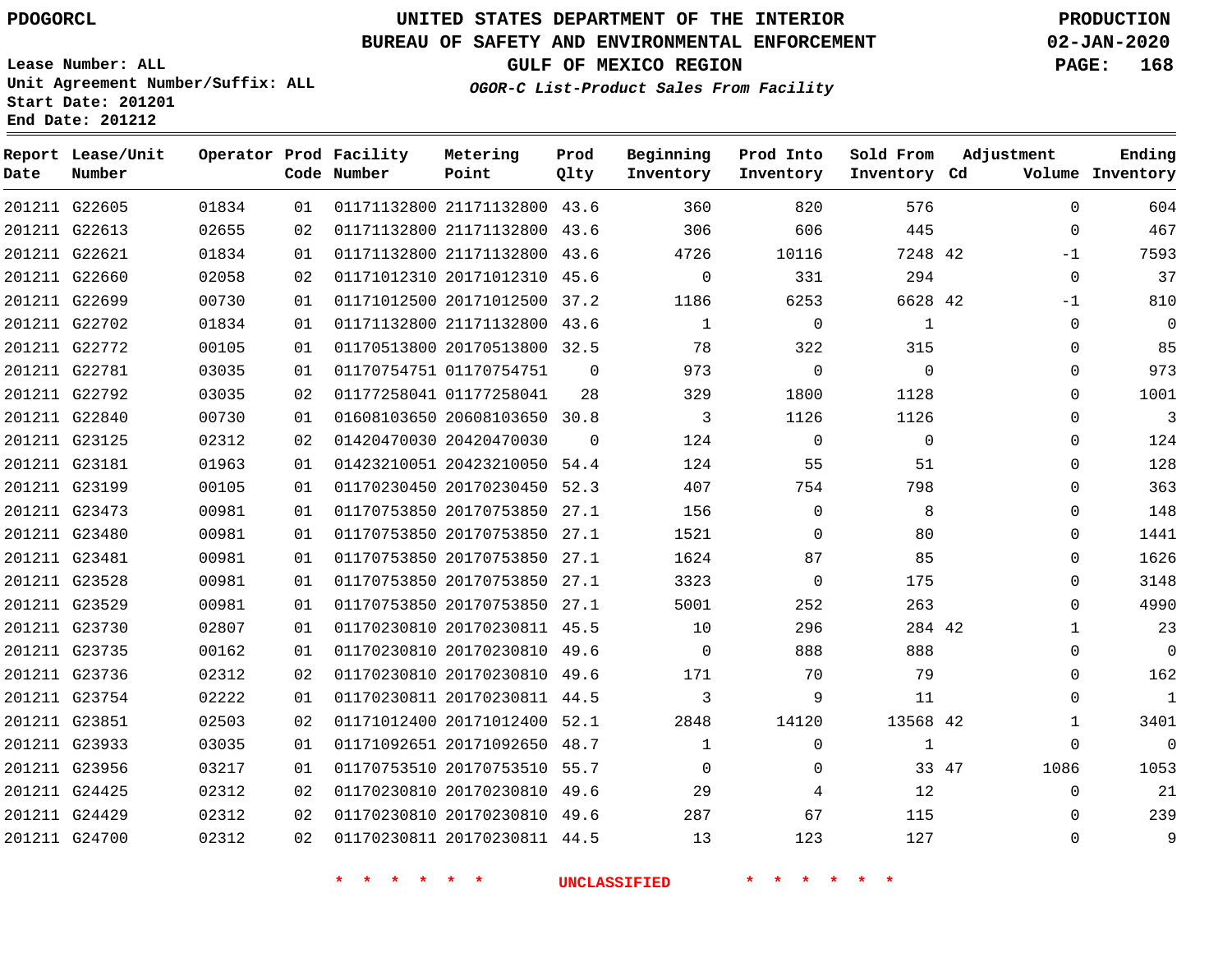PDOGORCL

# UNITED STATES DEPARTMENT OF THE INTERIOR
## BUREAU OF SAFETY AND ENVIRONMENTAL ENFORCEMENT
### GULF OF MEXICO REGION

PRODUCTION
02-JAN-2020

Lease Number: ALL
Unit Agreement Number/Suffix: ALL
Start Date: 201201
End Date: 201212

*OGOR-C List-Product Sales From Facility*

| Report Date | Lease/Unit Number | Operator | Prod Code | Facility Number | Metering Point | Prod Qlty | Beginning Inventory | Prod Into Inventory | Sold From Inventory | Adjustment Cd | Adjustment Volume | Ending Inventory |
|---|---|---|---|---|---|---|---|---|---|---|---|---|
| 201211 | G22605 | 01834 | 01 | 01171132800 | 21171132800 | 43.6 | 360 | 820 | 576 | | 0 | 604 |
| 201211 | G22613 | 02655 | 02 | 01171132800 | 21171132800 | 43.6 | 306 | 606 | 445 | | 0 | 467 |
| 201211 | G22621 | 01834 | 01 | 01171132800 | 21171132800 | 43.6 | 4726 | 10116 | 7248 | 42 | -1 | 7593 |
| 201211 | G22660 | 02058 | 02 | 01171012310 | 20171012310 | 45.6 | 0 | 331 | 294 | | 0 | 37 |
| 201211 | G22699 | 00730 | 01 | 01171012500 | 20171012500 | 37.2 | 1186 | 6253 | 6628 | 42 | -1 | 810 |
| 201211 | G22702 | 01834 | 01 | 01171132800 | 21171132800 | 43.6 | 1 | 0 | 1 | | 0 | 0 |
| 201211 | G22772 | 00105 | 01 | 01170513800 | 20170513800 | 32.5 | 78 | 322 | 315 | | 0 | 85 |
| 201211 | G22781 | 03035 | 01 | 01170754751 | 01170754751 | 0 | 973 | 0 | 0 | | 0 | 973 |
| 201211 | G22792 | 03035 | 02 | 01177258041 | 01177258041 | 28 | 329 | 1800 | 1128 | | 0 | 1001 |
| 201211 | G22840 | 00730 | 01 | 01608103650 | 20608103650 | 30.8 | 3 | 1126 | 1126 | | 0 | 3 |
| 201211 | G23125 | 02312 | 02 | 01420470030 | 20420470030 | 0 | 124 | 0 | 0 | | 0 | 124 |
| 201211 | G23181 | 01963 | 01 | 01423210051 | 20423210050 | 54.4 | 124 | 55 | 51 | | 0 | 128 |
| 201211 | G23199 | 00105 | 01 | 01170230450 | 20170230450 | 52.3 | 407 | 754 | 798 | | 0 | 363 |
| 201211 | G23473 | 00981 | 01 | 01170753850 | 20170753850 | 27.1 | 156 | 0 | 8 | | 0 | 148 |
| 201211 | G23480 | 00981 | 01 | 01170753850 | 20170753850 | 27.1 | 1521 | 0 | 80 | | 0 | 1441 |
| 201211 | G23481 | 00981 | 01 | 01170753850 | 20170753850 | 27.1 | 1624 | 87 | 85 | | 0 | 1626 |
| 201211 | G23528 | 00981 | 01 | 01170753850 | 20170753850 | 27.1 | 3323 | 0 | 175 | | 0 | 3148 |
| 201211 | G23529 | 00981 | 01 | 01170753850 | 20170753850 | 27.1 | 5001 | 252 | 263 | | 0 | 4990 |
| 201211 | G23730 | 02807 | 01 | 01170230810 | 20170230811 | 45.5 | 10 | 296 | 284 | 42 | 1 | 23 |
| 201211 | G23735 | 00162 | 01 | 01170230810 | 20170230810 | 49.6 | 0 | 888 | 888 | | 0 | 0 |
| 201211 | G23736 | 02312 | 02 | 01170230810 | 20170230810 | 49.6 | 171 | 70 | 79 | | 0 | 162 |
| 201211 | G23754 | 02222 | 01 | 01170230811 | 20170230811 | 44.5 | 3 | 9 | 11 | | 0 | 1 |
| 201211 | G23851 | 02503 | 02 | 01171012400 | 20171012400 | 52.1 | 2848 | 14120 | 13568 | 42 | 1 | 3401 |
| 201211 | G23933 | 03035 | 01 | 01171092651 | 20171092650 | 48.7 | 1 | 0 | 1 | | 0 | 0 |
| 201211 | G23956 | 03217 | 01 | 01170753510 | 20170753510 | 55.7 | 0 | 0 | 33 | 47 | 1086 | 1053 |
| 201211 | G24425 | 02312 | 02 | 01170230810 | 20170230810 | 49.6 | 29 | 4 | 12 | | 0 | 21 |
| 201211 | G24429 | 02312 | 02 | 01170230810 | 20170230810 | 49.6 | 287 | 67 | 115 | | 0 | 239 |
| 201211 | G24700 | 02312 | 02 | 01170230811 | 20170230811 | 44.5 | 13 | 123 | 127 | | 0 | 9 |

* * * * * * UNCLASSIFIED * * * * * *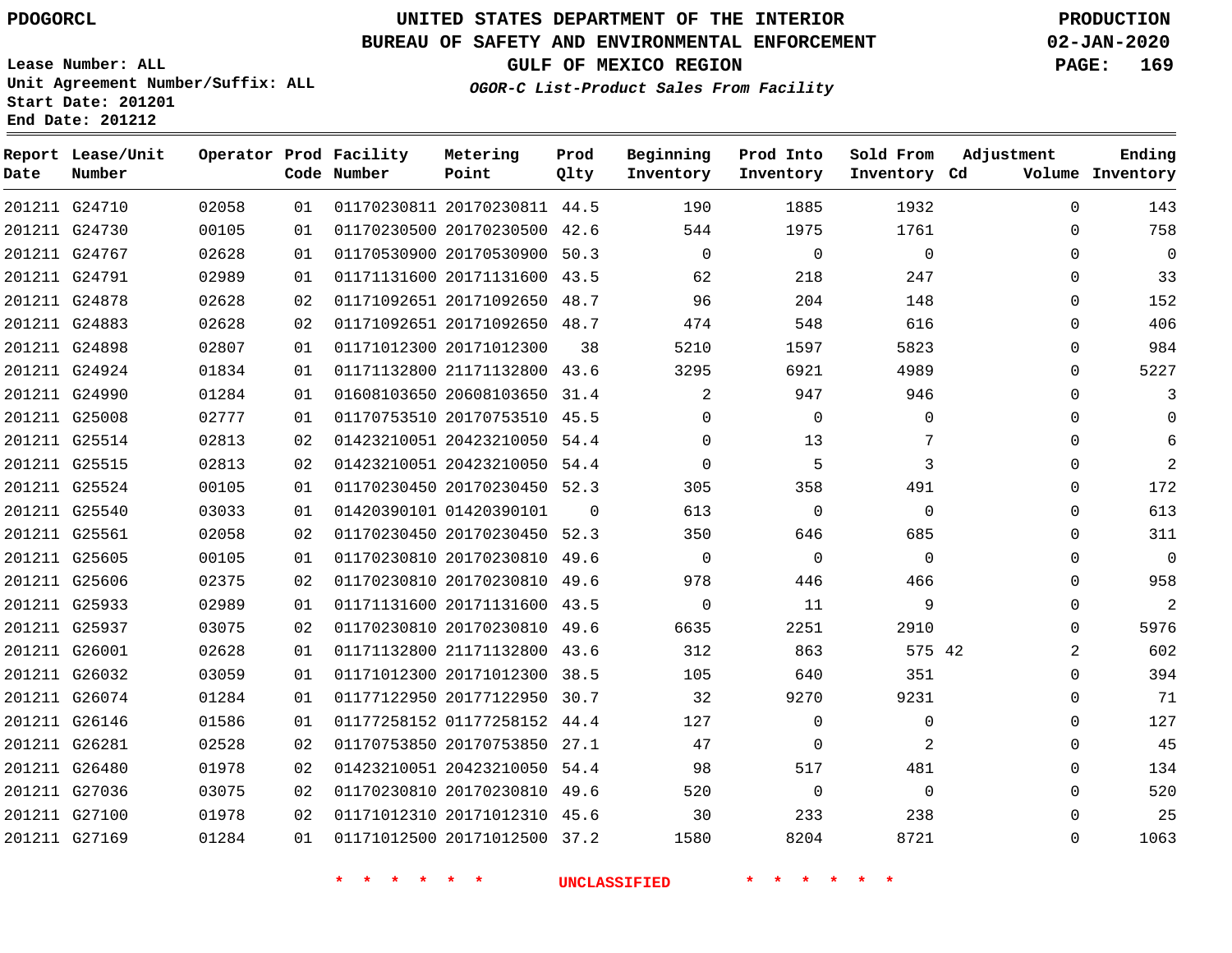PDOGORCL

# UNITED STATES DEPARTMENT OF THE INTERIOR
## BUREAU OF SAFETY AND ENVIRONMENTAL ENFORCEMENT
### GULF OF MEXICO REGION
*OGOR-C List-Product Sales From Facility*

PRODUCTION
02-JAN-2020

Lease Number: ALL
Unit Agreement Number/Suffix: ALL
Start Date: 201201
End Date: 201212

| Report Date | Lease/Unit Number | Operator | Prod Code | Facility Number | Metering Point | Prod Qlty | Beginning Inventory | Prod Into Inventory | Sold From Inventory | Adjustment Cd | Adjustment Volume | Ending Inventory |
|---|---|---|---|---|---|---|---|---|---|---|---|---|
| 201211 | G24710 | 02058 | 01 | 01170230811 | 20170230811 | 44.5 | 190 | 1885 | 1932 | | 0 | 143 |
| 201211 | G24730 | 00105 | 01 | 01170230500 | 20170230500 | 42.6 | 544 | 1975 | 1761 | | 0 | 758 |
| 201211 | G24767 | 02628 | 01 | 01170530900 | 20170530900 | 50.3 | 0 | 0 | 0 | | 0 | 0 |
| 201211 | G24791 | 02989 | 01 | 01171131600 | 20171131600 | 43.5 | 62 | 218 | 247 | | 0 | 33 |
| 201211 | G24878 | 02628 | 02 | 01171092651 | 20171092650 | 48.7 | 96 | 204 | 148 | | 0 | 152 |
| 201211 | G24883 | 02628 | 02 | 01171092651 | 20171092650 | 48.7 | 474 | 548 | 616 | | 0 | 406 |
| 201211 | G24898 | 02807 | 01 | 01171012300 | 20171012300 | 38 | 5210 | 1597 | 5823 | | 0 | 984 |
| 201211 | G24924 | 01834 | 01 | 01171132800 | 21171132800 | 43.6 | 3295 | 6921 | 4989 | | 0 | 5227 |
| 201211 | G24990 | 01284 | 01 | 01608103650 | 20608103650 | 31.4 | 2 | 947 | 946 | | 0 | 3 |
| 201211 | G25008 | 02777 | 01 | 01170753510 | 20170753510 | 45.5 | 0 | 0 | 0 | | 0 | 0 |
| 201211 | G25514 | 02813 | 02 | 01423210051 | 20423210050 | 54.4 | 0 | 13 | 7 | | 0 | 6 |
| 201211 | G25515 | 02813 | 02 | 01423210051 | 20423210050 | 54.4 | 0 | 5 | 3 | | 0 | 2 |
| 201211 | G25524 | 00105 | 01 | 01170230450 | 20170230450 | 52.3 | 305 | 358 | 491 | | 0 | 172 |
| 201211 | G25540 | 03033 | 01 | 01420390101 | 01420390101 | 0 | 613 | 0 | 0 | | 0 | 613 |
| 201211 | G25561 | 02058 | 02 | 01170230450 | 20170230450 | 52.3 | 350 | 646 | 685 | | 0 | 311 |
| 201211 | G25605 | 00105 | 01 | 01170230810 | 20170230810 | 49.6 | 0 | 0 | 0 | | 0 | 0 |
| 201211 | G25606 | 02375 | 02 | 01170230810 | 20170230810 | 49.6 | 978 | 446 | 466 | | 0 | 958 |
| 201211 | G25933 | 02989 | 01 | 01171131600 | 20171131600 | 43.5 | 0 | 11 | 9 | | 0 | 2 |
| 201211 | G25937 | 03075 | 02 | 01170230810 | 20170230810 | 49.6 | 6635 | 2251 | 2910 | | 0 | 5976 |
| 201211 | G26001 | 02628 | 01 | 01171132800 | 21171132800 | 43.6 | 312 | 863 | 575 | 42 | 2 | 602 |
| 201211 | G26032 | 03059 | 01 | 01171012300 | 20171012300 | 38.5 | 105 | 640 | 351 | | 0 | 394 |
| 201211 | G26074 | 01284 | 01 | 01177122950 | 20177122950 | 30.7 | 32 | 9270 | 9231 | | 0 | 71 |
| 201211 | G26146 | 01586 | 01 | 01177258152 | 01177258152 | 44.4 | 127 | 0 | 0 | | 0 | 127 |
| 201211 | G26281 | 02528 | 02 | 01170753850 | 20170753850 | 27.1 | 47 | 0 | 2 | | 0 | 45 |
| 201211 | G26480 | 01978 | 02 | 01423210051 | 20423210050 | 54.4 | 98 | 517 | 481 | | 0 | 134 |
| 201211 | G27036 | 03075 | 02 | 01170230810 | 20170230810 | 49.6 | 520 | 0 | 0 | | 0 | 520 |
| 201211 | G27100 | 01978 | 02 | 01171012310 | 20171012310 | 45.6 | 30 | 233 | 238 | | 0 | 25 |
| 201211 | G27169 | 01284 | 01 | 01171012500 | 20171012500 | 37.2 | 1580 | 8204 | 8721 | | 0 | 1063 |

\* \* \* \* \* \* UNCLASSIFIED \* \* \* \* \* \*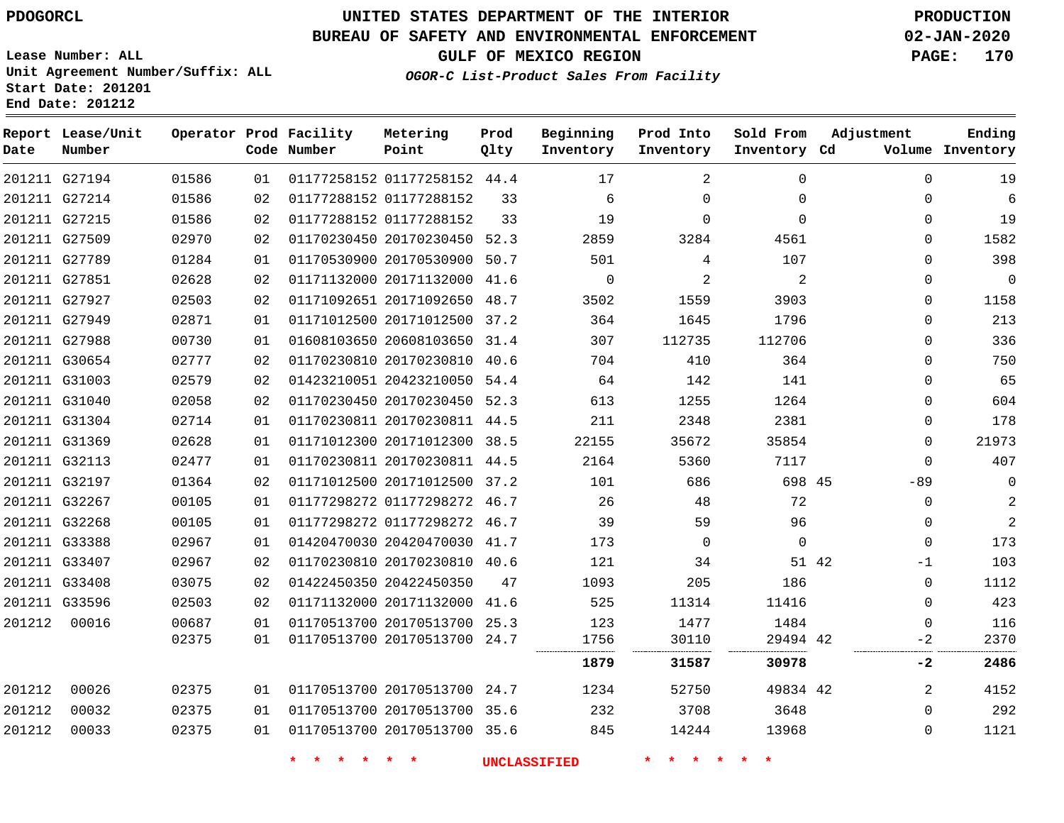PDOGORCL

# UNITED STATES DEPARTMENT OF THE INTERIOR
## BUREAU OF SAFETY AND ENVIRONMENTAL ENFORCEMENT
### GULF OF MEXICO REGION
*OGOR-C List-Product Sales From Facility*

PRODUCTION
02-JAN-2020

Lease Number: ALL
Unit Agreement Number/Suffix: ALL
Start Date: 201201
End Date: 201212

| Report Date | Lease/Unit Number | Operator | Prod Code | Facility Number | Metering Point | Prod Qlty | Beginning Inventory | Prod Into Inventory | Sold From Inventory | Adjustment Cd | Adjustment Volume | Ending Inventory |
|---|---|---|---|---|---|---|---|---|---|---|---|---|
| 201211 | G27194 | 01586 | 01 | 01177258152 | 01177258152 | 44.4 | 17 | 2 | 0 | | 0 | 19 |
| 201211 | G27214 | 01586 | 02 | 01177288152 | 01177288152 | 33 | 6 | 0 | 0 | | 0 | 6 |
| 201211 | G27215 | 01586 | 02 | 01177288152 | 01177288152 | 33 | 19 | 0 | 0 | | 0 | 19 |
| 201211 | G27509 | 02970 | 02 | 01170230450 | 20170230450 | 52.3 | 2859 | 3284 | 4561 | | 0 | 1582 |
| 201211 | G27789 | 01284 | 01 | 01170530900 | 20170530900 | 50.7 | 501 | 4 | 107 | | 0 | 398 |
| 201211 | G27851 | 02628 | 02 | 01171132000 | 20171132000 | 41.6 | 0 | 2 | 2 | | 0 | 0 |
| 201211 | G27927 | 02503 | 02 | 01171092651 | 20171092650 | 48.7 | 3502 | 1559 | 3903 | | 0 | 1158 |
| 201211 | G27949 | 02871 | 01 | 01171012500 | 20171012500 | 37.2 | 364 | 1645 | 1796 | | 0 | 213 |
| 201211 | G27988 | 00730 | 01 | 01608103650 | 20608103650 | 31.4 | 307 | 112735 | 112706 | | 0 | 336 |
| 201211 | G30654 | 02777 | 02 | 01170230810 | 20170230810 | 40.6 | 704 | 410 | 364 | | 0 | 750 |
| 201211 | G31003 | 02579 | 02 | 01423210051 | 20423210050 | 54.4 | 64 | 142 | 141 | | 0 | 65 |
| 201211 | G31040 | 02058 | 02 | 01170230450 | 20170230450 | 52.3 | 613 | 1255 | 1264 | | 0 | 604 |
| 201211 | G31304 | 02714 | 01 | 01170230811 | 20170230811 | 44.5 | 211 | 2348 | 2381 | | 0 | 178 |
| 201211 | G31369 | 02628 | 01 | 01171012300 | 20171012300 | 38.5 | 22155 | 35672 | 35854 | | 0 | 21973 |
| 201211 | G32113 | 02477 | 01 | 01170230811 | 20170230811 | 44.5 | 2164 | 5360 | 7117 | | 0 | 407 |
| 201211 | G32197 | 01364 | 02 | 01171012500 | 20171012500 | 37.2 | 101 | 686 | 698 | 45 | -89 | 0 |
| 201211 | G32267 | 00105 | 01 | 01177298272 | 01177298272 | 46.7 | 26 | 48 | 72 | | 0 | 2 |
| 201211 | G32268 | 00105 | 01 | 01177298272 | 01177298272 | 46.7 | 39 | 59 | 96 | | 0 | 2 |
| 201211 | G33388 | 02967 | 01 | 01420470030 | 20420470030 | 41.7 | 173 | 0 | 0 | | 0 | 173 |
| 201211 | G33407 | 02967 | 02 | 01170230810 | 20170230810 | 40.6 | 121 | 34 | 51 | 42 | -1 | 103 |
| 201211 | G33408 | 03075 | 02 | 01422450350 | 20422450350 | 47 | 1093 | 205 | 186 | | 0 | 1112 |
| 201211 | G33596 | 02503 | 02 | 01171132000 | 20171132000 | 41.6 | 525 | 11314 | 11416 | | 0 | 423 |
| 201212 | 00016 | 00687 | 01 | 01170513700 | 20170513700 | 25.3 | 123 | 1477 | 1484 | | 0 | 116 |
| | | 02375 | 01 | 01170513700 | 20170513700 | 24.7 | 1756 | 30110 | 29494 | 42 | -2 | 2370 |
| | | | | | | | **1879** | **31587** | **30978** | | **-2** | **2486** |
| 201212 | 00026 | 02375 | 01 | 01170513700 | 20170513700 | 24.7 | 1234 | 52750 | 49834 | 42 | 2 | 4152 |
| 201212 | 00032 | 02375 | 01 | 01170513700 | 20170513700 | 35.6 | 232 | 3708 | 3648 | | 0 | 292 |
| 201212 | 00033 | 02375 | 01 | 01170513700 | 20170513700 | 35.6 | 845 | 14244 | 13968 | | 0 | 1121 |

* * * * * * UNCLASSIFIED * * * * * *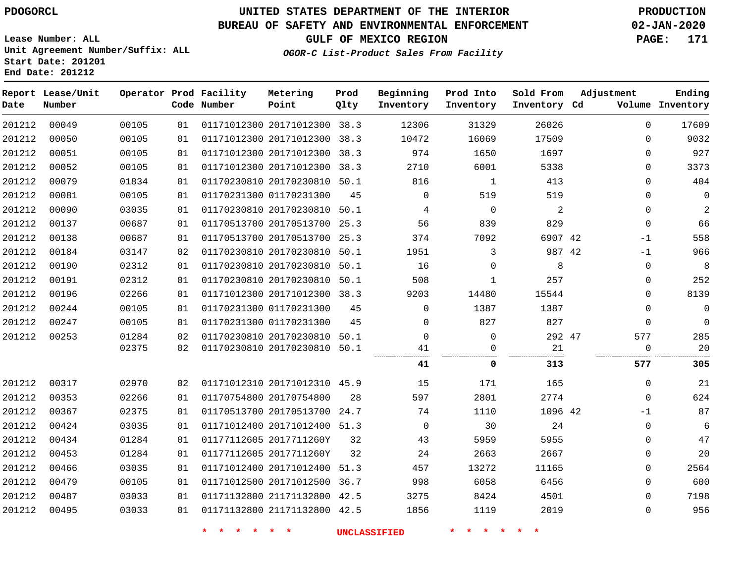PDOGORCL

# UNITED STATES DEPARTMENT OF THE INTERIOR
## BUREAU OF SAFETY AND ENVIRONMENTAL ENFORCEMENT
## GULF OF MEXICO REGION
### *OGOR-C List-Product Sales From Facility*

PRODUCTION
02-JAN-2020

Lease Number: ALL
Unit Agreement Number/Suffix: ALL
Start Date: 201201
End Date: 201212

| Report Date | Lease/Unit Number | Operator | Prod Code | Facility Number | Metering Point | Prod Qlty | Beginning Inventory | Prod Into Inventory | Sold From Inventory | Adjustment Cd | Adjustment Volume | Ending Inventory |
|---|---|---|---|---|---|---|---|---|---|---|---|---|
| 201212 | 00049 | 00105 | 01 | 01171012300 | 20171012300 | 38.3 | 12306 | 31329 | 26026 | | 0 | 17609 |
| 201212 | 00050 | 00105 | 01 | 01171012300 | 20171012300 | 38.3 | 10472 | 16069 | 17509 | | 0 | 9032 |
| 201212 | 00051 | 00105 | 01 | 01171012300 | 20171012300 | 38.3 | 974 | 1650 | 1697 | | 0 | 927 |
| 201212 | 00052 | 00105 | 01 | 01171012300 | 20171012300 | 38.3 | 2710 | 6001 | 5338 | | 0 | 3373 |
| 201212 | 00079 | 01834 | 01 | 01170230810 | 20170230810 | 50.1 | 816 | 1 | 413 | | 0 | 404 |
| 201212 | 00081 | 00105 | 01 | 01170231300 | 01170231300 | 45 | 0 | 519 | 519 | | 0 | 0 |
| 201212 | 00090 | 03035 | 01 | 01170230810 | 20170230810 | 50.1 | 4 | 0 | 2 | | 0 | 2 |
| 201212 | 00137 | 00687 | 01 | 01170513700 | 20170513700 | 25.3 | 56 | 839 | 829 | | 0 | 66 |
| 201212 | 00138 | 00687 | 01 | 01170513700 | 20170513700 | 25.3 | 374 | 7092 | 6907 | 42 | -1 | 558 |
| 201212 | 00184 | 03147 | 02 | 01170230810 | 20170230810 | 50.1 | 1951 | 3 | 987 | 42 | -1 | 966 |
| 201212 | 00190 | 02312 | 01 | 01170230810 | 20170230810 | 50.1 | 16 | 0 | 8 | | 0 | 8 |
| 201212 | 00191 | 02312 | 01 | 01170230810 | 20170230810 | 50.1 | 508 | 1 | 257 | | 0 | 252 |
| 201212 | 00196 | 02266 | 01 | 01171012300 | 20171012300 | 38.3 | 9203 | 14480 | 15544 | | 0 | 8139 |
| 201212 | 00244 | 00105 | 01 | 01170231300 | 01170231300 | 45 | 0 | 1387 | 1387 | | 0 | 0 |
| 201212 | 00247 | 00105 | 01 | 01170231300 | 01170231300 | 45 | 0 | 827 | 827 | | 0 | 0 |
| 201212 | 00253 | 01284 | 02 | 01170230810 | 20170230810 | 50.1 | 0 | 0 | 292 | 47 | 577 | 285 |
| | | 02375 | 02 | 01170230810 | 20170230810 | 50.1 | 41 | 0 | 21 | | 0 | 20 |
| | | | | | | | **41** | **0** | **313** | | **577** | **305** |
| 201212 | 00317 | 02970 | 02 | 01171012310 | 20171012310 | 45.9 | 15 | 171 | 165 | | 0 | 21 |
| 201212 | 00353 | 02266 | 01 | 01170754800 | 20170754800 | 28 | 597 | 2801 | 2774 | | 0 | 624 |
| 201212 | 00367 | 02375 | 01 | 01170513700 | 20170513700 | 24.7 | 74 | 1110 | 1096 | 42 | -1 | 87 |
| 201212 | 00424 | 03035 | 01 | 01171012400 | 20171012400 | 51.3 | 0 | 30 | 24 | | 0 | 6 |
| 201212 | 00434 | 01284 | 01 | 01177112605 | 2017711260Y | 32 | 43 | 5959 | 5955 | | 0 | 47 |
| 201212 | 00453 | 01284 | 01 | 01177112605 | 2017711260Y | 32 | 24 | 2663 | 2667 | | 0 | 20 |
| 201212 | 00466 | 03035 | 01 | 01171012400 | 20171012400 | 51.3 | 457 | 13272 | 11165 | | 0 | 2564 |
| 201212 | 00479 | 00105 | 01 | 01171012500 | 20171012500 | 36.7 | 998 | 6058 | 6456 | | 0 | 600 |
| 201212 | 00487 | 03033 | 01 | 01171132800 | 21171132800 | 42.5 | 3275 | 8424 | 4501 | | 0 | 7198 |
| 201212 | 00495 | 03033 | 01 | 01171132800 | 21171132800 | 42.5 | 1856 | 1119 | 2019 | | 0 | 956 |

* * * * * * UNCLASSIFIED * * * * * *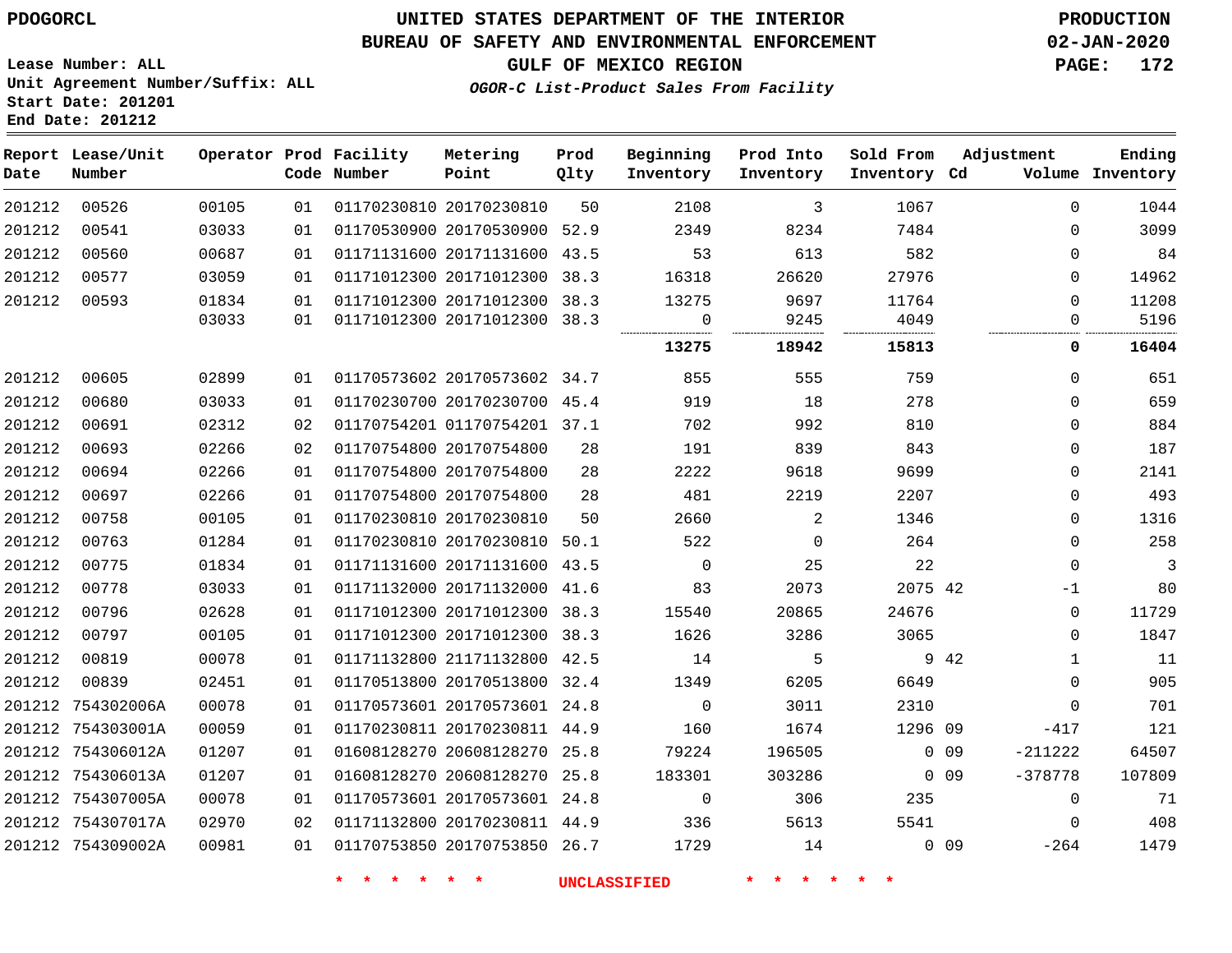PDOGORCL

# UNITED STATES DEPARTMENT OF THE INTERIOR
## BUREAU OF SAFETY AND ENVIRONMENTAL ENFORCEMENT
### GULF OF MEXICO REGION
*OGOR-C List-Product Sales From Facility*

PRODUCTION
02-JAN-2020

Lease Number: ALL
Unit Agreement Number/Suffix: ALL
Start Date: 201201
End Date: 201212

| Report Date | Lease/Unit Number | Operator | Prod Code | Facility Number | Metering Point | Prod Qlty | Beginning Inventory | Prod Into Inventory | Sold From Inventory | Adjustment Cd | Adjustment Volume | Ending Inventory |
|---|---|---|---|---|---|---|---|---|---|---|---|---|
| 201212 | 00526 | 00105 | 01 | 01170230810 | 20170230810 | 50 | 2108 | 3 | 1067 | | 0 | 1044 |
| 201212 | 00541 | 03033 | 01 | 01170530900 | 20170530900 | 52.9 | 2349 | 8234 | 7484 | | 0 | 3099 |
| 201212 | 00560 | 00687 | 01 | 01171131600 | 20171131600 | 43.5 | 53 | 613 | 582 | | 0 | 84 |
| 201212 | 00577 | 03059 | 01 | 01171012300 | 20171012300 | 38.3 | 16318 | 26620 | 27976 | | 0 | 14962 |
| 201212 | 00593 | 01834 | 01 | 01171012300 | 20171012300 | 38.3 | 13275 | 9697 | 11764 | | 0 | 11208 |
| | | 03033 | 01 | 01171012300 | 20171012300 | 38.3 | 0 | 9245 | 4049 | | 0 | 5196 |
| | | | | | | | **13275** | **18942** | **15813** | | **0** | **16404** |
| 201212 | 00605 | 02899 | 01 | 01170573602 | 20170573602 | 34.7 | 855 | 555 | 759 | | 0 | 651 |
| 201212 | 00680 | 03033 | 01 | 01170230700 | 20170230700 | 45.4 | 919 | 18 | 278 | | 0 | 659 |
| 201212 | 00691 | 02312 | 02 | 01170754201 | 01170754201 | 37.1 | 702 | 992 | 810 | | 0 | 884 |
| 201212 | 00693 | 02266 | 02 | 01170754800 | 20170754800 | 28 | 191 | 839 | 843 | | 0 | 187 |
| 201212 | 00694 | 02266 | 01 | 01170754800 | 20170754800 | 28 | 2222 | 9618 | 9699 | | 0 | 2141 |
| 201212 | 00697 | 02266 | 01 | 01170754800 | 20170754800 | 28 | 481 | 2219 | 2207 | | 0 | 493 |
| 201212 | 00758 | 00105 | 01 | 01170230810 | 20170230810 | 50 | 2660 | 2 | 1346 | | 0 | 1316 |
| 201212 | 00763 | 01284 | 01 | 01170230810 | 20170230810 | 50.1 | 522 | 0 | 264 | | 0 | 258 |
| 201212 | 00775 | 01834 | 01 | 01171131600 | 20171131600 | 43.5 | 0 | 25 | 22 | | 0 | 3 |
| 201212 | 00778 | 03033 | 01 | 01171132000 | 20171132000 | 41.6 | 83 | 2073 | 2075 | 42 | -1 | 80 |
| 201212 | 00796 | 02628 | 01 | 01171012300 | 20171012300 | 38.3 | 15540 | 20865 | 24676 | | 0 | 11729 |
| 201212 | 00797 | 00105 | 01 | 01171012300 | 20171012300 | 38.3 | 1626 | 3286 | 3065 | | 0 | 1847 |
| 201212 | 00819 | 00078 | 01 | 01171132800 | 21171132800 | 42.5 | 14 | 5 | 9 | 42 | 1 | 11 |
| 201212 | 00839 | 02451 | 01 | 01170513800 | 20170513800 | 32.4 | 1349 | 6205 | 6649 | | 0 | 905 |
| 201212 | 754302006A | 00078 | 01 | 01170573601 | 20170573601 | 24.8 | 0 | 3011 | 2310 | | 0 | 701 |
| 201212 | 754303001A | 00059 | 01 | 01170230811 | 20170230811 | 44.9 | 160 | 1674 | 1296 | 09 | -417 | 121 |
| 201212 | 754306012A | 01207 | 01 | 01608128270 | 20608128270 | 25.8 | 79224 | 196505 | 0 | 09 | -211222 | 64507 |
| 201212 | 754306013A | 01207 | 01 | 01608128270 | 20608128270 | 25.8 | 183301 | 303286 | 0 | 09 | -378778 | 107809 |
| 201212 | 754307005A | 00078 | 01 | 01170573601 | 20170573601 | 24.8 | 0 | 306 | 235 | | 0 | 71 |
| 201212 | 754307017A | 02970 | 02 | 01171132800 | 20170230811 | 44.9 | 336 | 5613 | 5541 | | 0 | 408 |
| 201212 | 754309002A | 00981 | 01 | 01170753850 | 20170753850 | 26.7 | 1729 | 14 | 0 | 09 | -264 | 1479 |

\* \* \* \* \* \* UNCLASSIFIED \* \* \* \* \* \*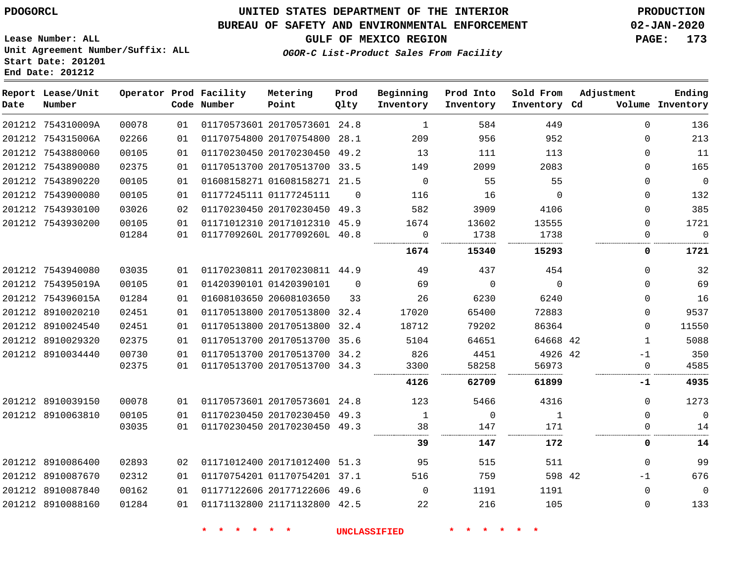PDOGORCL

UNITED STATES DEPARTMENT OF THE INTERIOR
BUREAU OF SAFETY AND ENVIRONMENTAL ENFORCEMENT
GULF OF MEXICO REGION

PRODUCTION
02-JAN-2020

Lease Number: ALL
Unit Agreement Number/Suffix: ALL
Start Date: 201201
End Date: 201212

*OGOR-C List-Product Sales From Facility*

| Report Date | Lease/Unit Number | Operator | Prod Code | Facility Number | Metering Point | Prod Qlty | Beginning Inventory | Prod Into Inventory | Sold From Inventory | Adjustment Cd | Volume | Ending Inventory |
|---|---|---|---|---|---|---|---|---|---|---|---|---|
| 201212 | 754310009A | 00078 | 01 | 01170573601 | 20170573601 | 24.8 | 1 | 584 | 449 | | 0 | 136 |
| 201212 | 754315006A | 02266 | 01 | 01170754800 | 20170754800 | 28.1 | 209 | 956 | 952 | | 0 | 213 |
| 201212 | 7543880060 | 00105 | 01 | 01170230450 | 20170230450 | 49.2 | 13 | 111 | 113 | | 0 | 11 |
| 201212 | 7543890080 | 02375 | 01 | 01170513700 | 20170513700 | 33.5 | 149 | 2099 | 2083 | | 0 | 165 |
| 201212 | 7543890220 | 00105 | 01 | 01608158271 | 01608158271 | 21.5 | 0 | 55 | 55 | | 0 | 0 |
| 201212 | 7543900080 | 00105 | 01 | 01177245111 | 01177245111 | 0 | 116 | 16 | 0 | | 0 | 132 |
| 201212 | 7543930100 | 03026 | 02 | 01170230450 | 20170230450 | 49.3 | 582 | 3909 | 4106 | | 0 | 385 |
| 201212 | 7543930200 | 00105 | 01 | 01171012310 | 20171012310 | 45.9 | 1674 | 13602 | 13555 | | 0 | 1721 |
| | | 01284 | 01 | 0117709260L | 2017709260L | 40.8 | 0 | 1738 | 1738 | | 0 | 0 |
| | | | | | | | **1674** | **15340** | **15293** | | **0** | **1721** |
| 201212 | 7543940080 | 03035 | 01 | 01170230811 | 20170230811 | 44.9 | 49 | 437 | 454 | | 0 | 32 |
| 201212 | 754395019A | 00105 | 01 | 01420390101 | 01420390101 | 0 | 69 | 0 | 0 | | 0 | 69 |
| 201212 | 754396015A | 01284 | 01 | 01608103650 | 20608103650 | 33 | 26 | 6230 | 6240 | | 0 | 16 |
| 201212 | 8910020210 | 02451 | 01 | 01170513800 | 20170513800 | 32.4 | 17020 | 65400 | 72883 | | 0 | 9537 |
| 201212 | 8910024540 | 02451 | 01 | 01170513800 | 20170513800 | 32.4 | 18712 | 79202 | 86364 | | 0 | 11550 |
| 201212 | 8910029320 | 02375 | 01 | 01170513700 | 20170513700 | 35.6 | 5104 | 64651 | 64668 | 42 | 1 | 5088 |
| 201212 | 8910034440 | 00730 | 01 | 01170513700 | 20170513700 | 34.2 | 826 | 4451 | 4926 | 42 | -1 | 350 |
| | | 02375 | 01 | 01170513700 | 20170513700 | 34.3 | 3300 | 58258 | 56973 | | 0 | 4585 |
| | | | | | | | **4126** | **62709** | **61899** | | **-1** | **4935** |
| 201212 | 8910039150 | 00078 | 01 | 01170573601 | 20170573601 | 24.8 | 123 | 5466 | 4316 | | 0 | 1273 |
| 201212 | 8910063810 | 00105 | 01 | 01170230450 | 20170230450 | 49.3 | 1 | 0 | 1 | | 0 | 0 |
| | | 03035 | 01 | 01170230450 | 20170230450 | 49.3 | 38 | 147 | 171 | | 0 | 14 |
| | | | | | | | **39** | **147** | **172** | | **0** | **14** |
| 201212 | 8910086400 | 02893 | 02 | 01171012400 | 20171012400 | 51.3 | 95 | 515 | 511 | | 0 | 99 |
| 201212 | 8910087670 | 02312 | 01 | 01170754201 | 01170754201 | 37.1 | 516 | 759 | 598 | 42 | -1 | 676 |
| 201212 | 8910087840 | 00162 | 01 | 01177122606 | 20177122606 | 49.6 | 0 | 1191 | 1191 | | 0 | 0 |
| 201212 | 8910088160 | 01284 | 01 | 01171132800 | 21171132800 | 42.5 | 22 | 216 | 105 | | 0 | 133 |

\* \* \* \* \* \* UNCLASSIFIED \* \* \* \* \* \*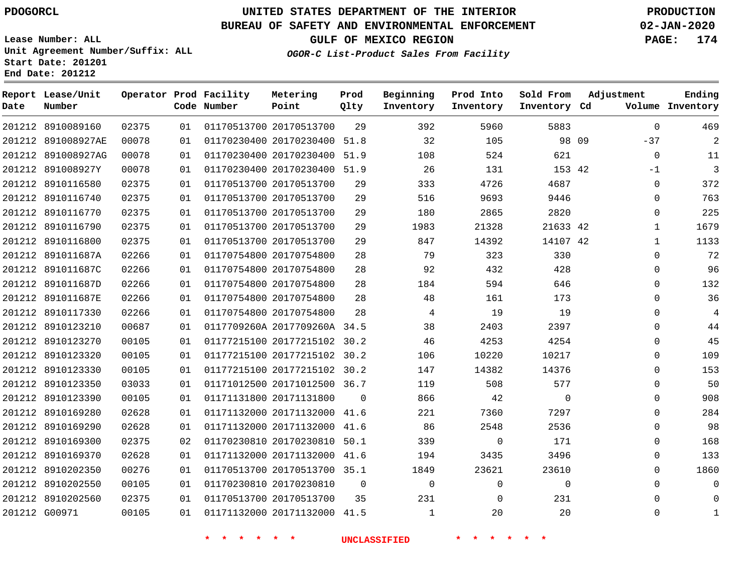PDOGORCL

# UNITED STATES DEPARTMENT OF THE INTERIOR
## BUREAU OF SAFETY AND ENVIRONMENTAL ENFORCEMENT
## GULF OF MEXICO REGION
### *OGOR-C List-Product Sales From Facility*

PRODUCTION
02-JAN-2020

Lease Number: ALL
Unit Agreement Number/Suffix: ALL
Start Date: 201201
End Date: 201212

| Report Date | Lease/Unit Number | Operator | Prod Code | Facility Number | Metering Point | Prod Qlty | Beginning Inventory | Prod Into Inventory | Sold From Inventory | Adjustment Cd | Volume | Ending Inventory |
|---|---|---|---|---|---|---|---|---|---|---|---|---|
| 201212 | 8910089160 | 02375 | 01 | 01170513700 | 20170513700 | 29 | 392 | 5960 | 5883 | | 0 | 469 |
| 201212 | 891008927AE | 00078 | 01 | 01170230400 | 20170230400 | 51.8 | 32 | 105 | 98 | 09 | -37 | 2 |
| 201212 | 891008927AG | 00078 | 01 | 01170230400 | 20170230400 | 51.9 | 108 | 524 | 621 | | 0 | 11 |
| 201212 | 891008927Y | 00078 | 01 | 01170230400 | 20170230400 | 51.9 | 26 | 131 | 153 | 42 | -1 | 3 |
| 201212 | 8910116580 | 02375 | 01 | 01170513700 | 20170513700 | 29 | 333 | 4726 | 4687 | | 0 | 372 |
| 201212 | 8910116740 | 02375 | 01 | 01170513700 | 20170513700 | 29 | 516 | 9693 | 9446 | | 0 | 763 |
| 201212 | 8910116770 | 02375 | 01 | 01170513700 | 20170513700 | 29 | 180 | 2865 | 2820 | | 0 | 225 |
| 201212 | 8910116790 | 02375 | 01 | 01170513700 | 20170513700 | 29 | 1983 | 21328 | 21633 | 42 | 1 | 1679 |
| 201212 | 8910116800 | 02375 | 01 | 01170513700 | 20170513700 | 29 | 847 | 14392 | 14107 | 42 | 1 | 1133 |
| 201212 | 891011687A | 02266 | 01 | 01170754800 | 20170754800 | 28 | 79 | 323 | 330 | | 0 | 72 |
| 201212 | 891011687C | 02266 | 01 | 01170754800 | 20170754800 | 28 | 92 | 432 | 428 | | 0 | 96 |
| 201212 | 891011687D | 02266 | 01 | 01170754800 | 20170754800 | 28 | 184 | 594 | 646 | | 0 | 132 |
| 201212 | 891011687E | 02266 | 01 | 01170754800 | 20170754800 | 28 | 48 | 161 | 173 | | 0 | 36 |
| 201212 | 8910117330 | 02266 | 01 | 01170754800 | 20170754800 | 28 | 4 | 19 | 19 | | 0 | 4 |
| 201212 | 8910123210 | 00687 | 01 | 0117709260A | 2017709260A | 34.5 | 38 | 2403 | 2397 | | 0 | 44 |
| 201212 | 8910123270 | 00105 | 01 | 01177215100 | 20177215102 | 30.2 | 46 | 4253 | 4254 | | 0 | 45 |
| 201212 | 8910123320 | 00105 | 01 | 01177215100 | 20177215102 | 30.2 | 106 | 10220 | 10217 | | 0 | 109 |
| 201212 | 8910123330 | 00105 | 01 | 01177215100 | 20177215102 | 30.2 | 147 | 14382 | 14376 | | 0 | 153 |
| 201212 | 8910123350 | 03033 | 01 | 01171012500 | 20171012500 | 36.7 | 119 | 508 | 577 | | 0 | 50 |
| 201212 | 8910123390 | 00105 | 01 | 01171131800 | 20171131800 | 0 | 866 | 42 | 0 | | 0 | 908 |
| 201212 | 8910169280 | 02628 | 01 | 01171132000 | 20171132000 | 41.6 | 221 | 7360 | 7297 | | 0 | 284 |
| 201212 | 8910169290 | 02628 | 01 | 01171132000 | 20171132000 | 41.6 | 86 | 2548 | 2536 | | 0 | 98 |
| 201212 | 8910169300 | 02375 | 02 | 01170230810 | 20170230810 | 50.1 | 339 | 0 | 171 | | 0 | 168 |
| 201212 | 8910169370 | 02628 | 01 | 01171132000 | 20171132000 | 41.6 | 194 | 3435 | 3496 | | 0 | 133 |
| 201212 | 8910202350 | 00276 | 01 | 01170513700 | 20170513700 | 35.1 | 1849 | 23621 | 23610 | | 0 | 1860 |
| 201212 | 8910202550 | 00105 | 01 | 01170230810 | 20170230810 | 0 | 0 | 0 | 0 | | 0 | 0 |
| 201212 | 8910202560 | 02375 | 01 | 01170513700 | 20170513700 | 35 | 231 | 0 | 231 | | 0 | 0 |
| 201212 | G00971 | 00105 | 01 | 01171132000 | 20171132000 | 41.5 | 1 | 20 | 20 | | 0 | 1 |

\* \* \* \* \* \* UNCLASSIFIED \* \* \* \* \* \*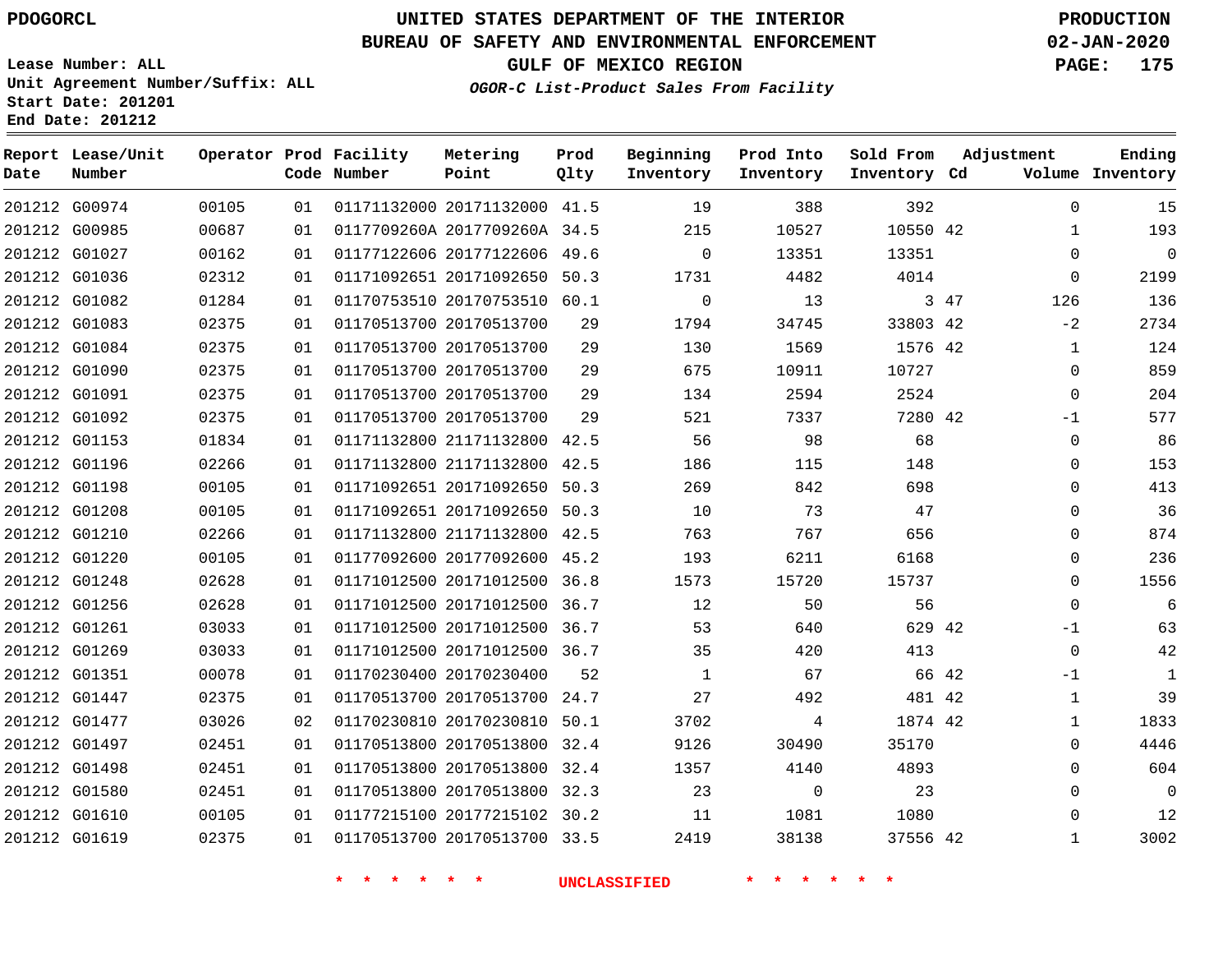PDOGORCL

# UNITED STATES DEPARTMENT OF THE INTERIOR
## BUREAU OF SAFETY AND ENVIRONMENTAL ENFORCEMENT
### GULF OF MEXICO REGION
*OGOR-C List-Product Sales From Facility*

PRODUCTION
02-JAN-2020

Lease Number: ALL
Unit Agreement Number/Suffix: ALL
Start Date: 201201
End Date: 201212

| Report Date | Lease/Unit Number | Operator | Prod Code | Facility Number | Metering Point | Prod Qlty | Beginning Inventory | Prod Into Inventory | Sold From Inventory | Adjustment Cd | Adjustment Volume | Ending Inventory |
|---|---|---|---|---|---|---|---|---|---|---|---|---|
| 201212 | G00974 | 00105 | 01 | 01171132000 | 20171132000 | 41.5 | 19 | 388 | 392 | | 0 | 15 |
| 201212 | G00985 | 00687 | 01 | 0117709260A | 2017709260A | 34.5 | 215 | 10527 | 10550 | 42 | 1 | 193 |
| 201212 | G01027 | 00162 | 01 | 01177122606 | 20177122606 | 49.6 | 0 | 13351 | 13351 | | 0 | 0 |
| 201212 | G01036 | 02312 | 01 | 01171092651 | 20171092650 | 50.3 | 1731 | 4482 | 4014 | | 0 | 2199 |
| 201212 | G01082 | 01284 | 01 | 01170753510 | 20170753510 | 60.1 | 0 | 13 | 3 | 47 | 126 | 136 |
| 201212 | G01083 | 02375 | 01 | 01170513700 | 20170513700 | 29 | 1794 | 34745 | 33803 | 42 | -2 | 2734 |
| 201212 | G01084 | 02375 | 01 | 01170513700 | 20170513700 | 29 | 130 | 1569 | 1576 | 42 | 1 | 124 |
| 201212 | G01090 | 02375 | 01 | 01170513700 | 20170513700 | 29 | 675 | 10911 | 10727 | | 0 | 859 |
| 201212 | G01091 | 02375 | 01 | 01170513700 | 20170513700 | 29 | 134 | 2594 | 2524 | | 0 | 204 |
| 201212 | G01092 | 02375 | 01 | 01170513700 | 20170513700 | 29 | 521 | 7337 | 7280 | 42 | -1 | 577 |
| 201212 | G01153 | 01834 | 01 | 01171132800 | 21171132800 | 42.5 | 56 | 98 | 68 | | 0 | 86 |
| 201212 | G01196 | 02266 | 01 | 01171132800 | 21171132800 | 42.5 | 186 | 115 | 148 | | 0 | 153 |
| 201212 | G01198 | 00105 | 01 | 01171092651 | 20171092650 | 50.3 | 269 | 842 | 698 | | 0 | 413 |
| 201212 | G01208 | 00105 | 01 | 01171092651 | 20171092650 | 50.3 | 10 | 73 | 47 | | 0 | 36 |
| 201212 | G01210 | 02266 | 01 | 01171132800 | 21171132800 | 42.5 | 763 | 767 | 656 | | 0 | 874 |
| 201212 | G01220 | 00105 | 01 | 01177092600 | 20177092600 | 45.2 | 193 | 6211 | 6168 | | 0 | 236 |
| 201212 | G01248 | 02628 | 01 | 01171012500 | 20171012500 | 36.8 | 1573 | 15720 | 15737 | | 0 | 1556 |
| 201212 | G01256 | 02628 | 01 | 01171012500 | 20171012500 | 36.7 | 12 | 50 | 56 | | 0 | 6 |
| 201212 | G01261 | 03033 | 01 | 01171012500 | 20171012500 | 36.7 | 53 | 640 | 629 | 42 | -1 | 63 |
| 201212 | G01269 | 03033 | 01 | 01171012500 | 20171012500 | 36.7 | 35 | 420 | 413 | | 0 | 42 |
| 201212 | G01351 | 00078 | 01 | 01170230400 | 20170230400 | 52 | 1 | 67 | 66 | 42 | -1 | 1 |
| 201212 | G01447 | 02375 | 01 | 01170513700 | 20170513700 | 24.7 | 27 | 492 | 481 | 42 | 1 | 39 |
| 201212 | G01477 | 03026 | 02 | 01170230810 | 20170230810 | 50.1 | 3702 | 4 | 1874 | 42 | 1 | 1833 |
| 201212 | G01497 | 02451 | 01 | 01170513800 | 20170513800 | 32.4 | 9126 | 30490 | 35170 | | 0 | 4446 |
| 201212 | G01498 | 02451 | 01 | 01170513800 | 20170513800 | 32.4 | 1357 | 4140 | 4893 | | 0 | 604 |
| 201212 | G01580 | 02451 | 01 | 01170513800 | 20170513800 | 32.3 | 23 | 0 | 23 | | 0 | 0 |
| 201212 | G01610 | 00105 | 01 | 01177215100 | 20177215102 | 30.2 | 11 | 1081 | 1080 | | 0 | 12 |
| 201212 | G01619 | 02375 | 01 | 01170513700 | 20170513700 | 33.5 | 2419 | 38138 | 37556 | 42 | 1 | 3002 |

\* \* \* \* \* \* UNCLASSIFIED \* \* \* \* \* \*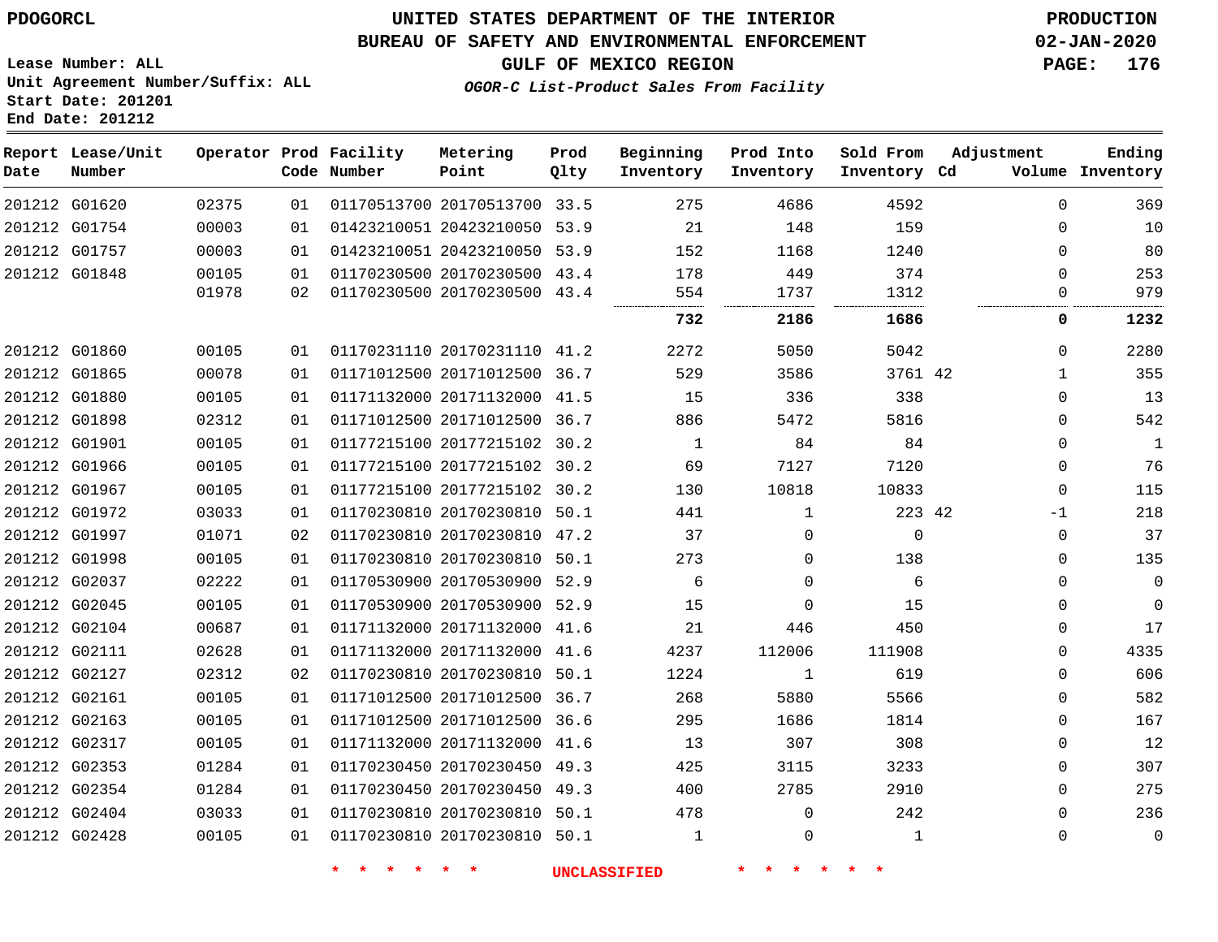PDOGORCL

# UNITED STATES DEPARTMENT OF THE INTERIOR
## BUREAU OF SAFETY AND ENVIRONMENTAL ENFORCEMENT
### GULF OF MEXICO REGION
*OGOR-C List-Product Sales From Facility*

PRODUCTION
02-JAN-2020

Lease Number: ALL
Unit Agreement Number/Suffix: ALL
Start Date: 201201
End Date: 201212

| Report Date | Lease/Unit Number | Operator | Prod Code | Facility Number | Metering Point | Prod Qlty | Beginning Inventory | Prod Into Inventory | Sold From Inventory | Adjustment Cd | Adjustment Volume | Ending Inventory |
|---|---|---|---|---|---|---|---|---|---|---|---|---|
| 201212 | G01620 | 02375 | 01 | 01170513700 | 20170513700 | 33.5 | 275 | 4686 | 4592 | | 0 | 369 |
| 201212 | G01754 | 00003 | 01 | 01423210051 | 20423210050 | 53.9 | 21 | 148 | 159 | | 0 | 10 |
| 201212 | G01757 | 00003 | 01 | 01423210051 | 20423210050 | 53.9 | 152 | 1168 | 1240 | | 0 | 80 |
| 201212 | G01848 | 00105 | 01 | 01170230500 | 20170230500 | 43.4 | 178 | 449 | 374 | | 0 | 253 |
| | | 01978 | 02 | 01170230500 | 20170230500 | 43.4 | 554 | 1737 | 1312 | | 0 | 979 |
| | | | | | | | **732** | **2186** | **1686** | | **0** | **1232** |
| 201212 | G01860 | 00105 | 01 | 01170231110 | 20170231110 | 41.2 | 2272 | 5050 | 5042 | | 0 | 2280 |
| 201212 | G01865 | 00078 | 01 | 01171012500 | 20171012500 | 36.7 | 529 | 3586 | 3761 | 42 | 1 | 355 |
| 201212 | G01880 | 00105 | 01 | 01171132000 | 20171132000 | 41.5 | 15 | 336 | 338 | | 0 | 13 |
| 201212 | G01898 | 02312 | 01 | 01171012500 | 20171012500 | 36.7 | 886 | 5472 | 5816 | | 0 | 542 |
| 201212 | G01901 | 00105 | 01 | 01177215100 | 20177215102 | 30.2 | 1 | 84 | 84 | | 0 | 1 |
| 201212 | G01966 | 00105 | 01 | 01177215100 | 20177215102 | 30.2 | 69 | 7127 | 7120 | | 0 | 76 |
| 201212 | G01967 | 00105 | 01 | 01177215100 | 20177215102 | 30.2 | 130 | 10818 | 10833 | | 0 | 115 |
| 201212 | G01972 | 03033 | 01 | 01170230810 | 20170230810 | 50.1 | 441 | 1 | 223 | 42 | -1 | 218 |
| 201212 | G01997 | 01071 | 02 | 01170230810 | 20170230810 | 47.2 | 37 | 0 | 0 | | 0 | 37 |
| 201212 | G01998 | 00105 | 01 | 01170230810 | 20170230810 | 50.1 | 273 | 0 | 138 | | 0 | 135 |
| 201212 | G02037 | 02222 | 01 | 01170530900 | 20170530900 | 52.9 | 6 | 0 | 6 | | 0 | 0 |
| 201212 | G02045 | 00105 | 01 | 01170530900 | 20170530900 | 52.9 | 15 | 0 | 15 | | 0 | 0 |
| 201212 | G02104 | 00687 | 01 | 01171132000 | 20171132000 | 41.6 | 21 | 446 | 450 | | 0 | 17 |
| 201212 | G02111 | 02628 | 01 | 01171132000 | 20171132000 | 41.6 | 4237 | 112006 | 111908 | | 0 | 4335 |
| 201212 | G02127 | 02312 | 02 | 01170230810 | 20170230810 | 50.1 | 1224 | 1 | 619 | | 0 | 606 |
| 201212 | G02161 | 00105 | 01 | 01171012500 | 20171012500 | 36.7 | 268 | 5880 | 5566 | | 0 | 582 |
| 201212 | G02163 | 00105 | 01 | 01171012500 | 20171012500 | 36.6 | 295 | 1686 | 1814 | | 0 | 167 |
| 201212 | G02317 | 00105 | 01 | 01171132000 | 20171132000 | 41.6 | 13 | 307 | 308 | | 0 | 12 |
| 201212 | G02353 | 01284 | 01 | 01170230450 | 20170230450 | 49.3 | 425 | 3115 | 3233 | | 0 | 307 |
| 201212 | G02354 | 01284 | 01 | 01170230450 | 20170230450 | 49.3 | 400 | 2785 | 2910 | | 0 | 275 |
| 201212 | G02404 | 03033 | 01 | 01170230810 | 20170230810 | 50.1 | 478 | 0 | 242 | | 0 | 236 |
| 201212 | G02428 | 00105 | 01 | 01170230810 | 20170230810 | 50.1 | 1 | 0 | 1 | | 0 | 0 |

* * * * * * UNCLASSIFIED * * * * * *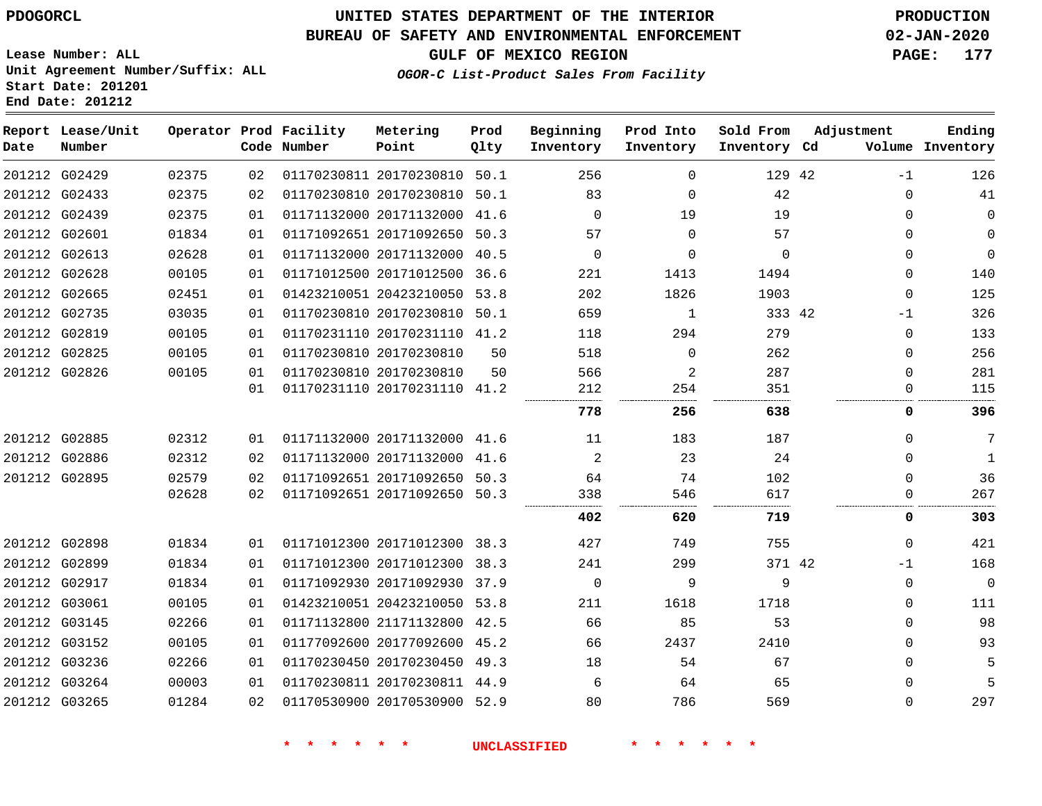PDOGORCL

# UNITED STATES DEPARTMENT OF THE INTERIOR
## BUREAU OF SAFETY AND ENVIRONMENTAL ENFORCEMENT
### GULF OF MEXICO REGION

*OGOR-C List-Product Sales From Facility*

PRODUCTION
02-JAN-2020

Lease Number: ALL
Unit Agreement Number/Suffix: ALL
Start Date: 201201
End Date: 201212

| Report Date | Lease/Unit Number | Operator | Prod Code | Facility Number | Metering Point | Prod Qlty | Beginning Inventory | Prod Into Inventory | Sold From Inventory | Adjustment Cd | Volume | Ending Inventory |
|---|---|---|---|---|---|---|---|---|---|---|---|---|
| 201212 | G02429 | 02375 | 02 | 01170230811 | 20170230810 | 50.1 | 256 | 0 | 129 | 42 | -1 | 126 |
| 201212 | G02433 | 02375 | 02 | 01170230810 | 20170230810 | 50.1 | 83 | 0 | 42 | | 0 | 41 |
| 201212 | G02439 | 02375 | 01 | 01171132000 | 20171132000 | 41.6 | 0 | 19 | 19 | | 0 | 0 |
| 201212 | G02601 | 01834 | 01 | 01171092651 | 20171092650 | 50.3 | 57 | 0 | 57 | | 0 | 0 |
| 201212 | G02613 | 02628 | 01 | 01171132000 | 20171132000 | 40.5 | 0 | 0 | 0 | | 0 | 0 |
| 201212 | G02628 | 00105 | 01 | 01171012500 | 20171012500 | 36.6 | 221 | 1413 | 1494 | | 0 | 140 |
| 201212 | G02665 | 02451 | 01 | 01423210051 | 20423210050 | 53.8 | 202 | 1826 | 1903 | | 0 | 125 |
| 201212 | G02735 | 03035 | 01 | 01170230810 | 20170230810 | 50.1 | 659 | 1 | 333 | 42 | -1 | 326 |
| 201212 | G02819 | 00105 | 01 | 01170231110 | 20170231110 | 41.2 | 118 | 294 | 279 | | 0 | 133 |
| 201212 | G02825 | 00105 | 01 | 01170230810 | 20170230810 | 50 | 518 | 0 | 262 | | 0 | 256 |
| 201212 | G02826 | 00105 | 01 | 01170230810 | 20170230810 | 50 | 566 | 2 | 287 | | 0 | 281 |
| | | | 01 | 01170231110 | 20170231110 | 41.2 | 212 | 254 | 351 | | 0 | 115 |
| | | | | | | | **778** | **256** | **638** | | **0** | **396** |
| 201212 | G02885 | 02312 | 01 | 01171132000 | 20171132000 | 41.6 | 11 | 183 | 187 | | 0 | 7 |
| 201212 | G02886 | 02312 | 02 | 01171132000 | 20171132000 | 41.6 | 2 | 23 | 24 | | 0 | 1 |
| 201212 | G02895 | 02579 | 02 | 01171092651 | 20171092650 | 50.3 | 64 | 74 | 102 | | 0 | 36 |
| | | 02628 | 02 | 01171092651 | 20171092650 | 50.3 | 338 | 546 | 617 | | 0 | 267 |
| | | | | | | | **402** | **620** | **719** | | **0** | **303** |
| 201212 | G02898 | 01834 | 01 | 01171012300 | 20171012300 | 38.3 | 427 | 749 | 755 | | 0 | 421 |
| 201212 | G02899 | 01834 | 01 | 01171012300 | 20171012300 | 38.3 | 241 | 299 | 371 | 42 | -1 | 168 |
| 201212 | G02917 | 01834 | 01 | 01171092930 | 20171092930 | 37.9 | 0 | 9 | 9 | | 0 | 0 |
| 201212 | G03061 | 00105 | 01 | 01423210051 | 20423210050 | 53.8 | 211 | 1618 | 1718 | | 0 | 111 |
| 201212 | G03145 | 02266 | 01 | 01171132800 | 21171132800 | 42.5 | 66 | 85 | 53 | | 0 | 98 |
| 201212 | G03152 | 00105 | 01 | 01177092600 | 20177092600 | 45.2 | 66 | 2437 | 2410 | | 0 | 93 |
| 201212 | G03236 | 02266 | 01 | 01170230450 | 20170230450 | 49.3 | 18 | 54 | 67 | | 0 | 5 |
| 201212 | G03264 | 00003 | 01 | 01170230811 | 20170230811 | 44.9 | 6 | 64 | 65 | | 0 | 5 |
| 201212 | G03265 | 01284 | 02 | 01170530900 | 20170530900 | 52.9 | 80 | 786 | 569 | | 0 | 297 |

\* \* \* \* \* \* UNCLASSIFIED \* \* \* \* \* \*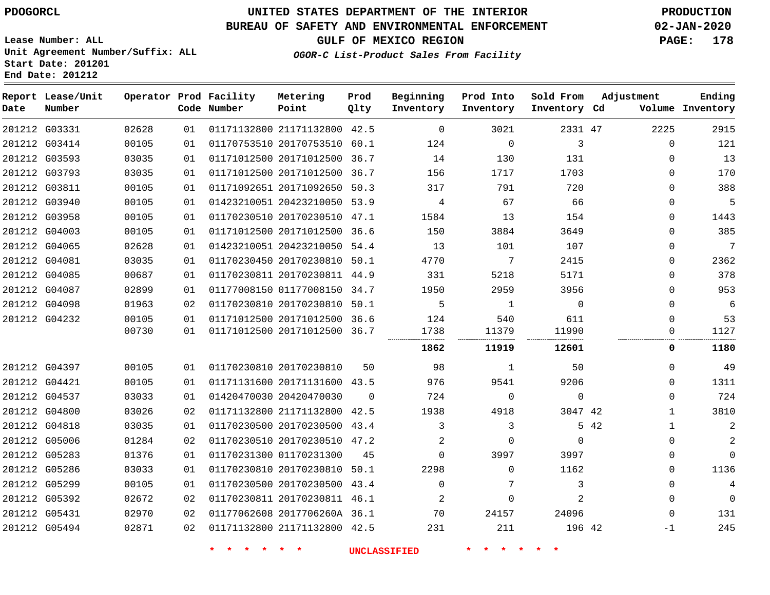PDOGORCL

# UNITED STATES DEPARTMENT OF THE INTERIOR
## BUREAU OF SAFETY AND ENVIRONMENTAL ENFORCEMENT
### GULF OF MEXICO REGION
*OGOR-C List-Product Sales From Facility*

PRODUCTION
02-JAN-2020

Lease Number: ALL
Unit Agreement Number/Suffix: ALL
Start Date: 201201
End Date: 201212

| Report Date | Lease/Unit Number | Operator | Prod Code | Facility Number | Metering Point | Prod Qlty | Beginning Inventory | Prod Into Inventory | Sold From Inventory | Adjustment Cd | Adjustment Volume | Ending Inventory |
|---|---|---|---|---|---|---|---|---|---|---|---|---|
| 201212 | G03331 | 02628 | 01 | 01171132800 | 21171132800 | 42.5 | 0 | 3021 | 2331 | 47 | 2225 | 2915 |
| 201212 | G03414 | 00105 | 01 | 01170753510 | 20170753510 | 60.1 | 124 | 0 | 3 | | 0 | 121 |
| 201212 | G03593 | 03035 | 01 | 01171012500 | 20171012500 | 36.7 | 14 | 130 | 131 | | 0 | 13 |
| 201212 | G03793 | 03035 | 01 | 01171012500 | 20171012500 | 36.7 | 156 | 1717 | 1703 | | 0 | 170 |
| 201212 | G03811 | 00105 | 01 | 01171092651 | 20171092650 | 50.3 | 317 | 791 | 720 | | 0 | 388 |
| 201212 | G03940 | 00105 | 01 | 01423210051 | 20423210050 | 53.9 | 4 | 67 | 66 | | 0 | 5 |
| 201212 | G03958 | 00105 | 01 | 01170230510 | 20170230510 | 47.1 | 1584 | 13 | 154 | | 0 | 1443 |
| 201212 | G04003 | 00105 | 01 | 01171012500 | 20171012500 | 36.6 | 150 | 3884 | 3649 | | 0 | 385 |
| 201212 | G04065 | 02628 | 01 | 01423210051 | 20423210050 | 54.4 | 13 | 101 | 107 | | 0 | 7 |
| 201212 | G04081 | 03035 | 01 | 01170230450 | 20170230810 | 50.1 | 4770 | 7 | 2415 | | 0 | 2362 |
| 201212 | G04085 | 00687 | 01 | 01170230811 | 20170230811 | 44.9 | 331 | 5218 | 5171 | | 0 | 378 |
| 201212 | G04087 | 02899 | 01 | 01177008150 | 01177008150 | 34.7 | 1950 | 2959 | 3956 | | 0 | 953 |
| 201212 | G04098 | 01963 | 02 | 01170230810 | 20170230810 | 50.1 | 5 | 1 | 0 | | 0 | 6 |
| 201212 | G04232 | 00105 | 01 | 01171012500 | 20171012500 | 36.6 | 124 | 540 | 611 | | 0 | 53 |
| | | 00730 | 01 | 01171012500 | 20171012500 | 36.7 | 1738 | 11379 | 11990 | | 0 | 1127 |
| | | | | | | | **1862** | **11919** | **12601** | | **0** | **1180** |
| 201212 | G04397 | 00105 | 01 | 01170230810 | 20170230810 | 50 | 98 | 1 | 50 | | 0 | 49 |
| 201212 | G04421 | 00105 | 01 | 01171131600 | 20171131600 | 43.5 | 976 | 9541 | 9206 | | 0 | 1311 |
| 201212 | G04537 | 03033 | 01 | 01420470030 | 20420470030 | 0 | 724 | 0 | 0 | | 0 | 724 |
| 201212 | G04800 | 03026 | 02 | 01171132800 | 21171132800 | 42.5 | 1938 | 4918 | 3047 | 42 | 1 | 3810 |
| 201212 | G04818 | 03035 | 01 | 01170230500 | 20170230500 | 43.4 | 3 | 3 | 5 | 42 | 1 | 2 |
| 201212 | G05006 | 01284 | 02 | 01170230510 | 20170230510 | 47.2 | 2 | 0 | 0 | | 0 | 2 |
| 201212 | G05283 | 01376 | 01 | 01170231300 | 01170231300 | 45 | 0 | 3997 | 3997 | | 0 | 0 |
| 201212 | G05286 | 03033 | 01 | 01170230810 | 20170230810 | 50.1 | 2298 | 0 | 1162 | | 0 | 1136 |
| 201212 | G05299 | 00105 | 01 | 01170230500 | 20170230500 | 43.4 | 0 | 7 | 3 | | 0 | 4 |
| 201212 | G05392 | 02672 | 02 | 01170230811 | 20170230811 | 46.1 | 2 | 0 | 2 | | 0 | 0 |
| 201212 | G05431 | 02970 | 02 | 01177062608 | 2017706260A | 36.1 | 70 | 24157 | 24096 | | 0 | 131 |
| 201212 | G05494 | 02871 | 02 | 01171132800 | 21171132800 | 42.5 | 231 | 211 | 196 | 42 | -1 | 245 |

\* \* \* \* \* \* UNCLASSIFIED \* \* \* \* \* \*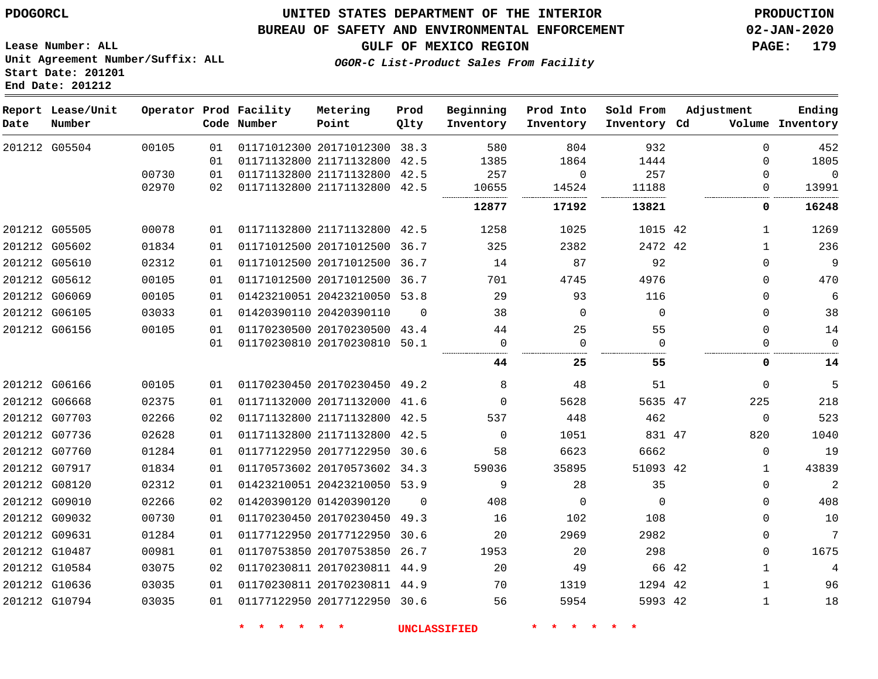PDOGORCL

# UNITED STATES DEPARTMENT OF THE INTERIOR
## BUREAU OF SAFETY AND ENVIRONMENTAL ENFORCEMENT
### GULF OF MEXICO REGION
*OGOR-C List-Product Sales From Facility*

PRODUCTION
02-JAN-2020

Lease Number: ALL
Unit Agreement Number/Suffix: ALL
Start Date: 201201
End Date: 201212

| Report Date | Lease/Unit Number | Operator | Prod Code | Facility Number | Metering Point | Prod Qlty | Beginning Inventory | Prod Into Inventory | Sold From Inventory | Adjustment Cd | Adjustment Volume | Ending Inventory |
|---|---|---|---|---|---|---|---|---|---|---|---|---|
| 201212 | G05504 | 00105 | 01 | 01171012300 | 20171012300 | 38.3 | 580 | 804 | 932 | | 0 | 452 |
| | | | 01 | 01171132800 | 21171132800 | 42.5 | 1385 | 1864 | 1444 | | 0 | 1805 |
| | | 00730 | 01 | 01171132800 | 21171132800 | 42.5 | 257 | 0 | 257 | | 0 | 0 |
| | | 02970 | 02 | 01171132800 | 21171132800 | 42.5 | 10655 | 14524 | 11188 | | 0 | 13991 |
| | | | | | | | **12877** | **17192** | **13821** | | **0** | **16248** |
| 201212 | G05505 | 00078 | 01 | 01171132800 | 21171132800 | 42.5 | 1258 | 1025 | 1015 | 42 | 1 | 1269 |
| 201212 | G05602 | 01834 | 01 | 01171012500 | 20171012500 | 36.7 | 325 | 2382 | 2472 | 42 | 1 | 236 |
| 201212 | G05610 | 02312 | 01 | 01171012500 | 20171012500 | 36.7 | 14 | 87 | 92 | | 0 | 9 |
| 201212 | G05612 | 00105 | 01 | 01171012500 | 20171012500 | 36.7 | 701 | 4745 | 4976 | | 0 | 470 |
| 201212 | G06069 | 00105 | 01 | 01423210051 | 20423210050 | 53.8 | 29 | 93 | 116 | | 0 | 6 |
| 201212 | G06105 | 03033 | 01 | 01420390110 | 20420390110 | 0 | 38 | 0 | 0 | | 0 | 38 |
| 201212 | G06156 | 00105 | 01 | 01170230500 | 20170230500 | 43.4 | 44 | 25 | 55 | | 0 | 14 |
| | | | 01 | 01170230810 | 20170230810 | 50.1 | 0 | 0 | 0 | | 0 | 0 |
| | | | | | | | **44** | **25** | **55** | | **0** | **14** |
| 201212 | G06166 | 00105 | 01 | 01170230450 | 20170230450 | 49.2 | 8 | 48 | 51 | | 0 | 5 |
| 201212 | G06668 | 02375 | 01 | 01171132000 | 20171132000 | 41.6 | 0 | 5628 | 5635 | 47 | 225 | 218 |
| 201212 | G07703 | 02266 | 02 | 01171132800 | 21171132800 | 42.5 | 537 | 448 | 462 | | 0 | 523 |
| 201212 | G07736 | 02628 | 01 | 01171132800 | 21171132800 | 42.5 | 0 | 1051 | 831 | 47 | 820 | 1040 |
| 201212 | G07760 | 01284 | 01 | 01177122950 | 20177122950 | 30.6 | 58 | 6623 | 6662 | | 0 | 19 |
| 201212 | G07917 | 01834 | 01 | 01170573602 | 20170573602 | 34.3 | 59036 | 35895 | 51093 | 42 | 1 | 43839 |
| 201212 | G08120 | 02312 | 01 | 01423210051 | 20423210050 | 53.9 | 9 | 28 | 35 | | 0 | 2 |
| 201212 | G09010 | 02266 | 02 | 01420390120 | 01420390120 | 0 | 408 | 0 | 0 | | 0 | 408 |
| 201212 | G09032 | 00730 | 01 | 01170230450 | 20170230450 | 49.3 | 16 | 102 | 108 | | 0 | 10 |
| 201212 | G09631 | 01284 | 01 | 01177122950 | 20177122950 | 30.6 | 20 | 2969 | 2982 | | 0 | 7 |
| 201212 | G10487 | 00981 | 01 | 01170753850 | 20170753850 | 26.7 | 1953 | 20 | 298 | | 0 | 1675 |
| 201212 | G10584 | 03075 | 02 | 01170230811 | 20170230811 | 44.9 | 20 | 49 | 66 | 42 | 1 | 4 |
| 201212 | G10636 | 03035 | 01 | 01170230811 | 20170230811 | 44.9 | 70 | 1319 | 1294 | 42 | 1 | 96 |
| 201212 | G10794 | 03035 | 01 | 01177122950 | 20177122950 | 30.6 | 56 | 5954 | 5993 | 42 | 1 | 18 |

* * * * * * UNCLASSIFIED * * * * * *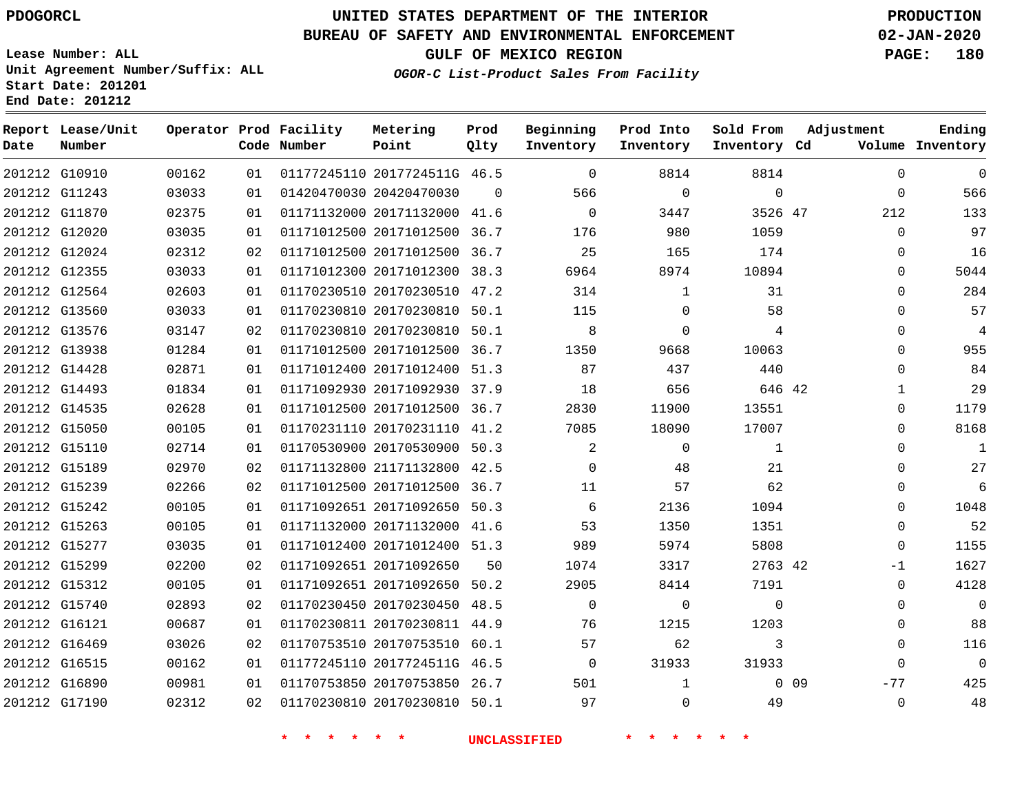PDOGORCL

# UNITED STATES DEPARTMENT OF THE INTERIOR
## BUREAU OF SAFETY AND ENVIRONMENTAL ENFORCEMENT
### GULF OF MEXICO REGION

*OGOR-C List-Product Sales From Facility*

PRODUCTION
02-JAN-2020

Lease Number: ALL
Unit Agreement Number/Suffix: ALL
Start Date: 201201
End Date: 201212

| Report Date | Lease/Unit Number | Operator | Prod Code | Facility Number | Metering Point | Prod Qlty | Beginning Inventory | Prod Into Inventory | Sold From Inventory | Adjustment Cd | Volume | Ending Inventory |
|---|---|---|---|---|---|---|---|---|---|---|---|---|
| 201212 | G10910 | 00162 | 01 | 01177245110 | 2017724511G | 46.5 | 0 | 8814 | 8814 | | 0 | 0 |
| 201212 | G11243 | 03033 | 01 | 01420470030 | 20420470030 | 0 | 566 | 0 | 0 | | 0 | 566 |
| 201212 | G11870 | 02375 | 01 | 01171132000 | 20171132000 | 41.6 | 0 | 3447 | 3526 | 47 | 212 | 133 |
| 201212 | G12020 | 03035 | 01 | 01171012500 | 20171012500 | 36.7 | 176 | 980 | 1059 | | 0 | 97 |
| 201212 | G12024 | 02312 | 02 | 01171012500 | 20171012500 | 36.7 | 25 | 165 | 174 | | 0 | 16 |
| 201212 | G12355 | 03033 | 01 | 01171012300 | 20171012300 | 38.3 | 6964 | 8974 | 10894 | | 0 | 5044 |
| 201212 | G12564 | 02603 | 01 | 01170230510 | 20170230510 | 47.2 | 314 | 1 | 31 | | 0 | 284 |
| 201212 | G13560 | 03033 | 01 | 01170230810 | 20170230810 | 50.1 | 115 | 0 | 58 | | 0 | 57 |
| 201212 | G13576 | 03147 | 02 | 01170230810 | 20170230810 | 50.1 | 8 | 0 | 4 | | 0 | 4 |
| 201212 | G13938 | 01284 | 01 | 01171012500 | 20171012500 | 36.7 | 1350 | 9668 | 10063 | | 0 | 955 |
| 201212 | G14428 | 02871 | 01 | 01171012400 | 20171012400 | 51.3 | 87 | 437 | 440 | | 0 | 84 |
| 201212 | G14493 | 01834 | 01 | 01171092930 | 20171092930 | 37.9 | 18 | 656 | 646 | 42 | 1 | 29 |
| 201212 | G14535 | 02628 | 01 | 01171012500 | 20171012500 | 36.7 | 2830 | 11900 | 13551 | | 0 | 1179 |
| 201212 | G15050 | 00105 | 01 | 01170231110 | 20170231110 | 41.2 | 7085 | 18090 | 17007 | | 0 | 8168 |
| 201212 | G15110 | 02714 | 01 | 01170530900 | 20170530900 | 50.3 | 2 | 0 | 1 | | 0 | 1 |
| 201212 | G15189 | 02970 | 02 | 01171132800 | 21171132800 | 42.5 | 0 | 48 | 21 | | 0 | 27 |
| 201212 | G15239 | 02266 | 02 | 01171012500 | 20171012500 | 36.7 | 11 | 57 | 62 | | 0 | 6 |
| 201212 | G15242 | 00105 | 01 | 01171092651 | 20171092650 | 50.3 | 6 | 2136 | 1094 | | 0 | 1048 |
| 201212 | G15263 | 00105 | 01 | 01171132000 | 20171132000 | 41.6 | 53 | 1350 | 1351 | | 0 | 52 |
| 201212 | G15277 | 03035 | 01 | 01171012400 | 20171012400 | 51.3 | 989 | 5974 | 5808 | | 0 | 1155 |
| 201212 | G15299 | 02200 | 02 | 01171092651 | 20171092650 | 50 | 1074 | 3317 | 2763 | 42 | -1 | 1627 |
| 201212 | G15312 | 00105 | 01 | 01171092651 | 20171092650 | 50.2 | 2905 | 8414 | 7191 | | 0 | 4128 |
| 201212 | G15740 | 02893 | 02 | 01170230450 | 20170230450 | 48.5 | 0 | 0 | 0 | | 0 | 0 |
| 201212 | G16121 | 00687 | 01 | 01170230811 | 20170230811 | 44.9 | 76 | 1215 | 1203 | | 0 | 88 |
| 201212 | G16469 | 03026 | 02 | 01170753510 | 20170753510 | 60.1 | 57 | 62 | 3 | | 0 | 116 |
| 201212 | G16515 | 00162 | 01 | 01177245110 | 2017724511G | 46.5 | 0 | 31933 | 31933 | | 0 | 0 |
| 201212 | G16890 | 00981 | 01 | 01170753850 | 20170753850 | 26.7 | 501 | 1 | 0 | 09 | -77 | 425 |
| 201212 | G17190 | 02312 | 02 | 01170230810 | 20170230810 | 50.1 | 97 | 0 | 49 | | 0 | 48 |

\* \* \* \* \* \* UNCLASSIFIED \* \* \* \* \* \*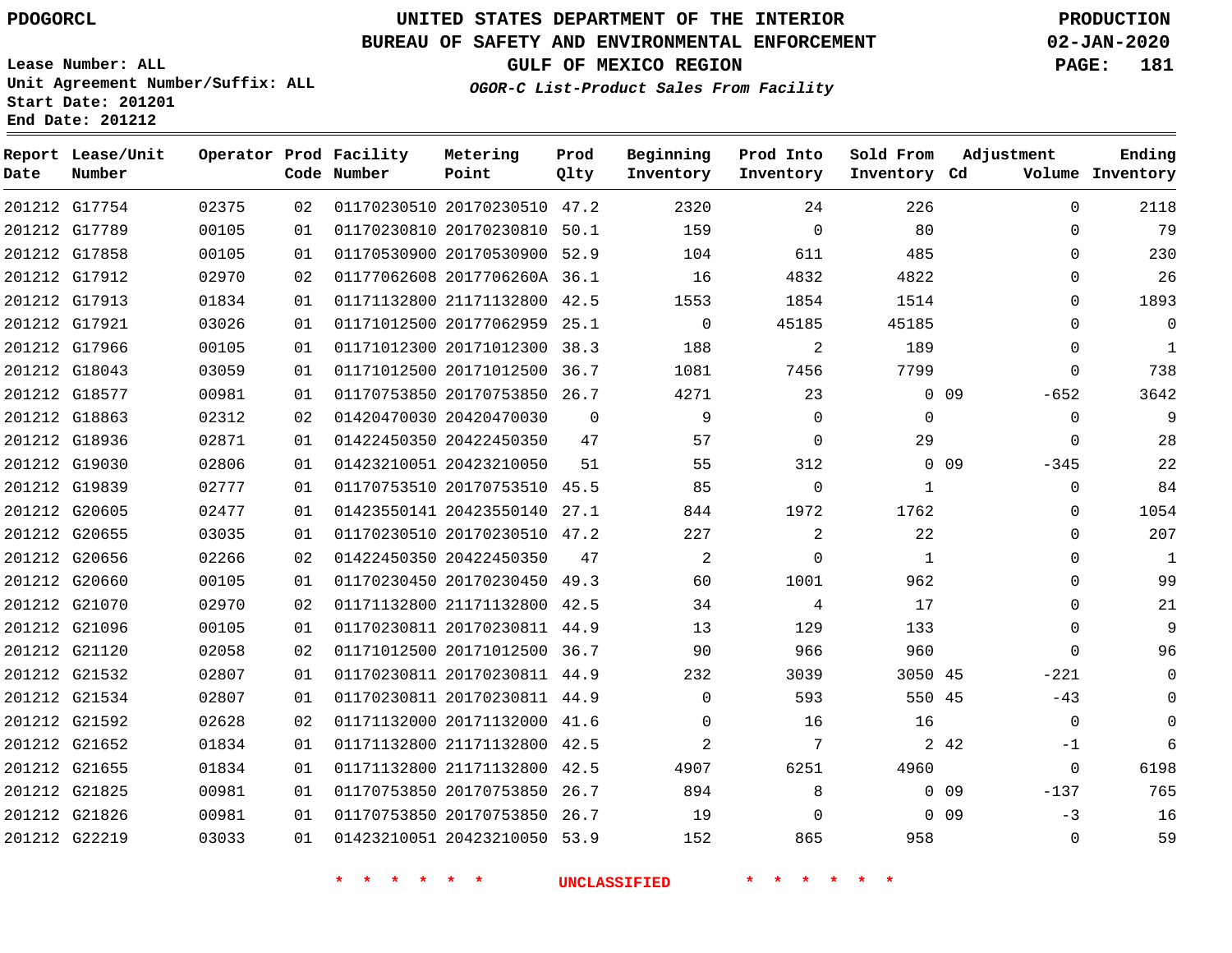# UNITED STATES DEPARTMENT OF THE INTERIOR
## BUREAU OF SAFETY AND ENVIRONMENTAL ENFORCEMENT
### GULF OF MEXICO REGION

PDOGORCL

PRODUCTION
02-JAN-2020

Lease Number: ALL
Unit Agreement Number/Suffix: ALL
Start Date: 201201
End Date: 201212

*OGOR-C List-Product Sales From Facility*

| Report Date | Lease/Unit Number | Operator | Prod Code | Facility Number | Metering Point | Prod Qlty | Beginning Inventory | Prod Into Inventory | Sold From Inventory | Adjustment Cd | Adjustment Volume | Ending Inventory |
|---|---|---|---|---|---|---|---|---|---|---|---|---|
| 201212 | G17754 | 02375 | 02 | 01170230510 | 20170230510 | 47.2 | 2320 | 24 | 226 | | 0 | 2118 |
| 201212 | G17789 | 00105 | 01 | 01170230810 | 20170230810 | 50.1 | 159 | 0 | 80 | | 0 | 79 |
| 201212 | G17858 | 00105 | 01 | 01170530900 | 20170530900 | 52.9 | 104 | 611 | 485 | | 0 | 230 |
| 201212 | G17912 | 02970 | 02 | 01177062608 | 2017706260A | 36.1 | 16 | 4832 | 4822 | | 0 | 26 |
| 201212 | G17913 | 01834 | 01 | 01171132800 | 21171132800 | 42.5 | 1553 | 1854 | 1514 | | 0 | 1893 |
| 201212 | G17921 | 03026 | 01 | 01171012500 | 20177062959 | 25.1 | 0 | 45185 | 45185 | | 0 | 0 |
| 201212 | G17966 | 00105 | 01 | 01171012300 | 20171012300 | 38.3 | 188 | 2 | 189 | | 0 | 1 |
| 201212 | G18043 | 03059 | 01 | 01171012500 | 20171012500 | 36.7 | 1081 | 7456 | 7799 | | 0 | 738 |
| 201212 | G18577 | 00981 | 01 | 01170753850 | 20170753850 | 26.7 | 4271 | 23 | 0 | 09 | -652 | 3642 |
| 201212 | G18863 | 02312 | 02 | 01420470030 | 20420470030 | 0 | 9 | 0 | 0 | | 0 | 9 |
| 201212 | G18936 | 02871 | 01 | 01422450350 | 20422450350 | 47 | 57 | 0 | 29 | | 0 | 28 |
| 201212 | G19030 | 02806 | 01 | 01423210051 | 20423210050 | 51 | 55 | 312 | 0 | 09 | -345 | 22 |
| 201212 | G19839 | 02777 | 01 | 01170753510 | 20170753510 | 45.5 | 85 | 0 | 1 | | 0 | 84 |
| 201212 | G20605 | 02477 | 01 | 01423550141 | 20423550140 | 27.1 | 844 | 1972 | 1762 | | 0 | 1054 |
| 201212 | G20655 | 03035 | 01 | 01170230510 | 20170230510 | 47.2 | 227 | 2 | 22 | | 0 | 207 |
| 201212 | G20656 | 02266 | 02 | 01422450350 | 20422450350 | 47 | 2 | 0 | 1 | | 0 | 1 |
| 201212 | G20660 | 00105 | 01 | 01170230450 | 20170230450 | 49.3 | 60 | 1001 | 962 | | 0 | 99 |
| 201212 | G21070 | 02970 | 02 | 01171132800 | 21171132800 | 42.5 | 34 | 4 | 17 | | 0 | 21 |
| 201212 | G21096 | 00105 | 01 | 01170230811 | 20170230811 | 44.9 | 13 | 129 | 133 | | 0 | 9 |
| 201212 | G21120 | 02058 | 02 | 01171012500 | 20171012500 | 36.7 | 90 | 966 | 960 | | 0 | 96 |
| 201212 | G21532 | 02807 | 01 | 01170230811 | 20170230811 | 44.9 | 232 | 3039 | 3050 | 45 | -221 | 0 |
| 201212 | G21534 | 02807 | 01 | 01170230811 | 20170230811 | 44.9 | 0 | 593 | 550 | 45 | -43 | 0 |
| 201212 | G21592 | 02628 | 02 | 01171132000 | 20171132000 | 41.6 | 0 | 16 | 16 | | 0 | 0 |
| 201212 | G21652 | 01834 | 01 | 01171132800 | 21171132800 | 42.5 | 2 | 7 | 2 | 42 | -1 | 6 |
| 201212 | G21655 | 01834 | 01 | 01171132800 | 21171132800 | 42.5 | 4907 | 6251 | 4960 | | 0 | 6198 |
| 201212 | G21825 | 00981 | 01 | 01170753850 | 20170753850 | 26.7 | 894 | 8 | 0 | 09 | -137 | 765 |
| 201212 | G21826 | 00981 | 01 | 01170753850 | 20170753850 | 26.7 | 19 | 0 | 0 | 09 | -3 | 16 |
| 201212 | G22219 | 03033 | 01 | 01423210051 | 20423210050 | 53.9 | 152 | 865 | 958 | | 0 | 59 |

* * * * * * UNCLASSIFIED * * * * * *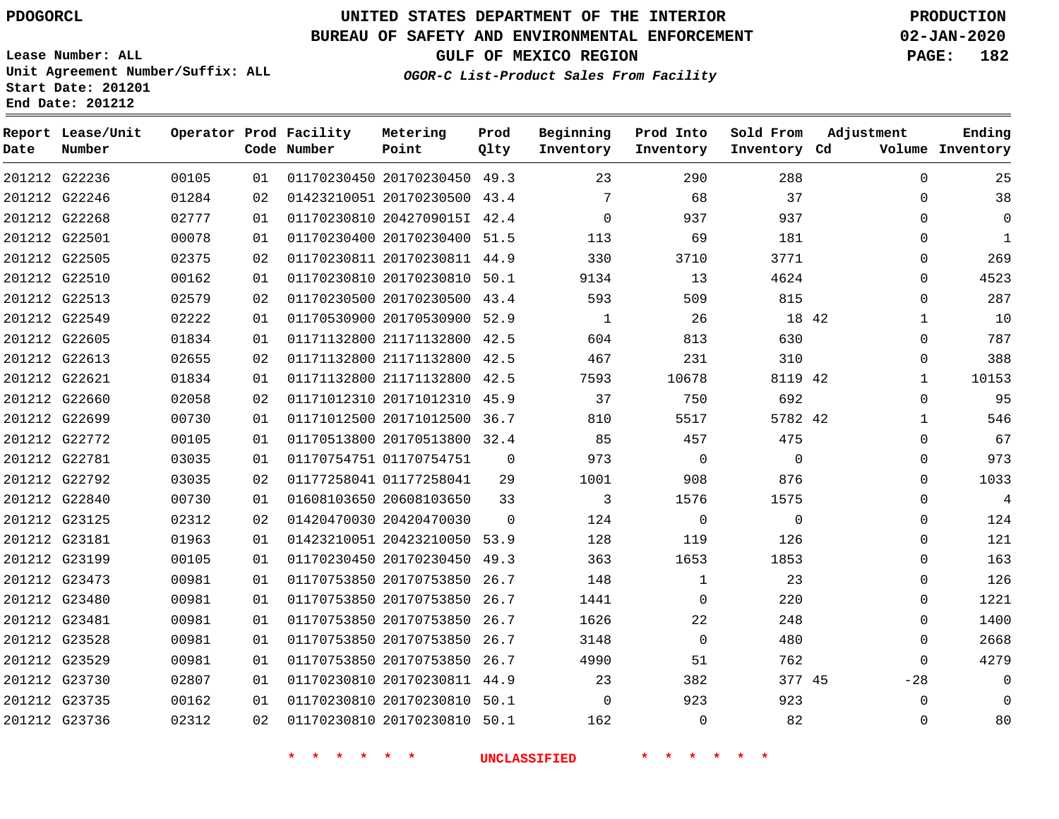UNITED STATES DEPARTMENT OF THE INTERIOR
BUREAU OF SAFETY AND ENVIRONMENTAL ENFORCEMENT
GULF OF MEXICO REGION
*OGOR-C List-Product Sales From Facility*

PDOGORCL

Lease Number: ALL
Unit Agreement Number/Suffix: ALL
Start Date: 201201
End Date: 201212

PRODUCTION
02-JAN-2020

| Report Date | Lease/Unit Number | Operator | Prod Code | Facility Number | Metering Point | Prod Qlty | Beginning Inventory | Prod Into Inventory | Sold From Inventory | Adjustment Cd | Adjustment Volume | Ending Inventory |
|---|---|---|---|---|---|---|---|---|---|---|---|---|
| 201212 | G22236 | 00105 | 01 | 01170230450 | 20170230450 | 49.3 | 23 | 290 | 288 | | 0 | 25 |
| 201212 | G22246 | 01284 | 02 | 01423210051 | 20170230500 | 43.4 | 7 | 68 | 37 | | 0 | 38 |
| 201212 | G22268 | 02777 | 01 | 01170230810 | 2042709015I | 42.4 | 0 | 937 | 937 | | 0 | 0 |
| 201212 | G22501 | 00078 | 01 | 01170230400 | 20170230400 | 51.5 | 113 | 69 | 181 | | 0 | 1 |
| 201212 | G22505 | 02375 | 02 | 01170230811 | 20170230811 | 44.9 | 330 | 3710 | 3771 | | 0 | 269 |
| 201212 | G22510 | 00162 | 01 | 01170230810 | 20170230810 | 50.1 | 9134 | 13 | 4624 | | 0 | 4523 |
| 201212 | G22513 | 02579 | 02 | 01170230500 | 20170230500 | 43.4 | 593 | 509 | 815 | | 0 | 287 |
| 201212 | G22549 | 02222 | 01 | 01170530900 | 20170530900 | 52.9 | 1 | 26 | 18 | 42 | 1 | 10 |
| 201212 | G22605 | 01834 | 01 | 01171132800 | 21171132800 | 42.5 | 604 | 813 | 630 | | 0 | 787 |
| 201212 | G22613 | 02655 | 02 | 01171132800 | 21171132800 | 42.5 | 467 | 231 | 310 | | 0 | 388 |
| 201212 | G22621 | 01834 | 01 | 01171132800 | 21171132800 | 42.5 | 7593 | 10678 | 8119 | 42 | 1 | 10153 |
| 201212 | G22660 | 02058 | 02 | 01171012310 | 20171012310 | 45.9 | 37 | 750 | 692 | | 0 | 95 |
| 201212 | G22699 | 00730 | 01 | 01171012500 | 20171012500 | 36.7 | 810 | 5517 | 5782 | 42 | 1 | 546 |
| 201212 | G22772 | 00105 | 01 | 01170513800 | 20170513800 | 32.4 | 85 | 457 | 475 | | 0 | 67 |
| 201212 | G22781 | 03035 | 01 | 01170754751 | 01170754751 | 0 | 973 | 0 | 0 | | 0 | 973 |
| 201212 | G22792 | 03035 | 02 | 01177258041 | 01177258041 | 29 | 1001 | 908 | 876 | | 0 | 1033 |
| 201212 | G22840 | 00730 | 01 | 01608103650 | 20608103650 | 33 | 3 | 1576 | 1575 | | 0 | 4 |
| 201212 | G23125 | 02312 | 02 | 01420470030 | 20420470030 | 0 | 124 | 0 | 0 | | 0 | 124 |
| 201212 | G23181 | 01963 | 01 | 01423210051 | 20423210050 | 53.9 | 128 | 119 | 126 | | 0 | 121 |
| 201212 | G23199 | 00105 | 01 | 01170230450 | 20170230450 | 49.3 | 363 | 1653 | 1853 | | 0 | 163 |
| 201212 | G23473 | 00981 | 01 | 01170753850 | 20170753850 | 26.7 | 148 | 1 | 23 | | 0 | 126 |
| 201212 | G23480 | 00981 | 01 | 01170753850 | 20170753850 | 26.7 | 1441 | 0 | 220 | | 0 | 1221 |
| 201212 | G23481 | 00981 | 01 | 01170753850 | 20170753850 | 26.7 | 1626 | 22 | 248 | | 0 | 1400 |
| 201212 | G23528 | 00981 | 01 | 01170753850 | 20170753850 | 26.7 | 3148 | 0 | 480 | | 0 | 2668 |
| 201212 | G23529 | 00981 | 01 | 01170753850 | 20170753850 | 26.7 | 4990 | 51 | 762 | | 0 | 4279 |
| 201212 | G23730 | 02807 | 01 | 01170230810 | 20170230811 | 44.9 | 23 | 382 | 377 | 45 | -28 | 0 |
| 201212 | G23735 | 00162 | 01 | 01170230810 | 20170230810 | 50.1 | 0 | 923 | 923 | | 0 | 0 |
| 201212 | G23736 | 02312 | 02 | 01170230810 | 20170230810 | 50.1 | 162 | 0 | 82 | | 0 | 80 |

\* \* \* \* \* \* UNCLASSIFIED \* \* \* \* \* \*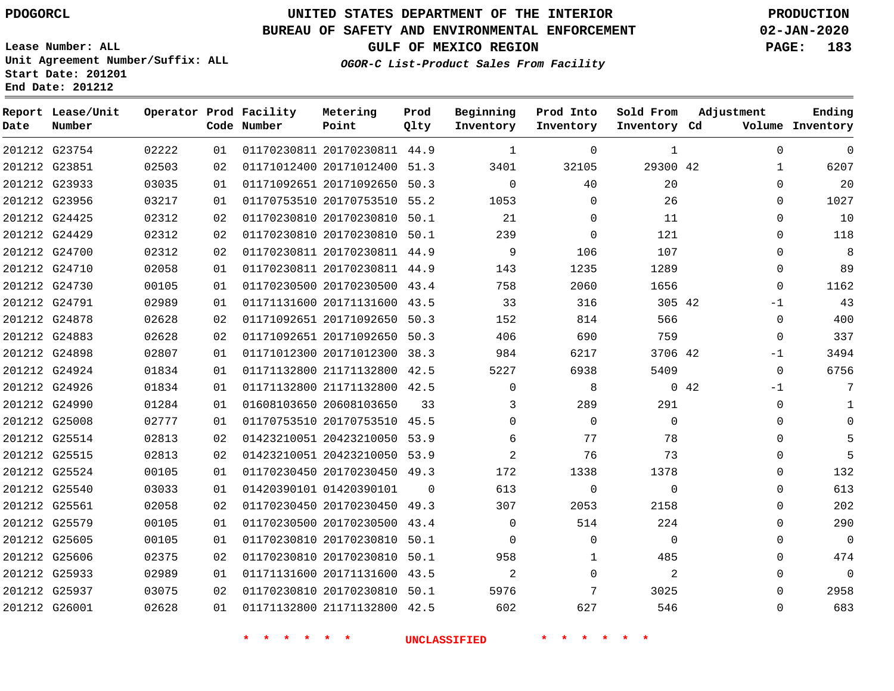PDOGORCL

# UNITED STATES DEPARTMENT OF THE INTERIOR
## BUREAU OF SAFETY AND ENVIRONMENTAL ENFORCEMENT
### GULF OF MEXICO REGION

PRODUCTION
02-JAN-2020

Lease Number: ALL
Unit Agreement Number/Suffix: ALL
Start Date: 201201
End Date: 201212

*OGOR-C List-Product Sales From Facility*

| Report Date | Lease/Unit Number | Operator | Prod Code | Facility Number | Metering Point | Prod Qlty | Beginning Inventory | Prod Into Inventory | Sold From Inventory | Adjustment Cd | Volume | Ending Inventory |
|---|---|---|---|---|---|---|---|---|---|---|---|---|
| 201212 | G23754 | 02222 | 01 | 01170230811 | 20170230811 | 44.9 | 1 | 0 | 1 | | 0 | 0 |
| 201212 | G23851 | 02503 | 02 | 01171012400 | 20171012400 | 51.3 | 3401 | 32105 | 29300 | 42 | 1 | 6207 |
| 201212 | G23933 | 03035 | 01 | 01171092651 | 20171092650 | 50.3 | 0 | 40 | 20 | | 0 | 20 |
| 201212 | G23956 | 03217 | 01 | 01170753510 | 20170753510 | 55.2 | 1053 | 0 | 26 | | 0 | 1027 |
| 201212 | G24425 | 02312 | 02 | 01170230810 | 20170230810 | 50.1 | 21 | 0 | 11 | | 0 | 10 |
| 201212 | G24429 | 02312 | 02 | 01170230810 | 20170230810 | 50.1 | 239 | 0 | 121 | | 0 | 118 |
| 201212 | G24700 | 02312 | 02 | 01170230811 | 20170230811 | 44.9 | 9 | 106 | 107 | | 0 | 8 |
| 201212 | G24710 | 02058 | 01 | 01170230811 | 20170230811 | 44.9 | 143 | 1235 | 1289 | | 0 | 89 |
| 201212 | G24730 | 00105 | 01 | 01170230500 | 20170230500 | 43.4 | 758 | 2060 | 1656 | | 0 | 1162 |
| 201212 | G24791 | 02989 | 01 | 01171131600 | 20171131600 | 43.5 | 33 | 316 | 305 | 42 | -1 | 43 |
| 201212 | G24878 | 02628 | 02 | 01171092651 | 20171092650 | 50.3 | 152 | 814 | 566 | | 0 | 400 |
| 201212 | G24883 | 02628 | 02 | 01171092651 | 20171092650 | 50.3 | 406 | 690 | 759 | | 0 | 337 |
| 201212 | G24898 | 02807 | 01 | 01171012300 | 20171012300 | 38.3 | 984 | 6217 | 3706 | 42 | -1 | 3494 |
| 201212 | G24924 | 01834 | 01 | 01171132800 | 21171132800 | 42.5 | 5227 | 6938 | 5409 | | 0 | 6756 |
| 201212 | G24926 | 01834 | 01 | 01171132800 | 21171132800 | 42.5 | 0 | 8 | 0 | 42 | -1 | 7 |
| 201212 | G24990 | 01284 | 01 | 01608103650 | 20608103650 | 33 | 3 | 289 | 291 | | 0 | 1 |
| 201212 | G25008 | 02777 | 01 | 01170753510 | 20170753510 | 45.5 | 0 | 0 | 0 | | 0 | 0 |
| 201212 | G25514 | 02813 | 02 | 01423210051 | 20423210050 | 53.9 | 6 | 77 | 78 | | 0 | 5 |
| 201212 | G25515 | 02813 | 02 | 01423210051 | 20423210050 | 53.9 | 2 | 76 | 73 | | 0 | 5 |
| 201212 | G25524 | 00105 | 01 | 01170230450 | 20170230450 | 49.3 | 172 | 1338 | 1378 | | 0 | 132 |
| 201212 | G25540 | 03033 | 01 | 01420390101 | 01420390101 | 0 | 613 | 0 | 0 | | 0 | 613 |
| 201212 | G25561 | 02058 | 02 | 01170230450 | 20170230450 | 49.3 | 307 | 2053 | 2158 | | 0 | 202 |
| 201212 | G25579 | 00105 | 01 | 01170230500 | 20170230500 | 43.4 | 0 | 514 | 224 | | 0 | 290 |
| 201212 | G25605 | 00105 | 01 | 01170230810 | 20170230810 | 50.1 | 0 | 0 | 0 | | 0 | 0 |
| 201212 | G25606 | 02375 | 02 | 01170230810 | 20170230810 | 50.1 | 958 | 1 | 485 | | 0 | 474 |
| 201212 | G25933 | 02989 | 01 | 01171131600 | 20171131600 | 43.5 | 2 | 0 | 2 | | 0 | 0 |
| 201212 | G25937 | 03075 | 02 | 01170230810 | 20170230810 | 50.1 | 5976 | 7 | 3025 | | 0 | 2958 |
| 201212 | G26001 | 02628 | 01 | 01171132800 | 21171132800 | 42.5 | 602 | 627 | 546 | | 0 | 683 |

* * * * * * UNCLASSIFIED * * * * * *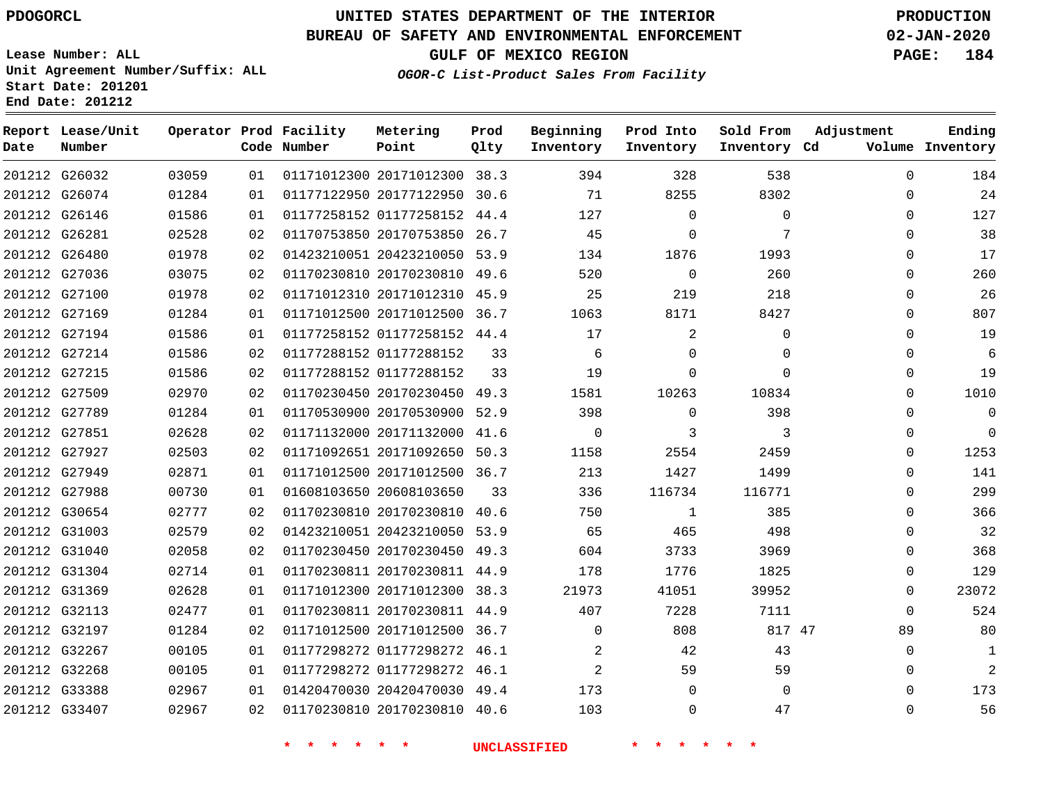PDOGORCL

# UNITED STATES DEPARTMENT OF THE INTERIOR
## BUREAU OF SAFETY AND ENVIRONMENTAL ENFORCEMENT
### GULF OF MEXICO REGION
*OGOR-C List-Product Sales From Facility*

PRODUCTION
02-JAN-2020

Lease Number: ALL
Unit Agreement Number/Suffix: ALL
Start Date: 201201
End Date: 201212

| Report Date | Lease/Unit Number | Operator | Prod Code | Facility Number | Metering Point | Prod Qlty | Beginning Inventory | Prod Into Inventory | Sold From Inventory | Adjustment Cd | Adjustment Volume | Ending Inventory |
|---|---|---|---|---|---|---|---|---|---|---|---|---|
| 201212 | G26032 | 03059 | 01 | 01171012300 | 20171012300 | 38.3 | 394 | 328 | 538 | | 0 | 184 |
| 201212 | G26074 | 01284 | 01 | 01177122950 | 20177122950 | 30.6 | 71 | 8255 | 8302 | | 0 | 24 |
| 201212 | G26146 | 01586 | 01 | 01177258152 | 01177258152 | 44.4 | 127 | 0 | 0 | | 0 | 127 |
| 201212 | G26281 | 02528 | 02 | 01170753850 | 20170753850 | 26.7 | 45 | 0 | 7 | | 0 | 38 |
| 201212 | G26480 | 01978 | 02 | 01423210051 | 20423210050 | 53.9 | 134 | 1876 | 1993 | | 0 | 17 |
| 201212 | G27036 | 03075 | 02 | 01170230810 | 20170230810 | 49.6 | 520 | 0 | 260 | | 0 | 260 |
| 201212 | G27100 | 01978 | 02 | 01171012310 | 20171012310 | 45.9 | 25 | 219 | 218 | | 0 | 26 |
| 201212 | G27169 | 01284 | 01 | 01171012500 | 20171012500 | 36.7 | 1063 | 8171 | 8427 | | 0 | 807 |
| 201212 | G27194 | 01586 | 01 | 01177258152 | 01177258152 | 44.4 | 17 | 2 | 0 | | 0 | 19 |
| 201212 | G27214 | 01586 | 02 | 01177288152 | 01177288152 | 33 | 6 | 0 | 0 | | 0 | 6 |
| 201212 | G27215 | 01586 | 02 | 01177288152 | 01177288152 | 33 | 19 | 0 | 0 | | 0 | 19 |
| 201212 | G27509 | 02970 | 02 | 01170230450 | 20170230450 | 49.3 | 1581 | 10263 | 10834 | | 0 | 1010 |
| 201212 | G27789 | 01284 | 01 | 01170530900 | 20170530900 | 52.9 | 398 | 0 | 398 | | 0 | 0 |
| 201212 | G27851 | 02628 | 02 | 01171132000 | 20171132000 | 41.6 | 0 | 3 | 3 | | 0 | 0 |
| 201212 | G27927 | 02503 | 02 | 01171092651 | 20171092650 | 50.3 | 1158 | 2554 | 2459 | | 0 | 1253 |
| 201212 | G27949 | 02871 | 01 | 01171012500 | 20171012500 | 36.7 | 213 | 1427 | 1499 | | 0 | 141 |
| 201212 | G27988 | 00730 | 01 | 01608103650 | 20608103650 | 33 | 336 | 116734 | 116771 | | 0 | 299 |
| 201212 | G30654 | 02777 | 02 | 01170230810 | 20170230810 | 40.6 | 750 | 1 | 385 | | 0 | 366 |
| 201212 | G31003 | 02579 | 02 | 01423210051 | 20423210050 | 53.9 | 65 | 465 | 498 | | 0 | 32 |
| 201212 | G31040 | 02058 | 02 | 01170230450 | 20170230450 | 49.3 | 604 | 3733 | 3969 | | 0 | 368 |
| 201212 | G31304 | 02714 | 01 | 01170230811 | 20170230811 | 44.9 | 178 | 1776 | 1825 | | 0 | 129 |
| 201212 | G31369 | 02628 | 01 | 01171012300 | 20171012300 | 38.3 | 21973 | 41051 | 39952 | | 0 | 23072 |
| 201212 | G32113 | 02477 | 01 | 01170230811 | 20170230811 | 44.9 | 407 | 7228 | 7111 | | 0 | 524 |
| 201212 | G32197 | 01284 | 02 | 01171012500 | 20171012500 | 36.7 | 0 | 808 | 817 | 47 | 89 | 80 |
| 201212 | G32267 | 00105 | 01 | 01177298272 | 01177298272 | 46.1 | 2 | 42 | 43 | | 0 | 1 |
| 201212 | G32268 | 00105 | 01 | 01177298272 | 01177298272 | 46.1 | 2 | 59 | 59 | | 0 | 2 |
| 201212 | G33388 | 02967 | 01 | 01420470030 | 20420470030 | 49.4 | 173 | 0 | 0 | | 0 | 173 |
| 201212 | G33407 | 02967 | 02 | 01170230810 | 20170230810 | 40.6 | 103 | 0 | 47 | | 0 | 56 |

* * * * * * UNCLASSIFIED * * * * * *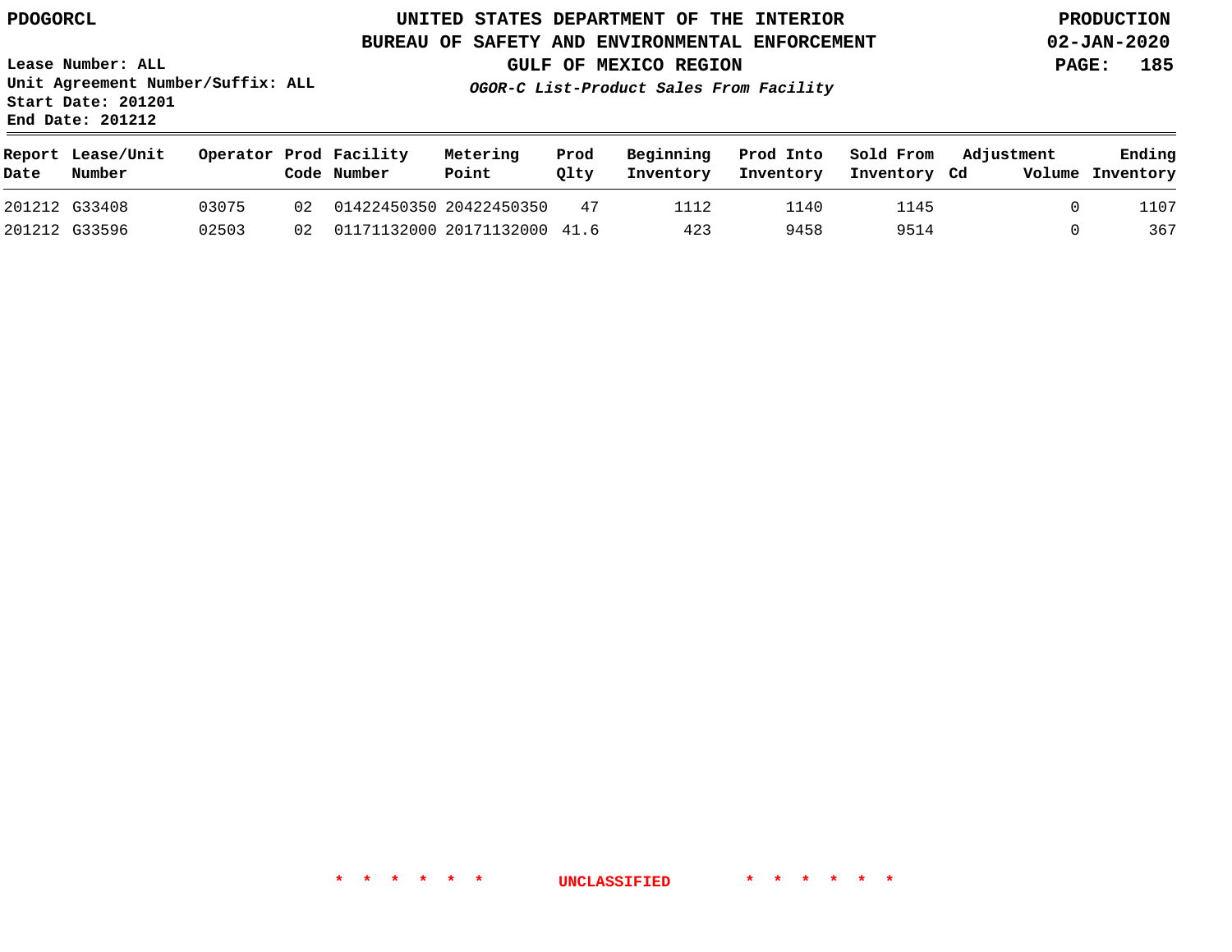UNITED STATES DEPARTMENT OF THE INTERIOR
BUREAU OF SAFETY AND ENVIRONMENTAL ENFORCEMENT
GULF OF MEXICO REGION

*OGOR-C List-Product Sales From Facility*

PDOGORCL

Lease Number: ALL
Unit Agreement Number/Suffix: ALL
Start Date: 201201
End Date: 201212

PRODUCTION
02-JAN-2020

| Report Date | Lease/Unit Number | Operator | Prod Code | Facility Number | Metering Point | Prod Qlty | Beginning Inventory | Prod Into Inventory | Sold From Inventory | Adjustment Cd | Adjustment Volume | Ending Inventory |
|---|---|---|---|---|---|---|---|---|---|---|---|---|
| 201212 | G33408 | 03075 | 02 | 01422450350 | 20422450350 | 47 | 1112 | 1140 | 1145 | | 0 | 1107 |
| 201212 | G33596 | 02503 | 02 | 01171132000 | 20171132000 | 41.6 | 423 | 9458 | 9514 | | 0 | 367 |

* * * * * * UNCLASSIFIED * * * * * *